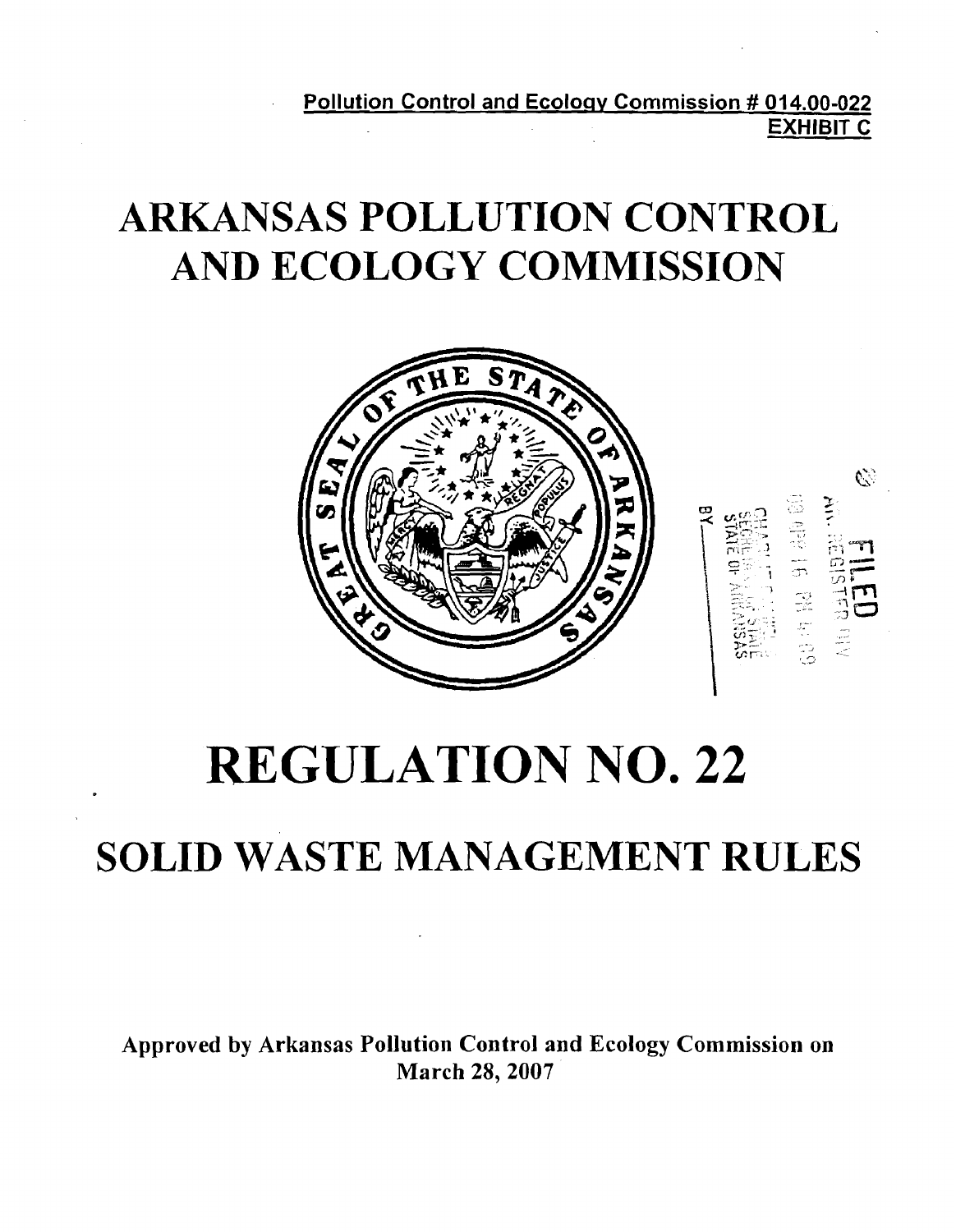**Pollution Control and Ecology Commission # 014.00-022**
**EXHIBIT C**

# ARKANSAS POLLUTION CONTROL AND ECOLOGY COMMISSION

# REGULATION NO. 22

## SOLID WASTE MANAGEMENT RULES

**Approved by Arkansas Pollution Control and Ecology Commission on March 28, 2007**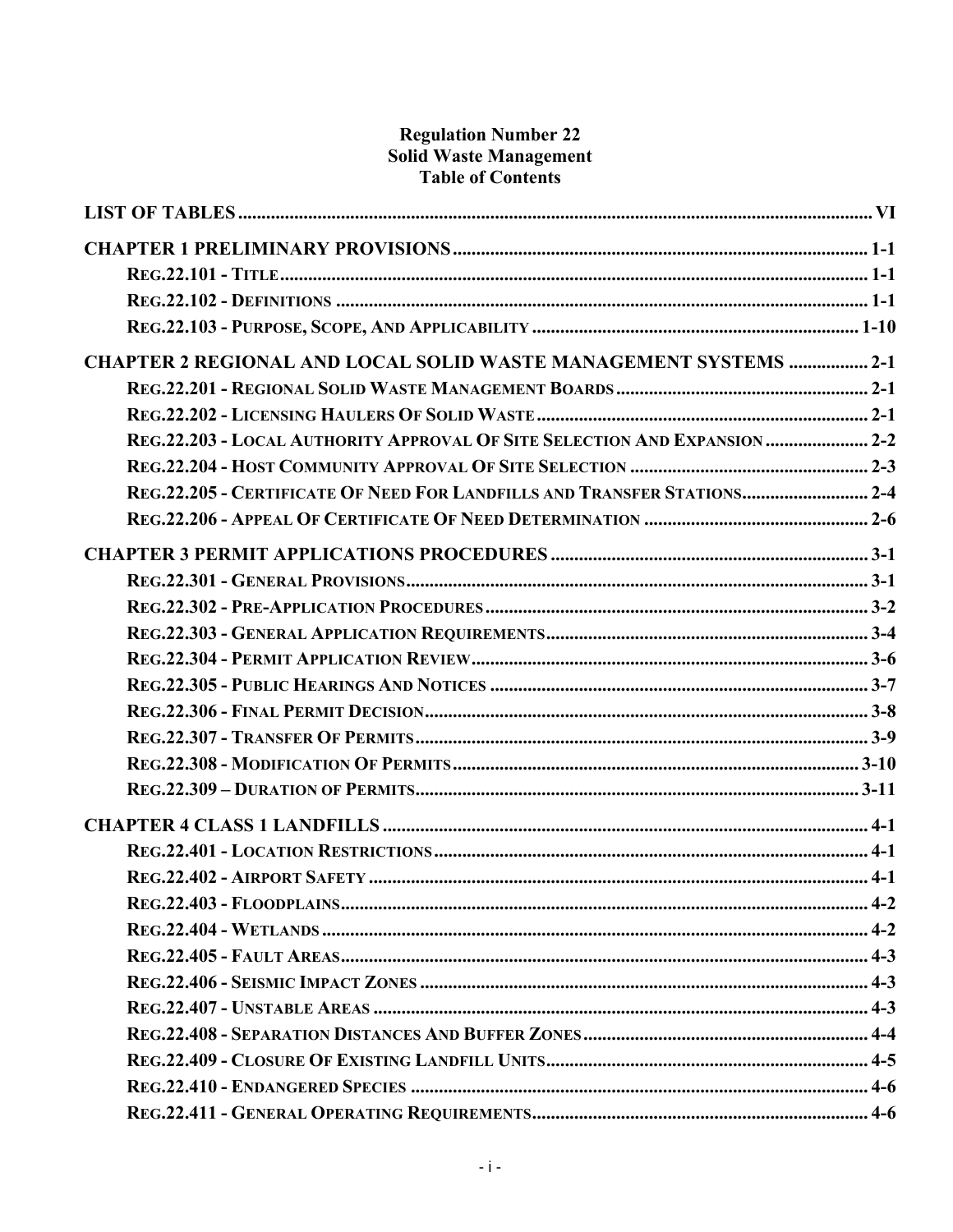**Regulation Number 22**
**Solid Waste Management**
**Table of Contents**

**LIST OF TABLES** ..... VI

**CHAPTER 1 PRELIMINARY PROVISIONS** ..... 1-1

- **REG.22.101 - TITLE** ..... 1-1
- **REG.22.102 - DEFINITIONS** ..... 1-1
- **REG.22.103 - PURPOSE, SCOPE, AND APPLICABILITY** ..... 1-10

**CHAPTER 2 REGIONAL AND LOCAL SOLID WASTE MANAGEMENT SYSTEMS** ..... 2-1

- **REG.22.201 - REGIONAL SOLID WASTE MANAGEMENT BOARDS** ..... 2-1
- **REG.22.202 - LICENSING HAULERS OF SOLID WASTE** ..... 2-1
- **REG.22.203 - LOCAL AUTHORITY APPROVAL OF SITE SELECTION AND EXPANSION** ..... 2-2
- **REG.22.204 - HOST COMMUNITY APPROVAL OF SITE SELECTION** ..... 2-3
- **REG.22.205 - CERTIFICATE OF NEED FOR LANDFILLS AND TRANSFER STATIONS** ..... 2-4
- **REG.22.206 - APPEAL OF CERTIFICATE OF NEED DETERMINATION** ..... 2-6

**CHAPTER 3 PERMIT APPLICATIONS PROCEDURES** ..... 3-1

- **REG.22.301 - GENERAL PROVISIONS** ..... 3-1
- **REG.22.302 - PRE-APPLICATION PROCEDURES** ..... 3-2
- **REG.22.303 - GENERAL APPLICATION REQUIREMENTS** ..... 3-4
- **REG.22.304 - PERMIT APPLICATION REVIEW** ..... 3-6
- **REG.22.305 - PUBLIC HEARINGS AND NOTICES** ..... 3-7
- **REG.22.306 - FINAL PERMIT DECISION** ..... 3-8
- **REG.22.307 - TRANSFER OF PERMITS** ..... 3-9
- **REG.22.308 - MODIFICATION OF PERMITS** ..... 3-10
- **REG.22.309 – DURATION OF PERMITS** ..... 3-11

**CHAPTER 4 CLASS 1 LANDFILLS** ..... 4-1

- **REG.22.401 - LOCATION RESTRICTIONS** ..... 4-1
- **REG.22.402 - AIRPORT SAFETY** ..... 4-1
- **REG.22.403 - FLOODPLAINS** ..... 4-2
- **REG.22.404 - WETLANDS** ..... 4-2
- **REG.22.405 - FAULT AREAS** ..... 4-3
- **REG.22.406 - SEISMIC IMPACT ZONES** ..... 4-3
- **REG.22.407 - UNSTABLE AREAS** ..... 4-3
- **REG.22.408 - SEPARATION DISTANCES AND BUFFER ZONES** ..... 4-4
- **REG.22.409 - CLOSURE OF EXISTING LANDFILL UNITS** ..... 4-5
- **REG.22.410 - ENDANGERED SPECIES** ..... 4-6
- **REG.22.411 - GENERAL OPERATING REQUIREMENTS** ..... 4-6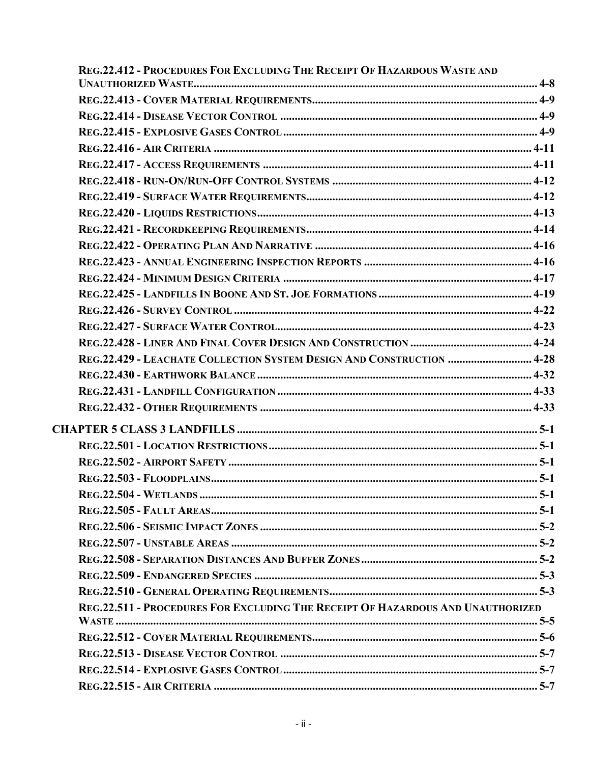REG.22.412 - PROCEDURES FOR EXCLUDING THE RECEIPT OF HAZARDOUS WASTE AND UNAUTHORIZED WASTE ........ 4-8
REG.22.413 - COVER MATERIAL REQUIREMENTS ........ 4-9
REG.22.414 - DISEASE VECTOR CONTROL ........ 4-9
REG.22.415 - EXPLOSIVE GASES CONTROL ........ 4-9
REG.22.416 - AIR CRITERIA ........ 4-11
REG.22.417 - ACCESS REQUIREMENTS ........ 4-11
REG.22.418 - RUN-ON/RUN-OFF CONTROL SYSTEMS ........ 4-12
REG.22.419 - SURFACE WATER REQUIREMENTS ........ 4-12
REG.22.420 - LIQUIDS RESTRICTIONS ........ 4-13
REG.22.421 - RECORDKEEPING REQUIREMENTS ........ 4-14
REG.22.422 - OPERATING PLAN AND NARRATIVE ........ 4-16
REG.22.423 - ANNUAL ENGINEERING INSPECTION REPORTS ........ 4-16
REG.22.424 - MINIMUM DESIGN CRITERIA ........ 4-17
REG.22.425 - LANDFILLS IN BOONE AND ST. JOE FORMATIONS ........ 4-19
REG.22.426 - SURVEY CONTROL ........ 4-22
REG.22.427 - SURFACE WATER CONTROL ........ 4-23
REG.22.428 - LINER AND FINAL COVER DESIGN AND CONSTRUCTION ........ 4-24
REG.22.429 - LEACHATE COLLECTION SYSTEM DESIGN AND CONSTRUCTION ........ 4-28
REG.22.430 - EARTHWORK BALANCE ........ 4-32
REG.22.431 - LANDFILL CONFIGURATION ........ 4-33
REG.22.432 - OTHER REQUIREMENTS ........ 4-33

**CHAPTER 5 CLASS 3 LANDFILLS ........ 5-1**

REG.22.501 - LOCATION RESTRICTIONS ........ 5-1
REG.22.502 - AIRPORT SAFETY ........ 5-1
REG.22.503 - FLOODPLAINS ........ 5-1
REG.22.504 - WETLANDS ........ 5-1
REG.22.505 - FAULT AREAS ........ 5-1
REG.22.506 - SEISMIC IMPACT ZONES ........ 5-2
REG.22.507 - UNSTABLE AREAS ........ 5-2
REG.22.508 - SEPARATION DISTANCES AND BUFFER ZONES ........ 5-2
REG.22.509 - ENDANGERED SPECIES ........ 5-3
REG.22.510 - GENERAL OPERATING REQUIREMENTS ........ 5-3
REG.22.511 - PROCEDURES FOR EXCLUDING THE RECEIPT OF HAZARDOUS AND UNAUTHORIZED WASTE ........ 5-5
REG.22.512 - COVER MATERIAL REQUIREMENTS ........ 5-6
REG.22.513 - DISEASE VECTOR CONTROL ........ 5-7
REG.22.514 - EXPLOSIVE GASES CONTROL ........ 5-7
REG.22.515 - AIR CRITERIA ........ 5-7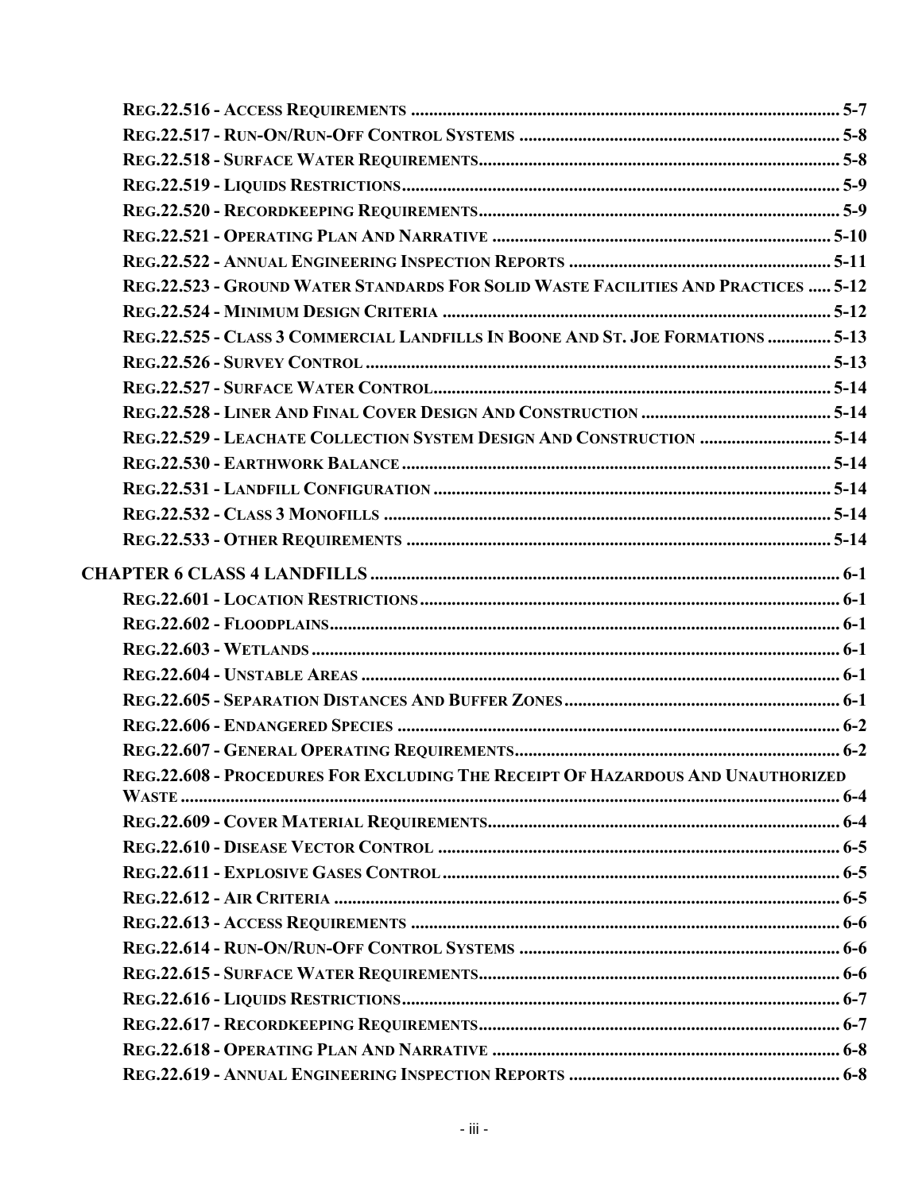**Reg.22.516 - Access Requirements** ........................................ 5-7
**Reg.22.517 - Run-On/Run-Off Control Systems** ........................................ 5-8
**Reg.22.518 - Surface Water Requirements** ........................................ 5-8
**Reg.22.519 - Liquids Restrictions** ........................................ 5-9
**Reg.22.520 - Recordkeeping Requirements** ........................................ 5-9
**Reg.22.521 - Operating Plan And Narrative** ........................................ 5-10
**Reg.22.522 - Annual Engineering Inspection Reports** ........................................ 5-11
**Reg.22.523 - Ground Water Standards For Solid Waste Facilities And Practices** ..... 5-12
**Reg.22.524 - Minimum Design Criteria** ........................................ 5-12
**Reg.22.525 - Class 3 Commercial Landfills In Boone And St. Joe Formations** ............. 5-13
**Reg.22.526 - Survey Control** ........................................ 5-13
**Reg.22.527 - Surface Water Control** ........................................ 5-14
**Reg.22.528 - Liner And Final Cover Design And Construction** ........................................ 5-14
**Reg.22.529 - Leachate Collection System Design And Construction** ............................ 5-14
**Reg.22.530 - Earthwork Balance** ........................................ 5-14
**Reg.22.531 - Landfill Configuration** ........................................ 5-14
**Reg.22.532 - Class 3 Monofills** ........................................ 5-14
**Reg.22.533 - Other Requirements** ........................................ 5-14

**CHAPTER 6 CLASS 4 LANDFILLS** ........................................ 6-1

**Reg.22.601 - Location Restrictions** ........................................ 6-1
**Reg.22.602 - Floodplains** ........................................ 6-1
**Reg.22.603 - Wetlands** ........................................ 6-1
**Reg.22.604 - Unstable Areas** ........................................ 6-1
**Reg.22.605 - Separation Distances And Buffer Zones** ........................................ 6-1
**Reg.22.606 - Endangered Species** ........................................ 6-2
**Reg.22.607 - General Operating Requirements** ........................................ 6-2
**Reg.22.608 - Procedures For Excluding The Receipt Of Hazardous And Unauthorized Waste** ........................................ 6-4
**Reg.22.609 - Cover Material Requirements** ........................................ 6-4
**Reg.22.610 - Disease Vector Control** ........................................ 6-5
**Reg.22.611 - Explosive Gases Control** ........................................ 6-5
**Reg.22.612 - Air Criteria** ........................................ 6-5
**Reg.22.613 - Access Requirements** ........................................ 6-6
**Reg.22.614 - Run-On/Run-Off Control Systems** ........................................ 6-6
**Reg.22.615 - Surface Water Requirements** ........................................ 6-6
**Reg.22.616 - Liquids Restrictions** ........................................ 6-7
**Reg.22.617 - Recordkeeping Requirements** ........................................ 6-7
**Reg.22.618 - Operating Plan And Narrative** ........................................ 6-8
**Reg.22.619 - Annual Engineering Inspection Reports** ........................................ 6-8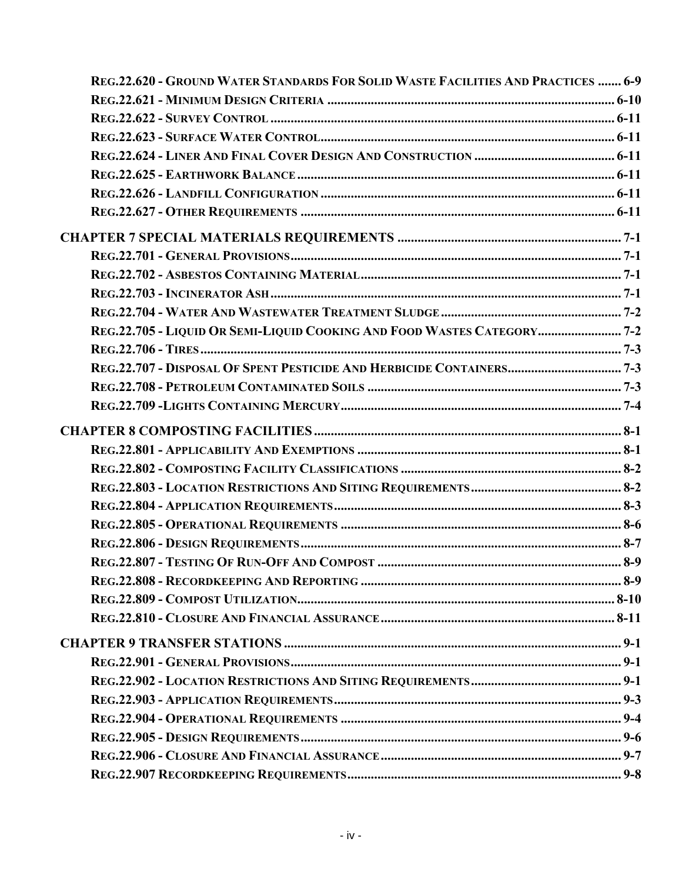REG.22.620 - GROUND WATER STANDARDS FOR SOLID WASTE FACILITIES AND PRACTICES ....... 6-9
REG.22.621 - MINIMUM DESIGN CRITERIA ..................................................................................... 6-10
REG.22.622 - SURVEY CONTROL ...................................................................................................... 6-11
REG.22.623 - SURFACE WATER CONTROL........................................................................................ 6-11
REG.22.624 - LINER AND FINAL COVER DESIGN AND CONSTRUCTION .......................................... 6-11
REG.22.625 - EARTHWORK BALANCE .............................................................................................. 6-11
REG.22.626 - LANDFILL CONFIGURATION ........................................................................................ 6-11
REG.22.627 - OTHER REQUIREMENTS ............................................................................................. 6-11

**CHAPTER 7 SPECIAL MATERIALS REQUIREMENTS .................................................................. 7-1**

REG.22.701 - GENERAL PROVISIONS................................................................................................. 7-1
REG.22.702 - ASBESTOS CONTAINING MATERIAL.............................................................................. 7-1
REG.22.703 - INCINERATOR ASH ........................................................................................................ 7-1
REG.22.704 - WATER AND WASTEWATER TREATMENT SLUDGE ...................................................... 7-2
REG.22.705 - LIQUID OR SEMI-LIQUID COOKING AND FOOD WASTES CATEGORY......................... 7-2
REG.22.706 - TIRES............................................................................................................................. 7-3
REG.22.707 - DISPOSAL OF SPENT PESTICIDE AND HERBICIDE CONTAINERS.................................. 7-3
REG.22.708 - PETROLEUM CONTAMINATED SOILS ........................................................................... 7-3
REG.22.709 -LIGHTS CONTAINING MERCURY................................................................................... 7-4

**CHAPTER 8 COMPOSTING FACILITIES ........................................................................................... 8-1**

REG.22.801 - APPLICABILITY AND EXEMPTIONS ............................................................................... 8-1
REG.22.802 - COMPOSTING FACILITY CLASSIFICATIONS ................................................................. 8-2
REG.22.803 - LOCATION RESTRICTIONS AND SITING REQUIREMENTS............................................. 8-2
REG.22.804 - APPLICATION REQUIREMENTS...................................................................................... 8-3
REG.22.805 - OPERATIONAL REQUIREMENTS .................................................................................... 8-6
REG.22.806 - DESIGN REQUIREMENTS................................................................................................ 8-7
REG.22.807 - TESTING OF RUN-OFF AND COMPOST ......................................................................... 8-9
REG.22.808 - RECORDKEEPING AND REPORTING .............................................................................. 8-9
REG.22.809 - COMPOST UTILIZATION.............................................................................................. 8-10
REG.22.810 - CLOSURE AND FINANCIAL ASSURANCE..................................................................... 8-11

**CHAPTER 9 TRANSFER STATIONS ................................................................................................... 9-1**

REG.22.901 - GENERAL PROVISIONS................................................................................................... 9-1
REG.22.902 - LOCATION RESTRICTIONS AND SITING REQUIREMENTS............................................. 9-1
REG.22.903 - APPLICATION REQUIREMENTS...................................................................................... 9-3
REG.22.904 - OPERATIONAL REQUIREMENTS .................................................................................... 9-4
REG.22.905 - DESIGN REQUIREMENTS................................................................................................ 9-6
REG.22.906 - CLOSURE AND FINANCIAL ASSURANCE....................................................................... 9-7
REG.22.907 RECORDKEEPING REQUIREMENTS.................................................................................. 9-8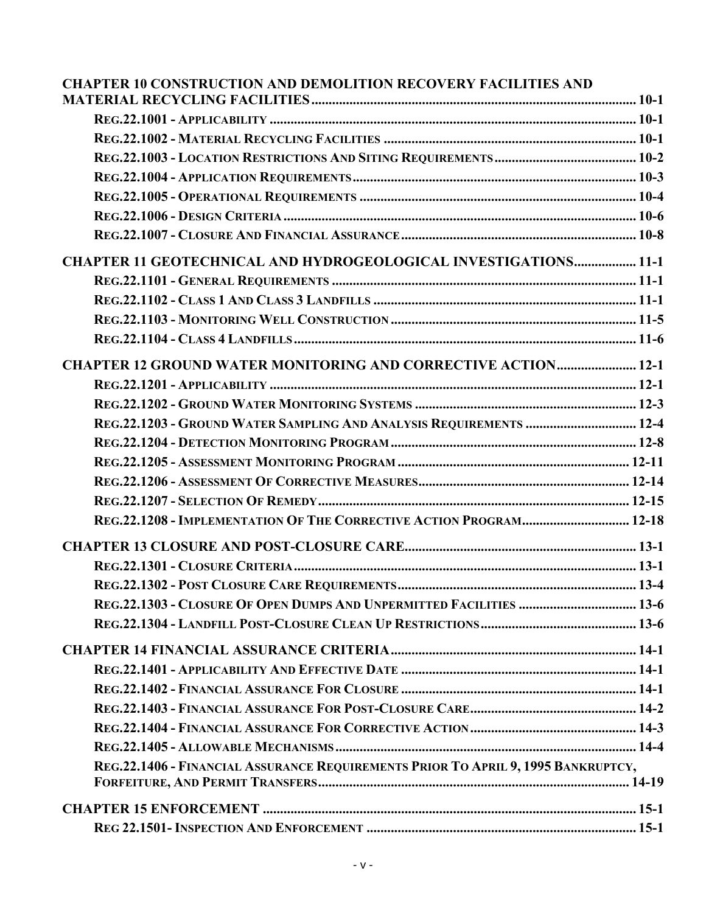**CHAPTER 10 CONSTRUCTION AND DEMOLITION RECOVERY FACILITIES AND MATERIAL RECYCLING FACILITIES** .......... 10-1

- **REG.22.1001 - APPLICABILITY** .......... 10-1
- **REG.22.1002 - MATERIAL RECYCLING FACILITIES** .......... 10-1
- **REG.22.1003 - LOCATION RESTRICTIONS AND SITING REQUIREMENTS** .......... 10-2
- **REG.22.1004 - APPLICATION REQUIREMENTS** .......... 10-3
- **REG.22.1005 - OPERATIONAL REQUIREMENTS** .......... 10-4
- **REG.22.1006 - DESIGN CRITERIA** .......... 10-6
- **REG.22.1007 - CLOSURE AND FINANCIAL ASSURANCE** .......... 10-8

**CHAPTER 11 GEOTECHNICAL AND HYDROGEOLOGICAL INVESTIGATIONS** .......... 11-1

- **REG.22.1101 - GENERAL REQUIREMENTS** .......... 11-1
- **REG.22.1102 - CLASS 1 AND CLASS 3 LANDFILLS** .......... 11-1
- **REG.22.1103 - MONITORING WELL CONSTRUCTION** .......... 11-5
- **REG.22.1104 - CLASS 4 LANDFILLS** .......... 11-6

**CHAPTER 12 GROUND WATER MONITORING AND CORRECTIVE ACTION** .......... 12-1

- **REG.22.1201 - APPLICABILITY** .......... 12-1
- **REG.22.1202 - GROUND WATER MONITORING SYSTEMS** .......... 12-3
- **REG.22.1203 - GROUND WATER SAMPLING AND ANALYSIS REQUIREMENTS** .......... 12-4
- **REG.22.1204 - DETECTION MONITORING PROGRAM** .......... 12-8
- **REG.22.1205 - ASSESSMENT MONITORING PROGRAM** .......... 12-11
- **REG.22.1206 - ASSESSMENT OF CORRECTIVE MEASURES** .......... 12-14
- **REG.22.1207 - SELECTION OF REMEDY** .......... 12-15
- **REG.22.1208 - IMPLEMENTATION OF THE CORRECTIVE ACTION PROGRAM** .......... 12-18

**CHAPTER 13 CLOSURE AND POST-CLOSURE CARE** .......... 13-1

- **REG.22.1301 - CLOSURE CRITERIA** .......... 13-1
- **REG.22.1302 - POST CLOSURE CARE REQUIREMENTS** .......... 13-4
- **REG.22.1303 - CLOSURE OF OPEN DUMPS AND UNPERMITTED FACILITIES** .......... 13-6
- **REG.22.1304 - LANDFILL POST-CLOSURE CLEAN UP RESTRICTIONS** .......... 13-6

**CHAPTER 14 FINANCIAL ASSURANCE CRITERIA** .......... 14-1

- **REG.22.1401 - APPLICABILITY AND EFFECTIVE DATE** .......... 14-1
- **REG.22.1402 - FINANCIAL ASSURANCE FOR CLOSURE** .......... 14-1
- **REG.22.1403 - FINANCIAL ASSURANCE FOR POST-CLOSURE CARE** .......... 14-2
- **REG.22.1404 - FINANCIAL ASSURANCE FOR CORRECTIVE ACTION** .......... 14-3
- **REG.22.1405 - ALLOWABLE MECHANISMS** .......... 14-4
- **REG.22.1406 - FINANCIAL ASSURANCE REQUIREMENTS PRIOR TO APRIL 9, 1995 BANKRUPTCY, FORFEITURE, AND PERMIT TRANSFERS** .......... 14-19

**CHAPTER 15 ENFORCEMENT** .......... 15-1

- **REG 22.1501- INSPECTION AND ENFORCEMENT** .......... 15-1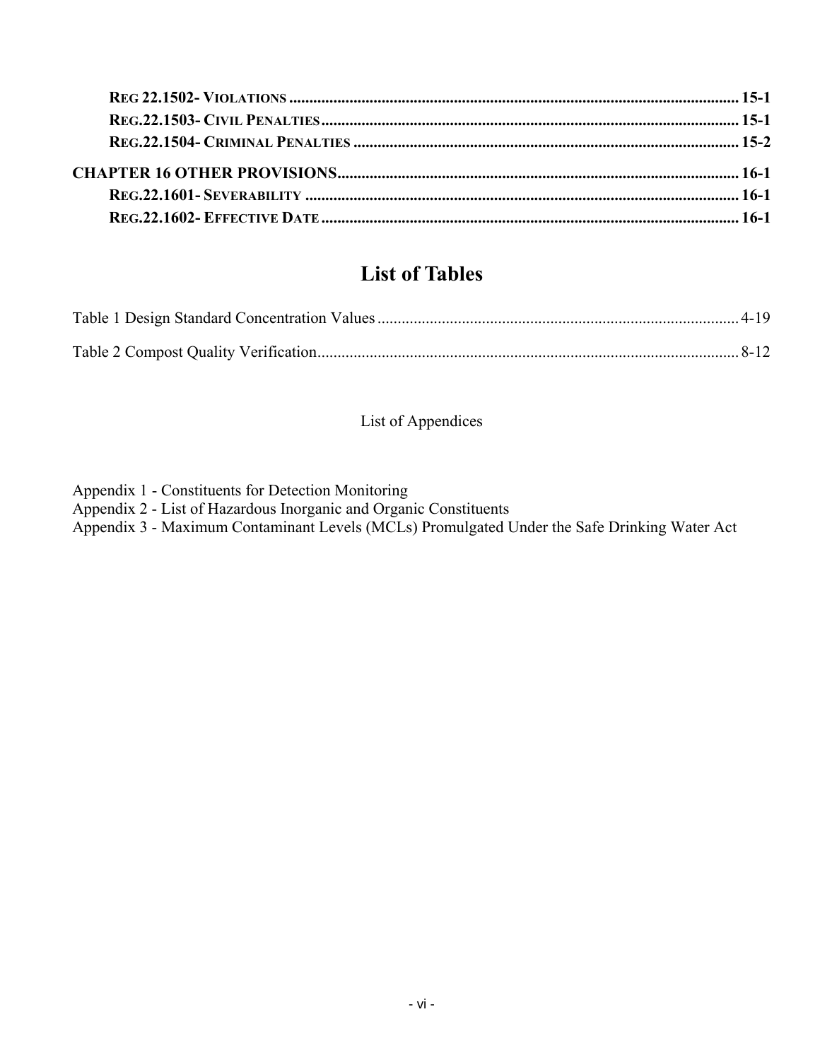**REG 22.1502- VIOLATIONS** ........................................................ 15-1
**REG.22.1503- CIVIL PENALTIES** ........................................................ 15-1
**REG.22.1504- CRIMINAL PENALTIES** ........................................................ 15-2

**CHAPTER 16 OTHER PROVISIONS** ........................................................ 16-1
**REG.22.1601- SEVERABILITY** ........................................................ 16-1
**REG.22.1602- EFFECTIVE DATE** ........................................................ 16-1

# List of Tables

Table 1 Design Standard Concentration Values ........................................................ 4-19

Table 2 Compost Quality Verification ........................................................ 8-12

List of Appendices

Appendix 1 - Constituents for Detection Monitoring
Appendix 2 - List of Hazardous Inorganic and Organic Constituents
Appendix 3 - Maximum Contaminant Levels (MCLs) Promulgated Under the Safe Drinking Water Act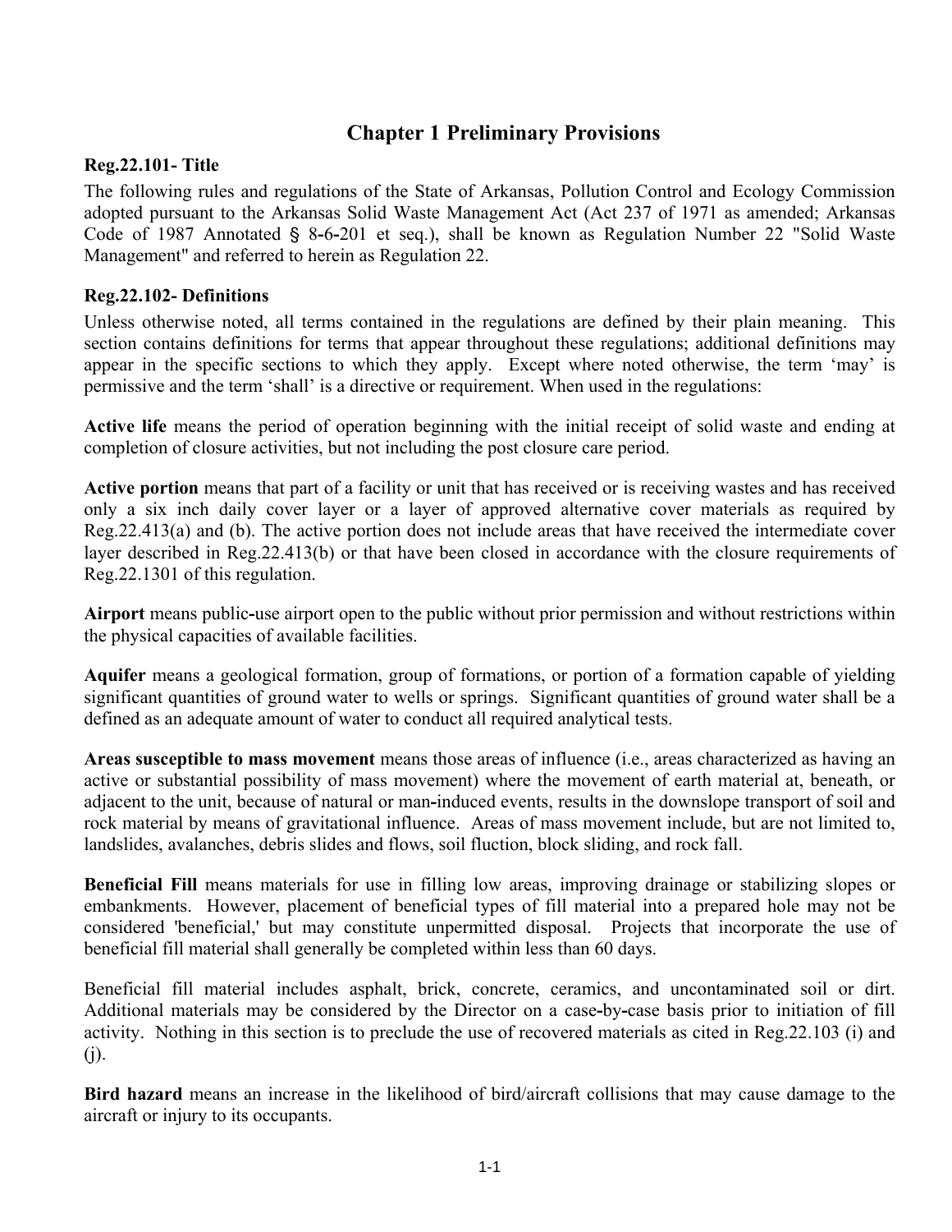# Chapter 1 Preliminary Provisions

### Reg.22.101- Title

The following rules and regulations of the State of Arkansas, Pollution Control and Ecology Commission adopted pursuant to the Arkansas Solid Waste Management Act (Act 237 of 1971 as amended; Arkansas Code of 1987 Annotated § 8-6-201 et seq.), shall be known as Regulation Number 22 "Solid Waste Management" and referred to herein as Regulation 22.

### Reg.22.102- Definitions

Unless otherwise noted, all terms contained in the regulations are defined by their plain meaning. This section contains definitions for terms that appear throughout these regulations; additional definitions may appear in the specific sections to which they apply. Except where noted otherwise, the term 'may' is permissive and the term 'shall' is a directive or requirement. When used in the regulations:

**Active life** means the period of operation beginning with the initial receipt of solid waste and ending at completion of closure activities, but not including the post closure care period.

**Active portion** means that part of a facility or unit that has received or is receiving wastes and has received only a six inch daily cover layer or a layer of approved alternative cover materials as required by Reg.22.413(a) and (b). The active portion does not include areas that have received the intermediate cover layer described in Reg.22.413(b) or that have been closed in accordance with the closure requirements of Reg.22.1301 of this regulation.

**Airport** means public-use airport open to the public without prior permission and without restrictions within the physical capacities of available facilities.

**Aquifer** means a geological formation, group of formations, or portion of a formation capable of yielding significant quantities of ground water to wells or springs. Significant quantities of ground water shall be a defined as an adequate amount of water to conduct all required analytical tests.

**Areas susceptible to mass movement** means those areas of influence (i.e., areas characterized as having an active or substantial possibility of mass movement) where the movement of earth material at, beneath, or adjacent to the unit, because of natural or man-induced events, results in the downslope transport of soil and rock material by means of gravitational influence. Areas of mass movement include, but are not limited to, landslides, avalanches, debris slides and flows, soil fluction, block sliding, and rock fall.

**Beneficial Fill** means materials for use in filling low areas, improving drainage or stabilizing slopes or embankments. However, placement of beneficial types of fill material into a prepared hole may not be considered 'beneficial,' but may constitute unpermitted disposal. Projects that incorporate the use of beneficial fill material shall generally be completed within less than 60 days.

Beneficial fill material includes asphalt, brick, concrete, ceramics, and uncontaminated soil or dirt. Additional materials may be considered by the Director on a case-by-case basis prior to initiation of fill activity. Nothing in this section is to preclude the use of recovered materials as cited in Reg.22.103 (i) and (j).

**Bird hazard** means an increase in the likelihood of bird/aircraft collisions that may cause damage to the aircraft or injury to its occupants.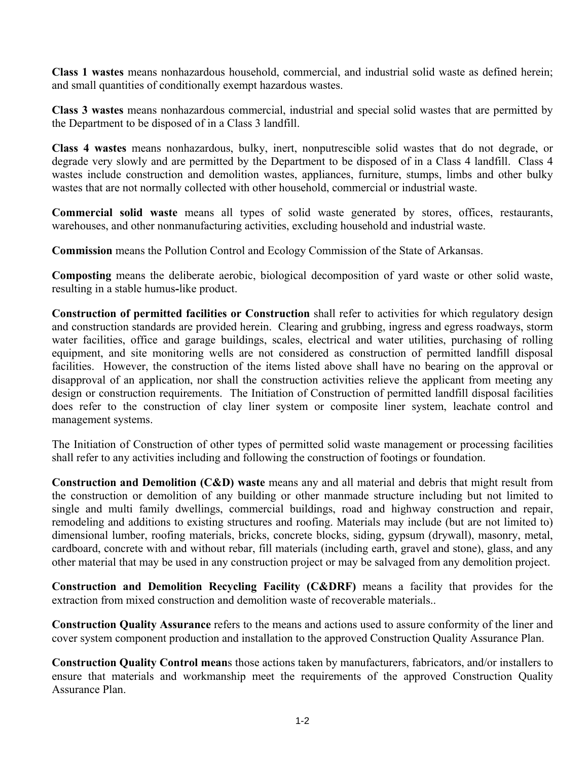**Class 1 wastes** means nonhazardous household, commercial, and industrial solid waste as defined herein; and small quantities of conditionally exempt hazardous wastes.

**Class 3 wastes** means nonhazardous commercial, industrial and special solid wastes that are permitted by the Department to be disposed of in a Class 3 landfill.

**Class 4 wastes** means nonhazardous, bulky, inert, nonputrescible solid wastes that do not degrade, or degrade very slowly and are permitted by the Department to be disposed of in a Class 4 landfill. Class 4 wastes include construction and demolition wastes, appliances, furniture, stumps, limbs and other bulky wastes that are not normally collected with other household, commercial or industrial waste.

**Commercial solid waste** means all types of solid waste generated by stores, offices, restaurants, warehouses, and other nonmanufacturing activities, excluding household and industrial waste.

**Commission** means the Pollution Control and Ecology Commission of the State of Arkansas.

**Composting** means the deliberate aerobic, biological decomposition of yard waste or other solid waste, resulting in a stable humus-like product.

**Construction of permitted facilities or Construction** shall refer to activities for which regulatory design and construction standards are provided herein. Clearing and grubbing, ingress and egress roadways, storm water facilities, office and garage buildings, scales, electrical and water utilities, purchasing of rolling equipment, and site monitoring wells are not considered as construction of permitted landfill disposal facilities. However, the construction of the items listed above shall have no bearing on the approval or disapproval of an application, nor shall the construction activities relieve the applicant from meeting any design or construction requirements. The Initiation of Construction of permitted landfill disposal facilities does refer to the construction of clay liner system or composite liner system, leachate control and management systems.

The Initiation of Construction of other types of permitted solid waste management or processing facilities shall refer to any activities including and following the construction of footings or foundation.

**Construction and Demolition (C&D) waste** means any and all material and debris that might result from the construction or demolition of any building or other manmade structure including but not limited to single and multi family dwellings, commercial buildings, road and highway construction and repair, remodeling and additions to existing structures and roofing. Materials may include (but are not limited to) dimensional lumber, roofing materials, bricks, concrete blocks, siding, gypsum (drywall), masonry, metal, cardboard, concrete with and without rebar, fill materials (including earth, gravel and stone), glass, and any other material that may be used in any construction project or may be salvaged from any demolition project.

**Construction and Demolition Recycling Facility (C&DRF)** means a facility that provides for the extraction from mixed construction and demolition waste of recoverable materials..

**Construction Quality Assurance** refers to the means and actions used to assure conformity of the liner and cover system component production and installation to the approved Construction Quality Assurance Plan.

**Construction Quality Control mean**s those actions taken by manufacturers, fabricators, and/or installers to ensure that materials and workmanship meet the requirements of the approved Construction Quality Assurance Plan.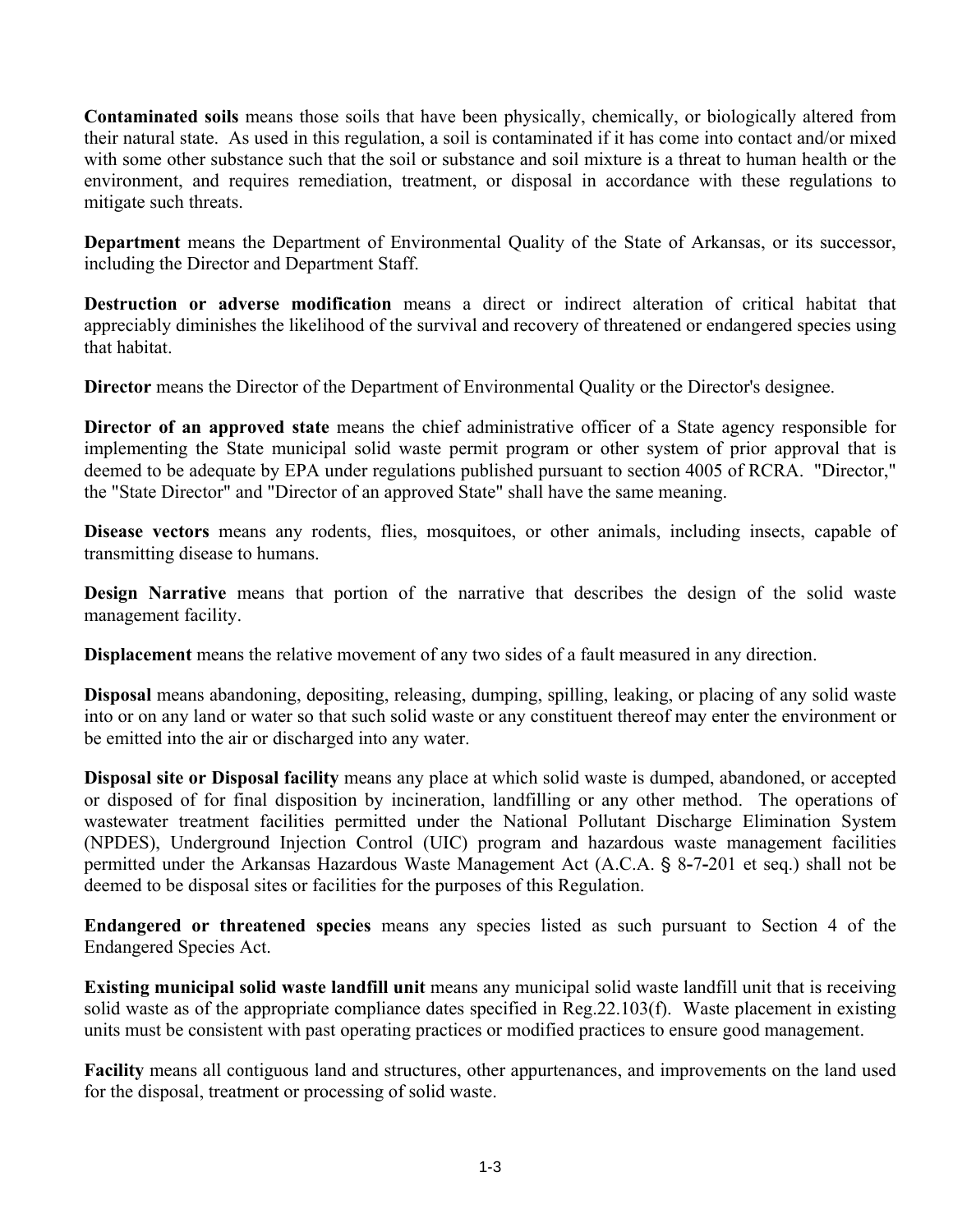**Contaminated soils** means those soils that have been physically, chemically, or biologically altered from their natural state. As used in this regulation, a soil is contaminated if it has come into contact and/or mixed with some other substance such that the soil or substance and soil mixture is a threat to human health or the environment, and requires remediation, treatment, or disposal in accordance with these regulations to mitigate such threats.

**Department** means the Department of Environmental Quality of the State of Arkansas, or its successor, including the Director and Department Staff.

**Destruction or adverse modification** means a direct or indirect alteration of critical habitat that appreciably diminishes the likelihood of the survival and recovery of threatened or endangered species using that habitat.

**Director** means the Director of the Department of Environmental Quality or the Director's designee.

**Director of an approved state** means the chief administrative officer of a State agency responsible for implementing the State municipal solid waste permit program or other system of prior approval that is deemed to be adequate by EPA under regulations published pursuant to section 4005 of RCRA. "Director," the "State Director" and "Director of an approved State" shall have the same meaning.

**Disease vectors** means any rodents, flies, mosquitoes, or other animals, including insects, capable of transmitting disease to humans.

**Design Narrative** means that portion of the narrative that describes the design of the solid waste management facility.

**Displacement** means the relative movement of any two sides of a fault measured in any direction.

**Disposal** means abandoning, depositing, releasing, dumping, spilling, leaking, or placing of any solid waste into or on any land or water so that such solid waste or any constituent thereof may enter the environment or be emitted into the air or discharged into any water.

**Disposal site or Disposal facility** means any place at which solid waste is dumped, abandoned, or accepted or disposed of for final disposition by incineration, landfilling or any other method. The operations of wastewater treatment facilities permitted under the National Pollutant Discharge Elimination System (NPDES), Underground Injection Control (UIC) program and hazardous waste management facilities permitted under the Arkansas Hazardous Waste Management Act (A.C.A. § 8-7-201 et seq.) shall not be deemed to be disposal sites or facilities for the purposes of this Regulation.

**Endangered or threatened species** means any species listed as such pursuant to Section 4 of the Endangered Species Act.

**Existing municipal solid waste landfill unit** means any municipal solid waste landfill unit that is receiving solid waste as of the appropriate compliance dates specified in Reg.22.103(f). Waste placement in existing units must be consistent with past operating practices or modified practices to ensure good management.

**Facility** means all contiguous land and structures, other appurtenances, and improvements on the land used for the disposal, treatment or processing of solid waste.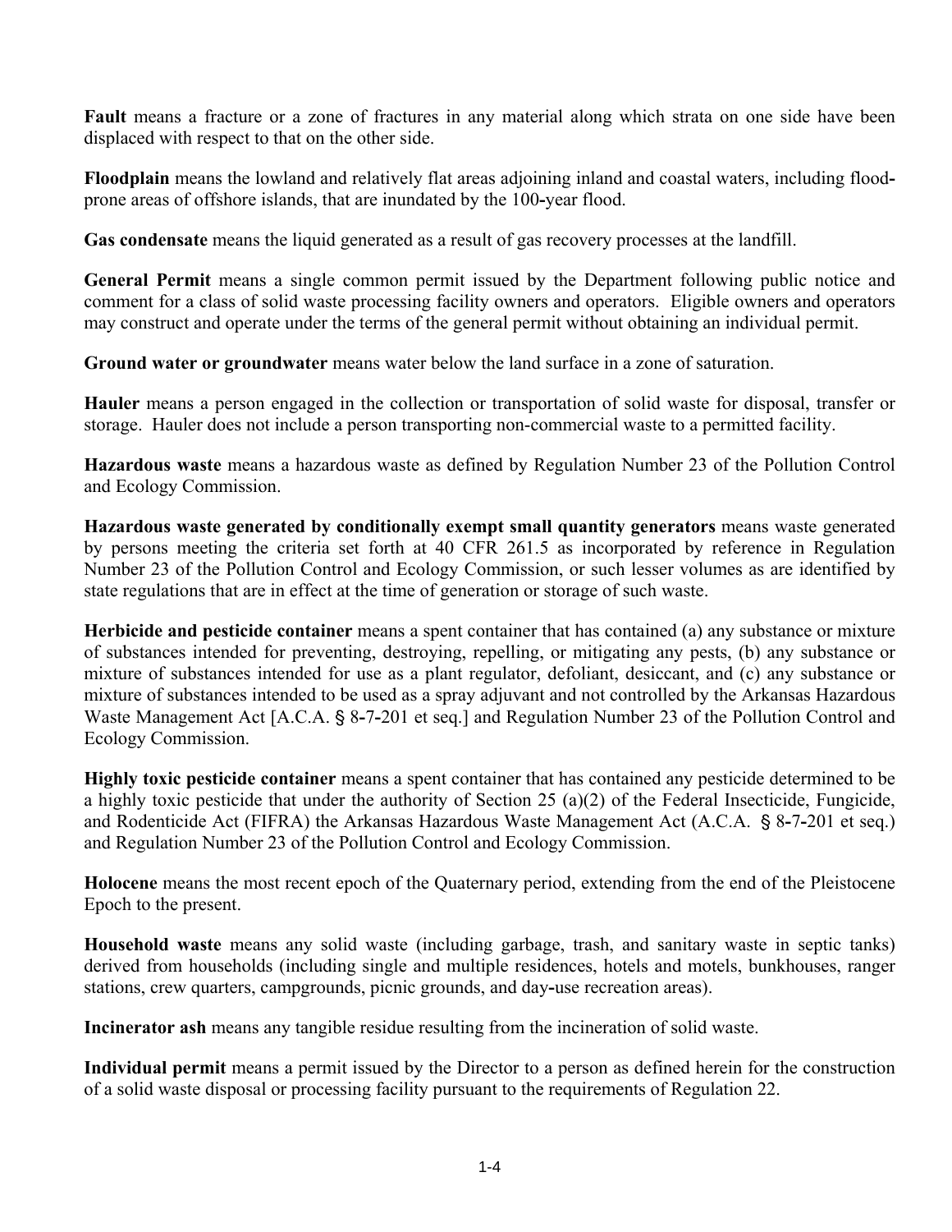**Fault** means a fracture or a zone of fractures in any material along which strata on one side have been displaced with respect to that on the other side.

**Floodplain** means the lowland and relatively flat areas adjoining inland and coastal waters, including flood-prone areas of offshore islands, that are inundated by the 100-year flood.

**Gas condensate** means the liquid generated as a result of gas recovery processes at the landfill.

**General Permit** means a single common permit issued by the Department following public notice and comment for a class of solid waste processing facility owners and operators. Eligible owners and operators may construct and operate under the terms of the general permit without obtaining an individual permit.

**Ground water or groundwater** means water below the land surface in a zone of saturation.

**Hauler** means a person engaged in the collection or transportation of solid waste for disposal, transfer or storage. Hauler does not include a person transporting non-commercial waste to a permitted facility.

**Hazardous waste** means a hazardous waste as defined by Regulation Number 23 of the Pollution Control and Ecology Commission.

**Hazardous waste generated by conditionally exempt small quantity generators** means waste generated by persons meeting the criteria set forth at 40 CFR 261.5 as incorporated by reference in Regulation Number 23 of the Pollution Control and Ecology Commission, or such lesser volumes as are identified by state regulations that are in effect at the time of generation or storage of such waste.

**Herbicide and pesticide container** means a spent container that has contained (a) any substance or mixture of substances intended for preventing, destroying, repelling, or mitigating any pests, (b) any substance or mixture of substances intended for use as a plant regulator, defoliant, desiccant, and (c) any substance or mixture of substances intended to be used as a spray adjuvant and not controlled by the Arkansas Hazardous Waste Management Act [A.C.A. § 8-7-201 et seq.] and Regulation Number 23 of the Pollution Control and Ecology Commission.

**Highly toxic pesticide container** means a spent container that has contained any pesticide determined to be a highly toxic pesticide that under the authority of Section 25 (a)(2) of the Federal Insecticide, Fungicide, and Rodenticide Act (FIFRA) the Arkansas Hazardous Waste Management Act (A.C.A. § 8-7-201 et seq.) and Regulation Number 23 of the Pollution Control and Ecology Commission.

**Holocene** means the most recent epoch of the Quaternary period, extending from the end of the Pleistocene Epoch to the present.

**Household waste** means any solid waste (including garbage, trash, and sanitary waste in septic tanks) derived from households (including single and multiple residences, hotels and motels, bunkhouses, ranger stations, crew quarters, campgrounds, picnic grounds, and day-use recreation areas).

**Incinerator ash** means any tangible residue resulting from the incineration of solid waste.

**Individual permit** means a permit issued by the Director to a person as defined herein for the construction of a solid waste disposal or processing facility pursuant to the requirements of Regulation 22.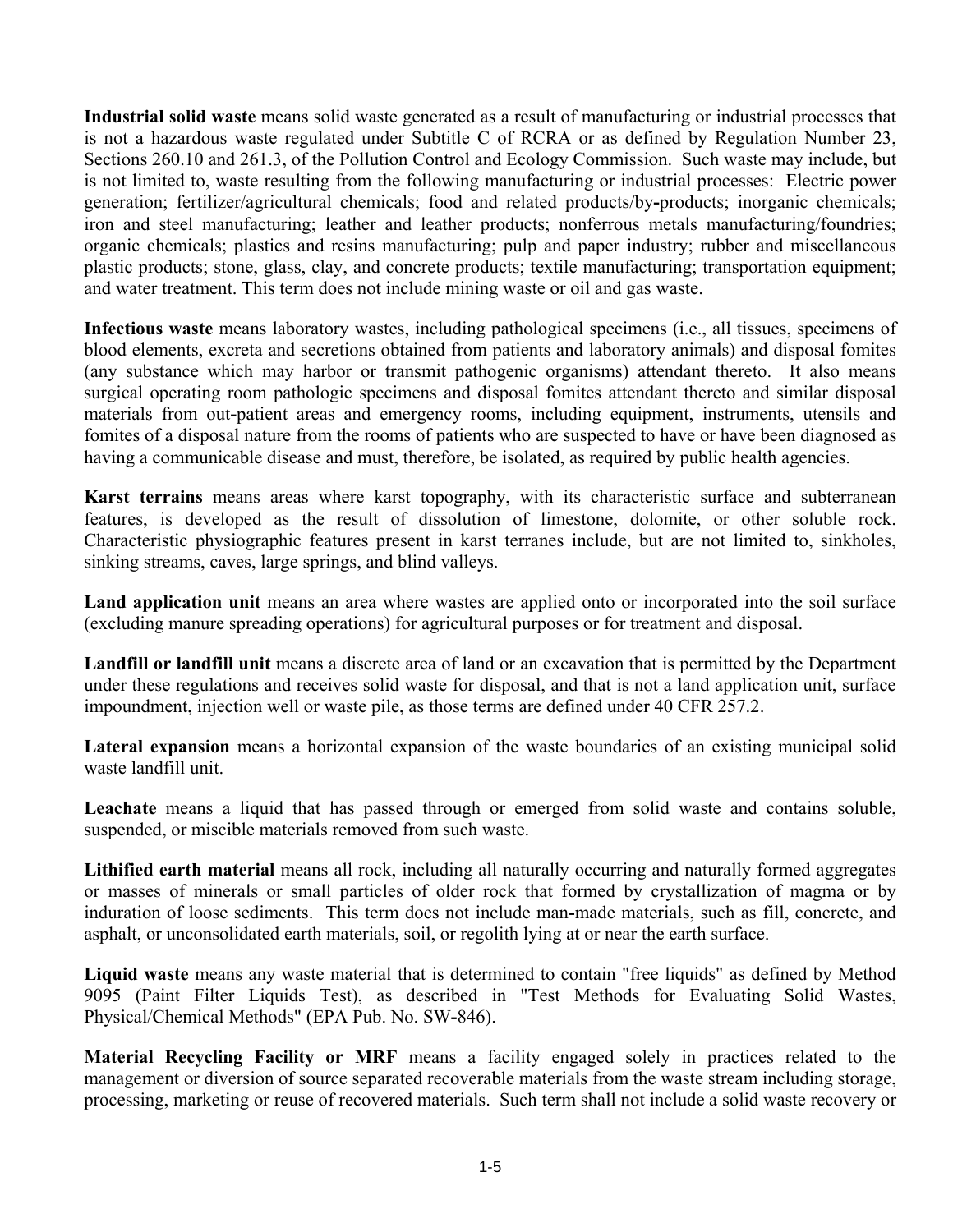**Industrial solid waste** means solid waste generated as a result of manufacturing or industrial processes that is not a hazardous waste regulated under Subtitle C of RCRA or as defined by Regulation Number 23, Sections 260.10 and 261.3, of the Pollution Control and Ecology Commission. Such waste may include, but is not limited to, waste resulting from the following manufacturing or industrial processes: Electric power generation; fertilizer/agricultural chemicals; food and related products/by-products; inorganic chemicals; iron and steel manufacturing; leather and leather products; nonferrous metals manufacturing/foundries; organic chemicals; plastics and resins manufacturing; pulp and paper industry; rubber and miscellaneous plastic products; stone, glass, clay, and concrete products; textile manufacturing; transportation equipment; and water treatment. This term does not include mining waste or oil and gas waste.

**Infectious waste** means laboratory wastes, including pathological specimens (i.e., all tissues, specimens of blood elements, excreta and secretions obtained from patients and laboratory animals) and disposal fomites (any substance which may harbor or transmit pathogenic organisms) attendant thereto. It also means surgical operating room pathologic specimens and disposal fomites attendant thereto and similar disposal materials from out-patient areas and emergency rooms, including equipment, instruments, utensils and fomites of a disposal nature from the rooms of patients who are suspected to have or have been diagnosed as having a communicable disease and must, therefore, be isolated, as required by public health agencies.

**Karst terrains** means areas where karst topography, with its characteristic surface and subterranean features, is developed as the result of dissolution of limestone, dolomite, or other soluble rock. Characteristic physiographic features present in karst terranes include, but are not limited to, sinkholes, sinking streams, caves, large springs, and blind valleys.

**Land application unit** means an area where wastes are applied onto or incorporated into the soil surface (excluding manure spreading operations) for agricultural purposes or for treatment and disposal.

**Landfill or landfill unit** means a discrete area of land or an excavation that is permitted by the Department under these regulations and receives solid waste for disposal, and that is not a land application unit, surface impoundment, injection well or waste pile, as those terms are defined under 40 CFR 257.2.

**Lateral expansion** means a horizontal expansion of the waste boundaries of an existing municipal solid waste landfill unit.

**Leachate** means a liquid that has passed through or emerged from solid waste and contains soluble, suspended, or miscible materials removed from such waste.

**Lithified earth material** means all rock, including all naturally occurring and naturally formed aggregates or masses of minerals or small particles of older rock that formed by crystallization of magma or by induration of loose sediments. This term does not include man-made materials, such as fill, concrete, and asphalt, or unconsolidated earth materials, soil, or regolith lying at or near the earth surface.

**Liquid waste** means any waste material that is determined to contain "free liquids" as defined by Method 9095 (Paint Filter Liquids Test), as described in "Test Methods for Evaluating Solid Wastes, Physical/Chemical Methods" (EPA Pub. No. SW-846).

**Material Recycling Facility or MRF** means a facility engaged solely in practices related to the management or diversion of source separated recoverable materials from the waste stream including storage, processing, marketing or reuse of recovered materials. Such term shall not include a solid waste recovery or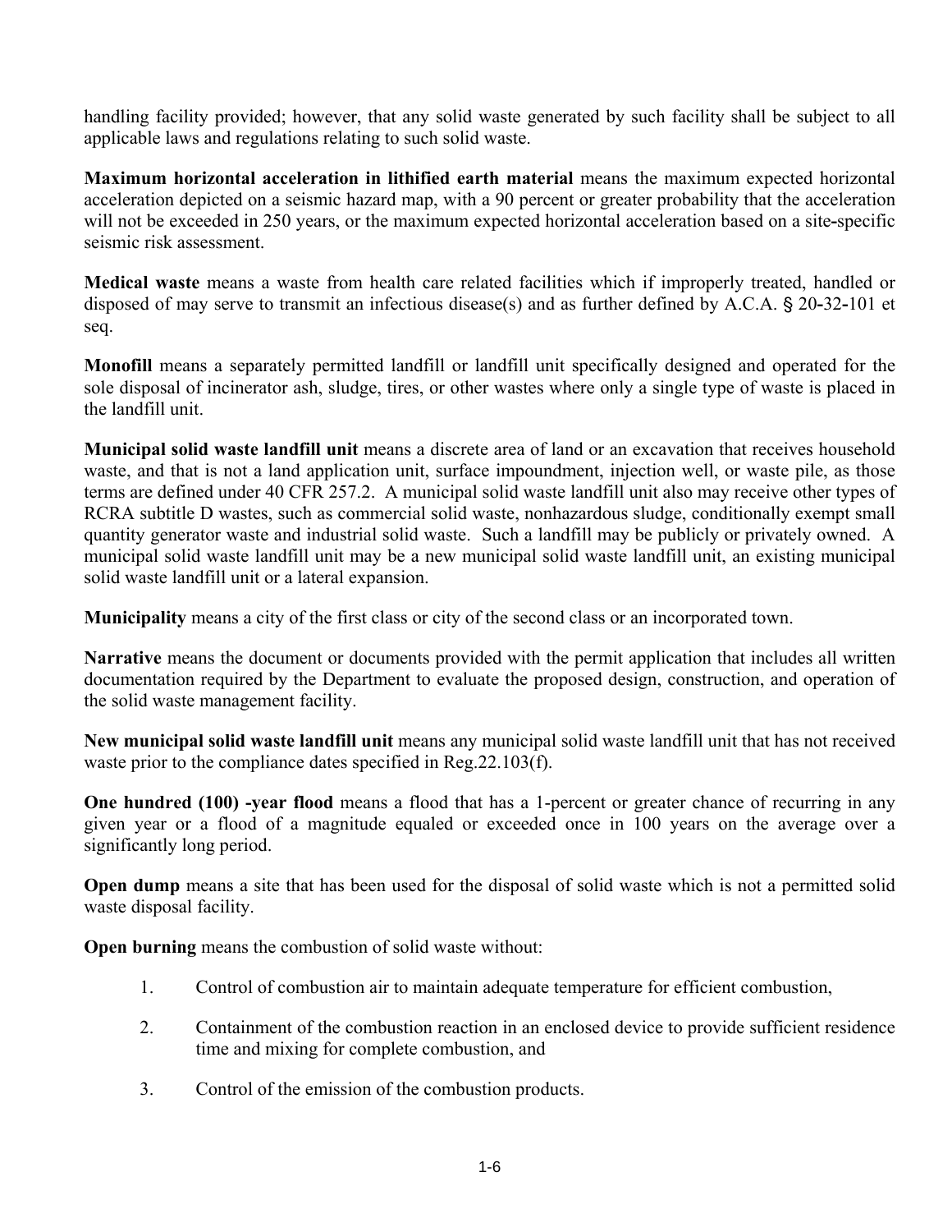handling facility provided; however, that any solid waste generated by such facility shall be subject to all applicable laws and regulations relating to such solid waste.

**Maximum horizontal acceleration in lithified earth material** means the maximum expected horizontal acceleration depicted on a seismic hazard map, with a 90 percent or greater probability that the acceleration will not be exceeded in 250 years, or the maximum expected horizontal acceleration based on a site-specific seismic risk assessment.

**Medical waste** means a waste from health care related facilities which if improperly treated, handled or disposed of may serve to transmit an infectious disease(s) and as further defined by A.C.A. § 20-32-101 et seq.

**Monofill** means a separately permitted landfill or landfill unit specifically designed and operated for the sole disposal of incinerator ash, sludge, tires, or other wastes where only a single type of waste is placed in the landfill unit.

**Municipal solid waste landfill unit** means a discrete area of land or an excavation that receives household waste, and that is not a land application unit, surface impoundment, injection well, or waste pile, as those terms are defined under 40 CFR 257.2. A municipal solid waste landfill unit also may receive other types of RCRA subtitle D wastes, such as commercial solid waste, nonhazardous sludge, conditionally exempt small quantity generator waste and industrial solid waste. Such a landfill may be publicly or privately owned. A municipal solid waste landfill unit may be a new municipal solid waste landfill unit, an existing municipal solid waste landfill unit or a lateral expansion.

**Municipality** means a city of the first class or city of the second class or an incorporated town.

**Narrative** means the document or documents provided with the permit application that includes all written documentation required by the Department to evaluate the proposed design, construction, and operation of the solid waste management facility.

**New municipal solid waste landfill unit** means any municipal solid waste landfill unit that has not received waste prior to the compliance dates specified in Reg.22.103(f).

**One hundred (100) -year flood** means a flood that has a 1-percent or greater chance of recurring in any given year or a flood of a magnitude equaled or exceeded once in 100 years on the average over a significantly long period.

**Open dump** means a site that has been used for the disposal of solid waste which is not a permitted solid waste disposal facility.

**Open burning** means the combustion of solid waste without:

1. Control of combustion air to maintain adequate temperature for efficient combustion,

2. Containment of the combustion reaction in an enclosed device to provide sufficient residence time and mixing for complete combustion, and

3. Control of the emission of the combustion products.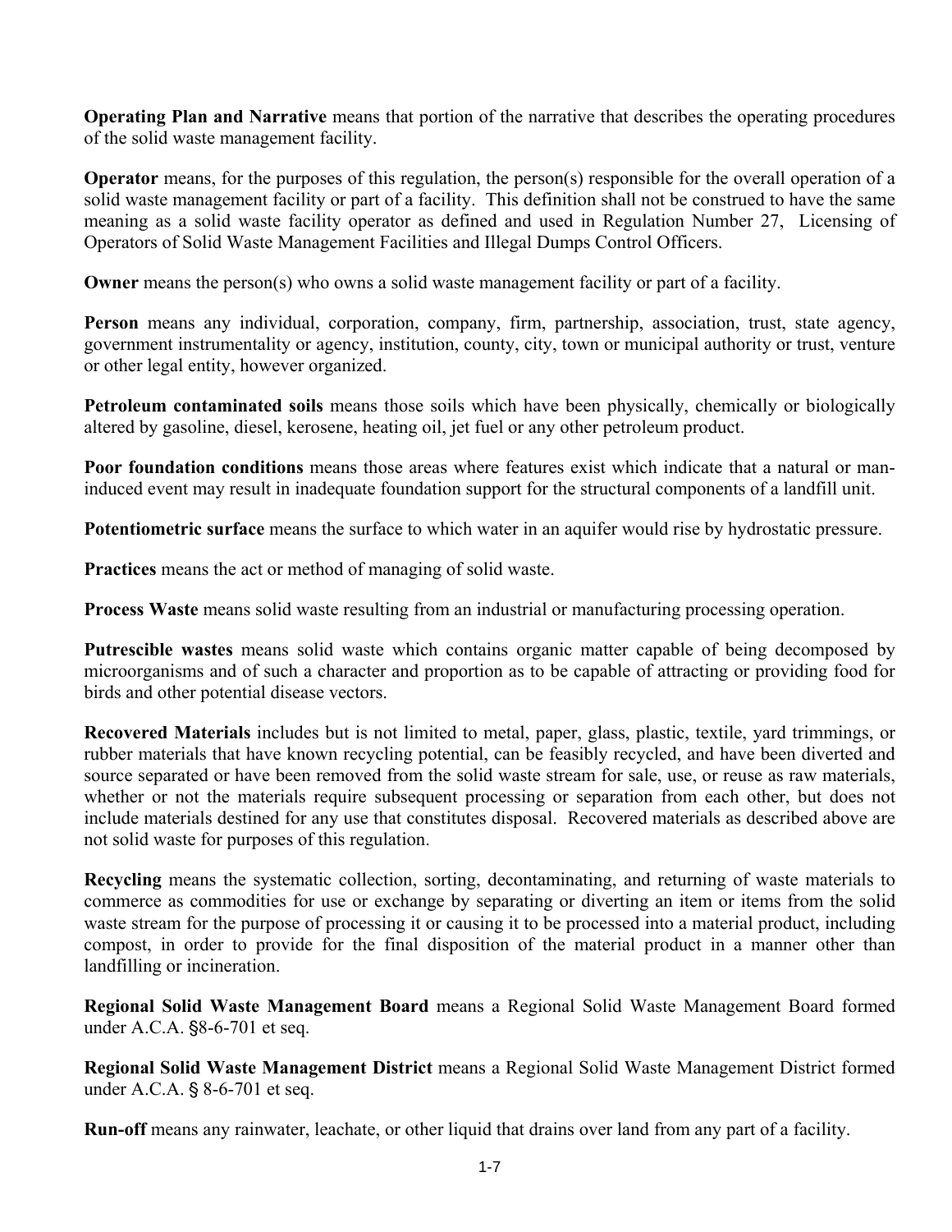**Operating Plan and Narrative** means that portion of the narrative that describes the operating procedures of the solid waste management facility.

**Operator** means, for the purposes of this regulation, the person(s) responsible for the overall operation of a solid waste management facility or part of a facility. This definition shall not be construed to have the same meaning as a solid waste facility operator as defined and used in Regulation Number 27, Licensing of Operators of Solid Waste Management Facilities and Illegal Dumps Control Officers.

**Owner** means the person(s) who owns a solid waste management facility or part of a facility.

**Person** means any individual, corporation, company, firm, partnership, association, trust, state agency, government instrumentality or agency, institution, county, city, town or municipal authority or trust, venture or other legal entity, however organized.

**Petroleum contaminated soils** means those soils which have been physically, chemically or biologically altered by gasoline, diesel, kerosene, heating oil, jet fuel or any other petroleum product.

**Poor foundation conditions** means those areas where features exist which indicate that a natural or man-induced event may result in inadequate foundation support for the structural components of a landfill unit.

**Potentiometric surface** means the surface to which water in an aquifer would rise by hydrostatic pressure.

**Practices** means the act or method of managing of solid waste.

**Process Waste** means solid waste resulting from an industrial or manufacturing processing operation.

**Putrescible wastes** means solid waste which contains organic matter capable of being decomposed by microorganisms and of such a character and proportion as to be capable of attracting or providing food for birds and other potential disease vectors.

**Recovered Materials** includes but is not limited to metal, paper, glass, plastic, textile, yard trimmings, or rubber materials that have known recycling potential, can be feasibly recycled, and have been diverted and source separated or have been removed from the solid waste stream for sale, use, or reuse as raw materials, whether or not the materials require subsequent processing or separation from each other, but does not include materials destined for any use that constitutes disposal. Recovered materials as described above are not solid waste for purposes of this regulation.

**Recycling** means the systematic collection, sorting, decontaminating, and returning of waste materials to commerce as commodities for use or exchange by separating or diverting an item or items from the solid waste stream for the purpose of processing it or causing it to be processed into a material product, including compost, in order to provide for the final disposition of the material product in a manner other than landfilling or incineration.

**Regional Solid Waste Management Board** means a Regional Solid Waste Management Board formed under A.C.A. §8-6-701 et seq.

**Regional Solid Waste Management District** means a Regional Solid Waste Management District formed under A.C.A. § 8-6-701 et seq.

**Run-off** means any rainwater, leachate, or other liquid that drains over land from any part of a facility.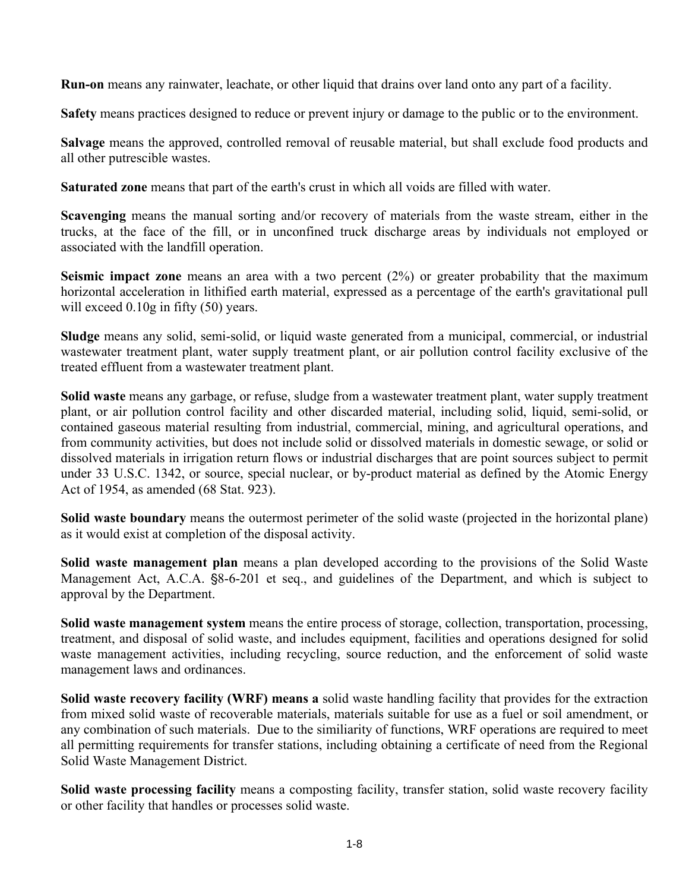**Run-on** means any rainwater, leachate, or other liquid that drains over land onto any part of a facility.

**Safety** means practices designed to reduce or prevent injury or damage to the public or to the environment.

**Salvage** means the approved, controlled removal of reusable material, but shall exclude food products and all other putrescible wastes.

**Saturated zone** means that part of the earth's crust in which all voids are filled with water.

**Scavenging** means the manual sorting and/or recovery of materials from the waste stream, either in the trucks, at the face of the fill, or in unconfined truck discharge areas by individuals not employed or associated with the landfill operation.

**Seismic impact zone** means an area with a two percent (2%) or greater probability that the maximum horizontal acceleration in lithified earth material, expressed as a percentage of the earth's gravitational pull will exceed 0.10g in fifty (50) years.

**Sludge** means any solid, semi-solid, or liquid waste generated from a municipal, commercial, or industrial wastewater treatment plant, water supply treatment plant, or air pollution control facility exclusive of the treated effluent from a wastewater treatment plant.

**Solid waste** means any garbage, or refuse, sludge from a wastewater treatment plant, water supply treatment plant, or air pollution control facility and other discarded material, including solid, liquid, semi-solid, or contained gaseous material resulting from industrial, commercial, mining, and agricultural operations, and from community activities, but does not include solid or dissolved materials in domestic sewage, or solid or dissolved materials in irrigation return flows or industrial discharges that are point sources subject to permit under 33 U.S.C. 1342, or source, special nuclear, or by-product material as defined by the Atomic Energy Act of 1954, as amended (68 Stat. 923).

**Solid waste boundary** means the outermost perimeter of the solid waste (projected in the horizontal plane) as it would exist at completion of the disposal activity.

**Solid waste management plan** means a plan developed according to the provisions of the Solid Waste Management Act, A.C.A. §8-6-201 et seq., and guidelines of the Department, and which is subject to approval by the Department.

**Solid waste management system** means the entire process of storage, collection, transportation, processing, treatment, and disposal of solid waste, and includes equipment, facilities and operations designed for solid waste management activities, including recycling, source reduction, and the enforcement of solid waste management laws and ordinances.

**Solid waste recovery facility (WRF) means a** solid waste handling facility that provides for the extraction from mixed solid waste of recoverable materials, materials suitable for use as a fuel or soil amendment, or any combination of such materials. Due to the similiarity of functions, WRF operations are required to meet all permitting requirements for transfer stations, including obtaining a certificate of need from the Regional Solid Waste Management District.

**Solid waste processing facility** means a composting facility, transfer station, solid waste recovery facility or other facility that handles or processes solid waste.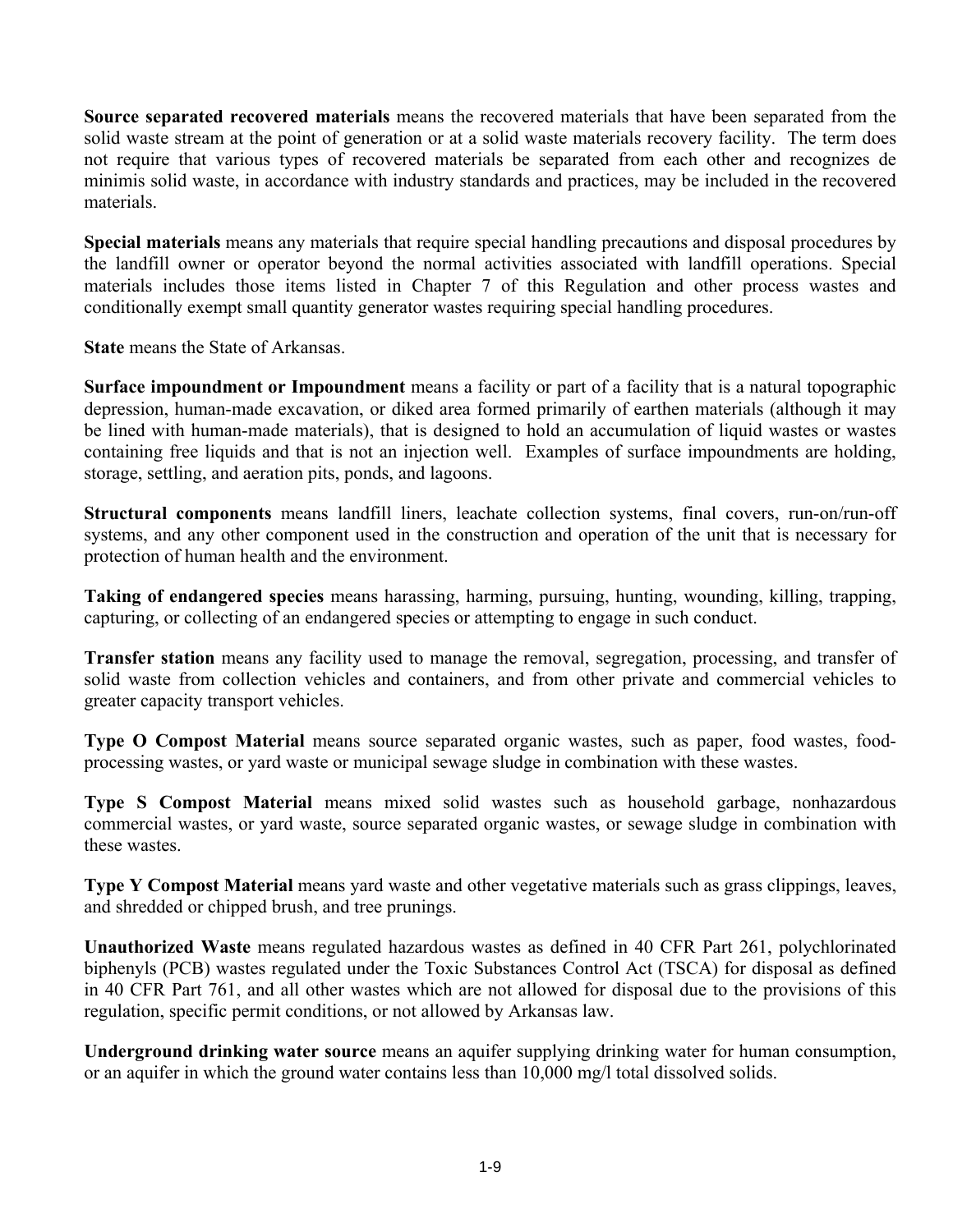**Source separated recovered materials** means the recovered materials that have been separated from the solid waste stream at the point of generation or at a solid waste materials recovery facility. The term does not require that various types of recovered materials be separated from each other and recognizes de minimis solid waste, in accordance with industry standards and practices, may be included in the recovered materials.

**Special materials** means any materials that require special handling precautions and disposal procedures by the landfill owner or operator beyond the normal activities associated with landfill operations. Special materials includes those items listed in Chapter 7 of this Regulation and other process wastes and conditionally exempt small quantity generator wastes requiring special handling procedures.

**State** means the State of Arkansas.

**Surface impoundment or Impoundment** means a facility or part of a facility that is a natural topographic depression, human-made excavation, or diked area formed primarily of earthen materials (although it may be lined with human-made materials), that is designed to hold an accumulation of liquid wastes or wastes containing free liquids and that is not an injection well. Examples of surface impoundments are holding, storage, settling, and aeration pits, ponds, and lagoons.

**Structural components** means landfill liners, leachate collection systems, final covers, run-on/run-off systems, and any other component used in the construction and operation of the unit that is necessary for protection of human health and the environment.

**Taking of endangered species** means harassing, harming, pursuing, hunting, wounding, killing, trapping, capturing, or collecting of an endangered species or attempting to engage in such conduct.

**Transfer station** means any facility used to manage the removal, segregation, processing, and transfer of solid waste from collection vehicles and containers, and from other private and commercial vehicles to greater capacity transport vehicles.

**Type O Compost Material** means source separated organic wastes, such as paper, food wastes, food-processing wastes, or yard waste or municipal sewage sludge in combination with these wastes.

**Type S Compost Material** means mixed solid wastes such as household garbage, nonhazardous commercial wastes, or yard waste, source separated organic wastes, or sewage sludge in combination with these wastes.

**Type Y Compost Material** means yard waste and other vegetative materials such as grass clippings, leaves, and shredded or chipped brush, and tree prunings.

**Unauthorized Waste** means regulated hazardous wastes as defined in 40 CFR Part 261, polychlorinated biphenyls (PCB) wastes regulated under the Toxic Substances Control Act (TSCA) for disposal as defined in 40 CFR Part 761, and all other wastes which are not allowed for disposal due to the provisions of this regulation, specific permit conditions, or not allowed by Arkansas law.

**Underground drinking water source** means an aquifer supplying drinking water for human consumption, or an aquifer in which the ground water contains less than 10,000 mg/l total dissolved solids.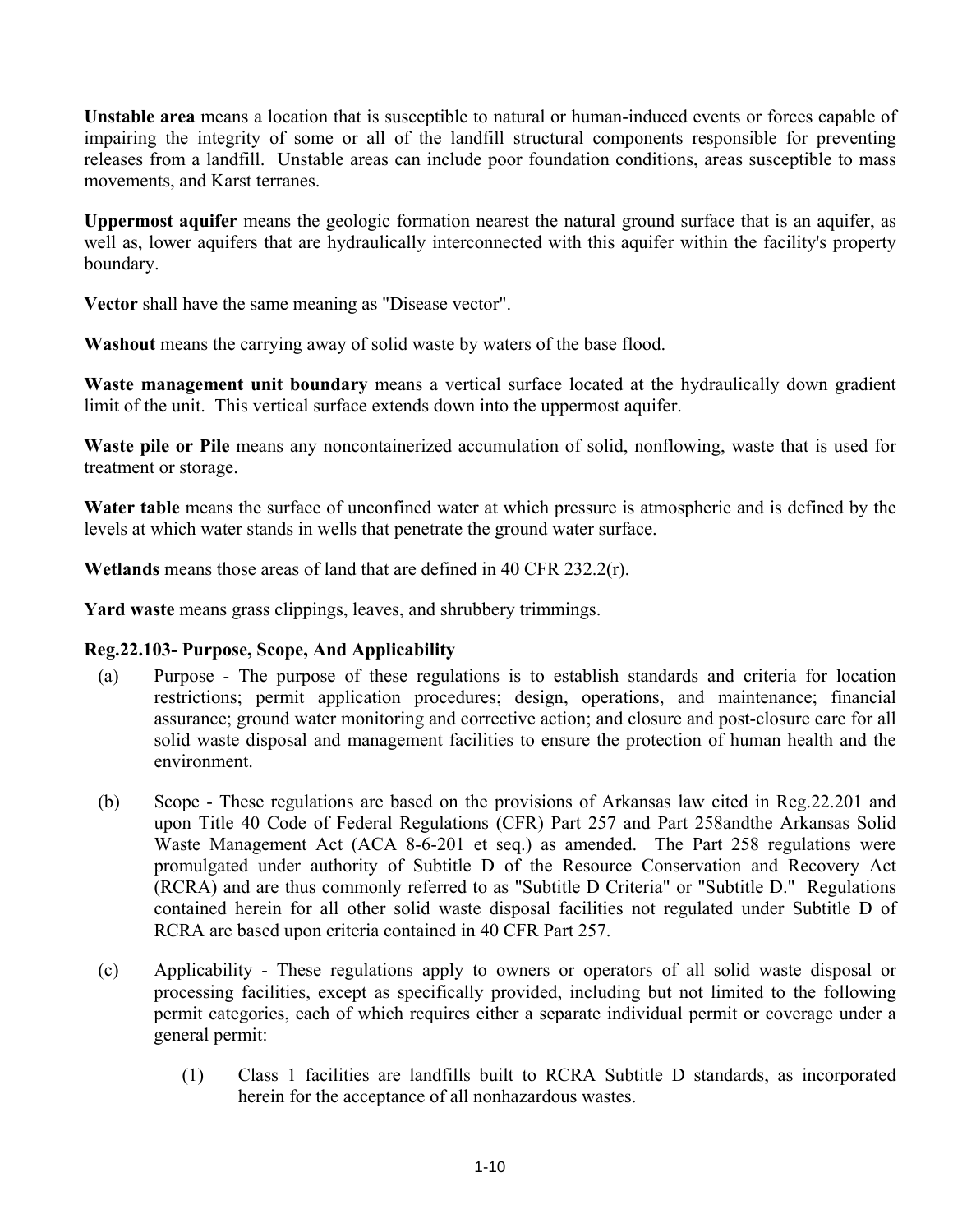**Unstable area** means a location that is susceptible to natural or human-induced events or forces capable of impairing the integrity of some or all of the landfill structural components responsible for preventing releases from a landfill. Unstable areas can include poor foundation conditions, areas susceptible to mass movements, and Karst terranes.

**Uppermost aquifer** means the geologic formation nearest the natural ground surface that is an aquifer, as well as, lower aquifers that are hydraulically interconnected with this aquifer within the facility's property boundary.

**Vector** shall have the same meaning as "Disease vector".

**Washout** means the carrying away of solid waste by waters of the base flood.

**Waste management unit boundary** means a vertical surface located at the hydraulically down gradient limit of the unit. This vertical surface extends down into the uppermost aquifer.

**Waste pile or Pile** means any noncontainerized accumulation of solid, nonflowing, waste that is used for treatment or storage.

**Water table** means the surface of unconfined water at which pressure is atmospheric and is defined by the levels at which water stands in wells that penetrate the ground water surface.

**Wetlands** means those areas of land that are defined in 40 CFR 232.2(r).

**Yard waste** means grass clippings, leaves, and shrubbery trimmings.

**Reg.22.103- Purpose, Scope, And Applicability**

(a) Purpose - The purpose of these regulations is to establish standards and criteria for location restrictions; permit application procedures; design, operations, and maintenance; financial assurance; ground water monitoring and corrective action; and closure and post-closure care for all solid waste disposal and management facilities to ensure the protection of human health and the environment.

(b) Scope - These regulations are based on the provisions of Arkansas law cited in Reg.22.201 and upon Title 40 Code of Federal Regulations (CFR) Part 257 and Part 258andthe Arkansas Solid Waste Management Act (ACA 8-6-201 et seq.) as amended. The Part 258 regulations were promulgated under authority of Subtitle D of the Resource Conservation and Recovery Act (RCRA) and are thus commonly referred to as "Subtitle D Criteria" or "Subtitle D." Regulations contained herein for all other solid waste disposal facilities not regulated under Subtitle D of RCRA are based upon criteria contained in 40 CFR Part 257.

(c) Applicability - These regulations apply to owners or operators of all solid waste disposal or processing facilities, except as specifically provided, including but not limited to the following permit categories, each of which requires either a separate individual permit or coverage under a general permit:

    (1) Class 1 facilities are landfills built to RCRA Subtitle D standards, as incorporated herein for the acceptance of all nonhazardous wastes.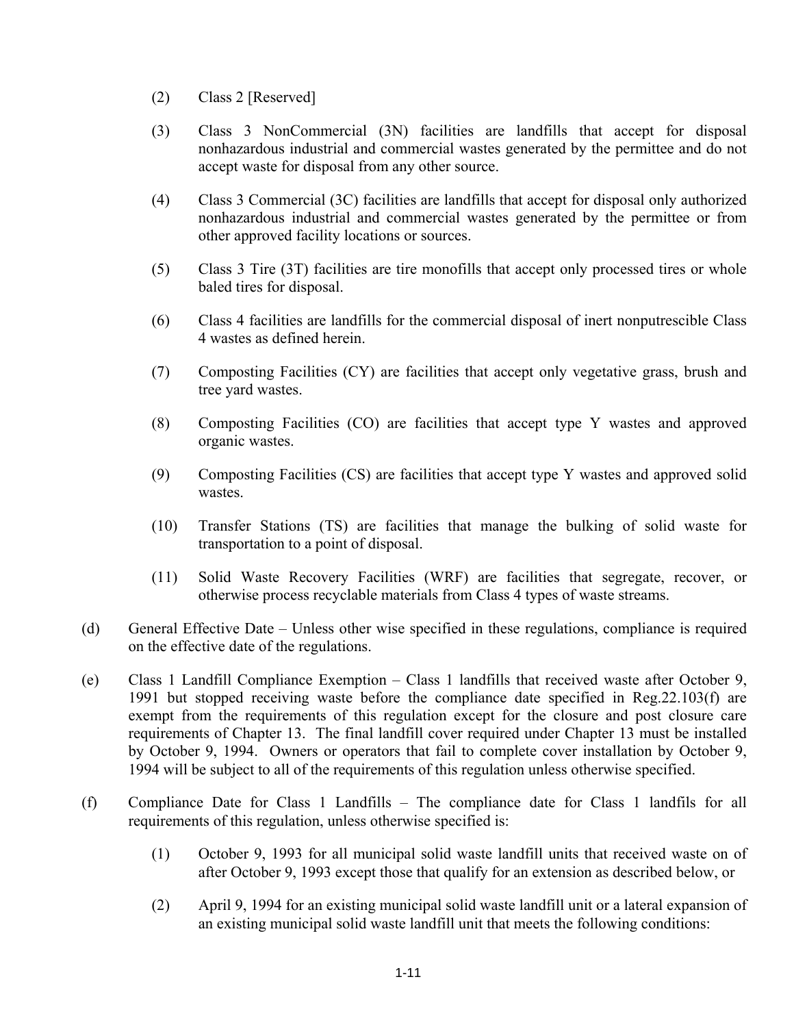(2) Class 2 [Reserved]

(3) Class 3 NonCommercial (3N) facilities are landfills that accept for disposal nonhazardous industrial and commercial wastes generated by the permittee and do not accept waste for disposal from any other source.

(4) Class 3 Commercial (3C) facilities are landfills that accept for disposal only authorized nonhazardous industrial and commercial wastes generated by the permittee or from other approved facility locations or sources.

(5) Class 3 Tire (3T) facilities are tire monofills that accept only processed tires or whole baled tires for disposal.

(6) Class 4 facilities are landfills for the commercial disposal of inert nonputrescible Class 4 wastes as defined herein.

(7) Composting Facilities (CY) are facilities that accept only vegetative grass, brush and tree yard wastes.

(8) Composting Facilities (CO) are facilities that accept type Y wastes and approved organic wastes.

(9) Composting Facilities (CS) are facilities that accept type Y wastes and approved solid wastes.

(10) Transfer Stations (TS) are facilities that manage the bulking of solid waste for transportation to a point of disposal.

(11) Solid Waste Recovery Facilities (WRF) are facilities that segregate, recover, or otherwise process recyclable materials from Class 4 types of waste streams.

(d) General Effective Date – Unless other wise specified in these regulations, compliance is required on the effective date of the regulations.

(e) Class 1 Landfill Compliance Exemption – Class 1 landfills that received waste after October 9, 1991 but stopped receiving waste before the compliance date specified in Reg.22.103(f) are exempt from the requirements of this regulation except for the closure and post closure care requirements of Chapter 13. The final landfill cover required under Chapter 13 must be installed by October 9, 1994. Owners or operators that fail to complete cover installation by October 9, 1994 will be subject to all of the requirements of this regulation unless otherwise specified.

(f) Compliance Date for Class 1 Landfills – The compliance date for Class 1 landfils for all requirements of this regulation, unless otherwise specified is:

(1) October 9, 1993 for all municipal solid waste landfill units that received waste on of after October 9, 1993 except those that qualify for an extension as described below, or

(2) April 9, 1994 for an existing municipal solid waste landfill unit or a lateral expansion of an existing municipal solid waste landfill unit that meets the following conditions: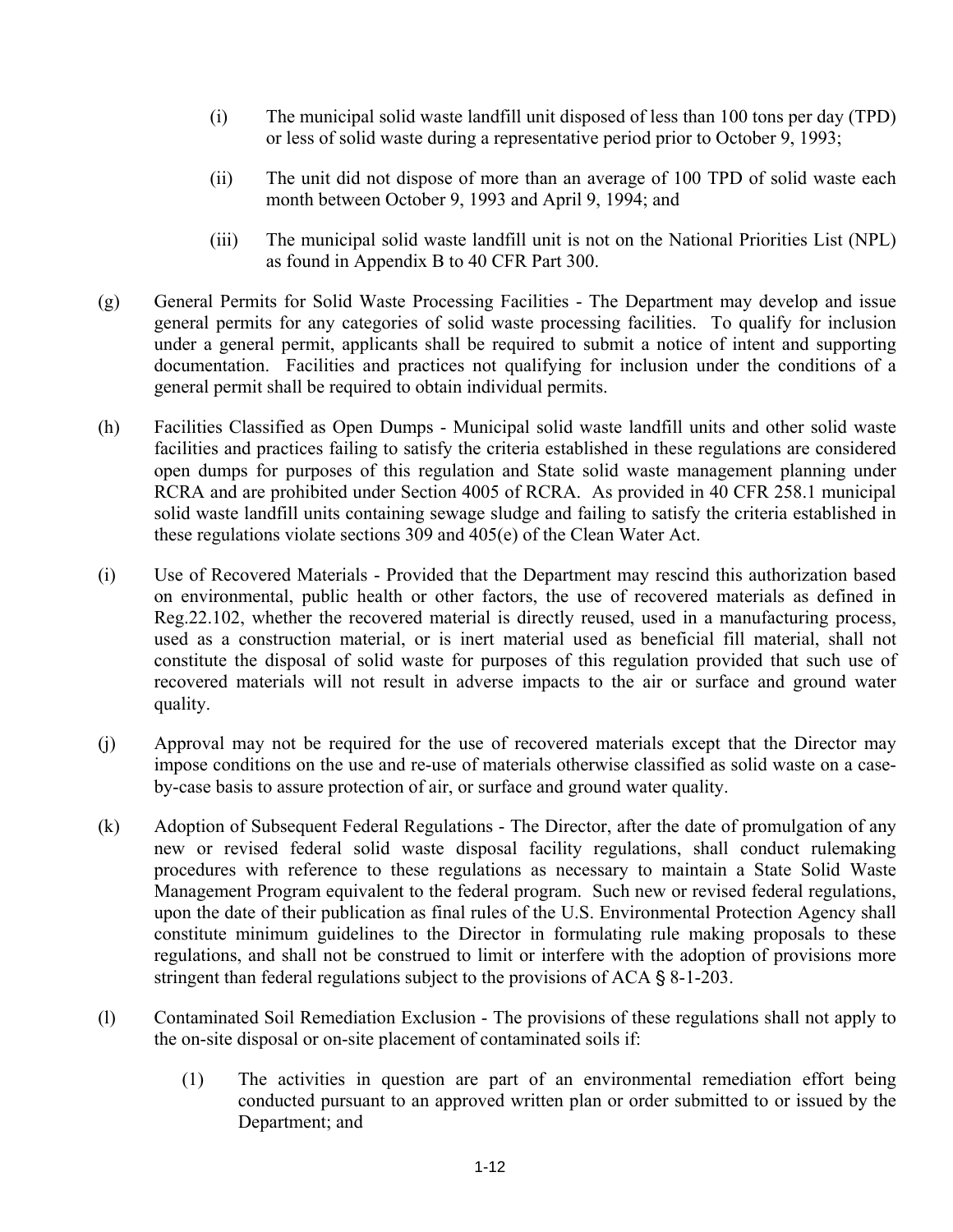(i) The municipal solid waste landfill unit disposed of less than 100 tons per day (TPD) or less of solid waste during a representative period prior to October 9, 1993;

(ii) The unit did not dispose of more than an average of 100 TPD of solid waste each month between October 9, 1993 and April 9, 1994; and

(iii) The municipal solid waste landfill unit is not on the National Priorities List (NPL) as found in Appendix B to 40 CFR Part 300.

(g) General Permits for Solid Waste Processing Facilities - The Department may develop and issue general permits for any categories of solid waste processing facilities. To qualify for inclusion under a general permit, applicants shall be required to submit a notice of intent and supporting documentation. Facilities and practices not qualifying for inclusion under the conditions of a general permit shall be required to obtain individual permits.

(h) Facilities Classified as Open Dumps - Municipal solid waste landfill units and other solid waste facilities and practices failing to satisfy the criteria established in these regulations are considered open dumps for purposes of this regulation and State solid waste management planning under RCRA and are prohibited under Section 4005 of RCRA. As provided in 40 CFR 258.1 municipal solid waste landfill units containing sewage sludge and failing to satisfy the criteria established in these regulations violate sections 309 and 405(e) of the Clean Water Act.

(i) Use of Recovered Materials - Provided that the Department may rescind this authorization based on environmental, public health or other factors, the use of recovered materials as defined in Reg.22.102, whether the recovered material is directly reused, used in a manufacturing process, used as a construction material, or is inert material used as beneficial fill material, shall not constitute the disposal of solid waste for purposes of this regulation provided that such use of recovered materials will not result in adverse impacts to the air or surface and ground water quality.

(j) Approval may not be required for the use of recovered materials except that the Director may impose conditions on the use and re-use of materials otherwise classified as solid waste on a case-by-case basis to assure protection of air, or surface and ground water quality.

(k) Adoption of Subsequent Federal Regulations - The Director, after the date of promulgation of any new or revised federal solid waste disposal facility regulations, shall conduct rulemaking procedures with reference to these regulations as necessary to maintain a State Solid Waste Management Program equivalent to the federal program. Such new or revised federal regulations, upon the date of their publication as final rules of the U.S. Environmental Protection Agency shall constitute minimum guidelines to the Director in formulating rule making proposals to these regulations, and shall not be construed to limit or interfere with the adoption of provisions more stringent than federal regulations subject to the provisions of ACA § 8-1-203.

(l) Contaminated Soil Remediation Exclusion - The provisions of these regulations shall not apply to the on-site disposal or on-site placement of contaminated soils if:

(1) The activities in question are part of an environmental remediation effort being conducted pursuant to an approved written plan or order submitted to or issued by the Department; and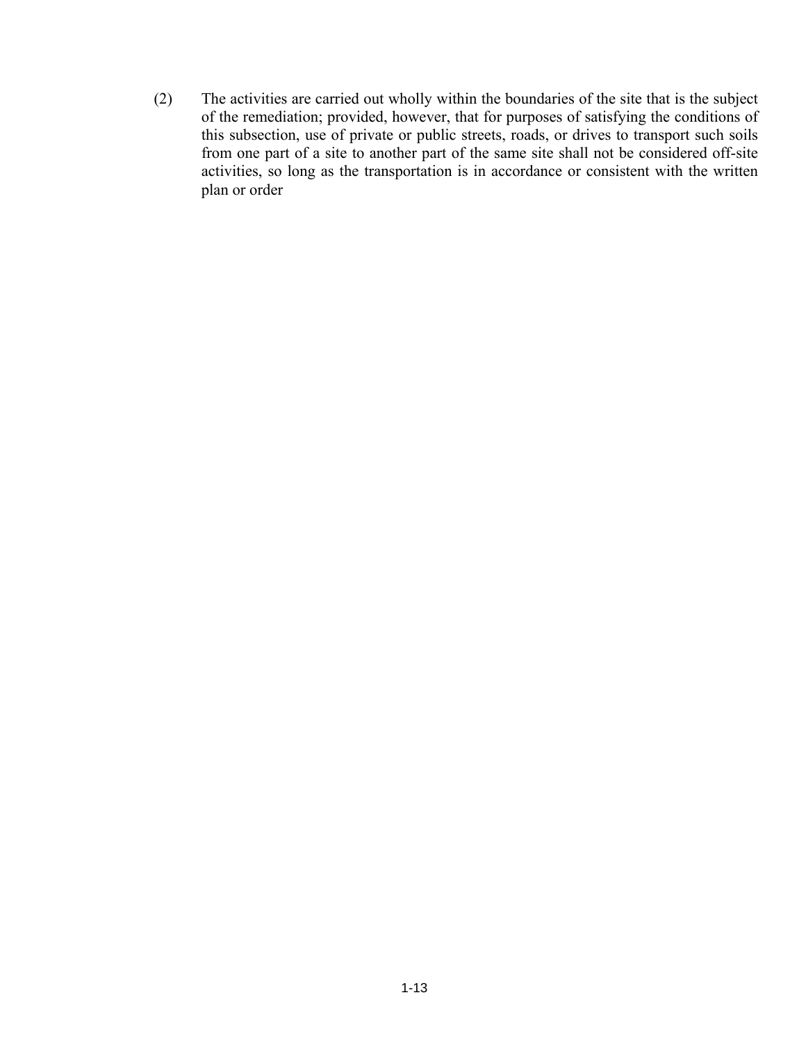(2) The activities are carried out wholly within the boundaries of the site that is the subject of the remediation; provided, however, that for purposes of satisfying the conditions of this subsection, use of private or public streets, roads, or drives to transport such soils from one part of a site to another part of the same site shall not be considered off-site activities, so long as the transportation is in accordance or consistent with the written plan or order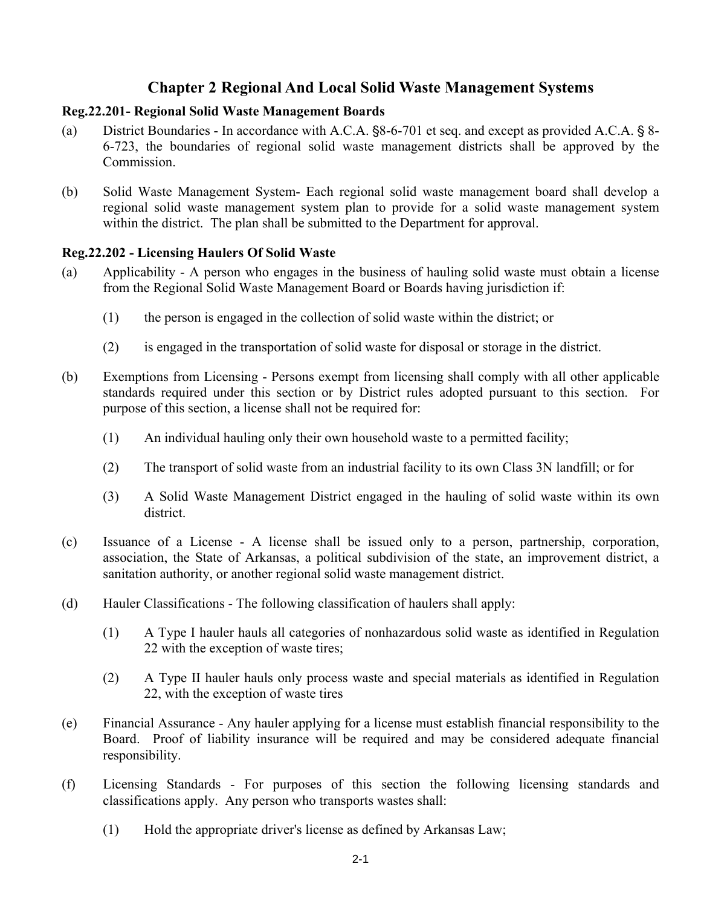# Chapter 2 Regional And Local Solid Waste Management Systems

### Reg.22.201- Regional Solid Waste Management Boards

(a) District Boundaries - In accordance with A.C.A. §8-6-701 et seq. and except as provided A.C.A. § 8-6-723, the boundaries of regional solid waste management districts shall be approved by the Commission.

(b) Solid Waste Management System- Each regional solid waste management board shall develop a regional solid waste management system plan to provide for a solid waste management system within the district. The plan shall be submitted to the Department for approval.

### Reg.22.202 - Licensing Haulers Of Solid Waste

(a) Applicability - A person who engages in the business of hauling solid waste must obtain a license from the Regional Solid Waste Management Board or Boards having jurisdiction if:

   (1) the person is engaged in the collection of solid waste within the district; or

   (2) is engaged in the transportation of solid waste for disposal or storage in the district.

(b) Exemptions from Licensing - Persons exempt from licensing shall comply with all other applicable standards required under this section or by District rules adopted pursuant to this section. For purpose of this section, a license shall not be required for:

   (1) An individual hauling only their own household waste to a permitted facility;

   (2) The transport of solid waste from an industrial facility to its own Class 3N landfill; or for

   (3) A Solid Waste Management District engaged in the hauling of solid waste within its own district.

(c) Issuance of a License - A license shall be issued only to a person, partnership, corporation, association, the State of Arkansas, a political subdivision of the state, an improvement district, a sanitation authority, or another regional solid waste management district.

(d) Hauler Classifications - The following classification of haulers shall apply:

   (1) A Type I hauler hauls all categories of nonhazardous solid waste as identified in Regulation 22 with the exception of waste tires;

   (2) A Type II hauler hauls only process waste and special materials as identified in Regulation 22, with the exception of waste tires

(e) Financial Assurance - Any hauler applying for a license must establish financial responsibility to the Board. Proof of liability insurance will be required and may be considered adequate financial responsibility.

(f) Licensing Standards - For purposes of this section the following licensing standards and classifications apply. Any person who transports wastes shall:

   (1) Hold the appropriate driver's license as defined by Arkansas Law;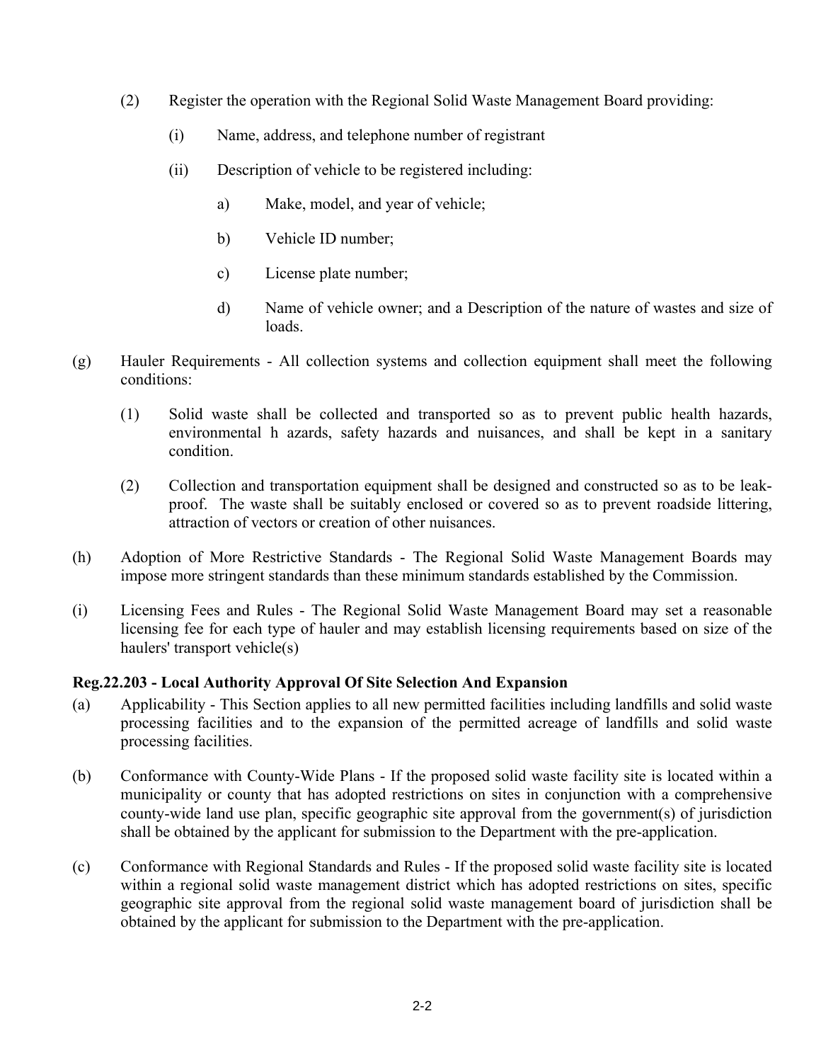(2) Register the operation with the Regional Solid Waste Management Board providing:

  (i) Name, address, and telephone number of registrant

  (ii) Description of vehicle to be registered including:

    a) Make, model, and year of vehicle;

    b) Vehicle ID number;

    c) License plate number;

    d) Name of vehicle owner; and a Description of the nature of wastes and size of loads.

(g) Hauler Requirements - All collection systems and collection equipment shall meet the following conditions:

  (1) Solid waste shall be collected and transported so as to prevent public health hazards, environmental h azards, safety hazards and nuisances, and shall be kept in a sanitary condition.

  (2) Collection and transportation equipment shall be designed and constructed so as to be leak-proof. The waste shall be suitably enclosed or covered so as to prevent roadside littering, attraction of vectors or creation of other nuisances.

(h) Adoption of More Restrictive Standards - The Regional Solid Waste Management Boards may impose more stringent standards than these minimum standards established by the Commission.

(i) Licensing Fees and Rules - The Regional Solid Waste Management Board may set a reasonable licensing fee for each type of hauler and may establish licensing requirements based on size of the haulers' transport vehicle(s)

**Reg.22.203 - Local Authority Approval Of Site Selection And Expansion**

(a) Applicability - This Section applies to all new permitted facilities including landfills and solid waste processing facilities and to the expansion of the permitted acreage of landfills and solid waste processing facilities.

(b) Conformance with County-Wide Plans - If the proposed solid waste facility site is located within a municipality or county that has adopted restrictions on sites in conjunction with a comprehensive county-wide land use plan, specific geographic site approval from the government(s) of jurisdiction shall be obtained by the applicant for submission to the Department with the pre-application.

(c) Conformance with Regional Standards and Rules - If the proposed solid waste facility site is located within a regional solid waste management district which has adopted restrictions on sites, specific geographic site approval from the regional solid waste management board of jurisdiction shall be obtained by the applicant for submission to the Department with the pre-application.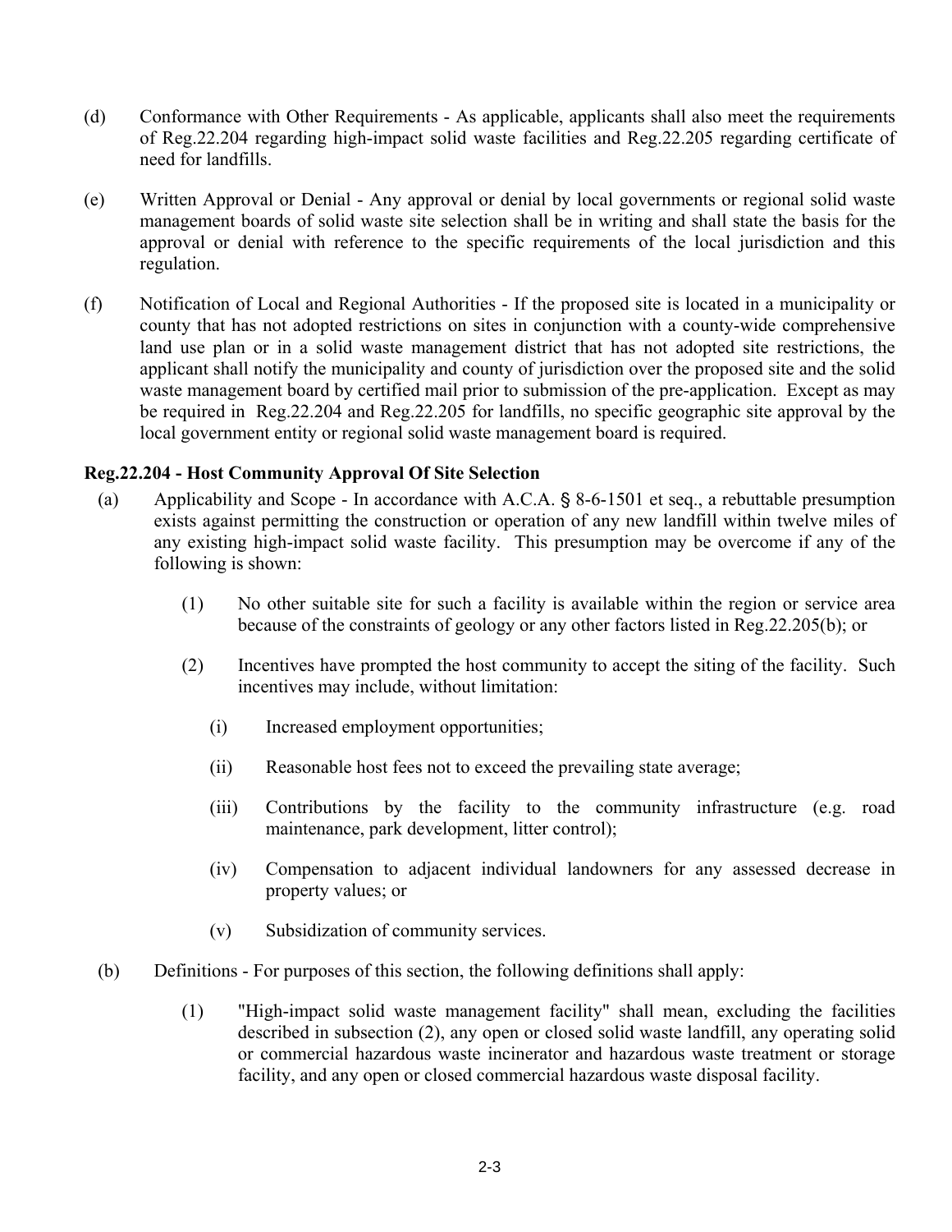(d) Conformance with Other Requirements - As applicable, applicants shall also meet the requirements of Reg.22.204 regarding high-impact solid waste facilities and Reg.22.205 regarding certificate of need for landfills.

(e) Written Approval or Denial - Any approval or denial by local governments or regional solid waste management boards of solid waste site selection shall be in writing and shall state the basis for the approval or denial with reference to the specific requirements of the local jurisdiction and this regulation.

(f) Notification of Local and Regional Authorities - If the proposed site is located in a municipality or county that has not adopted restrictions on sites in conjunction with a county-wide comprehensive land use plan or in a solid waste management district that has not adopted site restrictions, the applicant shall notify the municipality and county of jurisdiction over the proposed site and the solid waste management board by certified mail prior to submission of the pre-application. Except as may be required in Reg.22.204 and Reg.22.205 for landfills, no specific geographic site approval by the local government entity or regional solid waste management board is required.

**Reg.22.204 - Host Community Approval Of Site Selection**

(a) Applicability and Scope - In accordance with A.C.A. § 8-6-1501 et seq., a rebuttable presumption exists against permitting the construction or operation of any new landfill within twelve miles of any existing high-impact solid waste facility. This presumption may be overcome if any of the following is shown:

(1) No other suitable site for such a facility is available within the region or service area because of the constraints of geology or any other factors listed in Reg.22.205(b); or

(2) Incentives have prompted the host community to accept the siting of the facility. Such incentives may include, without limitation:

(i) Increased employment opportunities;

(ii) Reasonable host fees not to exceed the prevailing state average;

(iii) Contributions by the facility to the community infrastructure (e.g. road maintenance, park development, litter control);

(iv) Compensation to adjacent individual landowners for any assessed decrease in property values; or

(v) Subsidization of community services.

(b) Definitions - For purposes of this section, the following definitions shall apply:

(1) "High-impact solid waste management facility" shall mean, excluding the facilities described in subsection (2), any open or closed solid waste landfill, any operating solid or commercial hazardous waste incinerator and hazardous waste treatment or storage facility, and any open or closed commercial hazardous waste disposal facility.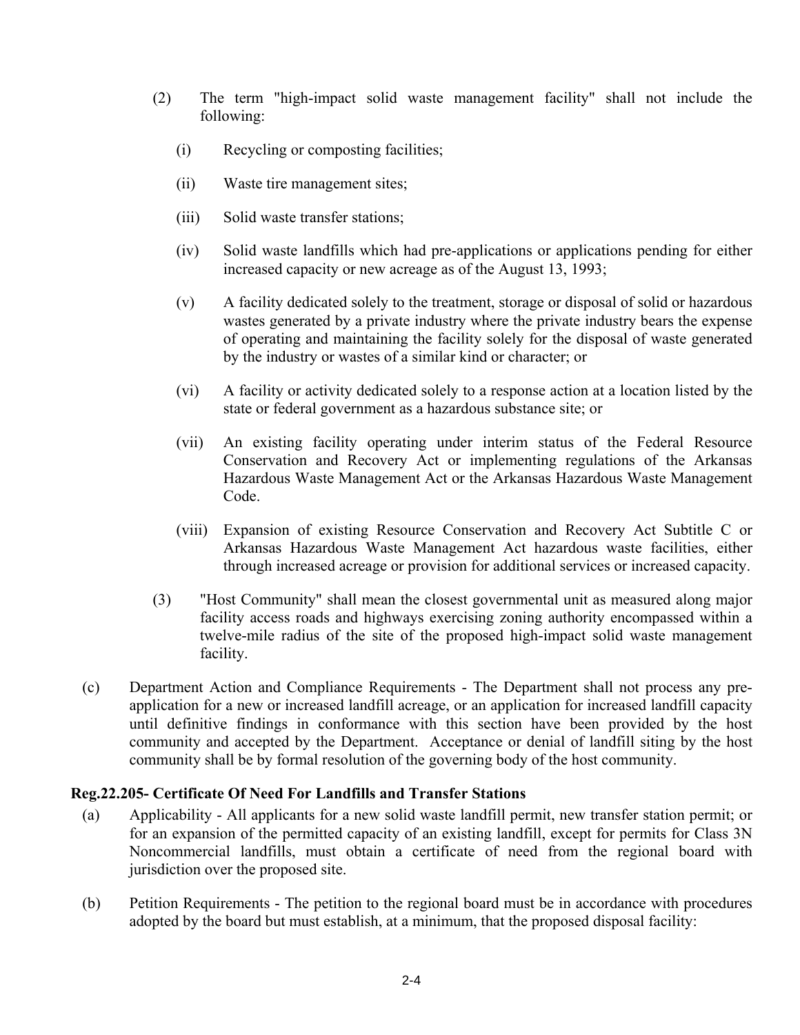(2) The term "high-impact solid waste management facility" shall not include the following:

(i) Recycling or composting facilities;

(ii) Waste tire management sites;

(iii) Solid waste transfer stations;

(iv) Solid waste landfills which had pre-applications or applications pending for either increased capacity or new acreage as of the August 13, 1993;

(v) A facility dedicated solely to the treatment, storage or disposal of solid or hazardous wastes generated by a private industry where the private industry bears the expense of operating and maintaining the facility solely for the disposal of waste generated by the industry or wastes of a similar kind or character; or

(vi) A facility or activity dedicated solely to a response action at a location listed by the state or federal government as a hazardous substance site; or

(vii) An existing facility operating under interim status of the Federal Resource Conservation and Recovery Act or implementing regulations of the Arkansas Hazardous Waste Management Act or the Arkansas Hazardous Waste Management Code.

(viii) Expansion of existing Resource Conservation and Recovery Act Subtitle C or Arkansas Hazardous Waste Management Act hazardous waste facilities, either through increased acreage or provision for additional services or increased capacity.

(3) "Host Community" shall mean the closest governmental unit as measured along major facility access roads and highways exercising zoning authority encompassed within a twelve-mile radius of the site of the proposed high-impact solid waste management facility.

(c) Department Action and Compliance Requirements - The Department shall not process any pre-application for a new or increased landfill acreage, or an application for increased landfill capacity until definitive findings in conformance with this section have been provided by the host community and accepted by the Department. Acceptance or denial of landfill siting by the host community shall be by formal resolution of the governing body of the host community.

### Reg.22.205- Certificate Of Need For Landfills and Transfer Stations

(a) Applicability - All applicants for a new solid waste landfill permit, new transfer station permit; or for an expansion of the permitted capacity of an existing landfill, except for permits for Class 3N Noncommercial landfills, must obtain a certificate of need from the regional board with jurisdiction over the proposed site.

(b) Petition Requirements - The petition to the regional board must be in accordance with procedures adopted by the board but must establish, at a minimum, that the proposed disposal facility: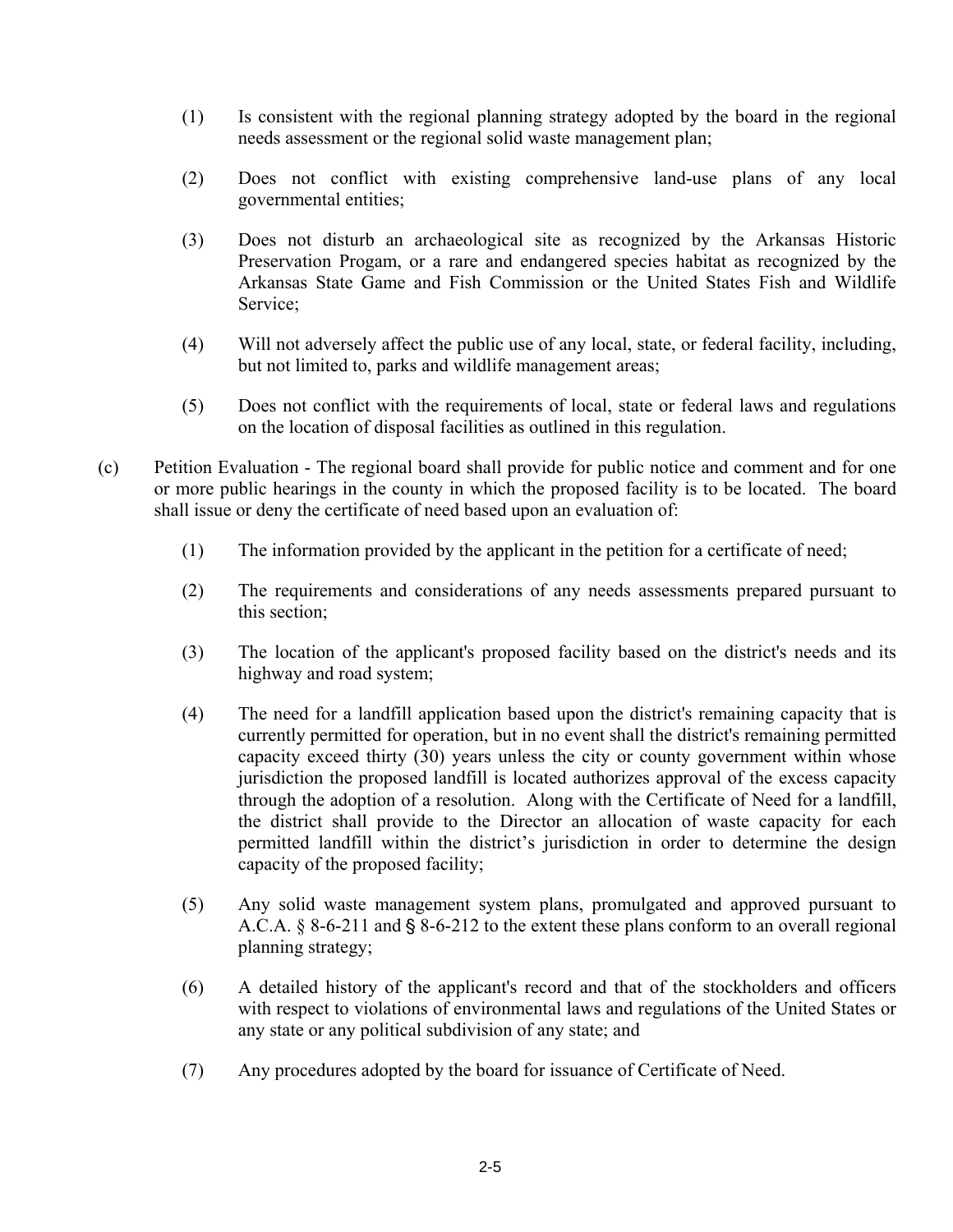(1) Is consistent with the regional planning strategy adopted by the board in the regional needs assessment or the regional solid waste management plan;

(2) Does not conflict with existing comprehensive land-use plans of any local governmental entities;

(3) Does not disturb an archaeological site as recognized by the Arkansas Historic Preservation Progam, or a rare and endangered species habitat as recognized by the Arkansas State Game and Fish Commission or the United States Fish and Wildlife Service;

(4) Will not adversely affect the public use of any local, state, or federal facility, including, but not limited to, parks and wildlife management areas;

(5) Does not conflict with the requirements of local, state or federal laws and regulations on the location of disposal facilities as outlined in this regulation.

(c) Petition Evaluation - The regional board shall provide for public notice and comment and for one or more public hearings in the county in which the proposed facility is to be located. The board shall issue or deny the certificate of need based upon an evaluation of:

(1) The information provided by the applicant in the petition for a certificate of need;

(2) The requirements and considerations of any needs assessments prepared pursuant to this section;

(3) The location of the applicant's proposed facility based on the district's needs and its highway and road system;

(4) The need for a landfill application based upon the district's remaining capacity that is currently permitted for operation, but in no event shall the district's remaining permitted capacity exceed thirty (30) years unless the city or county government within whose jurisdiction the proposed landfill is located authorizes approval of the excess capacity through the adoption of a resolution. Along with the Certificate of Need for a landfill, the district shall provide to the Director an allocation of waste capacity for each permitted landfill within the district's jurisdiction in order to determine the design capacity of the proposed facility;

(5) Any solid waste management system plans, promulgated and approved pursuant to A.C.A. § 8-6-211 and § 8-6-212 to the extent these plans conform to an overall regional planning strategy;

(6) A detailed history of the applicant's record and that of the stockholders and officers with respect to violations of environmental laws and regulations of the United States or any state or any political subdivision of any state; and

(7) Any procedures adopted by the board for issuance of Certificate of Need.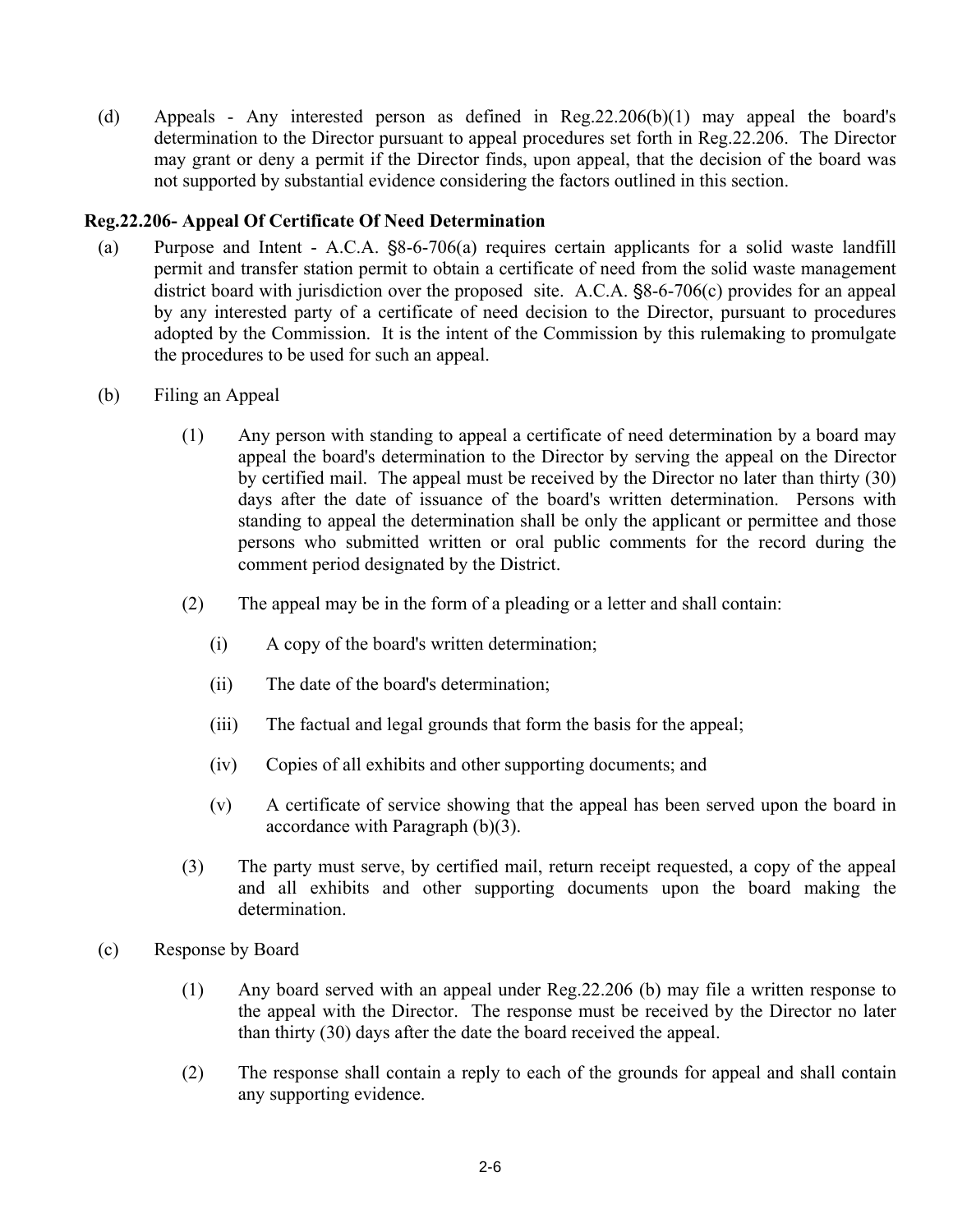(d) Appeals - Any interested person as defined in Reg.22.206(b)(1) may appeal the board's determination to the Director pursuant to appeal procedures set forth in Reg.22.206. The Director may grant or deny a permit if the Director finds, upon appeal, that the decision of the board was not supported by substantial evidence considering the factors outlined in this section.

### Reg.22.206- Appeal Of Certificate Of Need Determination

(a) Purpose and Intent - A.C.A. §8-6-706(a) requires certain applicants for a solid waste landfill permit and transfer station permit to obtain a certificate of need from the solid waste management district board with jurisdiction over the proposed site. A.C.A. §8-6-706(c) provides for an appeal by any interested party of a certificate of need decision to the Director, pursuant to procedures adopted by the Commission. It is the intent of the Commission by this rulemaking to promulgate the procedures to be used for such an appeal.

(b) Filing an Appeal

(1) Any person with standing to appeal a certificate of need determination by a board may appeal the board's determination to the Director by serving the appeal on the Director by certified mail. The appeal must be received by the Director no later than thirty (30) days after the date of issuance of the board's written determination. Persons with standing to appeal the determination shall be only the applicant or permittee and those persons who submitted written or oral public comments for the record during the comment period designated by the District.

(2) The appeal may be in the form of a pleading or a letter and shall contain:

(i) A copy of the board's written determination;

(ii) The date of the board's determination;

(iii) The factual and legal grounds that form the basis for the appeal;

(iv) Copies of all exhibits and other supporting documents; and

(v) A certificate of service showing that the appeal has been served upon the board in accordance with Paragraph (b)(3).

(3) The party must serve, by certified mail, return receipt requested, a copy of the appeal and all exhibits and other supporting documents upon the board making the determination.

(c) Response by Board

(1) Any board served with an appeal under Reg.22.206 (b) may file a written response to the appeal with the Director. The response must be received by the Director no later than thirty (30) days after the date the board received the appeal.

(2) The response shall contain a reply to each of the grounds for appeal and shall contain any supporting evidence.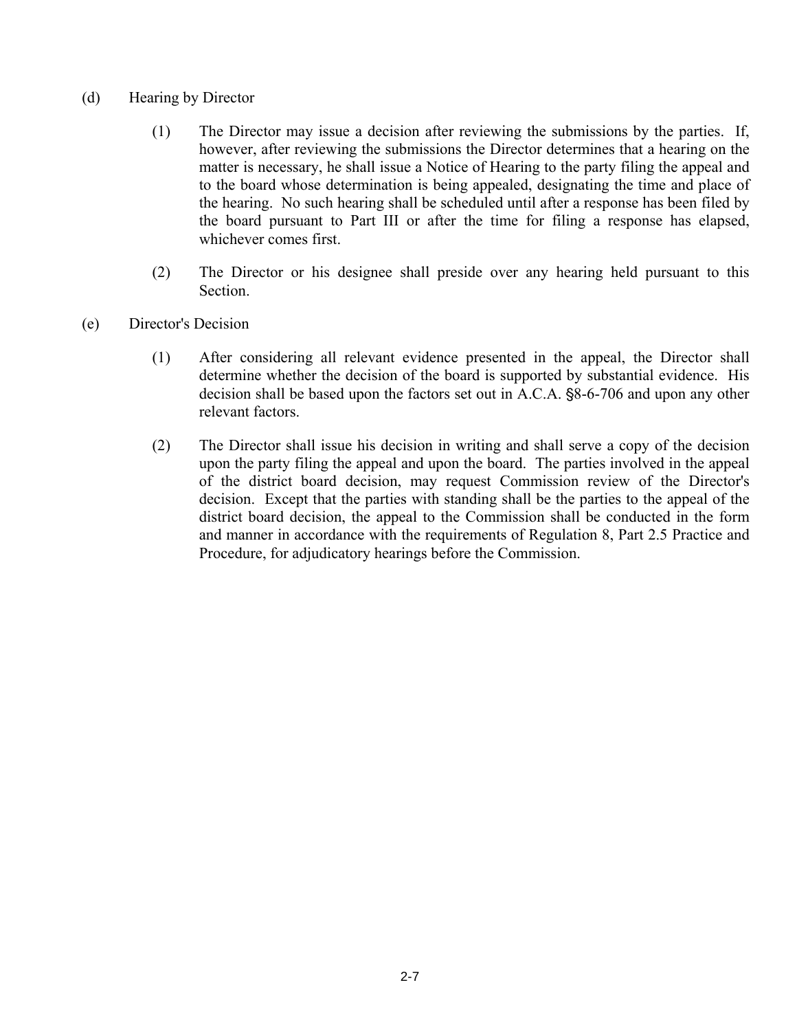(d) Hearing by Director

(1) The Director may issue a decision after reviewing the submissions by the parties. If, however, after reviewing the submissions the Director determines that a hearing on the matter is necessary, he shall issue a Notice of Hearing to the party filing the appeal and to the board whose determination is being appealed, designating the time and place of the hearing. No such hearing shall be scheduled until after a response has been filed by the board pursuant to Part III or after the time for filing a response has elapsed, whichever comes first.

(2) The Director or his designee shall preside over any hearing held pursuant to this Section.

(e) Director's Decision

(1) After considering all relevant evidence presented in the appeal, the Director shall determine whether the decision of the board is supported by substantial evidence. His decision shall be based upon the factors set out in A.C.A. §8-6-706 and upon any other relevant factors.

(2) The Director shall issue his decision in writing and shall serve a copy of the decision upon the party filing the appeal and upon the board. The parties involved in the appeal of the district board decision, may request Commission review of the Director's decision. Except that the parties with standing shall be the parties to the appeal of the district board decision, the appeal to the Commission shall be conducted in the form and manner in accordance with the requirements of Regulation 8, Part 2.5 Practice and Procedure, for adjudicatory hearings before the Commission.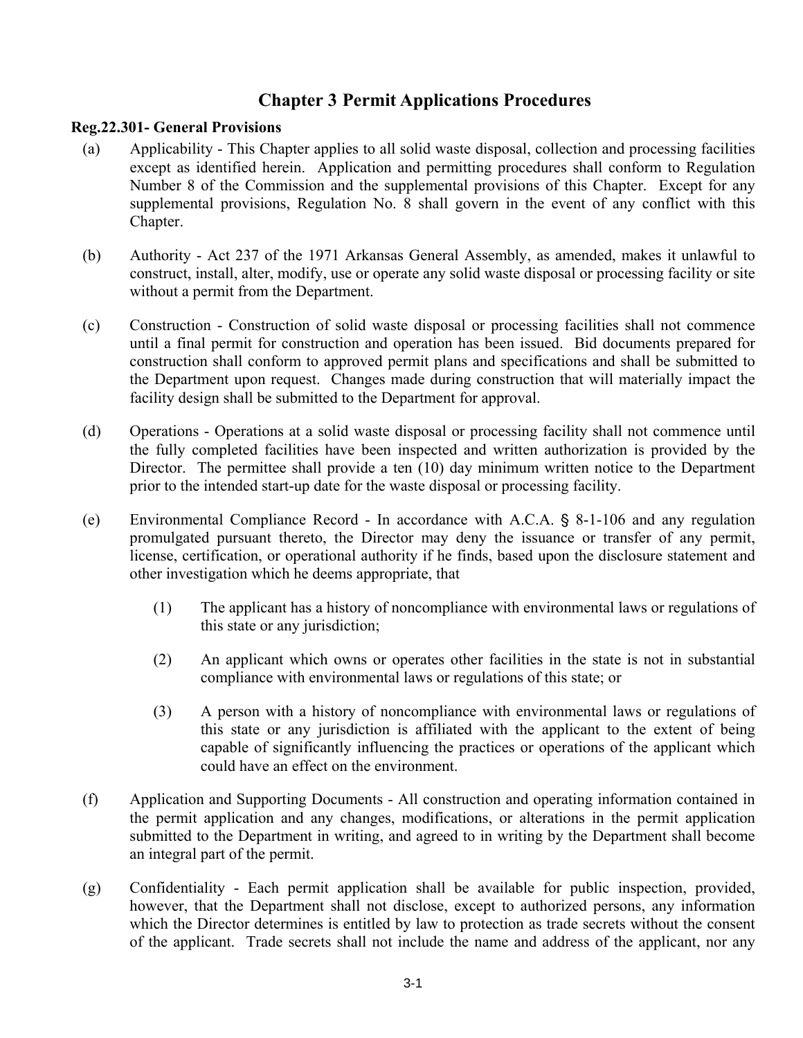# Chapter 3 Permit Applications Procedures

**Reg.22.301- General Provisions**

(a) Applicability - This Chapter applies to all solid waste disposal, collection and processing facilities except as identified herein. Application and permitting procedures shall conform to Regulation Number 8 of the Commission and the supplemental provisions of this Chapter. Except for any supplemental provisions, Regulation No. 8 shall govern in the event of any conflict with this Chapter.

(b) Authority - Act 237 of the 1971 Arkansas General Assembly, as amended, makes it unlawful to construct, install, alter, modify, use or operate any solid waste disposal or processing facility or site without a permit from the Department.

(c) Construction - Construction of solid waste disposal or processing facilities shall not commence until a final permit for construction and operation has been issued. Bid documents prepared for construction shall conform to approved permit plans and specifications and shall be submitted to the Department upon request. Changes made during construction that will materially impact the facility design shall be submitted to the Department for approval.

(d) Operations - Operations at a solid waste disposal or processing facility shall not commence until the fully completed facilities have been inspected and written authorization is provided by the Director. The permittee shall provide a ten (10) day minimum written notice to the Department prior to the intended start-up date for the waste disposal or processing facility.

(e) Environmental Compliance Record - In accordance with A.C.A. § 8-1-106 and any regulation promulgated pursuant thereto, the Director may deny the issuance or transfer of any permit, license, certification, or operational authority if he finds, based upon the disclosure statement and other investigation which he deems appropriate, that

  (1) The applicant has a history of noncompliance with environmental laws or regulations of this state or any jurisdiction;

  (2) An applicant which owns or operates other facilities in the state is not in substantial compliance with environmental laws or regulations of this state; or

  (3) A person with a history of noncompliance with environmental laws or regulations of this state or any jurisdiction is affiliated with the applicant to the extent of being capable of significantly influencing the practices or operations of the applicant which could have an effect on the environment.

(f) Application and Supporting Documents - All construction and operating information contained in the permit application and any changes, modifications, or alterations in the permit application submitted to the Department in writing, and agreed to in writing by the Department shall become an integral part of the permit.

(g) Confidentiality - Each permit application shall be available for public inspection, provided, however, that the Department shall not disclose, except to authorized persons, any information which the Director determines is entitled by law to protection as trade secrets without the consent of the applicant. Trade secrets shall not include the name and address of the applicant, nor any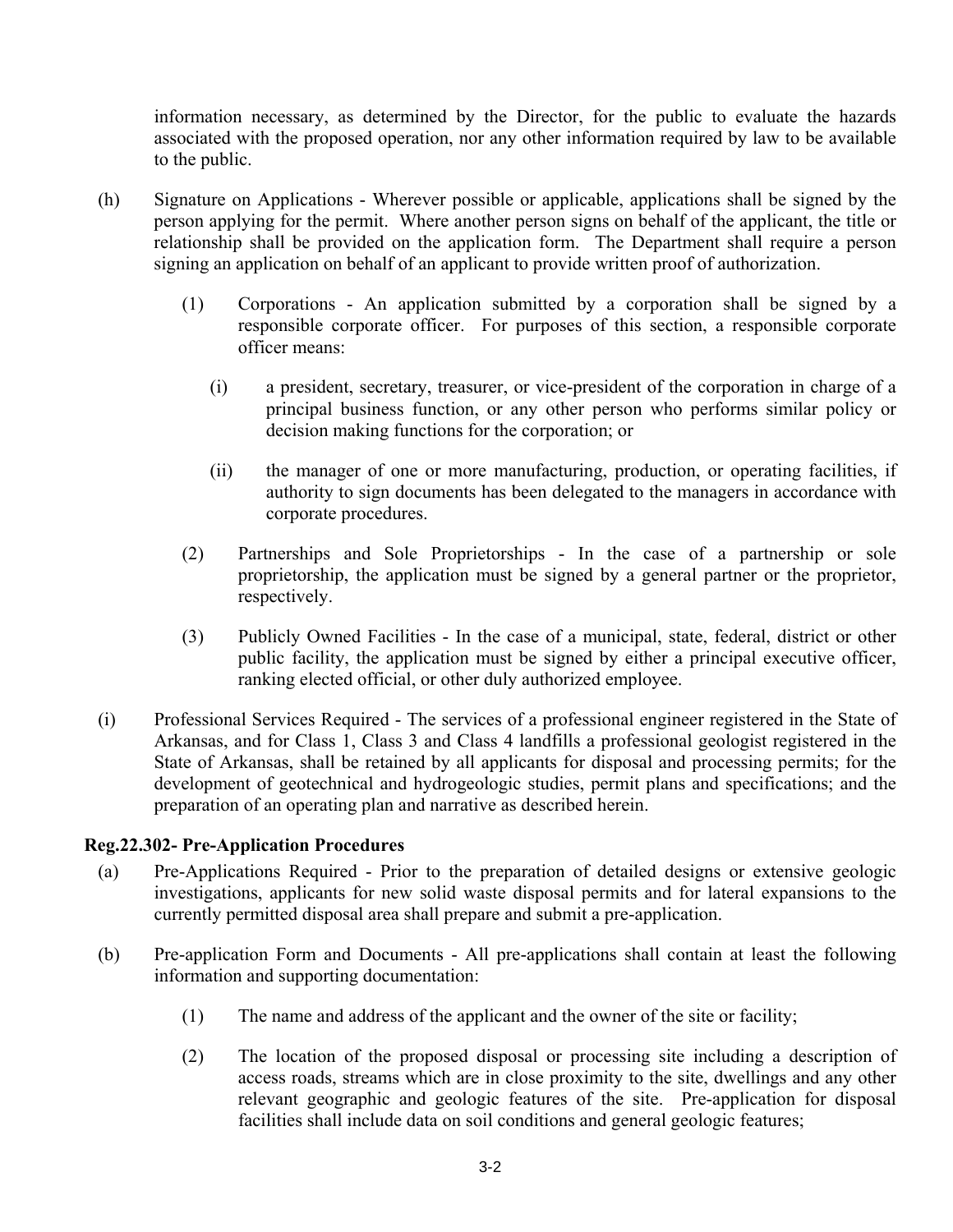information necessary, as determined by the Director, for the public to evaluate the hazards associated with the proposed operation, nor any other information required by law to be available to the public.

(h) Signature on Applications - Wherever possible or applicable, applications shall be signed by the person applying for the permit. Where another person signs on behalf of the applicant, the title or relationship shall be provided on the application form. The Department shall require a person signing an application on behalf of an applicant to provide written proof of authorization.

  (1) Corporations - An application submitted by a corporation shall be signed by a responsible corporate officer. For purposes of this section, a responsible corporate officer means:

    (i) a president, secretary, treasurer, or vice-president of the corporation in charge of a principal business function, or any other person who performs similar policy or decision making functions for the corporation; or

    (ii) the manager of one or more manufacturing, production, or operating facilities, if authority to sign documents has been delegated to the managers in accordance with corporate procedures.

  (2) Partnerships and Sole Proprietorships - In the case of a partnership or sole proprietorship, the application must be signed by a general partner or the proprietor, respectively.

  (3) Publicly Owned Facilities - In the case of a municipal, state, federal, district or other public facility, the application must be signed by either a principal executive officer, ranking elected official, or other duly authorized employee.

(i) Professional Services Required - The services of a professional engineer registered in the State of Arkansas, and for Class 1, Class 3 and Class 4 landfills a professional geologist registered in the State of Arkansas, shall be retained by all applicants for disposal and processing permits; for the development of geotechnical and hydrogeologic studies, permit plans and specifications; and the preparation of an operating plan and narrative as described herein.

### Reg.22.302- Pre-Application Procedures

(a) Pre-Applications Required - Prior to the preparation of detailed designs or extensive geologic investigations, applicants for new solid waste disposal permits and for lateral expansions to the currently permitted disposal area shall prepare and submit a pre-application.

(b) Pre-application Form and Documents - All pre-applications shall contain at least the following information and supporting documentation:

  (1) The name and address of the applicant and the owner of the site or facility;

  (2) The location of the proposed disposal or processing site including a description of access roads, streams which are in close proximity to the site, dwellings and any other relevant geographic and geologic features of the site. Pre-application for disposal facilities shall include data on soil conditions and general geologic features;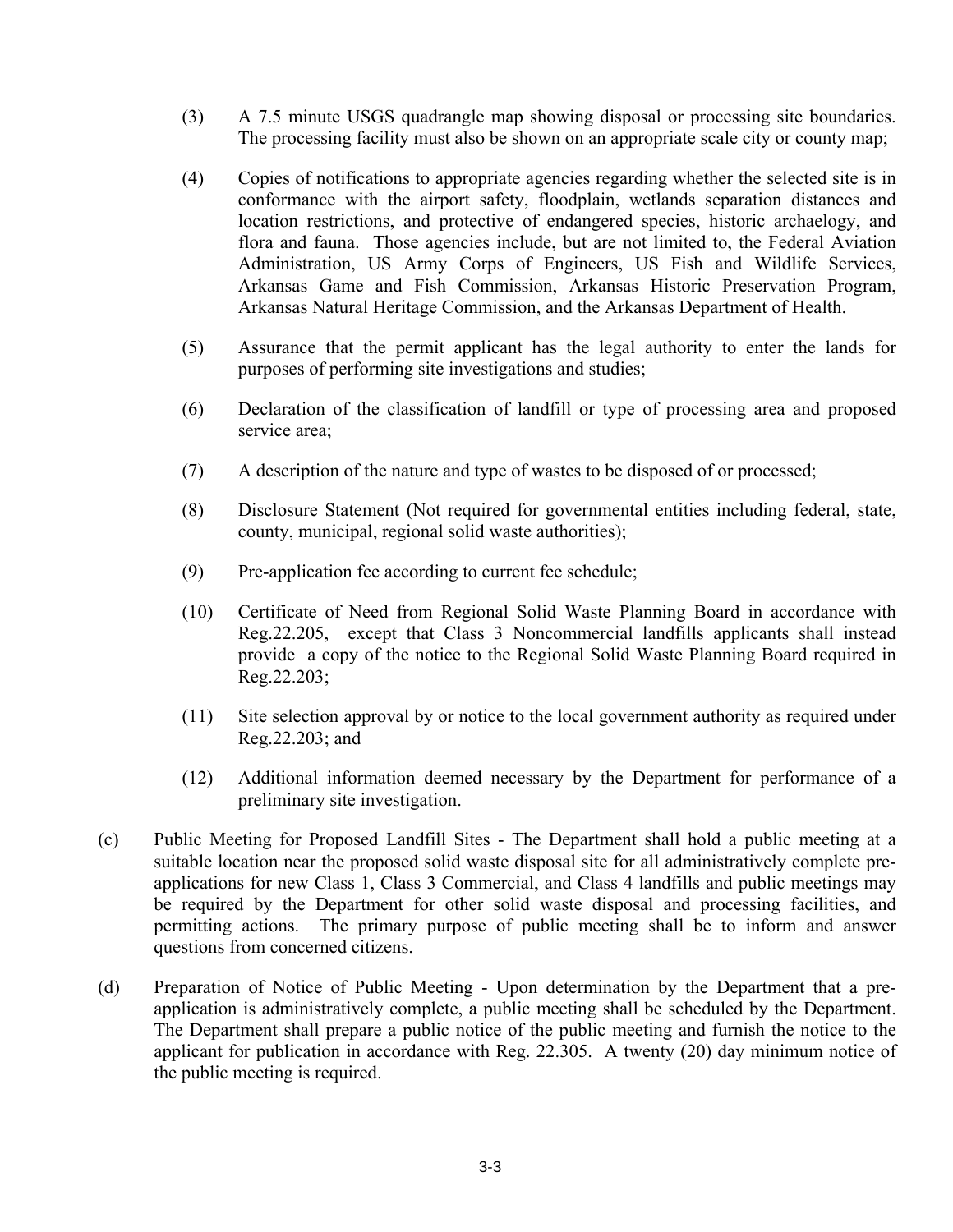(3) A 7.5 minute USGS quadrangle map showing disposal or processing site boundaries. The processing facility must also be shown on an appropriate scale city or county map;

(4) Copies of notifications to appropriate agencies regarding whether the selected site is in conformance with the airport safety, floodplain, wetlands separation distances and location restrictions, and protective of endangered species, historic archaelogy, and flora and fauna. Those agencies include, but are not limited to, the Federal Aviation Administration, US Army Corps of Engineers, US Fish and Wildlife Services, Arkansas Game and Fish Commission, Arkansas Historic Preservation Program, Arkansas Natural Heritage Commission, and the Arkansas Department of Health.

(5) Assurance that the permit applicant has the legal authority to enter the lands for purposes of performing site investigations and studies;

(6) Declaration of the classification of landfill or type of processing area and proposed service area;

(7) A description of the nature and type of wastes to be disposed of or processed;

(8) Disclosure Statement (Not required for governmental entities including federal, state, county, municipal, regional solid waste authorities);

(9) Pre-application fee according to current fee schedule;

(10) Certificate of Need from Regional Solid Waste Planning Board in accordance with Reg.22.205, except that Class 3 Noncommercial landfills applicants shall instead provide a copy of the notice to the Regional Solid Waste Planning Board required in Reg.22.203;

(11) Site selection approval by or notice to the local government authority as required under Reg.22.203; and

(12) Additional information deemed necessary by the Department for performance of a preliminary site investigation.

(c) Public Meeting for Proposed Landfill Sites - The Department shall hold a public meeting at a suitable location near the proposed solid waste disposal site for all administratively complete pre-applications for new Class 1, Class 3 Commercial, and Class 4 landfills and public meetings may be required by the Department for other solid waste disposal and processing facilities, and permitting actions. The primary purpose of public meeting shall be to inform and answer questions from concerned citizens.

(d) Preparation of Notice of Public Meeting - Upon determination by the Department that a pre-application is administratively complete, a public meeting shall be scheduled by the Department. The Department shall prepare a public notice of the public meeting and furnish the notice to the applicant for publication in accordance with Reg. 22.305. A twenty (20) day minimum notice of the public meeting is required.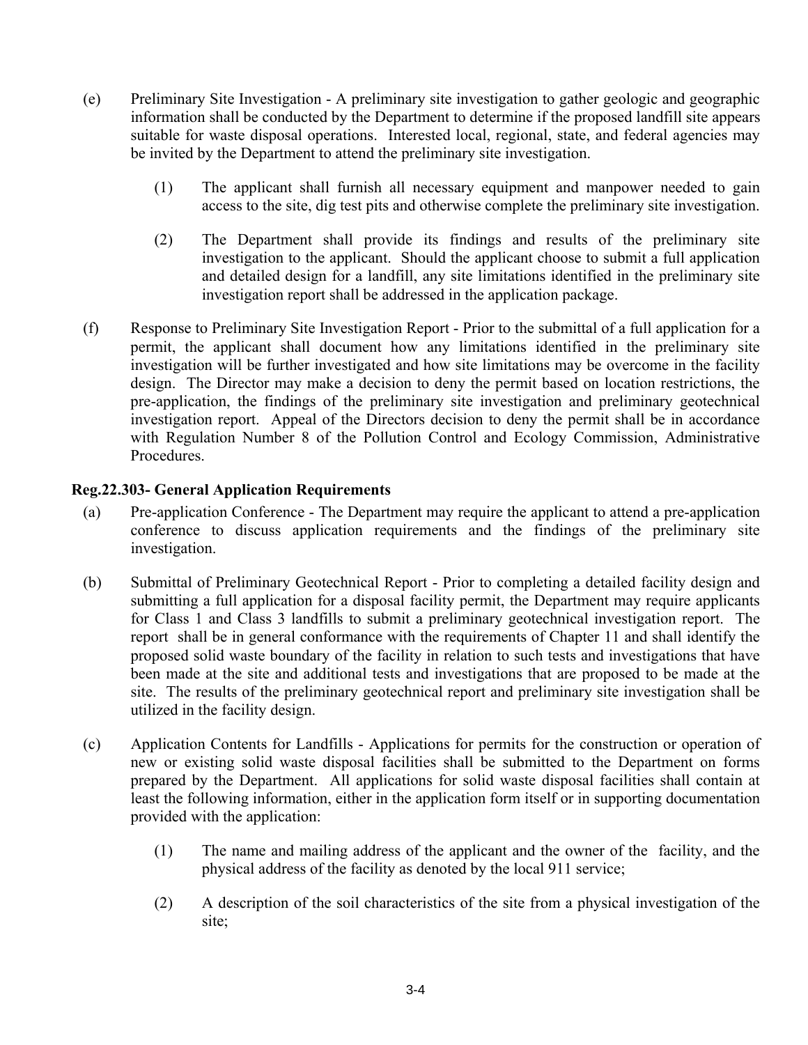(e) Preliminary Site Investigation - A preliminary site investigation to gather geologic and geographic information shall be conducted by the Department to determine if the proposed landfill site appears suitable for waste disposal operations. Interested local, regional, state, and federal agencies may be invited by the Department to attend the preliminary site investigation.

(1) The applicant shall furnish all necessary equipment and manpower needed to gain access to the site, dig test pits and otherwise complete the preliminary site investigation.

(2) The Department shall provide its findings and results of the preliminary site investigation to the applicant. Should the applicant choose to submit a full application and detailed design for a landfill, any site limitations identified in the preliminary site investigation report shall be addressed in the application package.

(f) Response to Preliminary Site Investigation Report - Prior to the submittal of a full application for a permit, the applicant shall document how any limitations identified in the preliminary site investigation will be further investigated and how site limitations may be overcome in the facility design. The Director may make a decision to deny the permit based on location restrictions, the pre-application, the findings of the preliminary site investigation and preliminary geotechnical investigation report. Appeal of the Directors decision to deny the permit shall be in accordance with Regulation Number 8 of the Pollution Control and Ecology Commission, Administrative Procedures.

**Reg.22.303- General Application Requirements**

(a) Pre-application Conference - The Department may require the applicant to attend a pre-application conference to discuss application requirements and the findings of the preliminary site investigation.

(b) Submittal of Preliminary Geotechnical Report - Prior to completing a detailed facility design and submitting a full application for a disposal facility permit, the Department may require applicants for Class 1 and Class 3 landfills to submit a preliminary geotechnical investigation report. The report shall be in general conformance with the requirements of Chapter 11 and shall identify the proposed solid waste boundary of the facility in relation to such tests and investigations that have been made at the site and additional tests and investigations that are proposed to be made at the site. The results of the preliminary geotechnical report and preliminary site investigation shall be utilized in the facility design.

(c) Application Contents for Landfills - Applications for permits for the construction or operation of new or existing solid waste disposal facilities shall be submitted to the Department on forms prepared by the Department. All applications for solid waste disposal facilities shall contain at least the following information, either in the application form itself or in supporting documentation provided with the application:

(1) The name and mailing address of the applicant and the owner of the facility, and the physical address of the facility as denoted by the local 911 service;

(2) A description of the soil characteristics of the site from a physical investigation of the site;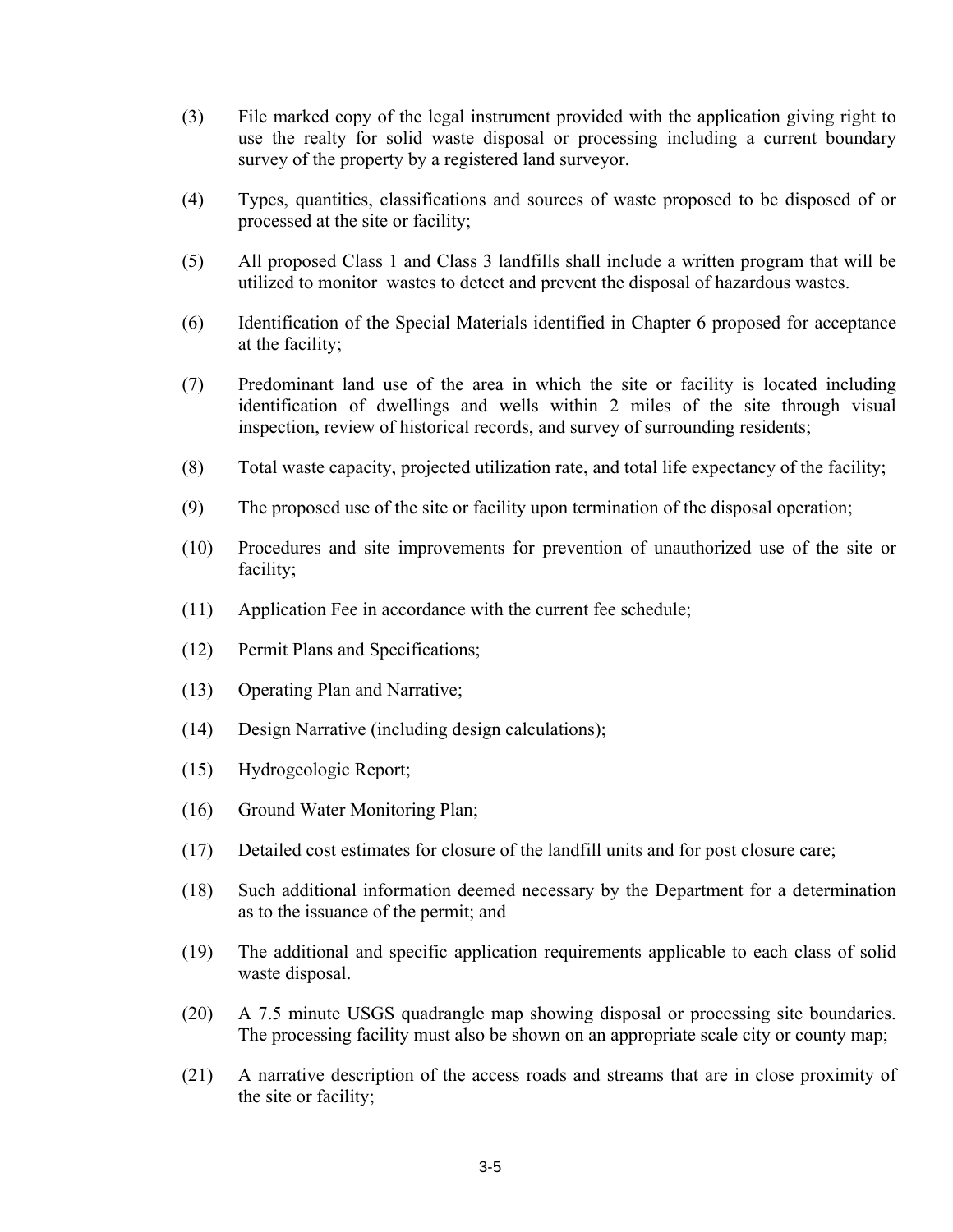(3) File marked copy of the legal instrument provided with the application giving right to use the realty for solid waste disposal or processing including a current boundary survey of the property by a registered land surveyor.

(4) Types, quantities, classifications and sources of waste proposed to be disposed of or processed at the site or facility;

(5) All proposed Class 1 and Class 3 landfills shall include a written program that will be utilized to monitor wastes to detect and prevent the disposal of hazardous wastes.

(6) Identification of the Special Materials identified in Chapter 6 proposed for acceptance at the facility;

(7) Predominant land use of the area in which the site or facility is located including identification of dwellings and wells within 2 miles of the site through visual inspection, review of historical records, and survey of surrounding residents;

(8) Total waste capacity, projected utilization rate, and total life expectancy of the facility;

(9) The proposed use of the site or facility upon termination of the disposal operation;

(10) Procedures and site improvements for prevention of unauthorized use of the site or facility;

(11) Application Fee in accordance with the current fee schedule;

(12) Permit Plans and Specifications;

(13) Operating Plan and Narrative;

(14) Design Narrative (including design calculations);

(15) Hydrogeologic Report;

(16) Ground Water Monitoring Plan;

(17) Detailed cost estimates for closure of the landfill units and for post closure care;

(18) Such additional information deemed necessary by the Department for a determination as to the issuance of the permit; and

(19) The additional and specific application requirements applicable to each class of solid waste disposal.

(20) A 7.5 minute USGS quadrangle map showing disposal or processing site boundaries. The processing facility must also be shown on an appropriate scale city or county map;

(21) A narrative description of the access roads and streams that are in close proximity of the site or facility;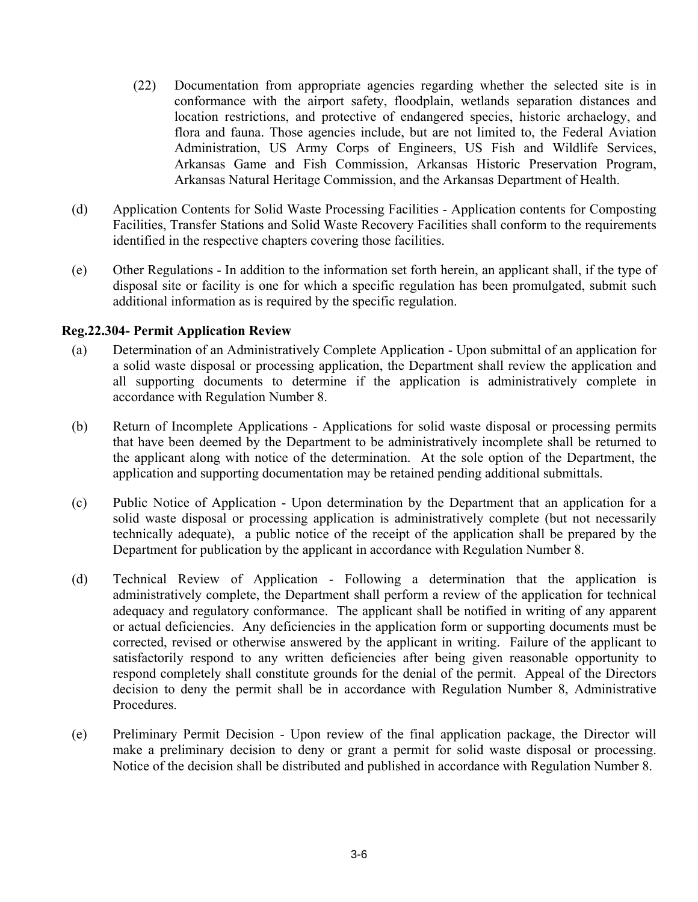(22) Documentation from appropriate agencies regarding whether the selected site is in conformance with the airport safety, floodplain, wetlands separation distances and location restrictions, and protective of endangered species, historic archaelogy, and flora and fauna. Those agencies include, but are not limited to, the Federal Aviation Administration, US Army Corps of Engineers, US Fish and Wildlife Services, Arkansas Game and Fish Commission, Arkansas Historic Preservation Program, Arkansas Natural Heritage Commission, and the Arkansas Department of Health.

(d) Application Contents for Solid Waste Processing Facilities - Application contents for Composting Facilities, Transfer Stations and Solid Waste Recovery Facilities shall conform to the requirements identified in the respective chapters covering those facilities.

(e) Other Regulations - In addition to the information set forth herein, an applicant shall, if the type of disposal site or facility is one for which a specific regulation has been promulgated, submit such additional information as is required by the specific regulation.

**Reg.22.304- Permit Application Review**

(a) Determination of an Administratively Complete Application - Upon submittal of an application for a solid waste disposal or processing application, the Department shall review the application and all supporting documents to determine if the application is administratively complete in accordance with Regulation Number 8.

(b) Return of Incomplete Applications - Applications for solid waste disposal or processing permits that have been deemed by the Department to be administratively incomplete shall be returned to the applicant along with notice of the determination. At the sole option of the Department, the application and supporting documentation may be retained pending additional submittals.

(c) Public Notice of Application - Upon determination by the Department that an application for a solid waste disposal or processing application is administratively complete (but not necessarily technically adequate), a public notice of the receipt of the application shall be prepared by the Department for publication by the applicant in accordance with Regulation Number 8.

(d) Technical Review of Application - Following a determination that the application is administratively complete, the Department shall perform a review of the application for technical adequacy and regulatory conformance. The applicant shall be notified in writing of any apparent or actual deficiencies. Any deficiencies in the application form or supporting documents must be corrected, revised or otherwise answered by the applicant in writing. Failure of the applicant to satisfactorily respond to any written deficiencies after being given reasonable opportunity to respond completely shall constitute grounds for the denial of the permit. Appeal of the Directors decision to deny the permit shall be in accordance with Regulation Number 8, Administrative Procedures.

(e) Preliminary Permit Decision - Upon review of the final application package, the Director will make a preliminary decision to deny or grant a permit for solid waste disposal or processing. Notice of the decision shall be distributed and published in accordance with Regulation Number 8.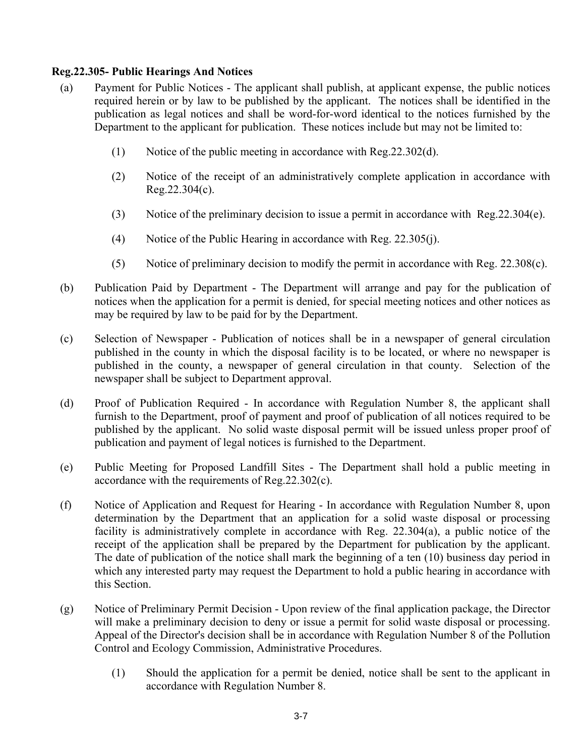**Reg.22.305- Public Hearings And Notices**

(a) Payment for Public Notices - The applicant shall publish, at applicant expense, the public notices required herein or by law to be published by the applicant. The notices shall be identified in the publication as legal notices and shall be word-for-word identical to the notices furnished by the Department to the applicant for publication. These notices include but may not be limited to:

  (1) Notice of the public meeting in accordance with Reg.22.302(d).

  (2) Notice of the receipt of an administratively complete application in accordance with Reg.22.304(c).

  (3) Notice of the preliminary decision to issue a permit in accordance with Reg.22.304(e).

  (4) Notice of the Public Hearing in accordance with Reg. 22.305(j).

  (5) Notice of preliminary decision to modify the permit in accordance with Reg. 22.308(c).

(b) Publication Paid by Department - The Department will arrange and pay for the publication of notices when the application for a permit is denied, for special meeting notices and other notices as may be required by law to be paid for by the Department.

(c) Selection of Newspaper - Publication of notices shall be in a newspaper of general circulation published in the county in which the disposal facility is to be located, or where no newspaper is published in the county, a newspaper of general circulation in that county. Selection of the newspaper shall be subject to Department approval.

(d) Proof of Publication Required - In accordance with Regulation Number 8, the applicant shall furnish to the Department, proof of payment and proof of publication of all notices required to be published by the applicant. No solid waste disposal permit will be issued unless proper proof of publication and payment of legal notices is furnished to the Department.

(e) Public Meeting for Proposed Landfill Sites - The Department shall hold a public meeting in accordance with the requirements of Reg.22.302(c).

(f) Notice of Application and Request for Hearing - In accordance with Regulation Number 8, upon determination by the Department that an application for a solid waste disposal or processing facility is administratively complete in accordance with Reg. 22.304(a), a public notice of the receipt of the application shall be prepared by the Department for publication by the applicant. The date of publication of the notice shall mark the beginning of a ten (10) business day period in which any interested party may request the Department to hold a public hearing in accordance with this Section.

(g) Notice of Preliminary Permit Decision - Upon review of the final application package, the Director will make a preliminary decision to deny or issue a permit for solid waste disposal or processing. Appeal of the Director's decision shall be in accordance with Regulation Number 8 of the Pollution Control and Ecology Commission, Administrative Procedures.

  (1) Should the application for a permit be denied, notice shall be sent to the applicant in accordance with Regulation Number 8.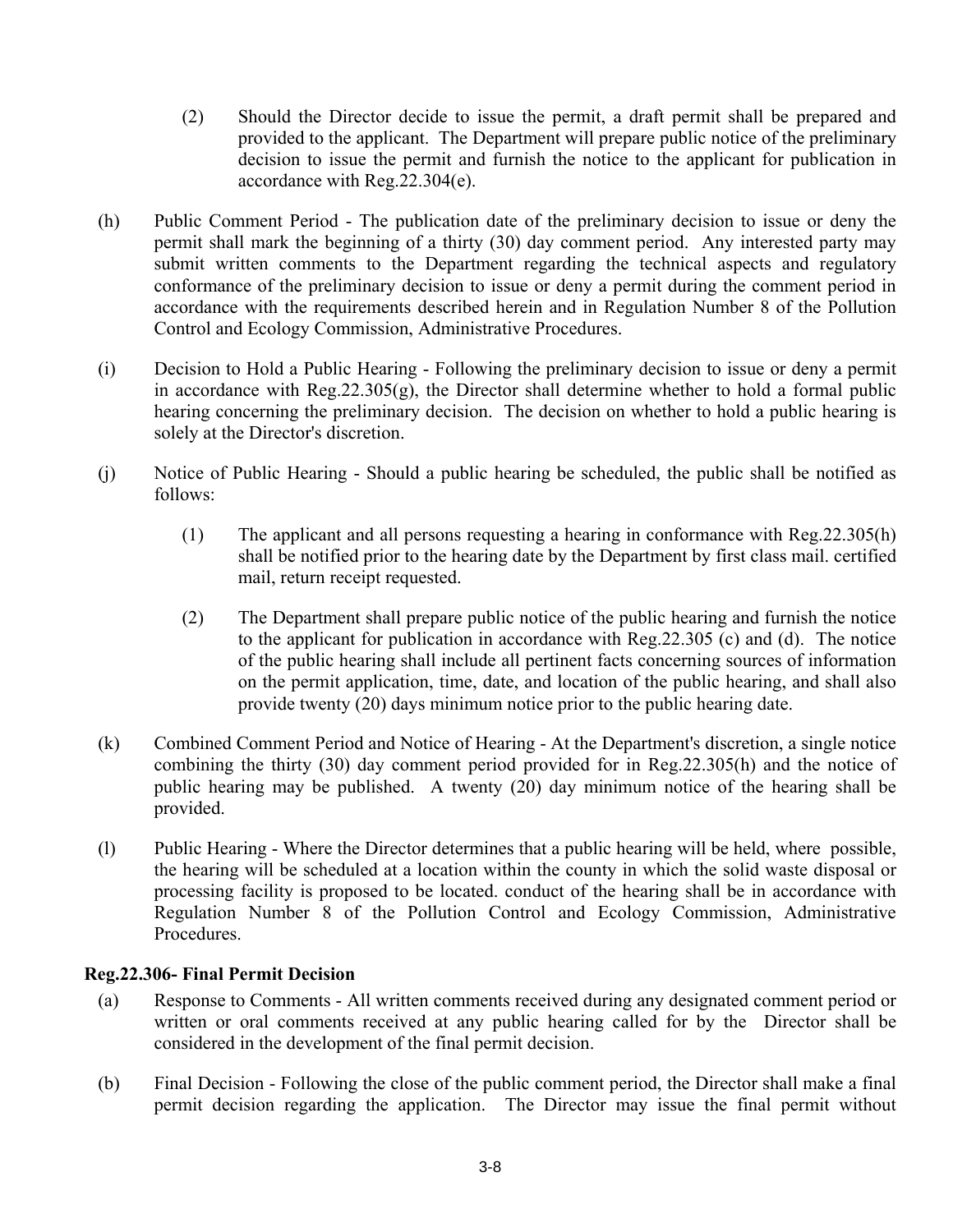(2) Should the Director decide to issue the permit, a draft permit shall be prepared and provided to the applicant. The Department will prepare public notice of the preliminary decision to issue the permit and furnish the notice to the applicant for publication in accordance with Reg.22.304(e).

(h) Public Comment Period - The publication date of the preliminary decision to issue or deny the permit shall mark the beginning of a thirty (30) day comment period. Any interested party may submit written comments to the Department regarding the technical aspects and regulatory conformance of the preliminary decision to issue or deny a permit during the comment period in accordance with the requirements described herein and in Regulation Number 8 of the Pollution Control and Ecology Commission, Administrative Procedures.

(i) Decision to Hold a Public Hearing - Following the preliminary decision to issue or deny a permit in accordance with Reg.22.305(g), the Director shall determine whether to hold a formal public hearing concerning the preliminary decision. The decision on whether to hold a public hearing is solely at the Director's discretion.

(j) Notice of Public Hearing - Should a public hearing be scheduled, the public shall be notified as follows:

(1) The applicant and all persons requesting a hearing in conformance with Reg.22.305(h) shall be notified prior to the hearing date by the Department by first class mail. certified mail, return receipt requested.

(2) The Department shall prepare public notice of the public hearing and furnish the notice to the applicant for publication in accordance with Reg.22.305 (c) and (d). The notice of the public hearing shall include all pertinent facts concerning sources of information on the permit application, time, date, and location of the public hearing, and shall also provide twenty (20) days minimum notice prior to the public hearing date.

(k) Combined Comment Period and Notice of Hearing - At the Department's discretion, a single notice combining the thirty (30) day comment period provided for in Reg.22.305(h) and the notice of public hearing may be published. A twenty (20) day minimum notice of the hearing shall be provided.

(l) Public Hearing - Where the Director determines that a public hearing will be held, where possible, the hearing will be scheduled at a location within the county in which the solid waste disposal or processing facility is proposed to be located. conduct of the hearing shall be in accordance with Regulation Number 8 of the Pollution Control and Ecology Commission, Administrative Procedures.

**Reg.22.306- Final Permit Decision**

(a) Response to Comments - All written comments received during any designated comment period or written or oral comments received at any public hearing called for by the Director shall be considered in the development of the final permit decision.

(b) Final Decision - Following the close of the public comment period, the Director shall make a final permit decision regarding the application. The Director may issue the final permit without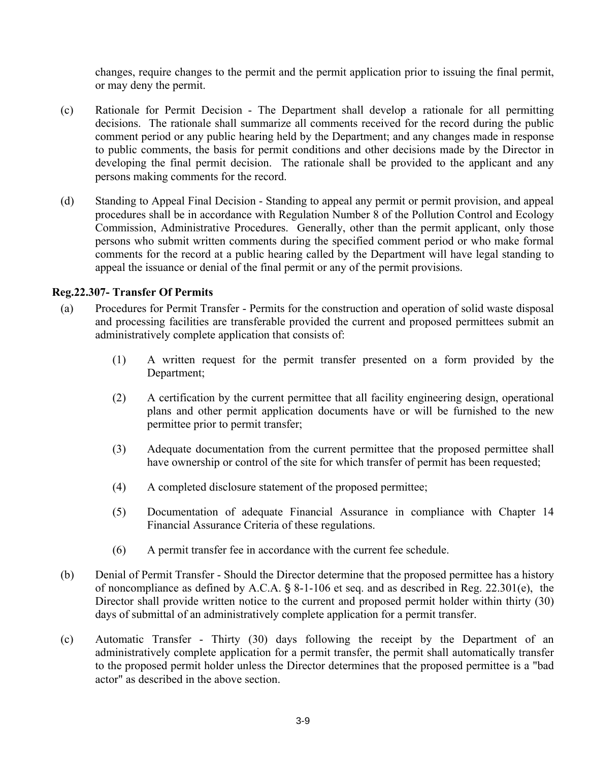changes, require changes to the permit and the permit application prior to issuing the final permit, or may deny the permit.

(c) Rationale for Permit Decision - The Department shall develop a rationale for all permitting decisions. The rationale shall summarize all comments received for the record during the public comment period or any public hearing held by the Department; and any changes made in response to public comments, the basis for permit conditions and other decisions made by the Director in developing the final permit decision. The rationale shall be provided to the applicant and any persons making comments for the record.

(d) Standing to Appeal Final Decision - Standing to appeal any permit or permit provision, and appeal procedures shall be in accordance with Regulation Number 8 of the Pollution Control and Ecology Commission, Administrative Procedures. Generally, other than the permit applicant, only those persons who submit written comments during the specified comment period or who make formal comments for the record at a public hearing called by the Department will have legal standing to appeal the issuance or denial of the final permit or any of the permit provisions.

**Reg.22.307- Transfer Of Permits**

(a) Procedures for Permit Transfer - Permits for the construction and operation of solid waste disposal and processing facilities are transferable provided the current and proposed permittees submit an administratively complete application that consists of:

  (1) A written request for the permit transfer presented on a form provided by the Department;

  (2) A certification by the current permittee that all facility engineering design, operational plans and other permit application documents have or will be furnished to the new permittee prior to permit transfer;

  (3) Adequate documentation from the current permittee that the proposed permittee shall have ownership or control of the site for which transfer of permit has been requested;

  (4) A completed disclosure statement of the proposed permittee;

  (5) Documentation of adequate Financial Assurance in compliance with Chapter 14 Financial Assurance Criteria of these regulations.

  (6) A permit transfer fee in accordance with the current fee schedule.

(b) Denial of Permit Transfer - Should the Director determine that the proposed permittee has a history of noncompliance as defined by A.C.A. § 8-1-106 et seq. and as described in Reg. 22.301(e), the Director shall provide written notice to the current and proposed permit holder within thirty (30) days of submittal of an administratively complete application for a permit transfer.

(c) Automatic Transfer - Thirty (30) days following the receipt by the Department of an administratively complete application for a permit transfer, the permit shall automatically transfer to the proposed permit holder unless the Director determines that the proposed permittee is a "bad actor" as described in the above section.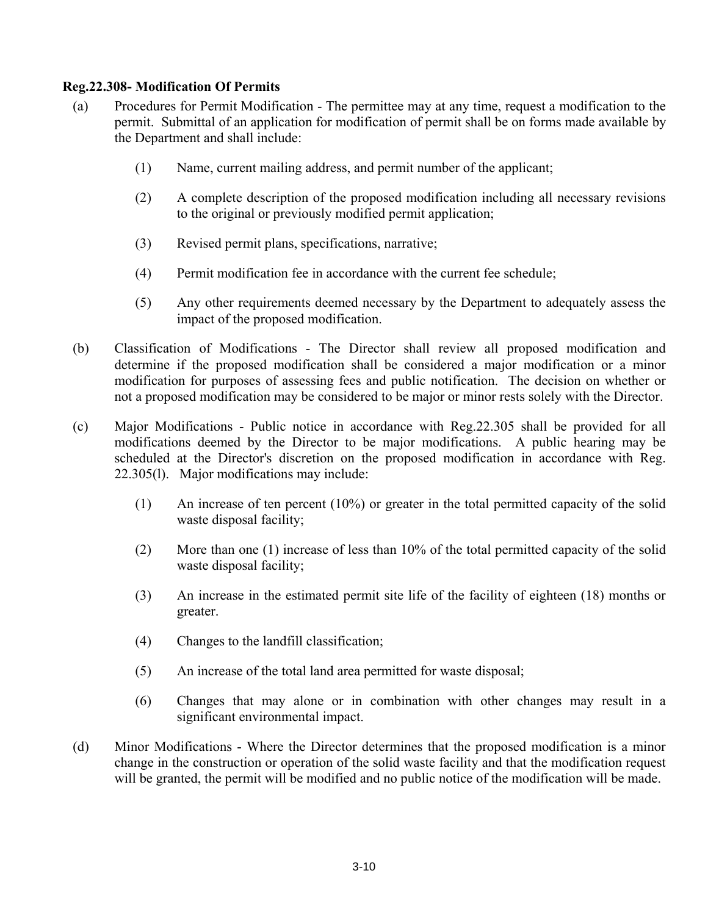**Reg.22.308- Modification Of Permits**

(a) Procedures for Permit Modification - The permittee may at any time, request a modification to the permit. Submittal of an application for modification of permit shall be on forms made available by the Department and shall include:

  (1) Name, current mailing address, and permit number of the applicant;

  (2) A complete description of the proposed modification including all necessary revisions to the original or previously modified permit application;

  (3) Revised permit plans, specifications, narrative;

  (4) Permit modification fee in accordance with the current fee schedule;

  (5) Any other requirements deemed necessary by the Department to adequately assess the impact of the proposed modification.

(b) Classification of Modifications - The Director shall review all proposed modification and determine if the proposed modification shall be considered a major modification or a minor modification for purposes of assessing fees and public notification. The decision on whether or not a proposed modification may be considered to be major or minor rests solely with the Director.

(c) Major Modifications - Public notice in accordance with Reg.22.305 shall be provided for all modifications deemed by the Director to be major modifications. A public hearing may be scheduled at the Director's discretion on the proposed modification in accordance with Reg. 22.305(l). Major modifications may include:

  (1) An increase of ten percent (10%) or greater in the total permitted capacity of the solid waste disposal facility;

  (2) More than one (1) increase of less than 10% of the total permitted capacity of the solid waste disposal facility;

  (3) An increase in the estimated permit site life of the facility of eighteen (18) months or greater.

  (4) Changes to the landfill classification;

  (5) An increase of the total land area permitted for waste disposal;

  (6) Changes that may alone or in combination with other changes may result in a significant environmental impact.

(d) Minor Modifications - Where the Director determines that the proposed modification is a minor change in the construction or operation of the solid waste facility and that the modification request will be granted, the permit will be modified and no public notice of the modification will be made.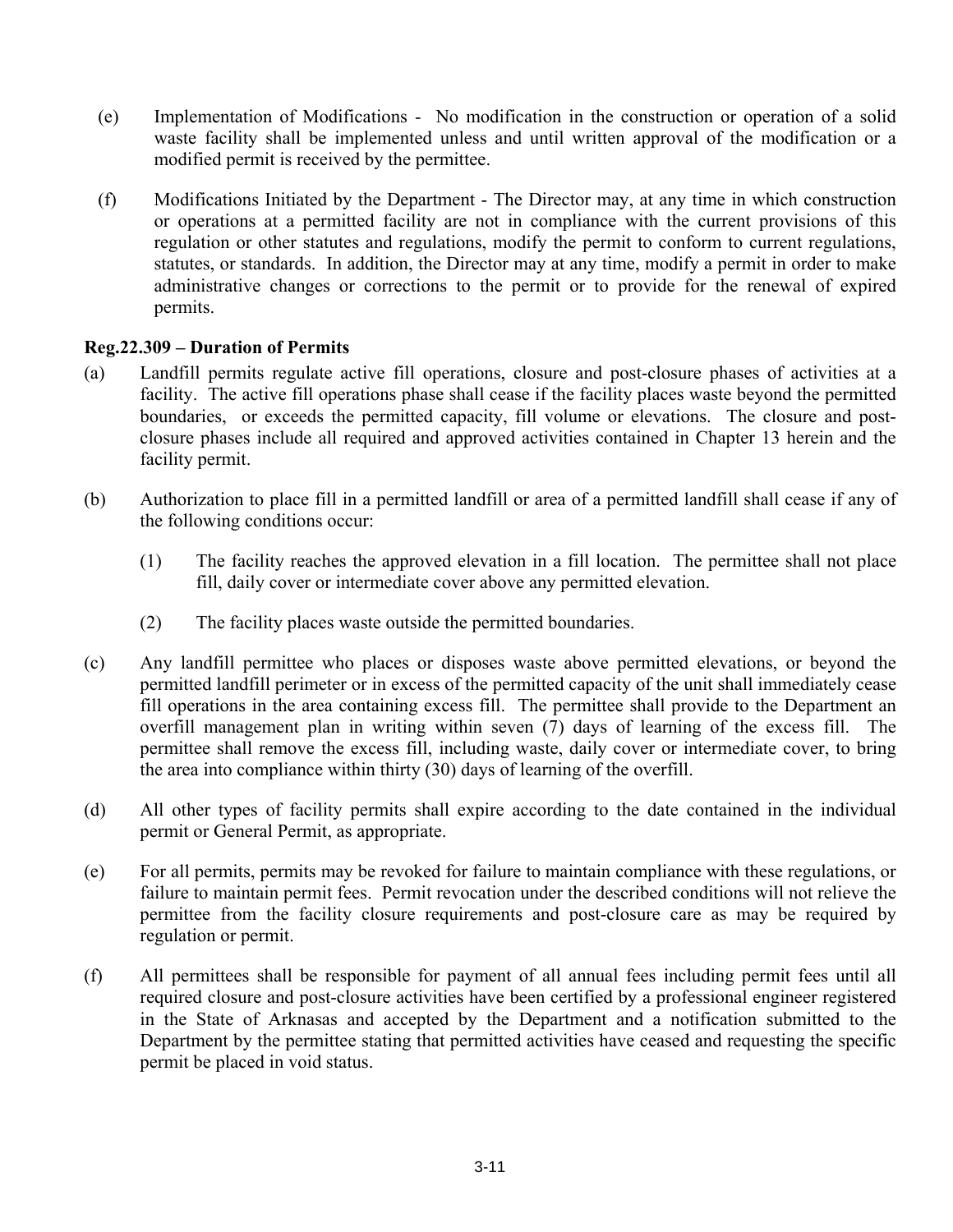(e) Implementation of Modifications - No modification in the construction or operation of a solid waste facility shall be implemented unless and until written approval of the modification or a modified permit is received by the permittee.

(f) Modifications Initiated by the Department - The Director may, at any time in which construction or operations at a permitted facility are not in compliance with the current provisions of this regulation or other statutes and regulations, modify the permit to conform to current regulations, statutes, or standards. In addition, the Director may at any time, modify a permit in order to make administrative changes or corrections to the permit or to provide for the renewal of expired permits.

**Reg.22.309 – Duration of Permits**

(a) Landfill permits regulate active fill operations, closure and post-closure phases of activities at a facility. The active fill operations phase shall cease if the facility places waste beyond the permitted boundaries, or exceeds the permitted capacity, fill volume or elevations. The closure and post-closure phases include all required and approved activities contained in Chapter 13 herein and the facility permit.

(b) Authorization to place fill in a permitted landfill or area of a permitted landfill shall cease if any of the following conditions occur:

  (1) The facility reaches the approved elevation in a fill location. The permittee shall not place fill, daily cover or intermediate cover above any permitted elevation.

  (2) The facility places waste outside the permitted boundaries.

(c) Any landfill permittee who places or disposes waste above permitted elevations, or beyond the permitted landfill perimeter or in excess of the permitted capacity of the unit shall immediately cease fill operations in the area containing excess fill. The permittee shall provide to the Department an overfill management plan in writing within seven (7) days of learning of the excess fill. The permittee shall remove the excess fill, including waste, daily cover or intermediate cover, to bring the area into compliance within thirty (30) days of learning of the overfill.

(d) All other types of facility permits shall expire according to the date contained in the individual permit or General Permit, as appropriate.

(e) For all permits, permits may be revoked for failure to maintain compliance with these regulations, or failure to maintain permit fees. Permit revocation under the described conditions will not relieve the permittee from the facility closure requirements and post-closure care as may be required by regulation or permit.

(f) All permittees shall be responsible for payment of all annual fees including permit fees until all required closure and post-closure activities have been certified by a professional engineer registered in the State of Arknasas and accepted by the Department and a notification submitted to the Department by the permittee stating that permitted activities have ceased and requesting the specific permit be placed in void status.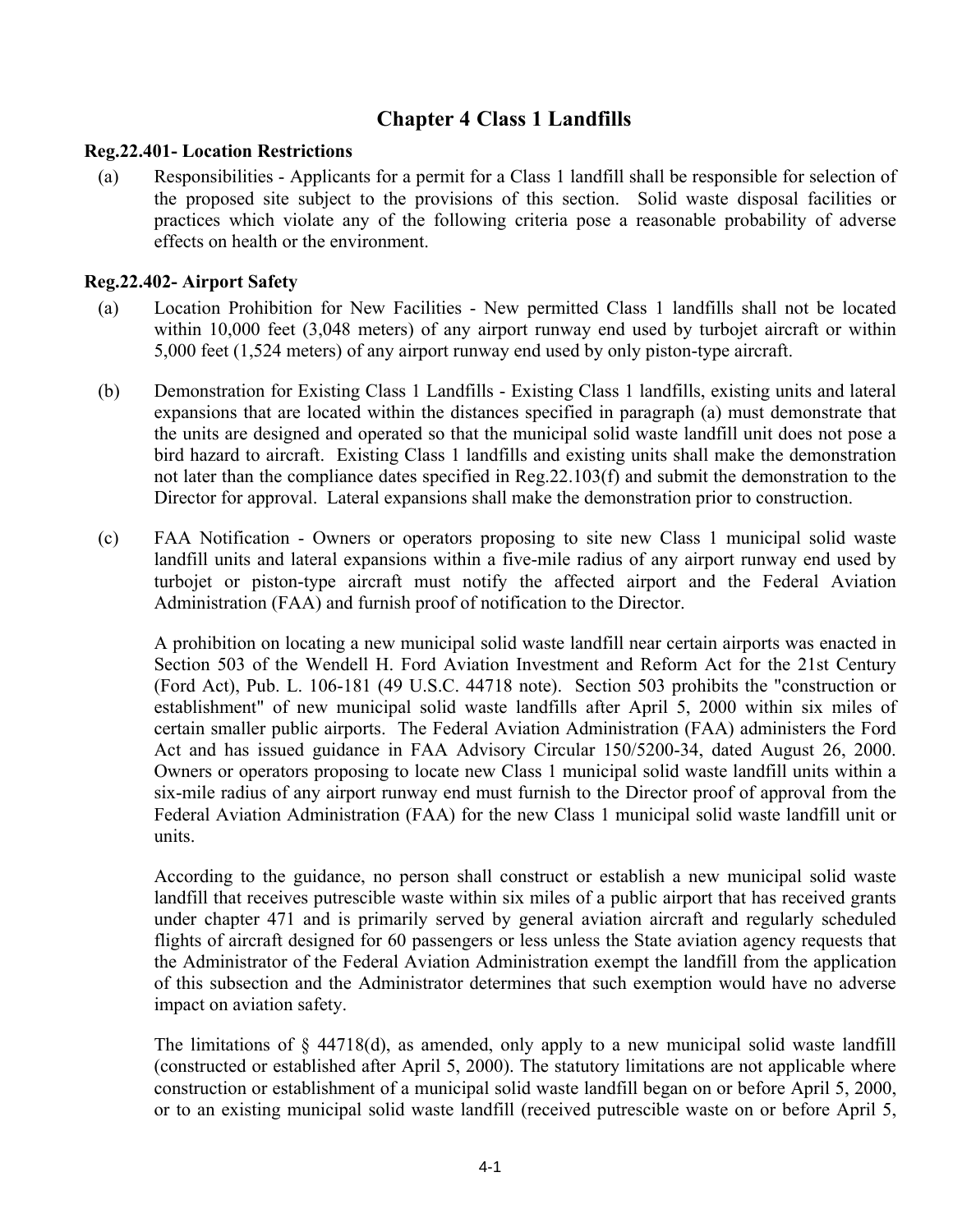# Chapter 4 Class 1 Landfills

**Reg.22.401- Location Restrictions**

(a) Responsibilities - Applicants for a permit for a Class 1 landfill shall be responsible for selection of the proposed site subject to the provisions of this section. Solid waste disposal facilities or practices which violate any of the following criteria pose a reasonable probability of adverse effects on health or the environment.

**Reg.22.402- Airport Safety**

(a) Location Prohibition for New Facilities - New permitted Class 1 landfills shall not be located within 10,000 feet (3,048 meters) of any airport runway end used by turbojet aircraft or within 5,000 feet (1,524 meters) of any airport runway end used by only piston-type aircraft.

(b) Demonstration for Existing Class 1 Landfills - Existing Class 1 landfills, existing units and lateral expansions that are located within the distances specified in paragraph (a) must demonstrate that the units are designed and operated so that the municipal solid waste landfill unit does not pose a bird hazard to aircraft. Existing Class 1 landfills and existing units shall make the demonstration not later than the compliance dates specified in Reg.22.103(f) and submit the demonstration to the Director for approval. Lateral expansions shall make the demonstration prior to construction.

(c) FAA Notification - Owners or operators proposing to site new Class 1 municipal solid waste landfill units and lateral expansions within a five-mile radius of any airport runway end used by turbojet or piston-type aircraft must notify the affected airport and the Federal Aviation Administration (FAA) and furnish proof of notification to the Director.

A prohibition on locating a new municipal solid waste landfill near certain airports was enacted in Section 503 of the Wendell H. Ford Aviation Investment and Reform Act for the 21st Century (Ford Act), Pub. L. 106-181 (49 U.S.C. 44718 note). Section 503 prohibits the "construction or establishment" of new municipal solid waste landfills after April 5, 2000 within six miles of certain smaller public airports. The Federal Aviation Administration (FAA) administers the Ford Act and has issued guidance in FAA Advisory Circular 150/5200-34, dated August 26, 2000. Owners or operators proposing to locate new Class 1 municipal solid waste landfill units within a six-mile radius of any airport runway end must furnish to the Director proof of approval from the Federal Aviation Administration (FAA) for the new Class 1 municipal solid waste landfill unit or units.

According to the guidance, no person shall construct or establish a new municipal solid waste landfill that receives putrescible waste within six miles of a public airport that has received grants under chapter 471 and is primarily served by general aviation aircraft and regularly scheduled flights of aircraft designed for 60 passengers or less unless the State aviation agency requests that the Administrator of the Federal Aviation Administration exempt the landfill from the application of this subsection and the Administrator determines that such exemption would have no adverse impact on aviation safety.

The limitations of § 44718(d), as amended, only apply to a new municipal solid waste landfill (constructed or established after April 5, 2000). The statutory limitations are not applicable where construction or establishment of a municipal solid waste landfill began on or before April 5, 2000, or to an existing municipal solid waste landfill (received putrescible waste on or before April 5,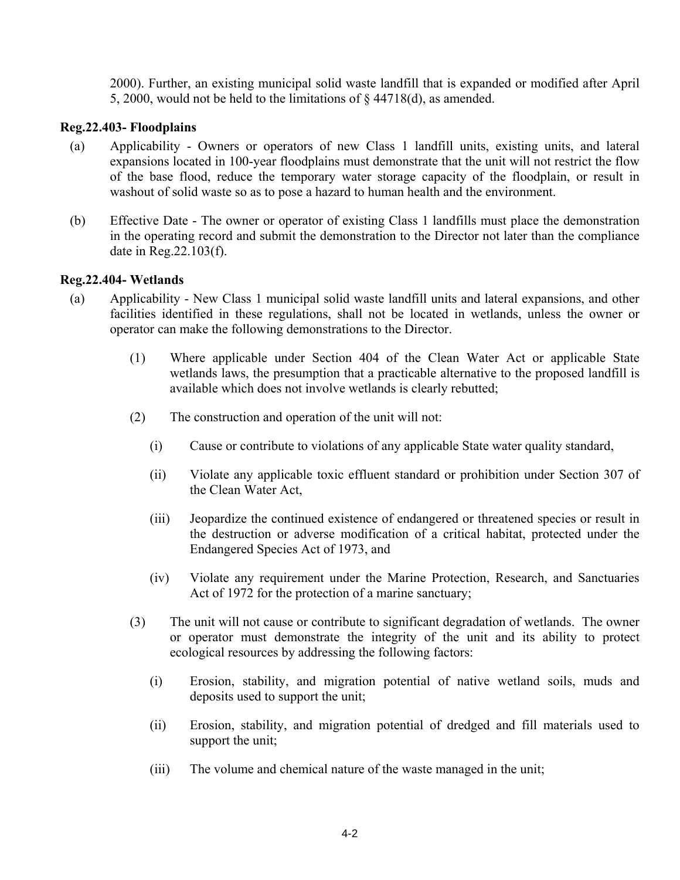2000). Further, an existing municipal solid waste landfill that is expanded or modified after April 5, 2000, would not be held to the limitations of § 44718(d), as amended.

**Reg.22.403- Floodplains**

(a) Applicability - Owners or operators of new Class 1 landfill units, existing units, and lateral expansions located in 100-year floodplains must demonstrate that the unit will not restrict the flow of the base flood, reduce the temporary water storage capacity of the floodplain, or result in washout of solid waste so as to pose a hazard to human health and the environment.

(b) Effective Date - The owner or operator of existing Class 1 landfills must place the demonstration in the operating record and submit the demonstration to the Director not later than the compliance date in Reg.22.103(f).

**Reg.22.404- Wetlands**

(a) Applicability - New Class 1 municipal solid waste landfill units and lateral expansions, and other facilities identified in these regulations, shall not be located in wetlands, unless the owner or operator can make the following demonstrations to the Director.

   (1) Where applicable under Section 404 of the Clean Water Act or applicable State wetlands laws, the presumption that a practicable alternative to the proposed landfill is available which does not involve wetlands is clearly rebutted;

   (2) The construction and operation of the unit will not:

      (i) Cause or contribute to violations of any applicable State water quality standard,

      (ii) Violate any applicable toxic effluent standard or prohibition under Section 307 of the Clean Water Act,

      (iii) Jeopardize the continued existence of endangered or threatened species or result in the destruction or adverse modification of a critical habitat, protected under the Endangered Species Act of 1973, and

      (iv) Violate any requirement under the Marine Protection, Research, and Sanctuaries Act of 1972 for the protection of a marine sanctuary;

   (3) The unit will not cause or contribute to significant degradation of wetlands. The owner or operator must demonstrate the integrity of the unit and its ability to protect ecological resources by addressing the following factors:

      (i) Erosion, stability, and migration potential of native wetland soils, muds and deposits used to support the unit;

      (ii) Erosion, stability, and migration potential of dredged and fill materials used to support the unit;

      (iii) The volume and chemical nature of the waste managed in the unit;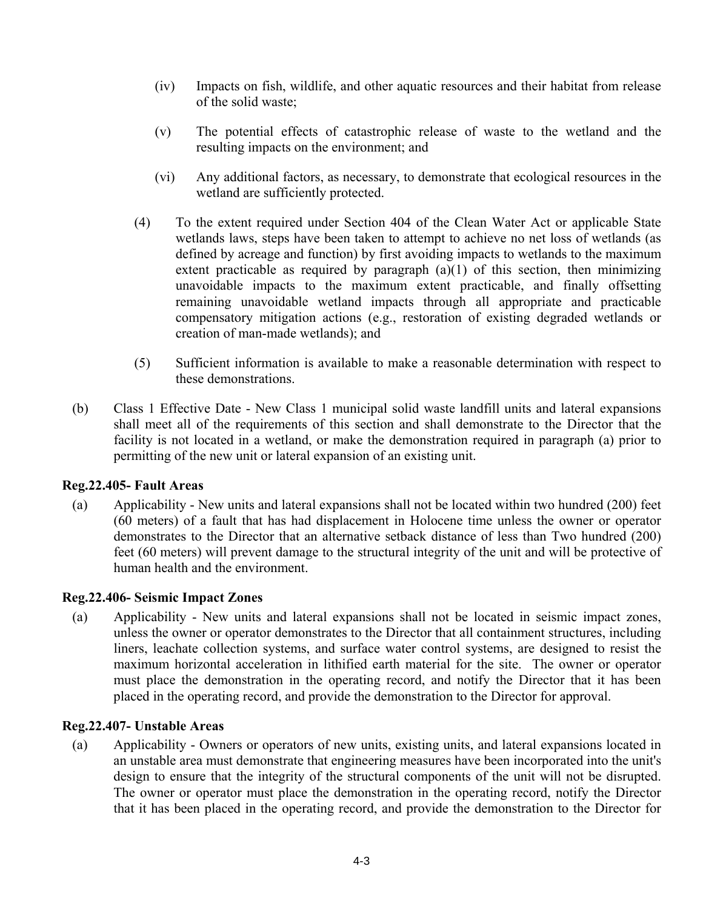(iv) Impacts on fish, wildlife, and other aquatic resources and their habitat from release of the solid waste;

(v) The potential effects of catastrophic release of waste to the wetland and the resulting impacts on the environment; and

(vi) Any additional factors, as necessary, to demonstrate that ecological resources in the wetland are sufficiently protected.

(4) To the extent required under Section 404 of the Clean Water Act or applicable State wetlands laws, steps have been taken to attempt to achieve no net loss of wetlands (as defined by acreage and function) by first avoiding impacts to wetlands to the maximum extent practicable as required by paragraph (a)(1) of this section, then minimizing unavoidable impacts to the maximum extent practicable, and finally offsetting remaining unavoidable wetland impacts through all appropriate and practicable compensatory mitigation actions (e.g., restoration of existing degraded wetlands or creation of man-made wetlands); and

(5) Sufficient information is available to make a reasonable determination with respect to these demonstrations.

(b) Class 1 Effective Date - New Class 1 municipal solid waste landfill units and lateral expansions shall meet all of the requirements of this section and shall demonstrate to the Director that the facility is not located in a wetland, or make the demonstration required in paragraph (a) prior to permitting of the new unit or lateral expansion of an existing unit.

**Reg.22.405- Fault Areas**

(a) Applicability - New units and lateral expansions shall not be located within two hundred (200) feet (60 meters) of a fault that has had displacement in Holocene time unless the owner or operator demonstrates to the Director that an alternative setback distance of less than Two hundred (200) feet (60 meters) will prevent damage to the structural integrity of the unit and will be protective of human health and the environment.

**Reg.22.406- Seismic Impact Zones**

(a) Applicability - New units and lateral expansions shall not be located in seismic impact zones, unless the owner or operator demonstrates to the Director that all containment structures, including liners, leachate collection systems, and surface water control systems, are designed to resist the maximum horizontal acceleration in lithified earth material for the site. The owner or operator must place the demonstration in the operating record, and notify the Director that it has been placed in the operating record, and provide the demonstration to the Director for approval.

**Reg.22.407- Unstable Areas**

(a) Applicability - Owners or operators of new units, existing units, and lateral expansions located in an unstable area must demonstrate that engineering measures have been incorporated into the unit's design to ensure that the integrity of the structural components of the unit will not be disrupted. The owner or operator must place the demonstration in the operating record, notify the Director that it has been placed in the operating record, and provide the demonstration to the Director for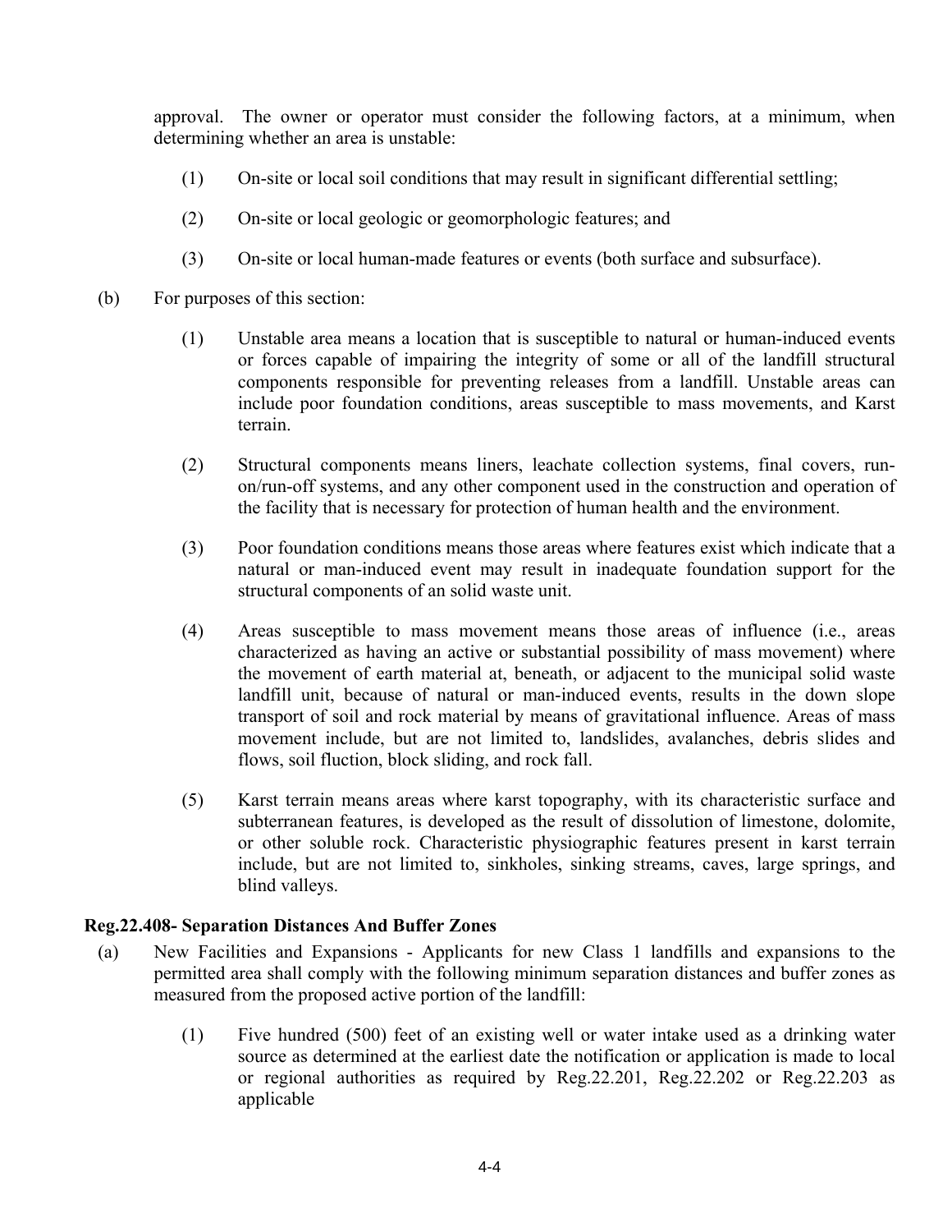approval. The owner or operator must consider the following factors, at a minimum, when determining whether an area is unstable:

(1) On-site or local soil conditions that may result in significant differential settling;

(2) On-site or local geologic or geomorphologic features; and

(3) On-site or local human-made features or events (both surface and subsurface).

(b) For purposes of this section:

(1) Unstable area means a location that is susceptible to natural or human-induced events or forces capable of impairing the integrity of some or all of the landfill structural components responsible for preventing releases from a landfill. Unstable areas can include poor foundation conditions, areas susceptible to mass movements, and Karst terrain.

(2) Structural components means liners, leachate collection systems, final covers, run-on/run-off systems, and any other component used in the construction and operation of the facility that is necessary for protection of human health and the environment.

(3) Poor foundation conditions means those areas where features exist which indicate that a natural or man-induced event may result in inadequate foundation support for the structural components of an solid waste unit.

(4) Areas susceptible to mass movement means those areas of influence (i.e., areas characterized as having an active or substantial possibility of mass movement) where the movement of earth material at, beneath, or adjacent to the municipal solid waste landfill unit, because of natural or man-induced events, results in the down slope transport of soil and rock material by means of gravitational influence. Areas of mass movement include, but are not limited to, landslides, avalanches, debris slides and flows, soil fluction, block sliding, and rock fall.

(5) Karst terrain means areas where karst topography, with its characteristic surface and subterranean features, is developed as the result of dissolution of limestone, dolomite, or other soluble rock. Characteristic physiographic features present in karst terrain include, but are not limited to, sinkholes, sinking streams, caves, large springs, and blind valleys.

**Reg.22.408- Separation Distances And Buffer Zones**

(a) New Facilities and Expansions - Applicants for new Class 1 landfills and expansions to the permitted area shall comply with the following minimum separation distances and buffer zones as measured from the proposed active portion of the landfill:

(1) Five hundred (500) feet of an existing well or water intake used as a drinking water source as determined at the earliest date the notification or application is made to local or regional authorities as required by Reg.22.201, Reg.22.202 or Reg.22.203 as applicable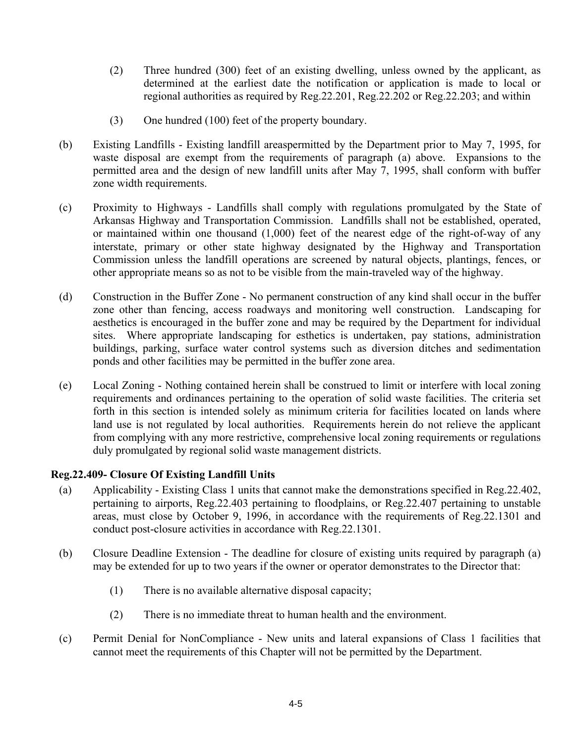(2) Three hundred (300) feet of an existing dwelling, unless owned by the applicant, as determined at the earliest date the notification or application is made to local or regional authorities as required by Reg.22.201, Reg.22.202 or Reg.22.203; and within

(3) One hundred (100) feet of the property boundary.

(b) Existing Landfills - Existing landfill areaspermitted by the Department prior to May 7, 1995, for waste disposal are exempt from the requirements of paragraph (a) above. Expansions to the permitted area and the design of new landfill units after May 7, 1995, shall conform with buffer zone width requirements.

(c) Proximity to Highways - Landfills shall comply with regulations promulgated by the State of Arkansas Highway and Transportation Commission. Landfills shall not be established, operated, or maintained within one thousand (1,000) feet of the nearest edge of the right-of-way of any interstate, primary or other state highway designated by the Highway and Transportation Commission unless the landfill operations are screened by natural objects, plantings, fences, or other appropriate means so as not to be visible from the main-traveled way of the highway.

(d) Construction in the Buffer Zone - No permanent construction of any kind shall occur in the buffer zone other than fencing, access roadways and monitoring well construction. Landscaping for aesthetics is encouraged in the buffer zone and may be required by the Department for individual sites. Where appropriate landscaping for esthetics is undertaken, pay stations, administration buildings, parking, surface water control systems such as diversion ditches and sedimentation ponds and other facilities may be permitted in the buffer zone area.

(e) Local Zoning - Nothing contained herein shall be construed to limit or interfere with local zoning requirements and ordinances pertaining to the operation of solid waste facilities. The criteria set forth in this section is intended solely as minimum criteria for facilities located on lands where land use is not regulated by local authorities. Requirements herein do not relieve the applicant from complying with any more restrictive, comprehensive local zoning requirements or regulations duly promulgated by regional solid waste management districts.

**Reg.22.409- Closure Of Existing Landfill Units**

(a) Applicability - Existing Class 1 units that cannot make the demonstrations specified in Reg.22.402, pertaining to airports, Reg.22.403 pertaining to floodplains, or Reg.22.407 pertaining to unstable areas, must close by October 9, 1996, in accordance with the requirements of Reg.22.1301 and conduct post-closure activities in accordance with Reg.22.1301.

(b) Closure Deadline Extension - The deadline for closure of existing units required by paragraph (a) may be extended for up to two years if the owner or operator demonstrates to the Director that:

(1) There is no available alternative disposal capacity;

(2) There is no immediate threat to human health and the environment.

(c) Permit Denial for NonCompliance - New units and lateral expansions of Class 1 facilities that cannot meet the requirements of this Chapter will not be permitted by the Department.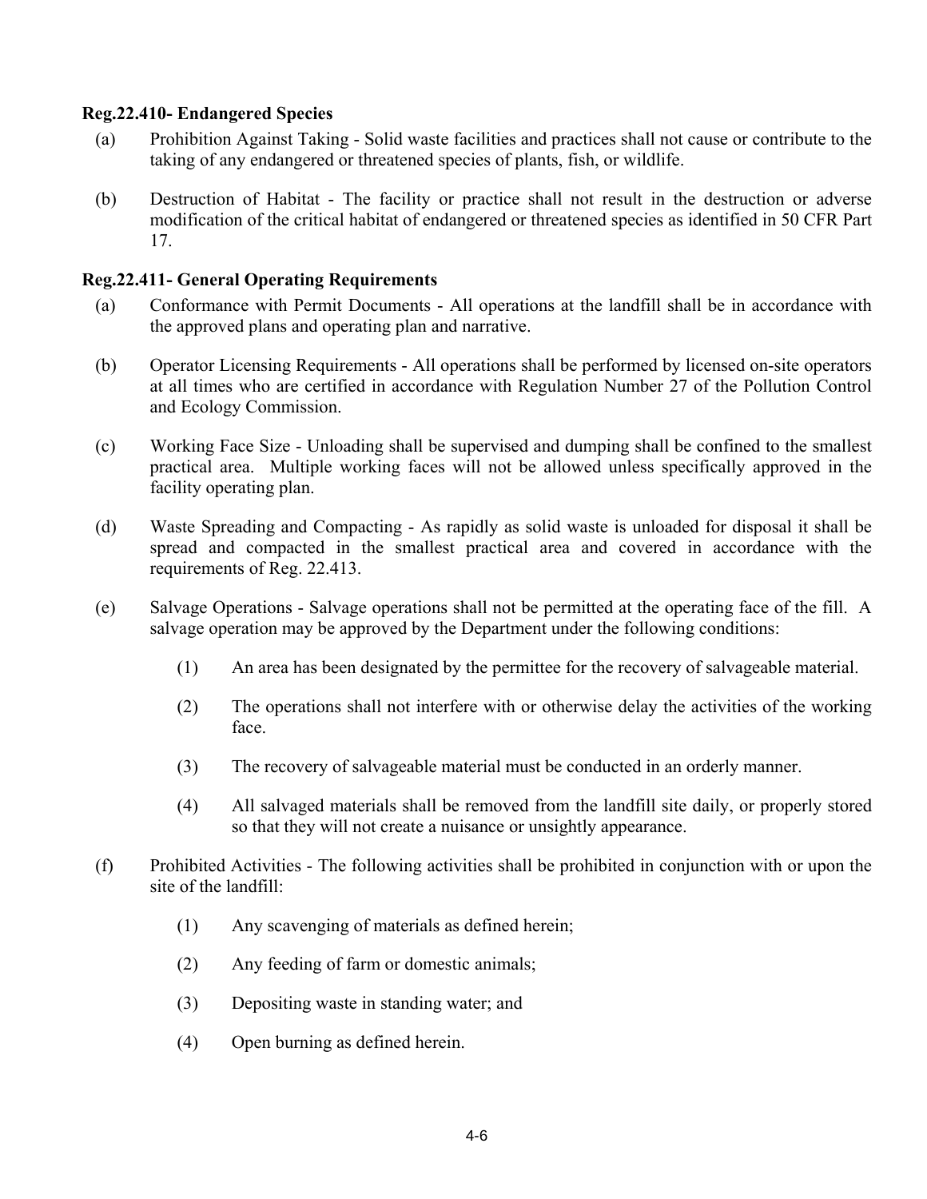**Reg.22.410- Endangered Species**

(a) Prohibition Against Taking - Solid waste facilities and practices shall not cause or contribute to the taking of any endangered or threatened species of plants, fish, or wildlife.

(b) Destruction of Habitat - The facility or practice shall not result in the destruction or adverse modification of the critical habitat of endangered or threatened species as identified in 50 CFR Part 17.

**Reg.22.411- General Operating Requirements**

(a) Conformance with Permit Documents - All operations at the landfill shall be in accordance with the approved plans and operating plan and narrative.

(b) Operator Licensing Requirements - All operations shall be performed by licensed on-site operators at all times who are certified in accordance with Regulation Number 27 of the Pollution Control and Ecology Commission.

(c) Working Face Size - Unloading shall be supervised and dumping shall be confined to the smallest practical area. Multiple working faces will not be allowed unless specifically approved in the facility operating plan.

(d) Waste Spreading and Compacting - As rapidly as solid waste is unloaded for disposal it shall be spread and compacted in the smallest practical area and covered in accordance with the requirements of Reg. 22.413.

(e) Salvage Operations - Salvage operations shall not be permitted at the operating face of the fill. A salvage operation may be approved by the Department under the following conditions:

  (1) An area has been designated by the permittee for the recovery of salvageable material.

  (2) The operations shall not interfere with or otherwise delay the activities of the working face.

  (3) The recovery of salvageable material must be conducted in an orderly manner.

  (4) All salvaged materials shall be removed from the landfill site daily, or properly stored so that they will not create a nuisance or unsightly appearance.

(f) Prohibited Activities - The following activities shall be prohibited in conjunction with or upon the site of the landfill:

  (1) Any scavenging of materials as defined herein;

  (2) Any feeding of farm or domestic animals;

  (3) Depositing waste in standing water; and

  (4) Open burning as defined herein.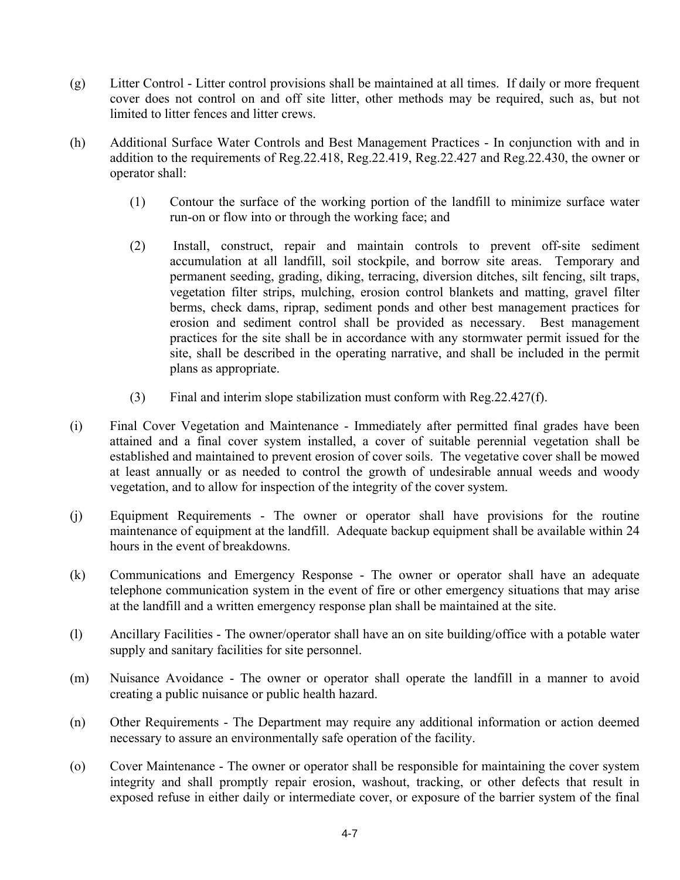(g) Litter Control - Litter control provisions shall be maintained at all times. If daily or more frequent cover does not control on and off site litter, other methods may be required, such as, but not limited to litter fences and litter crews.

(h) Additional Surface Water Controls and Best Management Practices - In conjunction with and in addition to the requirements of Reg.22.418, Reg.22.419, Reg.22.427 and Reg.22.430, the owner or operator shall:

  (1) Contour the surface of the working portion of the landfill to minimize surface water run-on or flow into or through the working face; and

  (2) Install, construct, repair and maintain controls to prevent off-site sediment accumulation at all landfill, soil stockpile, and borrow site areas. Temporary and permanent seeding, grading, diking, terracing, diversion ditches, silt fencing, silt traps, vegetation filter strips, mulching, erosion control blankets and matting, gravel filter berms, check dams, riprap, sediment ponds and other best management practices for erosion and sediment control shall be provided as necessary. Best management practices for the site shall be in accordance with any stormwater permit issued for the site, shall be described in the operating narrative, and shall be included in the permit plans as appropriate.

  (3) Final and interim slope stabilization must conform with Reg.22.427(f).

(i) Final Cover Vegetation and Maintenance - Immediately after permitted final grades have been attained and a final cover system installed, a cover of suitable perennial vegetation shall be established and maintained to prevent erosion of cover soils. The vegetative cover shall be mowed at least annually or as needed to control the growth of undesirable annual weeds and woody vegetation, and to allow for inspection of the integrity of the cover system.

(j) Equipment Requirements - The owner or operator shall have provisions for the routine maintenance of equipment at the landfill. Adequate backup equipment shall be available within 24 hours in the event of breakdowns.

(k) Communications and Emergency Response - The owner or operator shall have an adequate telephone communication system in the event of fire or other emergency situations that may arise at the landfill and a written emergency response plan shall be maintained at the site.

(l) Ancillary Facilities - The owner/operator shall have an on site building/office with a potable water supply and sanitary facilities for site personnel.

(m) Nuisance Avoidance - The owner or operator shall operate the landfill in a manner to avoid creating a public nuisance or public health hazard.

(n) Other Requirements - The Department may require any additional information or action deemed necessary to assure an environmentally safe operation of the facility.

(o) Cover Maintenance - The owner or operator shall be responsible for maintaining the cover system integrity and shall promptly repair erosion, washout, tracking, or other defects that result in exposed refuse in either daily or intermediate cover, or exposure of the barrier system of the final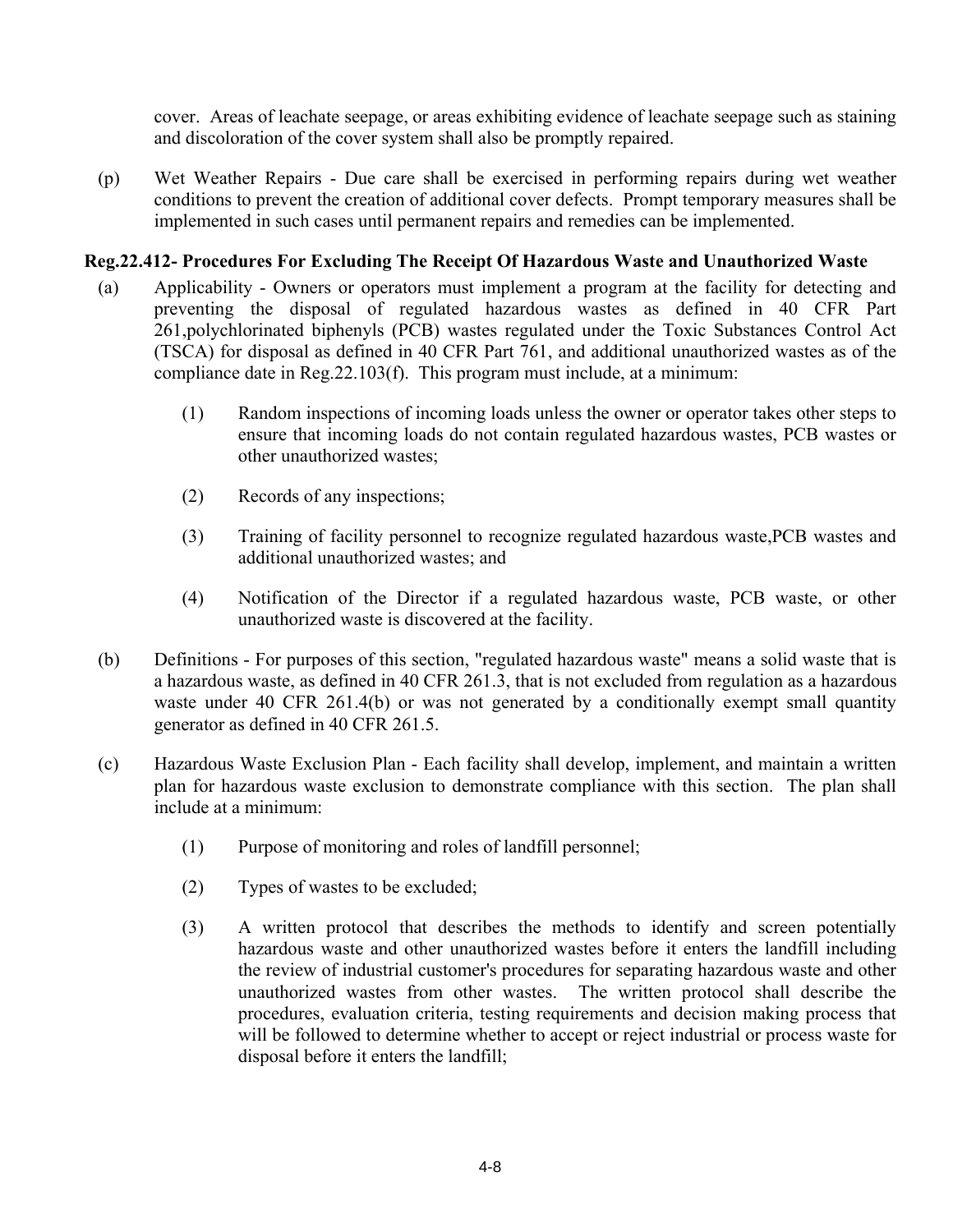cover. Areas of leachate seepage, or areas exhibiting evidence of leachate seepage such as staining and discoloration of the cover system shall also be promptly repaired.

(p) Wet Weather Repairs - Due care shall be exercised in performing repairs during wet weather conditions to prevent the creation of additional cover defects. Prompt temporary measures shall be implemented in such cases until permanent repairs and remedies can be implemented.

**Reg.22.412- Procedures For Excluding The Receipt Of Hazardous Waste and Unauthorized Waste**

(a) Applicability - Owners or operators must implement a program at the facility for detecting and preventing the disposal of regulated hazardous wastes as defined in 40 CFR Part 261,polychlorinated biphenyls (PCB) wastes regulated under the Toxic Substances Control Act (TSCA) for disposal as defined in 40 CFR Part 761, and additional unauthorized wastes as of the compliance date in Reg.22.103(f). This program must include, at a minimum:

(1) Random inspections of incoming loads unless the owner or operator takes other steps to ensure that incoming loads do not contain regulated hazardous wastes, PCB wastes or other unauthorized wastes;

(2) Records of any inspections;

(3) Training of facility personnel to recognize regulated hazardous waste,PCB wastes and additional unauthorized wastes; and

(4) Notification of the Director if a regulated hazardous waste, PCB waste, or other unauthorized waste is discovered at the facility.

(b) Definitions - For purposes of this section, "regulated hazardous waste" means a solid waste that is a hazardous waste, as defined in 40 CFR 261.3, that is not excluded from regulation as a hazardous waste under 40 CFR 261.4(b) or was not generated by a conditionally exempt small quantity generator as defined in 40 CFR 261.5.

(c) Hazardous Waste Exclusion Plan - Each facility shall develop, implement, and maintain a written plan for hazardous waste exclusion to demonstrate compliance with this section. The plan shall include at a minimum:

(1) Purpose of monitoring and roles of landfill personnel;

(2) Types of wastes to be excluded;

(3) A written protocol that describes the methods to identify and screen potentially hazardous waste and other unauthorized wastes before it enters the landfill including the review of industrial customer's procedures for separating hazardous waste and other unauthorized wastes from other wastes. The written protocol shall describe the procedures, evaluation criteria, testing requirements and decision making process that will be followed to determine whether to accept or reject industrial or process waste for disposal before it enters the landfill;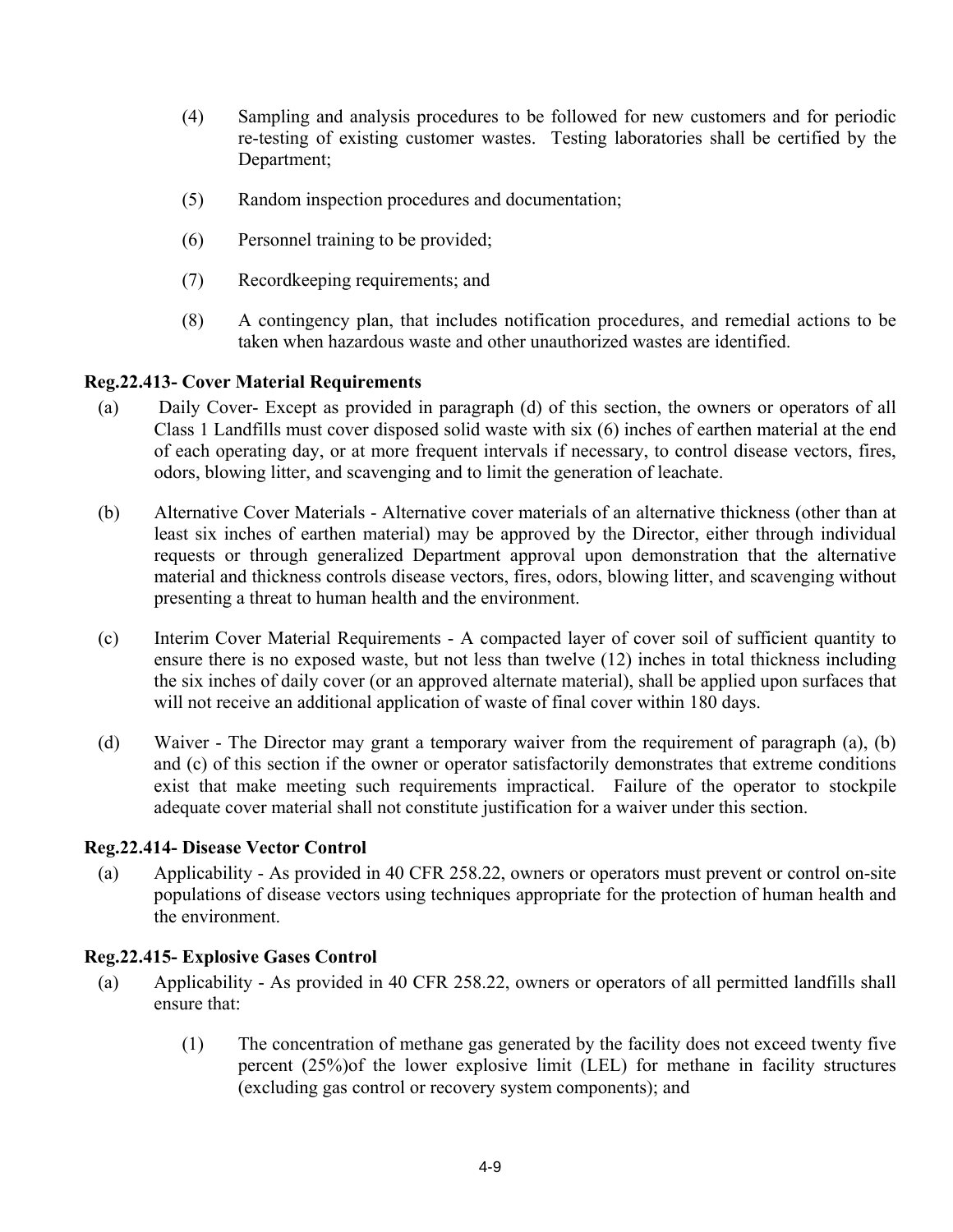(4) Sampling and analysis procedures to be followed for new customers and for periodic re-testing of existing customer wastes. Testing laboratories shall be certified by the Department;

(5) Random inspection procedures and documentation;

(6) Personnel training to be provided;

(7) Recordkeeping requirements; and

(8) A contingency plan, that includes notification procedures, and remedial actions to be taken when hazardous waste and other unauthorized wastes are identified.

**Reg.22.413- Cover Material Requirements**

(a) Daily Cover- Except as provided in paragraph (d) of this section, the owners or operators of all Class 1 Landfills must cover disposed solid waste with six (6) inches of earthen material at the end of each operating day, or at more frequent intervals if necessary, to control disease vectors, fires, odors, blowing litter, and scavenging and to limit the generation of leachate.

(b) Alternative Cover Materials - Alternative cover materials of an alternative thickness (other than at least six inches of earthen material) may be approved by the Director, either through individual requests or through generalized Department approval upon demonstration that the alternative material and thickness controls disease vectors, fires, odors, blowing litter, and scavenging without presenting a threat to human health and the environment.

(c) Interim Cover Material Requirements - A compacted layer of cover soil of sufficient quantity to ensure there is no exposed waste, but not less than twelve (12) inches in total thickness including the six inches of daily cover (or an approved alternate material), shall be applied upon surfaces that will not receive an additional application of waste of final cover within 180 days.

(d) Waiver - The Director may grant a temporary waiver from the requirement of paragraph (a), (b) and (c) of this section if the owner or operator satisfactorily demonstrates that extreme conditions exist that make meeting such requirements impractical. Failure of the operator to stockpile adequate cover material shall not constitute justification for a waiver under this section.

**Reg.22.414- Disease Vector Control**

(a) Applicability - As provided in 40 CFR 258.22, owners or operators must prevent or control on-site populations of disease vectors using techniques appropriate for the protection of human health and the environment.

**Reg.22.415- Explosive Gases Control**

(a) Applicability - As provided in 40 CFR 258.22, owners or operators of all permitted landfills shall ensure that:

(1) The concentration of methane gas generated by the facility does not exceed twenty five percent (25%)of the lower explosive limit (LEL) for methane in facility structures (excluding gas control or recovery system components); and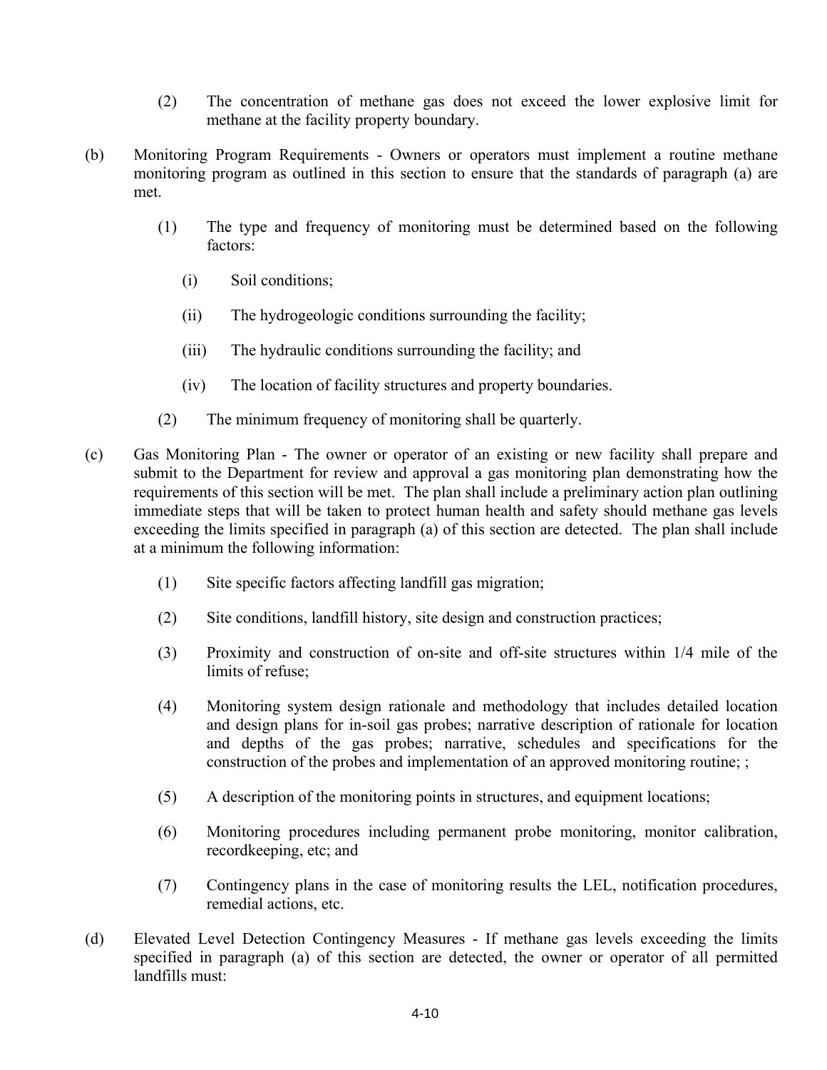(2) The concentration of methane gas does not exceed the lower explosive limit for methane at the facility property boundary.

(b) Monitoring Program Requirements - Owners or operators must implement a routine methane monitoring program as outlined in this section to ensure that the standards of paragraph (a) are met.

(1) The type and frequency of monitoring must be determined based on the following factors:

(i) Soil conditions;

(ii) The hydrogeologic conditions surrounding the facility;

(iii) The hydraulic conditions surrounding the facility; and

(iv) The location of facility structures and property boundaries.

(2) The minimum frequency of monitoring shall be quarterly.

(c) Gas Monitoring Plan - The owner or operator of an existing or new facility shall prepare and submit to the Department for review and approval a gas monitoring plan demonstrating how the requirements of this section will be met. The plan shall include a preliminary action plan outlining immediate steps that will be taken to protect human health and safety should methane gas levels exceeding the limits specified in paragraph (a) of this section are detected. The plan shall include at a minimum the following information:

(1) Site specific factors affecting landfill gas migration;

(2) Site conditions, landfill history, site design and construction practices;

(3) Proximity and construction of on-site and off-site structures within 1/4 mile of the limits of refuse;

(4) Monitoring system design rationale and methodology that includes detailed location and design plans for in-soil gas probes; narrative description of rationale for location and depths of the gas probes; narrative, schedules and specifications for the construction of the probes and implementation of an approved monitoring routine; ;

(5) A description of the monitoring points in structures, and equipment locations;

(6) Monitoring procedures including permanent probe monitoring, monitor calibration, recordkeeping, etc; and

(7) Contingency plans in the case of monitoring results the LEL, notification procedures, remedial actions, etc.

(d) Elevated Level Detection Contingency Measures - If methane gas levels exceeding the limits specified in paragraph (a) of this section are detected, the owner or operator of all permitted landfills must: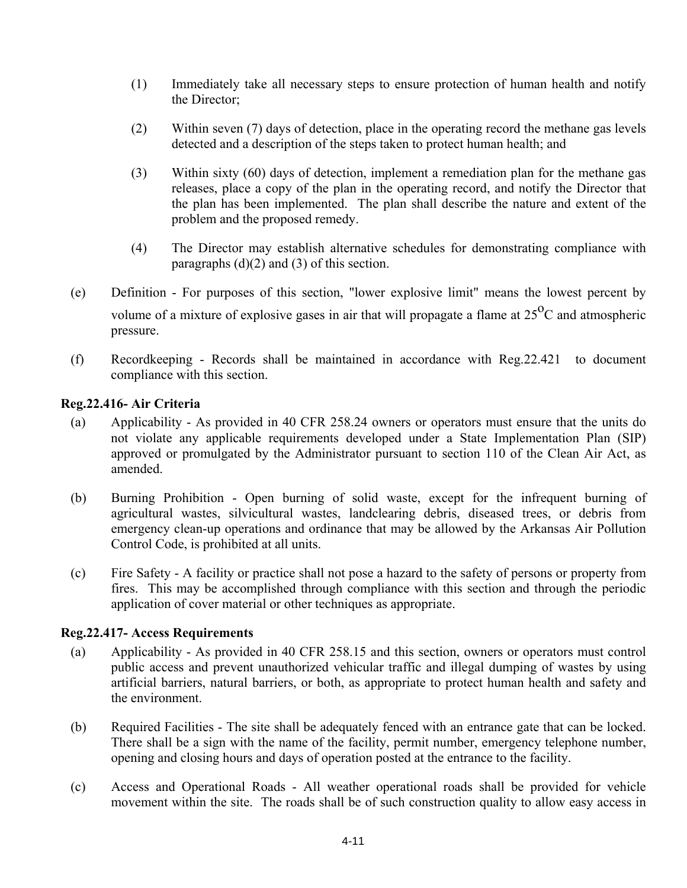(1) Immediately take all necessary steps to ensure protection of human health and notify the Director;

(2) Within seven (7) days of detection, place in the operating record the methane gas levels detected and a description of the steps taken to protect human health; and

(3) Within sixty (60) days of detection, implement a remediation plan for the methane gas releases, place a copy of the plan in the operating record, and notify the Director that the plan has been implemented. The plan shall describe the nature and extent of the problem and the proposed remedy.

(4) The Director may establish alternative schedules for demonstrating compliance with paragraphs (d)(2) and (3) of this section.

(e) Definition - For purposes of this section, "lower explosive limit" means the lowest percent by volume of a mixture of explosive gases in air that will propagate a flame at $25^{O}$C and atmospheric pressure.

(f) Recordkeeping - Records shall be maintained in accordance with Reg.22.421 to document compliance with this section.

**Reg.22.416- Air Criteria**

(a) Applicability - As provided in 40 CFR 258.24 owners or operators must ensure that the units do not violate any applicable requirements developed under a State Implementation Plan (SIP) approved or promulgated by the Administrator pursuant to section 110 of the Clean Air Act, as amended.

(b) Burning Prohibition - Open burning of solid waste, except for the infrequent burning of agricultural wastes, silvicultural wastes, landclearing debris, diseased trees, or debris from emergency clean-up operations and ordinance that may be allowed by the Arkansas Air Pollution Control Code, is prohibited at all units.

(c) Fire Safety - A facility or practice shall not pose a hazard to the safety of persons or property from fires. This may be accomplished through compliance with this section and through the periodic application of cover material or other techniques as appropriate.

**Reg.22.417- Access Requirements**

(a) Applicability - As provided in 40 CFR 258.15 and this section, owners or operators must control public access and prevent unauthorized vehicular traffic and illegal dumping of wastes by using artificial barriers, natural barriers, or both, as appropriate to protect human health and safety and the environment.

(b) Required Facilities - The site shall be adequately fenced with an entrance gate that can be locked. There shall be a sign with the name of the facility, permit number, emergency telephone number, opening and closing hours and days of operation posted at the entrance to the facility.

(c) Access and Operational Roads - All weather operational roads shall be provided for vehicle movement within the site. The roads shall be of such construction quality to allow easy access in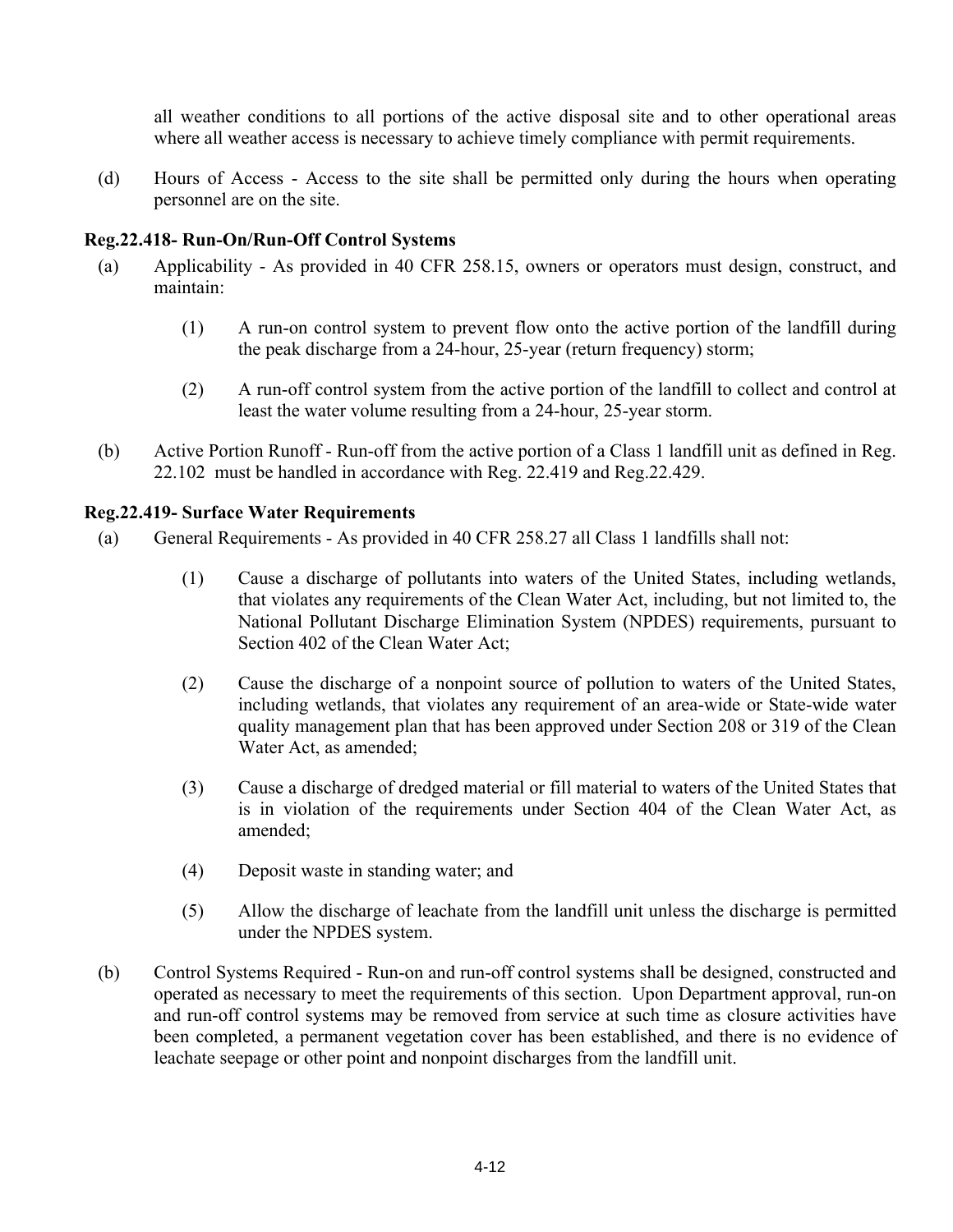all weather conditions to all portions of the active disposal site and to other operational areas where all weather access is necessary to achieve timely compliance with permit requirements.

(d) Hours of Access - Access to the site shall be permitted only during the hours when operating personnel are on the site.

**Reg.22.418- Run-On/Run-Off Control Systems**

(a) Applicability - As provided in 40 CFR 258.15, owners or operators must design, construct, and maintain:

 (1) A run-on control system to prevent flow onto the active portion of the landfill during the peak discharge from a 24-hour, 25-year (return frequency) storm;

 (2) A run-off control system from the active portion of the landfill to collect and control at least the water volume resulting from a 24-hour, 25-year storm.

(b) Active Portion Runoff - Run-off from the active portion of a Class 1 landfill unit as defined in Reg. 22.102 must be handled in accordance with Reg. 22.419 and Reg.22.429.

**Reg.22.419- Surface Water Requirements**

(a) General Requirements - As provided in 40 CFR 258.27 all Class 1 landfills shall not:

 (1) Cause a discharge of pollutants into waters of the United States, including wetlands, that violates any requirements of the Clean Water Act, including, but not limited to, the National Pollutant Discharge Elimination System (NPDES) requirements, pursuant to Section 402 of the Clean Water Act;

 (2) Cause the discharge of a nonpoint source of pollution to waters of the United States, including wetlands, that violates any requirement of an area-wide or State-wide water quality management plan that has been approved under Section 208 or 319 of the Clean Water Act, as amended;

 (3) Cause a discharge of dredged material or fill material to waters of the United States that is in violation of the requirements under Section 404 of the Clean Water Act, as amended;

 (4) Deposit waste in standing water; and

 (5) Allow the discharge of leachate from the landfill unit unless the discharge is permitted under the NPDES system.

(b) Control Systems Required - Run-on and run-off control systems shall be designed, constructed and operated as necessary to meet the requirements of this section. Upon Department approval, run-on and run-off control systems may be removed from service at such time as closure activities have been completed, a permanent vegetation cover has been established, and there is no evidence of leachate seepage or other point and nonpoint discharges from the landfill unit.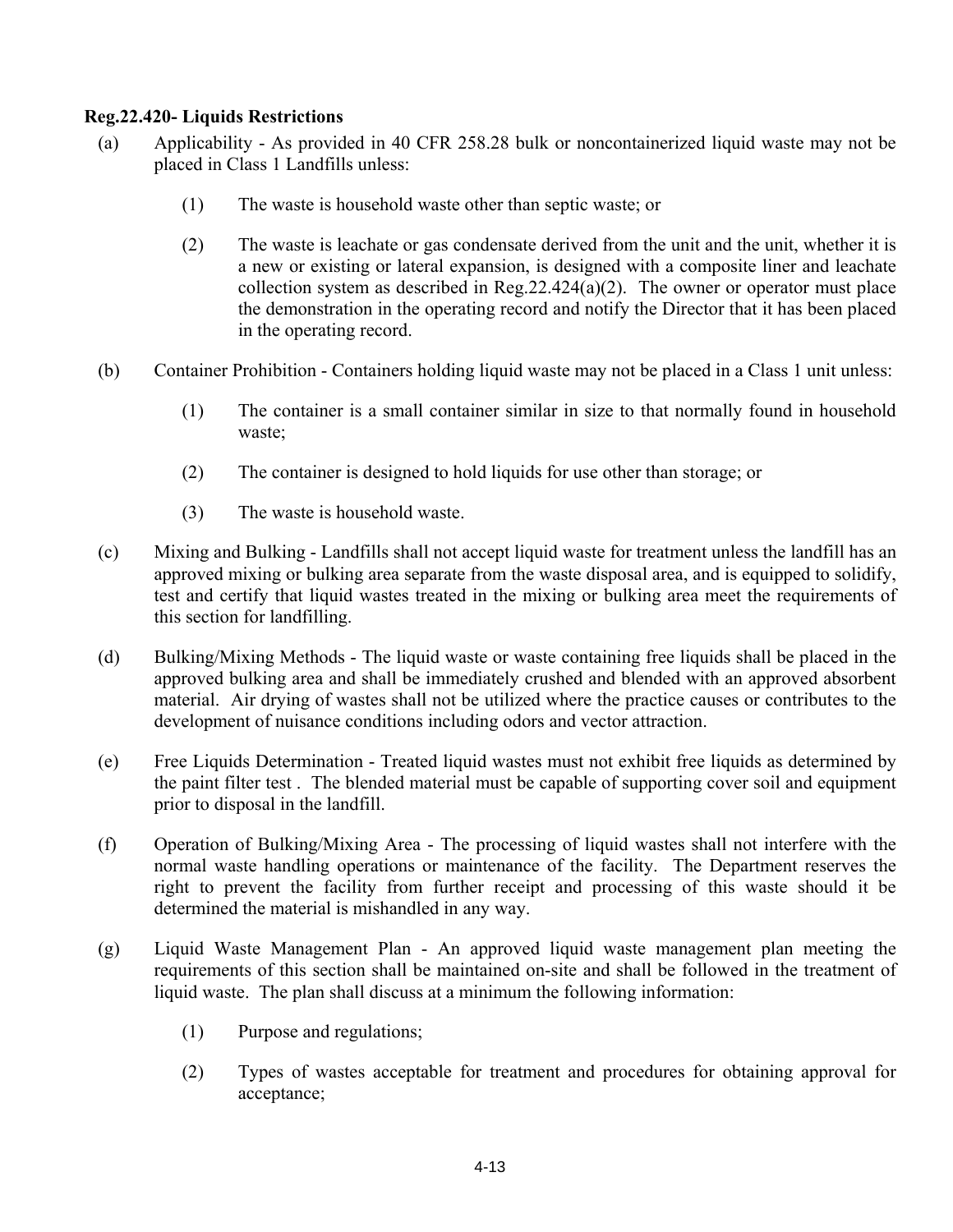**Reg.22.420- Liquids Restrictions**

(a) Applicability - As provided in 40 CFR 258.28 bulk or noncontainerized liquid waste may not be placed in Class 1 Landfills unless:

   (1) The waste is household waste other than septic waste; or

   (2) The waste is leachate or gas condensate derived from the unit and the unit, whether it is a new or existing or lateral expansion, is designed with a composite liner and leachate collection system as described in Reg.22.424(a)(2). The owner or operator must place the demonstration in the operating record and notify the Director that it has been placed in the operating record.

(b) Container Prohibition - Containers holding liquid waste may not be placed in a Class 1 unit unless:

   (1) The container is a small container similar in size to that normally found in household waste;

   (2) The container is designed to hold liquids for use other than storage; or

   (3) The waste is household waste.

(c) Mixing and Bulking - Landfills shall not accept liquid waste for treatment unless the landfill has an approved mixing or bulking area separate from the waste disposal area, and is equipped to solidify, test and certify that liquid wastes treated in the mixing or bulking area meet the requirements of this section for landfilling.

(d) Bulking/Mixing Methods - The liquid waste or waste containing free liquids shall be placed in the approved bulking area and shall be immediately crushed and blended with an approved absorbent material. Air drying of wastes shall not be utilized where the practice causes or contributes to the development of nuisance conditions including odors and vector attraction.

(e) Free Liquids Determination - Treated liquid wastes must not exhibit free liquids as determined by the paint filter test . The blended material must be capable of supporting cover soil and equipment prior to disposal in the landfill.

(f) Operation of Bulking/Mixing Area - The processing of liquid wastes shall not interfere with the normal waste handling operations or maintenance of the facility. The Department reserves the right to prevent the facility from further receipt and processing of this waste should it be determined the material is mishandled in any way.

(g) Liquid Waste Management Plan - An approved liquid waste management plan meeting the requirements of this section shall be maintained on-site and shall be followed in the treatment of liquid waste. The plan shall discuss at a minimum the following information:

   (1) Purpose and regulations;

   (2) Types of wastes acceptable for treatment and procedures for obtaining approval for acceptance;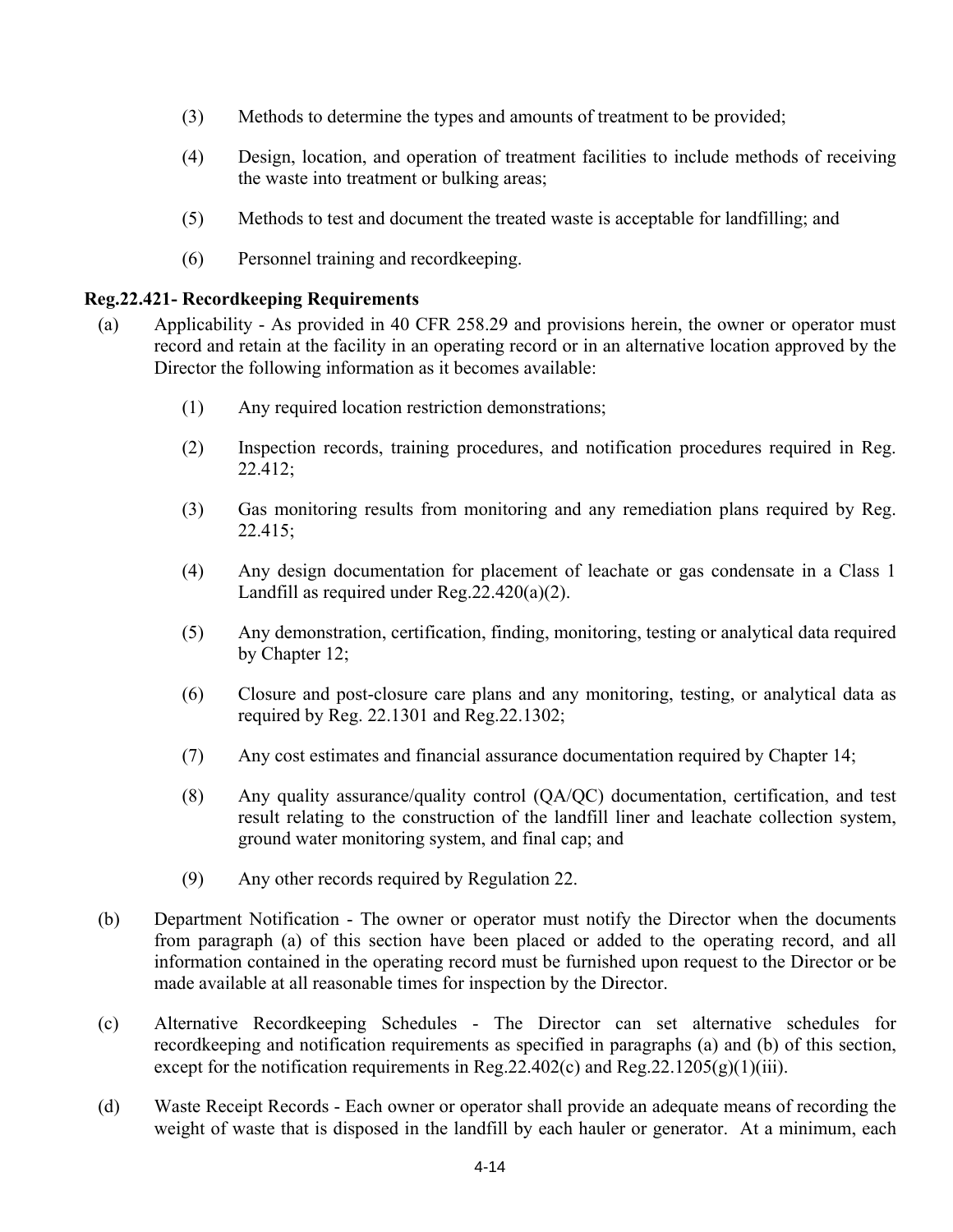(3) Methods to determine the types and amounts of treatment to be provided;

(4) Design, location, and operation of treatment facilities to include methods of receiving the waste into treatment or bulking areas;

(5) Methods to test and document the treated waste is acceptable for landfilling; and

(6) Personnel training and recordkeeping.

**Reg.22.421- Recordkeeping Requirements**

(a) Applicability - As provided in 40 CFR 258.29 and provisions herein, the owner or operator must record and retain at the facility in an operating record or in an alternative location approved by the Director the following information as it becomes available:

(1) Any required location restriction demonstrations;

(2) Inspection records, training procedures, and notification procedures required in Reg. 22.412;

(3) Gas monitoring results from monitoring and any remediation plans required by Reg. 22.415;

(4) Any design documentation for placement of leachate or gas condensate in a Class 1 Landfill as required under Reg.22.420(a)(2).

(5) Any demonstration, certification, finding, monitoring, testing or analytical data required by Chapter 12;

(6) Closure and post-closure care plans and any monitoring, testing, or analytical data as required by Reg. 22.1301 and Reg.22.1302;

(7) Any cost estimates and financial assurance documentation required by Chapter 14;

(8) Any quality assurance/quality control (QA/QC) documentation, certification, and test result relating to the construction of the landfill liner and leachate collection system, ground water monitoring system, and final cap; and

(9) Any other records required by Regulation 22.

(b) Department Notification - The owner or operator must notify the Director when the documents from paragraph (a) of this section have been placed or added to the operating record, and all information contained in the operating record must be furnished upon request to the Director or be made available at all reasonable times for inspection by the Director.

(c) Alternative Recordkeeping Schedules - The Director can set alternative schedules for recordkeeping and notification requirements as specified in paragraphs (a) and (b) of this section, except for the notification requirements in Reg.22.402(c) and Reg.22.1205(g)(1)(iii).

(d) Waste Receipt Records - Each owner or operator shall provide an adequate means of recording the weight of waste that is disposed in the landfill by each hauler or generator. At a minimum, each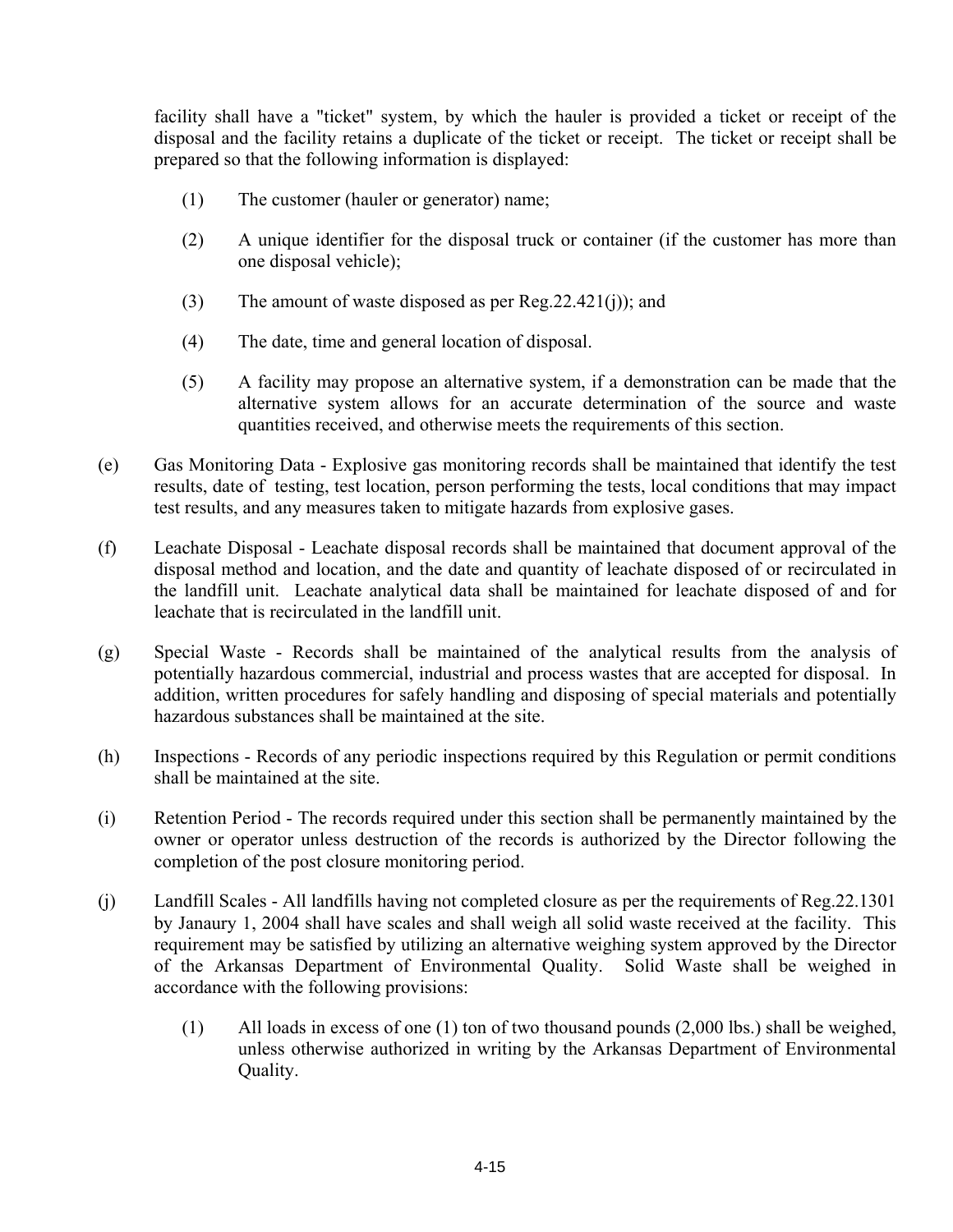facility shall have a "ticket" system, by which the hauler is provided a ticket or receipt of the disposal and the facility retains a duplicate of the ticket or receipt. The ticket or receipt shall be prepared so that the following information is displayed:

(1) The customer (hauler or generator) name;

(2) A unique identifier for the disposal truck or container (if the customer has more than one disposal vehicle);

(3) The amount of waste disposed as per Reg.22.421(j)); and

(4) The date, time and general location of disposal.

(5) A facility may propose an alternative system, if a demonstration can be made that the alternative system allows for an accurate determination of the source and waste quantities received, and otherwise meets the requirements of this section.

(e) Gas Monitoring Data - Explosive gas monitoring records shall be maintained that identify the test results, date of testing, test location, person performing the tests, local conditions that may impact test results, and any measures taken to mitigate hazards from explosive gases.

(f) Leachate Disposal - Leachate disposal records shall be maintained that document approval of the disposal method and location, and the date and quantity of leachate disposed of or recirculated in the landfill unit. Leachate analytical data shall be maintained for leachate disposed of and for leachate that is recirculated in the landfill unit.

(g) Special Waste - Records shall be maintained of the analytical results from the analysis of potentially hazardous commercial, industrial and process wastes that are accepted for disposal. In addition, written procedures for safely handling and disposing of special materials and potentially hazardous substances shall be maintained at the site.

(h) Inspections - Records of any periodic inspections required by this Regulation or permit conditions shall be maintained at the site.

(i) Retention Period - The records required under this section shall be permanently maintained by the owner or operator unless destruction of the records is authorized by the Director following the completion of the post closure monitoring period.

(j) Landfill Scales - All landfills having not completed closure as per the requirements of Reg.22.1301 by Janaury 1, 2004 shall have scales and shall weigh all solid waste received at the facility. This requirement may be satisfied by utilizing an alternative weighing system approved by the Director of the Arkansas Department of Environmental Quality. Solid Waste shall be weighed in accordance with the following provisions:

(1) All loads in excess of one (1) ton of two thousand pounds (2,000 lbs.) shall be weighed, unless otherwise authorized in writing by the Arkansas Department of Environmental Quality.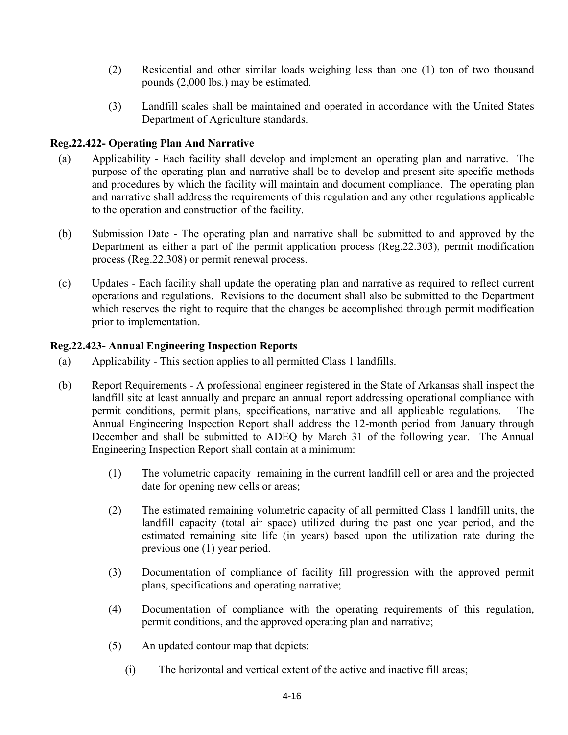(2) Residential and other similar loads weighing less than one (1) ton of two thousand pounds (2,000 lbs.) may be estimated.

(3) Landfill scales shall be maintained and operated in accordance with the United States Department of Agriculture standards.

**Reg.22.422- Operating Plan And Narrative**

(a) Applicability - Each facility shall develop and implement an operating plan and narrative. The purpose of the operating plan and narrative shall be to develop and present site specific methods and procedures by which the facility will maintain and document compliance. The operating plan and narrative shall address the requirements of this regulation and any other regulations applicable to the operation and construction of the facility.

(b) Submission Date - The operating plan and narrative shall be submitted to and approved by the Department as either a part of the permit application process (Reg.22.303), permit modification process (Reg.22.308) or permit renewal process.

(c) Updates - Each facility shall update the operating plan and narrative as required to reflect current operations and regulations. Revisions to the document shall also be submitted to the Department which reserves the right to require that the changes be accomplished through permit modification prior to implementation.

**Reg.22.423- Annual Engineering Inspection Reports**

(a) Applicability - This section applies to all permitted Class 1 landfills.

(b) Report Requirements - A professional engineer registered in the State of Arkansas shall inspect the landfill site at least annually and prepare an annual report addressing operational compliance with permit conditions, permit plans, specifications, narrative and all applicable regulations. The Annual Engineering Inspection Report shall address the 12-month period from January through December and shall be submitted to ADEQ by March 31 of the following year. The Annual Engineering Inspection Report shall contain at a minimum:

(1) The volumetric capacity remaining in the current landfill cell or area and the projected date for opening new cells or areas;

(2) The estimated remaining volumetric capacity of all permitted Class 1 landfill units, the landfill capacity (total air space) utilized during the past one year period, and the estimated remaining site life (in years) based upon the utilization rate during the previous one (1) year period.

(3) Documentation of compliance of facility fill progression with the approved permit plans, specifications and operating narrative;

(4) Documentation of compliance with the operating requirements of this regulation, permit conditions, and the approved operating plan and narrative;

(5) An updated contour map that depicts:

(i) The horizontal and vertical extent of the active and inactive fill areas;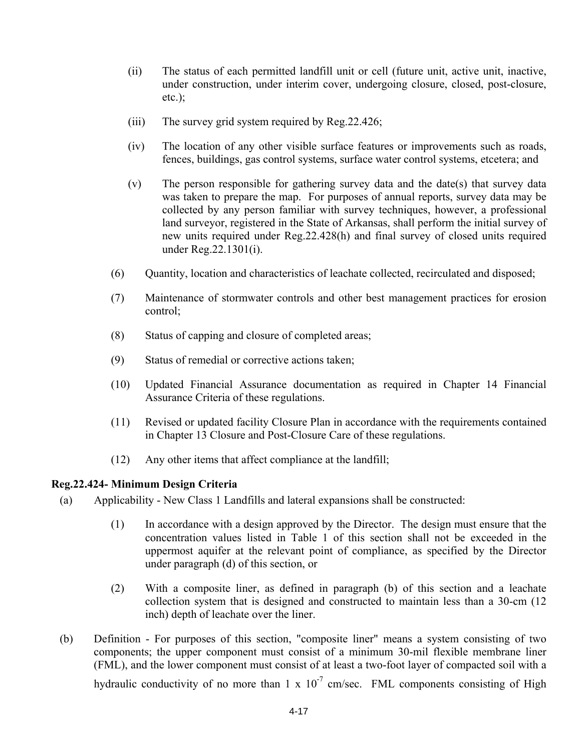(ii) The status of each permitted landfill unit or cell (future unit, active unit, inactive, under construction, under interim cover, undergoing closure, closed, post-closure, etc.);

(iii) The survey grid system required by Reg.22.426;

(iv) The location of any other visible surface features or improvements such as roads, fences, buildings, gas control systems, surface water control systems, etcetera; and

(v) The person responsible for gathering survey data and the date(s) that survey data was taken to prepare the map. For purposes of annual reports, survey data may be collected by any person familiar with survey techniques, however, a professional land surveyor, registered in the State of Arkansas, shall perform the initial survey of new units required under Reg.22.428(h) and final survey of closed units required under Reg.22.1301(i).

(6) Quantity, location and characteristics of leachate collected, recirculated and disposed;

(7) Maintenance of stormwater controls and other best management practices for erosion control;

(8) Status of capping and closure of completed areas;

(9) Status of remedial or corrective actions taken;

(10) Updated Financial Assurance documentation as required in Chapter 14 Financial Assurance Criteria of these regulations.

(11) Revised or updated facility Closure Plan in accordance with the requirements contained in Chapter 13 Closure and Post-Closure Care of these regulations.

(12) Any other items that affect compliance at the landfill;

**Reg.22.424- Minimum Design Criteria**

(a) Applicability - New Class 1 Landfills and lateral expansions shall be constructed:

(1) In accordance with a design approved by the Director. The design must ensure that the concentration values listed in Table 1 of this section shall not be exceeded in the uppermost aquifer at the relevant point of compliance, as specified by the Director under paragraph (d) of this section, or

(2) With a composite liner, as defined in paragraph (b) of this section and a leachate collection system that is designed and constructed to maintain less than a 30-cm (12 inch) depth of leachate over the liner.

(b) Definition - For purposes of this section, "composite liner" means a system consisting of two components; the upper component must consist of a minimum 30-mil flexible membrane liner (FML), and the lower component must consist of at least a two-foot layer of compacted soil with a hydraulic conductivity of no more than $1 \times 10^{-7}$ cm/sec. FML components consisting of High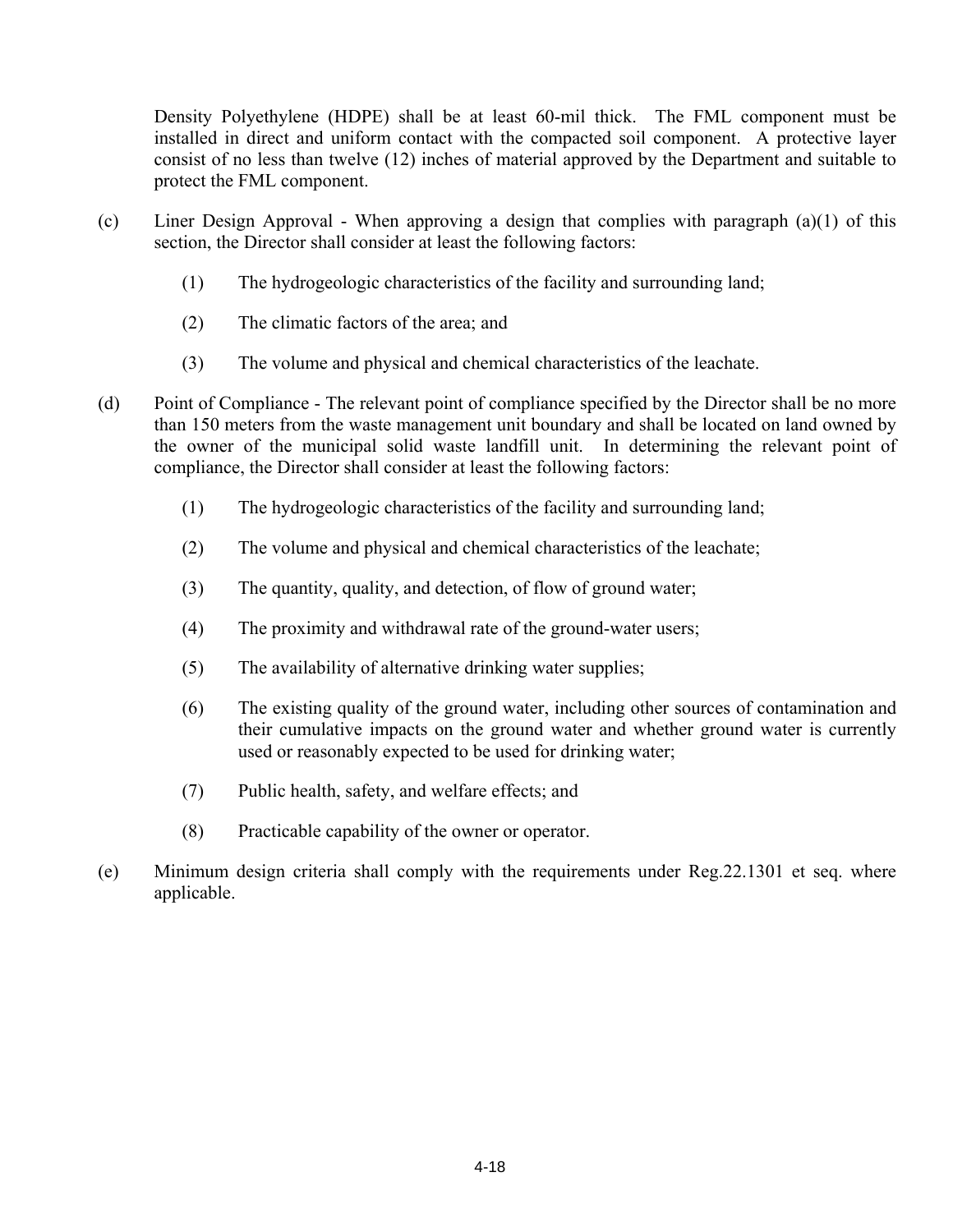Density Polyethylene (HDPE) shall be at least 60-mil thick. The FML component must be installed in direct and uniform contact with the compacted soil component. A protective layer consist of no less than twelve (12) inches of material approved by the Department and suitable to protect the FML component.

(c) Liner Design Approval - When approving a design that complies with paragraph (a)(1) of this section, the Director shall consider at least the following factors:

(1) The hydrogeologic characteristics of the facility and surrounding land;

(2) The climatic factors of the area; and

(3) The volume and physical and chemical characteristics of the leachate.

(d) Point of Compliance - The relevant point of compliance specified by the Director shall be no more than 150 meters from the waste management unit boundary and shall be located on land owned by the owner of the municipal solid waste landfill unit. In determining the relevant point of compliance, the Director shall consider at least the following factors:

(1) The hydrogeologic characteristics of the facility and surrounding land;

(2) The volume and physical and chemical characteristics of the leachate;

(3) The quantity, quality, and detection, of flow of ground water;

(4) The proximity and withdrawal rate of the ground-water users;

(5) The availability of alternative drinking water supplies;

(6) The existing quality of the ground water, including other sources of contamination and their cumulative impacts on the ground water and whether ground water is currently used or reasonably expected to be used for drinking water;

(7) Public health, safety, and welfare effects; and

(8) Practicable capability of the owner or operator.

(e) Minimum design criteria shall comply with the requirements under Reg.22.1301 et seq. where applicable.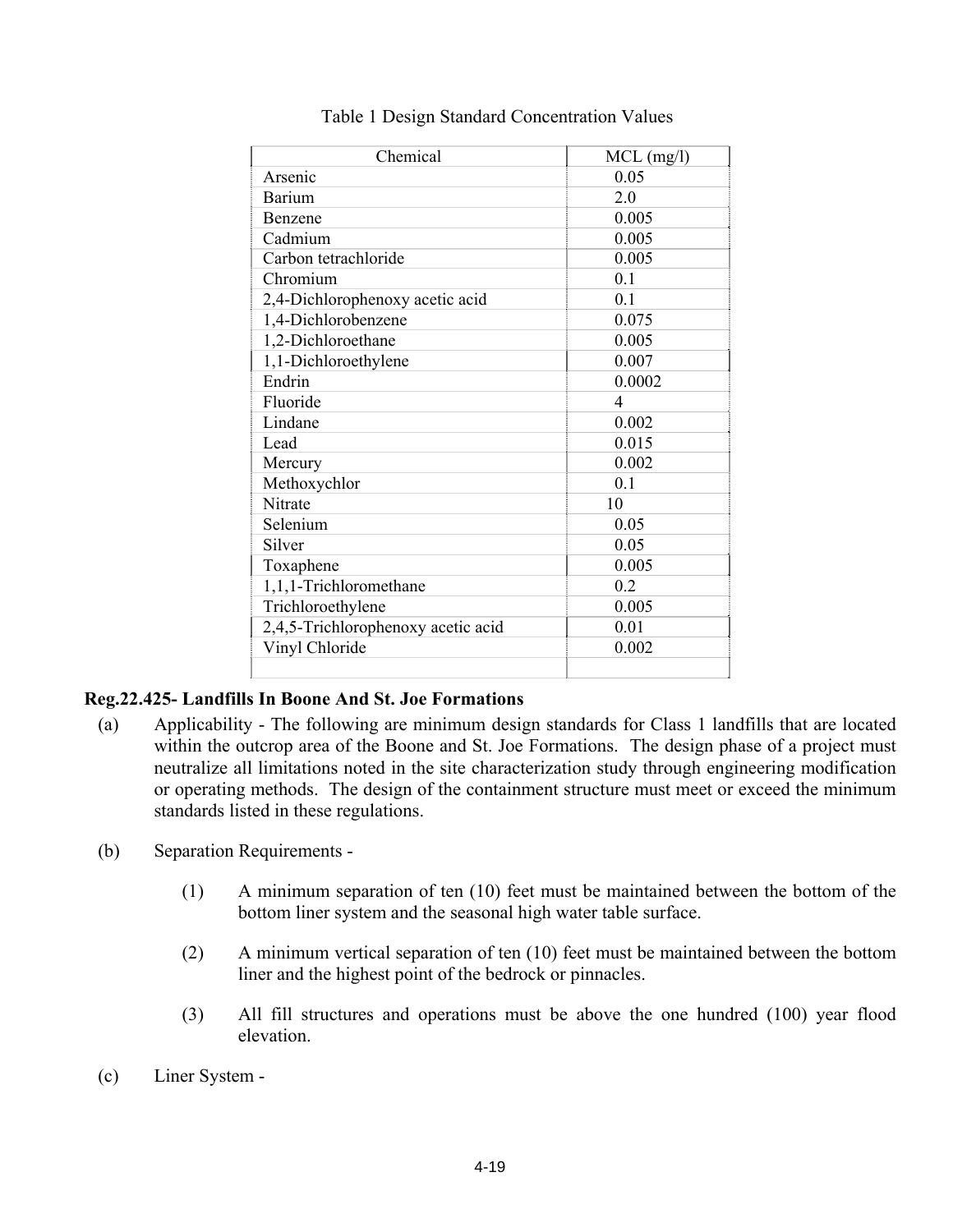Table 1 Design Standard Concentration Values

| Chemical | MCL (mg/l) |
|---|---|
| Arsenic | 0.05 |
| Barium | 2.0 |
| Benzene | 0.005 |
| Cadmium | 0.005 |
| Carbon tetrachloride | 0.005 |
| Chromium | 0.1 |
| 2,4-Dichlorophenoxy acetic acid | 0.1 |
| 1,4-Dichlorobenzene | 0.075 |
| 1,2-Dichloroethane | 0.005 |
| 1,1-Dichloroethylene | 0.007 |
| Endrin | 0.0002 |
| Fluoride | 4 |
| Lindane | 0.002 |
| Lead | 0.015 |
| Mercury | 0.002 |
| Methoxychlor | 0.1 |
| Nitrate | 10 |
| Selenium | 0.05 |
| Silver | 0.05 |
| Toxaphene | 0.005 |
| 1,1,1-Trichloromethane | 0.2 |
| Trichloroethylene | 0.005 |
| 2,4,5-Trichlorophenoxy acetic acid | 0.01 |
| Vinyl Chloride | 0.002 |
| | |

**Reg.22.425- Landfills In Boone And St. Joe Formations**

(a) Applicability - The following are minimum design standards for Class 1 landfills that are located within the outcrop area of the Boone and St. Joe Formations. The design phase of a project must neutralize all limitations noted in the site characterization study through engineering modification or operating methods. The design of the containment structure must meet or exceed the minimum standards listed in these regulations.

(b) Separation Requirements -

(1) A minimum separation of ten (10) feet must be maintained between the bottom of the bottom liner system and the seasonal high water table surface.

(2) A minimum vertical separation of ten (10) feet must be maintained between the bottom liner and the highest point of the bedrock or pinnacles.

(3) All fill structures and operations must be above the one hundred (100) year flood elevation.

(c) Liner System -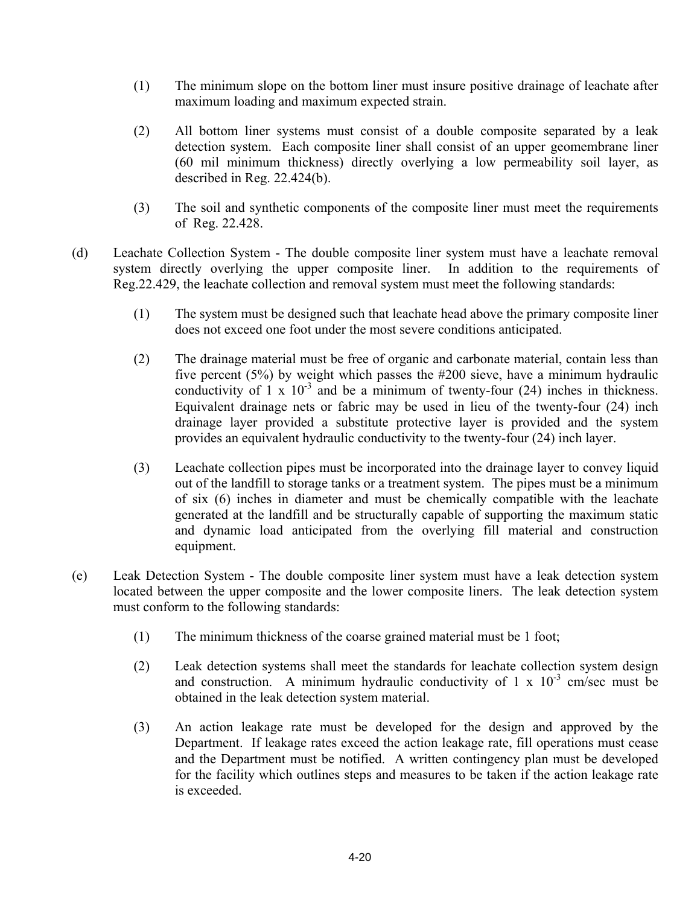(1) The minimum slope on the bottom liner must insure positive drainage of leachate after maximum loading and maximum expected strain.

(2) All bottom liner systems must consist of a double composite separated by a leak detection system. Each composite liner shall consist of an upper geomembrane liner (60 mil minimum thickness) directly overlying a low permeability soil layer, as described in Reg. 22.424(b).

(3) The soil and synthetic components of the composite liner must meet the requirements of Reg. 22.428.

(d) Leachate Collection System - The double composite liner system must have a leachate removal system directly overlying the upper composite liner. In addition to the requirements of Reg.22.429, the leachate collection and removal system must meet the following standards:

(1) The system must be designed such that leachate head above the primary composite liner does not exceed one foot under the most severe conditions anticipated.

(2) The drainage material must be free of organic and carbonate material, contain less than five percent (5%) by weight which passes the #200 sieve, have a minimum hydraulic conductivity of $1 \times 10^{-3}$ and be a minimum of twenty-four (24) inches in thickness. Equivalent drainage nets or fabric may be used in lieu of the twenty-four (24) inch drainage layer provided a substitute protective layer is provided and the system provides an equivalent hydraulic conductivity to the twenty-four (24) inch layer.

(3) Leachate collection pipes must be incorporated into the drainage layer to convey liquid out of the landfill to storage tanks or a treatment system. The pipes must be a minimum of six (6) inches in diameter and must be chemically compatible with the leachate generated at the landfill and be structurally capable of supporting the maximum static and dynamic load anticipated from the overlying fill material and construction equipment.

(e) Leak Detection System - The double composite liner system must have a leak detection system located between the upper composite and the lower composite liners. The leak detection system must conform to the following standards:

(1) The minimum thickness of the coarse grained material must be 1 foot;

(2) Leak detection systems shall meet the standards for leachate collection system design and construction. A minimum hydraulic conductivity of $1 \times 10^{-3}$ cm/sec must be obtained in the leak detection system material.

(3) An action leakage rate must be developed for the design and approved by the Department. If leakage rates exceed the action leakage rate, fill operations must cease and the Department must be notified. A written contingency plan must be developed for the facility which outlines steps and measures to be taken if the action leakage rate is exceeded.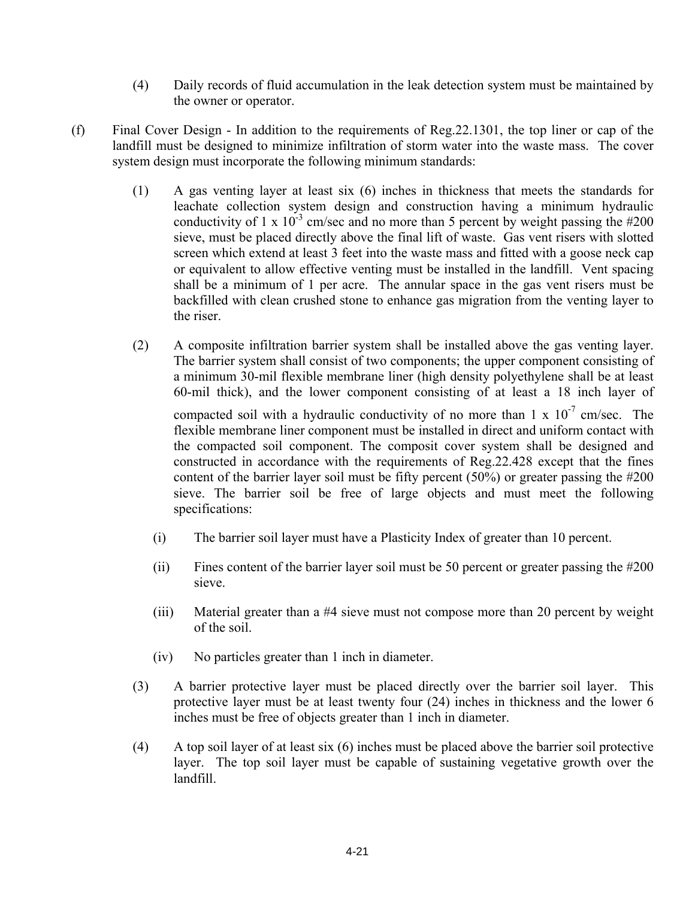(4) Daily records of fluid accumulation in the leak detection system must be maintained by the owner or operator.

(f) Final Cover Design - In addition to the requirements of Reg.22.1301, the top liner or cap of the landfill must be designed to minimize infiltration of storm water into the waste mass. The cover system design must incorporate the following minimum standards:

(1) A gas venting layer at least six (6) inches in thickness that meets the standards for leachate collection system design and construction having a minimum hydraulic conductivity of $1 \times 10^{-3}$ cm/sec and no more than 5 percent by weight passing the #200 sieve, must be placed directly above the final lift of waste. Gas vent risers with slotted screen which extend at least 3 feet into the waste mass and fitted with a goose neck cap or equivalent to allow effective venting must be installed in the landfill. Vent spacing shall be a minimum of 1 per acre. The annular space in the gas vent risers must be backfilled with clean crushed stone to enhance gas migration from the venting layer to the riser.

(2) A composite infiltration barrier system shall be installed above the gas venting layer. The barrier system shall consist of two components; the upper component consisting of a minimum 30-mil flexible membrane liner (high density polyethylene shall be at least 60-mil thick), and the lower component consisting of at least a 18 inch layer of compacted soil with a hydraulic conductivity of no more than $1 \times 10^{-7}$ cm/sec. The flexible membrane liner component must be installed in direct and uniform contact with the compacted soil component. The composit cover system shall be designed and constructed in accordance with the requirements of Reg.22.428 except that the fines content of the barrier layer soil must be fifty percent (50%) or greater passing the #200 sieve. The barrier soil be free of large objects and must meet the following specifications:

(i) The barrier soil layer must have a Plasticity Index of greater than 10 percent.

(ii) Fines content of the barrier layer soil must be 50 percent or greater passing the #200 sieve.

(iii) Material greater than a #4 sieve must not compose more than 20 percent by weight of the soil.

(iv) No particles greater than 1 inch in diameter.

(3) A barrier protective layer must be placed directly over the barrier soil layer. This protective layer must be at least twenty four (24) inches in thickness and the lower 6 inches must be free of objects greater than 1 inch in diameter.

(4) A top soil layer of at least six (6) inches must be placed above the barrier soil protective layer. The top soil layer must be capable of sustaining vegetative growth over the landfill.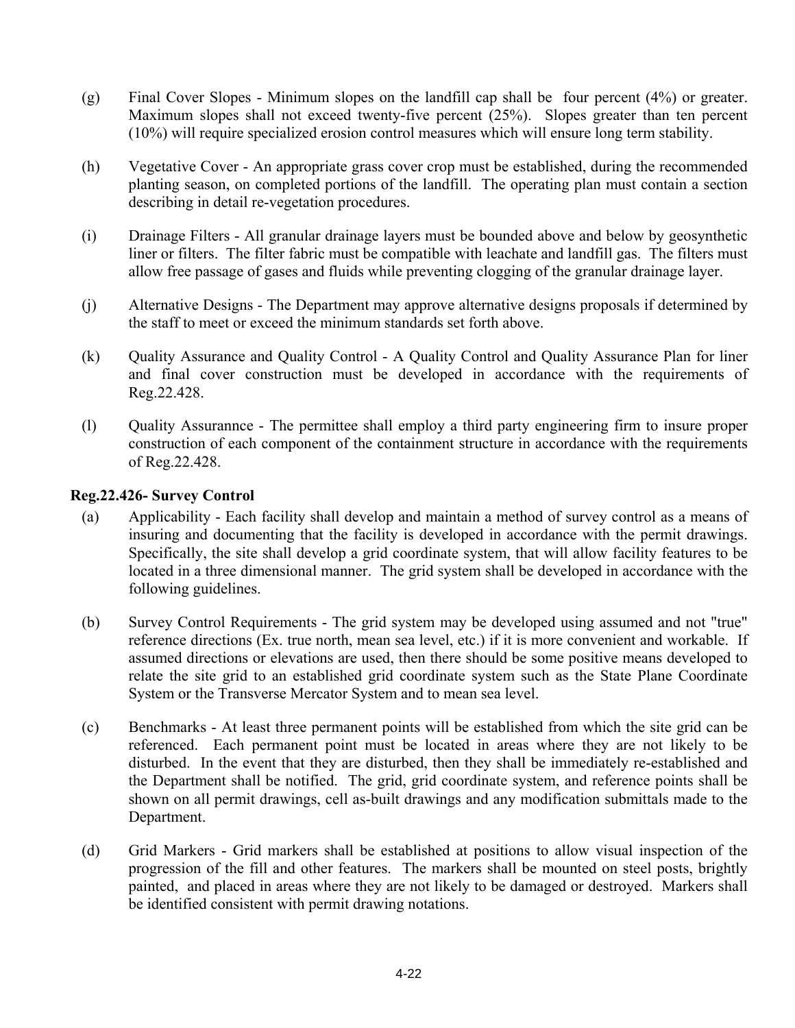(g) Final Cover Slopes - Minimum slopes on the landfill cap shall be four percent (4%) or greater. Maximum slopes shall not exceed twenty-five percent (25%). Slopes greater than ten percent (10%) will require specialized erosion control measures which will ensure long term stability.

(h) Vegetative Cover - An appropriate grass cover crop must be established, during the recommended planting season, on completed portions of the landfill. The operating plan must contain a section describing in detail re-vegetation procedures.

(i) Drainage Filters - All granular drainage layers must be bounded above and below by geosynthetic liner or filters. The filter fabric must be compatible with leachate and landfill gas. The filters must allow free passage of gases and fluids while preventing clogging of the granular drainage layer.

(j) Alternative Designs - The Department may approve alternative designs proposals if determined by the staff to meet or exceed the minimum standards set forth above.

(k) Quality Assurance and Quality Control - A Quality Control and Quality Assurance Plan for liner and final cover construction must be developed in accordance with the requirements of Reg.22.428.

(l) Quality Assurannce - The permittee shall employ a third party engineering firm to insure proper construction of each component of the containment structure in accordance with the requirements of Reg.22.428.

**Reg.22.426- Survey Control**

(a) Applicability - Each facility shall develop and maintain a method of survey control as a means of insuring and documenting that the facility is developed in accordance with the permit drawings. Specifically, the site shall develop a grid coordinate system, that will allow facility features to be located in a three dimensional manner. The grid system shall be developed in accordance with the following guidelines.

(b) Survey Control Requirements - The grid system may be developed using assumed and not "true" reference directions (Ex. true north, mean sea level, etc.) if it is more convenient and workable. If assumed directions or elevations are used, then there should be some positive means developed to relate the site grid to an established grid coordinate system such as the State Plane Coordinate System or the Transverse Mercator System and to mean sea level.

(c) Benchmarks - At least three permanent points will be established from which the site grid can be referenced. Each permanent point must be located in areas where they are not likely to be disturbed. In the event that they are disturbed, then they shall be immediately re-established and the Department shall be notified. The grid, grid coordinate system, and reference points shall be shown on all permit drawings, cell as-built drawings and any modification submittals made to the Department.

(d) Grid Markers - Grid markers shall be established at positions to allow visual inspection of the progression of the fill and other features. The markers shall be mounted on steel posts, brightly painted, and placed in areas where they are not likely to be damaged or destroyed. Markers shall be identified consistent with permit drawing notations.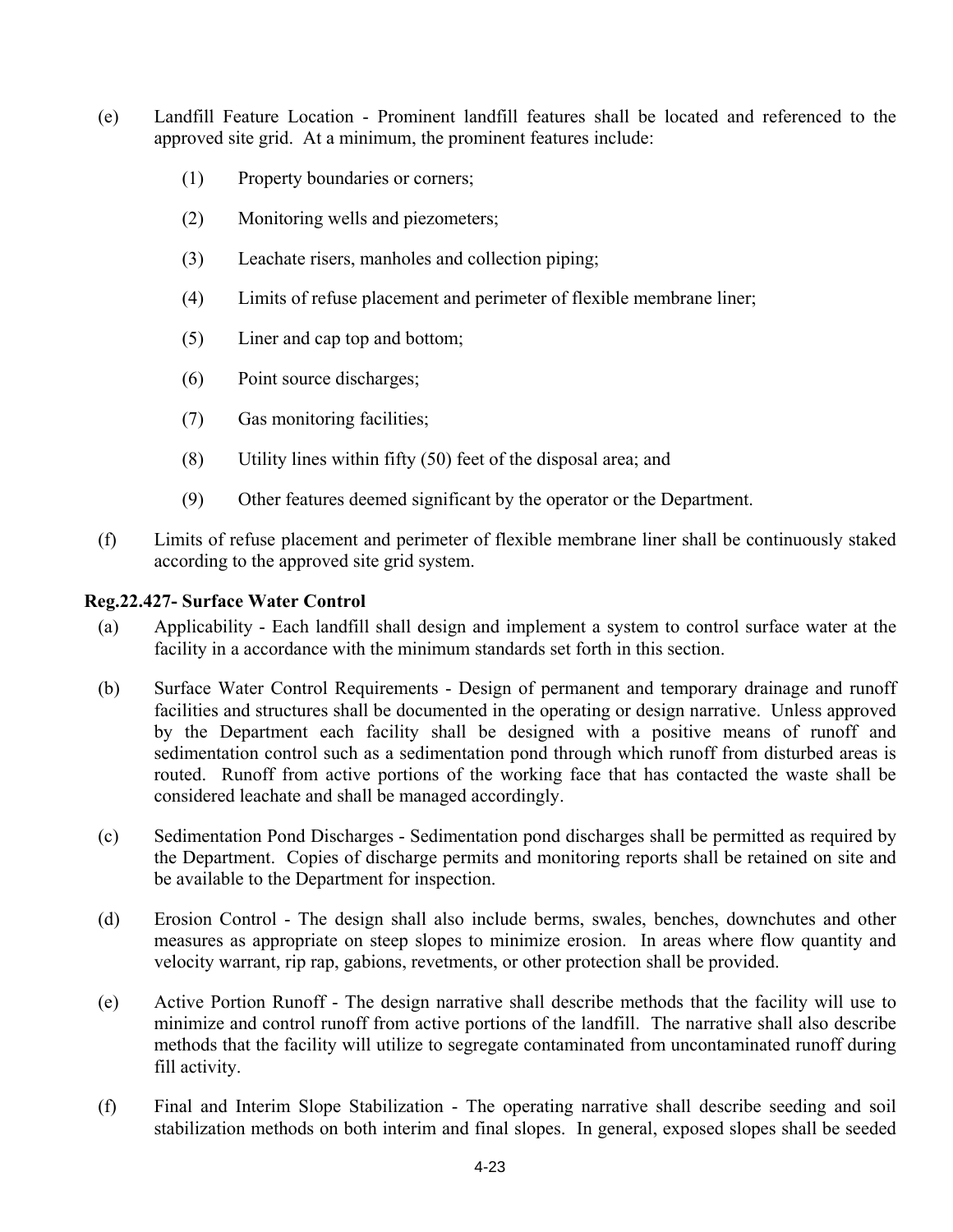(e) Landfill Feature Location - Prominent landfill features shall be located and referenced to the approved site grid. At a minimum, the prominent features include:

(1) Property boundaries or corners;

(2) Monitoring wells and piezometers;

(3) Leachate risers, manholes and collection piping;

(4) Limits of refuse placement and perimeter of flexible membrane liner;

(5) Liner and cap top and bottom;

(6) Point source discharges;

(7) Gas monitoring facilities;

(8) Utility lines within fifty (50) feet of the disposal area; and

(9) Other features deemed significant by the operator or the Department.

(f) Limits of refuse placement and perimeter of flexible membrane liner shall be continuously staked according to the approved site grid system.

**Reg.22.427- Surface Water Control**

(a) Applicability - Each landfill shall design and implement a system to control surface water at the facility in a accordance with the minimum standards set forth in this section.

(b) Surface Water Control Requirements - Design of permanent and temporary drainage and runoff facilities and structures shall be documented in the operating or design narrative. Unless approved by the Department each facility shall be designed with a positive means of runoff and sedimentation control such as a sedimentation pond through which runoff from disturbed areas is routed. Runoff from active portions of the working face that has contacted the waste shall be considered leachate and shall be managed accordingly.

(c) Sedimentation Pond Discharges - Sedimentation pond discharges shall be permitted as required by the Department. Copies of discharge permits and monitoring reports shall be retained on site and be available to the Department for inspection.

(d) Erosion Control - The design shall also include berms, swales, benches, downchutes and other measures as appropriate on steep slopes to minimize erosion. In areas where flow quantity and velocity warrant, rip rap, gabions, revetments, or other protection shall be provided.

(e) Active Portion Runoff - The design narrative shall describe methods that the facility will use to minimize and control runoff from active portions of the landfill. The narrative shall also describe methods that the facility will utilize to segregate contaminated from uncontaminated runoff during fill activity.

(f) Final and Interim Slope Stabilization - The operating narrative shall describe seeding and soil stabilization methods on both interim and final slopes. In general, exposed slopes shall be seeded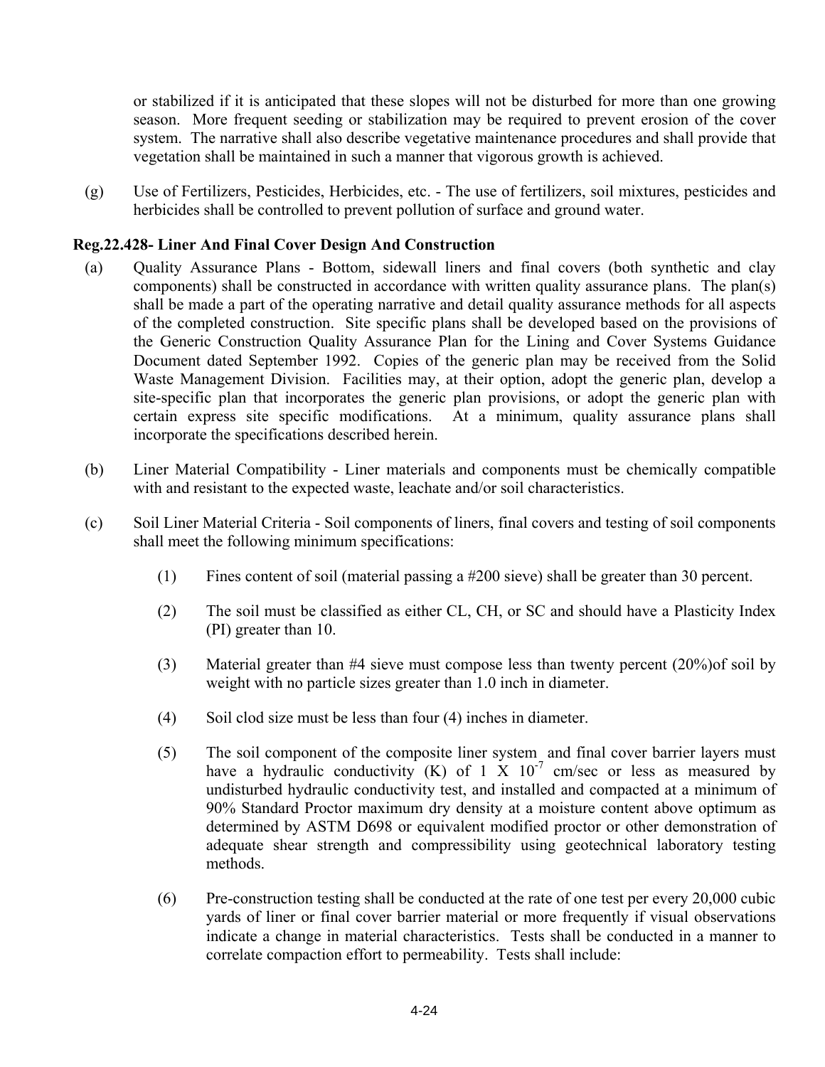or stabilized if it is anticipated that these slopes will not be disturbed for more than one growing season. More frequent seeding or stabilization may be required to prevent erosion of the cover system. The narrative shall also describe vegetative maintenance procedures and shall provide that vegetation shall be maintained in such a manner that vigorous growth is achieved.

(g) Use of Fertilizers, Pesticides, Herbicides, etc. - The use of fertilizers, soil mixtures, pesticides and herbicides shall be controlled to prevent pollution of surface and ground water.

**Reg.22.428- Liner And Final Cover Design And Construction**

(a) Quality Assurance Plans - Bottom, sidewall liners and final covers (both synthetic and clay components) shall be constructed in accordance with written quality assurance plans. The plan(s) shall be made a part of the operating narrative and detail quality assurance methods for all aspects of the completed construction. Site specific plans shall be developed based on the provisions of the Generic Construction Quality Assurance Plan for the Lining and Cover Systems Guidance Document dated September 1992. Copies of the generic plan may be received from the Solid Waste Management Division. Facilities may, at their option, adopt the generic plan, develop a site-specific plan that incorporates the generic plan provisions, or adopt the generic plan with certain express site specific modifications. At a minimum, quality assurance plans shall incorporate the specifications described herein.

(b) Liner Material Compatibility - Liner materials and components must be chemically compatible with and resistant to the expected waste, leachate and/or soil characteristics.

(c) Soil Liner Material Criteria - Soil components of liners, final covers and testing of soil components shall meet the following minimum specifications:

(1) Fines content of soil (material passing a #200 sieve) shall be greater than 30 percent.

(2) The soil must be classified as either CL, CH, or SC and should have a Plasticity Index (PI) greater than 10.

(3) Material greater than #4 sieve must compose less than twenty percent (20%)of soil by weight with no particle sizes greater than 1.0 inch in diameter.

(4) Soil clod size must be less than four (4) inches in diameter.

(5) The soil component of the composite liner system and final cover barrier layers must have a hydraulic conductivity (K) of $1 \times 10^{-7}$ cm/sec or less as measured by undisturbed hydraulic conductivity test, and installed and compacted at a minimum of 90% Standard Proctor maximum dry density at a moisture content above optimum as determined by ASTM D698 or equivalent modified proctor or other demonstration of adequate shear strength and compressibility using geotechnical laboratory testing methods.

(6) Pre-construction testing shall be conducted at the rate of one test per every 20,000 cubic yards of liner or final cover barrier material or more frequently if visual observations indicate a change in material characteristics. Tests shall be conducted in a manner to correlate compaction effort to permeability. Tests shall include: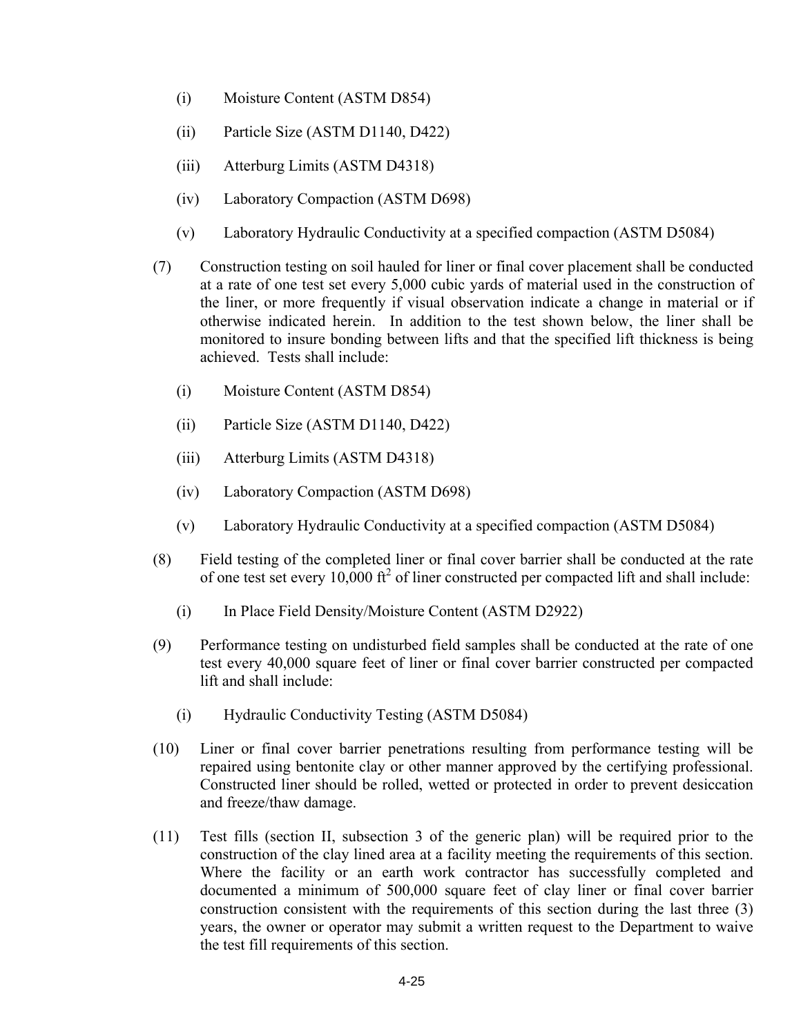(i) Moisture Content (ASTM D854)

(ii) Particle Size (ASTM D1140, D422)

(iii) Atterburg Limits (ASTM D4318)

(iv) Laboratory Compaction (ASTM D698)

(v) Laboratory Hydraulic Conductivity at a specified compaction (ASTM D5084)

(7) Construction testing on soil hauled for liner or final cover placement shall be conducted at a rate of one test set every 5,000 cubic yards of material used in the construction of the liner, or more frequently if visual observation indicate a change in material or if otherwise indicated herein. In addition to the test shown below, the liner shall be monitored to insure bonding between lifts and that the specified lift thickness is being achieved. Tests shall include:

(i) Moisture Content (ASTM D854)

(ii) Particle Size (ASTM D1140, D422)

(iii) Atterburg Limits (ASTM D4318)

(iv) Laboratory Compaction (ASTM D698)

(v) Laboratory Hydraulic Conductivity at a specified compaction (ASTM D5084)

(8) Field testing of the completed liner or final cover barrier shall be conducted at the rate of one test set every 10,000 $ft^2$ of liner constructed per compacted lift and shall include:

(i) In Place Field Density/Moisture Content (ASTM D2922)

(9) Performance testing on undisturbed field samples shall be conducted at the rate of one test every 40,000 square feet of liner or final cover barrier constructed per compacted lift and shall include:

(i) Hydraulic Conductivity Testing (ASTM D5084)

(10) Liner or final cover barrier penetrations resulting from performance testing will be repaired using bentonite clay or other manner approved by the certifying professional. Constructed liner should be rolled, wetted or protected in order to prevent desiccation and freeze/thaw damage.

(11) Test fills (section II, subsection 3 of the generic plan) will be required prior to the construction of the clay lined area at a facility meeting the requirements of this section. Where the facility or an earth work contractor has successfully completed and documented a minimum of 500,000 square feet of clay liner or final cover barrier construction consistent with the requirements of this section during the last three (3) years, the owner or operator may submit a written request to the Department to waive the test fill requirements of this section.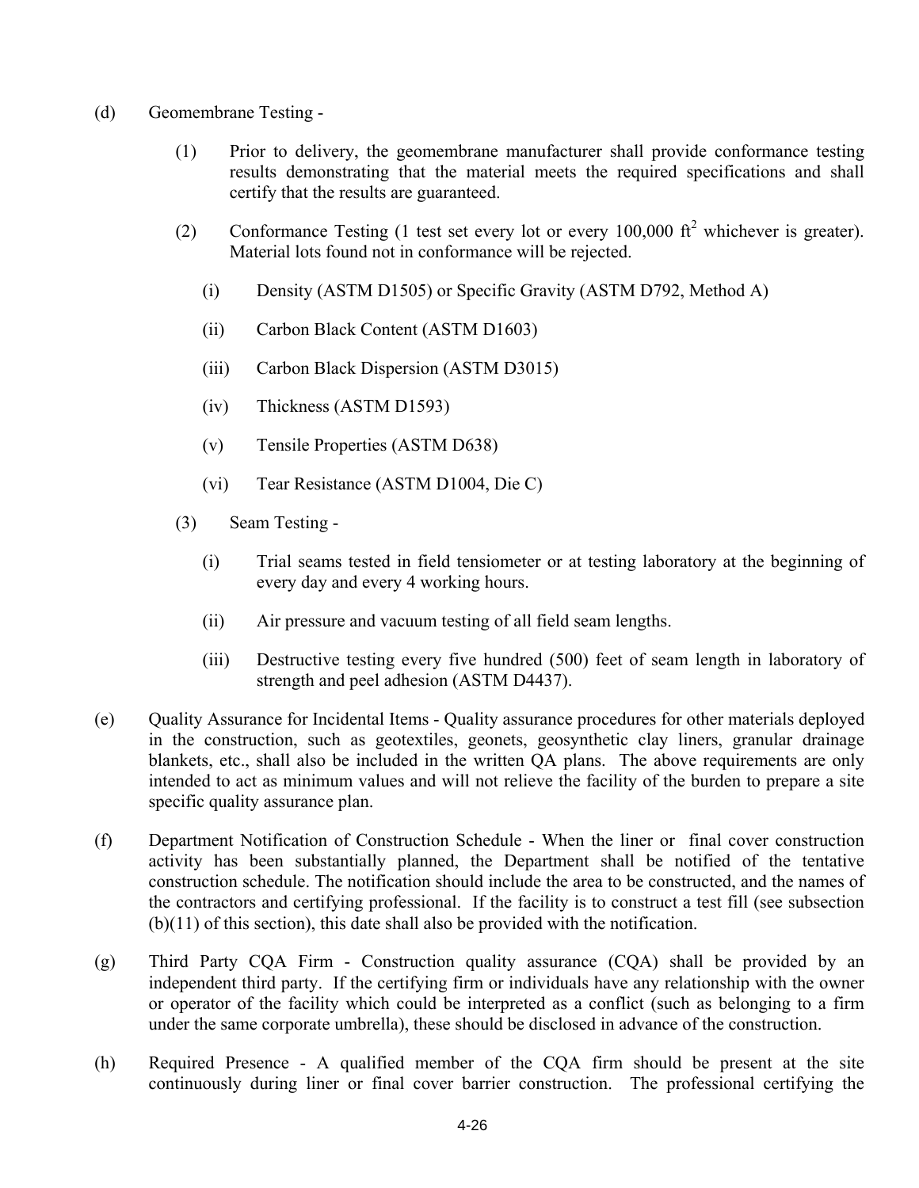(d) Geomembrane Testing -

    (1) Prior to delivery, the geomembrane manufacturer shall provide conformance testing results demonstrating that the material meets the required specifications and shall certify that the results are guaranteed.

    (2) Conformance Testing (1 test set every lot or every 100,000 $ft^2$ whichever is greater). Material lots found not in conformance will be rejected.

        (i) Density (ASTM D1505) or Specific Gravity (ASTM D792, Method A)

        (ii) Carbon Black Content (ASTM D1603)

        (iii) Carbon Black Dispersion (ASTM D3015)

        (iv) Thickness (ASTM D1593)

        (v) Tensile Properties (ASTM D638)

        (vi) Tear Resistance (ASTM D1004, Die C)

    (3) Seam Testing -

        (i) Trial seams tested in field tensiometer or at testing laboratory at the beginning of every day and every 4 working hours.

        (ii) Air pressure and vacuum testing of all field seam lengths.

        (iii) Destructive testing every five hundred (500) feet of seam length in laboratory of strength and peel adhesion (ASTM D4437).

(e) Quality Assurance for Incidental Items - Quality assurance procedures for other materials deployed in the construction, such as geotextiles, geonets, geosynthetic clay liners, granular drainage blankets, etc., shall also be included in the written QA plans. The above requirements are only intended to act as minimum values and will not relieve the facility of the burden to prepare a site specific quality assurance plan.

(f) Department Notification of Construction Schedule - When the liner or final cover construction activity has been substantially planned, the Department shall be notified of the tentative construction schedule. The notification should include the area to be constructed, and the names of the contractors and certifying professional. If the facility is to construct a test fill (see subsection (b)(11) of this section), this date shall also be provided with the notification.

(g) Third Party CQA Firm - Construction quality assurance (CQA) shall be provided by an independent third party. If the certifying firm or individuals have any relationship with the owner or operator of the facility which could be interpreted as a conflict (such as belonging to a firm under the same corporate umbrella), these should be disclosed in advance of the construction.

(h) Required Presence - A qualified member of the CQA firm should be present at the site continuously during liner or final cover barrier construction. The professional certifying the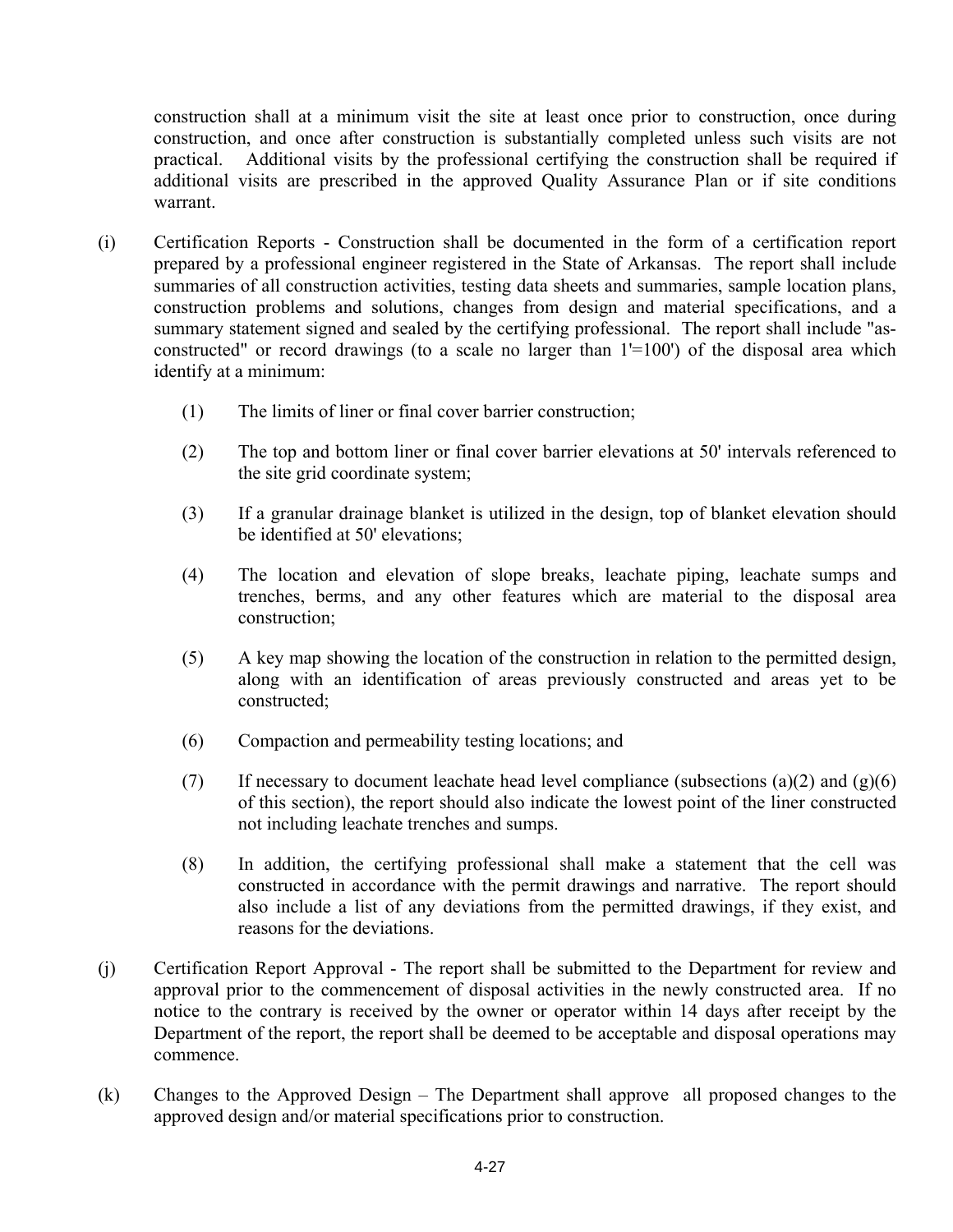construction shall at a minimum visit the site at least once prior to construction, once during construction, and once after construction is substantially completed unless such visits are not practical. Additional visits by the professional certifying the construction shall be required if additional visits are prescribed in the approved Quality Assurance Plan or if site conditions warrant.

(i) Certification Reports - Construction shall be documented in the form of a certification report prepared by a professional engineer registered in the State of Arkansas. The report shall include summaries of all construction activities, testing data sheets and summaries, sample location plans, construction problems and solutions, changes from design and material specifications, and a summary statement signed and sealed by the certifying professional. The report shall include "as-constructed" or record drawings (to a scale no larger than 1'=100') of the disposal area which identify at a minimum:

(1) The limits of liner or final cover barrier construction;

(2) The top and bottom liner or final cover barrier elevations at 50' intervals referenced to the site grid coordinate system;

(3) If a granular drainage blanket is utilized in the design, top of blanket elevation should be identified at 50' elevations;

(4) The location and elevation of slope breaks, leachate piping, leachate sumps and trenches, berms, and any other features which are material to the disposal area construction;

(5) A key map showing the location of the construction in relation to the permitted design, along with an identification of areas previously constructed and areas yet to be constructed;

(6) Compaction and permeability testing locations; and

(7) If necessary to document leachate head level compliance (subsections (a)(2) and (g)(6) of this section), the report should also indicate the lowest point of the liner constructed not including leachate trenches and sumps.

(8) In addition, the certifying professional shall make a statement that the cell was constructed in accordance with the permit drawings and narrative. The report should also include a list of any deviations from the permitted drawings, if they exist, and reasons for the deviations.

(j) Certification Report Approval - The report shall be submitted to the Department for review and approval prior to the commencement of disposal activities in the newly constructed area. If no notice to the contrary is received by the owner or operator within 14 days after receipt by the Department of the report, the report shall be deemed to be acceptable and disposal operations may commence.

(k) Changes to the Approved Design – The Department shall approve all proposed changes to the approved design and/or material specifications prior to construction.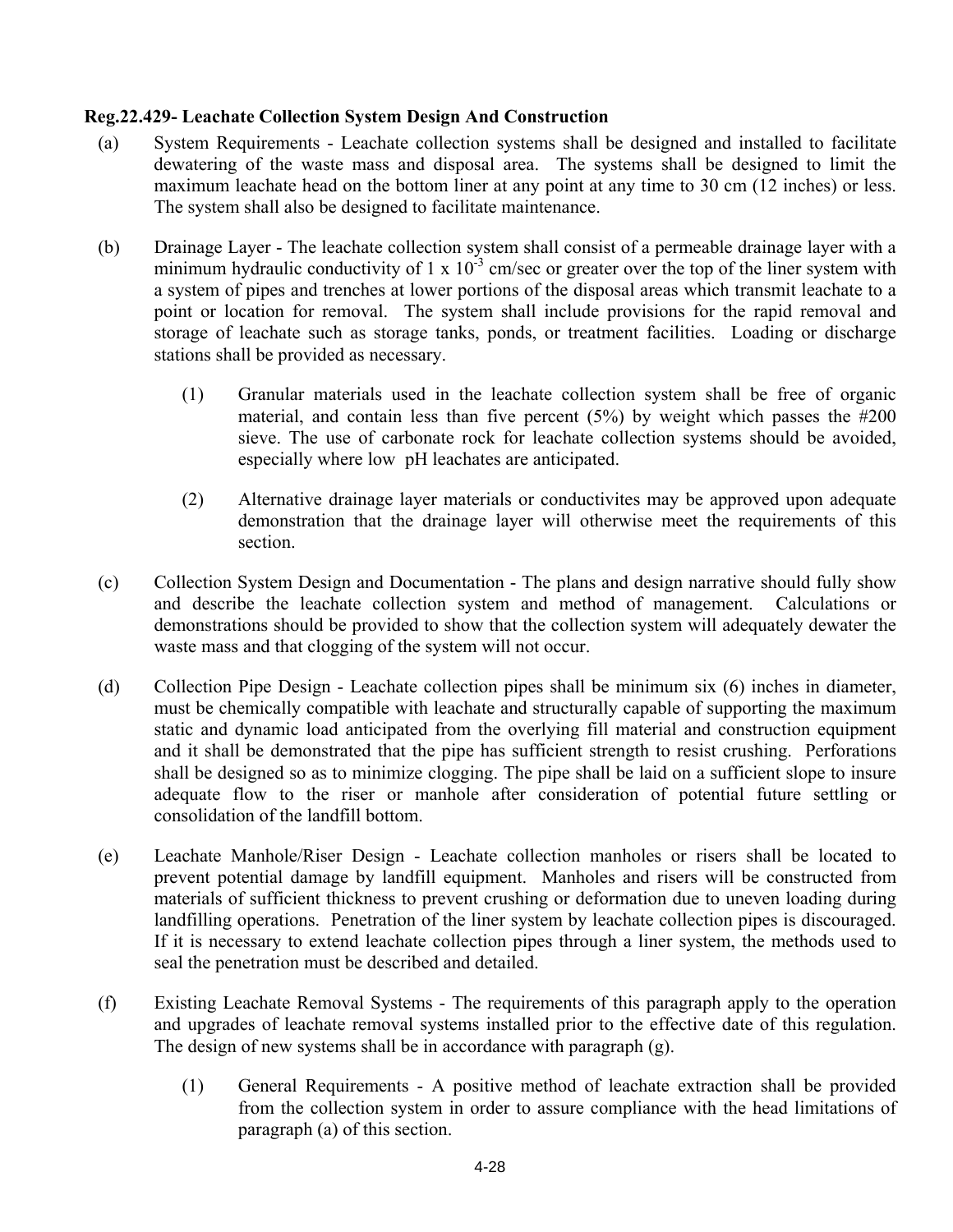**Reg.22.429- Leachate Collection System Design And Construction**

(a) System Requirements - Leachate collection systems shall be designed and installed to facilitate dewatering of the waste mass and disposal area. The systems shall be designed to limit the maximum leachate head on the bottom liner at any point at any time to 30 cm (12 inches) or less. The system shall also be designed to facilitate maintenance.

(b) Drainage Layer - The leachate collection system shall consist of a permeable drainage layer with a minimum hydraulic conductivity of $1 \times 10^{-3}$ cm/sec or greater over the top of the liner system with a system of pipes and trenches at lower portions of the disposal areas which transmit leachate to a point or location for removal. The system shall include provisions for the rapid removal and storage of leachate such as storage tanks, ponds, or treatment facilities. Loading or discharge stations shall be provided as necessary.

   (1) Granular materials used in the leachate collection system shall be free of organic material, and contain less than five percent (5%) by weight which passes the #200 sieve. The use of carbonate rock for leachate collection systems should be avoided, especially where low pH leachates are anticipated.

   (2) Alternative drainage layer materials or conductivites may be approved upon adequate demonstration that the drainage layer will otherwise meet the requirements of this section.

(c) Collection System Design and Documentation - The plans and design narrative should fully show and describe the leachate collection system and method of management. Calculations or demonstrations should be provided to show that the collection system will adequately dewater the waste mass and that clogging of the system will not occur.

(d) Collection Pipe Design - Leachate collection pipes shall be minimum six (6) inches in diameter, must be chemically compatible with leachate and structurally capable of supporting the maximum static and dynamic load anticipated from the overlying fill material and construction equipment and it shall be demonstrated that the pipe has sufficient strength to resist crushing. Perforations shall be designed so as to minimize clogging. The pipe shall be laid on a sufficient slope to insure adequate flow to the riser or manhole after consideration of potential future settling or consolidation of the landfill bottom.

(e) Leachate Manhole/Riser Design - Leachate collection manholes or risers shall be located to prevent potential damage by landfill equipment. Manholes and risers will be constructed from materials of sufficient thickness to prevent crushing or deformation due to uneven loading during landfilling operations. Penetration of the liner system by leachate collection pipes is discouraged. If it is necessary to extend leachate collection pipes through a liner system, the methods used to seal the penetration must be described and detailed.

(f) Existing Leachate Removal Systems - The requirements of this paragraph apply to the operation and upgrades of leachate removal systems installed prior to the effective date of this regulation. The design of new systems shall be in accordance with paragraph (g).

   (1) General Requirements - A positive method of leachate extraction shall be provided from the collection system in order to assure compliance with the head limitations of paragraph (a) of this section.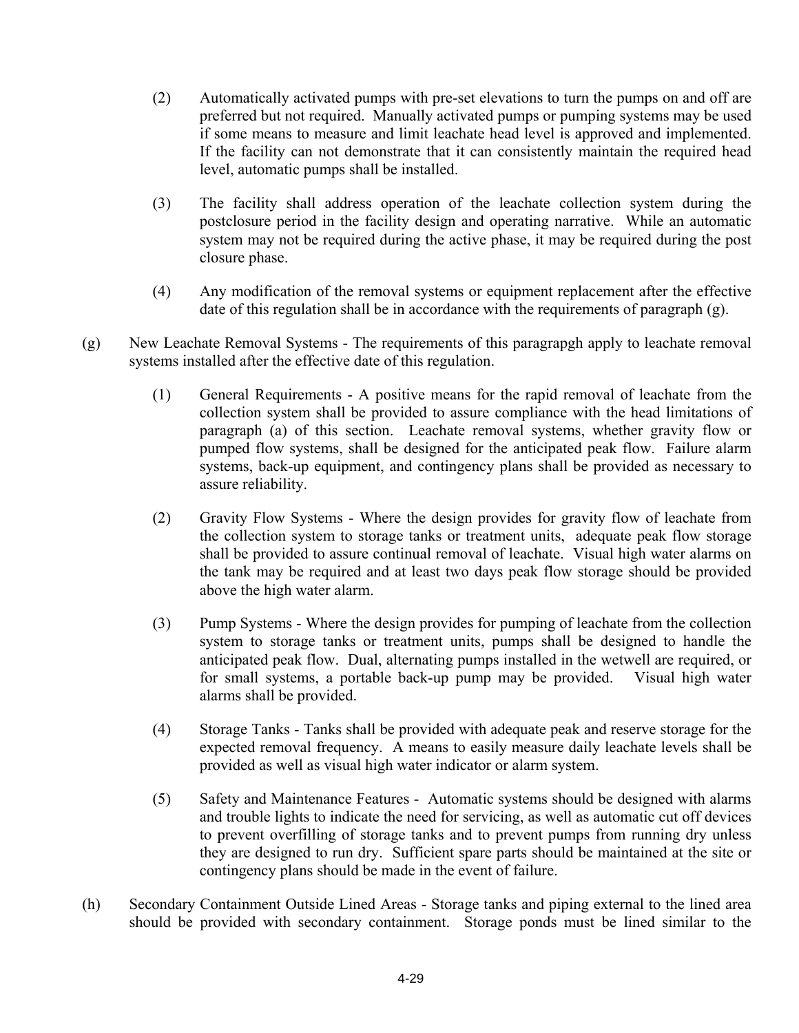(2) Automatically activated pumps with pre-set elevations to turn the pumps on and off are preferred but not required. Manually activated pumps or pumping systems may be used if some means to measure and limit leachate head level is approved and implemented. If the facility can not demonstrate that it can consistently maintain the required head level, automatic pumps shall be installed.

(3) The facility shall address operation of the leachate collection system during the postclosure period in the facility design and operating narrative. While an automatic system may not be required during the active phase, it may be required during the post closure phase.

(4) Any modification of the removal systems or equipment replacement after the effective date of this regulation shall be in accordance with the requirements of paragraph (g).

(g) New Leachate Removal Systems - The requirements of this paragrapgh apply to leachate removal systems installed after the effective date of this regulation.

(1) General Requirements - A positive means for the rapid removal of leachate from the collection system shall be provided to assure compliance with the head limitations of paragraph (a) of this section. Leachate removal systems, whether gravity flow or pumped flow systems, shall be designed for the anticipated peak flow. Failure alarm systems, back-up equipment, and contingency plans shall be provided as necessary to assure reliability.

(2) Gravity Flow Systems - Where the design provides for gravity flow of leachate from the collection system to storage tanks or treatment units, adequate peak flow storage shall be provided to assure continual removal of leachate. Visual high water alarms on the tank may be required and at least two days peak flow storage should be provided above the high water alarm.

(3) Pump Systems - Where the design provides for pumping of leachate from the collection system to storage tanks or treatment units, pumps shall be designed to handle the anticipated peak flow. Dual, alternating pumps installed in the wetwell are required, or for small systems, a portable back-up pump may be provided. Visual high water alarms shall be provided.

(4) Storage Tanks - Tanks shall be provided with adequate peak and reserve storage for the expected removal frequency. A means to easily measure daily leachate levels shall be provided as well as visual high water indicator or alarm system.

(5) Safety and Maintenance Features - Automatic systems should be designed with alarms and trouble lights to indicate the need for servicing, as well as automatic cut off devices to prevent overfilling of storage tanks and to prevent pumps from running dry unless they are designed to run dry. Sufficient spare parts should be maintained at the site or contingency plans should be made in the event of failure.

(h) Secondary Containment Outside Lined Areas - Storage tanks and piping external to the lined area should be provided with secondary containment. Storage ponds must be lined similar to the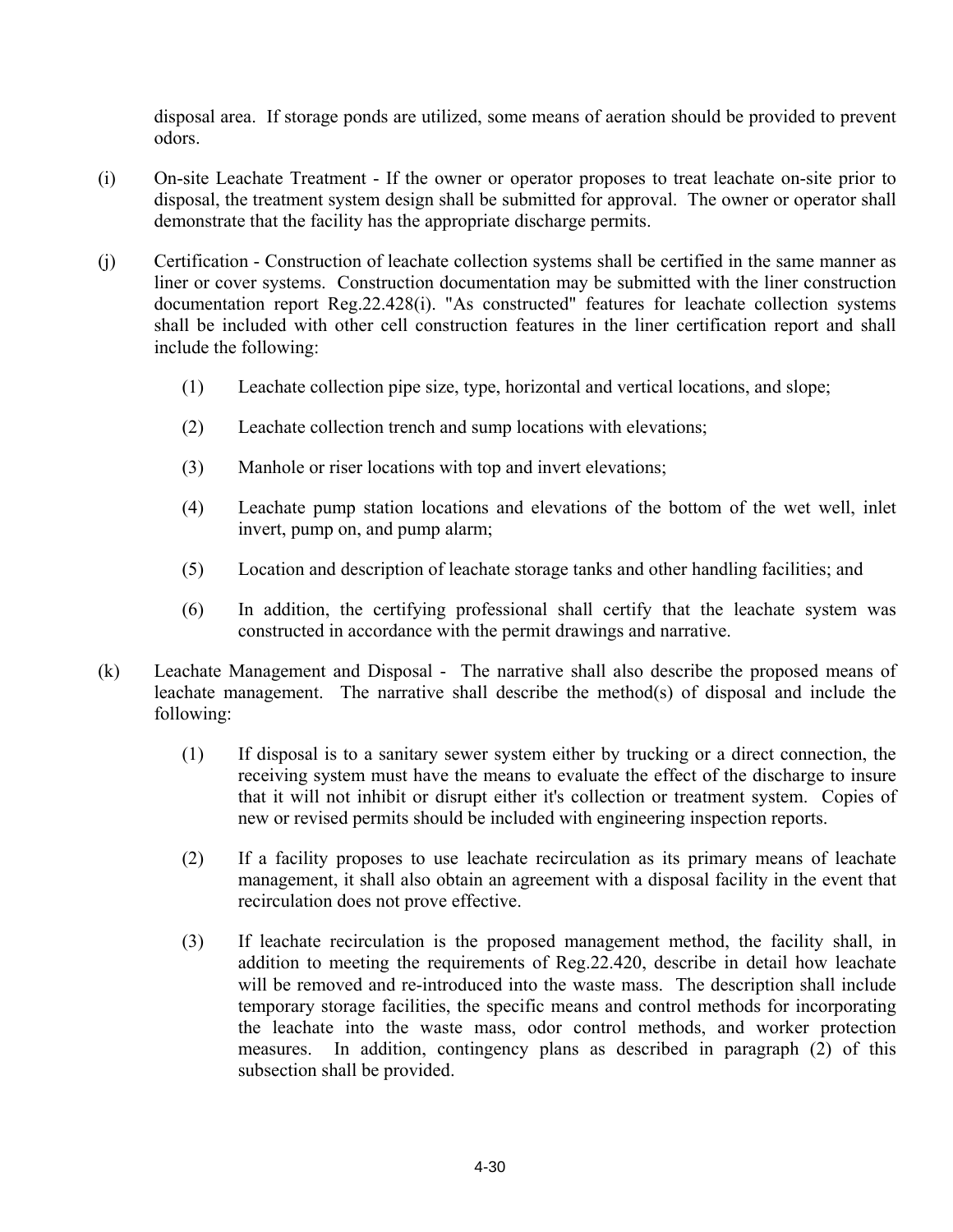disposal area. If storage ponds are utilized, some means of aeration should be provided to prevent odors.

(i) On-site Leachate Treatment - If the owner or operator proposes to treat leachate on-site prior to disposal, the treatment system design shall be submitted for approval. The owner or operator shall demonstrate that the facility has the appropriate discharge permits.

(j) Certification - Construction of leachate collection systems shall be certified in the same manner as liner or cover systems. Construction documentation may be submitted with the liner construction documentation report Reg.22.428(i). "As constructed" features for leachate collection systems shall be included with other cell construction features in the liner certification report and shall include the following:

  (1) Leachate collection pipe size, type, horizontal and vertical locations, and slope;

  (2) Leachate collection trench and sump locations with elevations;

  (3) Manhole or riser locations with top and invert elevations;

  (4) Leachate pump station locations and elevations of the bottom of the wet well, inlet invert, pump on, and pump alarm;

  (5) Location and description of leachate storage tanks and other handling facilities; and

  (6) In addition, the certifying professional shall certify that the leachate system was constructed in accordance with the permit drawings and narrative.

(k) Leachate Management and Disposal - The narrative shall also describe the proposed means of leachate management. The narrative shall describe the method(s) of disposal and include the following:

  (1) If disposal is to a sanitary sewer system either by trucking or a direct connection, the receiving system must have the means to evaluate the effect of the discharge to insure that it will not inhibit or disrupt either it's collection or treatment system. Copies of new or revised permits should be included with engineering inspection reports.

  (2) If a facility proposes to use leachate recirculation as its primary means of leachate management, it shall also obtain an agreement with a disposal facility in the event that recirculation does not prove effective.

  (3) If leachate recirculation is the proposed management method, the facility shall, in addition to meeting the requirements of Reg.22.420, describe in detail how leachate will be removed and re-introduced into the waste mass. The description shall include temporary storage facilities, the specific means and control methods for incorporating the leachate into the waste mass, odor control methods, and worker protection measures. In addition, contingency plans as described in paragraph (2) of this subsection shall be provided.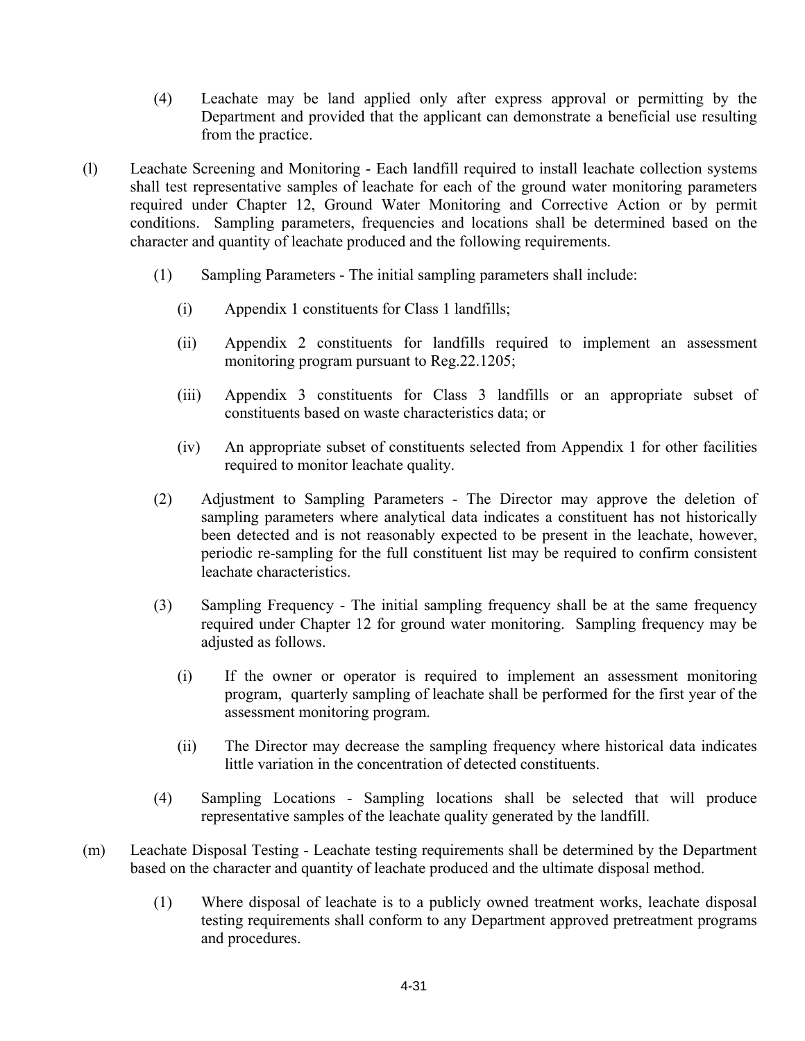(4) Leachate may be land applied only after express approval or permitting by the Department and provided that the applicant can demonstrate a beneficial use resulting from the practice.

(l) Leachate Screening and Monitoring - Each landfill required to install leachate collection systems shall test representative samples of leachate for each of the ground water monitoring parameters required under Chapter 12, Ground Water Monitoring and Corrective Action or by permit conditions. Sampling parameters, frequencies and locations shall be determined based on the character and quantity of leachate produced and the following requirements.

(1) Sampling Parameters - The initial sampling parameters shall include:

(i) Appendix 1 constituents for Class 1 landfills;

(ii) Appendix 2 constituents for landfills required to implement an assessment monitoring program pursuant to Reg.22.1205;

(iii) Appendix 3 constituents for Class 3 landfills or an appropriate subset of constituents based on waste characteristics data; or

(iv) An appropriate subset of constituents selected from Appendix 1 for other facilities required to monitor leachate quality.

(2) Adjustment to Sampling Parameters - The Director may approve the deletion of sampling parameters where analytical data indicates a constituent has not historically been detected and is not reasonably expected to be present in the leachate, however, periodic re-sampling for the full constituent list may be required to confirm consistent leachate characteristics.

(3) Sampling Frequency - The initial sampling frequency shall be at the same frequency required under Chapter 12 for ground water monitoring. Sampling frequency may be adjusted as follows.

(i) If the owner or operator is required to implement an assessment monitoring program, quarterly sampling of leachate shall be performed for the first year of the assessment monitoring program.

(ii) The Director may decrease the sampling frequency where historical data indicates little variation in the concentration of detected constituents.

(4) Sampling Locations - Sampling locations shall be selected that will produce representative samples of the leachate quality generated by the landfill.

(m) Leachate Disposal Testing - Leachate testing requirements shall be determined by the Department based on the character and quantity of leachate produced and the ultimate disposal method.

(1) Where disposal of leachate is to a publicly owned treatment works, leachate disposal testing requirements shall conform to any Department approved pretreatment programs and procedures.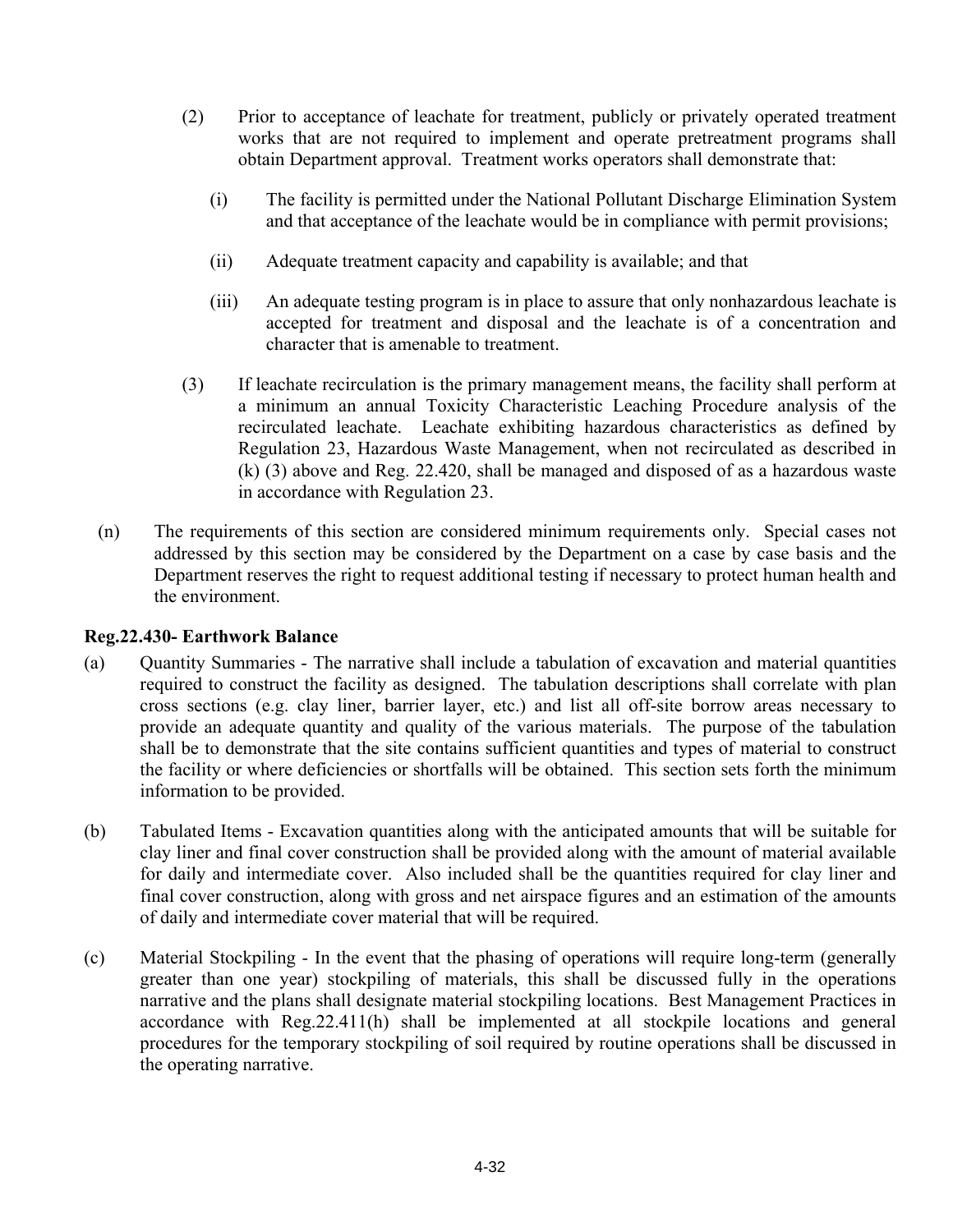(2) Prior to acceptance of leachate for treatment, publicly or privately operated treatment works that are not required to implement and operate pretreatment programs shall obtain Department approval. Treatment works operators shall demonstrate that:

  (i) The facility is permitted under the National Pollutant Discharge Elimination System and that acceptance of the leachate would be in compliance with permit provisions;

  (ii) Adequate treatment capacity and capability is available; and that

  (iii) An adequate testing program is in place to assure that only nonhazardous leachate is accepted for treatment and disposal and the leachate is of a concentration and character that is amenable to treatment.

(3) If leachate recirculation is the primary management means, the facility shall perform at a minimum an annual Toxicity Characteristic Leaching Procedure analysis of the recirculated leachate. Leachate exhibiting hazardous characteristics as defined by Regulation 23, Hazardous Waste Management, when not recirculated as described in (k) (3) above and Reg. 22.420, shall be managed and disposed of as a hazardous waste in accordance with Regulation 23.

(n) The requirements of this section are considered minimum requirements only. Special cases not addressed by this section may be considered by the Department on a case by case basis and the Department reserves the right to request additional testing if necessary to protect human health and the environment.

**Reg.22.430- Earthwork Balance**

(a) Quantity Summaries - The narrative shall include a tabulation of excavation and material quantities required to construct the facility as designed. The tabulation descriptions shall correlate with plan cross sections (e.g. clay liner, barrier layer, etc.) and list all off-site borrow areas necessary to provide an adequate quantity and quality of the various materials. The purpose of the tabulation shall be to demonstrate that the site contains sufficient quantities and types of material to construct the facility or where deficiencies or shortfalls will be obtained. This section sets forth the minimum information to be provided.

(b) Tabulated Items - Excavation quantities along with the anticipated amounts that will be suitable for clay liner and final cover construction shall be provided along with the amount of material available for daily and intermediate cover. Also included shall be the quantities required for clay liner and final cover construction, along with gross and net airspace figures and an estimation of the amounts of daily and intermediate cover material that will be required.

(c) Material Stockpiling - In the event that the phasing of operations will require long-term (generally greater than one year) stockpiling of materials, this shall be discussed fully in the operations narrative and the plans shall designate material stockpiling locations. Best Management Practices in accordance with Reg.22.411(h) shall be implemented at all stockpile locations and general procedures for the temporary stockpiling of soil required by routine operations shall be discussed in the operating narrative.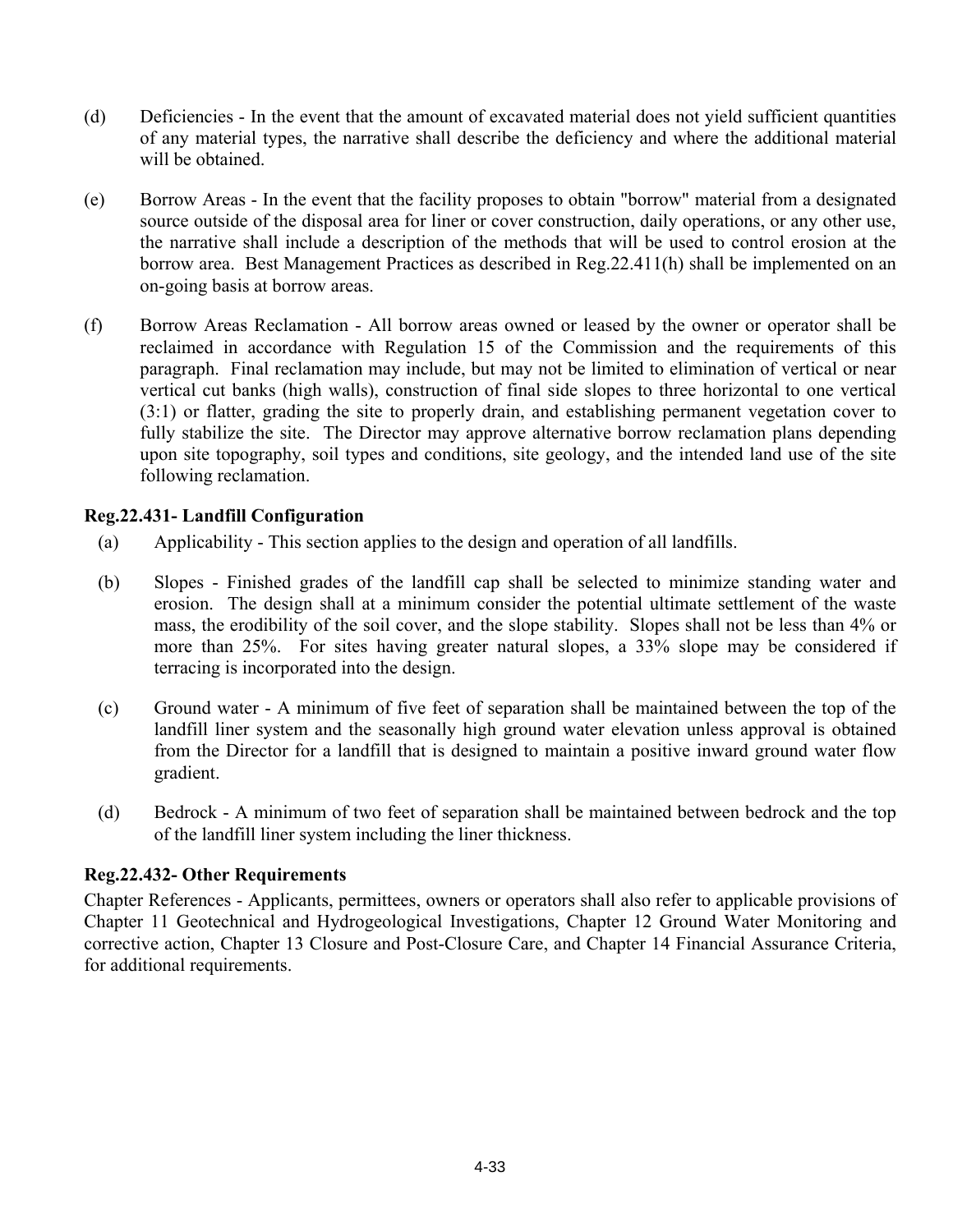(d) Deficiencies - In the event that the amount of excavated material does not yield sufficient quantities of any material types, the narrative shall describe the deficiency and where the additional material will be obtained.

(e) Borrow Areas - In the event that the facility proposes to obtain "borrow" material from a designated source outside of the disposal area for liner or cover construction, daily operations, or any other use, the narrative shall include a description of the methods that will be used to control erosion at the borrow area. Best Management Practices as described in Reg.22.411(h) shall be implemented on an on-going basis at borrow areas.

(f) Borrow Areas Reclamation - All borrow areas owned or leased by the owner or operator shall be reclaimed in accordance with Regulation 15 of the Commission and the requirements of this paragraph. Final reclamation may include, but may not be limited to elimination of vertical or near vertical cut banks (high walls), construction of final side slopes to three horizontal to one vertical (3:1) or flatter, grading the site to properly drain, and establishing permanent vegetation cover to fully stabilize the site. The Director may approve alternative borrow reclamation plans depending upon site topography, soil types and conditions, site geology, and the intended land use of the site following reclamation.

**Reg.22.431- Landfill Configuration**

(a) Applicability - This section applies to the design and operation of all landfills.

(b) Slopes - Finished grades of the landfill cap shall be selected to minimize standing water and erosion. The design shall at a minimum consider the potential ultimate settlement of the waste mass, the erodibility of the soil cover, and the slope stability. Slopes shall not be less than 4% or more than 25%. For sites having greater natural slopes, a 33% slope may be considered if terracing is incorporated into the design.

(c) Ground water - A minimum of five feet of separation shall be maintained between the top of the landfill liner system and the seasonally high ground water elevation unless approval is obtained from the Director for a landfill that is designed to maintain a positive inward ground water flow gradient.

(d) Bedrock - A minimum of two feet of separation shall be maintained between bedrock and the top of the landfill liner system including the liner thickness.

**Reg.22.432- Other Requirements**

Chapter References - Applicants, permittees, owners or operators shall also refer to applicable provisions of Chapter 11 Geotechnical and Hydrogeological Investigations, Chapter 12 Ground Water Monitoring and corrective action, Chapter 13 Closure and Post-Closure Care, and Chapter 14 Financial Assurance Criteria, for additional requirements.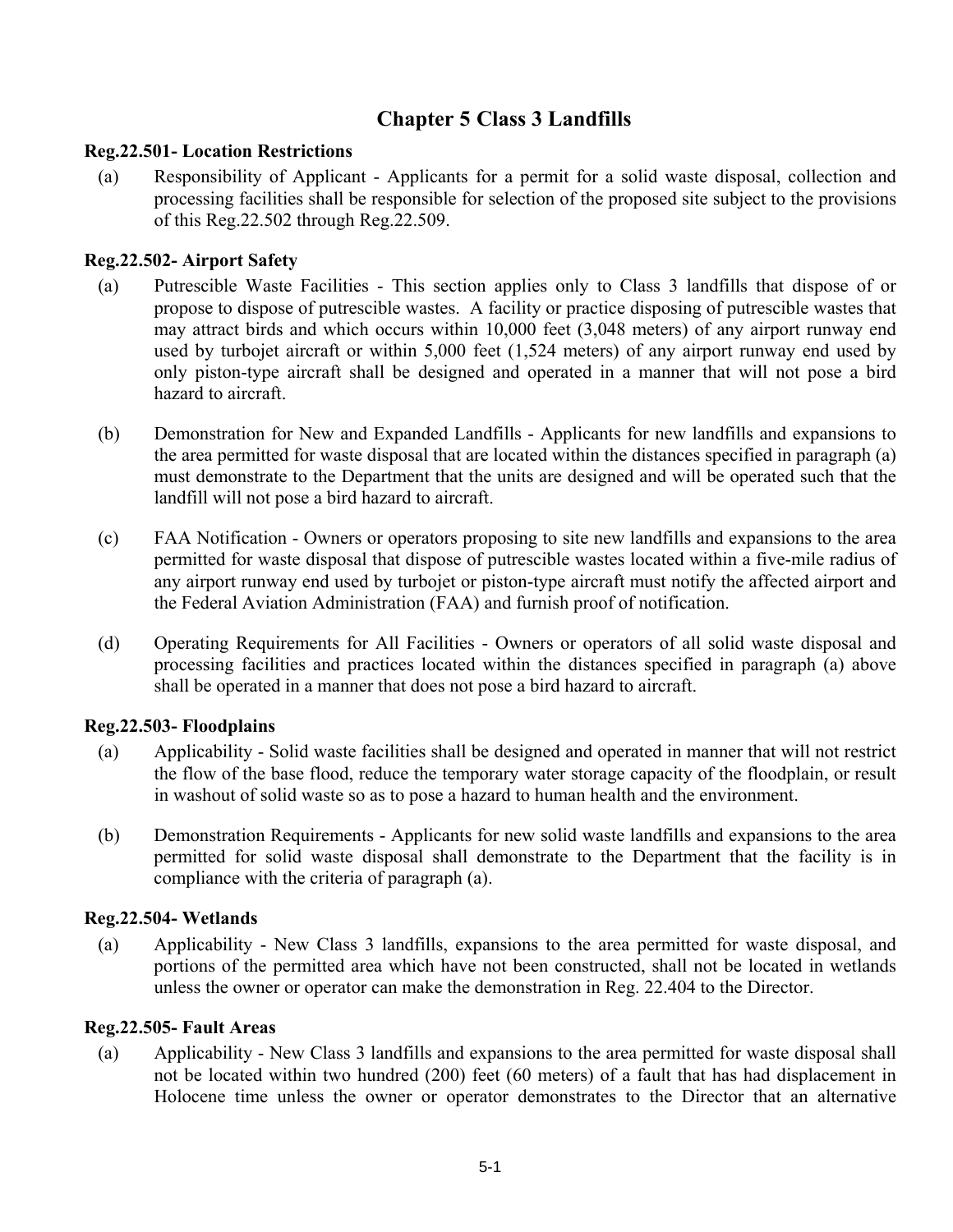# Chapter 5 Class 3 Landfills

**Reg.22.501- Location Restrictions**

(a) Responsibility of Applicant - Applicants for a permit for a solid waste disposal, collection and processing facilities shall be responsible for selection of the proposed site subject to the provisions of this Reg.22.502 through Reg.22.509.

**Reg.22.502- Airport Safety**

(a) Putrescible Waste Facilities - This section applies only to Class 3 landfills that dispose of or propose to dispose of putrescible wastes. A facility or practice disposing of putrescible wastes that may attract birds and which occurs within 10,000 feet (3,048 meters) of any airport runway end used by turbojet aircraft or within 5,000 feet (1,524 meters) of any airport runway end used by only piston-type aircraft shall be designed and operated in a manner that will not pose a bird hazard to aircraft.

(b) Demonstration for New and Expanded Landfills - Applicants for new landfills and expansions to the area permitted for waste disposal that are located within the distances specified in paragraph (a) must demonstrate to the Department that the units are designed and will be operated such that the landfill will not pose a bird hazard to aircraft.

(c) FAA Notification - Owners or operators proposing to site new landfills and expansions to the area permitted for waste disposal that dispose of putrescible wastes located within a five-mile radius of any airport runway end used by turbojet or piston-type aircraft must notify the affected airport and the Federal Aviation Administration (FAA) and furnish proof of notification.

(d) Operating Requirements for All Facilities - Owners or operators of all solid waste disposal and processing facilities and practices located within the distances specified in paragraph (a) above shall be operated in a manner that does not pose a bird hazard to aircraft.

**Reg.22.503- Floodplains**

(a) Applicability - Solid waste facilities shall be designed and operated in manner that will not restrict the flow of the base flood, reduce the temporary water storage capacity of the floodplain, or result in washout of solid waste so as to pose a hazard to human health and the environment.

(b) Demonstration Requirements - Applicants for new solid waste landfills and expansions to the area permitted for solid waste disposal shall demonstrate to the Department that the facility is in compliance with the criteria of paragraph (a).

**Reg.22.504- Wetlands**

(a) Applicability - New Class 3 landfills, expansions to the area permitted for waste disposal, and portions of the permitted area which have not been constructed, shall not be located in wetlands unless the owner or operator can make the demonstration in Reg. 22.404 to the Director.

**Reg.22.505- Fault Areas**

(a) Applicability - New Class 3 landfills and expansions to the area permitted for waste disposal shall not be located within two hundred (200) feet (60 meters) of a fault that has had displacement in Holocene time unless the owner or operator demonstrates to the Director that an alternative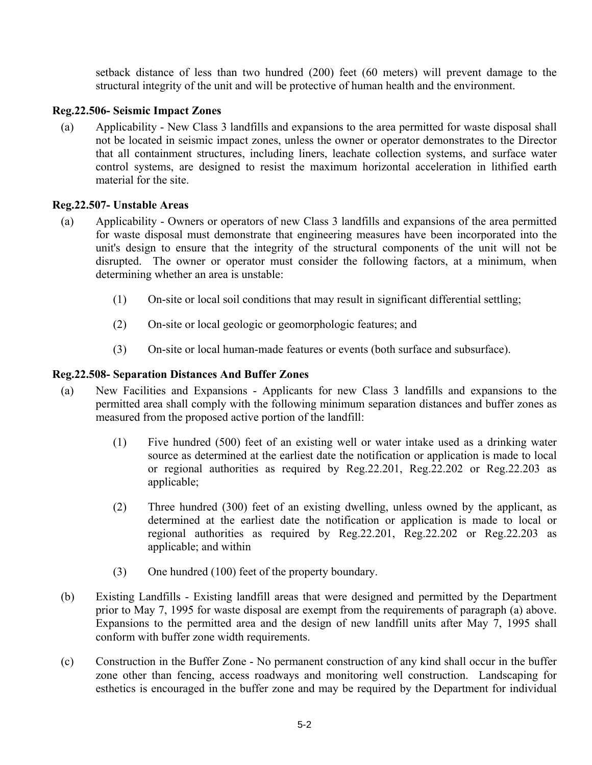setback distance of less than two hundred (200) feet (60 meters) will prevent damage to the structural integrity of the unit and will be protective of human health and the environment.

**Reg.22.506- Seismic Impact Zones**

(a) Applicability - New Class 3 landfills and expansions to the area permitted for waste disposal shall not be located in seismic impact zones, unless the owner or operator demonstrates to the Director that all containment structures, including liners, leachate collection systems, and surface water control systems, are designed to resist the maximum horizontal acceleration in lithified earth material for the site.

**Reg.22.507- Unstable Areas**

(a) Applicability - Owners or operators of new Class 3 landfills and expansions of the area permitted for waste disposal must demonstrate that engineering measures have been incorporated into the unit's design to ensure that the integrity of the structural components of the unit will not be disrupted. The owner or operator must consider the following factors, at a minimum, when determining whether an area is unstable:

(1) On-site or local soil conditions that may result in significant differential settling;

(2) On-site or local geologic or geomorphologic features; and

(3) On-site or local human-made features or events (both surface and subsurface).

**Reg.22.508- Separation Distances And Buffer Zones**

(a) New Facilities and Expansions - Applicants for new Class 3 landfills and expansions to the permitted area shall comply with the following minimum separation distances and buffer zones as measured from the proposed active portion of the landfill:

(1) Five hundred (500) feet of an existing well or water intake used as a drinking water source as determined at the earliest date the notification or application is made to local or regional authorities as required by Reg.22.201, Reg.22.202 or Reg.22.203 as applicable;

(2) Three hundred (300) feet of an existing dwelling, unless owned by the applicant, as determined at the earliest date the notification or application is made to local or regional authorities as required by Reg.22.201, Reg.22.202 or Reg.22.203 as applicable; and within

(3) One hundred (100) feet of the property boundary.

(b) Existing Landfills - Existing landfill areas that were designed and permitted by the Department prior to May 7, 1995 for waste disposal are exempt from the requirements of paragraph (a) above. Expansions to the permitted area and the design of new landfill units after May 7, 1995 shall conform with buffer zone width requirements.

(c) Construction in the Buffer Zone - No permanent construction of any kind shall occur in the buffer zone other than fencing, access roadways and monitoring well construction. Landscaping for esthetics is encouraged in the buffer zone and may be required by the Department for individual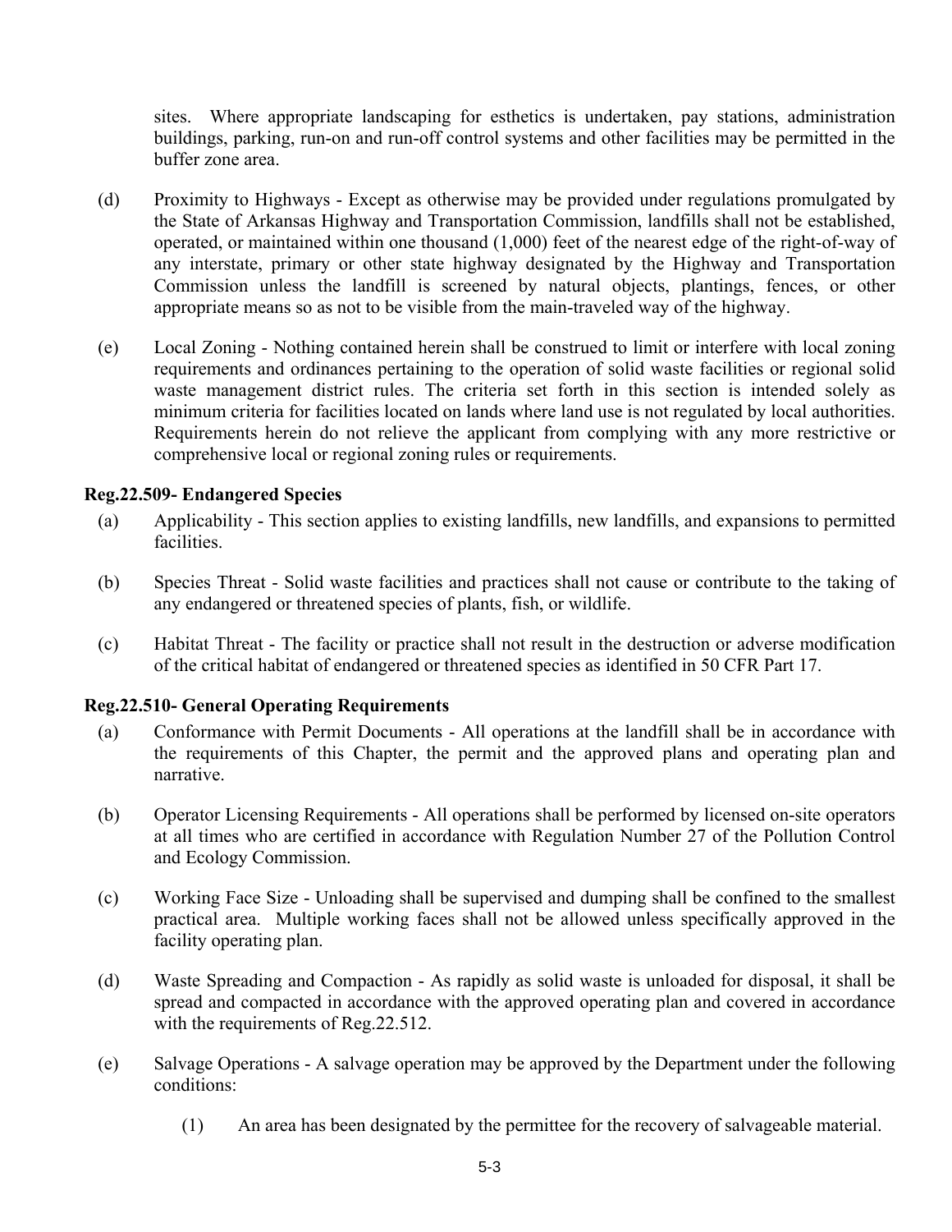sites. Where appropriate landscaping for esthetics is undertaken, pay stations, administration buildings, parking, run-on and run-off control systems and other facilities may be permitted in the buffer zone area.

(d) Proximity to Highways - Except as otherwise may be provided under regulations promulgated by the State of Arkansas Highway and Transportation Commission, landfills shall not be established, operated, or maintained within one thousand (1,000) feet of the nearest edge of the right-of-way of any interstate, primary or other state highway designated by the Highway and Transportation Commission unless the landfill is screened by natural objects, plantings, fences, or other appropriate means so as not to be visible from the main-traveled way of the highway.

(e) Local Zoning - Nothing contained herein shall be construed to limit or interfere with local zoning requirements and ordinances pertaining to the operation of solid waste facilities or regional solid waste management district rules. The criteria set forth in this section is intended solely as minimum criteria for facilities located on lands where land use is not regulated by local authorities. Requirements herein do not relieve the applicant from complying with any more restrictive or comprehensive local or regional zoning rules or requirements.

**Reg.22.509- Endangered Species**

(a) Applicability - This section applies to existing landfills, new landfills, and expansions to permitted facilities.

(b) Species Threat - Solid waste facilities and practices shall not cause or contribute to the taking of any endangered or threatened species of plants, fish, or wildlife.

(c) Habitat Threat - The facility or practice shall not result in the destruction or adverse modification of the critical habitat of endangered or threatened species as identified in 50 CFR Part 17.

**Reg.22.510- General Operating Requirements**

(a) Conformance with Permit Documents - All operations at the landfill shall be in accordance with the requirements of this Chapter, the permit and the approved plans and operating plan and narrative.

(b) Operator Licensing Requirements - All operations shall be performed by licensed on-site operators at all times who are certified in accordance with Regulation Number 27 of the Pollution Control and Ecology Commission.

(c) Working Face Size - Unloading shall be supervised and dumping shall be confined to the smallest practical area. Multiple working faces shall not be allowed unless specifically approved in the facility operating plan.

(d) Waste Spreading and Compaction - As rapidly as solid waste is unloaded for disposal, it shall be spread and compacted in accordance with the approved operating plan and covered in accordance with the requirements of Reg.22.512.

(e) Salvage Operations - A salvage operation may be approved by the Department under the following conditions:

(1) An area has been designated by the permittee for the recovery of salvageable material.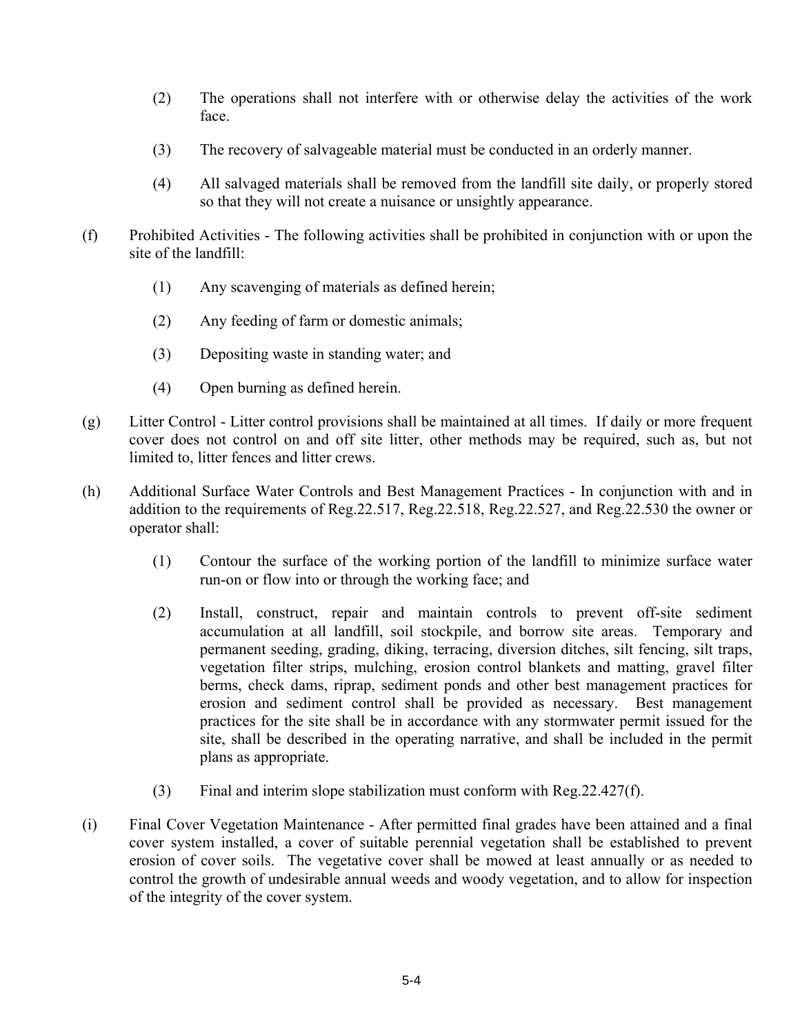(2) The operations shall not interfere with or otherwise delay the activities of the work face.

(3) The recovery of salvageable material must be conducted in an orderly manner.

(4) All salvaged materials shall be removed from the landfill site daily, or properly stored so that they will not create a nuisance or unsightly appearance.

(f) Prohibited Activities - The following activities shall be prohibited in conjunction with or upon the site of the landfill:

(1) Any scavenging of materials as defined herein;

(2) Any feeding of farm or domestic animals;

(3) Depositing waste in standing water; and

(4) Open burning as defined herein.

(g) Litter Control - Litter control provisions shall be maintained at all times. If daily or more frequent cover does not control on and off site litter, other methods may be required, such as, but not limited to, litter fences and litter crews.

(h) Additional Surface Water Controls and Best Management Practices - In conjunction with and in addition to the requirements of Reg.22.517, Reg.22.518, Reg.22.527, and Reg.22.530 the owner or operator shall:

(1) Contour the surface of the working portion of the landfill to minimize surface water run-on or flow into or through the working face; and

(2) Install, construct, repair and maintain controls to prevent off-site sediment accumulation at all landfill, soil stockpile, and borrow site areas. Temporary and permanent seeding, grading, diking, terracing, diversion ditches, silt fencing, silt traps, vegetation filter strips, mulching, erosion control blankets and matting, gravel filter berms, check dams, riprap, sediment ponds and other best management practices for erosion and sediment control shall be provided as necessary. Best management practices for the site shall be in accordance with any stormwater permit issued for the site, shall be described in the operating narrative, and shall be included in the permit plans as appropriate.

(3) Final and interim slope stabilization must conform with Reg.22.427(f).

(i) Final Cover Vegetation Maintenance - After permitted final grades have been attained and a final cover system installed, a cover of suitable perennial vegetation shall be established to prevent erosion of cover soils. The vegetative cover shall be mowed at least annually or as needed to control the growth of undesirable annual weeds and woody vegetation, and to allow for inspection of the integrity of the cover system.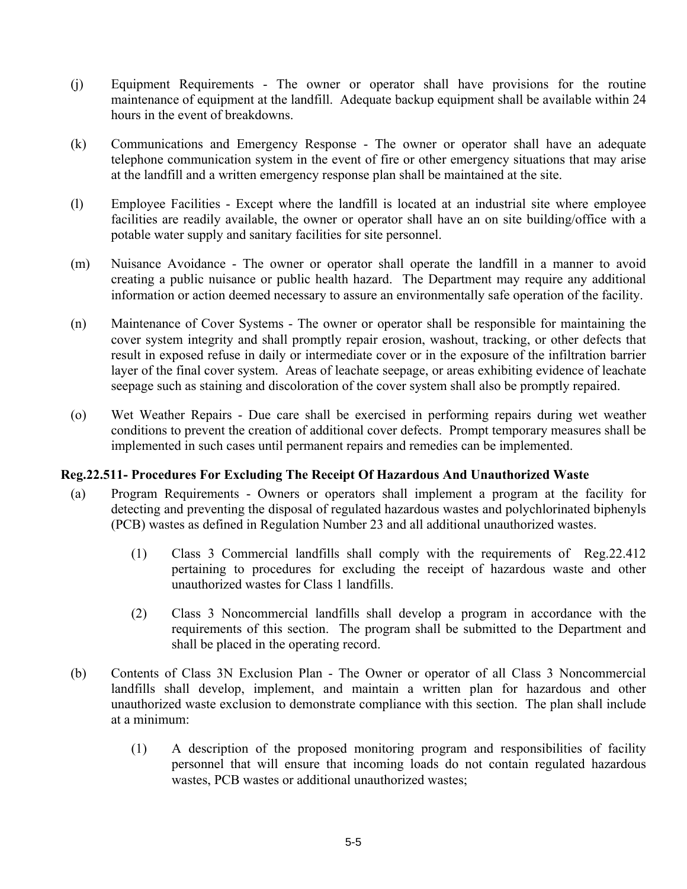(j) Equipment Requirements - The owner or operator shall have provisions for the routine maintenance of equipment at the landfill. Adequate backup equipment shall be available within 24 hours in the event of breakdowns.

(k) Communications and Emergency Response - The owner or operator shall have an adequate telephone communication system in the event of fire or other emergency situations that may arise at the landfill and a written emergency response plan shall be maintained at the site.

(l) Employee Facilities - Except where the landfill is located at an industrial site where employee facilities are readily available, the owner or operator shall have an on site building/office with a potable water supply and sanitary facilities for site personnel.

(m) Nuisance Avoidance - The owner or operator shall operate the landfill in a manner to avoid creating a public nuisance or public health hazard. The Department may require any additional information or action deemed necessary to assure an environmentally safe operation of the facility.

(n) Maintenance of Cover Systems - The owner or operator shall be responsible for maintaining the cover system integrity and shall promptly repair erosion, washout, tracking, or other defects that result in exposed refuse in daily or intermediate cover or in the exposure of the infiltration barrier layer of the final cover system. Areas of leachate seepage, or areas exhibiting evidence of leachate seepage such as staining and discoloration of the cover system shall also be promptly repaired.

(o) Wet Weather Repairs - Due care shall be exercised in performing repairs during wet weather conditions to prevent the creation of additional cover defects. Prompt temporary measures shall be implemented in such cases until permanent repairs and remedies can be implemented.

**Reg.22.511- Procedures For Excluding The Receipt Of Hazardous And Unauthorized Waste**

(a) Program Requirements - Owners or operators shall implement a program at the facility for detecting and preventing the disposal of regulated hazardous wastes and polychlorinated biphenyls (PCB) wastes as defined in Regulation Number 23 and all additional unauthorized wastes.

(1) Class 3 Commercial landfills shall comply with the requirements of Reg.22.412 pertaining to procedures for excluding the receipt of hazardous waste and other unauthorized wastes for Class 1 landfills.

(2) Class 3 Noncommercial landfills shall develop a program in accordance with the requirements of this section. The program shall be submitted to the Department and shall be placed in the operating record.

(b) Contents of Class 3N Exclusion Plan - The Owner or operator of all Class 3 Noncommercial landfills shall develop, implement, and maintain a written plan for hazardous and other unauthorized waste exclusion to demonstrate compliance with this section. The plan shall include at a minimum:

(1) A description of the proposed monitoring program and responsibilities of facility personnel that will ensure that incoming loads do not contain regulated hazardous wastes, PCB wastes or additional unauthorized wastes;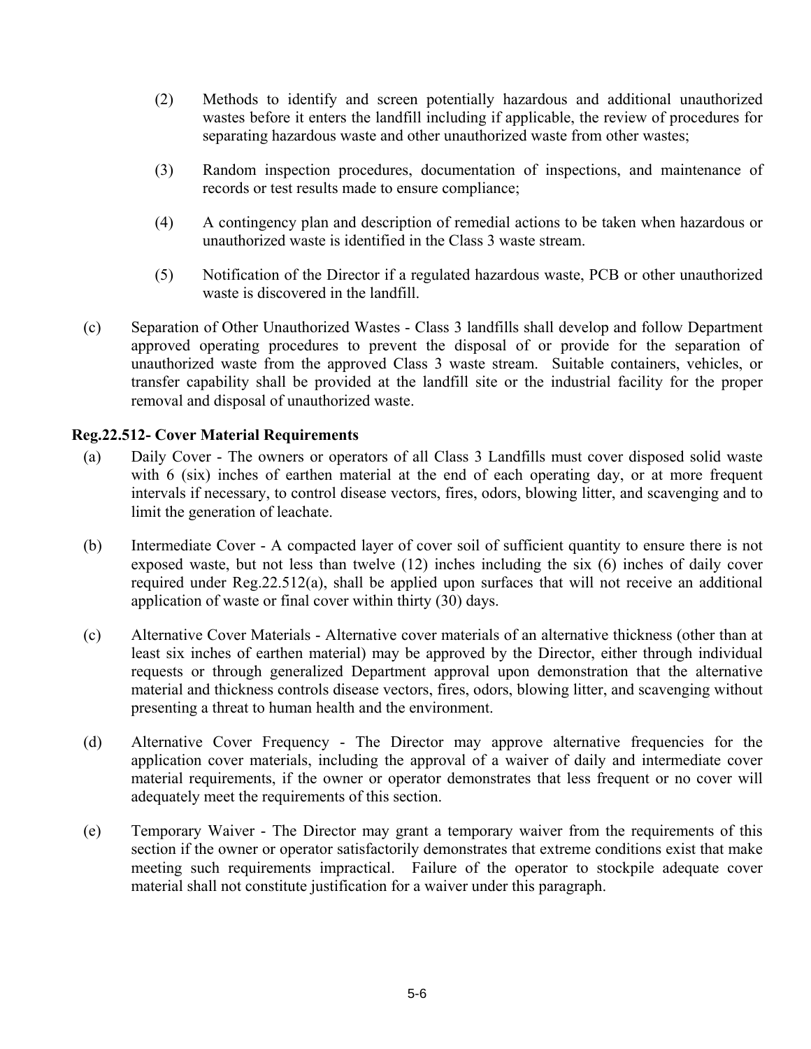(2) Methods to identify and screen potentially hazardous and additional unauthorized wastes before it enters the landfill including if applicable, the review of procedures for separating hazardous waste and other unauthorized waste from other wastes;

(3) Random inspection procedures, documentation of inspections, and maintenance of records or test results made to ensure compliance;

(4) A contingency plan and description of remedial actions to be taken when hazardous or unauthorized waste is identified in the Class 3 waste stream.

(5) Notification of the Director if a regulated hazardous waste, PCB or other unauthorized waste is discovered in the landfill.

(c) Separation of Other Unauthorized Wastes - Class 3 landfills shall develop and follow Department approved operating procedures to prevent the disposal of or provide for the separation of unauthorized waste from the approved Class 3 waste stream. Suitable containers, vehicles, or transfer capability shall be provided at the landfill site or the industrial facility for the proper removal and disposal of unauthorized waste.

**Reg.22.512- Cover Material Requirements**

(a) Daily Cover - The owners or operators of all Class 3 Landfills must cover disposed solid waste with 6 (six) inches of earthen material at the end of each operating day, or at more frequent intervals if necessary, to control disease vectors, fires, odors, blowing litter, and scavenging and to limit the generation of leachate.

(b) Intermediate Cover - A compacted layer of cover soil of sufficient quantity to ensure there is not exposed waste, but not less than twelve (12) inches including the six (6) inches of daily cover required under Reg.22.512(a), shall be applied upon surfaces that will not receive an additional application of waste or final cover within thirty (30) days.

(c) Alternative Cover Materials - Alternative cover materials of an alternative thickness (other than at least six inches of earthen material) may be approved by the Director, either through individual requests or through generalized Department approval upon demonstration that the alternative material and thickness controls disease vectors, fires, odors, blowing litter, and scavenging without presenting a threat to human health and the environment.

(d) Alternative Cover Frequency - The Director may approve alternative frequencies for the application cover materials, including the approval of a waiver of daily and intermediate cover material requirements, if the owner or operator demonstrates that less frequent or no cover will adequately meet the requirements of this section.

(e) Temporary Waiver - The Director may grant a temporary waiver from the requirements of this section if the owner or operator satisfactorily demonstrates that extreme conditions exist that make meeting such requirements impractical. Failure of the operator to stockpile adequate cover material shall not constitute justification for a waiver under this paragraph.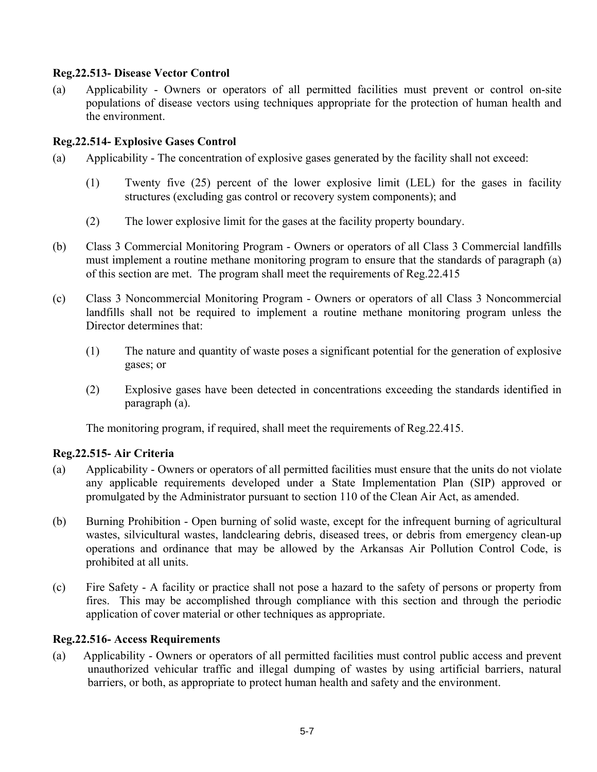**Reg.22.513- Disease Vector Control**

(a) Applicability - Owners or operators of all permitted facilities must prevent or control on-site populations of disease vectors using techniques appropriate for the protection of human health and the environment.

**Reg.22.514- Explosive Gases Control**

(a) Applicability - The concentration of explosive gases generated by the facility shall not exceed:

(1) Twenty five (25) percent of the lower explosive limit (LEL) for the gases in facility structures (excluding gas control or recovery system components); and

(2) The lower explosive limit for the gases at the facility property boundary.

(b) Class 3 Commercial Monitoring Program - Owners or operators of all Class 3 Commercial landfills must implement a routine methane monitoring program to ensure that the standards of paragraph (a) of this section are met. The program shall meet the requirements of Reg.22.415

(c) Class 3 Noncommercial Monitoring Program - Owners or operators of all Class 3 Noncommercial landfills shall not be required to implement a routine methane monitoring program unless the Director determines that:

(1) The nature and quantity of waste poses a significant potential for the generation of explosive gases; or

(2) Explosive gases have been detected in concentrations exceeding the standards identified in paragraph (a).

The monitoring program, if required, shall meet the requirements of Reg.22.415.

**Reg.22.515- Air Criteria**

(a) Applicability - Owners or operators of all permitted facilities must ensure that the units do not violate any applicable requirements developed under a State Implementation Plan (SIP) approved or promulgated by the Administrator pursuant to section 110 of the Clean Air Act, as amended.

(b) Burning Prohibition - Open burning of solid waste, except for the infrequent burning of agricultural wastes, silvicultural wastes, landclearing debris, diseased trees, or debris from emergency clean-up operations and ordinance that may be allowed by the Arkansas Air Pollution Control Code, is prohibited at all units.

(c) Fire Safety - A facility or practice shall not pose a hazard to the safety of persons or property from fires. This may be accomplished through compliance with this section and through the periodic application of cover material or other techniques as appropriate.

**Reg.22.516- Access Requirements**

(a) Applicability - Owners or operators of all permitted facilities must control public access and prevent unauthorized vehicular traffic and illegal dumping of wastes by using artificial barriers, natural barriers, or both, as appropriate to protect human health and safety and the environment.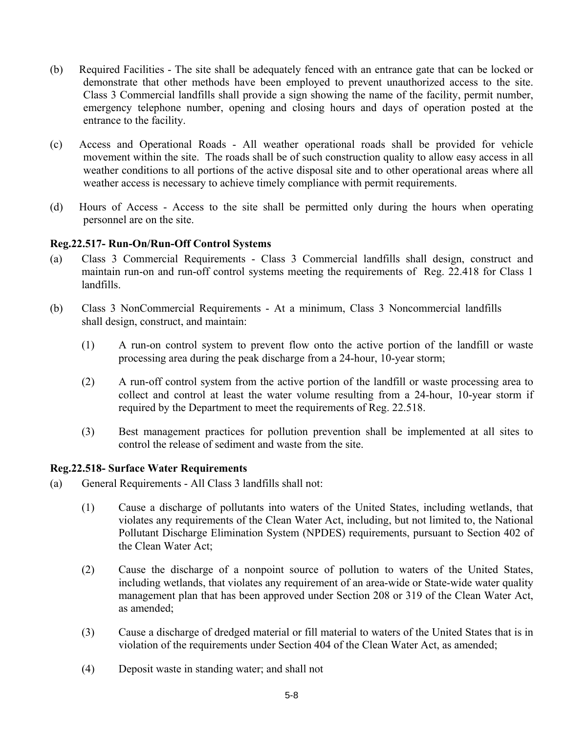(b) Required Facilities - The site shall be adequately fenced with an entrance gate that can be locked or demonstrate that other methods have been employed to prevent unauthorized access to the site. Class 3 Commercial landfills shall provide a sign showing the name of the facility, permit number, emergency telephone number, opening and closing hours and days of operation posted at the entrance to the facility.

(c) Access and Operational Roads - All weather operational roads shall be provided for vehicle movement within the site. The roads shall be of such construction quality to allow easy access in all weather conditions to all portions of the active disposal site and to other operational areas where all weather access is necessary to achieve timely compliance with permit requirements.

(d) Hours of Access - Access to the site shall be permitted only during the hours when operating personnel are on the site.

**Reg.22.517- Run-On/Run-Off Control Systems**

(a) Class 3 Commercial Requirements - Class 3 Commercial landfills shall design, construct and maintain run-on and run-off control systems meeting the requirements of Reg. 22.418 for Class 1 landfills.

(b) Class 3 NonCommercial Requirements - At a minimum, Class 3 Noncommercial landfills shall design, construct, and maintain:

(1) A run-on control system to prevent flow onto the active portion of the landfill or waste processing area during the peak discharge from a 24-hour, 10-year storm;

(2) A run-off control system from the active portion of the landfill or waste processing area to collect and control at least the water volume resulting from a 24-hour, 10-year storm if required by the Department to meet the requirements of Reg. 22.518.

(3) Best management practices for pollution prevention shall be implemented at all sites to control the release of sediment and waste from the site.

**Reg.22.518- Surface Water Requirements**

(a) General Requirements - All Class 3 landfills shall not:

(1) Cause a discharge of pollutants into waters of the United States, including wetlands, that violates any requirements of the Clean Water Act, including, but not limited to, the National Pollutant Discharge Elimination System (NPDES) requirements, pursuant to Section 402 of the Clean Water Act;

(2) Cause the discharge of a nonpoint source of pollution to waters of the United States, including wetlands, that violates any requirement of an area-wide or State-wide water quality management plan that has been approved under Section 208 or 319 of the Clean Water Act, as amended;

(3) Cause a discharge of dredged material or fill material to waters of the United States that is in violation of the requirements under Section 404 of the Clean Water Act, as amended;

(4) Deposit waste in standing water; and shall not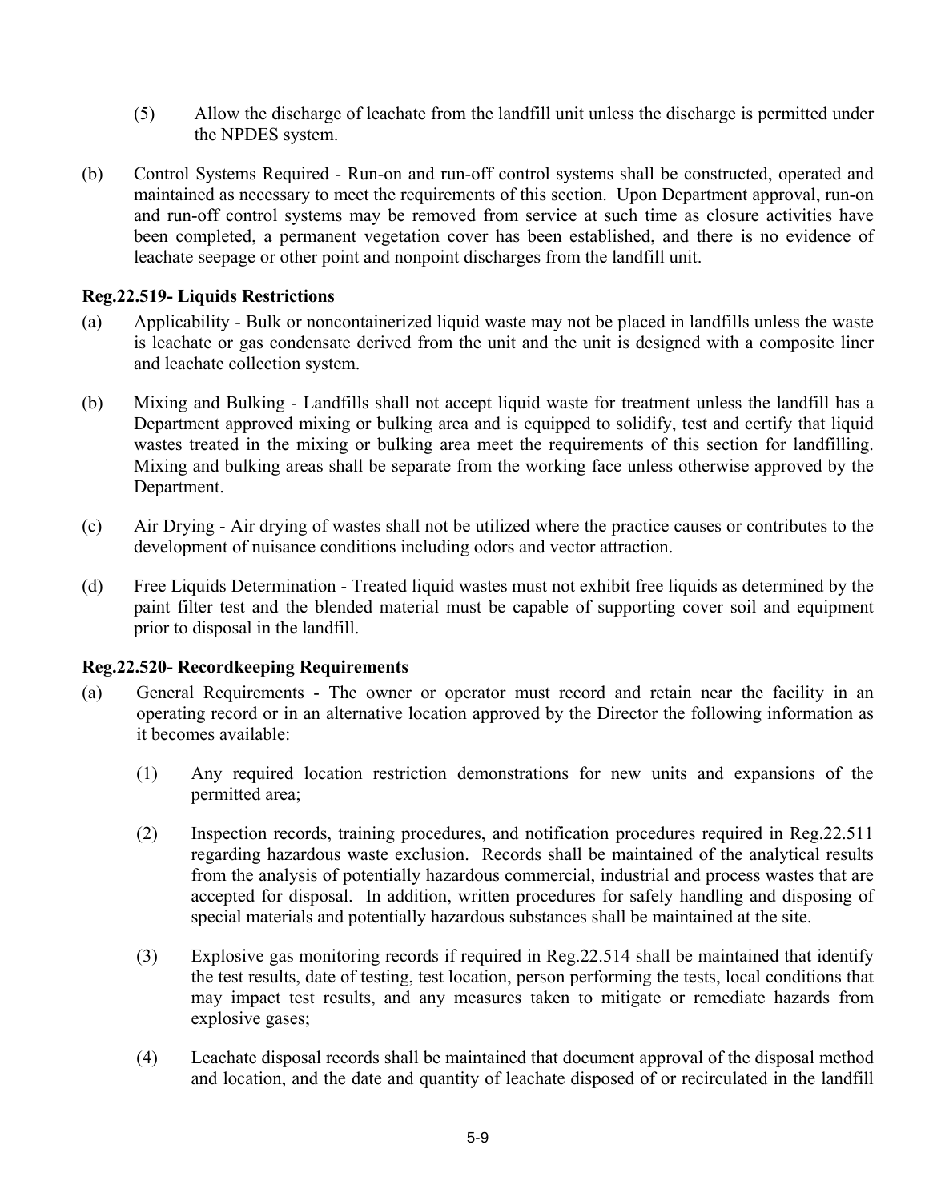(5) Allow the discharge of leachate from the landfill unit unless the discharge is permitted under the NPDES system.

(b) Control Systems Required - Run-on and run-off control systems shall be constructed, operated and maintained as necessary to meet the requirements of this section. Upon Department approval, run-on and run-off control systems may be removed from service at such time as closure activities have been completed, a permanent vegetation cover has been established, and there is no evidence of leachate seepage or other point and nonpoint discharges from the landfill unit.

**Reg.22.519- Liquids Restrictions**

(a) Applicability - Bulk or noncontainerized liquid waste may not be placed in landfills unless the waste is leachate or gas condensate derived from the unit and the unit is designed with a composite liner and leachate collection system.

(b) Mixing and Bulking - Landfills shall not accept liquid waste for treatment unless the landfill has a Department approved mixing or bulking area and is equipped to solidify, test and certify that liquid wastes treated in the mixing or bulking area meet the requirements of this section for landfilling. Mixing and bulking areas shall be separate from the working face unless otherwise approved by the Department.

(c) Air Drying - Air drying of wastes shall not be utilized where the practice causes or contributes to the development of nuisance conditions including odors and vector attraction.

(d) Free Liquids Determination - Treated liquid wastes must not exhibit free liquids as determined by the paint filter test and the blended material must be capable of supporting cover soil and equipment prior to disposal in the landfill.

**Reg.22.520- Recordkeeping Requirements**

(a) General Requirements - The owner or operator must record and retain near the facility in an operating record or in an alternative location approved by the Director the following information as it becomes available:

(1) Any required location restriction demonstrations for new units and expansions of the permitted area;

(2) Inspection records, training procedures, and notification procedures required in Reg.22.511 regarding hazardous waste exclusion. Records shall be maintained of the analytical results from the analysis of potentially hazardous commercial, industrial and process wastes that are accepted for disposal. In addition, written procedures for safely handling and disposing of special materials and potentially hazardous substances shall be maintained at the site.

(3) Explosive gas monitoring records if required in Reg.22.514 shall be maintained that identify the test results, date of testing, test location, person performing the tests, local conditions that may impact test results, and any measures taken to mitigate or remediate hazards from explosive gases;

(4) Leachate disposal records shall be maintained that document approval of the disposal method and location, and the date and quantity of leachate disposed of or recirculated in the landfill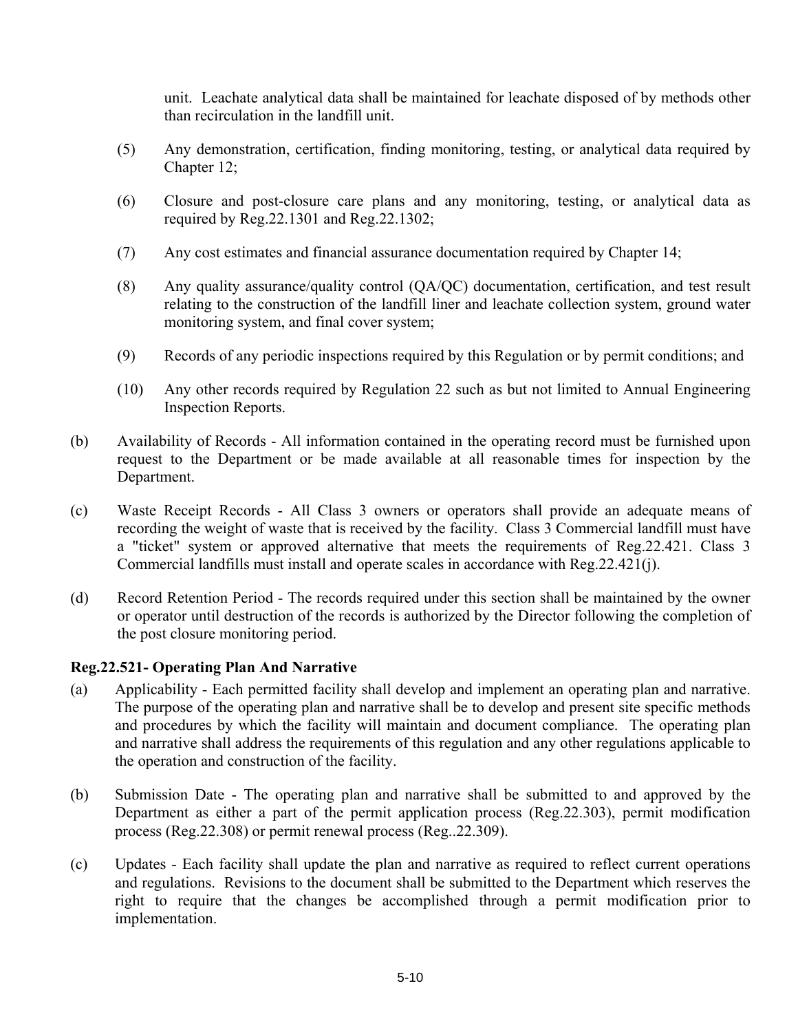unit. Leachate analytical data shall be maintained for leachate disposed of by methods other than recirculation in the landfill unit.

(5) Any demonstration, certification, finding monitoring, testing, or analytical data required by Chapter 12;

(6) Closure and post-closure care plans and any monitoring, testing, or analytical data as required by Reg.22.1301 and Reg.22.1302;

(7) Any cost estimates and financial assurance documentation required by Chapter 14;

(8) Any quality assurance/quality control (QA/QC) documentation, certification, and test result relating to the construction of the landfill liner and leachate collection system, ground water monitoring system, and final cover system;

(9) Records of any periodic inspections required by this Regulation or by permit conditions; and

(10) Any other records required by Regulation 22 such as but not limited to Annual Engineering Inspection Reports.

(b) Availability of Records - All information contained in the operating record must be furnished upon request to the Department or be made available at all reasonable times for inspection by the Department.

(c) Waste Receipt Records - All Class 3 owners or operators shall provide an adequate means of recording the weight of waste that is received by the facility. Class 3 Commercial landfill must have a "ticket" system or approved alternative that meets the requirements of Reg.22.421. Class 3 Commercial landfills must install and operate scales in accordance with Reg.22.421(j).

(d) Record Retention Period - The records required under this section shall be maintained by the owner or operator until destruction of the records is authorized by the Director following the completion of the post closure monitoring period.

**Reg.22.521- Operating Plan And Narrative**

(a) Applicability - Each permitted facility shall develop and implement an operating plan and narrative. The purpose of the operating plan and narrative shall be to develop and present site specific methods and procedures by which the facility will maintain and document compliance. The operating plan and narrative shall address the requirements of this regulation and any other regulations applicable to the operation and construction of the facility.

(b) Submission Date - The operating plan and narrative shall be submitted to and approved by the Department as either a part of the permit application process (Reg.22.303), permit modification process (Reg.22.308) or permit renewal process (Reg..22.309).

(c) Updates - Each facility shall update the plan and narrative as required to reflect current operations and regulations. Revisions to the document shall be submitted to the Department which reserves the right to require that the changes be accomplished through a permit modification prior to implementation.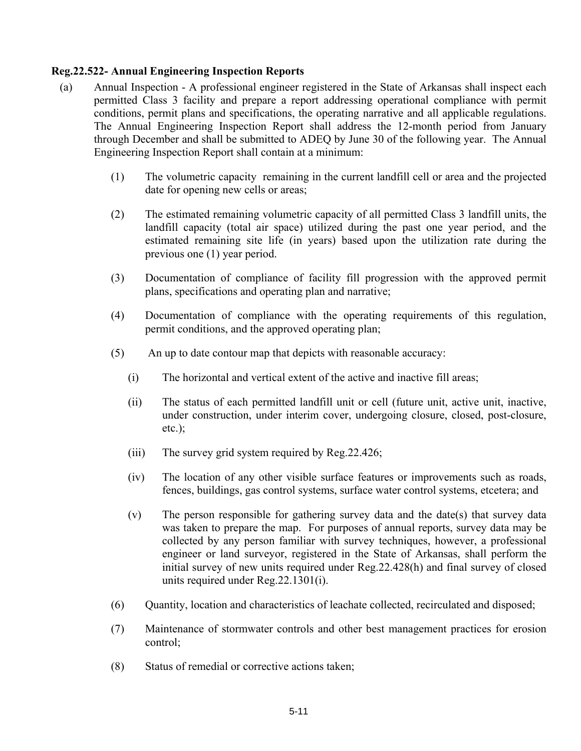**Reg.22.522- Annual Engineering Inspection Reports**

(a) Annual Inspection - A professional engineer registered in the State of Arkansas shall inspect each permitted Class 3 facility and prepare a report addressing operational compliance with permit conditions, permit plans and specifications, the operating narrative and all applicable regulations. The Annual Engineering Inspection Report shall address the 12-month period from January through December and shall be submitted to ADEQ by June 30 of the following year. The Annual Engineering Inspection Report shall contain at a minimum:

(1) The volumetric capacity remaining in the current landfill cell or area and the projected date for opening new cells or areas;

(2) The estimated remaining volumetric capacity of all permitted Class 3 landfill units, the landfill capacity (total air space) utilized during the past one year period, and the estimated remaining site life (in years) based upon the utilization rate during the previous one (1) year period.

(3) Documentation of compliance of facility fill progression with the approved permit plans, specifications and operating plan and narrative;

(4) Documentation of compliance with the operating requirements of this regulation, permit conditions, and the approved operating plan;

(5) An up to date contour map that depicts with reasonable accuracy:

(i) The horizontal and vertical extent of the active and inactive fill areas;

(ii) The status of each permitted landfill unit or cell (future unit, active unit, inactive, under construction, under interim cover, undergoing closure, closed, post-closure, etc.);

(iii) The survey grid system required by Reg.22.426;

(iv) The location of any other visible surface features or improvements such as roads, fences, buildings, gas control systems, surface water control systems, etcetera; and

(v) The person responsible for gathering survey data and the date(s) that survey data was taken to prepare the map. For purposes of annual reports, survey data may be collected by any person familiar with survey techniques, however, a professional engineer or land surveyor, registered in the State of Arkansas, shall perform the initial survey of new units required under Reg.22.428(h) and final survey of closed units required under Reg.22.1301(i).

(6) Quantity, location and characteristics of leachate collected, recirculated and disposed;

(7) Maintenance of stormwater controls and other best management practices for erosion control;

(8) Status of remedial or corrective actions taken;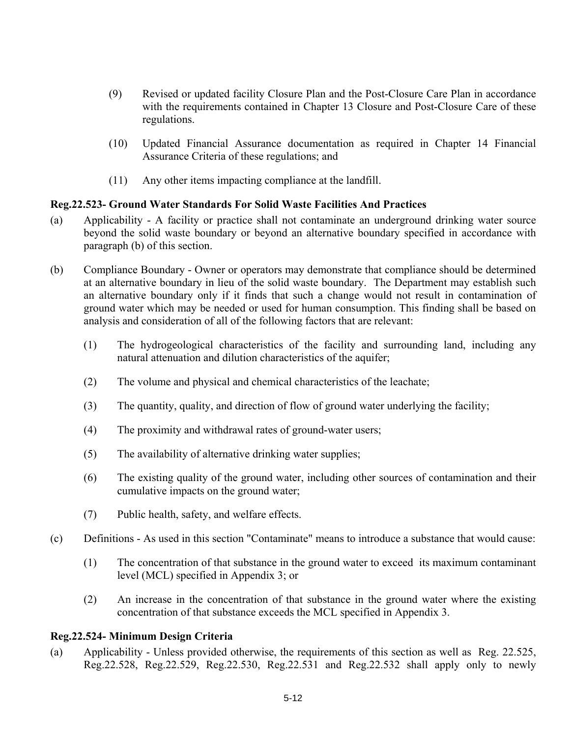(9) Revised or updated facility Closure Plan and the Post-Closure Care Plan in accordance with the requirements contained in Chapter 13 Closure and Post-Closure Care of these regulations.

(10) Updated Financial Assurance documentation as required in Chapter 14 Financial Assurance Criteria of these regulations; and

(11) Any other items impacting compliance at the landfill.

**Reg.22.523- Ground Water Standards For Solid Waste Facilities And Practices**

(a) Applicability - A facility or practice shall not contaminate an underground drinking water source beyond the solid waste boundary or beyond an alternative boundary specified in accordance with paragraph (b) of this section.

(b) Compliance Boundary - Owner or operators may demonstrate that compliance should be determined at an alternative boundary in lieu of the solid waste boundary. The Department may establish such an alternative boundary only if it finds that such a change would not result in contamination of ground water which may be needed or used for human consumption. This finding shall be based on analysis and consideration of all of the following factors that are relevant:

(1) The hydrogeological characteristics of the facility and surrounding land, including any natural attenuation and dilution characteristics of the aquifer;

(2) The volume and physical and chemical characteristics of the leachate;

(3) The quantity, quality, and direction of flow of ground water underlying the facility;

(4) The proximity and withdrawal rates of ground-water users;

(5) The availability of alternative drinking water supplies;

(6) The existing quality of the ground water, including other sources of contamination and their cumulative impacts on the ground water;

(7) Public health, safety, and welfare effects.

(c) Definitions - As used in this section "Contaminate" means to introduce a substance that would cause:

(1) The concentration of that substance in the ground water to exceed its maximum contaminant level (MCL) specified in Appendix 3; or

(2) An increase in the concentration of that substance in the ground water where the existing concentration of that substance exceeds the MCL specified in Appendix 3.

**Reg.22.524- Minimum Design Criteria**

(a) Applicability - Unless provided otherwise, the requirements of this section as well as Reg. 22.525, Reg.22.528, Reg.22.529, Reg.22.530, Reg.22.531 and Reg.22.532 shall apply only to newly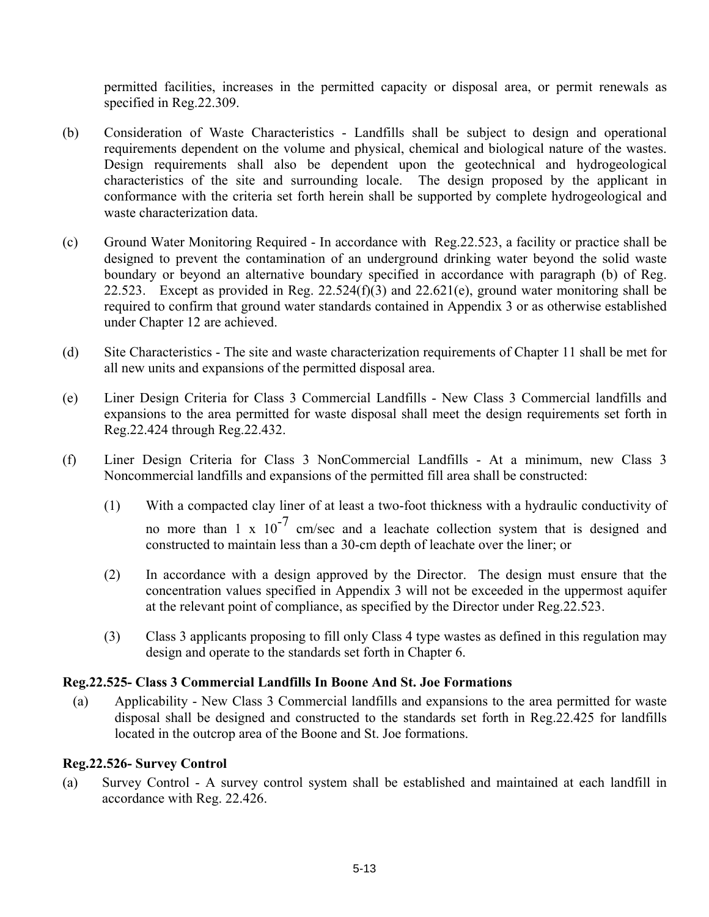permitted facilities, increases in the permitted capacity or disposal area, or permit renewals as specified in Reg.22.309.

(b) Consideration of Waste Characteristics - Landfills shall be subject to design and operational requirements dependent on the volume and physical, chemical and biological nature of the wastes. Design requirements shall also be dependent upon the geotechnical and hydrogeological characteristics of the site and surrounding locale. The design proposed by the applicant in conformance with the criteria set forth herein shall be supported by complete hydrogeological and waste characterization data.

(c) Ground Water Monitoring Required - In accordance with Reg.22.523, a facility or practice shall be designed to prevent the contamination of an underground drinking water beyond the solid waste boundary or beyond an alternative boundary specified in accordance with paragraph (b) of Reg. 22.523. Except as provided in Reg. 22.524(f)(3) and 22.621(e), ground water monitoring shall be required to confirm that ground water standards contained in Appendix 3 or as otherwise established under Chapter 12 are achieved.

(d) Site Characteristics - The site and waste characterization requirements of Chapter 11 shall be met for all new units and expansions of the permitted disposal area.

(e) Liner Design Criteria for Class 3 Commercial Landfills - New Class 3 Commercial landfills and expansions to the area permitted for waste disposal shall meet the design requirements set forth in Reg.22.424 through Reg.22.432.

(f) Liner Design Criteria for Class 3 NonCommercial Landfills - At a minimum, new Class 3 Noncommercial landfills and expansions of the permitted fill area shall be constructed:

(1) With a compacted clay liner of at least a two-foot thickness with a hydraulic conductivity of no more than $1 \times 10^{-7}$ cm/sec and a leachate collection system that is designed and constructed to maintain less than a 30-cm depth of leachate over the liner; or

(2) In accordance with a design approved by the Director. The design must ensure that the concentration values specified in Appendix 3 will not be exceeded in the uppermost aquifer at the relevant point of compliance, as specified by the Director under Reg.22.523.

(3) Class 3 applicants proposing to fill only Class 4 type wastes as defined in this regulation may design and operate to the standards set forth in Chapter 6.

**Reg.22.525- Class 3 Commercial Landfills In Boone And St. Joe Formations**

(a) Applicability - New Class 3 Commercial landfills and expansions to the area permitted for waste disposal shall be designed and constructed to the standards set forth in Reg.22.425 for landfills located in the outcrop area of the Boone and St. Joe formations.

**Reg.22.526- Survey Control**

(a) Survey Control - A survey control system shall be established and maintained at each landfill in accordance with Reg. 22.426.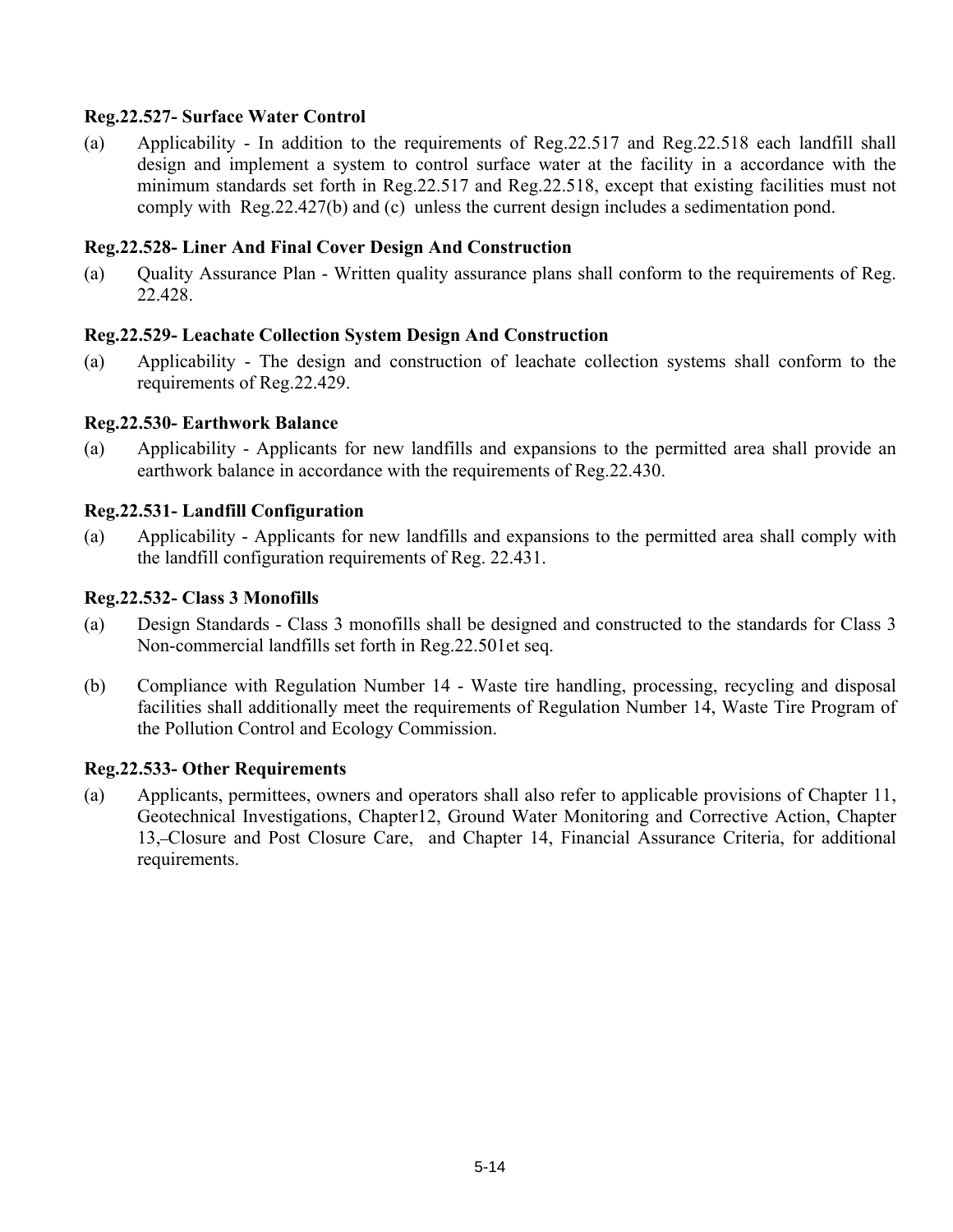**Reg.22.527- Surface Water Control**

(a) Applicability - In addition to the requirements of Reg.22.517 and Reg.22.518 each landfill shall design and implement a system to control surface water at the facility in a accordance with the minimum standards set forth in Reg.22.517 and Reg.22.518, except that existing facilities must not comply with Reg.22.427(b) and (c) unless the current design includes a sedimentation pond.

**Reg.22.528- Liner And Final Cover Design And Construction**

(a) Quality Assurance Plan - Written quality assurance plans shall conform to the requirements of Reg. 22.428.

**Reg.22.529- Leachate Collection System Design And Construction**

(a) Applicability - The design and construction of leachate collection systems shall conform to the requirements of Reg.22.429.

**Reg.22.530- Earthwork Balance**

(a) Applicability - Applicants for new landfills and expansions to the permitted area shall provide an earthwork balance in accordance with the requirements of Reg.22.430.

**Reg.22.531- Landfill Configuration**

(a) Applicability - Applicants for new landfills and expansions to the permitted area shall comply with the landfill configuration requirements of Reg. 22.431.

**Reg.22.532- Class 3 Monofills**

(a) Design Standards - Class 3 monofills shall be designed and constructed to the standards for Class 3 Non-commercial landfills set forth in Reg.22.501et seq.

(b) Compliance with Regulation Number 14 - Waste tire handling, processing, recycling and disposal facilities shall additionally meet the requirements of Regulation Number 14, Waste Tire Program of the Pollution Control and Ecology Commission.

**Reg.22.533- Other Requirements**

(a) Applicants, permittees, owners and operators shall also refer to applicable provisions of Chapter 11, Geotechnical Investigations, Chapter12, Ground Water Monitoring and Corrective Action, Chapter 13,–Closure and Post Closure Care, and Chapter 14, Financial Assurance Criteria, for additional requirements.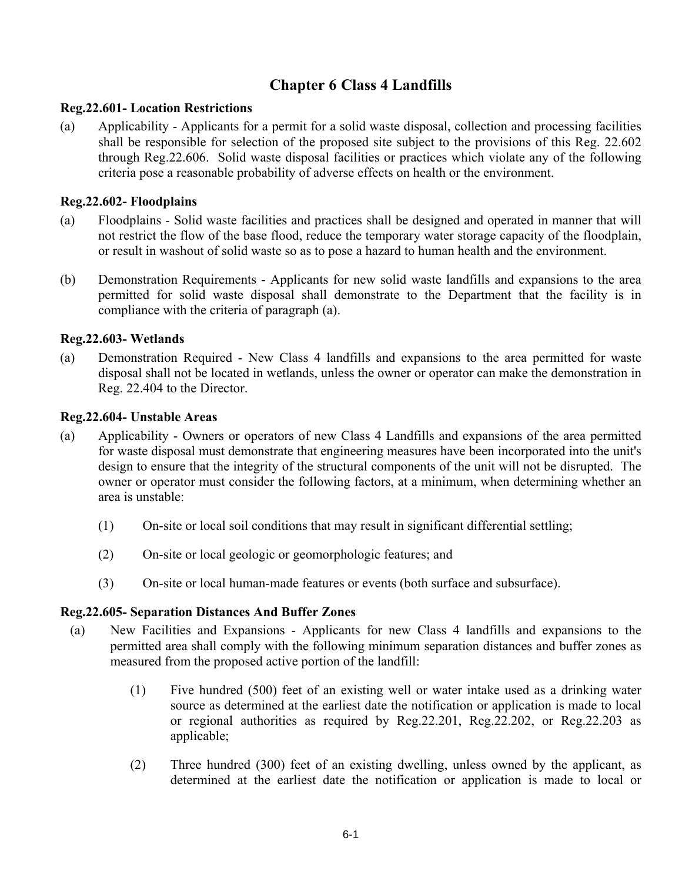# Chapter 6 Class 4 Landfills

**Reg.22.601- Location Restrictions**

(a) Applicability - Applicants for a permit for a solid waste disposal, collection and processing facilities shall be responsible for selection of the proposed site subject to the provisions of this Reg. 22.602 through Reg.22.606. Solid waste disposal facilities or practices which violate any of the following criteria pose a reasonable probability of adverse effects on health or the environment.

**Reg.22.602- Floodplains**

(a) Floodplains - Solid waste facilities and practices shall be designed and operated in manner that will not restrict the flow of the base flood, reduce the temporary water storage capacity of the floodplain, or result in washout of solid waste so as to pose a hazard to human health and the environment.

(b) Demonstration Requirements - Applicants for new solid waste landfills and expansions to the area permitted for solid waste disposal shall demonstrate to the Department that the facility is in compliance with the criteria of paragraph (a).

**Reg.22.603- Wetlands**

(a) Demonstration Required - New Class 4 landfills and expansions to the area permitted for waste disposal shall not be located in wetlands, unless the owner or operator can make the demonstration in Reg. 22.404 to the Director.

**Reg.22.604- Unstable Areas**

(a) Applicability - Owners or operators of new Class 4 Landfills and expansions of the area permitted for waste disposal must demonstrate that engineering measures have been incorporated into the unit's design to ensure that the integrity of the structural components of the unit will not be disrupted. The owner or operator must consider the following factors, at a minimum, when determining whether an area is unstable:

(1) On-site or local soil conditions that may result in significant differential settling;

(2) On-site or local geologic or geomorphologic features; and

(3) On-site or local human-made features or events (both surface and subsurface).

**Reg.22.605- Separation Distances And Buffer Zones**

(a) New Facilities and Expansions - Applicants for new Class 4 landfills and expansions to the permitted area shall comply with the following minimum separation distances and buffer zones as measured from the proposed active portion of the landfill:

(1) Five hundred (500) feet of an existing well or water intake used as a drinking water source as determined at the earliest date the notification or application is made to local or regional authorities as required by Reg.22.201, Reg.22.202, or Reg.22.203 as applicable;

(2) Three hundred (300) feet of an existing dwelling, unless owned by the applicant, as determined at the earliest date the notification or application is made to local or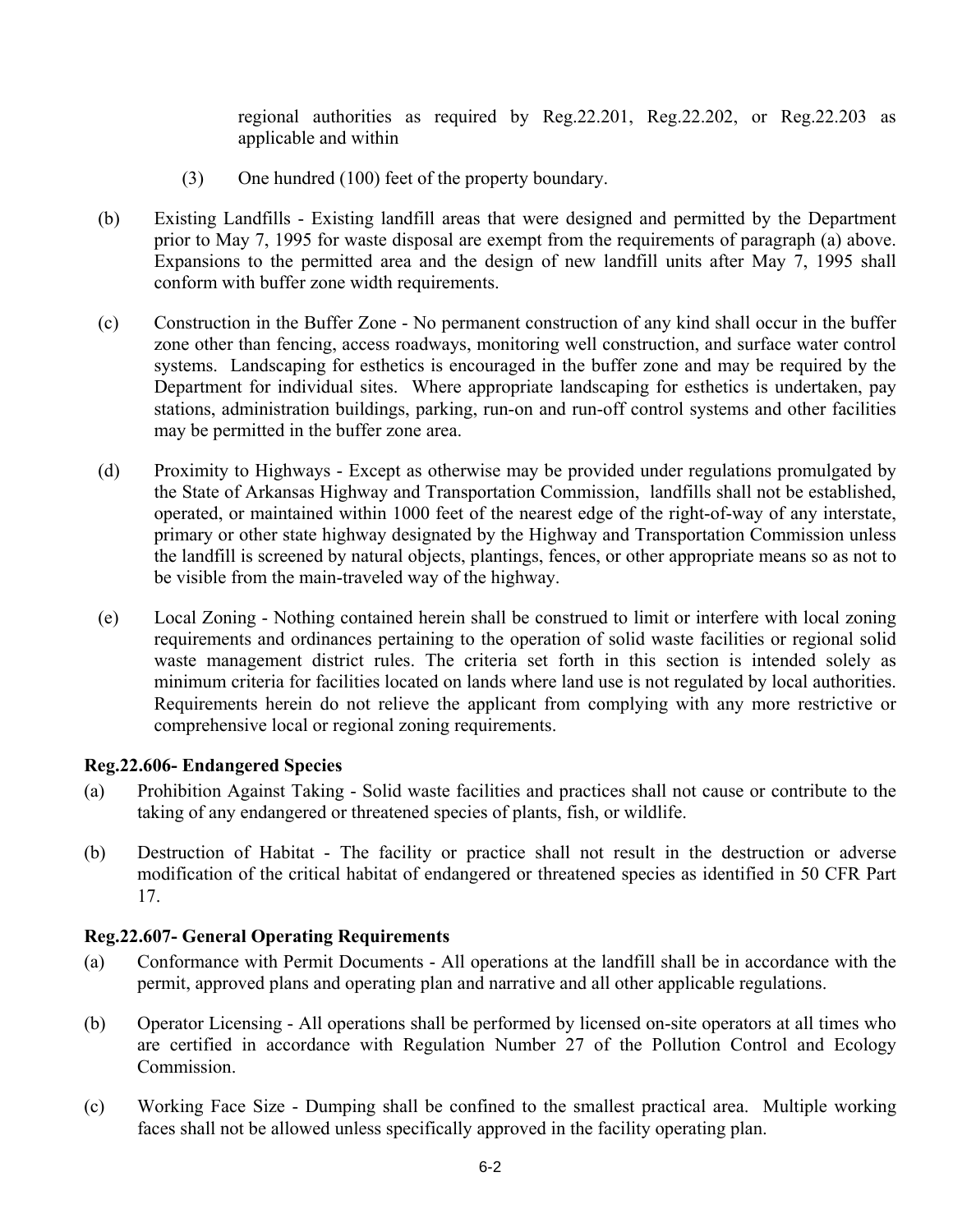regional authorities as required by Reg.22.201, Reg.22.202, or Reg.22.203 as applicable and within

(3) One hundred (100) feet of the property boundary.

(b) Existing Landfills - Existing landfill areas that were designed and permitted by the Department prior to May 7, 1995 for waste disposal are exempt from the requirements of paragraph (a) above. Expansions to the permitted area and the design of new landfill units after May 7, 1995 shall conform with buffer zone width requirements.

(c) Construction in the Buffer Zone - No permanent construction of any kind shall occur in the buffer zone other than fencing, access roadways, monitoring well construction, and surface water control systems. Landscaping for esthetics is encouraged in the buffer zone and may be required by the Department for individual sites. Where appropriate landscaping for esthetics is undertaken, pay stations, administration buildings, parking, run-on and run-off control systems and other facilities may be permitted in the buffer zone area.

(d) Proximity to Highways - Except as otherwise may be provided under regulations promulgated by the State of Arkansas Highway and Transportation Commission, landfills shall not be established, operated, or maintained within 1000 feet of the nearest edge of the right-of-way of any interstate, primary or other state highway designated by the Highway and Transportation Commission unless the landfill is screened by natural objects, plantings, fences, or other appropriate means so as not to be visible from the main-traveled way of the highway.

(e) Local Zoning - Nothing contained herein shall be construed to limit or interfere with local zoning requirements and ordinances pertaining to the operation of solid waste facilities or regional solid waste management district rules. The criteria set forth in this section is intended solely as minimum criteria for facilities located on lands where land use is not regulated by local authorities. Requirements herein do not relieve the applicant from complying with any more restrictive or comprehensive local or regional zoning requirements.

**Reg.22.606- Endangered Species**

(a) Prohibition Against Taking - Solid waste facilities and practices shall not cause or contribute to the taking of any endangered or threatened species of plants, fish, or wildlife.

(b) Destruction of Habitat - The facility or practice shall not result in the destruction or adverse modification of the critical habitat of endangered or threatened species as identified in 50 CFR Part 17.

**Reg.22.607- General Operating Requirements**

(a) Conformance with Permit Documents - All operations at the landfill shall be in accordance with the permit, approved plans and operating plan and narrative and all other applicable regulations.

(b) Operator Licensing - All operations shall be performed by licensed on-site operators at all times who are certified in accordance with Regulation Number 27 of the Pollution Control and Ecology Commission.

(c) Working Face Size - Dumping shall be confined to the smallest practical area. Multiple working faces shall not be allowed unless specifically approved in the facility operating plan.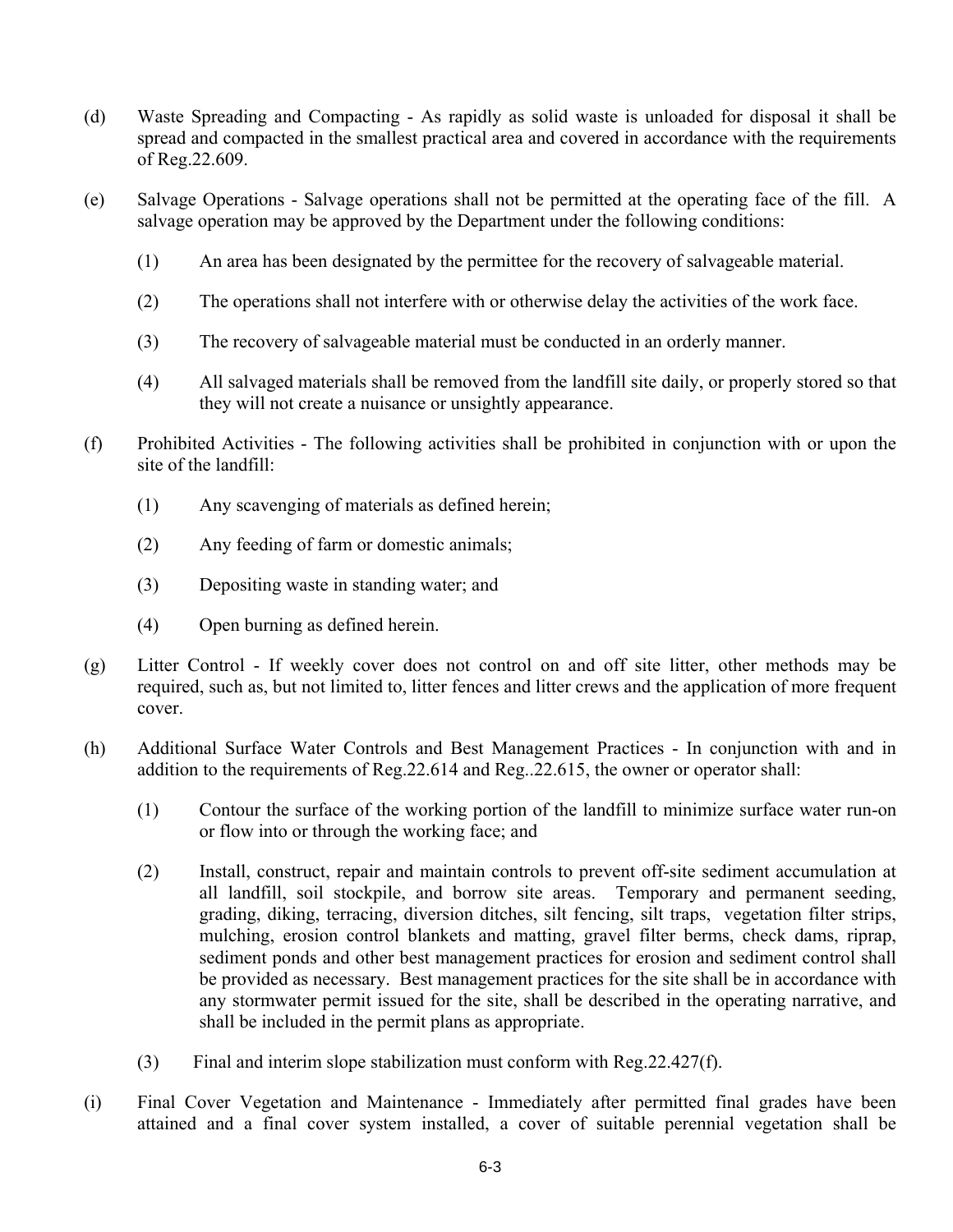(d) Waste Spreading and Compacting - As rapidly as solid waste is unloaded for disposal it shall be spread and compacted in the smallest practical area and covered in accordance with the requirements of Reg.22.609.

(e) Salvage Operations - Salvage operations shall not be permitted at the operating face of the fill. A salvage operation may be approved by the Department under the following conditions:

(1) An area has been designated by the permittee for the recovery of salvageable material.

(2) The operations shall not interfere with or otherwise delay the activities of the work face.

(3) The recovery of salvageable material must be conducted in an orderly manner.

(4) All salvaged materials shall be removed from the landfill site daily, or properly stored so that they will not create a nuisance or unsightly appearance.

(f) Prohibited Activities - The following activities shall be prohibited in conjunction with or upon the site of the landfill:

(1) Any scavenging of materials as defined herein;

(2) Any feeding of farm or domestic animals;

(3) Depositing waste in standing water; and

(4) Open burning as defined herein.

(g) Litter Control - If weekly cover does not control on and off site litter, other methods may be required, such as, but not limited to, litter fences and litter crews and the application of more frequent cover.

(h) Additional Surface Water Controls and Best Management Practices - In conjunction with and in addition to the requirements of Reg.22.614 and Reg..22.615, the owner or operator shall:

(1) Contour the surface of the working portion of the landfill to minimize surface water run-on or flow into or through the working face; and

(2) Install, construct, repair and maintain controls to prevent off-site sediment accumulation at all landfill, soil stockpile, and borrow site areas. Temporary and permanent seeding, grading, diking, terracing, diversion ditches, silt fencing, silt traps, vegetation filter strips, mulching, erosion control blankets and matting, gravel filter berms, check dams, riprap, sediment ponds and other best management practices for erosion and sediment control shall be provided as necessary. Best management practices for the site shall be in accordance with any stormwater permit issued for the site, shall be described in the operating narrative, and shall be included in the permit plans as appropriate.

(3) Final and interim slope stabilization must conform with Reg.22.427(f).

(i) Final Cover Vegetation and Maintenance - Immediately after permitted final grades have been attained and a final cover system installed, a cover of suitable perennial vegetation shall be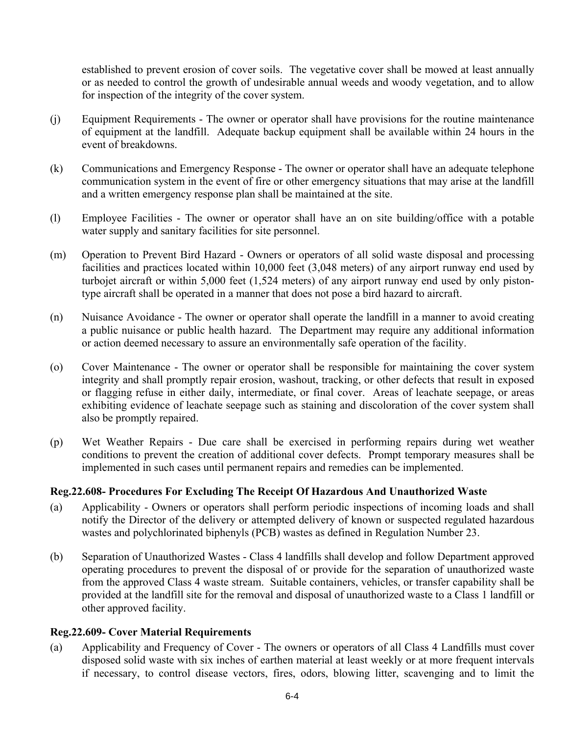established to prevent erosion of cover soils. The vegetative cover shall be mowed at least annually or as needed to control the growth of undesirable annual weeds and woody vegetation, and to allow for inspection of the integrity of the cover system.

(j) Equipment Requirements - The owner or operator shall have provisions for the routine maintenance of equipment at the landfill. Adequate backup equipment shall be available within 24 hours in the event of breakdowns.

(k) Communications and Emergency Response - The owner or operator shall have an adequate telephone communication system in the event of fire or other emergency situations that may arise at the landfill and a written emergency response plan shall be maintained at the site.

(l) Employee Facilities - The owner or operator shall have an on site building/office with a potable water supply and sanitary facilities for site personnel.

(m) Operation to Prevent Bird Hazard - Owners or operators of all solid waste disposal and processing facilities and practices located within 10,000 feet (3,048 meters) of any airport runway end used by turbojet aircraft or within 5,000 feet (1,524 meters) of any airport runway end used by only piston-type aircraft shall be operated in a manner that does not pose a bird hazard to aircraft.

(n) Nuisance Avoidance - The owner or operator shall operate the landfill in a manner to avoid creating a public nuisance or public health hazard. The Department may require any additional information or action deemed necessary to assure an environmentally safe operation of the facility.

(o) Cover Maintenance - The owner or operator shall be responsible for maintaining the cover system integrity and shall promptly repair erosion, washout, tracking, or other defects that result in exposed or flagging refuse in either daily, intermediate, or final cover. Areas of leachate seepage, or areas exhibiting evidence of leachate seepage such as staining and discoloration of the cover system shall also be promptly repaired.

(p) Wet Weather Repairs - Due care shall be exercised in performing repairs during wet weather conditions to prevent the creation of additional cover defects. Prompt temporary measures shall be implemented in such cases until permanent repairs and remedies can be implemented.

**Reg.22.608- Procedures For Excluding The Receipt Of Hazardous And Unauthorized Waste**

(a) Applicability - Owners or operators shall perform periodic inspections of incoming loads and shall notify the Director of the delivery or attempted delivery of known or suspected regulated hazardous wastes and polychlorinated biphenyls (PCB) wastes as defined in Regulation Number 23.

(b) Separation of Unauthorized Wastes - Class 4 landfills shall develop and follow Department approved operating procedures to prevent the disposal of or provide for the separation of unauthorized waste from the approved Class 4 waste stream. Suitable containers, vehicles, or transfer capability shall be provided at the landfill site for the removal and disposal of unauthorized waste to a Class 1 landfill or other approved facility.

**Reg.22.609- Cover Material Requirements**

(a) Applicability and Frequency of Cover - The owners or operators of all Class 4 Landfills must cover disposed solid waste with six inches of earthen material at least weekly or at more frequent intervals if necessary, to control disease vectors, fires, odors, blowing litter, scavenging and to limit the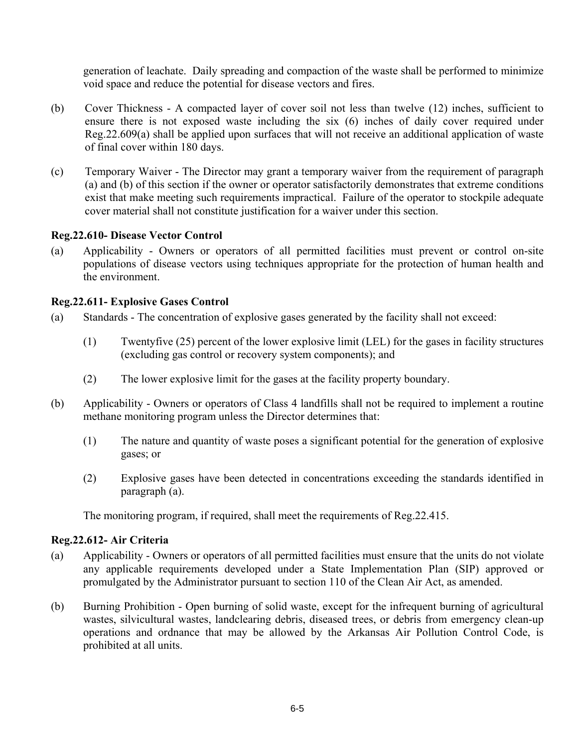generation of leachate. Daily spreading and compaction of the waste shall be performed to minimize void space and reduce the potential for disease vectors and fires.

(b) Cover Thickness - A compacted layer of cover soil not less than twelve (12) inches, sufficient to ensure there is not exposed waste including the six (6) inches of daily cover required under Reg.22.609(a) shall be applied upon surfaces that will not receive an additional application of waste of final cover within 180 days.

(c) Temporary Waiver - The Director may grant a temporary waiver from the requirement of paragraph (a) and (b) of this section if the owner or operator satisfactorily demonstrates that extreme conditions exist that make meeting such requirements impractical. Failure of the operator to stockpile adequate cover material shall not constitute justification for a waiver under this section.

**Reg.22.610- Disease Vector Control**

(a) Applicability - Owners or operators of all permitted facilities must prevent or control on-site populations of disease vectors using techniques appropriate for the protection of human health and the environment.

**Reg.22.611- Explosive Gases Control**

(a) Standards - The concentration of explosive gases generated by the facility shall not exceed:

(1) Twentyfive (25) percent of the lower explosive limit (LEL) for the gases in facility structures (excluding gas control or recovery system components); and

(2) The lower explosive limit for the gases at the facility property boundary.

(b) Applicability - Owners or operators of Class 4 landfills shall not be required to implement a routine methane monitoring program unless the Director determines that:

(1) The nature and quantity of waste poses a significant potential for the generation of explosive gases; or

(2) Explosive gases have been detected in concentrations exceeding the standards identified in paragraph (a).

The monitoring program, if required, shall meet the requirements of Reg.22.415.

**Reg.22.612- Air Criteria**

(a) Applicability - Owners or operators of all permitted facilities must ensure that the units do not violate any applicable requirements developed under a State Implementation Plan (SIP) approved or promulgated by the Administrator pursuant to section 110 of the Clean Air Act, as amended.

(b) Burning Prohibition - Open burning of solid waste, except for the infrequent burning of agricultural wastes, silvicultural wastes, landclearing debris, diseased trees, or debris from emergency clean-up operations and ordnance that may be allowed by the Arkansas Air Pollution Control Code, is prohibited at all units.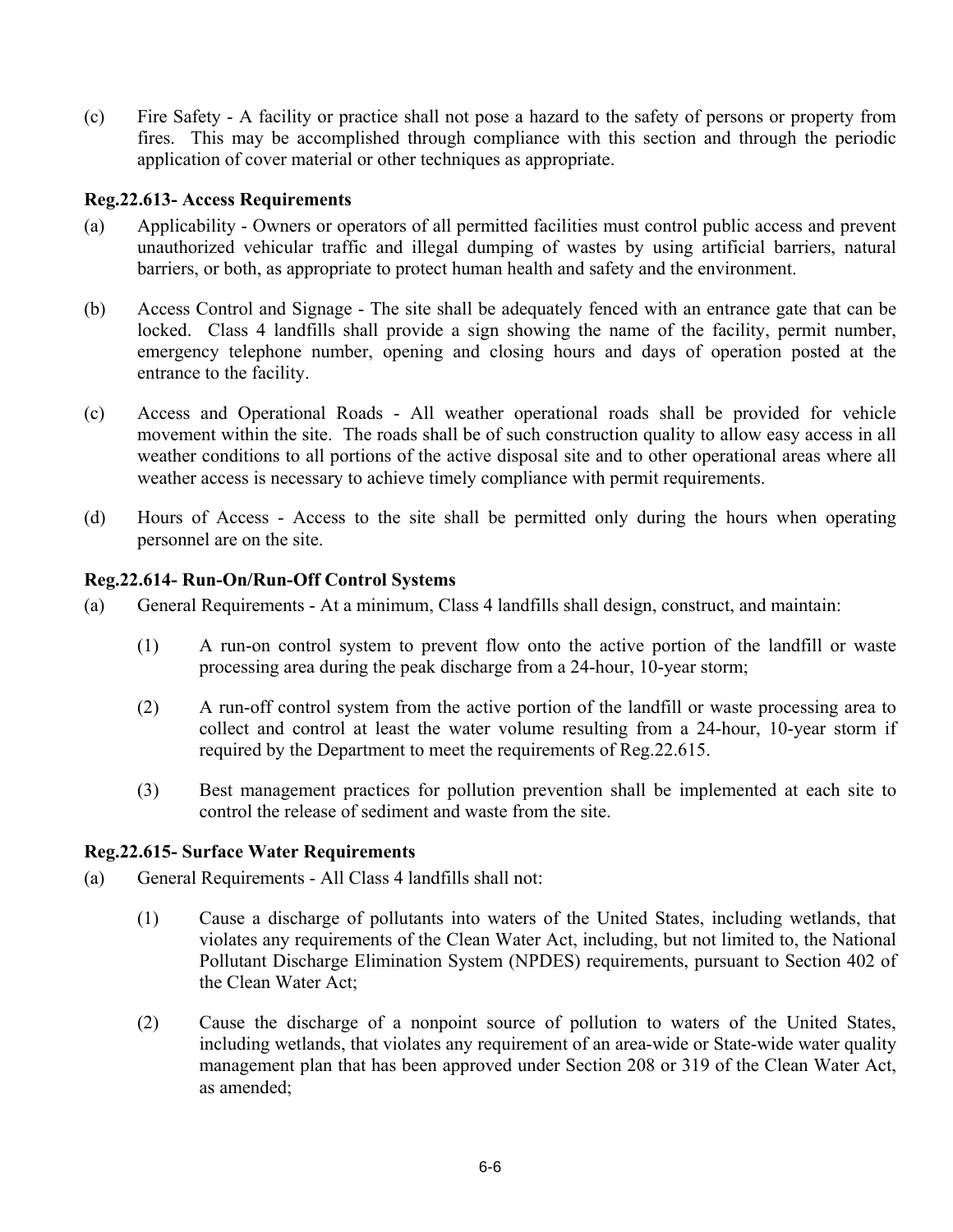(c) Fire Safety - A facility or practice shall not pose a hazard to the safety of persons or property from fires. This may be accomplished through compliance with this section and through the periodic application of cover material or other techniques as appropriate.

### Reg.22.613- Access Requirements

(a) Applicability - Owners or operators of all permitted facilities must control public access and prevent unauthorized vehicular traffic and illegal dumping of wastes by using artificial barriers, natural barriers, or both, as appropriate to protect human health and safety and the environment.

(b) Access Control and Signage - The site shall be adequately fenced with an entrance gate that can be locked. Class 4 landfills shall provide a sign showing the name of the facility, permit number, emergency telephone number, opening and closing hours and days of operation posted at the entrance to the facility.

(c) Access and Operational Roads - All weather operational roads shall be provided for vehicle movement within the site. The roads shall be of such construction quality to allow easy access in all weather conditions to all portions of the active disposal site and to other operational areas where all weather access is necessary to achieve timely compliance with permit requirements.

(d) Hours of Access - Access to the site shall be permitted only during the hours when operating personnel are on the site.

### Reg.22.614- Run-On/Run-Off Control Systems

(a) General Requirements - At a minimum, Class 4 landfills shall design, construct, and maintain:

  (1) A run-on control system to prevent flow onto the active portion of the landfill or waste processing area during the peak discharge from a 24-hour, 10-year storm;

  (2) A run-off control system from the active portion of the landfill or waste processing area to collect and control at least the water volume resulting from a 24-hour, 10-year storm if required by the Department to meet the requirements of Reg.22.615.

  (3) Best management practices for pollution prevention shall be implemented at each site to control the release of sediment and waste from the site.

### Reg.22.615- Surface Water Requirements

(a) General Requirements - All Class 4 landfills shall not:

  (1) Cause a discharge of pollutants into waters of the United States, including wetlands, that violates any requirements of the Clean Water Act, including, but not limited to, the National Pollutant Discharge Elimination System (NPDES) requirements, pursuant to Section 402 of the Clean Water Act;

  (2) Cause the discharge of a nonpoint source of pollution to waters of the United States, including wetlands, that violates any requirement of an area-wide or State-wide water quality management plan that has been approved under Section 208 or 319 of the Clean Water Act, as amended;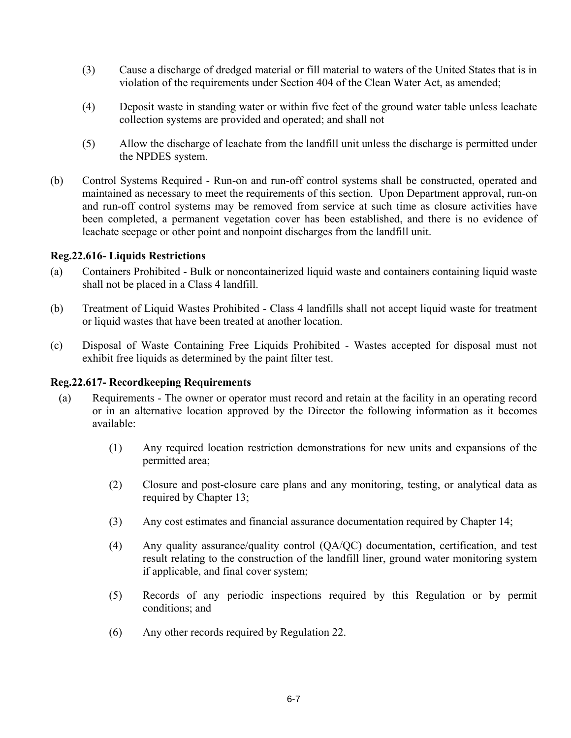(3) Cause a discharge of dredged material or fill material to waters of the United States that is in violation of the requirements under Section 404 of the Clean Water Act, as amended;

(4) Deposit waste in standing water or within five feet of the ground water table unless leachate collection systems are provided and operated; and shall not

(5) Allow the discharge of leachate from the landfill unit unless the discharge is permitted under the NPDES system.

(b) Control Systems Required - Run-on and run-off control systems shall be constructed, operated and maintained as necessary to meet the requirements of this section. Upon Department approval, run-on and run-off control systems may be removed from service at such time as closure activities have been completed, a permanent vegetation cover has been established, and there is no evidence of leachate seepage or other point and nonpoint discharges from the landfill unit.

**Reg.22.616- Liquids Restrictions**

(a) Containers Prohibited - Bulk or noncontainerized liquid waste and containers containing liquid waste shall not be placed in a Class 4 landfill.

(b) Treatment of Liquid Wastes Prohibited - Class 4 landfills shall not accept liquid waste for treatment or liquid wastes that have been treated at another location.

(c) Disposal of Waste Containing Free Liquids Prohibited - Wastes accepted for disposal must not exhibit free liquids as determined by the paint filter test.

**Reg.22.617- Recordkeeping Requirements**

(a) Requirements - The owner or operator must record and retain at the facility in an operating record or in an alternative location approved by the Director the following information as it becomes available:

(1) Any required location restriction demonstrations for new units and expansions of the permitted area;

(2) Closure and post-closure care plans and any monitoring, testing, or analytical data as required by Chapter 13;

(3) Any cost estimates and financial assurance documentation required by Chapter 14;

(4) Any quality assurance/quality control (QA/QC) documentation, certification, and test result relating to the construction of the landfill liner, ground water monitoring system if applicable, and final cover system;

(5) Records of any periodic inspections required by this Regulation or by permit conditions; and

(6) Any other records required by Regulation 22.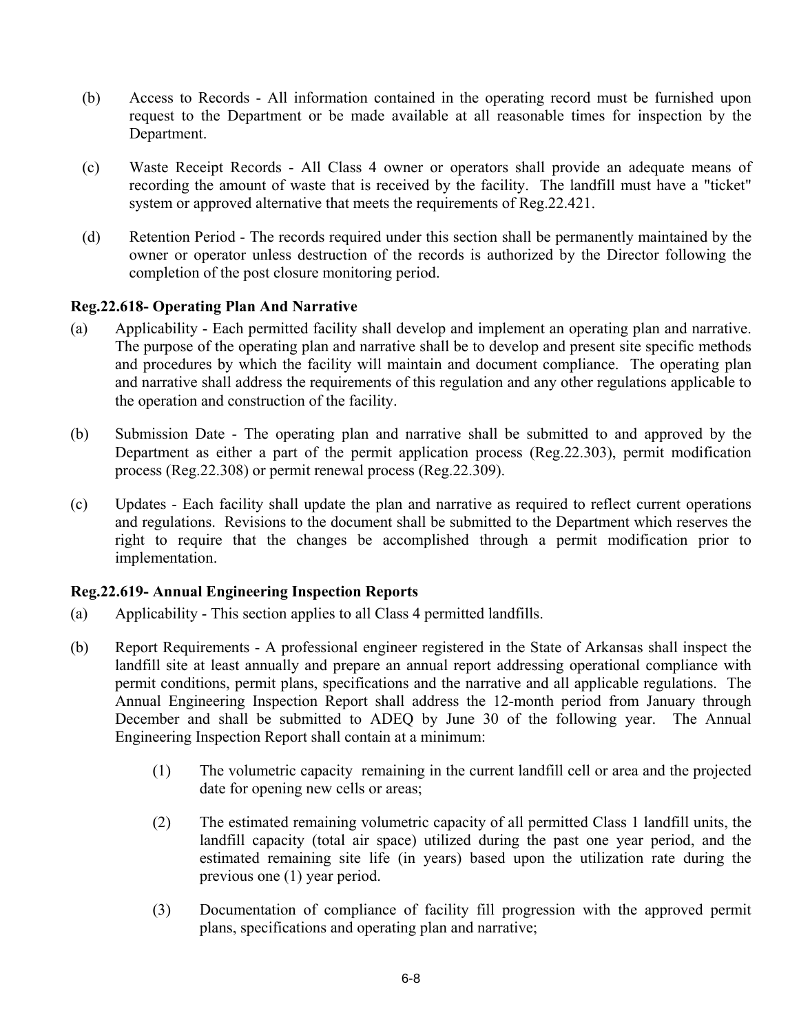(b) Access to Records - All information contained in the operating record must be furnished upon request to the Department or be made available at all reasonable times for inspection by the Department.

(c) Waste Receipt Records - All Class 4 owner or operators shall provide an adequate means of recording the amount of waste that is received by the facility. The landfill must have a "ticket" system or approved alternative that meets the requirements of Reg.22.421.

(d) Retention Period - The records required under this section shall be permanently maintained by the owner or operator unless destruction of the records is authorized by the Director following the completion of the post closure monitoring period.

**Reg.22.618- Operating Plan And Narrative**

(a) Applicability - Each permitted facility shall develop and implement an operating plan and narrative. The purpose of the operating plan and narrative shall be to develop and present site specific methods and procedures by which the facility will maintain and document compliance. The operating plan and narrative shall address the requirements of this regulation and any other regulations applicable to the operation and construction of the facility.

(b) Submission Date - The operating plan and narrative shall be submitted to and approved by the Department as either a part of the permit application process (Reg.22.303), permit modification process (Reg.22.308) or permit renewal process (Reg.22.309).

(c) Updates - Each facility shall update the plan and narrative as required to reflect current operations and regulations. Revisions to the document shall be submitted to the Department which reserves the right to require that the changes be accomplished through a permit modification prior to implementation.

**Reg.22.619- Annual Engineering Inspection Reports**

(a) Applicability - This section applies to all Class 4 permitted landfills.

(b) Report Requirements - A professional engineer registered in the State of Arkansas shall inspect the landfill site at least annually and prepare an annual report addressing operational compliance with permit conditions, permit plans, specifications and the narrative and all applicable regulations. The Annual Engineering Inspection Report shall address the 12-month period from January through December and shall be submitted to ADEQ by June 30 of the following year. The Annual Engineering Inspection Report shall contain at a minimum:

  (1) The volumetric capacity remaining in the current landfill cell or area and the projected date for opening new cells or areas;

  (2) The estimated remaining volumetric capacity of all permitted Class 1 landfill units, the landfill capacity (total air space) utilized during the past one year period, and the estimated remaining site life (in years) based upon the utilization rate during the previous one (1) year period.

  (3) Documentation of compliance of facility fill progression with the approved permit plans, specifications and operating plan and narrative;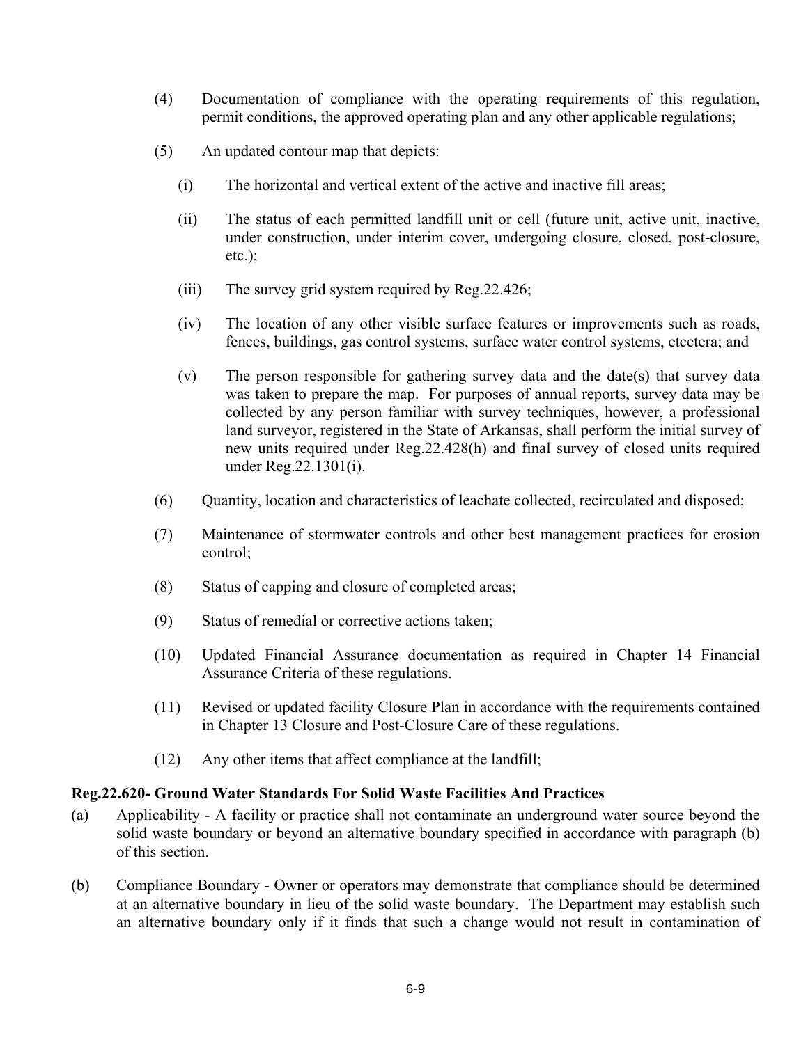(4) Documentation of compliance with the operating requirements of this regulation, permit conditions, the approved operating plan and any other applicable regulations;

(5) An updated contour map that depicts:

   (i) The horizontal and vertical extent of the active and inactive fill areas;

   (ii) The status of each permitted landfill unit or cell (future unit, active unit, inactive, under construction, under interim cover, undergoing closure, closed, post-closure, etc.);

   (iii) The survey grid system required by Reg.22.426;

   (iv) The location of any other visible surface features or improvements such as roads, fences, buildings, gas control systems, surface water control systems, etcetera; and

   (v) The person responsible for gathering survey data and the date(s) that survey data was taken to prepare the map. For purposes of annual reports, survey data may be collected by any person familiar with survey techniques, however, a professional land surveyor, registered in the State of Arkansas, shall perform the initial survey of new units required under Reg.22.428(h) and final survey of closed units required under Reg.22.1301(i).

(6) Quantity, location and characteristics of leachate collected, recirculated and disposed;

(7) Maintenance of stormwater controls and other best management practices for erosion control;

(8) Status of capping and closure of completed areas;

(9) Status of remedial or corrective actions taken;

(10) Updated Financial Assurance documentation as required in Chapter 14 Financial Assurance Criteria of these regulations.

(11) Revised or updated facility Closure Plan in accordance with the requirements contained in Chapter 13 Closure and Post-Closure Care of these regulations.

(12) Any other items that affect compliance at the landfill;

**Reg.22.620- Ground Water Standards For Solid Waste Facilities And Practices**

(a) Applicability - A facility or practice shall not contaminate an underground water source beyond the solid waste boundary or beyond an alternative boundary specified in accordance with paragraph (b) of this section.

(b) Compliance Boundary - Owner or operators may demonstrate that compliance should be determined at an alternative boundary in lieu of the solid waste boundary. The Department may establish such an alternative boundary only if it finds that such a change would not result in contamination of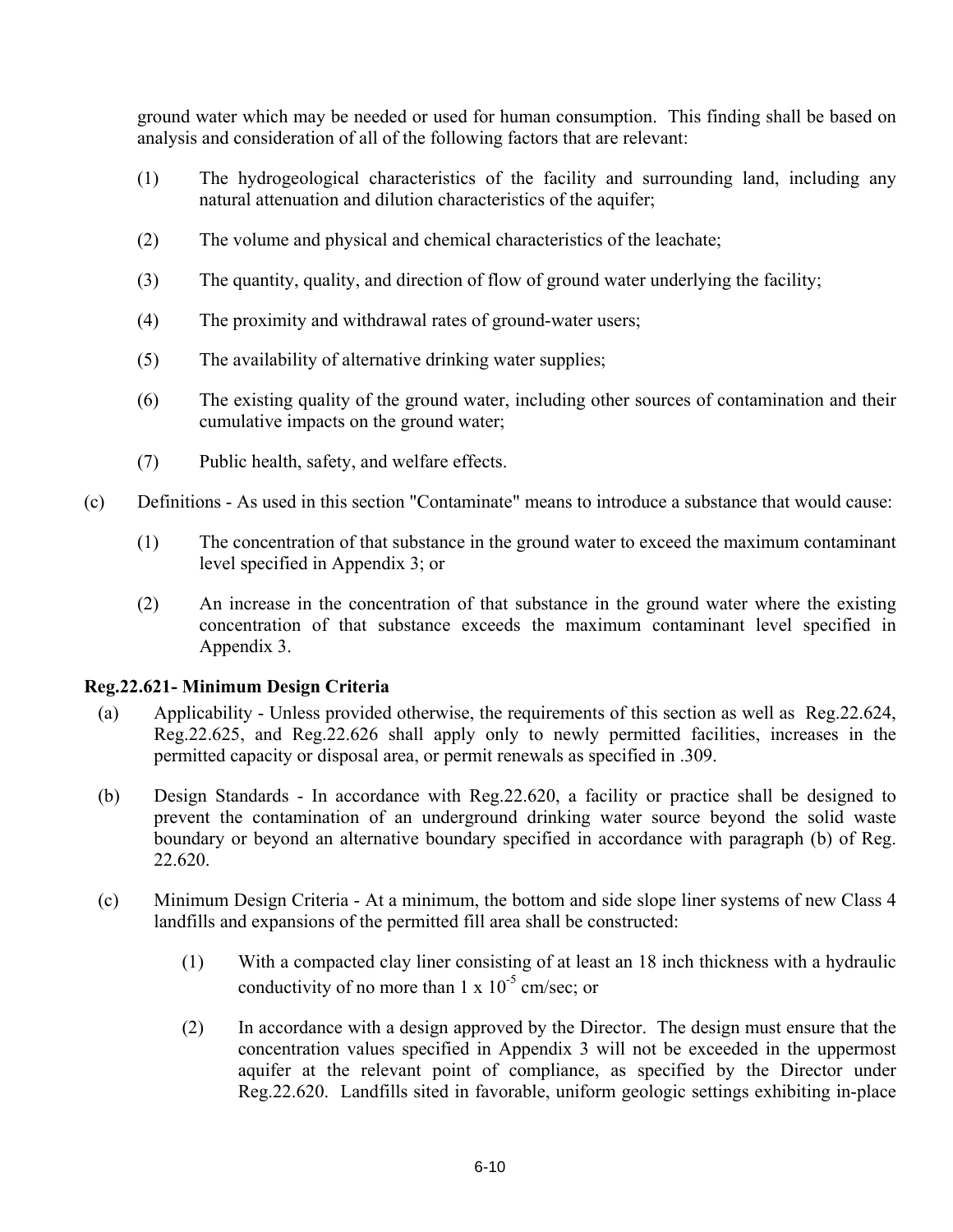ground water which may be needed or used for human consumption. This finding shall be based on analysis and consideration of all of the following factors that are relevant:

(1) The hydrogeological characteristics of the facility and surrounding land, including any natural attenuation and dilution characteristics of the aquifer;

(2) The volume and physical and chemical characteristics of the leachate;

(3) The quantity, quality, and direction of flow of ground water underlying the facility;

(4) The proximity and withdrawal rates of ground-water users;

(5) The availability of alternative drinking water supplies;

(6) The existing quality of the ground water, including other sources of contamination and their cumulative impacts on the ground water;

(7) Public health, safety, and welfare effects.

(c) Definitions - As used in this section "Contaminate" means to introduce a substance that would cause:

(1) The concentration of that substance in the ground water to exceed the maximum contaminant level specified in Appendix 3; or

(2) An increase in the concentration of that substance in the ground water where the existing concentration of that substance exceeds the maximum contaminant level specified in Appendix 3.

**Reg.22.621- Minimum Design Criteria**

(a) Applicability - Unless provided otherwise, the requirements of this section as well as Reg.22.624, Reg.22.625, and Reg.22.626 shall apply only to newly permitted facilities, increases in the permitted capacity or disposal area, or permit renewals as specified in .309.

(b) Design Standards - In accordance with Reg.22.620, a facility or practice shall be designed to prevent the contamination of an underground drinking water source beyond the solid waste boundary or beyond an alternative boundary specified in accordance with paragraph (b) of Reg. 22.620.

(c) Minimum Design Criteria - At a minimum, the bottom and side slope liner systems of new Class 4 landfills and expansions of the permitted fill area shall be constructed:

(1) With a compacted clay liner consisting of at least an 18 inch thickness with a hydraulic conductivity of no more than $1 \times 10^{-5}$ cm/sec; or

(2) In accordance with a design approved by the Director. The design must ensure that the concentration values specified in Appendix 3 will not be exceeded in the uppermost aquifer at the relevant point of compliance, as specified by the Director under Reg.22.620. Landfills sited in favorable, uniform geologic settings exhibiting in-place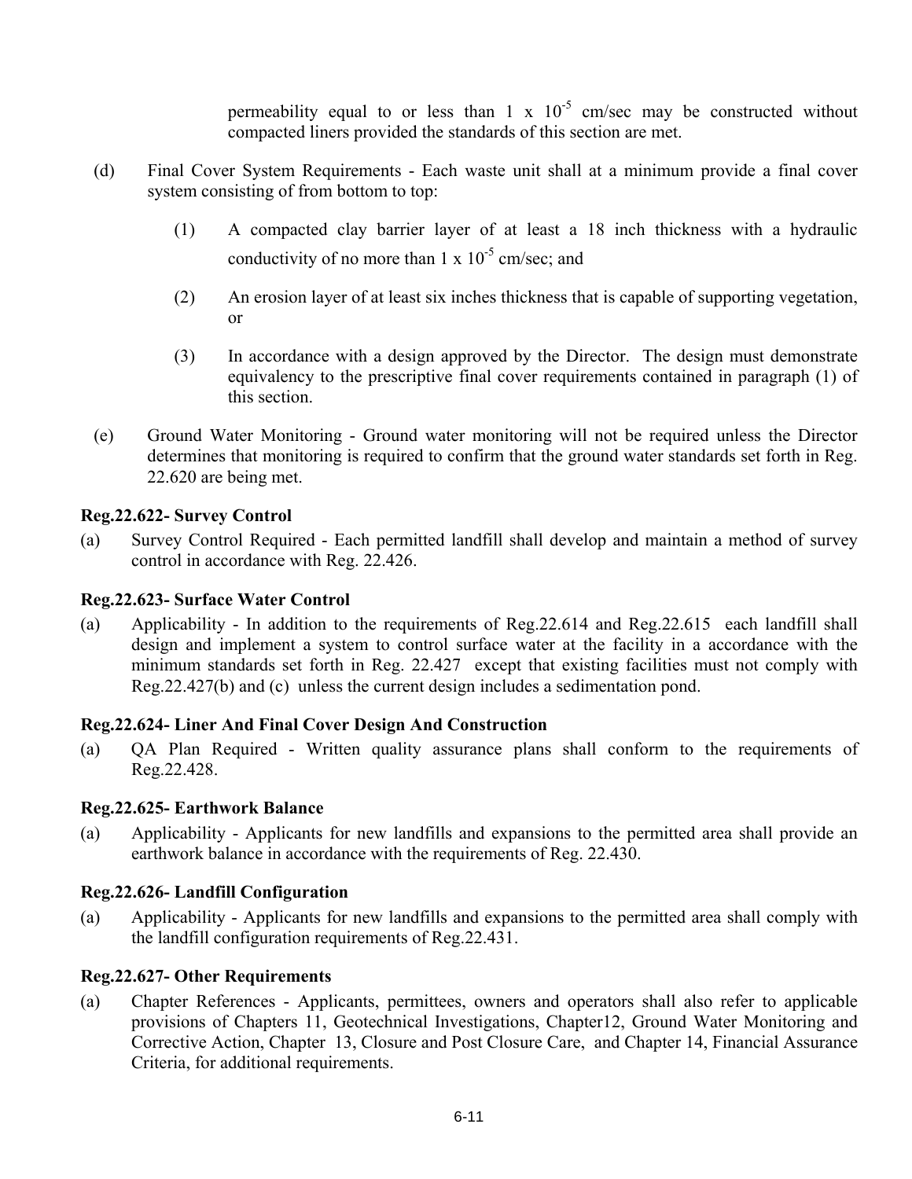permeability equal to or less than 1 x $10^{-5}$ cm/sec may be constructed without compacted liners provided the standards of this section are met.

(d) Final Cover System Requirements - Each waste unit shall at a minimum provide a final cover system consisting of from bottom to top:

(1) A compacted clay barrier layer of at least a 18 inch thickness with a hydraulic conductivity of no more than 1 x $10^{-5}$ cm/sec; and

(2) An erosion layer of at least six inches thickness that is capable of supporting vegetation, or

(3) In accordance with a design approved by the Director. The design must demonstrate equivalency to the prescriptive final cover requirements contained in paragraph (1) of this section.

(e) Ground Water Monitoring - Ground water monitoring will not be required unless the Director determines that monitoring is required to confirm that the ground water standards set forth in Reg. 22.620 are being met.

**Reg.22.622- Survey Control**

(a) Survey Control Required - Each permitted landfill shall develop and maintain a method of survey control in accordance with Reg. 22.426.

**Reg.22.623- Surface Water Control**

(a) Applicability - In addition to the requirements of Reg.22.614 and Reg.22.615 each landfill shall design and implement a system to control surface water at the facility in a accordance with the minimum standards set forth in Reg. 22.427 except that existing facilities must not comply with Reg.22.427(b) and (c) unless the current design includes a sedimentation pond.

**Reg.22.624- Liner And Final Cover Design And Construction**

(a) QA Plan Required - Written quality assurance plans shall conform to the requirements of Reg.22.428.

**Reg.22.625- Earthwork Balance**

(a) Applicability - Applicants for new landfills and expansions to the permitted area shall provide an earthwork balance in accordance with the requirements of Reg. 22.430.

**Reg.22.626- Landfill Configuration**

(a) Applicability - Applicants for new landfills and expansions to the permitted area shall comply with the landfill configuration requirements of Reg.22.431.

**Reg.22.627- Other Requirements**

(a) Chapter References - Applicants, permittees, owners and operators shall also refer to applicable provisions of Chapters 11, Geotechnical Investigations, Chapter12, Ground Water Monitoring and Corrective Action, Chapter 13, Closure and Post Closure Care, and Chapter 14, Financial Assurance Criteria, for additional requirements.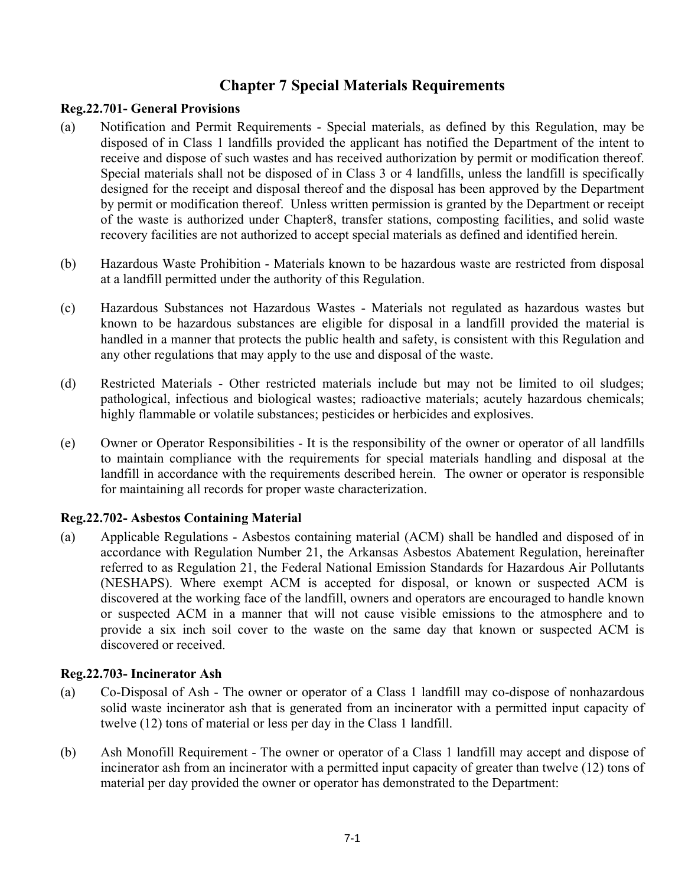# Chapter 7 Special Materials Requirements

### Reg.22.701- General Provisions

(a) Notification and Permit Requirements - Special materials, as defined by this Regulation, may be disposed of in Class 1 landfills provided the applicant has notified the Department of the intent to receive and dispose of such wastes and has received authorization by permit or modification thereof. Special materials shall not be disposed of in Class 3 or 4 landfills, unless the landfill is specifically designed for the receipt and disposal thereof and the disposal has been approved by the Department by permit or modification thereof. Unless written permission is granted by the Department or receipt of the waste is authorized under Chapter8, transfer stations, composting facilities, and solid waste recovery facilities are not authorized to accept special materials as defined and identified herein.

(b) Hazardous Waste Prohibition - Materials known to be hazardous waste are restricted from disposal at a landfill permitted under the authority of this Regulation.

(c) Hazardous Substances not Hazardous Wastes - Materials not regulated as hazardous wastes but known to be hazardous substances are eligible for disposal in a landfill provided the material is handled in a manner that protects the public health and safety, is consistent with this Regulation and any other regulations that may apply to the use and disposal of the waste.

(d) Restricted Materials - Other restricted materials include but may not be limited to oil sludges; pathological, infectious and biological wastes; radioactive materials; acutely hazardous chemicals; highly flammable or volatile substances; pesticides or herbicides and explosives.

(e) Owner or Operator Responsibilities - It is the responsibility of the owner or operator of all landfills to maintain compliance with the requirements for special materials handling and disposal at the landfill in accordance with the requirements described herein. The owner or operator is responsible for maintaining all records for proper waste characterization.

### Reg.22.702- Asbestos Containing Material

(a) Applicable Regulations - Asbestos containing material (ACM) shall be handled and disposed of in accordance with Regulation Number 21, the Arkansas Asbestos Abatement Regulation, hereinafter referred to as Regulation 21, the Federal National Emission Standards for Hazardous Air Pollutants (NESHAPS). Where exempt ACM is accepted for disposal, or known or suspected ACM is discovered at the working face of the landfill, owners and operators are encouraged to handle known or suspected ACM in a manner that will not cause visible emissions to the atmosphere and to provide a six inch soil cover to the waste on the same day that known or suspected ACM is discovered or received.

### Reg.22.703- Incinerator Ash

(a) Co-Disposal of Ash - The owner or operator of a Class 1 landfill may co-dispose of nonhazardous solid waste incinerator ash that is generated from an incinerator with a permitted input capacity of twelve (12) tons of material or less per day in the Class 1 landfill.

(b) Ash Monofill Requirement - The owner or operator of a Class 1 landfill may accept and dispose of incinerator ash from an incinerator with a permitted input capacity of greater than twelve (12) tons of material per day provided the owner or operator has demonstrated to the Department: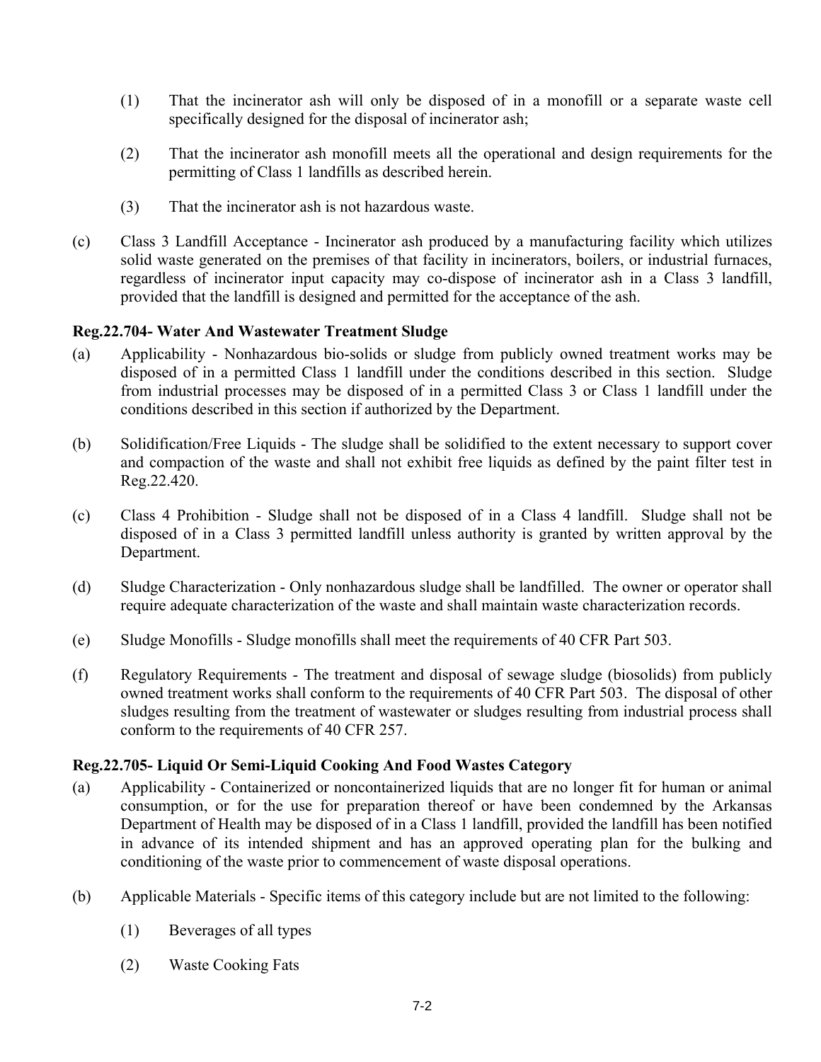(1) That the incinerator ash will only be disposed of in a monofill or a separate waste cell specifically designed for the disposal of incinerator ash;

(2) That the incinerator ash monofill meets all the operational and design requirements for the permitting of Class 1 landfills as described herein.

(3) That the incinerator ash is not hazardous waste.

(c) Class 3 Landfill Acceptance - Incinerator ash produced by a manufacturing facility which utilizes solid waste generated on the premises of that facility in incinerators, boilers, or industrial furnaces, regardless of incinerator input capacity may co-dispose of incinerator ash in a Class 3 landfill, provided that the landfill is designed and permitted for the acceptance of the ash.

**Reg.22.704- Water And Wastewater Treatment Sludge**

(a) Applicability - Nonhazardous bio-solids or sludge from publicly owned treatment works may be disposed of in a permitted Class 1 landfill under the conditions described in this section. Sludge from industrial processes may be disposed of in a permitted Class 3 or Class 1 landfill under the conditions described in this section if authorized by the Department.

(b) Solidification/Free Liquids - The sludge shall be solidified to the extent necessary to support cover and compaction of the waste and shall not exhibit free liquids as defined by the paint filter test in Reg.22.420.

(c) Class 4 Prohibition - Sludge shall not be disposed of in a Class 4 landfill. Sludge shall not be disposed of in a Class 3 permitted landfill unless authority is granted by written approval by the Department.

(d) Sludge Characterization - Only nonhazardous sludge shall be landfilled. The owner or operator shall require adequate characterization of the waste and shall maintain waste characterization records.

(e) Sludge Monofills - Sludge monofills shall meet the requirements of 40 CFR Part 503.

(f) Regulatory Requirements - The treatment and disposal of sewage sludge (biosolids) from publicly owned treatment works shall conform to the requirements of 40 CFR Part 503. The disposal of other sludges resulting from the treatment of wastewater or sludges resulting from industrial process shall conform to the requirements of 40 CFR 257.

**Reg.22.705- Liquid Or Semi-Liquid Cooking And Food Wastes Category**

(a) Applicability - Containerized or noncontainerized liquids that are no longer fit for human or animal consumption, or for the use for preparation thereof or have been condemned by the Arkansas Department of Health may be disposed of in a Class 1 landfill, provided the landfill has been notified in advance of its intended shipment and has an approved operating plan for the bulking and conditioning of the waste prior to commencement of waste disposal operations.

(b) Applicable Materials - Specific items of this category include but are not limited to the following:

(1) Beverages of all types

(2) Waste Cooking Fats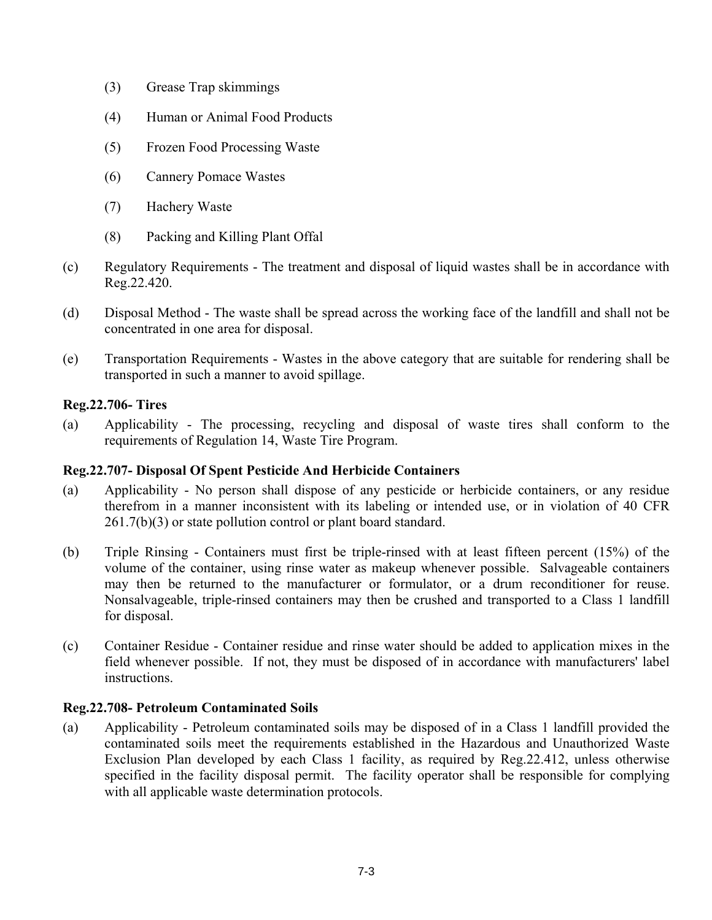(3) Grease Trap skimmings

(4) Human or Animal Food Products

(5) Frozen Food Processing Waste

(6) Cannery Pomace Wastes

(7) Hachery Waste

(8) Packing and Killing Plant Offal

(c) Regulatory Requirements - The treatment and disposal of liquid wastes shall be in accordance with Reg.22.420.

(d) Disposal Method - The waste shall be spread across the working face of the landfill and shall not be concentrated in one area for disposal.

(e) Transportation Requirements - Wastes in the above category that are suitable for rendering shall be transported in such a manner to avoid spillage.

**Reg.22.706- Tires**

(a) Applicability - The processing, recycling and disposal of waste tires shall conform to the requirements of Regulation 14, Waste Tire Program.

**Reg.22.707- Disposal Of Spent Pesticide And Herbicide Containers**

(a) Applicability - No person shall dispose of any pesticide or herbicide containers, or any residue therefrom in a manner inconsistent with its labeling or intended use, or in violation of 40 CFR 261.7(b)(3) or state pollution control or plant board standard.

(b) Triple Rinsing - Containers must first be triple-rinsed with at least fifteen percent (15%) of the volume of the container, using rinse water as makeup whenever possible. Salvageable containers may then be returned to the manufacturer or formulator, or a drum reconditioner for reuse. Nonsalvageable, triple-rinsed containers may then be crushed and transported to a Class 1 landfill for disposal.

(c) Container Residue - Container residue and rinse water should be added to application mixes in the field whenever possible. If not, they must be disposed of in accordance with manufacturers' label instructions.

**Reg.22.708- Petroleum Contaminated Soils**

(a) Applicability - Petroleum contaminated soils may be disposed of in a Class 1 landfill provided the contaminated soils meet the requirements established in the Hazardous and Unauthorized Waste Exclusion Plan developed by each Class 1 facility, as required by Reg.22.412, unless otherwise specified in the facility disposal permit. The facility operator shall be responsible for complying with all applicable waste determination protocols.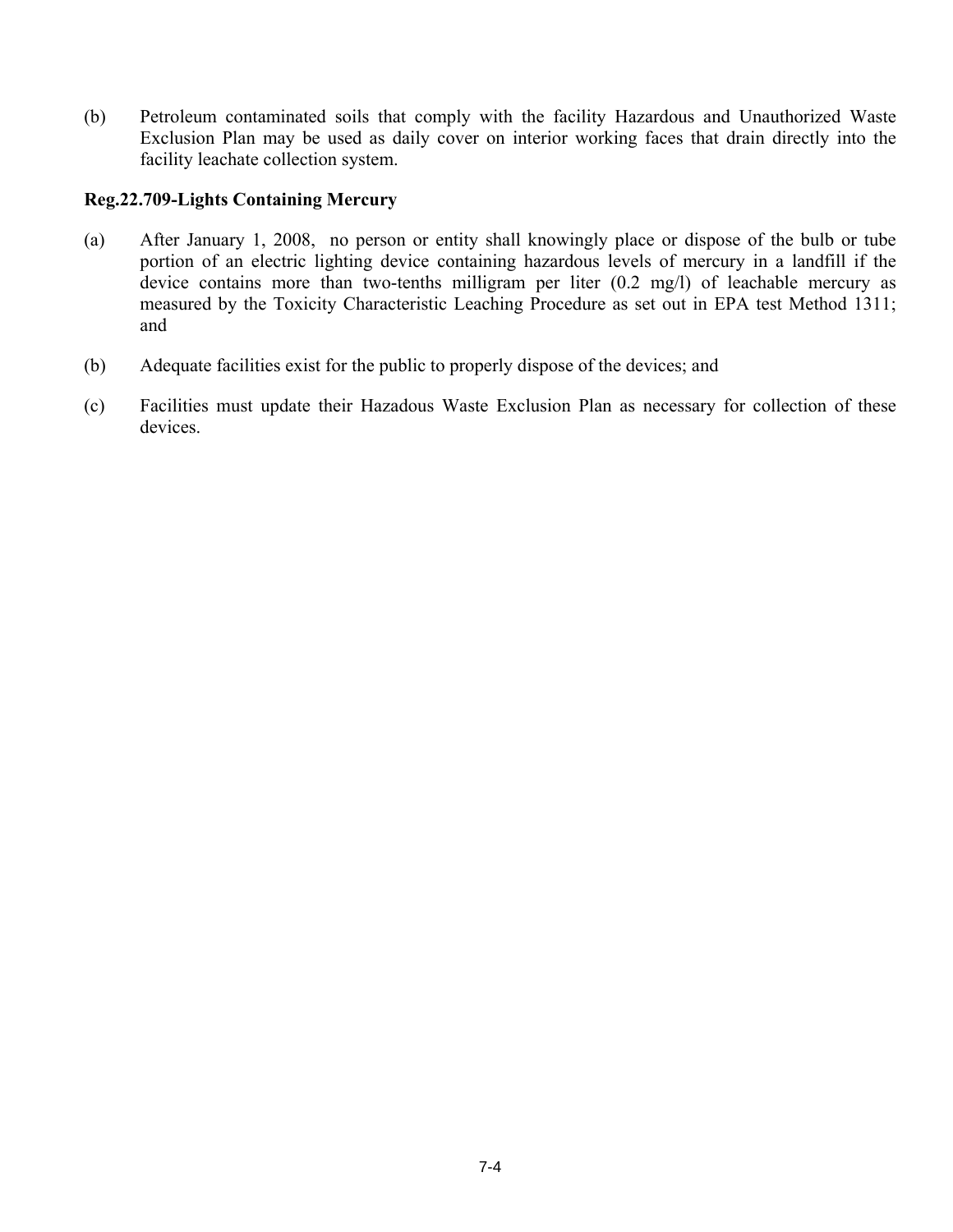(b) Petroleum contaminated soils that comply with the facility Hazardous and Unauthorized Waste Exclusion Plan may be used as daily cover on interior working faces that drain directly into the facility leachate collection system.

**Reg.22.709-Lights Containing Mercury**

(a) After January 1, 2008, no person or entity shall knowingly place or dispose of the bulb or tube portion of an electric lighting device containing hazardous levels of mercury in a landfill if the device contains more than two-tenths milligram per liter (0.2 mg/l) of leachable mercury as measured by the Toxicity Characteristic Leaching Procedure as set out in EPA test Method 1311; and

(b) Adequate facilities exist for the public to properly dispose of the devices; and

(c) Facilities must update their Hazadous Waste Exclusion Plan as necessary for collection of these devices.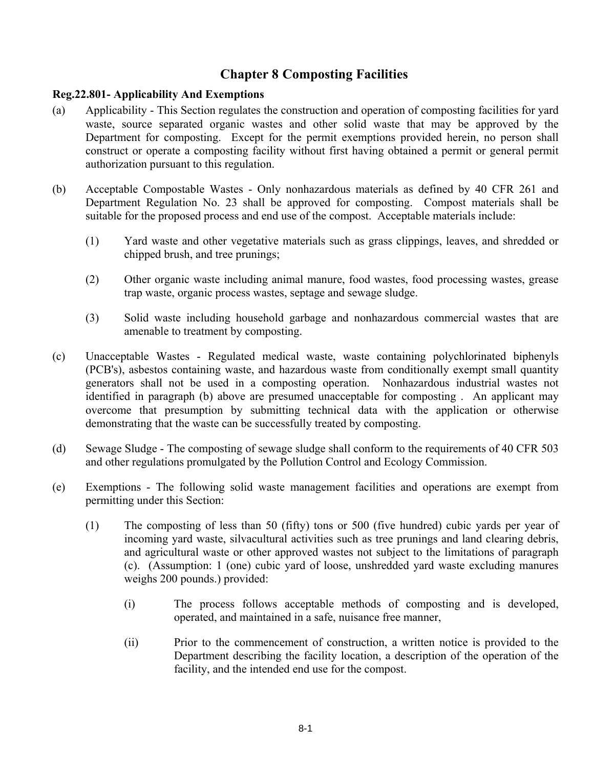# Chapter 8 Composting Facilities

**Reg.22.801- Applicability And Exemptions**

(a) Applicability - This Section regulates the construction and operation of composting facilities for yard waste, source separated organic wastes and other solid waste that may be approved by the Department for composting. Except for the permit exemptions provided herein, no person shall construct or operate a composting facility without first having obtained a permit or general permit authorization pursuant to this regulation.

(b) Acceptable Compostable Wastes - Only nonhazardous materials as defined by 40 CFR 261 and Department Regulation No. 23 shall be approved for composting. Compost materials shall be suitable for the proposed process and end use of the compost. Acceptable materials include:

  (1) Yard waste and other vegetative materials such as grass clippings, leaves, and shredded or chipped brush, and tree prunings;

  (2) Other organic waste including animal manure, food wastes, food processing wastes, grease trap waste, organic process wastes, septage and sewage sludge.

  (3) Solid waste including household garbage and nonhazardous commercial wastes that are amenable to treatment by composting.

(c) Unacceptable Wastes - Regulated medical waste, waste containing polychlorinated biphenyls (PCB's), asbestos containing waste, and hazardous waste from conditionally exempt small quantity generators shall not be used in a composting operation. Nonhazardous industrial wastes not identified in paragraph (b) above are presumed unacceptable for composting . An applicant may overcome that presumption by submitting technical data with the application or otherwise demonstrating that the waste can be successfully treated by composting.

(d) Sewage Sludge - The composting of sewage sludge shall conform to the requirements of 40 CFR 503 and other regulations promulgated by the Pollution Control and Ecology Commission.

(e) Exemptions - The following solid waste management facilities and operations are exempt from permitting under this Section:

  (1) The composting of less than 50 (fifty) tons or 500 (five hundred) cubic yards per year of incoming yard waste, silvacultural activities such as tree prunings and land clearing debris, and agricultural waste or other approved wastes not subject to the limitations of paragraph (c). (Assumption: 1 (one) cubic yard of loose, unshredded yard waste excluding manures weighs 200 pounds.) provided:

    (i) The process follows acceptable methods of composting and is developed, operated, and maintained in a safe, nuisance free manner,

    (ii) Prior to the commencement of construction, a written notice is provided to the Department describing the facility location, a description of the operation of the facility, and the intended end use for the compost.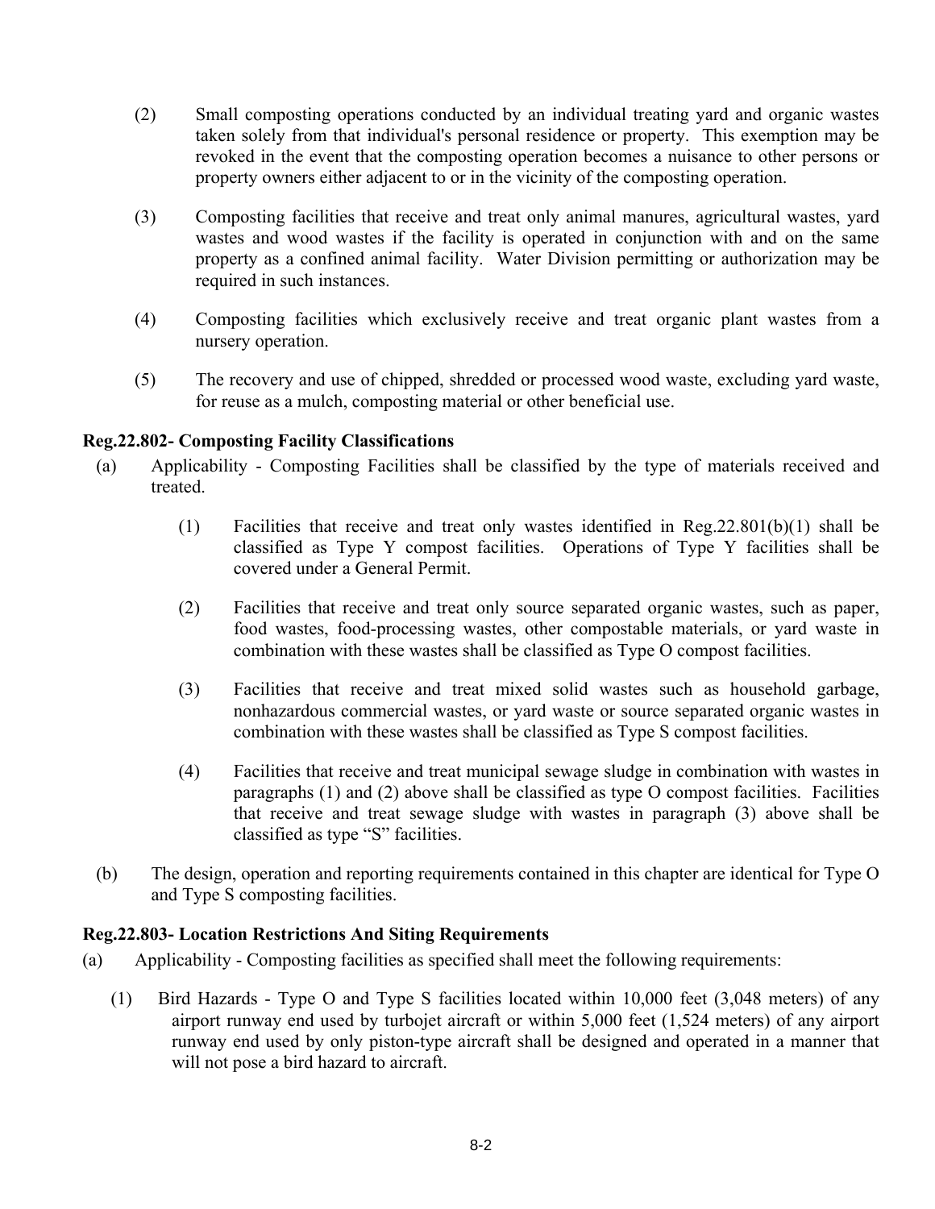(2) Small composting operations conducted by an individual treating yard and organic wastes taken solely from that individual's personal residence or property. This exemption may be revoked in the event that the composting operation becomes a nuisance to other persons or property owners either adjacent to or in the vicinity of the composting operation.

(3) Composting facilities that receive and treat only animal manures, agricultural wastes, yard wastes and wood wastes if the facility is operated in conjunction with and on the same property as a confined animal facility. Water Division permitting or authorization may be required in such instances.

(4) Composting facilities which exclusively receive and treat organic plant wastes from a nursery operation.

(5) The recovery and use of chipped, shredded or processed wood waste, excluding yard waste, for reuse as a mulch, composting material or other beneficial use.

### Reg.22.802- Composting Facility Classifications

(a) Applicability - Composting Facilities shall be classified by the type of materials received and treated.

  (1) Facilities that receive and treat only wastes identified in Reg.22.801(b)(1) shall be classified as Type Y compost facilities. Operations of Type Y facilities shall be covered under a General Permit.

  (2) Facilities that receive and treat only source separated organic wastes, such as paper, food wastes, food-processing wastes, other compostable materials, or yard waste in combination with these wastes shall be classified as Type O compost facilities.

  (3) Facilities that receive and treat mixed solid wastes such as household garbage, nonhazardous commercial wastes, or yard waste or source separated organic wastes in combination with these wastes shall be classified as Type S compost facilities.

  (4) Facilities that receive and treat municipal sewage sludge in combination with wastes in paragraphs (1) and (2) above shall be classified as type O compost facilities. Facilities that receive and treat sewage sludge with wastes in paragraph (3) above shall be classified as type "S" facilities.

(b) The design, operation and reporting requirements contained in this chapter are identical for Type O and Type S composting facilities.

### Reg.22.803- Location Restrictions And Siting Requirements

(a) Applicability - Composting facilities as specified shall meet the following requirements:

  (1) Bird Hazards - Type O and Type S facilities located within 10,000 feet (3,048 meters) of any airport runway end used by turbojet aircraft or within 5,000 feet (1,524 meters) of any airport runway end used by only piston-type aircraft shall be designed and operated in a manner that will not pose a bird hazard to aircraft.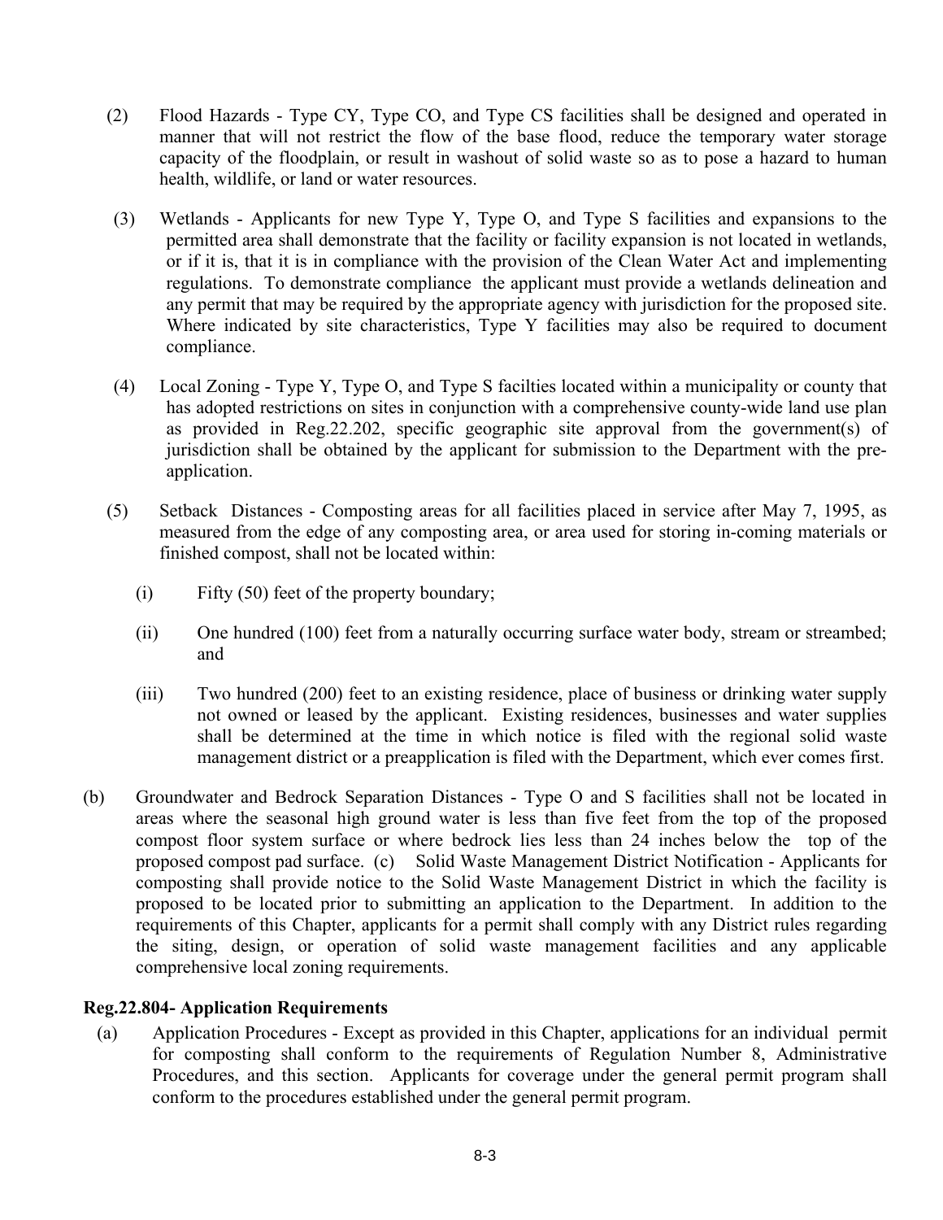(2) Flood Hazards - Type CY, Type CO, and Type CS facilities shall be designed and operated in manner that will not restrict the flow of the base flood, reduce the temporary water storage capacity of the floodplain, or result in washout of solid waste so as to pose a hazard to human health, wildlife, or land or water resources.

(3) Wetlands - Applicants for new Type Y, Type O, and Type S facilities and expansions to the permitted area shall demonstrate that the facility or facility expansion is not located in wetlands, or if it is, that it is in compliance with the provision of the Clean Water Act and implementing regulations. To demonstrate compliance the applicant must provide a wetlands delineation and any permit that may be required by the appropriate agency with jurisdiction for the proposed site. Where indicated by site characteristics, Type Y facilities may also be required to document compliance.

(4) Local Zoning - Type Y, Type O, and Type S facilties located within a municipality or county that has adopted restrictions on sites in conjunction with a comprehensive county-wide land use plan as provided in Reg.22.202, specific geographic site approval from the government(s) of jurisdiction shall be obtained by the applicant for submission to the Department with the pre-application.

(5) Setback Distances - Composting areas for all facilities placed in service after May 7, 1995, as measured from the edge of any composting area, or area used for storing in-coming materials or finished compost, shall not be located within:

(i) Fifty (50) feet of the property boundary;

(ii) One hundred (100) feet from a naturally occurring surface water body, stream or streambed; and

(iii) Two hundred (200) feet to an existing residence, place of business or drinking water supply not owned or leased by the applicant. Existing residences, businesses and water supplies shall be determined at the time in which notice is filed with the regional solid waste management district or a preapplication is filed with the Department, which ever comes first.

(b) Groundwater and Bedrock Separation Distances - Type O and S facilities shall not be located in areas where the seasonal high ground water is less than five feet from the top of the proposed compost floor system surface or where bedrock lies less than 24 inches below the top of the proposed compost pad surface. (c) Solid Waste Management District Notification - Applicants for composting shall provide notice to the Solid Waste Management District in which the facility is proposed to be located prior to submitting an application to the Department. In addition to the requirements of this Chapter, applicants for a permit shall comply with any District rules regarding the siting, design, or operation of solid waste management facilities and any applicable comprehensive local zoning requirements.

**Reg.22.804- Application Requirements**

(a) Application Procedures - Except as provided in this Chapter, applications for an individual permit for composting shall conform to the requirements of Regulation Number 8, Administrative Procedures, and this section. Applicants for coverage under the general permit program shall conform to the procedures established under the general permit program.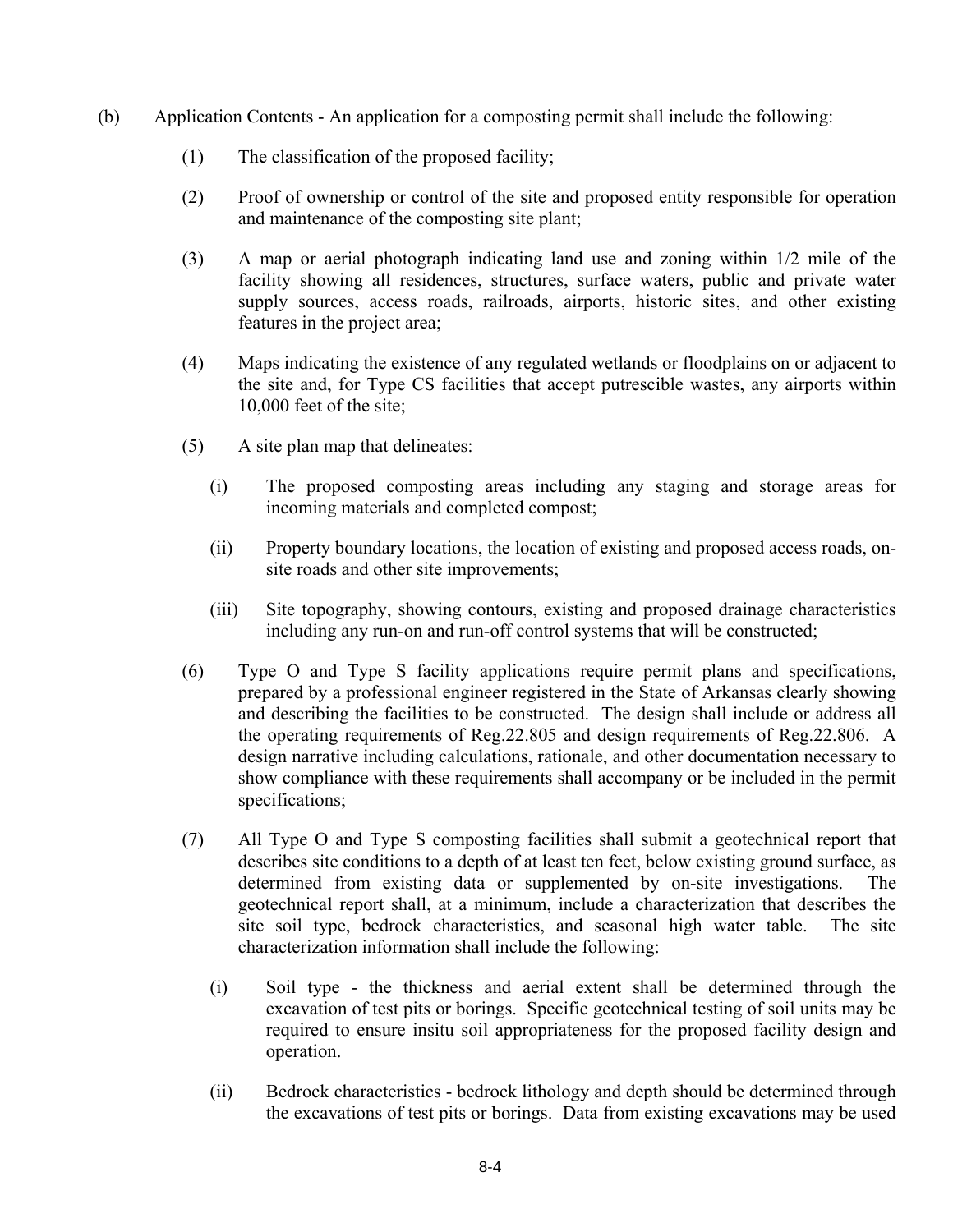(b) Application Contents - An application for a composting permit shall include the following:

(1) The classification of the proposed facility;

(2) Proof of ownership or control of the site and proposed entity responsible for operation and maintenance of the composting site plant;

(3) A map or aerial photograph indicating land use and zoning within 1/2 mile of the facility showing all residences, structures, surface waters, public and private water supply sources, access roads, railroads, airports, historic sites, and other existing features in the project area;

(4) Maps indicating the existence of any regulated wetlands or floodplains on or adjacent to the site and, for Type CS facilities that accept putrescible wastes, any airports within 10,000 feet of the site;

(5) A site plan map that delineates:

(i) The proposed composting areas including any staging and storage areas for incoming materials and completed compost;

(ii) Property boundary locations, the location of existing and proposed access roads, on-site roads and other site improvements;

(iii) Site topography, showing contours, existing and proposed drainage characteristics including any run-on and run-off control systems that will be constructed;

(6) Type O and Type S facility applications require permit plans and specifications, prepared by a professional engineer registered in the State of Arkansas clearly showing and describing the facilities to be constructed. The design shall include or address all the operating requirements of Reg.22.805 and design requirements of Reg.22.806. A design narrative including calculations, rationale, and other documentation necessary to show compliance with these requirements shall accompany or be included in the permit specifications;

(7) All Type O and Type S composting facilities shall submit a geotechnical report that describes site conditions to a depth of at least ten feet, below existing ground surface, as determined from existing data or supplemented by on-site investigations. The geotechnical report shall, at a minimum, include a characterization that describes the site soil type, bedrock characteristics, and seasonal high water table. The site characterization information shall include the following:

(i) Soil type - the thickness and aerial extent shall be determined through the excavation of test pits or borings. Specific geotechnical testing of soil units may be required to ensure insitu soil appropriateness for the proposed facility design and operation.

(ii) Bedrock characteristics - bedrock lithology and depth should be determined through the excavations of test pits or borings. Data from existing excavations may be used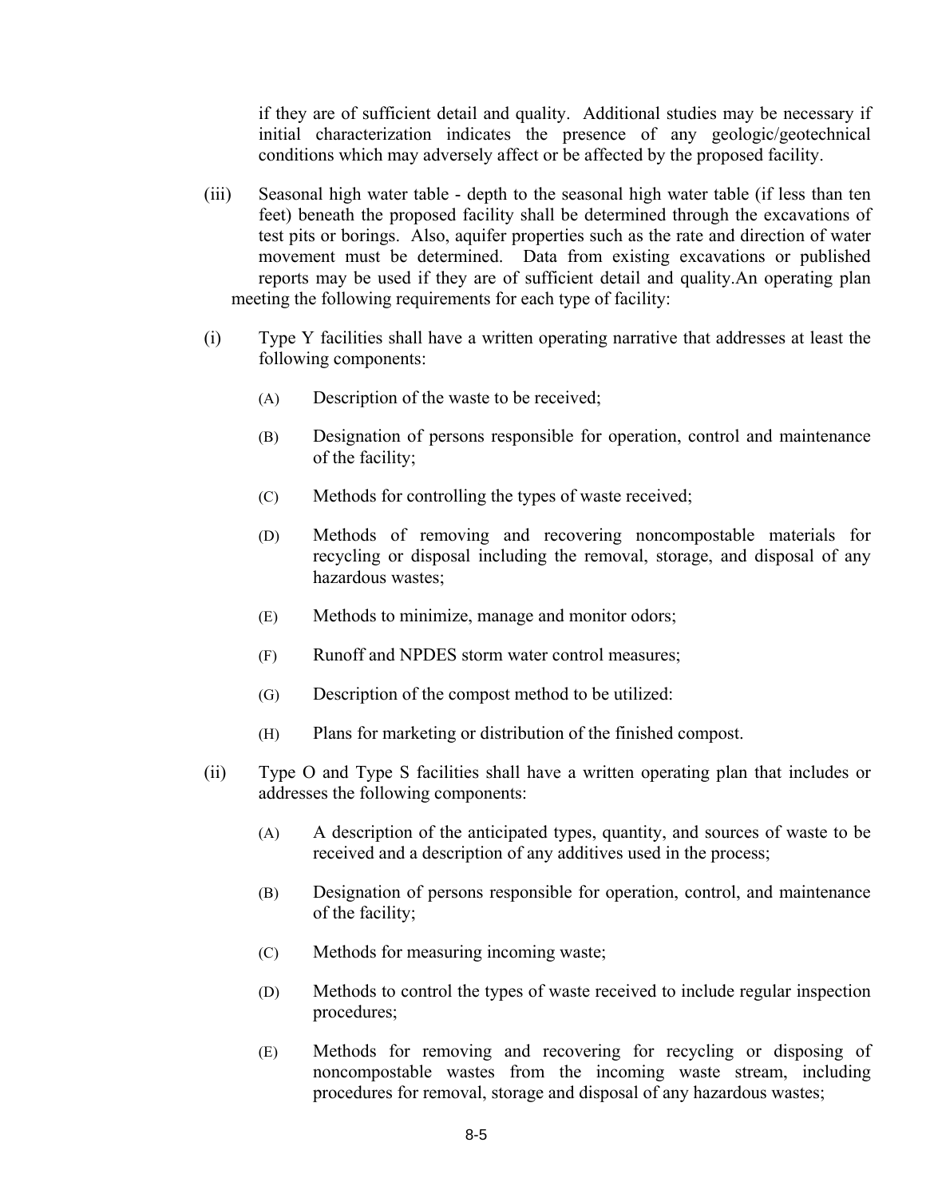if they are of sufficient detail and quality. Additional studies may be necessary if initial characterization indicates the presence of any geologic/geotechnical conditions which may adversely affect or be affected by the proposed facility.

(iii) Seasonal high water table - depth to the seasonal high water table (if less than ten feet) beneath the proposed facility shall be determined through the excavations of test pits or borings. Also, aquifer properties such as the rate and direction of water movement must be determined. Data from existing excavations or published reports may be used if they are of sufficient detail and quality.An operating plan meeting the following requirements for each type of facility:

(i) Type Y facilities shall have a written operating narrative that addresses at least the following components:

(A) Description of the waste to be received;

(B) Designation of persons responsible for operation, control and maintenance of the facility;

(C) Methods for controlling the types of waste received;

(D) Methods of removing and recovering noncompostable materials for recycling or disposal including the removal, storage, and disposal of any hazardous wastes;

(E) Methods to minimize, manage and monitor odors;

(F) Runoff and NPDES storm water control measures;

(G) Description of the compost method to be utilized:

(H) Plans for marketing or distribution of the finished compost.

(ii) Type O and Type S facilities shall have a written operating plan that includes or addresses the following components:

(A) A description of the anticipated types, quantity, and sources of waste to be received and a description of any additives used in the process;

(B) Designation of persons responsible for operation, control, and maintenance of the facility;

(C) Methods for measuring incoming waste;

(D) Methods to control the types of waste received to include regular inspection procedures;

(E) Methods for removing and recovering for recycling or disposing of noncompostable wastes from the incoming waste stream, including procedures for removal, storage and disposal of any hazardous wastes;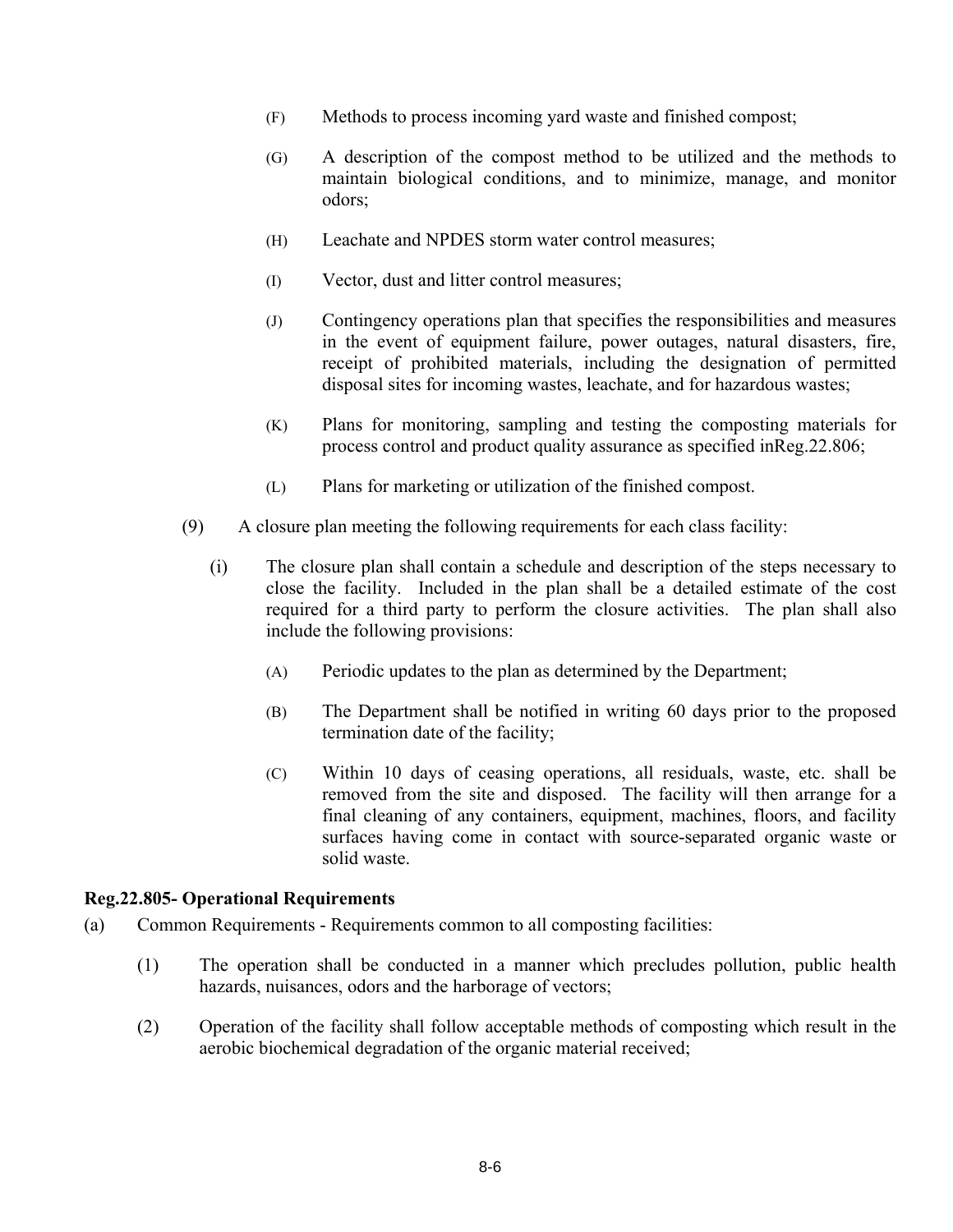(F) Methods to process incoming yard waste and finished compost;

(G) A description of the compost method to be utilized and the methods to maintain biological conditions, and to minimize, manage, and monitor odors;

(H) Leachate and NPDES storm water control measures;

(I) Vector, dust and litter control measures;

(J) Contingency operations plan that specifies the responsibilities and measures in the event of equipment failure, power outages, natural disasters, fire, receipt of prohibited materials, including the designation of permitted disposal sites for incoming wastes, leachate, and for hazardous wastes;

(K) Plans for monitoring, sampling and testing the composting materials for process control and product quality assurance as specified inReg.22.806;

(L) Plans for marketing or utilization of the finished compost.

(9) A closure plan meeting the following requirements for each class facility:

(i) The closure plan shall contain a schedule and description of the steps necessary to close the facility. Included in the plan shall be a detailed estimate of the cost required for a third party to perform the closure activities. The plan shall also include the following provisions:

(A) Periodic updates to the plan as determined by the Department;

(B) The Department shall be notified in writing 60 days prior to the proposed termination date of the facility;

(C) Within 10 days of ceasing operations, all residuals, waste, etc. shall be removed from the site and disposed. The facility will then arrange for a final cleaning of any containers, equipment, machines, floors, and facility surfaces having come in contact with source-separated organic waste or solid waste.

**Reg.22.805- Operational Requirements**

(a) Common Requirements - Requirements common to all composting facilities:

(1) The operation shall be conducted in a manner which precludes pollution, public health hazards, nuisances, odors and the harborage of vectors;

(2) Operation of the facility shall follow acceptable methods of composting which result in the aerobic biochemical degradation of the organic material received;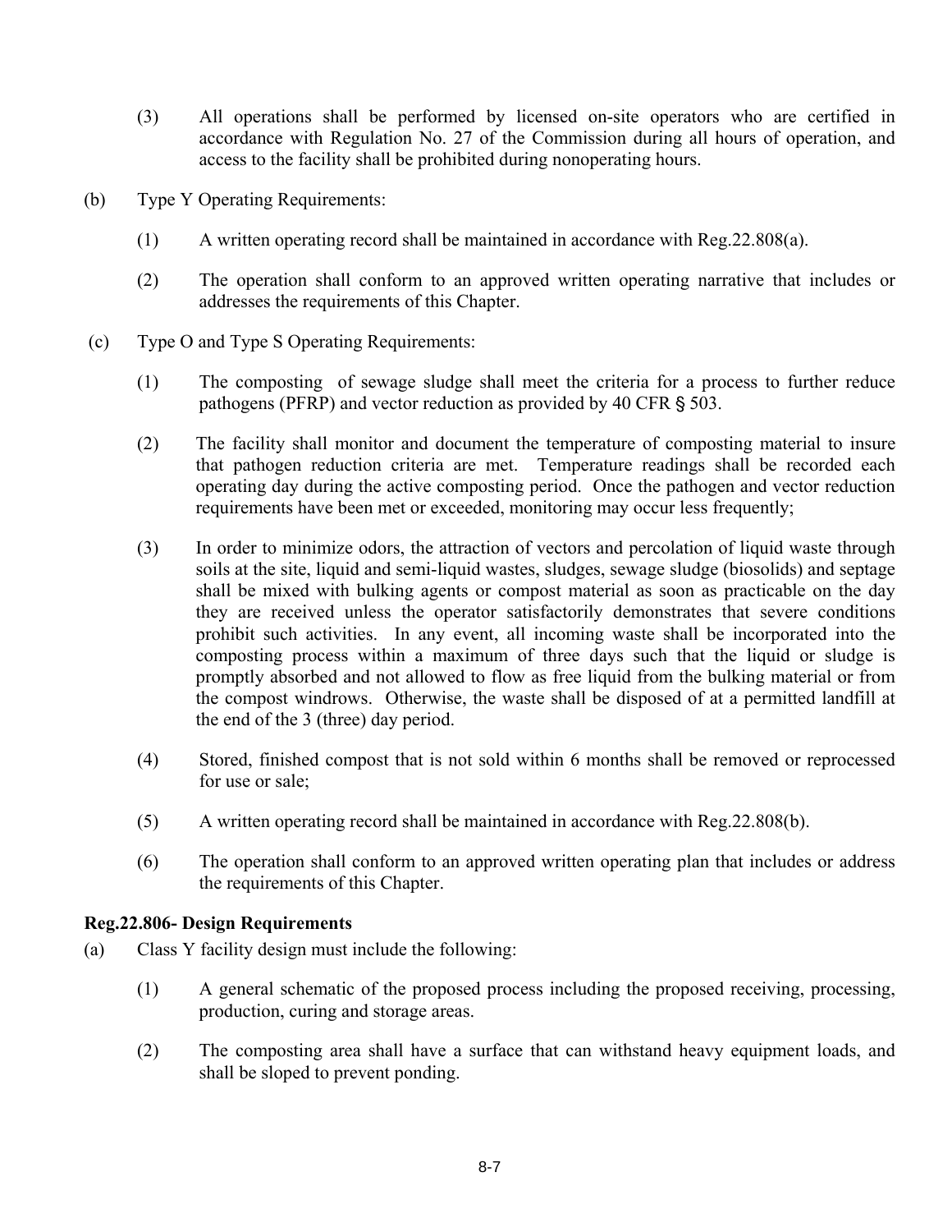(3) All operations shall be performed by licensed on-site operators who are certified in accordance with Regulation No. 27 of the Commission during all hours of operation, and access to the facility shall be prohibited during nonoperating hours.

(b) Type Y Operating Requirements:

(1) A written operating record shall be maintained in accordance with Reg.22.808(a).

(2) The operation shall conform to an approved written operating narrative that includes or addresses the requirements of this Chapter.

(c) Type O and Type S Operating Requirements:

(1) The composting of sewage sludge shall meet the criteria for a process to further reduce pathogens (PFRP) and vector reduction as provided by 40 CFR § 503.

(2) The facility shall monitor and document the temperature of composting material to insure that pathogen reduction criteria are met. Temperature readings shall be recorded each operating day during the active composting period. Once the pathogen and vector reduction requirements have been met or exceeded, monitoring may occur less frequently;

(3) In order to minimize odors, the attraction of vectors and percolation of liquid waste through soils at the site, liquid and semi-liquid wastes, sludges, sewage sludge (biosolids) and septage shall be mixed with bulking agents or compost material as soon as practicable on the day they are received unless the operator satisfactorily demonstrates that severe conditions prohibit such activities. In any event, all incoming waste shall be incorporated into the composting process within a maximum of three days such that the liquid or sludge is promptly absorbed and not allowed to flow as free liquid from the bulking material or from the compost windrows. Otherwise, the waste shall be disposed of at a permitted landfill at the end of the 3 (three) day period.

(4) Stored, finished compost that is not sold within 6 months shall be removed or reprocessed for use or sale;

(5) A written operating record shall be maintained in accordance with Reg.22.808(b).

(6) The operation shall conform to an approved written operating plan that includes or address the requirements of this Chapter.

**Reg.22.806- Design Requirements**

(a) Class Y facility design must include the following:

(1) A general schematic of the proposed process including the proposed receiving, processing, production, curing and storage areas.

(2) The composting area shall have a surface that can withstand heavy equipment loads, and shall be sloped to prevent ponding.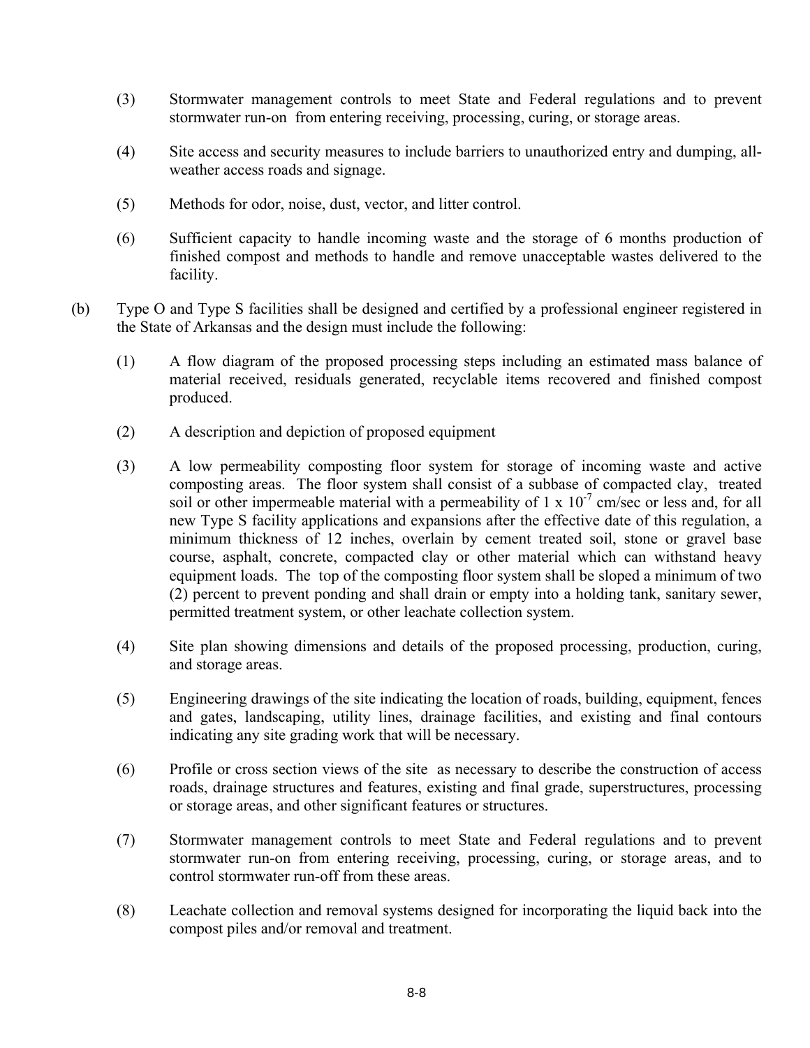(3) Stormwater management controls to meet State and Federal regulations and to prevent stormwater run-on from entering receiving, processing, curing, or storage areas.

(4) Site access and security measures to include barriers to unauthorized entry and dumping, all-weather access roads and signage.

(5) Methods for odor, noise, dust, vector, and litter control.

(6) Sufficient capacity to handle incoming waste and the storage of 6 months production of finished compost and methods to handle and remove unacceptable wastes delivered to the facility.

(b) Type O and Type S facilities shall be designed and certified by a professional engineer registered in the State of Arkansas and the design must include the following:

(1) A flow diagram of the proposed processing steps including an estimated mass balance of material received, residuals generated, recyclable items recovered and finished compost produced.

(2) A description and depiction of proposed equipment

(3) A low permeability composting floor system for storage of incoming waste and active composting areas. The floor system shall consist of a subbase of compacted clay, treated soil or other impermeable material with a permeability of $1 \times 10^{-7}$ cm/sec or less and, for all new Type S facility applications and expansions after the effective date of this regulation, a minimum thickness of 12 inches, overlain by cement treated soil, stone or gravel base course, asphalt, concrete, compacted clay or other material which can withstand heavy equipment loads. The top of the composting floor system shall be sloped a minimum of two (2) percent to prevent ponding and shall drain or empty into a holding tank, sanitary sewer, permitted treatment system, or other leachate collection system.

(4) Site plan showing dimensions and details of the proposed processing, production, curing, and storage areas.

(5) Engineering drawings of the site indicating the location of roads, building, equipment, fences and gates, landscaping, utility lines, drainage facilities, and existing and final contours indicating any site grading work that will be necessary.

(6) Profile or cross section views of the site as necessary to describe the construction of access roads, drainage structures and features, existing and final grade, superstructures, processing or storage areas, and other significant features or structures.

(7) Stormwater management controls to meet State and Federal regulations and to prevent stormwater run-on from entering receiving, processing, curing, or storage areas, and to control stormwater run-off from these areas.

(8) Leachate collection and removal systems designed for incorporating the liquid back into the compost piles and/or removal and treatment.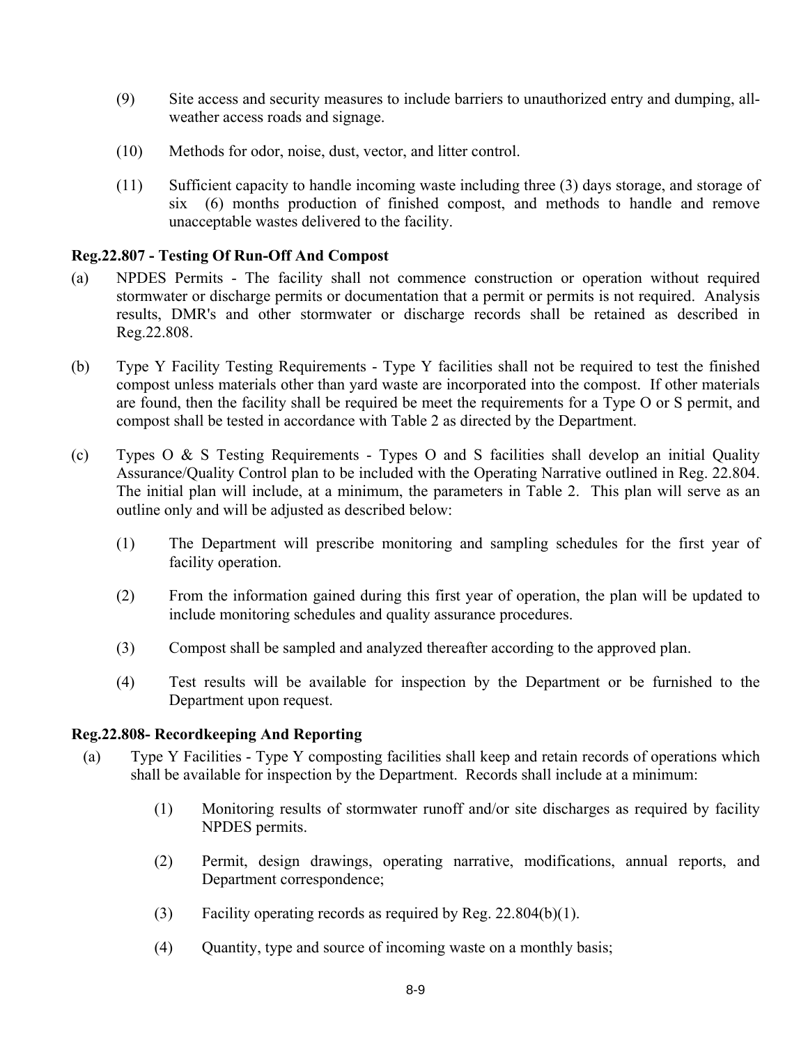(9) Site access and security measures to include barriers to unauthorized entry and dumping, all-weather access roads and signage.

(10) Methods for odor, noise, dust, vector, and litter control.

(11) Sufficient capacity to handle incoming waste including three (3) days storage, and storage of six (6) months production of finished compost, and methods to handle and remove unacceptable wastes delivered to the facility.

**Reg.22.807 - Testing Of Run-Off And Compost**

(a) NPDES Permits - The facility shall not commence construction or operation without required stormwater or discharge permits or documentation that a permit or permits is not required. Analysis results, DMR's and other stormwater or discharge records shall be retained as described in Reg.22.808.

(b) Type Y Facility Testing Requirements - Type Y facilities shall not be required to test the finished compost unless materials other than yard waste are incorporated into the compost. If other materials are found, then the facility shall be required be meet the requirements for a Type O or S permit, and compost shall be tested in accordance with Table 2 as directed by the Department.

(c) Types O & S Testing Requirements - Types O and S facilities shall develop an initial Quality Assurance/Quality Control plan to be included with the Operating Narrative outlined in Reg. 22.804. The initial plan will include, at a minimum, the parameters in Table 2. This plan will serve as an outline only and will be adjusted as described below:

(1) The Department will prescribe monitoring and sampling schedules for the first year of facility operation.

(2) From the information gained during this first year of operation, the plan will be updated to include monitoring schedules and quality assurance procedures.

(3) Compost shall be sampled and analyzed thereafter according to the approved plan.

(4) Test results will be available for inspection by the Department or be furnished to the Department upon request.

**Reg.22.808- Recordkeeping And Reporting**

(a) Type Y Facilities - Type Y composting facilities shall keep and retain records of operations which shall be available for inspection by the Department. Records shall include at a minimum:

(1) Monitoring results of stormwater runoff and/or site discharges as required by facility NPDES permits.

(2) Permit, design drawings, operating narrative, modifications, annual reports, and Department correspondence;

(3) Facility operating records as required by Reg. 22.804(b)(1).

(4) Quantity, type and source of incoming waste on a monthly basis;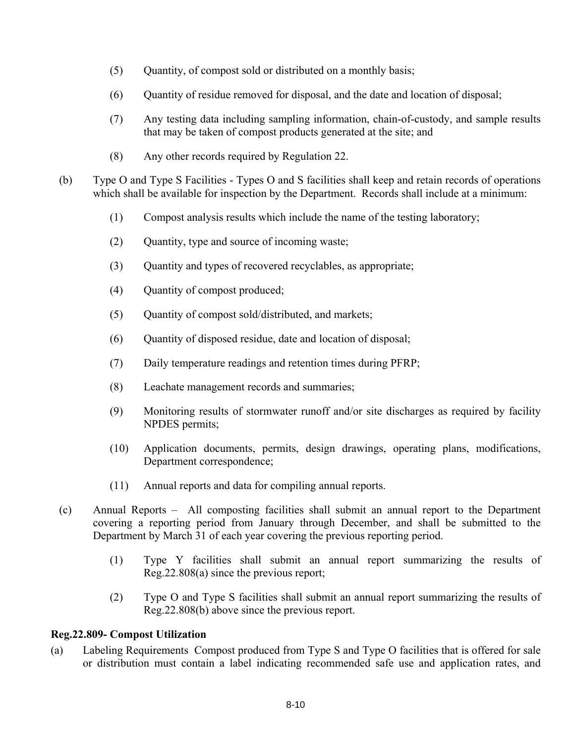(5) Quantity, of compost sold or distributed on a monthly basis;

(6) Quantity of residue removed for disposal, and the date and location of disposal;

(7) Any testing data including sampling information, chain-of-custody, and sample results that may be taken of compost products generated at the site; and

(8) Any other records required by Regulation 22.

(b) Type O and Type S Facilities - Types O and S facilities shall keep and retain records of operations which shall be available for inspection by the Department. Records shall include at a minimum:

(1) Compost analysis results which include the name of the testing laboratory;

(2) Quantity, type and source of incoming waste;

(3) Quantity and types of recovered recyclables, as appropriate;

(4) Quantity of compost produced;

(5) Quantity of compost sold/distributed, and markets;

(6) Quantity of disposed residue, date and location of disposal;

(7) Daily temperature readings and retention times during PFRP;

(8) Leachate management records and summaries;

(9) Monitoring results of stormwater runoff and/or site discharges as required by facility NPDES permits;

(10) Application documents, permits, design drawings, operating plans, modifications, Department correspondence;

(11) Annual reports and data for compiling annual reports.

(c) Annual Reports – All composting facilities shall submit an annual report to the Department covering a reporting period from January through December, and shall be submitted to the Department by March 31 of each year covering the previous reporting period.

(1) Type Y facilities shall submit an annual report summarizing the results of Reg.22.808(a) since the previous report;

(2) Type O and Type S facilities shall submit an annual report summarizing the results of Reg.22.808(b) above since the previous report.

**Reg.22.809- Compost Utilization**

(a) Labeling Requirements Compost produced from Type S and Type O facilities that is offered for sale or distribution must contain a label indicating recommended safe use and application rates, and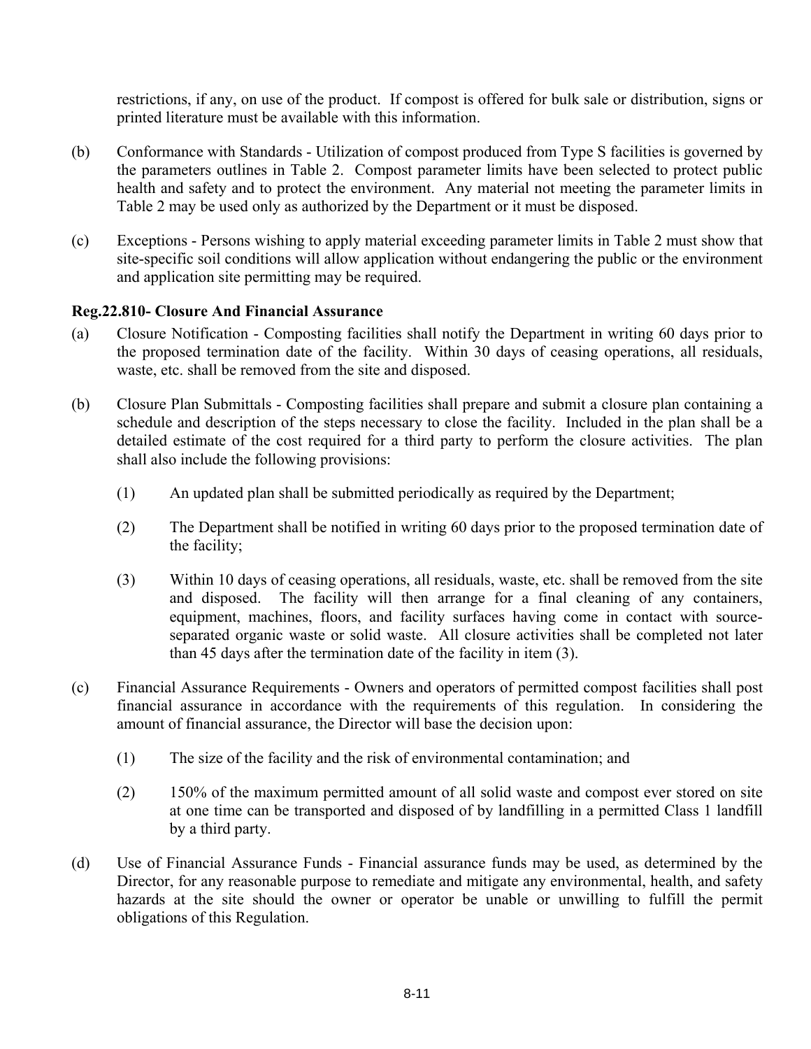restrictions, if any, on use of the product. If compost is offered for bulk sale or distribution, signs or printed literature must be available with this information.

(b) Conformance with Standards - Utilization of compost produced from Type S facilities is governed by the parameters outlines in Table 2. Compost parameter limits have been selected to protect public health and safety and to protect the environment. Any material not meeting the parameter limits in Table 2 may be used only as authorized by the Department or it must be disposed.

(c) Exceptions - Persons wishing to apply material exceeding parameter limits in Table 2 must show that site-specific soil conditions will allow application without endangering the public or the environment and application site permitting may be required.

**Reg.22.810- Closure And Financial Assurance**

(a) Closure Notification - Composting facilities shall notify the Department in writing 60 days prior to the proposed termination date of the facility. Within 30 days of ceasing operations, all residuals, waste, etc. shall be removed from the site and disposed.

(b) Closure Plan Submittals - Composting facilities shall prepare and submit a closure plan containing a schedule and description of the steps necessary to close the facility. Included in the plan shall be a detailed estimate of the cost required for a third party to perform the closure activities. The plan shall also include the following provisions:

  (1) An updated plan shall be submitted periodically as required by the Department;

  (2) The Department shall be notified in writing 60 days prior to the proposed termination date of the facility;

  (3) Within 10 days of ceasing operations, all residuals, waste, etc. shall be removed from the site and disposed. The facility will then arrange for a final cleaning of any containers, equipment, machines, floors, and facility surfaces having come in contact with source-separated organic waste or solid waste. All closure activities shall be completed not later than 45 days after the termination date of the facility in item (3).

(c) Financial Assurance Requirements - Owners and operators of permitted compost facilities shall post financial assurance in accordance with the requirements of this regulation. In considering the amount of financial assurance, the Director will base the decision upon:

  (1) The size of the facility and the risk of environmental contamination; and

  (2) 150% of the maximum permitted amount of all solid waste and compost ever stored on site at one time can be transported and disposed of by landfilling in a permitted Class 1 landfill by a third party.

(d) Use of Financial Assurance Funds - Financial assurance funds may be used, as determined by the Director, for any reasonable purpose to remediate and mitigate any environmental, health, and safety hazards at the site should the owner or operator be unable or unwilling to fulfill the permit obligations of this Regulation.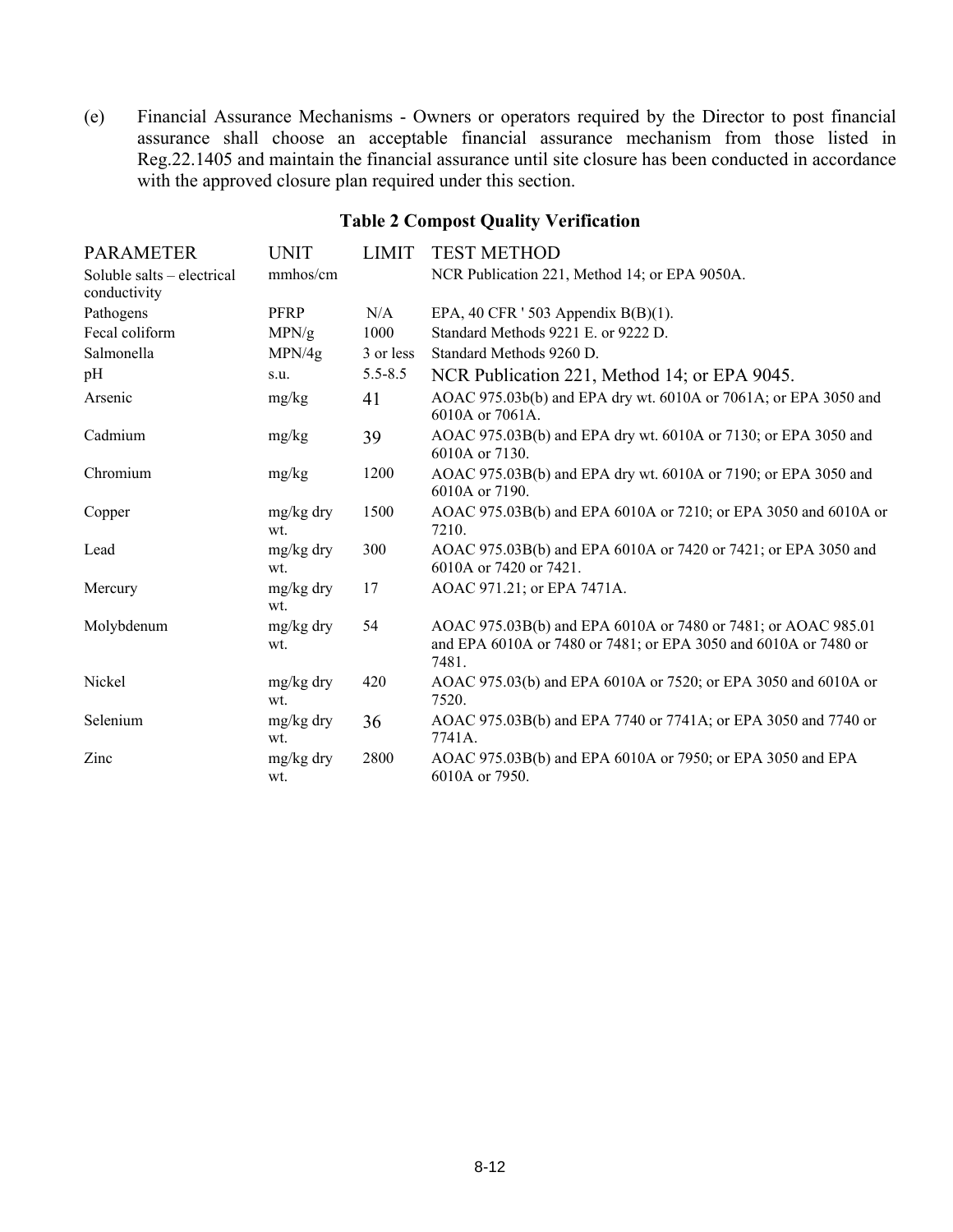(e) Financial Assurance Mechanisms - Owners or operators required by the Director to post financial assurance shall choose an acceptable financial assurance mechanism from those listed in Reg.22.1405 and maintain the financial assurance until site closure has been conducted in accordance with the approved closure plan required under this section.

**Table 2 Compost Quality Verification**

| PARAMETER | UNIT | LIMIT | TEST METHOD |
|---|---|---|---|
| Soluble salts – electrical conductivity | mmhos/cm | | NCR Publication 221, Method 14; or EPA 9050A. |
| Pathogens | PFRP | N/A | EPA, 40 CFR ' 503 Appendix B(B)(1). |
| Fecal coliform | MPN/g | 1000 | Standard Methods 9221 E. or 9222 D. |
| Salmonella | MPN/4g | 3 or less | Standard Methods 9260 D. |
| pH | s.u. | 5.5-8.5 | NCR Publication 221, Method 14; or EPA 9045. |
| Arsenic | mg/kg | 41 | AOAC 975.03b(b) and EPA dry wt. 6010A or 7061A; or EPA 3050 and 6010A or 7061A. |
| Cadmium | mg/kg | 39 | AOAC 975.03B(b) and EPA dry wt. 6010A or 7130; or EPA 3050 and 6010A or 7130. |
| Chromium | mg/kg | 1200 | AOAC 975.03B(b) and EPA dry wt. 6010A or 7190; or EPA 3050 and 6010A or 7190. |
| Copper | mg/kg dry wt. | 1500 | AOAC 975.03B(b) and EPA 6010A or 7210; or EPA 3050 and 6010A or 7210. |
| Lead | mg/kg dry wt. | 300 | AOAC 975.03B(b) and EPA 6010A or 7420 or 7421; or EPA 3050 and 6010A or 7420 or 7421. |
| Mercury | mg/kg dry wt. | 17 | AOAC 971.21; or EPA 7471A. |
| Molybdenum | mg/kg dry wt. | 54 | AOAC 975.03B(b) and EPA 6010A or 7480 or 7481; or AOAC 985.01 and EPA 6010A or 7480 or 7481; or EPA 3050 and 6010A or 7480 or 7481. |
| Nickel | mg/kg dry wt. | 420 | AOAC 975.03(b) and EPA 6010A or 7520; or EPA 3050 and 6010A or 7520. |
| Selenium | mg/kg dry wt. | 36 | AOAC 975.03B(b) and EPA 7740 or 7741A; or EPA 3050 and 7740 or 7741A. |
| Zinc | mg/kg dry wt. | 2800 | AOAC 975.03B(b) and EPA 6010A or 7950; or EPA 3050 and EPA 6010A or 7950. |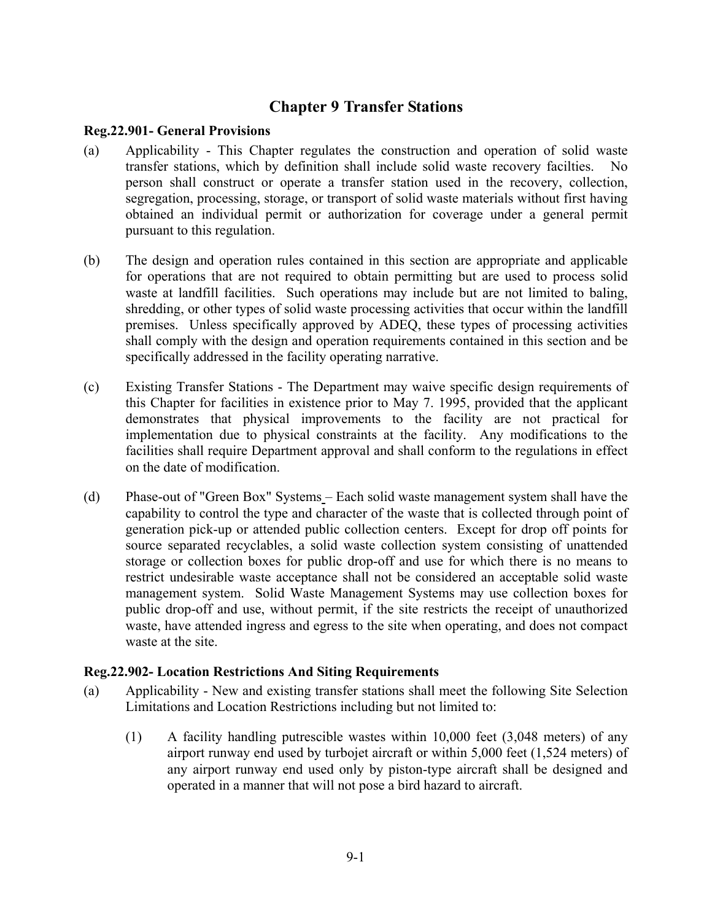# Chapter 9 Transfer Stations

**Reg.22.901- General Provisions**

(a) Applicability - This Chapter regulates the construction and operation of solid waste transfer stations, which by definition shall include solid waste recovery facilties. No person shall construct or operate a transfer station used in the recovery, collection, segregation, processing, storage, or transport of solid waste materials without first having obtained an individual permit or authorization for coverage under a general permit pursuant to this regulation.

(b) The design and operation rules contained in this section are appropriate and applicable for operations that are not required to obtain permitting but are used to process solid waste at landfill facilities. Such operations may include but are not limited to baling, shredding, or other types of solid waste processing activities that occur within the landfill premises. Unless specifically approved by ADEQ, these types of processing activities shall comply with the design and operation requirements contained in this section and be specifically addressed in the facility operating narrative.

(c) Existing Transfer Stations - The Department may waive specific design requirements of this Chapter for facilities in existence prior to May 7. 1995, provided that the applicant demonstrates that physical improvements to the facility are not practical for implementation due to physical constraints at the facility. Any modifications to the facilities shall require Department approval and shall conform to the regulations in effect on the date of modification.

(d) Phase-out of "Green Box" Systems – Each solid waste management system shall have the capability to control the type and character of the waste that is collected through point of generation pick-up or attended public collection centers. Except for drop off points for source separated recyclables, a solid waste collection system consisting of unattended storage or collection boxes for public drop-off and use for which there is no means to restrict undesirable waste acceptance shall not be considered an acceptable solid waste management system. Solid Waste Management Systems may use collection boxes for public drop-off and use, without permit, if the site restricts the receipt of unauthorized waste, have attended ingress and egress to the site when operating, and does not compact waste at the site.

**Reg.22.902- Location Restrictions And Siting Requirements**

(a) Applicability - New and existing transfer stations shall meet the following Site Selection Limitations and Location Restrictions including but not limited to:

   (1) A facility handling putrescible wastes within 10,000 feet (3,048 meters) of any airport runway end used by turbojet aircraft or within 5,000 feet (1,524 meters) of any airport runway end used only by piston-type aircraft shall be designed and operated in a manner that will not pose a bird hazard to aircraft.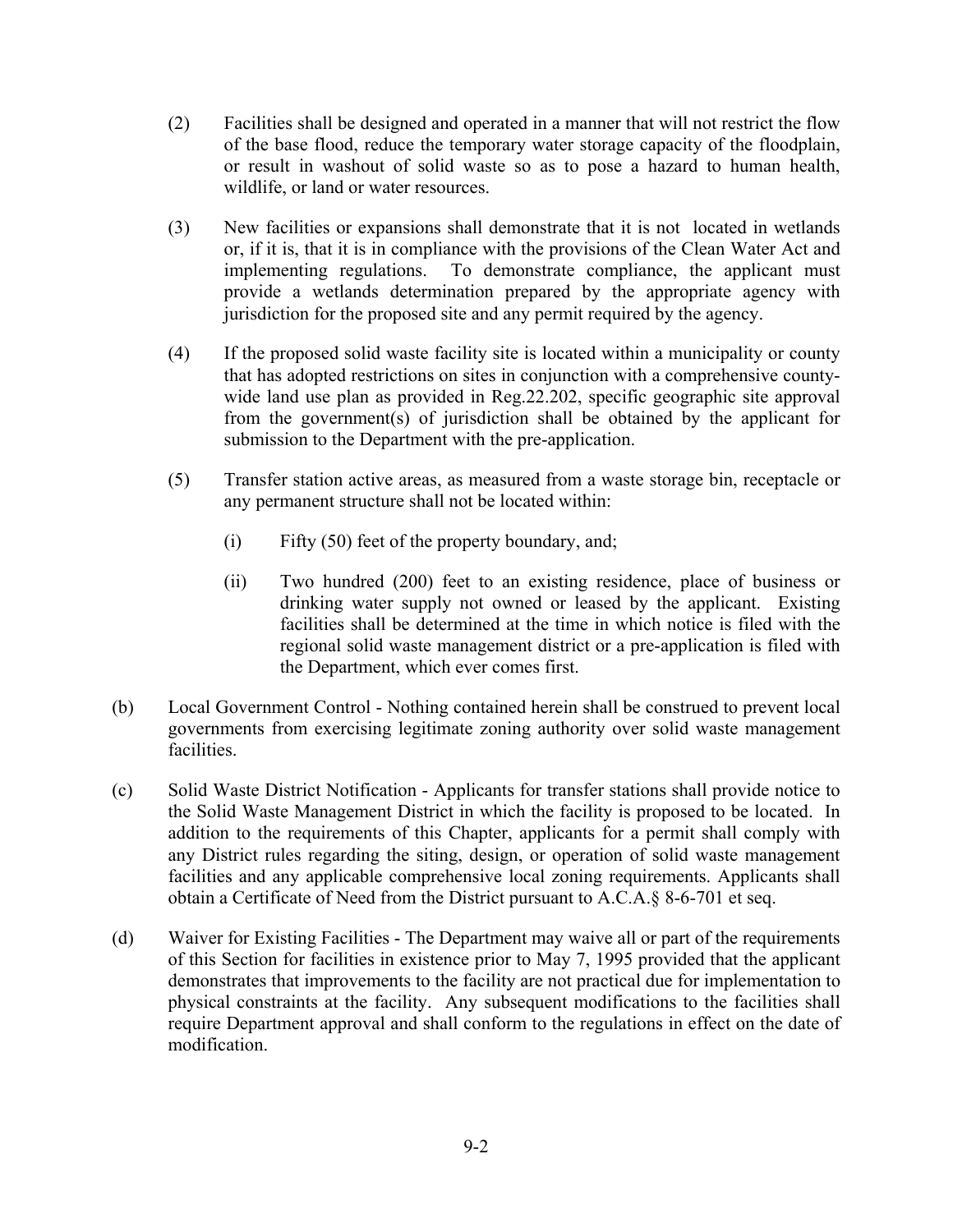(2) Facilities shall be designed and operated in a manner that will not restrict the flow of the base flood, reduce the temporary water storage capacity of the floodplain, or result in washout of solid waste so as to pose a hazard to human health, wildlife, or land or water resources.

(3) New facilities or expansions shall demonstrate that it is not located in wetlands or, if it is, that it is in compliance with the provisions of the Clean Water Act and implementing regulations. To demonstrate compliance, the applicant must provide a wetlands determination prepared by the appropriate agency with jurisdiction for the proposed site and any permit required by the agency.

(4) If the proposed solid waste facility site is located within a municipality or county that has adopted restrictions on sites in conjunction with a comprehensive county-wide land use plan as provided in Reg.22.202, specific geographic site approval from the government(s) of jurisdiction shall be obtained by the applicant for submission to the Department with the pre-application.

(5) Transfer station active areas, as measured from a waste storage bin, receptacle or any permanent structure shall not be located within:

(i) Fifty (50) feet of the property boundary, and;

(ii) Two hundred (200) feet to an existing residence, place of business or drinking water supply not owned or leased by the applicant. Existing facilities shall be determined at the time in which notice is filed with the regional solid waste management district or a pre-application is filed with the Department, which ever comes first.

(b) Local Government Control - Nothing contained herein shall be construed to prevent local governments from exercising legitimate zoning authority over solid waste management facilities.

(c) Solid Waste District Notification - Applicants for transfer stations shall provide notice to the Solid Waste Management District in which the facility is proposed to be located. In addition to the requirements of this Chapter, applicants for a permit shall comply with any District rules regarding the siting, design, or operation of solid waste management facilities and any applicable comprehensive local zoning requirements. Applicants shall obtain a Certificate of Need from the District pursuant to A.C.A.§ 8-6-701 et seq.

(d) Waiver for Existing Facilities - The Department may waive all or part of the requirements of this Section for facilities in existence prior to May 7, 1995 provided that the applicant demonstrates that improvements to the facility are not practical due for implementation to physical constraints at the facility. Any subsequent modifications to the facilities shall require Department approval and shall conform to the regulations in effect on the date of modification.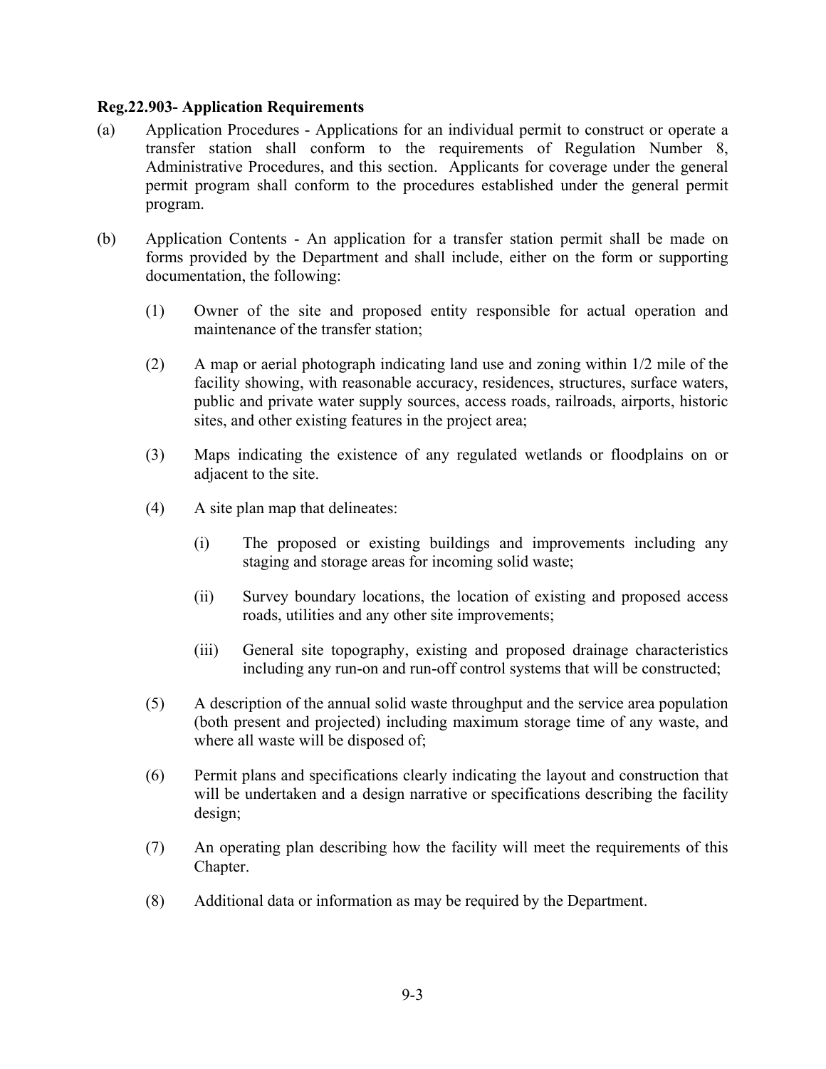**Reg.22.903- Application Requirements**

(a) Application Procedures - Applications for an individual permit to construct or operate a transfer station shall conform to the requirements of Regulation Number 8, Administrative Procedures, and this section. Applicants for coverage under the general permit program shall conform to the procedures established under the general permit program.

(b) Application Contents - An application for a transfer station permit shall be made on forms provided by the Department and shall include, either on the form or supporting documentation, the following:

(1) Owner of the site and proposed entity responsible for actual operation and maintenance of the transfer station;

(2) A map or aerial photograph indicating land use and zoning within 1/2 mile of the facility showing, with reasonable accuracy, residences, structures, surface waters, public and private water supply sources, access roads, railroads, airports, historic sites, and other existing features in the project area;

(3) Maps indicating the existence of any regulated wetlands or floodplains on or adjacent to the site.

(4) A site plan map that delineates:

(i) The proposed or existing buildings and improvements including any staging and storage areas for incoming solid waste;

(ii) Survey boundary locations, the location of existing and proposed access roads, utilities and any other site improvements;

(iii) General site topography, existing and proposed drainage characteristics including any run-on and run-off control systems that will be constructed;

(5) A description of the annual solid waste throughput and the service area population (both present and projected) including maximum storage time of any waste, and where all waste will be disposed of;

(6) Permit plans and specifications clearly indicating the layout and construction that will be undertaken and a design narrative or specifications describing the facility design;

(7) An operating plan describing how the facility will meet the requirements of this Chapter.

(8) Additional data or information as may be required by the Department.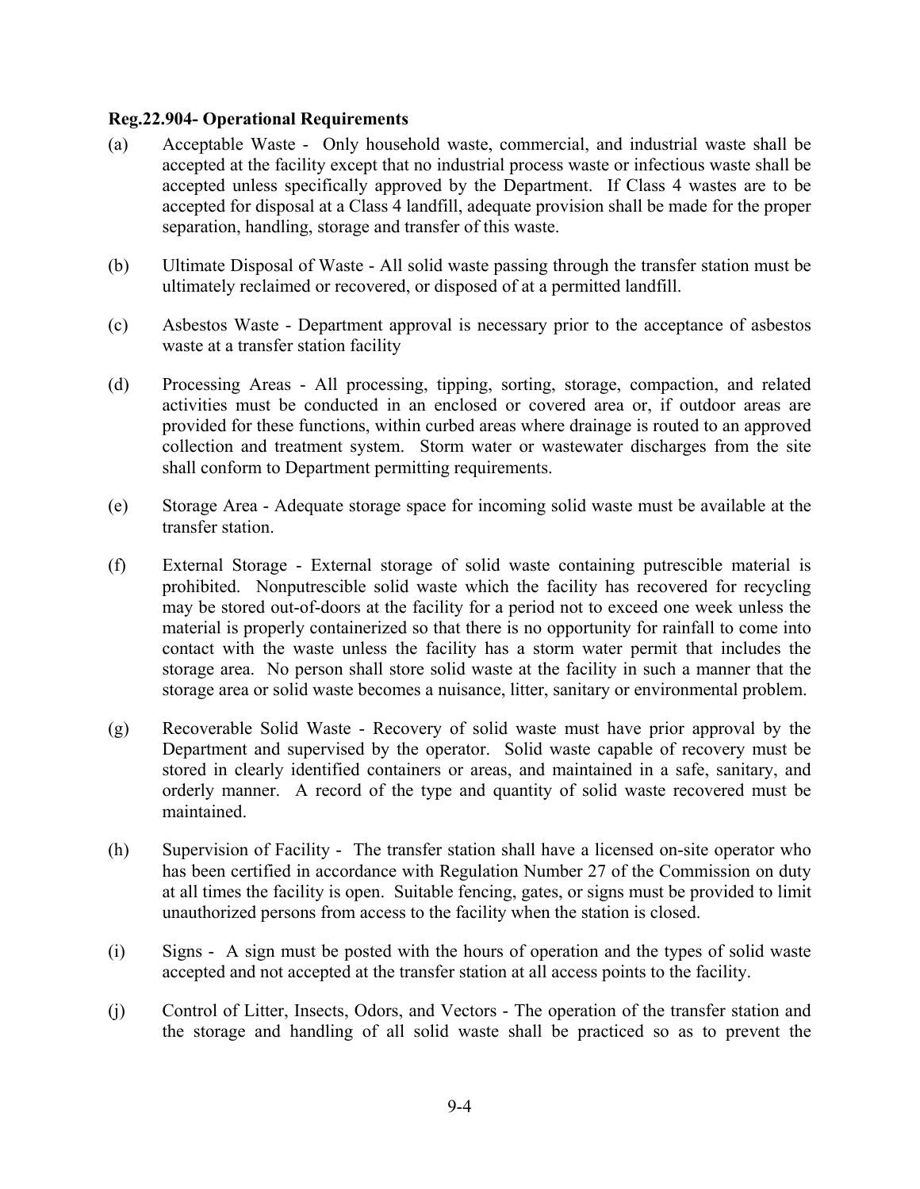**Reg.22.904- Operational Requirements**

(a) Acceptable Waste - Only household waste, commercial, and industrial waste shall be accepted at the facility except that no industrial process waste or infectious waste shall be accepted unless specifically approved by the Department. If Class 4 wastes are to be accepted for disposal at a Class 4 landfill, adequate provision shall be made for the proper separation, handling, storage and transfer of this waste.

(b) Ultimate Disposal of Waste - All solid waste passing through the transfer station must be ultimately reclaimed or recovered, or disposed of at a permitted landfill.

(c) Asbestos Waste - Department approval is necessary prior to the acceptance of asbestos waste at a transfer station facility

(d) Processing Areas - All processing, tipping, sorting, storage, compaction, and related activities must be conducted in an enclosed or covered area or, if outdoor areas are provided for these functions, within curbed areas where drainage is routed to an approved collection and treatment system. Storm water or wastewater discharges from the site shall conform to Department permitting requirements.

(e) Storage Area - Adequate storage space for incoming solid waste must be available at the transfer station.

(f) External Storage - External storage of solid waste containing putrescible material is prohibited. Nonputrescible solid waste which the facility has recovered for recycling may be stored out-of-doors at the facility for a period not to exceed one week unless the material is properly containerized so that there is no opportunity for rainfall to come into contact with the waste unless the facility has a storm water permit that includes the storage area. No person shall store solid waste at the facility in such a manner that the storage area or solid waste becomes a nuisance, litter, sanitary or environmental problem.

(g) Recoverable Solid Waste - Recovery of solid waste must have prior approval by the Department and supervised by the operator. Solid waste capable of recovery must be stored in clearly identified containers or areas, and maintained in a safe, sanitary, and orderly manner. A record of the type and quantity of solid waste recovered must be maintained.

(h) Supervision of Facility - The transfer station shall have a licensed on-site operator who has been certified in accordance with Regulation Number 27 of the Commission on duty at all times the facility is open. Suitable fencing, gates, or signs must be provided to limit unauthorized persons from access to the facility when the station is closed.

(i) Signs - A sign must be posted with the hours of operation and the types of solid waste accepted and not accepted at the transfer station at all access points to the facility.

(j) Control of Litter, Insects, Odors, and Vectors - The operation of the transfer station and the storage and handling of all solid waste shall be practiced so as to prevent the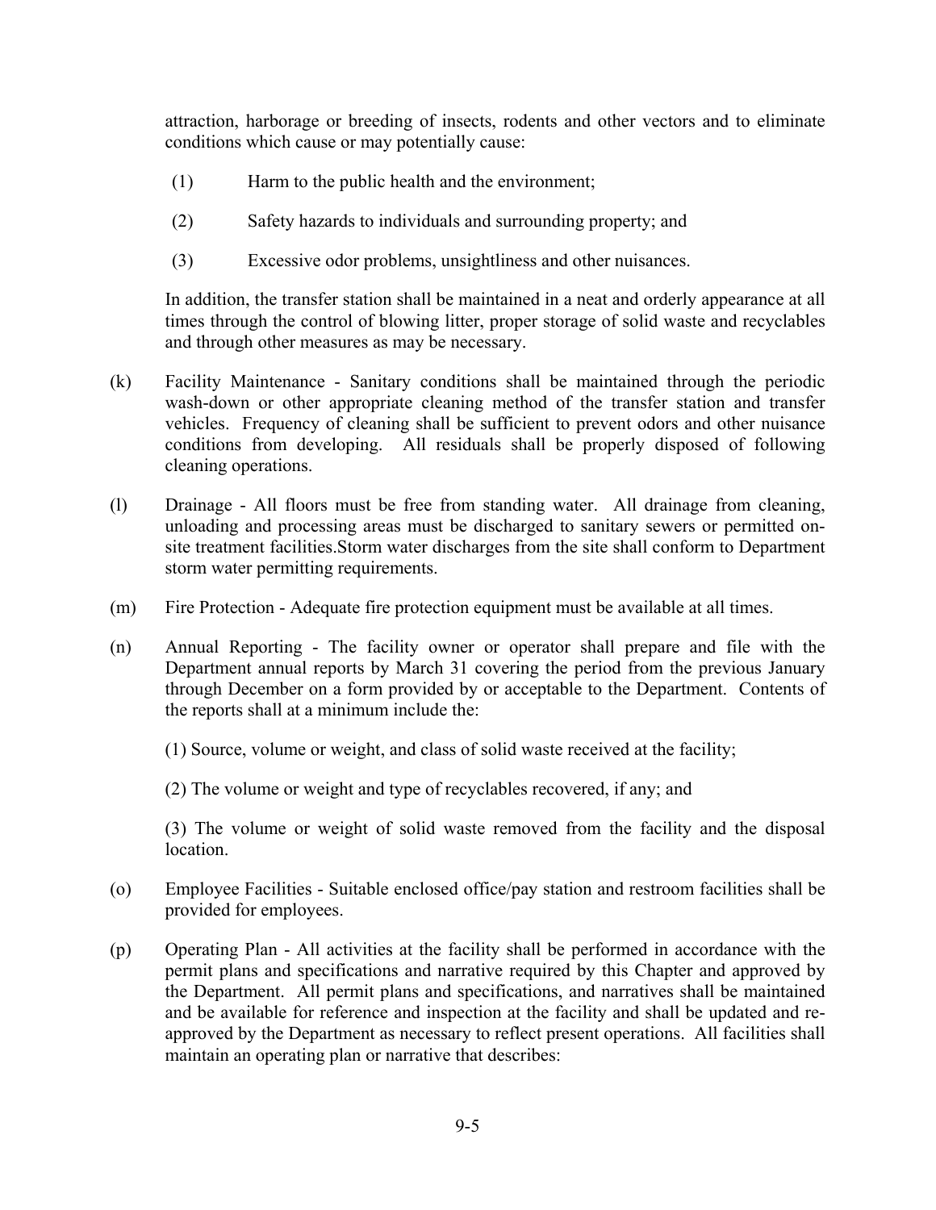attraction, harborage or breeding of insects, rodents and other vectors and to eliminate conditions which cause or may potentially cause:

(1) Harm to the public health and the environment;

(2) Safety hazards to individuals and surrounding property; and

(3) Excessive odor problems, unsightliness and other nuisances.

In addition, the transfer station shall be maintained in a neat and orderly appearance at all times through the control of blowing litter, proper storage of solid waste and recyclables and through other measures as may be necessary.

(k) Facility Maintenance - Sanitary conditions shall be maintained through the periodic wash-down or other appropriate cleaning method of the transfer station and transfer vehicles. Frequency of cleaning shall be sufficient to prevent odors and other nuisance conditions from developing. All residuals shall be properly disposed of following cleaning operations.

(l) Drainage - All floors must be free from standing water. All drainage from cleaning, unloading and processing areas must be discharged to sanitary sewers or permitted on-site treatment facilities.Storm water discharges from the site shall conform to Department storm water permitting requirements.

(m) Fire Protection - Adequate fire protection equipment must be available at all times.

(n) Annual Reporting - The facility owner or operator shall prepare and file with the Department annual reports by March 31 covering the period from the previous January through December on a form provided by or acceptable to the Department. Contents of the reports shall at a minimum include the:

(1) Source, volume or weight, and class of solid waste received at the facility;

(2) The volume or weight and type of recyclables recovered, if any; and

(3) The volume or weight of solid waste removed from the facility and the disposal location.

(o) Employee Facilities - Suitable enclosed office/pay station and restroom facilities shall be provided for employees.

(p) Operating Plan - All activities at the facility shall be performed in accordance with the permit plans and specifications and narrative required by this Chapter and approved by the Department. All permit plans and specifications, and narratives shall be maintained and be available for reference and inspection at the facility and shall be updated and re-approved by the Department as necessary to reflect present operations. All facilities shall maintain an operating plan or narrative that describes: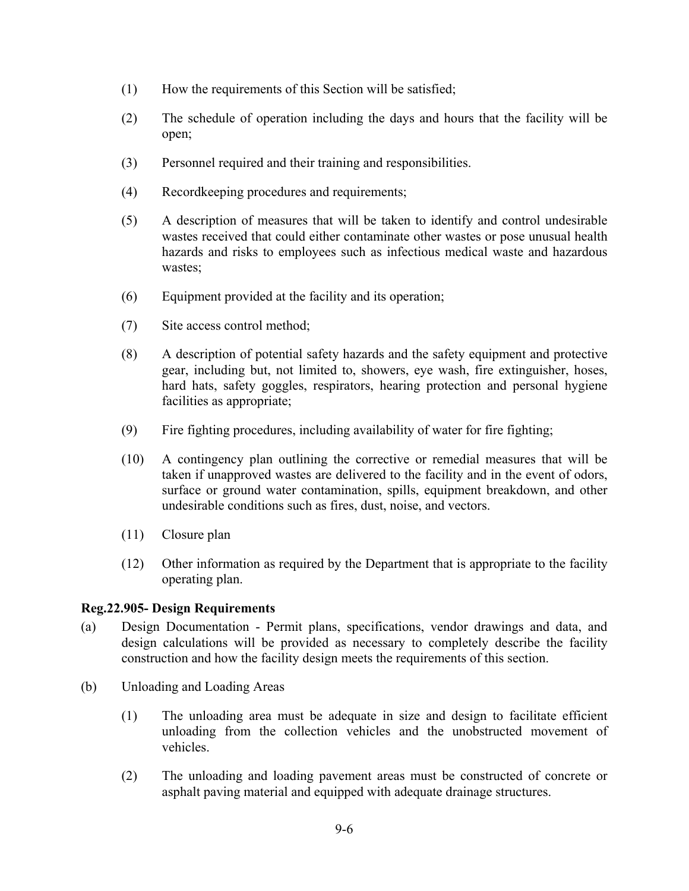(1) How the requirements of this Section will be satisfied;

(2) The schedule of operation including the days and hours that the facility will be open;

(3) Personnel required and their training and responsibilities.

(4) Recordkeeping procedures and requirements;

(5) A description of measures that will be taken to identify and control undesirable wastes received that could either contaminate other wastes or pose unusual health hazards and risks to employees such as infectious medical waste and hazardous wastes;

(6) Equipment provided at the facility and its operation;

(7) Site access control method;

(8) A description of potential safety hazards and the safety equipment and protective gear, including but, not limited to, showers, eye wash, fire extinguisher, hoses, hard hats, safety goggles, respirators, hearing protection and personal hygiene facilities as appropriate;

(9) Fire fighting procedures, including availability of water for fire fighting;

(10) A contingency plan outlining the corrective or remedial measures that will be taken if unapproved wastes are delivered to the facility and in the event of odors, surface or ground water contamination, spills, equipment breakdown, and other undesirable conditions such as fires, dust, noise, and vectors.

(11) Closure plan

(12) Other information as required by the Department that is appropriate to the facility operating plan.

**Reg.22.905- Design Requirements**

(a) Design Documentation - Permit plans, specifications, vendor drawings and data, and design calculations will be provided as necessary to completely describe the facility construction and how the facility design meets the requirements of this section.

(b) Unloading and Loading Areas

(1) The unloading area must be adequate in size and design to facilitate efficient unloading from the collection vehicles and the unobstructed movement of vehicles.

(2) The unloading and loading pavement areas must be constructed of concrete or asphalt paving material and equipped with adequate drainage structures.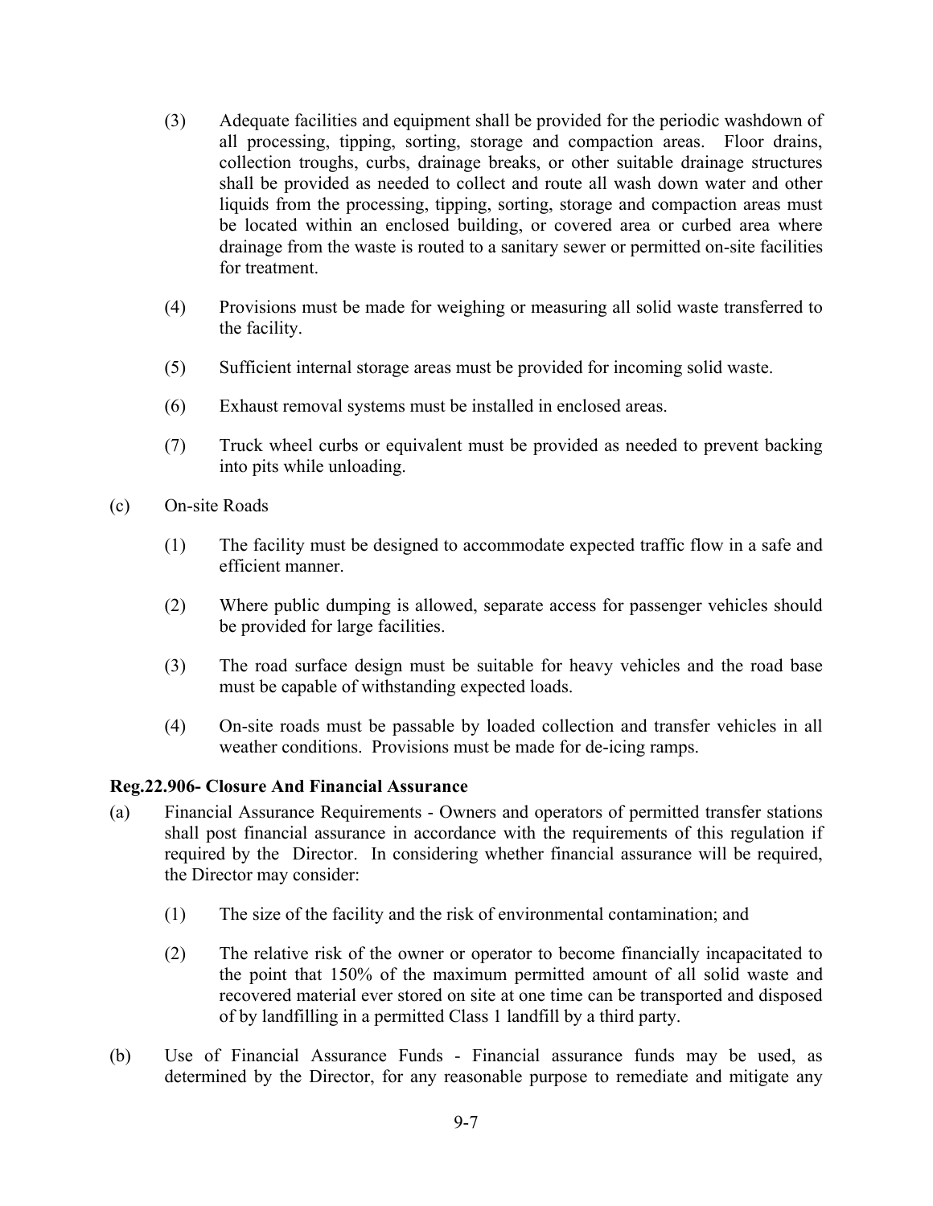(3) Adequate facilities and equipment shall be provided for the periodic washdown of all processing, tipping, sorting, storage and compaction areas. Floor drains, collection troughs, curbs, drainage breaks, or other suitable drainage structures shall be provided as needed to collect and route all wash down water and other liquids from the processing, tipping, sorting, storage and compaction areas must be located within an enclosed building, or covered area or curbed area where drainage from the waste is routed to a sanitary sewer or permitted on-site facilities for treatment.

(4) Provisions must be made for weighing or measuring all solid waste transferred to the facility.

(5) Sufficient internal storage areas must be provided for incoming solid waste.

(6) Exhaust removal systems must be installed in enclosed areas.

(7) Truck wheel curbs or equivalent must be provided as needed to prevent backing into pits while unloading.

(c) On-site Roads

(1) The facility must be designed to accommodate expected traffic flow in a safe and efficient manner.

(2) Where public dumping is allowed, separate access for passenger vehicles should be provided for large facilities.

(3) The road surface design must be suitable for heavy vehicles and the road base must be capable of withstanding expected loads.

(4) On-site roads must be passable by loaded collection and transfer vehicles in all weather conditions. Provisions must be made for de-icing ramps.

**Reg.22.906- Closure And Financial Assurance**

(a) Financial Assurance Requirements - Owners and operators of permitted transfer stations shall post financial assurance in accordance with the requirements of this regulation if required by the Director. In considering whether financial assurance will be required, the Director may consider:

(1) The size of the facility and the risk of environmental contamination; and

(2) The relative risk of the owner or operator to become financially incapacitated to the point that 150% of the maximum permitted amount of all solid waste and recovered material ever stored on site at one time can be transported and disposed of by landfilling in a permitted Class 1 landfill by a third party.

(b) Use of Financial Assurance Funds - Financial assurance funds may be used, as determined by the Director, for any reasonable purpose to remediate and mitigate any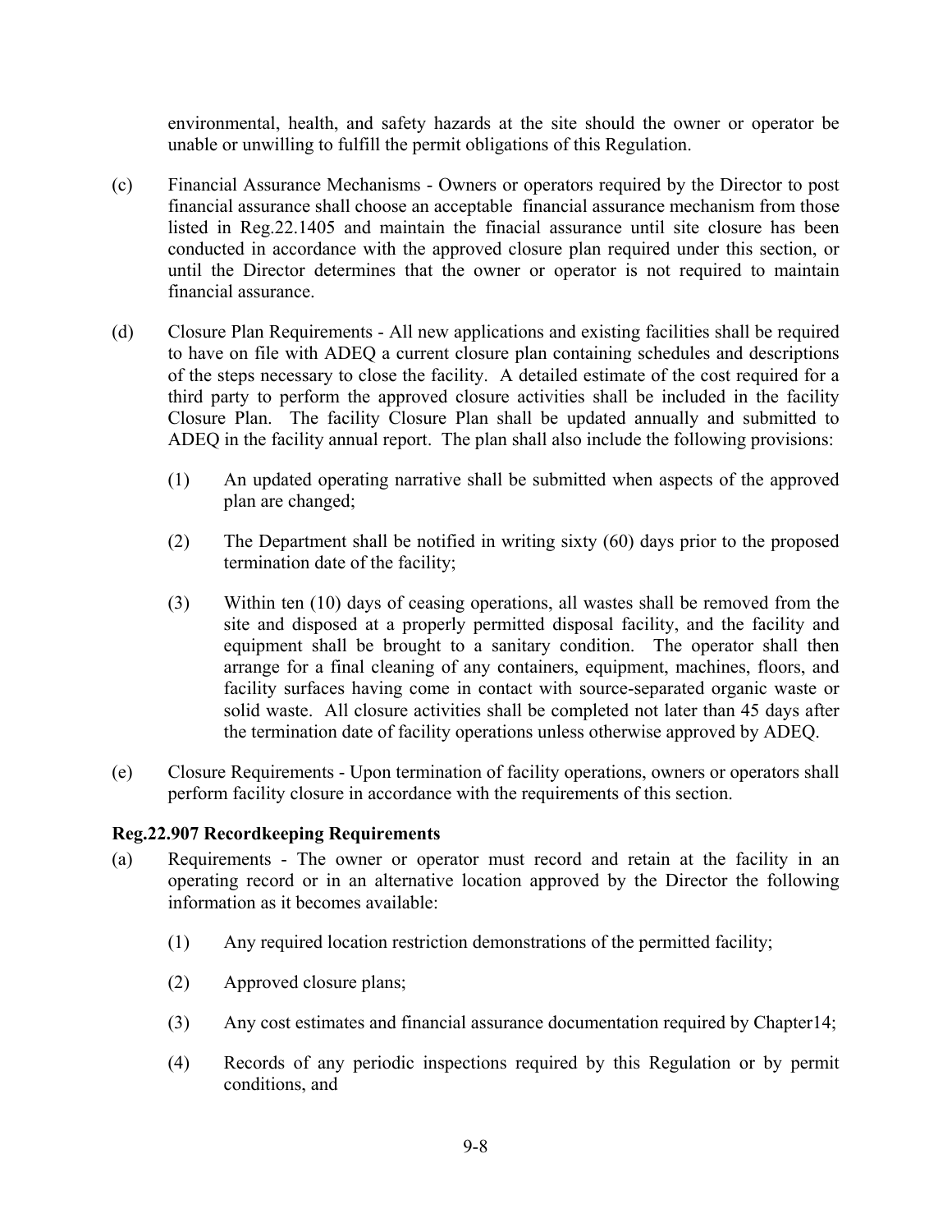environmental, health, and safety hazards at the site should the owner or operator be unable or unwilling to fulfill the permit obligations of this Regulation.

(c) Financial Assurance Mechanisms - Owners or operators required by the Director to post financial assurance shall choose an acceptable financial assurance mechanism from those listed in Reg.22.1405 and maintain the finacial assurance until site closure has been conducted in accordance with the approved closure plan required under this section, or until the Director determines that the owner or operator is not required to maintain financial assurance.

(d) Closure Plan Requirements - All new applications and existing facilities shall be required to have on file with ADEQ a current closure plan containing schedules and descriptions of the steps necessary to close the facility. A detailed estimate of the cost required for a third party to perform the approved closure activities shall be included in the facility Closure Plan. The facility Closure Plan shall be updated annually and submitted to ADEQ in the facility annual report. The plan shall also include the following provisions:

(1) An updated operating narrative shall be submitted when aspects of the approved plan are changed;

(2) The Department shall be notified in writing sixty (60) days prior to the proposed termination date of the facility;

(3) Within ten (10) days of ceasing operations, all wastes shall be removed from the site and disposed at a properly permitted disposal facility, and the facility and equipment shall be brought to a sanitary condition. The operator shall then arrange for a final cleaning of any containers, equipment, machines, floors, and facility surfaces having come in contact with source-separated organic waste or solid waste. All closure activities shall be completed not later than 45 days after the termination date of facility operations unless otherwise approved by ADEQ.

(e) Closure Requirements - Upon termination of facility operations, owners or operators shall perform facility closure in accordance with the requirements of this section.

**Reg.22.907 Recordkeeping Requirements**

(a) Requirements - The owner or operator must record and retain at the facility in an operating record or in an alternative location approved by the Director the following information as it becomes available:

(1) Any required location restriction demonstrations of the permitted facility;

(2) Approved closure plans;

(3) Any cost estimates and financial assurance documentation required by Chapter14;

(4) Records of any periodic inspections required by this Regulation or by permit conditions, and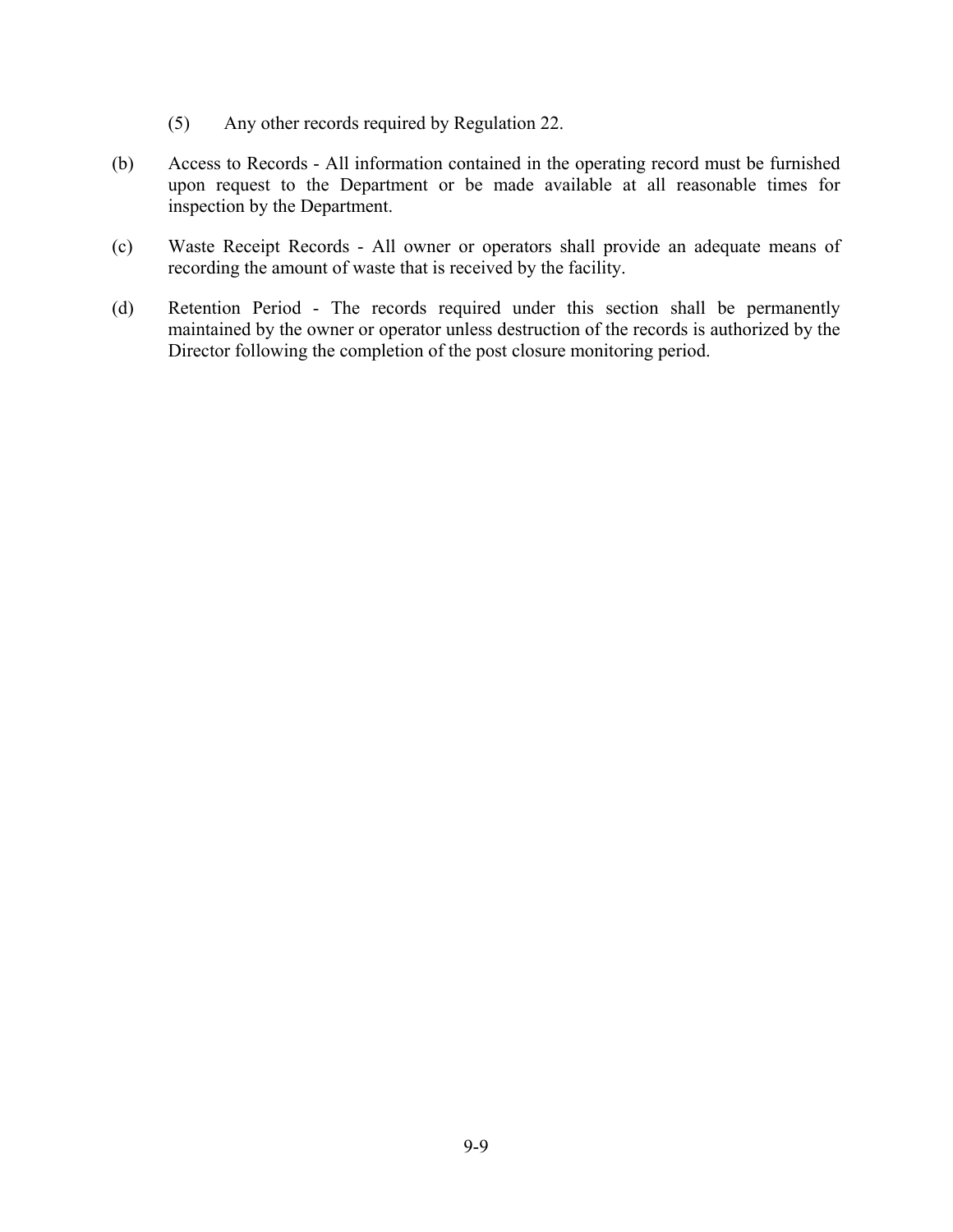(5) Any other records required by Regulation 22.

(b) Access to Records - All information contained in the operating record must be furnished upon request to the Department or be made available at all reasonable times for inspection by the Department.

(c) Waste Receipt Records - All owner or operators shall provide an adequate means of recording the amount of waste that is received by the facility.

(d) Retention Period - The records required under this section shall be permanently maintained by the owner or operator unless destruction of the records is authorized by the Director following the completion of the post closure monitoring period.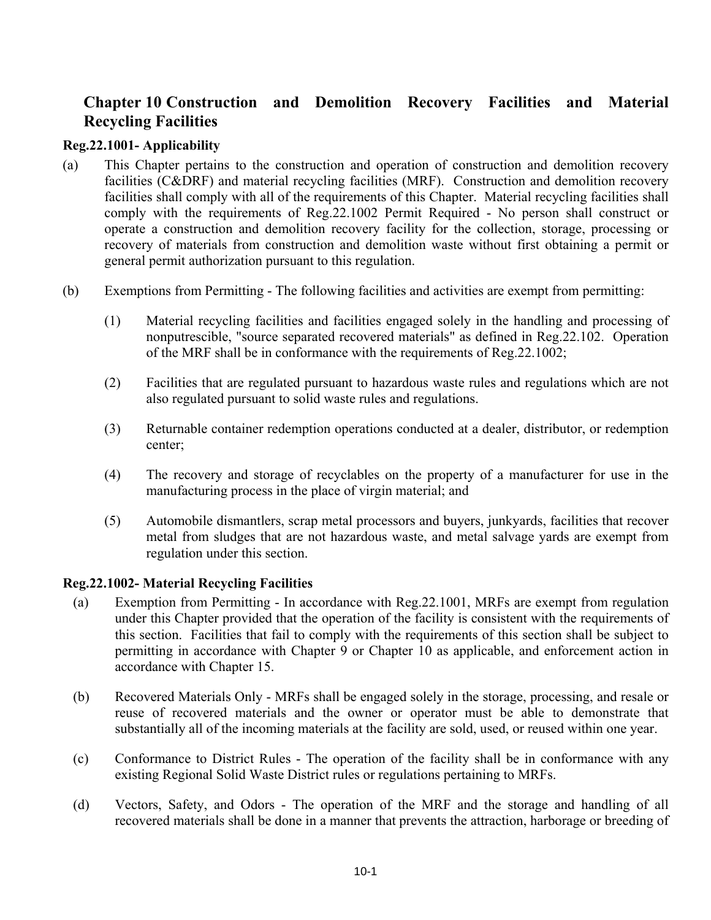# Chapter 10 Construction and Demolition Recovery Facilities and Material Recycling Facilities

### Reg.22.1001- Applicability

(a) This Chapter pertains to the construction and operation of construction and demolition recovery facilities (C&DRF) and material recycling facilities (MRF). Construction and demolition recovery facilities shall comply with all of the requirements of this Chapter. Material recycling facilities shall comply with the requirements of Reg.22.1002 Permit Required - No person shall construct or operate a construction and demolition recovery facility for the collection, storage, processing or recovery of materials from construction and demolition waste without first obtaining a permit or general permit authorization pursuant to this regulation.

(b) Exemptions from Permitting - The following facilities and activities are exempt from permitting:

   (1) Material recycling facilities and facilities engaged solely in the handling and processing of nonputrescible, "source separated recovered materials" as defined in Reg.22.102. Operation of the MRF shall be in conformance with the requirements of Reg.22.1002;

   (2) Facilities that are regulated pursuant to hazardous waste rules and regulations which are not also regulated pursuant to solid waste rules and regulations.

   (3) Returnable container redemption operations conducted at a dealer, distributor, or redemption center;

   (4) The recovery and storage of recyclables on the property of a manufacturer for use in the manufacturing process in the place of virgin material; and

   (5) Automobile dismantlers, scrap metal processors and buyers, junkyards, facilities that recover metal from sludges that are not hazardous waste, and metal salvage yards are exempt from regulation under this section.

### Reg.22.1002- Material Recycling Facilities

(a) Exemption from Permitting - In accordance with Reg.22.1001, MRFs are exempt from regulation under this Chapter provided that the operation of the facility is consistent with the requirements of this section. Facilities that fail to comply with the requirements of this section shall be subject to permitting in accordance with Chapter 9 or Chapter 10 as applicable, and enforcement action in accordance with Chapter 15.

(b) Recovered Materials Only - MRFs shall be engaged solely in the storage, processing, and resale or reuse of recovered materials and the owner or operator must be able to demonstrate that substantially all of the incoming materials at the facility are sold, used, or reused within one year.

(c) Conformance to District Rules - The operation of the facility shall be in conformance with any existing Regional Solid Waste District rules or regulations pertaining to MRFs.

(d) Vectors, Safety, and Odors - The operation of the MRF and the storage and handling of all recovered materials shall be done in a manner that prevents the attraction, harborage or breeding of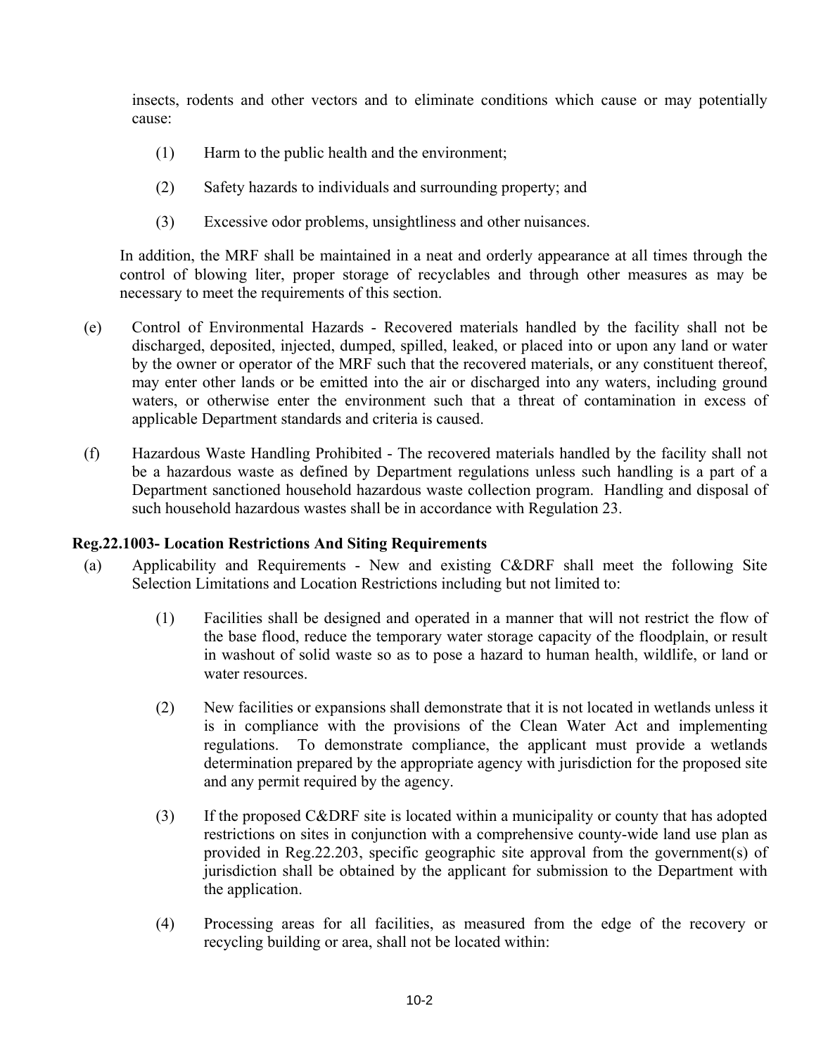insects, rodents and other vectors and to eliminate conditions which cause or may potentially cause:

(1) Harm to the public health and the environment;

(2) Safety hazards to individuals and surrounding property; and

(3) Excessive odor problems, unsightliness and other nuisances.

In addition, the MRF shall be maintained in a neat and orderly appearance at all times through the control of blowing liter, proper storage of recyclables and through other measures as may be necessary to meet the requirements of this section.

(e) Control of Environmental Hazards - Recovered materials handled by the facility shall not be discharged, deposited, injected, dumped, spilled, leaked, or placed into or upon any land or water by the owner or operator of the MRF such that the recovered materials, or any constituent thereof, may enter other lands or be emitted into the air or discharged into any waters, including ground waters, or otherwise enter the environment such that a threat of contamination in excess of applicable Department standards and criteria is caused.

(f) Hazardous Waste Handling Prohibited - The recovered materials handled by the facility shall not be a hazardous waste as defined by Department regulations unless such handling is a part of a Department sanctioned household hazardous waste collection program. Handling and disposal of such household hazardous wastes shall be in accordance with Regulation 23.

**Reg.22.1003- Location Restrictions And Siting Requirements**

(a) Applicability and Requirements - New and existing C&DRF shall meet the following Site Selection Limitations and Location Restrictions including but not limited to:

(1) Facilities shall be designed and operated in a manner that will not restrict the flow of the base flood, reduce the temporary water storage capacity of the floodplain, or result in washout of solid waste so as to pose a hazard to human health, wildlife, or land or water resources.

(2) New facilities or expansions shall demonstrate that it is not located in wetlands unless it is in compliance with the provisions of the Clean Water Act and implementing regulations. To demonstrate compliance, the applicant must provide a wetlands determination prepared by the appropriate agency with jurisdiction for the proposed site and any permit required by the agency.

(3) If the proposed C&DRF site is located within a municipality or county that has adopted restrictions on sites in conjunction with a comprehensive county-wide land use plan as provided in Reg.22.203, specific geographic site approval from the government(s) of jurisdiction shall be obtained by the applicant for submission to the Department with the application.

(4) Processing areas for all facilities, as measured from the edge of the recovery or recycling building or area, shall not be located within: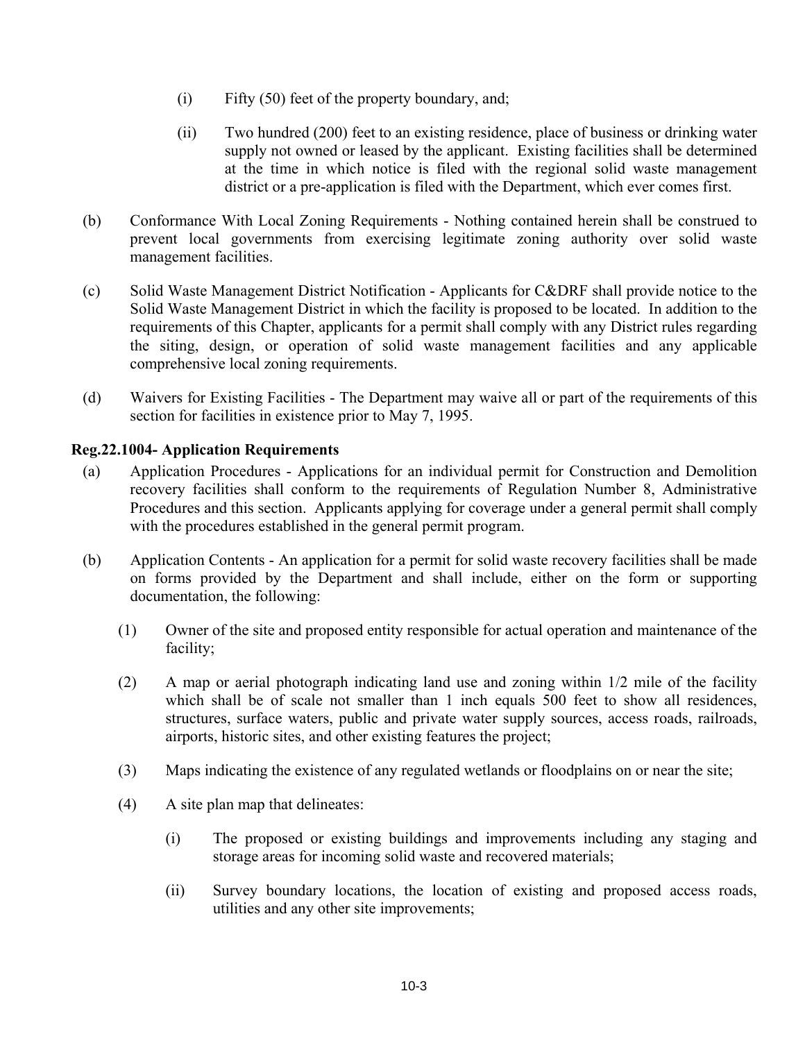(i) Fifty (50) feet of the property boundary, and;

(ii) Two hundred (200) feet to an existing residence, place of business or drinking water supply not owned or leased by the applicant. Existing facilities shall be determined at the time in which notice is filed with the regional solid waste management district or a pre-application is filed with the Department, which ever comes first.

(b) Conformance With Local Zoning Requirements - Nothing contained herein shall be construed to prevent local governments from exercising legitimate zoning authority over solid waste management facilities.

(c) Solid Waste Management District Notification - Applicants for C&DRF shall provide notice to the Solid Waste Management District in which the facility is proposed to be located. In addition to the requirements of this Chapter, applicants for a permit shall comply with any District rules regarding the siting, design, or operation of solid waste management facilities and any applicable comprehensive local zoning requirements.

(d) Waivers for Existing Facilities - The Department may waive all or part of the requirements of this section for facilities in existence prior to May 7, 1995.

**Reg.22.1004- Application Requirements**

(a) Application Procedures - Applications for an individual permit for Construction and Demolition recovery facilities shall conform to the requirements of Regulation Number 8, Administrative Procedures and this section. Applicants applying for coverage under a general permit shall comply with the procedures established in the general permit program.

(b) Application Contents - An application for a permit for solid waste recovery facilities shall be made on forms provided by the Department and shall include, either on the form or supporting documentation, the following:

(1) Owner of the site and proposed entity responsible for actual operation and maintenance of the facility;

(2) A map or aerial photograph indicating land use and zoning within 1/2 mile of the facility which shall be of scale not smaller than 1 inch equals 500 feet to show all residences, structures, surface waters, public and private water supply sources, access roads, railroads, airports, historic sites, and other existing features the project;

(3) Maps indicating the existence of any regulated wetlands or floodplains on or near the site;

(4) A site plan map that delineates:

(i) The proposed or existing buildings and improvements including any staging and storage areas for incoming solid waste and recovered materials;

(ii) Survey boundary locations, the location of existing and proposed access roads, utilities and any other site improvements;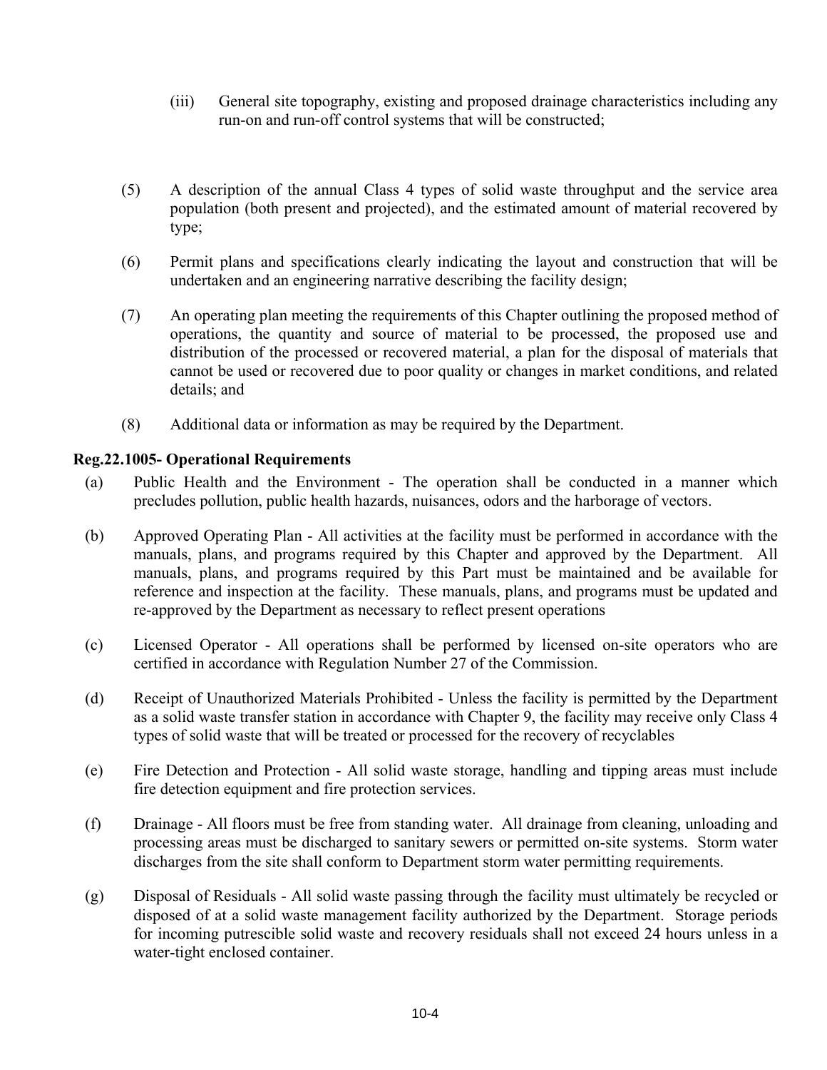(iii) General site topography, existing and proposed drainage characteristics including any run-on and run-off control systems that will be constructed;

(5) A description of the annual Class 4 types of solid waste throughput and the service area population (both present and projected), and the estimated amount of material recovered by type;

(6) Permit plans and specifications clearly indicating the layout and construction that will be undertaken and an engineering narrative describing the facility design;

(7) An operating plan meeting the requirements of this Chapter outlining the proposed method of operations, the quantity and source of material to be processed, the proposed use and distribution of the processed or recovered material, a plan for the disposal of materials that cannot be used or recovered due to poor quality or changes in market conditions, and related details; and

(8) Additional data or information as may be required by the Department.

**Reg.22.1005- Operational Requirements**

(a) Public Health and the Environment - The operation shall be conducted in a manner which precludes pollution, public health hazards, nuisances, odors and the harborage of vectors.

(b) Approved Operating Plan - All activities at the facility must be performed in accordance with the manuals, plans, and programs required by this Chapter and approved by the Department. All manuals, plans, and programs required by this Part must be maintained and be available for reference and inspection at the facility. These manuals, plans, and programs must be updated and re-approved by the Department as necessary to reflect present operations

(c) Licensed Operator - All operations shall be performed by licensed on-site operators who are certified in accordance with Regulation Number 27 of the Commission.

(d) Receipt of Unauthorized Materials Prohibited - Unless the facility is permitted by the Department as a solid waste transfer station in accordance with Chapter 9, the facility may receive only Class 4 types of solid waste that will be treated or processed for the recovery of recyclables

(e) Fire Detection and Protection - All solid waste storage, handling and tipping areas must include fire detection equipment and fire protection services.

(f) Drainage - All floors must be free from standing water. All drainage from cleaning, unloading and processing areas must be discharged to sanitary sewers or permitted on-site systems. Storm water discharges from the site shall conform to Department storm water permitting requirements.

(g) Disposal of Residuals - All solid waste passing through the facility must ultimately be recycled or disposed of at a solid waste management facility authorized by the Department. Storage periods for incoming putrescible solid waste and recovery residuals shall not exceed 24 hours unless in a water-tight enclosed container.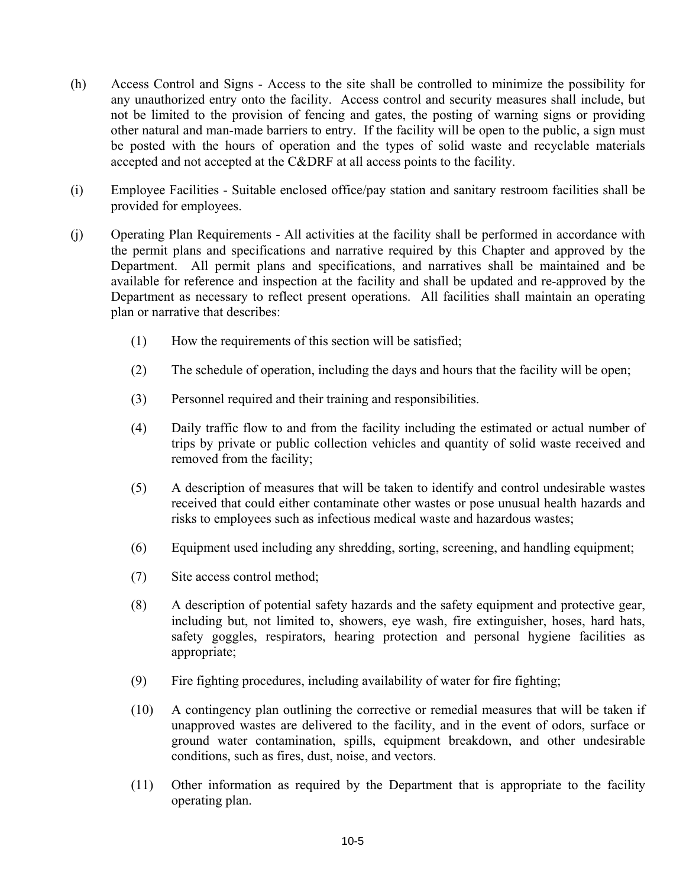(h) Access Control and Signs - Access to the site shall be controlled to minimize the possibility for any unauthorized entry onto the facility. Access control and security measures shall include, but not be limited to the provision of fencing and gates, the posting of warning signs or providing other natural and man-made barriers to entry. If the facility will be open to the public, a sign must be posted with the hours of operation and the types of solid waste and recyclable materials accepted and not accepted at the C&DRF at all access points to the facility.

(i) Employee Facilities - Suitable enclosed office/pay station and sanitary restroom facilities shall be provided for employees.

(j) Operating Plan Requirements - All activities at the facility shall be performed in accordance with the permit plans and specifications and narrative required by this Chapter and approved by the Department. All permit plans and specifications, and narratives shall be maintained and be available for reference and inspection at the facility and shall be updated and re-approved by the Department as necessary to reflect present operations. All facilities shall maintain an operating plan or narrative that describes:

   (1) How the requirements of this section will be satisfied;

   (2) The schedule of operation, including the days and hours that the facility will be open;

   (3) Personnel required and their training and responsibilities.

   (4) Daily traffic flow to and from the facility including the estimated or actual number of trips by private or public collection vehicles and quantity of solid waste received and removed from the facility;

   (5) A description of measures that will be taken to identify and control undesirable wastes received that could either contaminate other wastes or pose unusual health hazards and risks to employees such as infectious medical waste and hazardous wastes;

   (6) Equipment used including any shredding, sorting, screening, and handling equipment;

   (7) Site access control method;

   (8) A description of potential safety hazards and the safety equipment and protective gear, including but, not limited to, showers, eye wash, fire extinguisher, hoses, hard hats, safety goggles, respirators, hearing protection and personal hygiene facilities as appropriate;

   (9) Fire fighting procedures, including availability of water for fire fighting;

   (10) A contingency plan outlining the corrective or remedial measures that will be taken if unapproved wastes are delivered to the facility, and in the event of odors, surface or ground water contamination, spills, equipment breakdown, and other undesirable conditions, such as fires, dust, noise, and vectors.

   (11) Other information as required by the Department that is appropriate to the facility operating plan.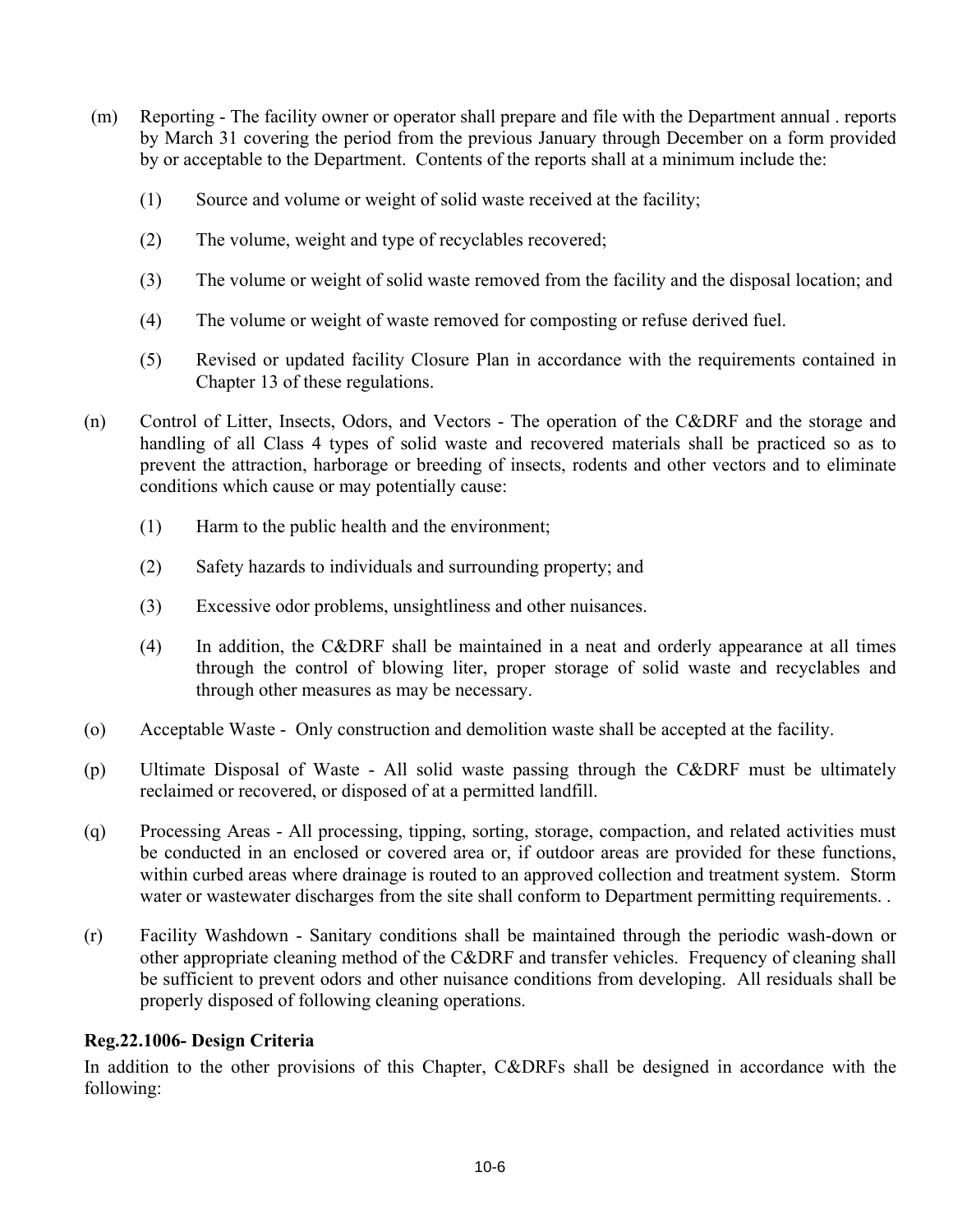(m) Reporting - The facility owner or operator shall prepare and file with the Department annual . reports by March 31 covering the period from the previous January through December on a form provided by or acceptable to the Department. Contents of the reports shall at a minimum include the:

(1) Source and volume or weight of solid waste received at the facility;

(2) The volume, weight and type of recyclables recovered;

(3) The volume or weight of solid waste removed from the facility and the disposal location; and

(4) The volume or weight of waste removed for composting or refuse derived fuel.

(5) Revised or updated facility Closure Plan in accordance with the requirements contained in Chapter 13 of these regulations.

(n) Control of Litter, Insects, Odors, and Vectors - The operation of the C&DRF and the storage and handling of all Class 4 types of solid waste and recovered materials shall be practiced so as to prevent the attraction, harborage or breeding of insects, rodents and other vectors and to eliminate conditions which cause or may potentially cause:

(1) Harm to the public health and the environment;

(2) Safety hazards to individuals and surrounding property; and

(3) Excessive odor problems, unsightliness and other nuisances.

(4) In addition, the C&DRF shall be maintained in a neat and orderly appearance at all times through the control of blowing liter, proper storage of solid waste and recyclables and through other measures as may be necessary.

(o) Acceptable Waste - Only construction and demolition waste shall be accepted at the facility.

(p) Ultimate Disposal of Waste - All solid waste passing through the C&DRF must be ultimately reclaimed or recovered, or disposed of at a permitted landfill.

(q) Processing Areas - All processing, tipping, sorting, storage, compaction, and related activities must be conducted in an enclosed or covered area or, if outdoor areas are provided for these functions, within curbed areas where drainage is routed to an approved collection and treatment system. Storm water or wastewater discharges from the site shall conform to Department permitting requirements. .

(r) Facility Washdown - Sanitary conditions shall be maintained through the periodic wash-down or other appropriate cleaning method of the C&DRF and transfer vehicles. Frequency of cleaning shall be sufficient to prevent odors and other nuisance conditions from developing. All residuals shall be properly disposed of following cleaning operations.

**Reg.22.1006- Design Criteria**

In addition to the other provisions of this Chapter, C&DRFs shall be designed in accordance with the following: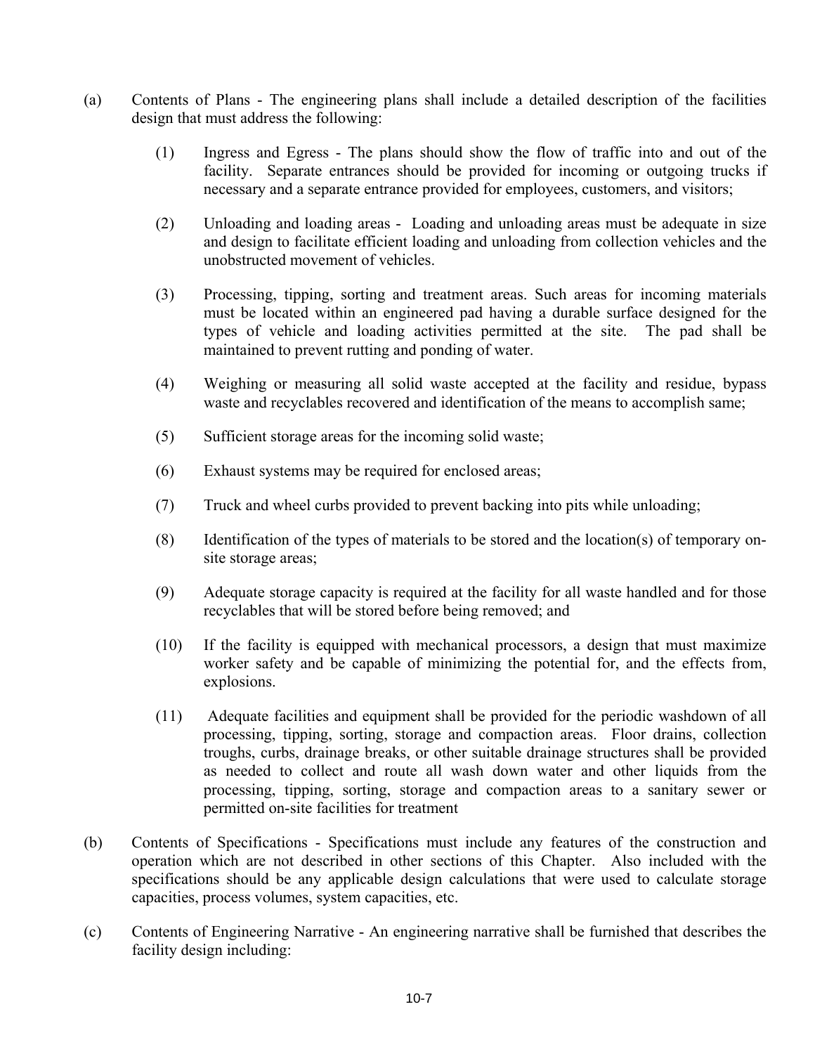(a) Contents of Plans - The engineering plans shall include a detailed description of the facilities design that must address the following:

   (1) Ingress and Egress - The plans should show the flow of traffic into and out of the facility. Separate entrances should be provided for incoming or outgoing trucks if necessary and a separate entrance provided for employees, customers, and visitors;

   (2) Unloading and loading areas - Loading and unloading areas must be adequate in size and design to facilitate efficient loading and unloading from collection vehicles and the unobstructed movement of vehicles.

   (3) Processing, tipping, sorting and treatment areas. Such areas for incoming materials must be located within an engineered pad having a durable surface designed for the types of vehicle and loading activities permitted at the site. The pad shall be maintained to prevent rutting and ponding of water.

   (4) Weighing or measuring all solid waste accepted at the facility and residue, bypass waste and recyclables recovered and identification of the means to accomplish same;

   (5) Sufficient storage areas for the incoming solid waste;

   (6) Exhaust systems may be required for enclosed areas;

   (7) Truck and wheel curbs provided to prevent backing into pits while unloading;

   (8) Identification of the types of materials to be stored and the location(s) of temporary on-site storage areas;

   (9) Adequate storage capacity is required at the facility for all waste handled and for those recyclables that will be stored before being removed; and

   (10) If the facility is equipped with mechanical processors, a design that must maximize worker safety and be capable of minimizing the potential for, and the effects from, explosions.

   (11) Adequate facilities and equipment shall be provided for the periodic washdown of all processing, tipping, sorting, storage and compaction areas. Floor drains, collection troughs, curbs, drainage breaks, or other suitable drainage structures shall be provided as needed to collect and route all wash down water and other liquids from the processing, tipping, sorting, storage and compaction areas to a sanitary sewer or permitted on-site facilities for treatment

(b) Contents of Specifications - Specifications must include any features of the construction and operation which are not described in other sections of this Chapter. Also included with the specifications should be any applicable design calculations that were used to calculate storage capacities, process volumes, system capacities, etc.

(c) Contents of Engineering Narrative - An engineering narrative shall be furnished that describes the facility design including: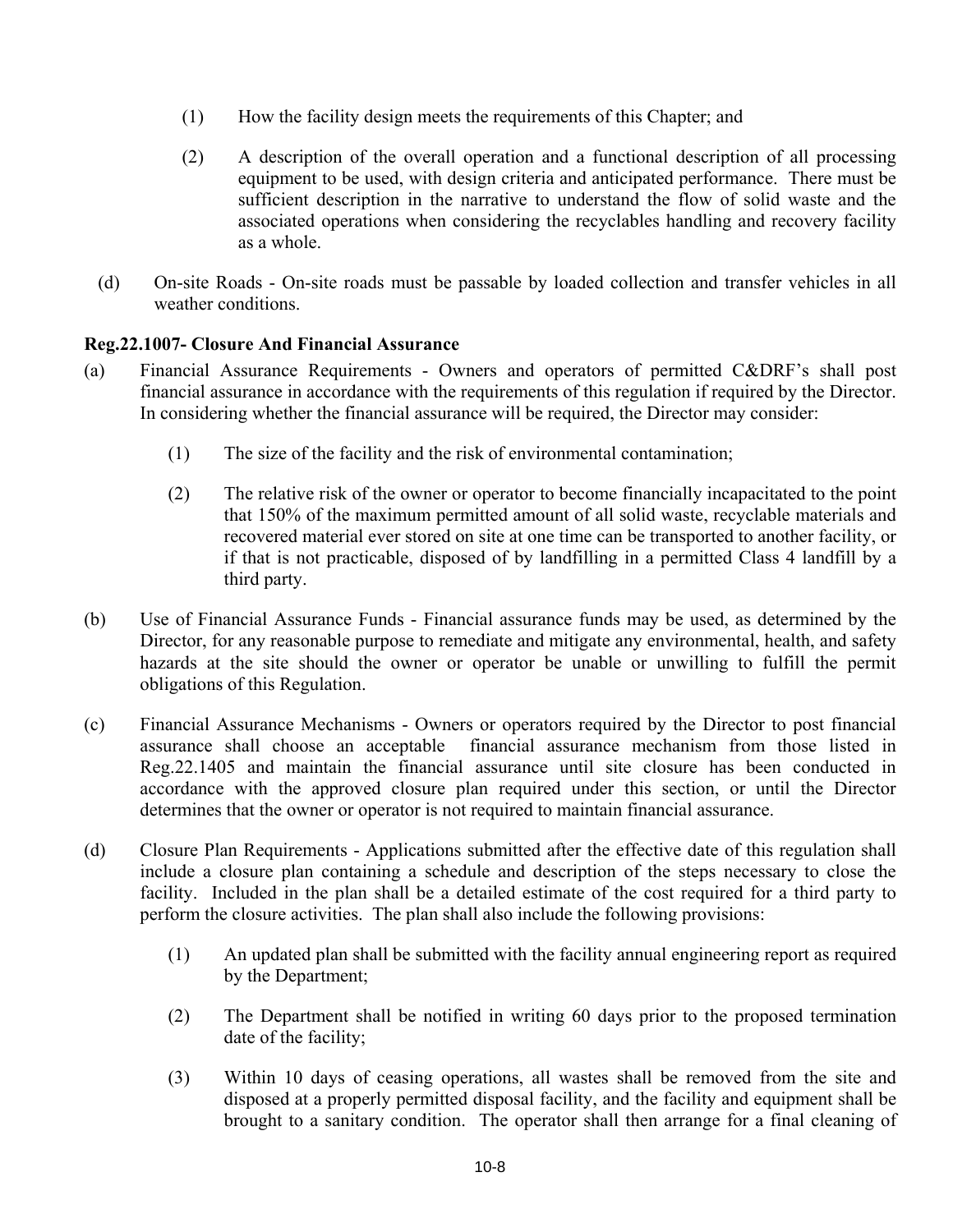(1) How the facility design meets the requirements of this Chapter; and

(2) A description of the overall operation and a functional description of all processing equipment to be used, with design criteria and anticipated performance. There must be sufficient description in the narrative to understand the flow of solid waste and the associated operations when considering the recyclables handling and recovery facility as a whole.

(d) On-site Roads - On-site roads must be passable by loaded collection and transfer vehicles in all weather conditions.

**Reg.22.1007- Closure And Financial Assurance**

(a) Financial Assurance Requirements - Owners and operators of permitted C&DRF's shall post financial assurance in accordance with the requirements of this regulation if required by the Director. In considering whether the financial assurance will be required, the Director may consider:

(1) The size of the facility and the risk of environmental contamination;

(2) The relative risk of the owner or operator to become financially incapacitated to the point that 150% of the maximum permitted amount of all solid waste, recyclable materials and recovered material ever stored on site at one time can be transported to another facility, or if that is not practicable, disposed of by landfilling in a permitted Class 4 landfill by a third party.

(b) Use of Financial Assurance Funds - Financial assurance funds may be used, as determined by the Director, for any reasonable purpose to remediate and mitigate any environmental, health, and safety hazards at the site should the owner or operator be unable or unwilling to fulfill the permit obligations of this Regulation.

(c) Financial Assurance Mechanisms - Owners or operators required by the Director to post financial assurance shall choose an acceptable financial assurance mechanism from those listed in Reg.22.1405 and maintain the financial assurance until site closure has been conducted in accordance with the approved closure plan required under this section, or until the Director determines that the owner or operator is not required to maintain financial assurance.

(d) Closure Plan Requirements - Applications submitted after the effective date of this regulation shall include a closure plan containing a schedule and description of the steps necessary to close the facility. Included in the plan shall be a detailed estimate of the cost required for a third party to perform the closure activities. The plan shall also include the following provisions:

(1) An updated plan shall be submitted with the facility annual engineering report as required by the Department;

(2) The Department shall be notified in writing 60 days prior to the proposed termination date of the facility;

(3) Within 10 days of ceasing operations, all wastes shall be removed from the site and disposed at a properly permitted disposal facility, and the facility and equipment shall be brought to a sanitary condition. The operator shall then arrange for a final cleaning of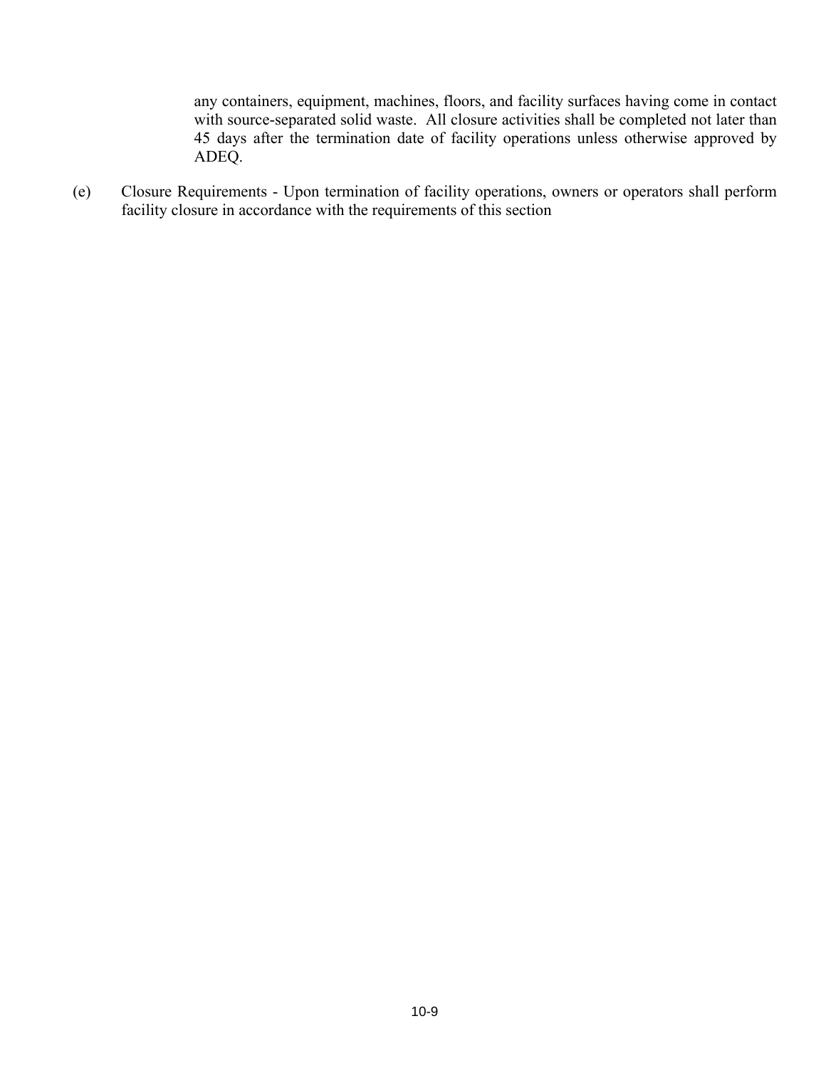any containers, equipment, machines, floors, and facility surfaces having come in contact with source-separated solid waste. All closure activities shall be completed not later than 45 days after the termination date of facility operations unless otherwise approved by ADEQ.

(e) Closure Requirements - Upon termination of facility operations, owners or operators shall perform facility closure in accordance with the requirements of this section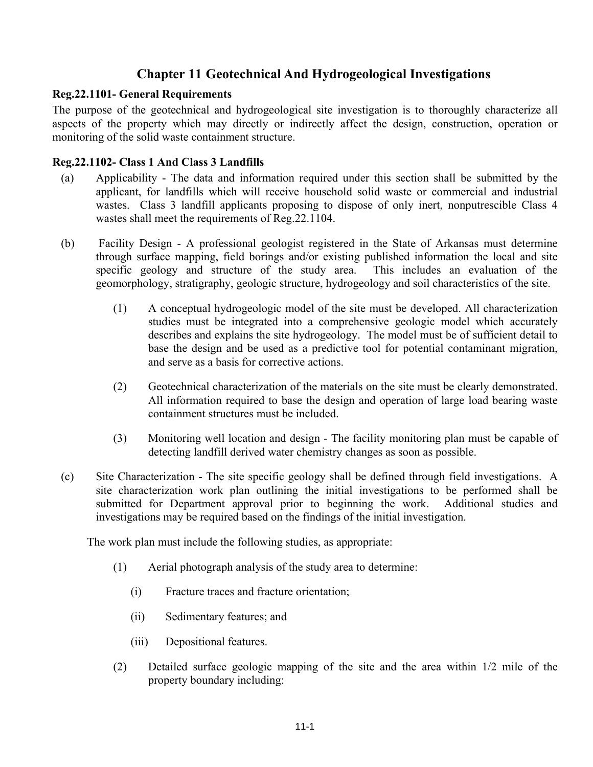# Chapter 11 Geotechnical And Hydrogeological Investigations

**Reg.22.1101- General Requirements**

The purpose of the geotechnical and hydrogeological site investigation is to thoroughly characterize all aspects of the property which may directly or indirectly affect the design, construction, operation or monitoring of the solid waste containment structure.

**Reg.22.1102- Class 1 And Class 3 Landfills**

(a) Applicability - The data and information required under this section shall be submitted by the applicant, for landfills which will receive household solid waste or commercial and industrial wastes. Class 3 landfill applicants proposing to dispose of only inert, nonputrescible Class 4 wastes shall meet the requirements of Reg.22.1104.

(b) Facility Design - A professional geologist registered in the State of Arkansas must determine through surface mapping, field borings and/or existing published information the local and site specific geology and structure of the study area. This includes an evaluation of the geomorphology, stratigraphy, geologic structure, hydrogeology and soil characteristics of the site.

(1) A conceptual hydrogeologic model of the site must be developed. All characterization studies must be integrated into a comprehensive geologic model which accurately describes and explains the site hydrogeology. The model must be of sufficient detail to base the design and be used as a predictive tool for potential contaminant migration, and serve as a basis for corrective actions.

(2) Geotechnical characterization of the materials on the site must be clearly demonstrated. All information required to base the design and operation of large load bearing waste containment structures must be included.

(3) Monitoring well location and design - The facility monitoring plan must be capable of detecting landfill derived water chemistry changes as soon as possible.

(c) Site Characterization - The site specific geology shall be defined through field investigations. A site characterization work plan outlining the initial investigations to be performed shall be submitted for Department approval prior to beginning the work. Additional studies and investigations may be required based on the findings of the initial investigation.

The work plan must include the following studies, as appropriate:

(1) Aerial photograph analysis of the study area to determine:

(i) Fracture traces and fracture orientation;

(ii) Sedimentary features; and

(iii) Depositional features.

(2) Detailed surface geologic mapping of the site and the area within 1/2 mile of the property boundary including: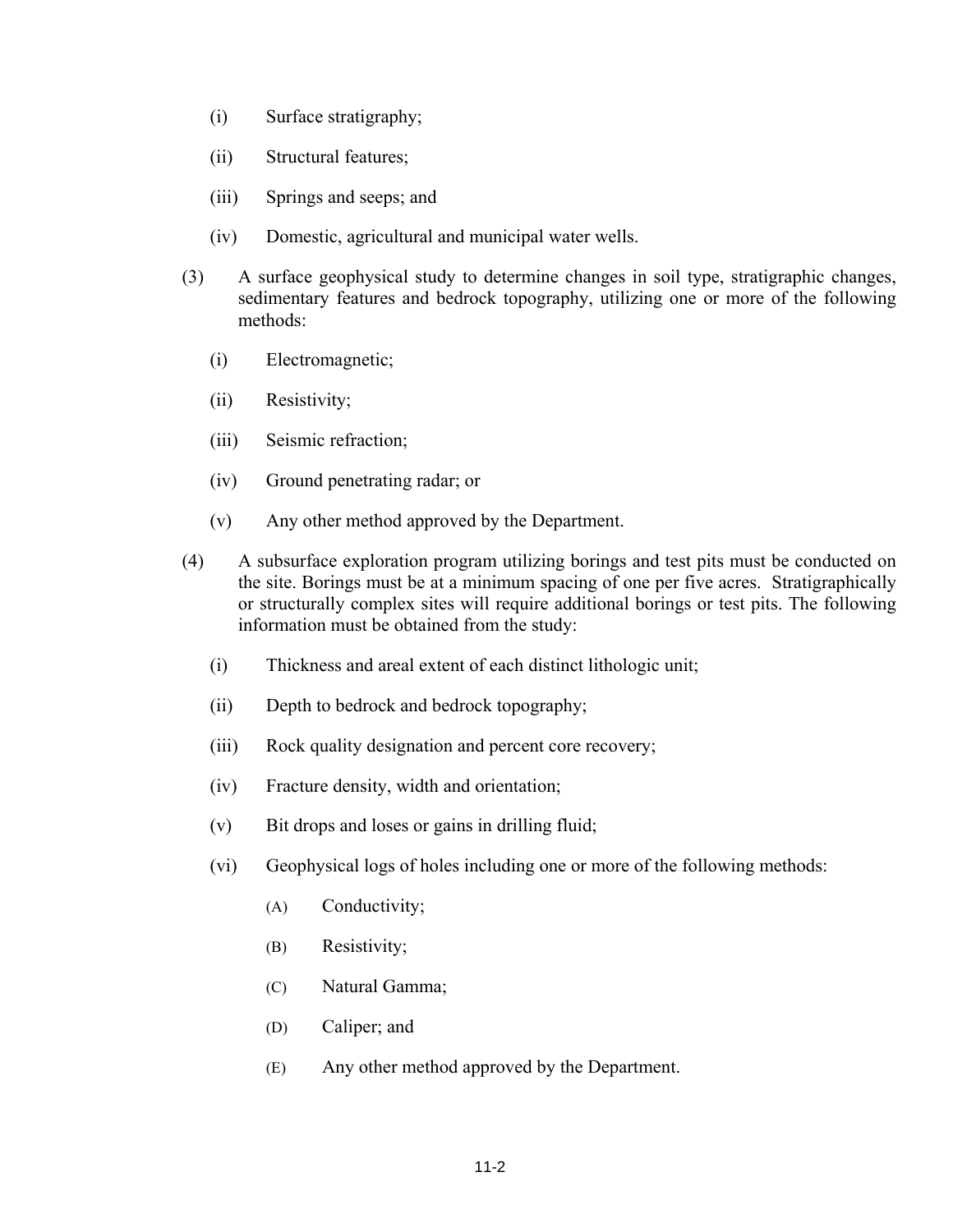(i) Surface stratigraphy;

(ii) Structural features;

(iii) Springs and seeps; and

(iv) Domestic, agricultural and municipal water wells.

(3) A surface geophysical study to determine changes in soil type, stratigraphic changes, sedimentary features and bedrock topography, utilizing one or more of the following methods:

(i) Electromagnetic;

(ii) Resistivity;

(iii) Seismic refraction;

(iv) Ground penetrating radar; or

(v) Any other method approved by the Department.

(4) A subsurface exploration program utilizing borings and test pits must be conducted on the site. Borings must be at a minimum spacing of one per five acres. Stratigraphically or structurally complex sites will require additional borings or test pits. The following information must be obtained from the study:

(i) Thickness and areal extent of each distinct lithologic unit;

(ii) Depth to bedrock and bedrock topography;

(iii) Rock quality designation and percent core recovery;

(iv) Fracture density, width and orientation;

(v) Bit drops and loses or gains in drilling fluid;

(vi) Geophysical logs of holes including one or more of the following methods:

(A) Conductivity;

(B) Resistivity;

(C) Natural Gamma;

(D) Caliper; and

(E) Any other method approved by the Department.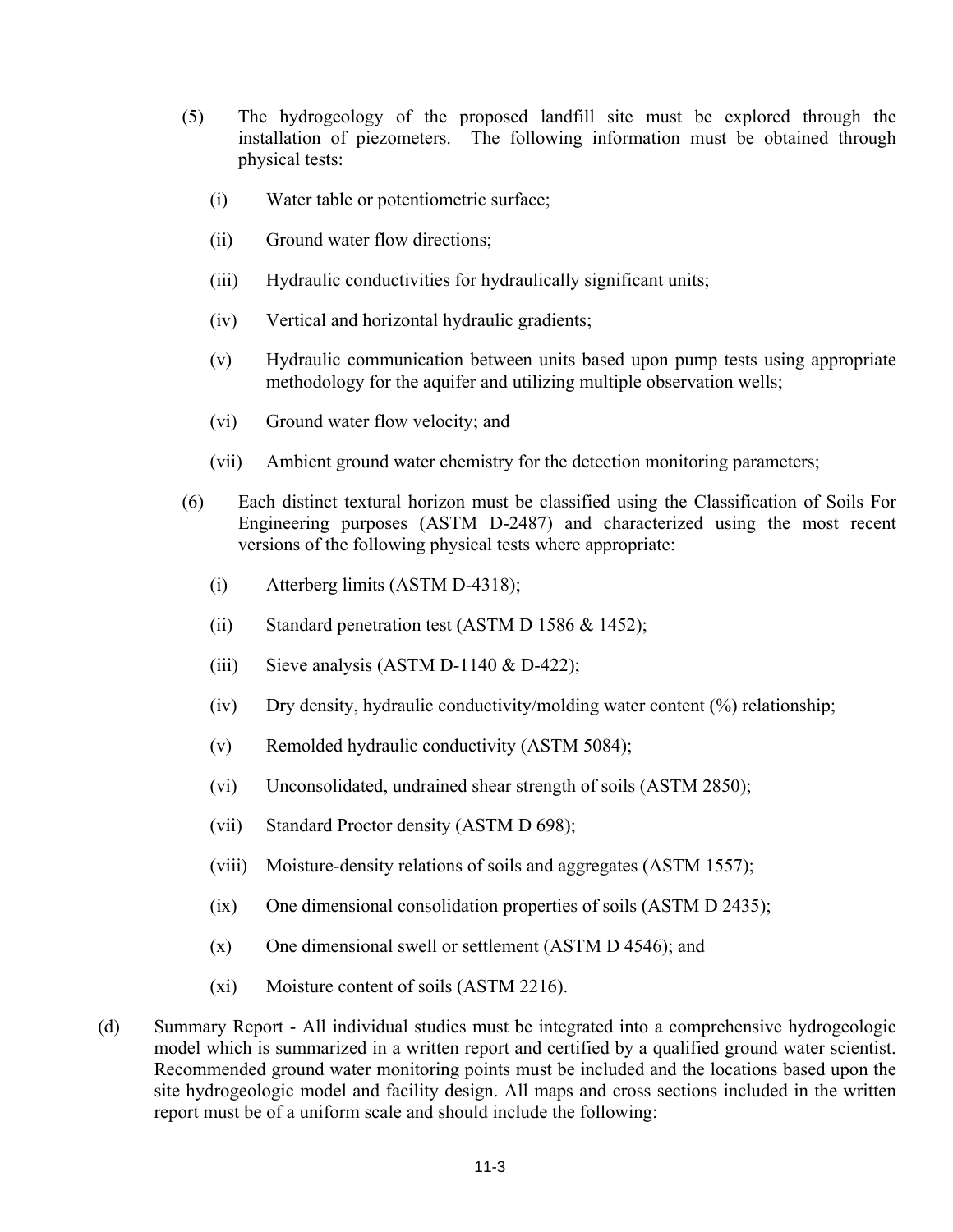(5) The hydrogeology of the proposed landfill site must be explored through the installation of piezometers. The following information must be obtained through physical tests:

  (i) Water table or potentiometric surface;

  (ii) Ground water flow directions;

  (iii) Hydraulic conductivities for hydraulically significant units;

  (iv) Vertical and horizontal hydraulic gradients;

  (v) Hydraulic communication between units based upon pump tests using appropriate methodology for the aquifer and utilizing multiple observation wells;

  (vi) Ground water flow velocity; and

  (vii) Ambient ground water chemistry for the detection monitoring parameters;

(6) Each distinct textural horizon must be classified using the Classification of Soils For Engineering purposes (ASTM D-2487) and characterized using the most recent versions of the following physical tests where appropriate:

  (i) Atterberg limits (ASTM D-4318);

  (ii) Standard penetration test (ASTM D 1586 & 1452);

  (iii) Sieve analysis (ASTM D-1140 & D-422);

  (iv) Dry density, hydraulic conductivity/molding water content (%) relationship;

  (v) Remolded hydraulic conductivity (ASTM 5084);

  (vi) Unconsolidated, undrained shear strength of soils (ASTM 2850);

  (vii) Standard Proctor density (ASTM D 698);

  (viii) Moisture-density relations of soils and aggregates (ASTM 1557);

  (ix) One dimensional consolidation properties of soils (ASTM D 2435);

  (x) One dimensional swell or settlement (ASTM D 4546); and

  (xi) Moisture content of soils (ASTM 2216).

(d) Summary Report - All individual studies must be integrated into a comprehensive hydrogeologic model which is summarized in a written report and certified by a qualified ground water scientist. Recommended ground water monitoring points must be included and the locations based upon the site hydrogeologic model and facility design. All maps and cross sections included in the written report must be of a uniform scale and should include the following: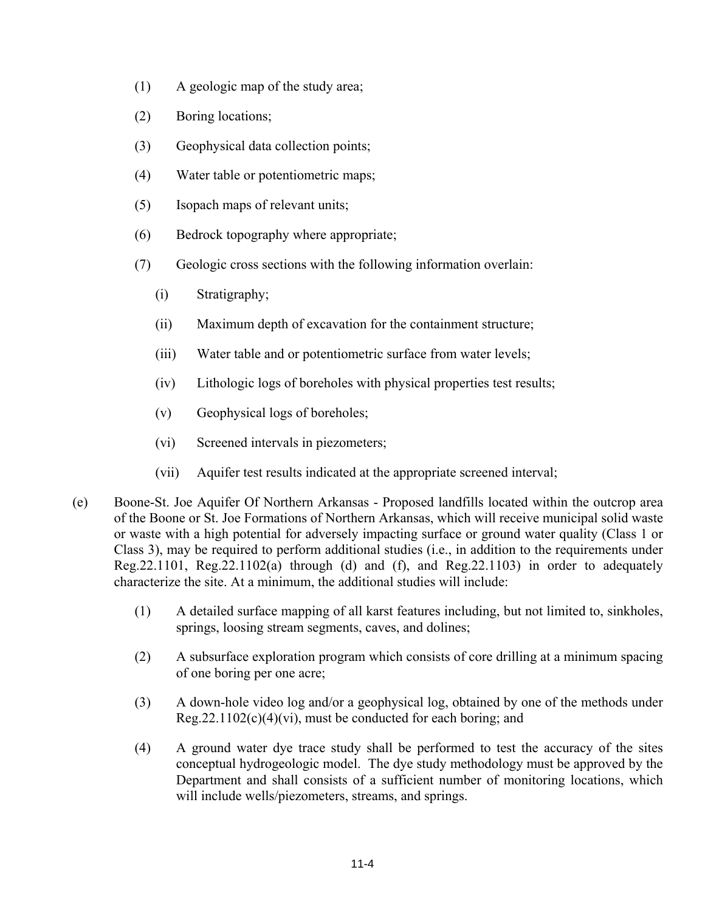(1) A geologic map of the study area;

(2) Boring locations;

(3) Geophysical data collection points;

(4) Water table or potentiometric maps;

(5) Isopach maps of relevant units;

(6) Bedrock topography where appropriate;

(7) Geologic cross sections with the following information overlain:

   (i) Stratigraphy;

   (ii) Maximum depth of excavation for the containment structure;

   (iii) Water table and or potentiometric surface from water levels;

   (iv) Lithologic logs of boreholes with physical properties test results;

   (v) Geophysical logs of boreholes;

   (vi) Screened intervals in piezometers;

   (vii) Aquifer test results indicated at the appropriate screened interval;

(e) Boone-St. Joe Aquifer Of Northern Arkansas - Proposed landfills located within the outcrop area of the Boone or St. Joe Formations of Northern Arkansas, which will receive municipal solid waste or waste with a high potential for adversely impacting surface or ground water quality (Class 1 or Class 3), may be required to perform additional studies (i.e., in addition to the requirements under Reg.22.1101, Reg.22.1102(a) through (d) and (f), and Reg.22.1103) in order to adequately characterize the site. At a minimum, the additional studies will include:

(1) A detailed surface mapping of all karst features including, but not limited to, sinkholes, springs, loosing stream segments, caves, and dolines;

(2) A subsurface exploration program which consists of core drilling at a minimum spacing of one boring per one acre;

(3) A down-hole video log and/or a geophysical log, obtained by one of the methods under Reg.22.1102(c)(4)(vi), must be conducted for each boring; and

(4) A ground water dye trace study shall be performed to test the accuracy of the sites conceptual hydrogeologic model. The dye study methodology must be approved by the Department and shall consists of a sufficient number of monitoring locations, which will include wells/piezometers, streams, and springs.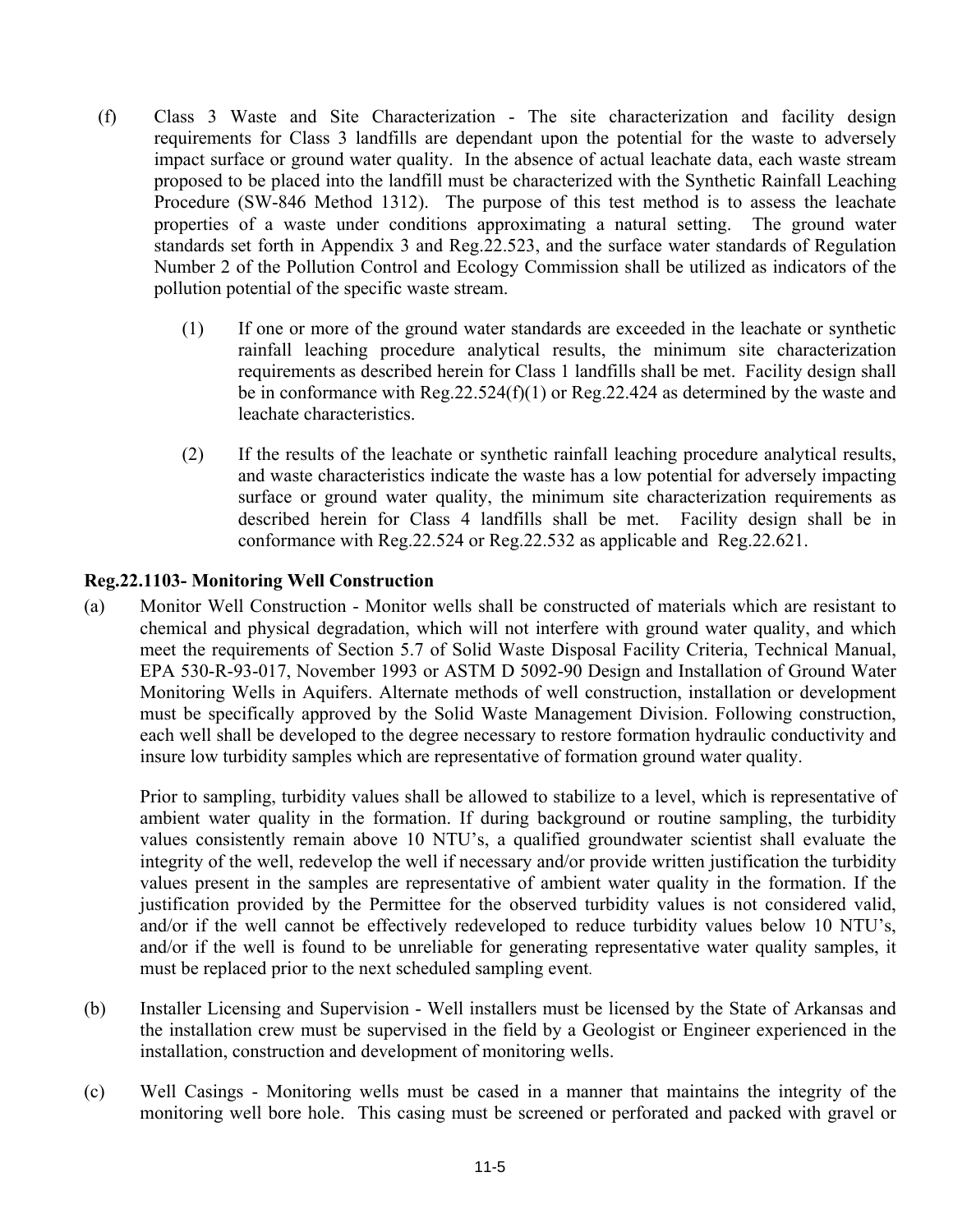(f) Class 3 Waste and Site Characterization - The site characterization and facility design requirements for Class 3 landfills are dependant upon the potential for the waste to adversely impact surface or ground water quality. In the absence of actual leachate data, each waste stream proposed to be placed into the landfill must be characterized with the Synthetic Rainfall Leaching Procedure (SW-846 Method 1312). The purpose of this test method is to assess the leachate properties of a waste under conditions approximating a natural setting. The ground water standards set forth in Appendix 3 and Reg.22.523, and the surface water standards of Regulation Number 2 of the Pollution Control and Ecology Commission shall be utilized as indicators of the pollution potential of the specific waste stream.

(1) If one or more of the ground water standards are exceeded in the leachate or synthetic rainfall leaching procedure analytical results, the minimum site characterization requirements as described herein for Class 1 landfills shall be met. Facility design shall be in conformance with Reg.22.524(f)(1) or Reg.22.424 as determined by the waste and leachate characteristics.

(2) If the results of the leachate or synthetic rainfall leaching procedure analytical results, and waste characteristics indicate the waste has a low potential for adversely impacting surface or ground water quality, the minimum site characterization requirements as described herein for Class 4 landfills shall be met. Facility design shall be in conformance with Reg.22.524 or Reg.22.532 as applicable and Reg.22.621.

**Reg.22.1103- Monitoring Well Construction**

(a) Monitor Well Construction - Monitor wells shall be constructed of materials which are resistant to chemical and physical degradation, which will not interfere with ground water quality, and which meet the requirements of Section 5.7 of Solid Waste Disposal Facility Criteria, Technical Manual, EPA 530-R-93-017, November 1993 or ASTM D 5092-90 Design and Installation of Ground Water Monitoring Wells in Aquifers. Alternate methods of well construction, installation or development must be specifically approved by the Solid Waste Management Division. Following construction, each well shall be developed to the degree necessary to restore formation hydraulic conductivity and insure low turbidity samples which are representative of formation ground water quality.

Prior to sampling, turbidity values shall be allowed to stabilize to a level, which is representative of ambient water quality in the formation. If during background or routine sampling, the turbidity values consistently remain above 10 NTU's, a qualified groundwater scientist shall evaluate the integrity of the well, redevelop the well if necessary and/or provide written justification the turbidity values present in the samples are representative of ambient water quality in the formation. If the justification provided by the Permittee for the observed turbidity values is not considered valid, and/or if the well cannot be effectively redeveloped to reduce turbidity values below 10 NTU's, and/or if the well is found to be unreliable for generating representative water quality samples, it must be replaced prior to the next scheduled sampling event.

(b) Installer Licensing and Supervision - Well installers must be licensed by the State of Arkansas and the installation crew must be supervised in the field by a Geologist or Engineer experienced in the installation, construction and development of monitoring wells.

(c) Well Casings - Monitoring wells must be cased in a manner that maintains the integrity of the monitoring well bore hole. This casing must be screened or perforated and packed with gravel or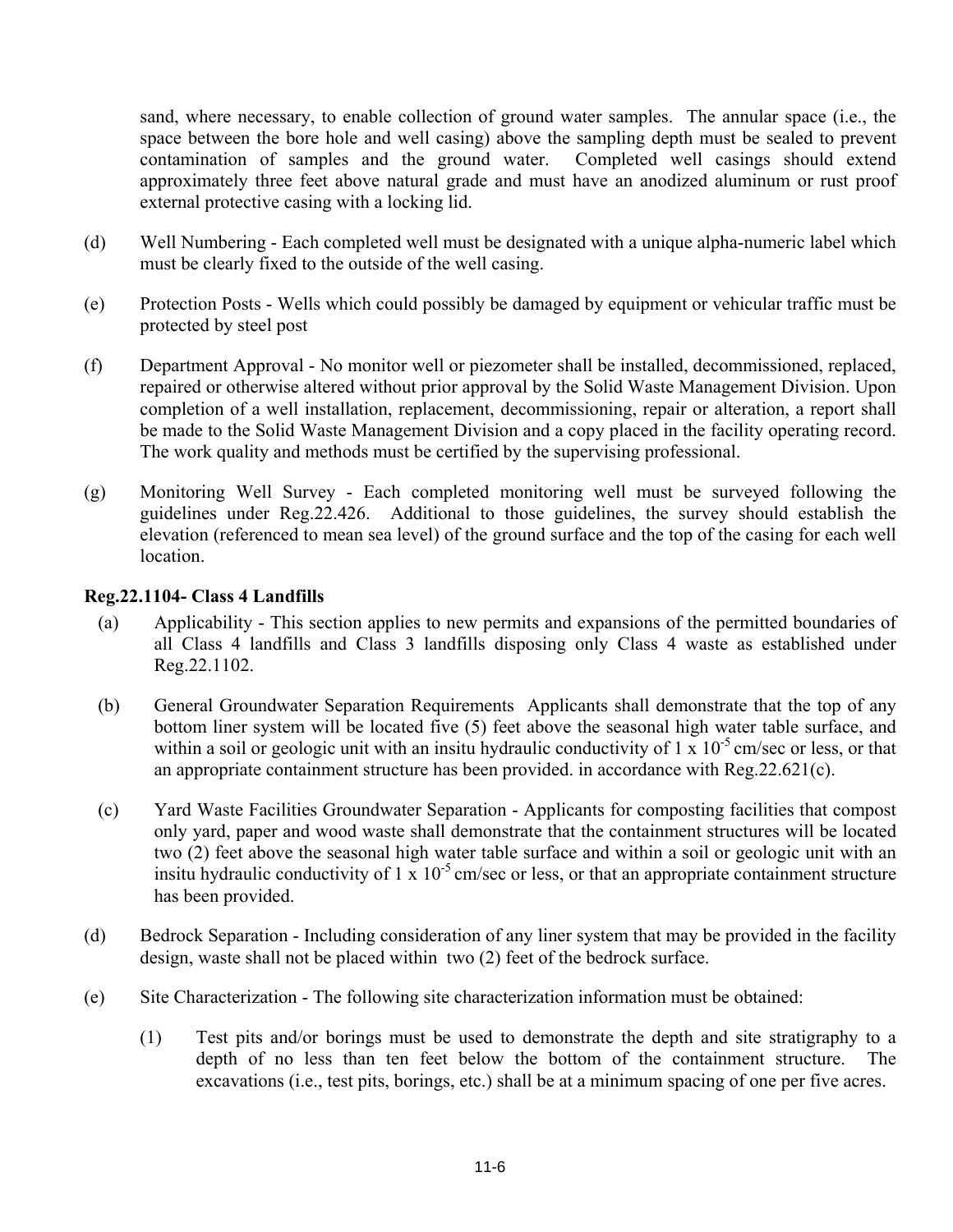sand, where necessary, to enable collection of ground water samples. The annular space (i.e., the space between the bore hole and well casing) above the sampling depth must be sealed to prevent contamination of samples and the ground water. Completed well casings should extend approximately three feet above natural grade and must have an anodized aluminum or rust proof external protective casing with a locking lid.

(d) Well Numbering - Each completed well must be designated with a unique alpha-numeric label which must be clearly fixed to the outside of the well casing.

(e) Protection Posts - Wells which could possibly be damaged by equipment or vehicular traffic must be protected by steel post

(f) Department Approval - No monitor well or piezometer shall be installed, decommissioned, replaced, repaired or otherwise altered without prior approval by the Solid Waste Management Division. Upon completion of a well installation, replacement, decommissioning, repair or alteration, a report shall be made to the Solid Waste Management Division and a copy placed in the facility operating record. The work quality and methods must be certified by the supervising professional.

(g) Monitoring Well Survey - Each completed monitoring well must be surveyed following the guidelines under Reg.22.426. Additional to those guidelines, the survey should establish the elevation (referenced to mean sea level) of the ground surface and the top of the casing for each well location.

**Reg.22.1104- Class 4 Landfills**

(a) Applicability - This section applies to new permits and expansions of the permitted boundaries of all Class 4 landfills and Class 3 landfills disposing only Class 4 waste as established under Reg.22.1102.

(b) General Groundwater Separation Requirements Applicants shall demonstrate that the top of any bottom liner system will be located five (5) feet above the seasonal high water table surface, and within a soil or geologic unit with an insitu hydraulic conductivity of $1 \times 10^{-5}$ cm/sec or less, or that an appropriate containment structure has been provided. in accordance with Reg.22.621(c).

(c) Yard Waste Facilities Groundwater Separation - Applicants for composting facilities that compost only yard, paper and wood waste shall demonstrate that the containment structures will be located two (2) feet above the seasonal high water table surface and within a soil or geologic unit with an insitu hydraulic conductivity of $1 \times 10^{-5}$ cm/sec or less, or that an appropriate containment structure has been provided.

(d) Bedrock Separation - Including consideration of any liner system that may be provided in the facility design, waste shall not be placed within two (2) feet of the bedrock surface.

(e) Site Characterization - The following site characterization information must be obtained:

(1) Test pits and/or borings must be used to demonstrate the depth and site stratigraphy to a depth of no less than ten feet below the bottom of the containment structure. The excavations (i.e., test pits, borings, etc.) shall be at a minimum spacing of one per five acres.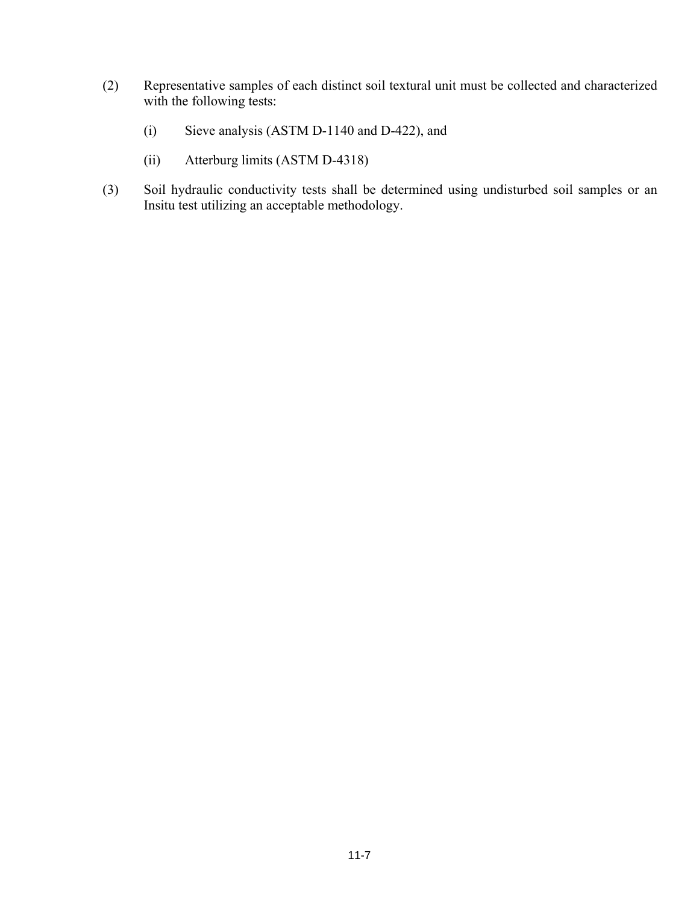(2) Representative samples of each distinct soil textural unit must be collected and characterized with the following tests:

  (i) Sieve analysis (ASTM D-1140 and D-422), and

  (ii) Atterburg limits (ASTM D-4318)

(3) Soil hydraulic conductivity tests shall be determined using undisturbed soil samples or an Insitu test utilizing an acceptable methodology.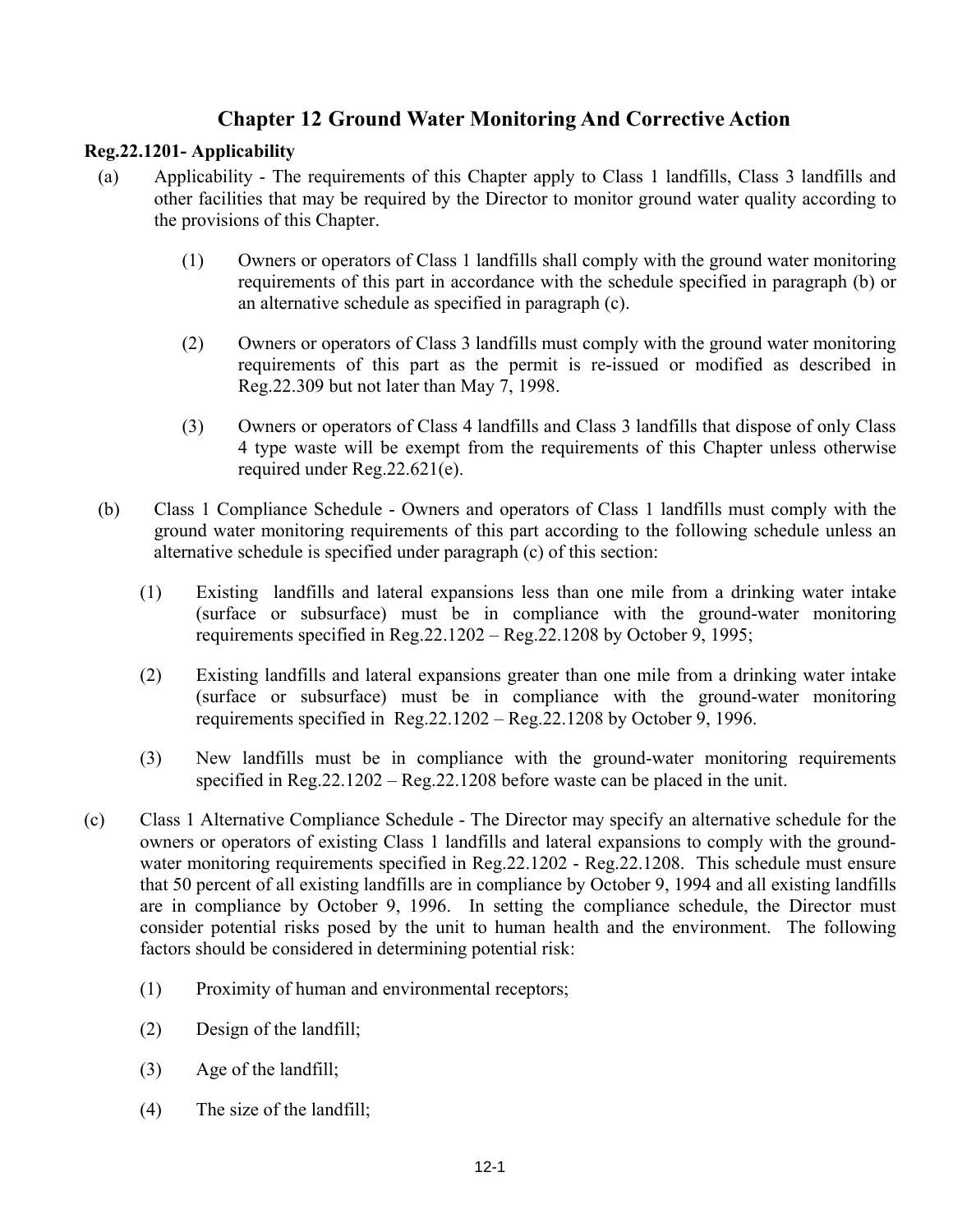# Chapter 12 Ground Water Monitoring And Corrective Action

**Reg.22.1201- Applicability**

(a) Applicability - The requirements of this Chapter apply to Class 1 landfills, Class 3 landfills and other facilities that may be required by the Director to monitor ground water quality according to the provisions of this Chapter.

   (1) Owners or operators of Class 1 landfills shall comply with the ground water monitoring requirements of this part in accordance with the schedule specified in paragraph (b) or an alternative schedule as specified in paragraph (c).

   (2) Owners or operators of Class 3 landfills must comply with the ground water monitoring requirements of this part as the permit is re-issued or modified as described in Reg.22.309 but not later than May 7, 1998.

   (3) Owners or operators of Class 4 landfills and Class 3 landfills that dispose of only Class 4 type waste will be exempt from the requirements of this Chapter unless otherwise required under Reg.22.621(e).

(b) Class 1 Compliance Schedule - Owners and operators of Class 1 landfills must comply with the ground water monitoring requirements of this part according to the following schedule unless an alternative schedule is specified under paragraph (c) of this section:

   (1) Existing landfills and lateral expansions less than one mile from a drinking water intake (surface or subsurface) must be in compliance with the ground-water monitoring requirements specified in Reg.22.1202 – Reg.22.1208 by October 9, 1995;

   (2) Existing landfills and lateral expansions greater than one mile from a drinking water intake (surface or subsurface) must be in compliance with the ground-water monitoring requirements specified in Reg.22.1202 – Reg.22.1208 by October 9, 1996.

   (3) New landfills must be in compliance with the ground-water monitoring requirements specified in Reg.22.1202 – Reg.22.1208 before waste can be placed in the unit.

(c) Class 1 Alternative Compliance Schedule - The Director may specify an alternative schedule for the owners or operators of existing Class 1 landfills and lateral expansions to comply with the ground-water monitoring requirements specified in Reg.22.1202 - Reg.22.1208. This schedule must ensure that 50 percent of all existing landfills are in compliance by October 9, 1994 and all existing landfills are in compliance by October 9, 1996. In setting the compliance schedule, the Director must consider potential risks posed by the unit to human health and the environment. The following factors should be considered in determining potential risk:

   (1) Proximity of human and environmental receptors;

   (2) Design of the landfill;

   (3) Age of the landfill;

   (4) The size of the landfill;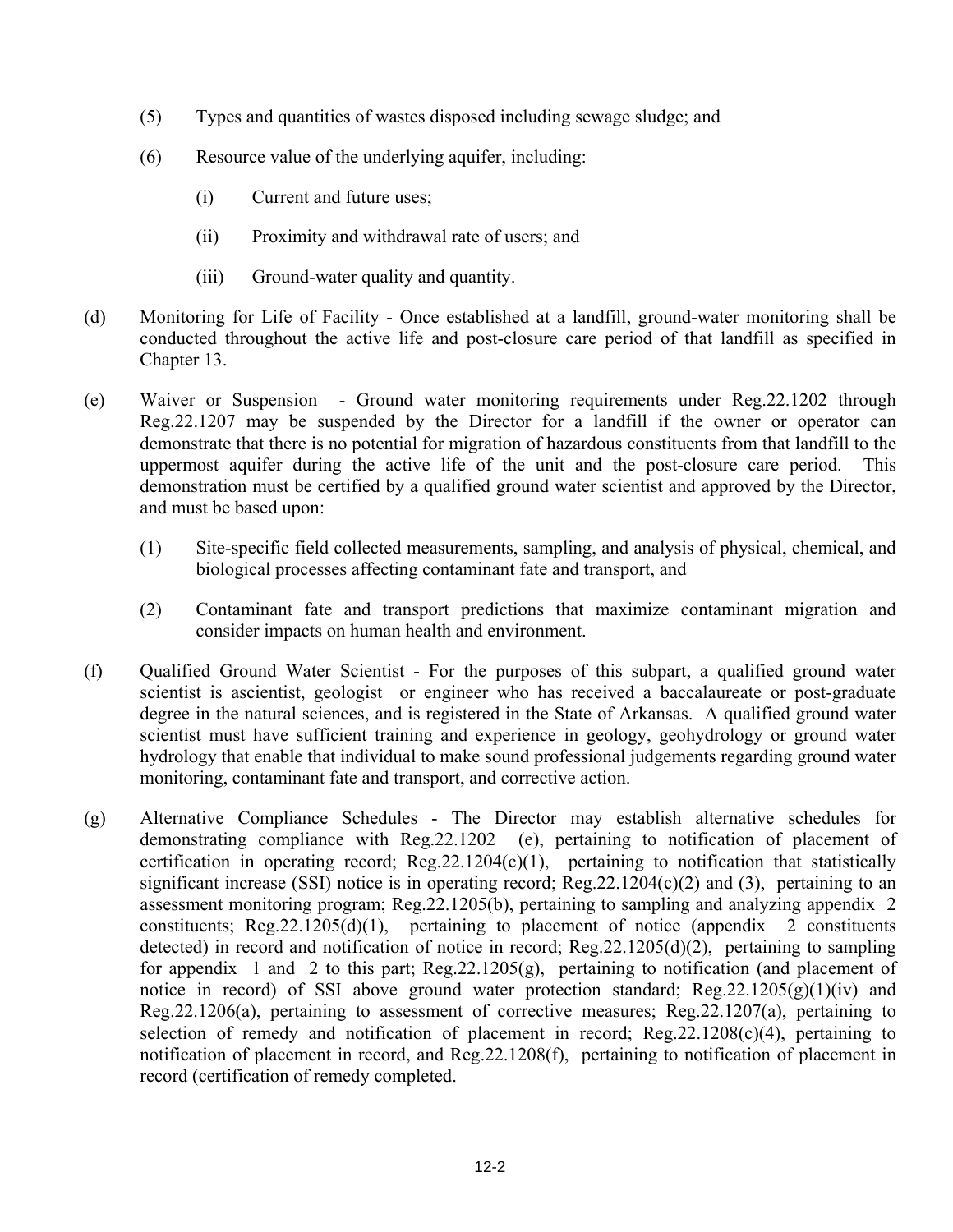(5) Types and quantities of wastes disposed including sewage sludge; and

(6) Resource value of the underlying aquifer, including:

   (i) Current and future uses;

   (ii) Proximity and withdrawal rate of users; and

   (iii) Ground-water quality and quantity.

(d) Monitoring for Life of Facility - Once established at a landfill, ground-water monitoring shall be conducted throughout the active life and post-closure care period of that landfill as specified in Chapter 13.

(e) Waiver or Suspension - Ground water monitoring requirements under Reg.22.1202 through Reg.22.1207 may be suspended by the Director for a landfill if the owner or operator can demonstrate that there is no potential for migration of hazardous constituents from that landfill to the uppermost aquifer during the active life of the unit and the post-closure care period. This demonstration must be certified by a qualified ground water scientist and approved by the Director, and must be based upon:

   (1) Site-specific field collected measurements, sampling, and analysis of physical, chemical, and biological processes affecting contaminant fate and transport, and

   (2) Contaminant fate and transport predictions that maximize contaminant migration and consider impacts on human health and environment.

(f) Qualified Ground Water Scientist - For the purposes of this subpart, a qualified ground water scientist is ascientist, geologist or engineer who has received a baccalaureate or post-graduate degree in the natural sciences, and is registered in the State of Arkansas. A qualified ground water scientist must have sufficient training and experience in geology, geohydrology or ground water hydrology that enable that individual to make sound professional judgements regarding ground water monitoring, contaminant fate and transport, and corrective action.

(g) Alternative Compliance Schedules - The Director may establish alternative schedules for demonstrating compliance with Reg.22.1202 (e), pertaining to notification of placement of certification in operating record; Reg.22.1204(c)(1), pertaining to notification that statistically significant increase (SSI) notice is in operating record; Reg.22.1204(c)(2) and (3), pertaining to an assessment monitoring program; Reg.22.1205(b), pertaining to sampling and analyzing appendix 2 constituents; Reg.22.1205(d)(1), pertaining to placement of notice (appendix 2 constituents detected) in record and notification of notice in record; Reg.22.1205(d)(2), pertaining to sampling for appendix 1 and 2 to this part; Reg.22.1205(g), pertaining to notification (and placement of notice in record) of SSI above ground water protection standard; Reg.22.1205(g)(1)(iv) and Reg.22.1206(a), pertaining to assessment of corrective measures; Reg.22.1207(a), pertaining to selection of remedy and notification of placement in record; Reg.22.1208(c)(4), pertaining to notification of placement in record, and Reg.22.1208(f), pertaining to notification of placement in record (certification of remedy completed.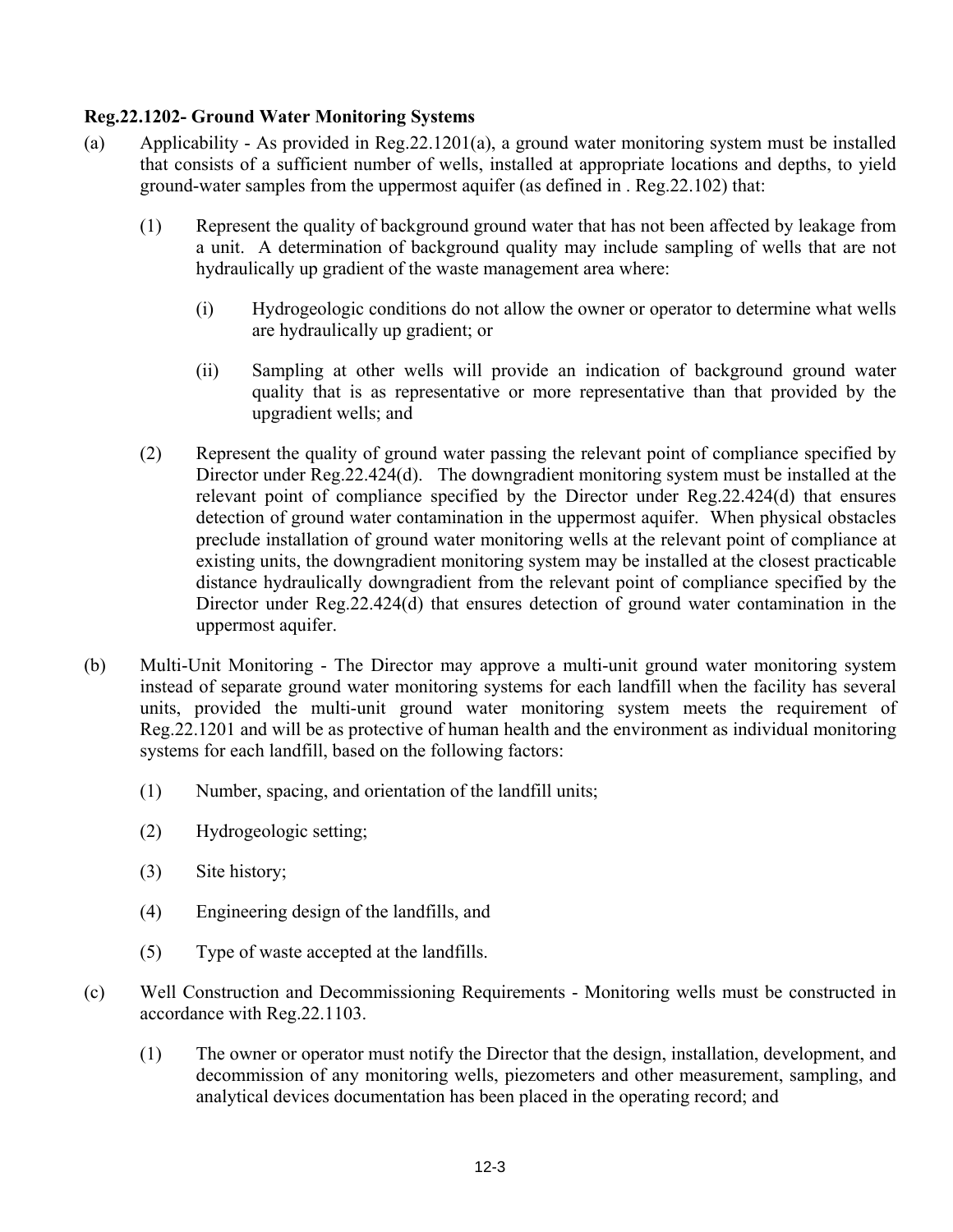**Reg.22.1202- Ground Water Monitoring Systems**

(a) Applicability - As provided in Reg.22.1201(a), a ground water monitoring system must be installed that consists of a sufficient number of wells, installed at appropriate locations and depths, to yield ground-water samples from the uppermost aquifer (as defined in . Reg.22.102) that:

 (1) Represent the quality of background ground water that has not been affected by leakage from a unit. A determination of background quality may include sampling of wells that are not hydraulically up gradient of the waste management area where:

  (i) Hydrogeologic conditions do not allow the owner or operator to determine what wells are hydraulically up gradient; or

  (ii) Sampling at other wells will provide an indication of background ground water quality that is as representative or more representative than that provided by the upgradient wells; and

 (2) Represent the quality of ground water passing the relevant point of compliance specified by Director under Reg.22.424(d). The downgradient monitoring system must be installed at the relevant point of compliance specified by the Director under Reg.22.424(d) that ensures detection of ground water contamination in the uppermost aquifer. When physical obstacles preclude installation of ground water monitoring wells at the relevant point of compliance at existing units, the downgradient monitoring system may be installed at the closest practicable distance hydraulically downgradient from the relevant point of compliance specified by the Director under Reg.22.424(d) that ensures detection of ground water contamination in the uppermost aquifer.

(b) Multi-Unit Monitoring - The Director may approve a multi-unit ground water monitoring system instead of separate ground water monitoring systems for each landfill when the facility has several units, provided the multi-unit ground water monitoring system meets the requirement of Reg.22.1201 and will be as protective of human health and the environment as individual monitoring systems for each landfill, based on the following factors:

 (1) Number, spacing, and orientation of the landfill units;

 (2) Hydrogeologic setting;

 (3) Site history;

 (4) Engineering design of the landfills, and

 (5) Type of waste accepted at the landfills.

(c) Well Construction and Decommissioning Requirements - Monitoring wells must be constructed in accordance with Reg.22.1103.

 (1) The owner or operator must notify the Director that the design, installation, development, and decommission of any monitoring wells, piezometers and other measurement, sampling, and analytical devices documentation has been placed in the operating record; and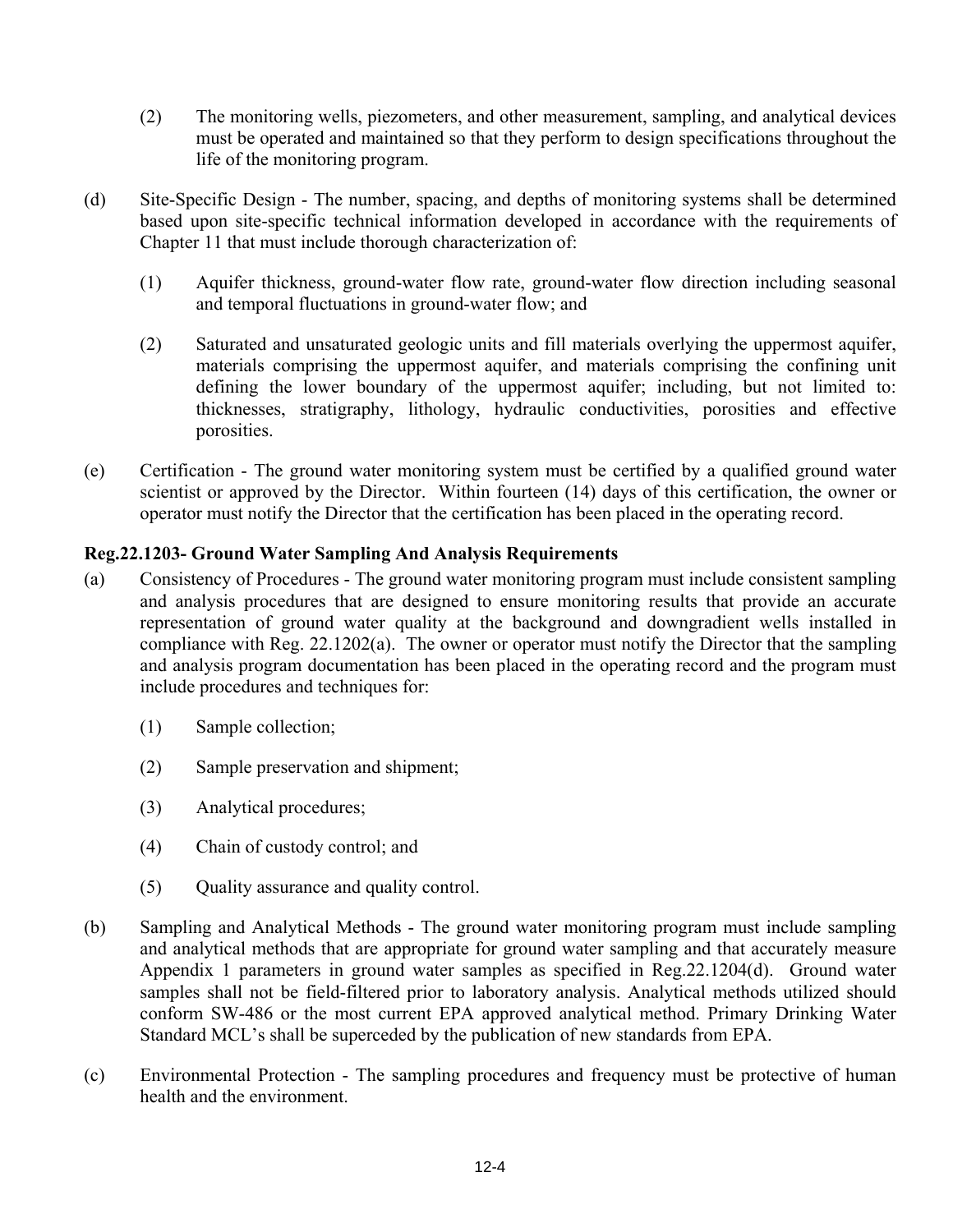(2) The monitoring wells, piezometers, and other measurement, sampling, and analytical devices must be operated and maintained so that they perform to design specifications throughout the life of the monitoring program.

(d) Site-Specific Design - The number, spacing, and depths of monitoring systems shall be determined based upon site-specific technical information developed in accordance with the requirements of Chapter 11 that must include thorough characterization of:

(1) Aquifer thickness, ground-water flow rate, ground-water flow direction including seasonal and temporal fluctuations in ground-water flow; and

(2) Saturated and unsaturated geologic units and fill materials overlying the uppermost aquifer, materials comprising the uppermost aquifer, and materials comprising the confining unit defining the lower boundary of the uppermost aquifer; including, but not limited to: thicknesses, stratigraphy, lithology, hydraulic conductivities, porosities and effective porosities.

(e) Certification - The ground water monitoring system must be certified by a qualified ground water scientist or approved by the Director. Within fourteen (14) days of this certification, the owner or operator must notify the Director that the certification has been placed in the operating record.

**Reg.22.1203- Ground Water Sampling And Analysis Requirements**

(a) Consistency of Procedures - The ground water monitoring program must include consistent sampling and analysis procedures that are designed to ensure monitoring results that provide an accurate representation of ground water quality at the background and downgradient wells installed in compliance with Reg. 22.1202(a). The owner or operator must notify the Director that the sampling and analysis program documentation has been placed in the operating record and the program must include procedures and techniques for:

(1) Sample collection;

(2) Sample preservation and shipment;

(3) Analytical procedures;

(4) Chain of custody control; and

(5) Quality assurance and quality control.

(b) Sampling and Analytical Methods - The ground water monitoring program must include sampling and analytical methods that are appropriate for ground water sampling and that accurately measure Appendix 1 parameters in ground water samples as specified in Reg.22.1204(d). Ground water samples shall not be field-filtered prior to laboratory analysis. Analytical methods utilized should conform SW-486 or the most current EPA approved analytical method. Primary Drinking Water Standard MCL's shall be superceded by the publication of new standards from EPA.

(c) Environmental Protection - The sampling procedures and frequency must be protective of human health and the environment.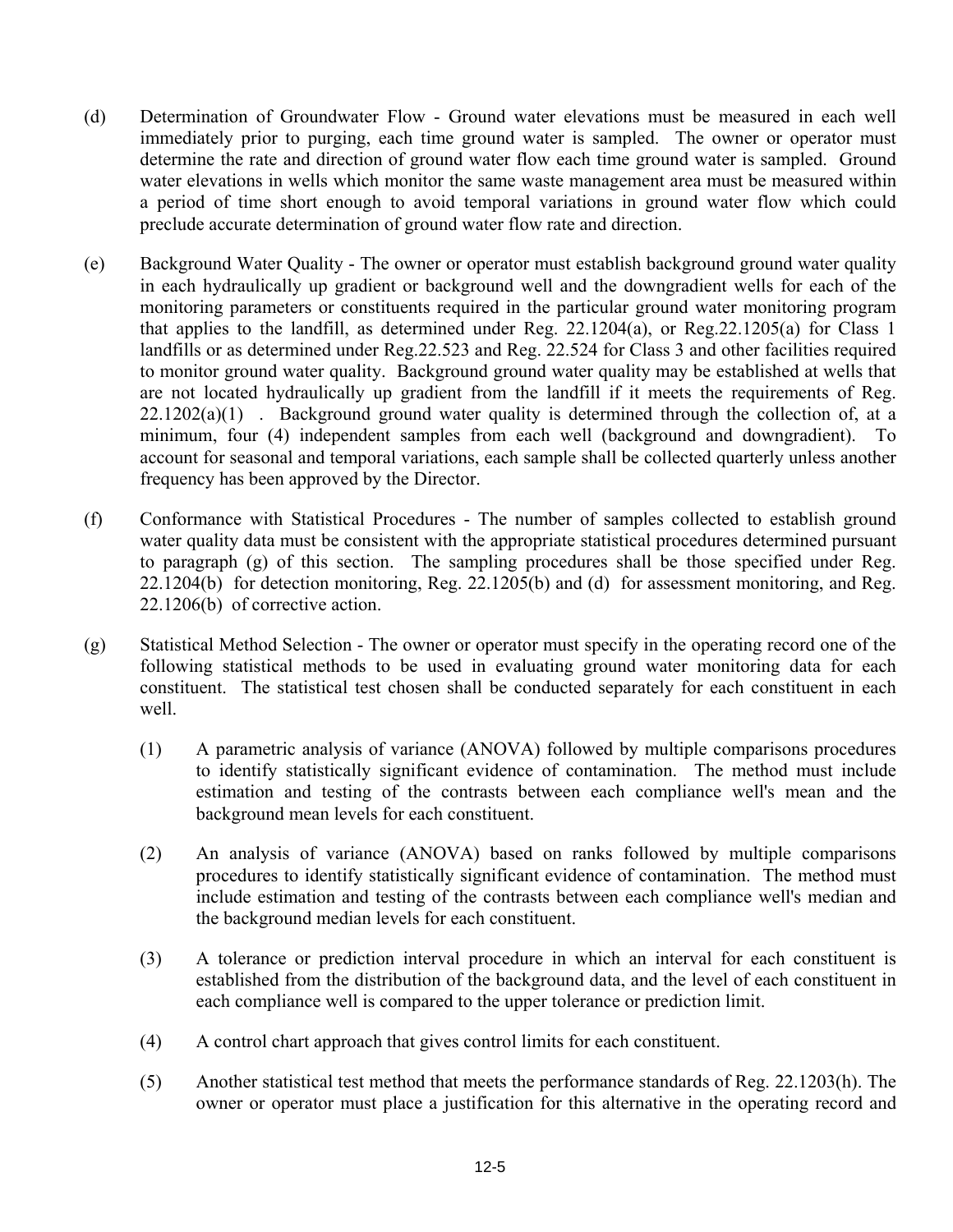(d) Determination of Groundwater Flow - Ground water elevations must be measured in each well immediately prior to purging, each time ground water is sampled. The owner or operator must determine the rate and direction of ground water flow each time ground water is sampled. Ground water elevations in wells which monitor the same waste management area must be measured within a period of time short enough to avoid temporal variations in ground water flow which could preclude accurate determination of ground water flow rate and direction.

(e) Background Water Quality - The owner or operator must establish background ground water quality in each hydraulically up gradient or background well and the downgradient wells for each of the monitoring parameters or constituents required in the particular ground water monitoring program that applies to the landfill, as determined under Reg. 22.1204(a), or Reg.22.1205(a) for Class 1 landfills or as determined under Reg.22.523 and Reg. 22.524 for Class 3 and other facilities required to monitor ground water quality. Background ground water quality may be established at wells that are not located hydraulically up gradient from the landfill if it meets the requirements of Reg. 22.1202(a)(1) . Background ground water quality is determined through the collection of, at a minimum, four (4) independent samples from each well (background and downgradient). To account for seasonal and temporal variations, each sample shall be collected quarterly unless another frequency has been approved by the Director.

(f) Conformance with Statistical Procedures - The number of samples collected to establish ground water quality data must be consistent with the appropriate statistical procedures determined pursuant to paragraph (g) of this section. The sampling procedures shall be those specified under Reg. 22.1204(b) for detection monitoring, Reg. 22.1205(b) and (d) for assessment monitoring, and Reg. 22.1206(b) of corrective action.

(g) Statistical Method Selection - The owner or operator must specify in the operating record one of the following statistical methods to be used in evaluating ground water monitoring data for each constituent. The statistical test chosen shall be conducted separately for each constituent in each well.

(1) A parametric analysis of variance (ANOVA) followed by multiple comparisons procedures to identify statistically significant evidence of contamination. The method must include estimation and testing of the contrasts between each compliance well's mean and the background mean levels for each constituent.

(2) An analysis of variance (ANOVA) based on ranks followed by multiple comparisons procedures to identify statistically significant evidence of contamination. The method must include estimation and testing of the contrasts between each compliance well's median and the background median levels for each constituent.

(3) A tolerance or prediction interval procedure in which an interval for each constituent is established from the distribution of the background data, and the level of each constituent in each compliance well is compared to the upper tolerance or prediction limit.

(4) A control chart approach that gives control limits for each constituent.

(5) Another statistical test method that meets the performance standards of Reg. 22.1203(h). The owner or operator must place a justification for this alternative in the operating record and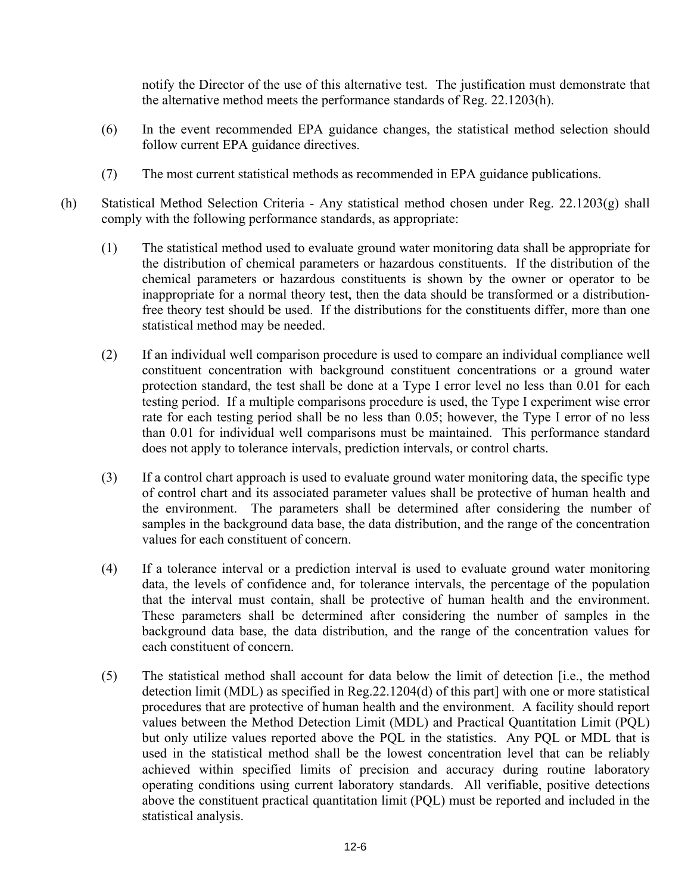notify the Director of the use of this alternative test. The justification must demonstrate that the alternative method meets the performance standards of Reg. 22.1203(h).

(6) In the event recommended EPA guidance changes, the statistical method selection should follow current EPA guidance directives.

(7) The most current statistical methods as recommended in EPA guidance publications.

(h) Statistical Method Selection Criteria - Any statistical method chosen under Reg. 22.1203(g) shall comply with the following performance standards, as appropriate:

(1) The statistical method used to evaluate ground water monitoring data shall be appropriate for the distribution of chemical parameters or hazardous constituents. If the distribution of the chemical parameters or hazardous constituents is shown by the owner or operator to be inappropriate for a normal theory test, then the data should be transformed or a distribution-free theory test should be used. If the distributions for the constituents differ, more than one statistical method may be needed.

(2) If an individual well comparison procedure is used to compare an individual compliance well constituent concentration with background constituent concentrations or a ground water protection standard, the test shall be done at a Type I error level no less than 0.01 for each testing period. If a multiple comparisons procedure is used, the Type I experiment wise error rate for each testing period shall be no less than 0.05; however, the Type I error of no less than 0.01 for individual well comparisons must be maintained. This performance standard does not apply to tolerance intervals, prediction intervals, or control charts.

(3) If a control chart approach is used to evaluate ground water monitoring data, the specific type of control chart and its associated parameter values shall be protective of human health and the environment. The parameters shall be determined after considering the number of samples in the background data base, the data distribution, and the range of the concentration values for each constituent of concern.

(4) If a tolerance interval or a prediction interval is used to evaluate ground water monitoring data, the levels of confidence and, for tolerance intervals, the percentage of the population that the interval must contain, shall be protective of human health and the environment. These parameters shall be determined after considering the number of samples in the background data base, the data distribution, and the range of the concentration values for each constituent of concern.

(5) The statistical method shall account for data below the limit of detection [i.e., the method detection limit (MDL) as specified in Reg.22.1204(d) of this part] with one or more statistical procedures that are protective of human health and the environment. A facility should report values between the Method Detection Limit (MDL) and Practical Quantitation Limit (PQL) but only utilize values reported above the PQL in the statistics. Any PQL or MDL that is used in the statistical method shall be the lowest concentration level that can be reliably achieved within specified limits of precision and accuracy during routine laboratory operating conditions using current laboratory standards. All verifiable, positive detections above the constituent practical quantitation limit (PQL) must be reported and included in the statistical analysis.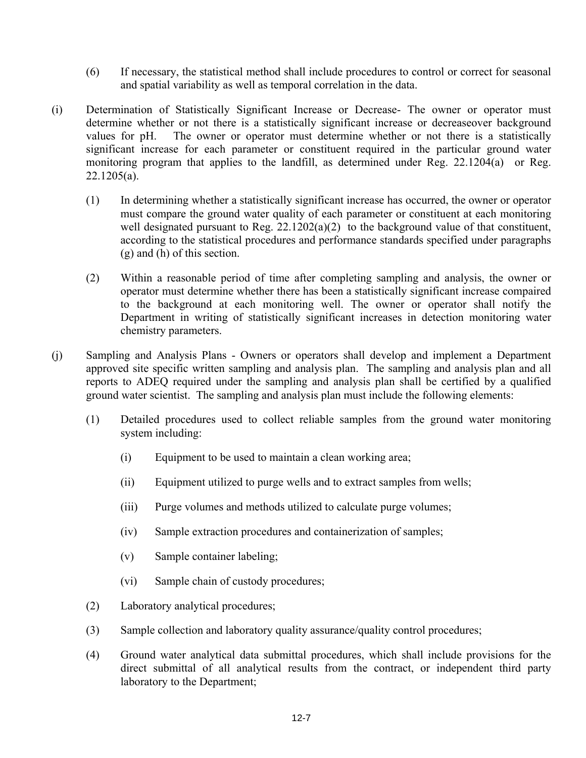(6) If necessary, the statistical method shall include procedures to control or correct for seasonal and spatial variability as well as temporal correlation in the data.

(i) Determination of Statistically Significant Increase or Decrease- The owner or operator must determine whether or not there is a statistically significant increase or decreaseover background values for pH. The owner or operator must determine whether or not there is a statistically significant increase for each parameter or constituent required in the particular ground water monitoring program that applies to the landfill, as determined under Reg. 22.1204(a) or Reg. 22.1205(a).

(1) In determining whether a statistically significant increase has occurred, the owner or operator must compare the ground water quality of each parameter or constituent at each monitoring well designated pursuant to Reg. 22.1202(a)(2) to the background value of that constituent, according to the statistical procedures and performance standards specified under paragraphs (g) and (h) of this section.

(2) Within a reasonable period of time after completing sampling and analysis, the owner or operator must determine whether there has been a statistically significant increase compaired to the background at each monitoring well. The owner or operator shall notify the Department in writing of statistically significant increases in detection monitoring water chemistry parameters.

(j) Sampling and Analysis Plans - Owners or operators shall develop and implement a Department approved site specific written sampling and analysis plan. The sampling and analysis plan and all reports to ADEQ required under the sampling and analysis plan shall be certified by a qualified ground water scientist. The sampling and analysis plan must include the following elements:

(1) Detailed procedures used to collect reliable samples from the ground water monitoring system including:

(i) Equipment to be used to maintain a clean working area;

(ii) Equipment utilized to purge wells and to extract samples from wells;

(iii) Purge volumes and methods utilized to calculate purge volumes;

(iv) Sample extraction procedures and containerization of samples;

(v) Sample container labeling;

(vi) Sample chain of custody procedures;

(2) Laboratory analytical procedures;

(3) Sample collection and laboratory quality assurance/quality control procedures;

(4) Ground water analytical data submittal procedures, which shall include provisions for the direct submittal of all analytical results from the contract, or independent third party laboratory to the Department;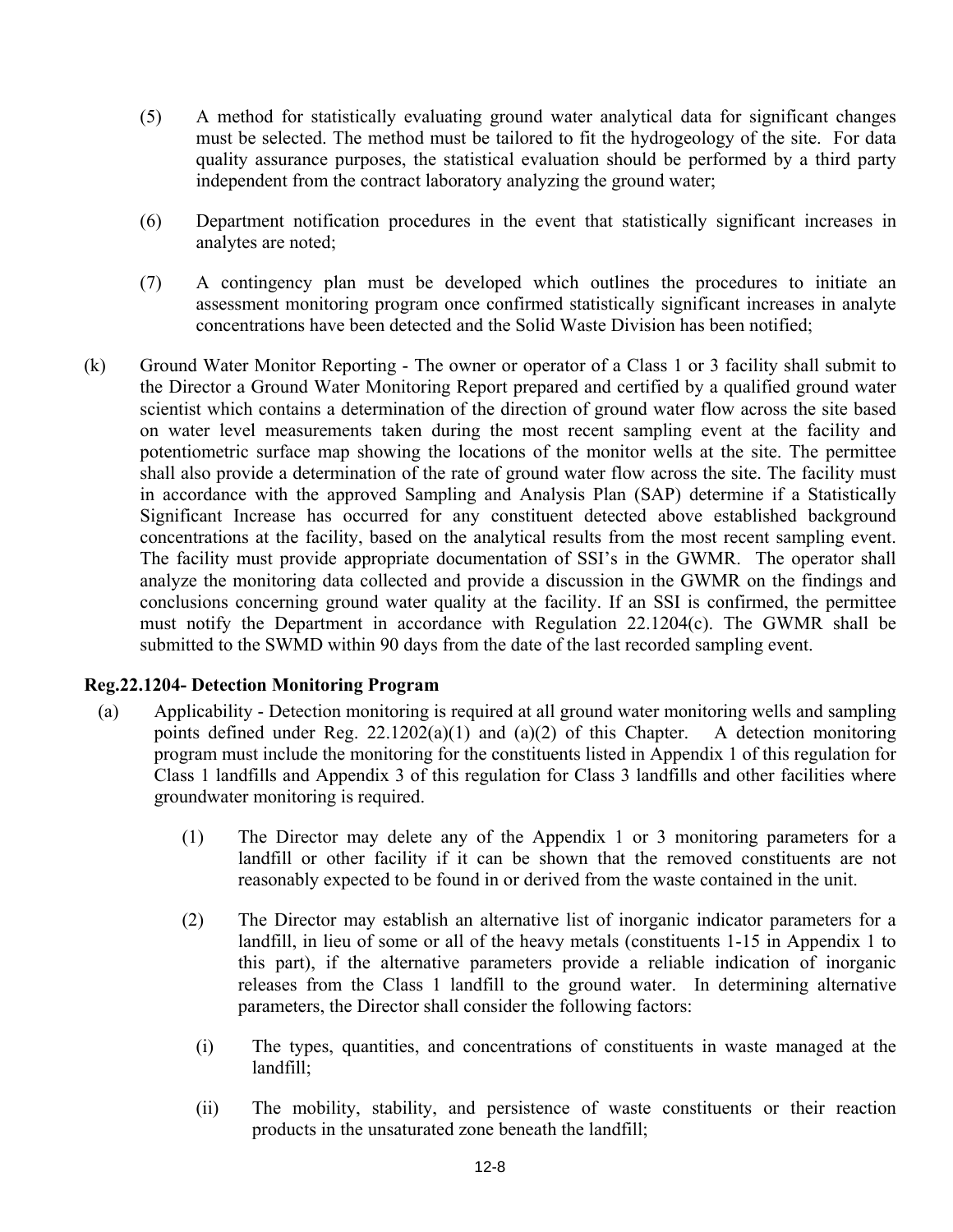(5) A method for statistically evaluating ground water analytical data for significant changes must be selected. The method must be tailored to fit the hydrogeology of the site. For data quality assurance purposes, the statistical evaluation should be performed by a third party independent from the contract laboratory analyzing the ground water;

(6) Department notification procedures in the event that statistically significant increases in analytes are noted;

(7) A contingency plan must be developed which outlines the procedures to initiate an assessment monitoring program once confirmed statistically significant increases in analyte concentrations have been detected and the Solid Waste Division has been notified;

(k) Ground Water Monitor Reporting - The owner or operator of a Class 1 or 3 facility shall submit to the Director a Ground Water Monitoring Report prepared and certified by a qualified ground water scientist which contains a determination of the direction of ground water flow across the site based on water level measurements taken during the most recent sampling event at the facility and potentiometric surface map showing the locations of the monitor wells at the site. The permittee shall also provide a determination of the rate of ground water flow across the site. The facility must in accordance with the approved Sampling and Analysis Plan (SAP) determine if a Statistically Significant Increase has occurred for any constituent detected above established background concentrations at the facility, based on the analytical results from the most recent sampling event. The facility must provide appropriate documentation of SSI's in the GWMR. The operator shall analyze the monitoring data collected and provide a discussion in the GWMR on the findings and conclusions concerning ground water quality at the facility. If an SSI is confirmed, the permittee must notify the Department in accordance with Regulation 22.1204(c). The GWMR shall be submitted to the SWMD within 90 days from the date of the last recorded sampling event.

**Reg.22.1204- Detection Monitoring Program**

(a) Applicability - Detection monitoring is required at all ground water monitoring wells and sampling points defined under Reg. 22.1202(a)(1) and (a)(2) of this Chapter. A detection monitoring program must include the monitoring for the constituents listed in Appendix 1 of this regulation for Class 1 landfills and Appendix 3 of this regulation for Class 3 landfills and other facilities where groundwater monitoring is required.

(1) The Director may delete any of the Appendix 1 or 3 monitoring parameters for a landfill or other facility if it can be shown that the removed constituents are not reasonably expected to be found in or derived from the waste contained in the unit.

(2) The Director may establish an alternative list of inorganic indicator parameters for a landfill, in lieu of some or all of the heavy metals (constituents 1-15 in Appendix 1 to this part), if the alternative parameters provide a reliable indication of inorganic releases from the Class 1 landfill to the ground water. In determining alternative parameters, the Director shall consider the following factors:

(i) The types, quantities, and concentrations of constituents in waste managed at the landfill;

(ii) The mobility, stability, and persistence of waste constituents or their reaction products in the unsaturated zone beneath the landfill;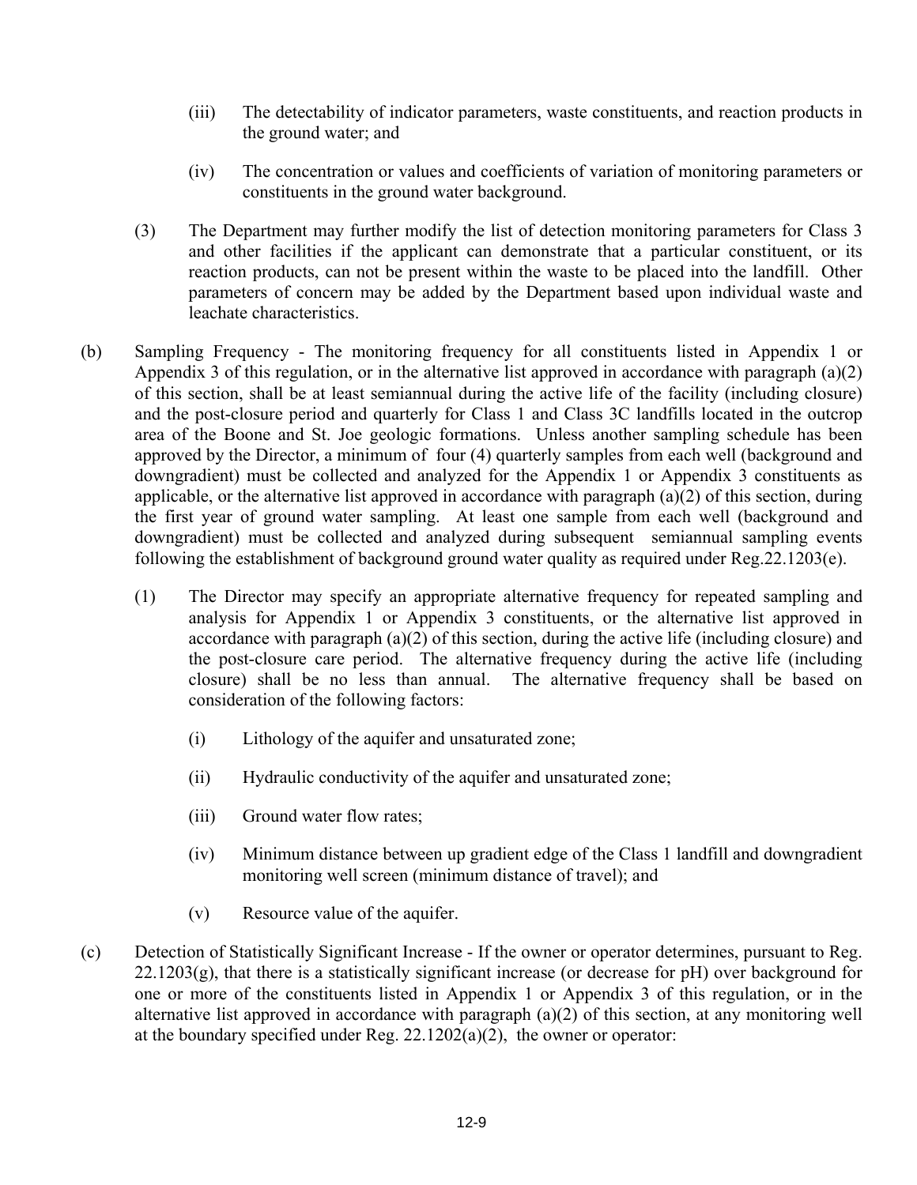(iii) The detectability of indicator parameters, waste constituents, and reaction products in the ground water; and

(iv) The concentration or values and coefficients of variation of monitoring parameters or constituents in the ground water background.

(3) The Department may further modify the list of detection monitoring parameters for Class 3 and other facilities if the applicant can demonstrate that a particular constituent, or its reaction products, can not be present within the waste to be placed into the landfill. Other parameters of concern may be added by the Department based upon individual waste and leachate characteristics.

(b) Sampling Frequency - The monitoring frequency for all constituents listed in Appendix 1 or Appendix 3 of this regulation, or in the alternative list approved in accordance with paragraph (a)(2) of this section, shall be at least semiannual during the active life of the facility (including closure) and the post-closure period and quarterly for Class 1 and Class 3C landfills located in the outcrop area of the Boone and St. Joe geologic formations. Unless another sampling schedule has been approved by the Director, a minimum of four (4) quarterly samples from each well (background and downgradient) must be collected and analyzed for the Appendix 1 or Appendix 3 constituents as applicable, or the alternative list approved in accordance with paragraph (a)(2) of this section, during the first year of ground water sampling. At least one sample from each well (background and downgradient) must be collected and analyzed during subsequent semiannual sampling events following the establishment of background ground water quality as required under Reg.22.1203(e).

(1) The Director may specify an appropriate alternative frequency for repeated sampling and analysis for Appendix 1 or Appendix 3 constituents, or the alternative list approved in accordance with paragraph (a)(2) of this section, during the active life (including closure) and the post-closure care period. The alternative frequency during the active life (including closure) shall be no less than annual. The alternative frequency shall be based on consideration of the following factors:

(i) Lithology of the aquifer and unsaturated zone;

(ii) Hydraulic conductivity of the aquifer and unsaturated zone;

(iii) Ground water flow rates;

(iv) Minimum distance between up gradient edge of the Class 1 landfill and downgradient monitoring well screen (minimum distance of travel); and

(v) Resource value of the aquifer.

(c) Detection of Statistically Significant Increase - If the owner or operator determines, pursuant to Reg. 22.1203(g), that there is a statistically significant increase (or decrease for pH) over background for one or more of the constituents listed in Appendix 1 or Appendix 3 of this regulation, or in the alternative list approved in accordance with paragraph (a)(2) of this section, at any monitoring well at the boundary specified under Reg. 22.1202(a)(2), the owner or operator: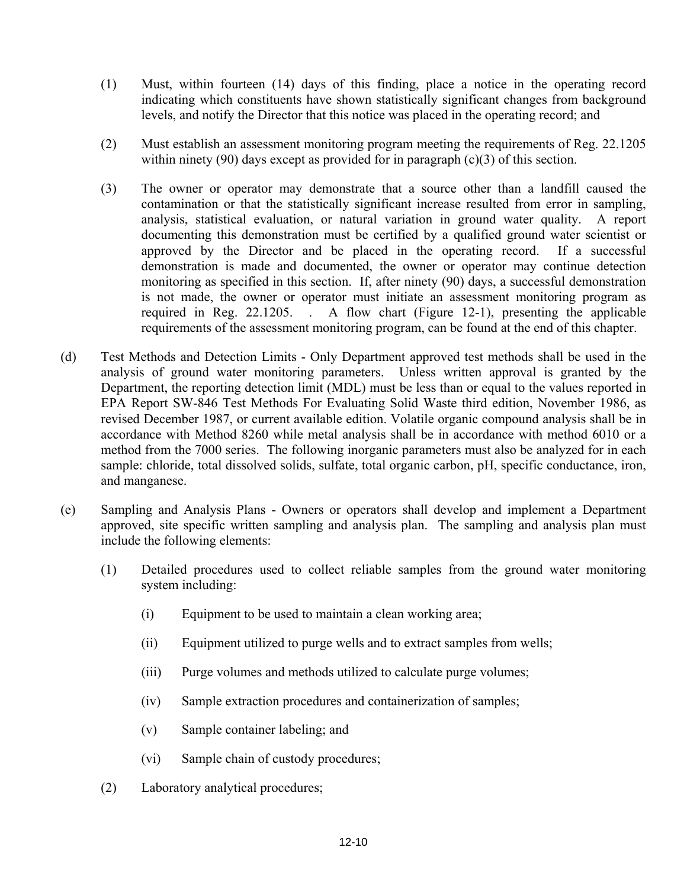(1) Must, within fourteen (14) days of this finding, place a notice in the operating record indicating which constituents have shown statistically significant changes from background levels, and notify the Director that this notice was placed in the operating record; and

(2) Must establish an assessment monitoring program meeting the requirements of Reg. 22.1205 within ninety (90) days except as provided for in paragraph (c)(3) of this section.

(3) The owner or operator may demonstrate that a source other than a landfill caused the contamination or that the statistically significant increase resulted from error in sampling, analysis, statistical evaluation, or natural variation in ground water quality. A report documenting this demonstration must be certified by a qualified ground water scientist or approved by the Director and be placed in the operating record. If a successful demonstration is made and documented, the owner or operator may continue detection monitoring as specified in this section. If, after ninety (90) days, a successful demonstration is not made, the owner or operator must initiate an assessment monitoring program as required in Reg. 22.1205. . A flow chart (Figure 12-1), presenting the applicable requirements of the assessment monitoring program, can be found at the end of this chapter.

(d) Test Methods and Detection Limits - Only Department approved test methods shall be used in the analysis of ground water monitoring parameters. Unless written approval is granted by the Department, the reporting detection limit (MDL) must be less than or equal to the values reported in EPA Report SW-846 Test Methods For Evaluating Solid Waste third edition, November 1986, as revised December 1987, or current available edition. Volatile organic compound analysis shall be in accordance with Method 8260 while metal analysis shall be in accordance with method 6010 or a method from the 7000 series. The following inorganic parameters must also be analyzed for in each sample: chloride, total dissolved solids, sulfate, total organic carbon, pH, specific conductance, iron, and manganese.

(e) Sampling and Analysis Plans - Owners or operators shall develop and implement a Department approved, site specific written sampling and analysis plan. The sampling and analysis plan must include the following elements:

(1) Detailed procedures used to collect reliable samples from the ground water monitoring system including:

(i) Equipment to be used to maintain a clean working area;

(ii) Equipment utilized to purge wells and to extract samples from wells;

(iii) Purge volumes and methods utilized to calculate purge volumes;

(iv) Sample extraction procedures and containerization of samples;

(v) Sample container labeling; and

(vi) Sample chain of custody procedures;

(2) Laboratory analytical procedures;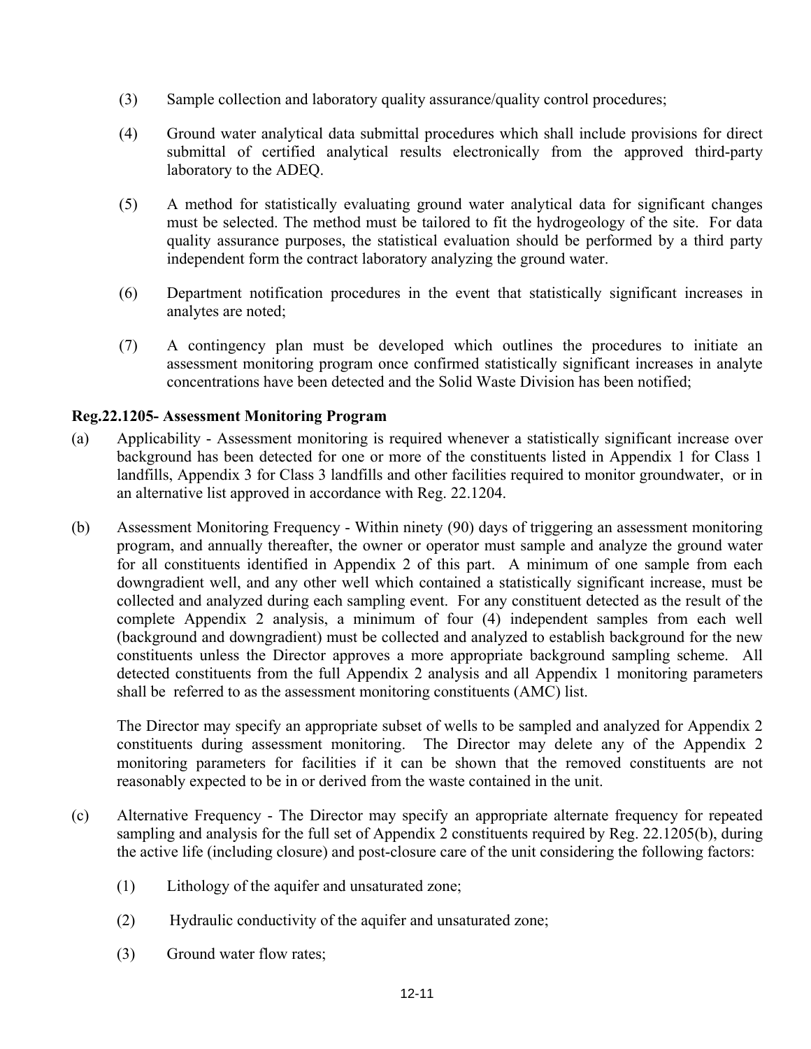(3) Sample collection and laboratory quality assurance/quality control procedures;

(4) Ground water analytical data submittal procedures which shall include provisions for direct submittal of certified analytical results electronically from the approved third-party laboratory to the ADEQ.

(5) A method for statistically evaluating ground water analytical data for significant changes must be selected. The method must be tailored to fit the hydrogeology of the site. For data quality assurance purposes, the statistical evaluation should be performed by a third party independent form the contract laboratory analyzing the ground water.

(6) Department notification procedures in the event that statistically significant increases in analytes are noted;

(7) A contingency plan must be developed which outlines the procedures to initiate an assessment monitoring program once confirmed statistically significant increases in analyte concentrations have been detected and the Solid Waste Division has been notified;

**Reg.22.1205- Assessment Monitoring Program**

(a) Applicability - Assessment monitoring is required whenever a statistically significant increase over background has been detected for one or more of the constituents listed in Appendix 1 for Class 1 landfills, Appendix 3 for Class 3 landfills and other facilities required to monitor groundwater, or in an alternative list approved in accordance with Reg. 22.1204.

(b) Assessment Monitoring Frequency - Within ninety (90) days of triggering an assessment monitoring program, and annually thereafter, the owner or operator must sample and analyze the ground water for all constituents identified in Appendix 2 of this part. A minimum of one sample from each downgradient well, and any other well which contained a statistically significant increase, must be collected and analyzed during each sampling event. For any constituent detected as the result of the complete Appendix 2 analysis, a minimum of four (4) independent samples from each well (background and downgradient) must be collected and analyzed to establish background for the new constituents unless the Director approves a more appropriate background sampling scheme. All detected constituents from the full Appendix 2 analysis and all Appendix 1 monitoring parameters shall be referred to as the assessment monitoring constituents (AMC) list.

The Director may specify an appropriate subset of wells to be sampled and analyzed for Appendix 2 constituents during assessment monitoring. The Director may delete any of the Appendix 2 monitoring parameters for facilities if it can be shown that the removed constituents are not reasonably expected to be in or derived from the waste contained in the unit.

(c) Alternative Frequency - The Director may specify an appropriate alternate frequency for repeated sampling and analysis for the full set of Appendix 2 constituents required by Reg. 22.1205(b), during the active life (including closure) and post-closure care of the unit considering the following factors:

(1) Lithology of the aquifer and unsaturated zone;

(2) Hydraulic conductivity of the aquifer and unsaturated zone;

(3) Ground water flow rates;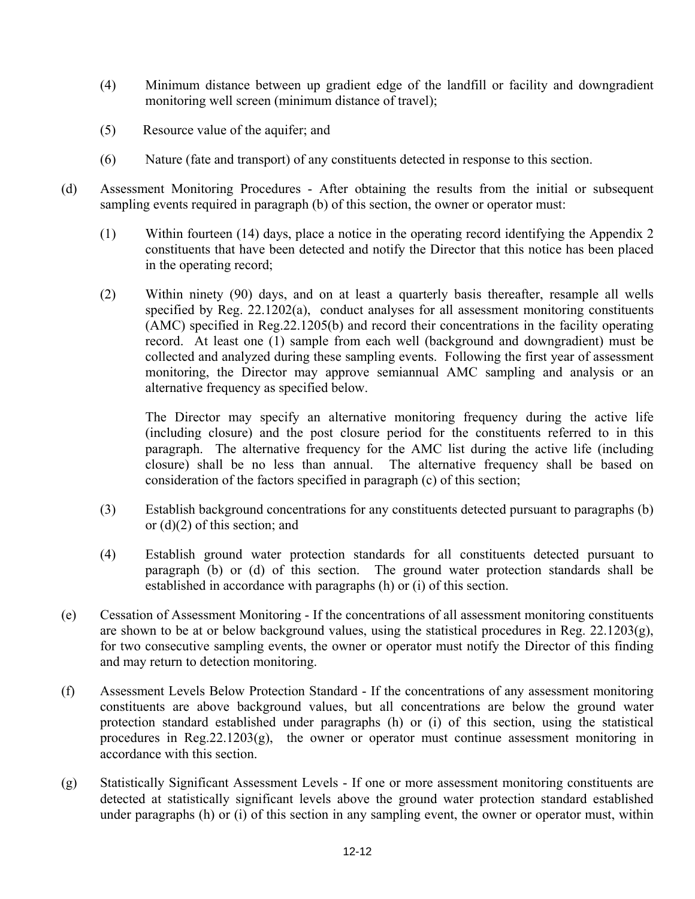(4) Minimum distance between up gradient edge of the landfill or facility and downgradient monitoring well screen (minimum distance of travel);

(5) Resource value of the aquifer; and

(6) Nature (fate and transport) of any constituents detected in response to this section.

(d) Assessment Monitoring Procedures - After obtaining the results from the initial or subsequent sampling events required in paragraph (b) of this section, the owner or operator must:

(1) Within fourteen (14) days, place a notice in the operating record identifying the Appendix 2 constituents that have been detected and notify the Director that this notice has been placed in the operating record;

(2) Within ninety (90) days, and on at least a quarterly basis thereafter, resample all wells specified by Reg. 22.1202(a), conduct analyses for all assessment monitoring constituents (AMC) specified in Reg.22.1205(b) and record their concentrations in the facility operating record. At least one (1) sample from each well (background and downgradient) must be collected and analyzed during these sampling events. Following the first year of assessment monitoring, the Director may approve semiannual AMC sampling and analysis or an alternative frequency as specified below.

The Director may specify an alternative monitoring frequency during the active life (including closure) and the post closure period for the constituents referred to in this paragraph. The alternative frequency for the AMC list during the active life (including closure) shall be no less than annual. The alternative frequency shall be based on consideration of the factors specified in paragraph (c) of this section;

(3) Establish background concentrations for any constituents detected pursuant to paragraphs (b) or (d)(2) of this section; and

(4) Establish ground water protection standards for all constituents detected pursuant to paragraph (b) or (d) of this section. The ground water protection standards shall be established in accordance with paragraphs (h) or (i) of this section.

(e) Cessation of Assessment Monitoring - If the concentrations of all assessment monitoring constituents are shown to be at or below background values, using the statistical procedures in Reg. 22.1203(g), for two consecutive sampling events, the owner or operator must notify the Director of this finding and may return to detection monitoring.

(f) Assessment Levels Below Protection Standard - If the concentrations of any assessment monitoring constituents are above background values, but all concentrations are below the ground water protection standard established under paragraphs (h) or (i) of this section, using the statistical procedures in Reg.22.1203(g), the owner or operator must continue assessment monitoring in accordance with this section.

(g) Statistically Significant Assessment Levels - If one or more assessment monitoring constituents are detected at statistically significant levels above the ground water protection standard established under paragraphs (h) or (i) of this section in any sampling event, the owner or operator must, within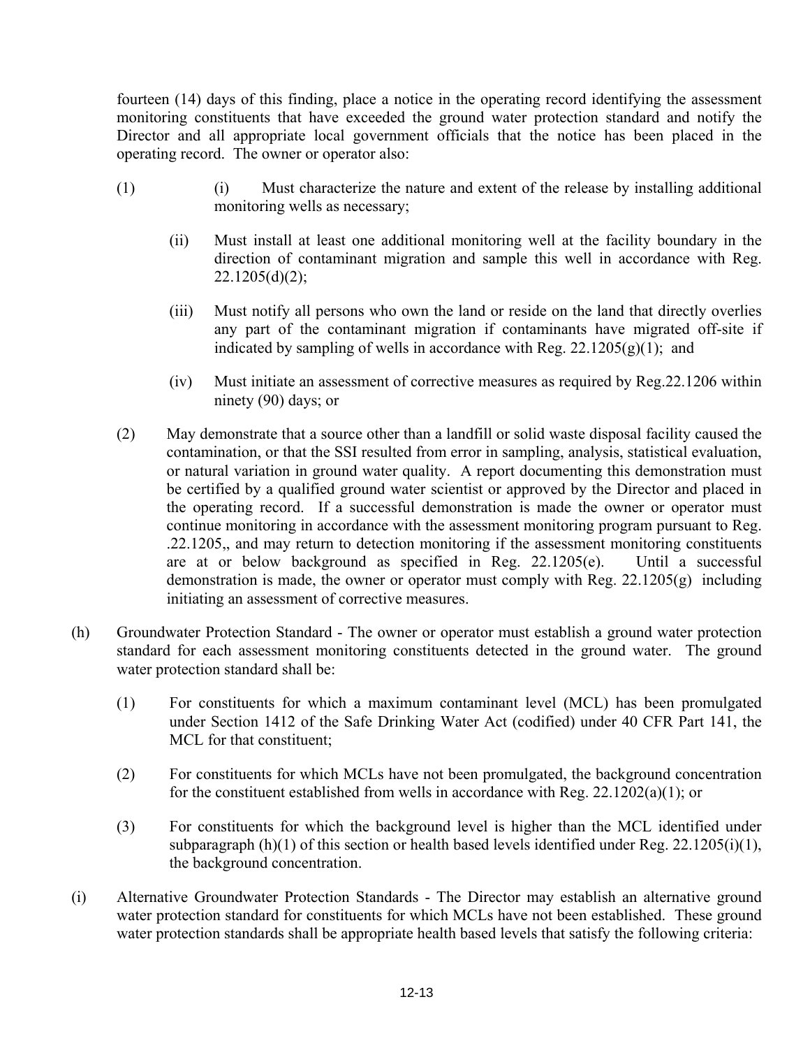fourteen (14) days of this finding, place a notice in the operating record identifying the assessment monitoring constituents that have exceeded the ground water protection standard and notify the Director and all appropriate local government officials that the notice has been placed in the operating record. The owner or operator also:

(1) (i) Must characterize the nature and extent of the release by installing additional monitoring wells as necessary;

(ii) Must install at least one additional monitoring well at the facility boundary in the direction of contaminant migration and sample this well in accordance with Reg. 22.1205(d)(2);

(iii) Must notify all persons who own the land or reside on the land that directly overlies any part of the contaminant migration if contaminants have migrated off-site if indicated by sampling of wells in accordance with Reg. 22.1205(g)(1); and

(iv) Must initiate an assessment of corrective measures as required by Reg.22.1206 within ninety (90) days; or

(2) May demonstrate that a source other than a landfill or solid waste disposal facility caused the contamination, or that the SSI resulted from error in sampling, analysis, statistical evaluation, or natural variation in ground water quality. A report documenting this demonstration must be certified by a qualified ground water scientist or approved by the Director and placed in the operating record. If a successful demonstration is made the owner or operator must continue monitoring in accordance with the assessment monitoring program pursuant to Reg. .22.1205,, and may return to detection monitoring if the assessment monitoring constituents are at or below background as specified in Reg. 22.1205(e). Until a successful demonstration is made, the owner or operator must comply with Reg. 22.1205(g) including initiating an assessment of corrective measures.

(h) Groundwater Protection Standard - The owner or operator must establish a ground water protection standard for each assessment monitoring constituents detected in the ground water. The ground water protection standard shall be:

(1) For constituents for which a maximum contaminant level (MCL) has been promulgated under Section 1412 of the Safe Drinking Water Act (codified) under 40 CFR Part 141, the MCL for that constituent;

(2) For constituents for which MCLs have not been promulgated, the background concentration for the constituent established from wells in accordance with Reg. 22.1202(a)(1); or

(3) For constituents for which the background level is higher than the MCL identified under subparagraph (h)(1) of this section or health based levels identified under Reg. 22.1205(i)(1), the background concentration.

(i) Alternative Groundwater Protection Standards - The Director may establish an alternative ground water protection standard for constituents for which MCLs have not been established. These ground water protection standards shall be appropriate health based levels that satisfy the following criteria: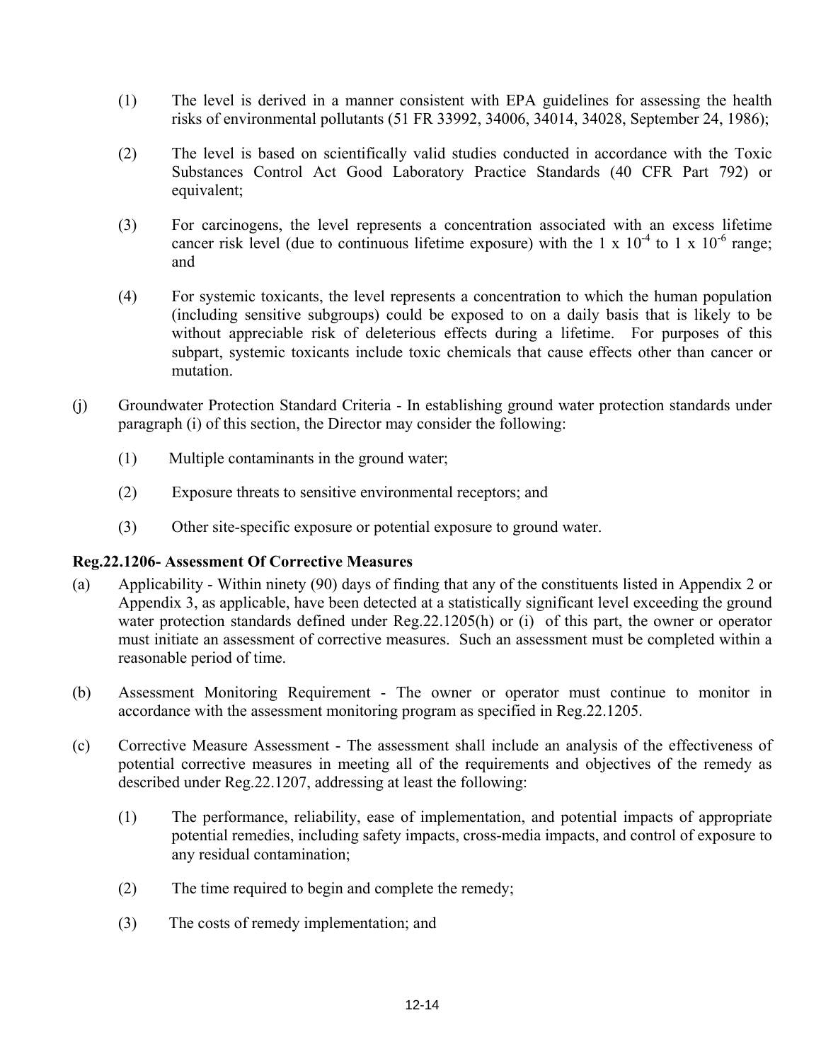(1) The level is derived in a manner consistent with EPA guidelines for assessing the health risks of environmental pollutants (51 FR 33992, 34006, 34014, 34028, September 24, 1986);

(2) The level is based on scientifically valid studies conducted in accordance with the Toxic Substances Control Act Good Laboratory Practice Standards (40 CFR Part 792) or equivalent;

(3) For carcinogens, the level represents a concentration associated with an excess lifetime cancer risk level (due to continuous lifetime exposure) with the $1 \times 10^{-4}$ to $1 \times 10^{-6}$ range; and

(4) For systemic toxicants, the level represents a concentration to which the human population (including sensitive subgroups) could be exposed to on a daily basis that is likely to be without appreciable risk of deleterious effects during a lifetime. For purposes of this subpart, systemic toxicants include toxic chemicals that cause effects other than cancer or mutation.

(j) Groundwater Protection Standard Criteria - In establishing ground water protection standards under paragraph (i) of this section, the Director may consider the following:

(1) Multiple contaminants in the ground water;

(2) Exposure threats to sensitive environmental receptors; and

(3) Other site-specific exposure or potential exposure to ground water.

**Reg.22.1206- Assessment Of Corrective Measures**

(a) Applicability - Within ninety (90) days of finding that any of the constituents listed in Appendix 2 or Appendix 3, as applicable, have been detected at a statistically significant level exceeding the ground water protection standards defined under Reg.22.1205(h) or (i) of this part, the owner or operator must initiate an assessment of corrective measures. Such an assessment must be completed within a reasonable period of time.

(b) Assessment Monitoring Requirement - The owner or operator must continue to monitor in accordance with the assessment monitoring program as specified in Reg.22.1205.

(c) Corrective Measure Assessment - The assessment shall include an analysis of the effectiveness of potential corrective measures in meeting all of the requirements and objectives of the remedy as described under Reg.22.1207, addressing at least the following:

(1) The performance, reliability, ease of implementation, and potential impacts of appropriate potential remedies, including safety impacts, cross-media impacts, and control of exposure to any residual contamination;

(2) The time required to begin and complete the remedy;

(3) The costs of remedy implementation; and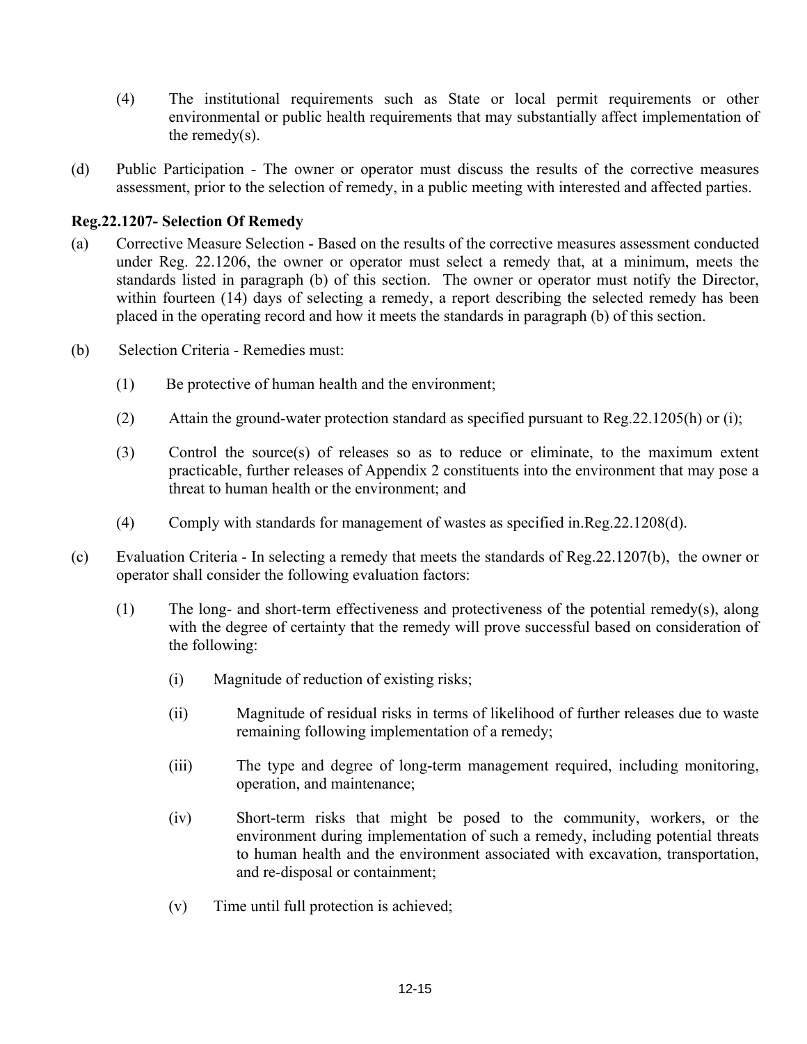(4) The institutional requirements such as State or local permit requirements or other environmental or public health requirements that may substantially affect implementation of the remedy(s).

(d) Public Participation - The owner or operator must discuss the results of the corrective measures assessment, prior to the selection of remedy, in a public meeting with interested and affected parties.

**Reg.22.1207- Selection Of Remedy**

(a) Corrective Measure Selection - Based on the results of the corrective measures assessment conducted under Reg. 22.1206, the owner or operator must select a remedy that, at a minimum, meets the standards listed in paragraph (b) of this section. The owner or operator must notify the Director, within fourteen (14) days of selecting a remedy, a report describing the selected remedy has been placed in the operating record and how it meets the standards in paragraph (b) of this section.

(b) Selection Criteria - Remedies must:

(1) Be protective of human health and the environment;

(2) Attain the ground-water protection standard as specified pursuant to Reg.22.1205(h) or (i);

(3) Control the source(s) of releases so as to reduce or eliminate, to the maximum extent practicable, further releases of Appendix 2 constituents into the environment that may pose a threat to human health or the environment; and

(4) Comply with standards for management of wastes as specified in.Reg.22.1208(d).

(c) Evaluation Criteria - In selecting a remedy that meets the standards of Reg.22.1207(b), the owner or operator shall consider the following evaluation factors:

(1) The long- and short-term effectiveness and protectiveness of the potential remedy(s), along with the degree of certainty that the remedy will prove successful based on consideration of the following:

(i) Magnitude of reduction of existing risks;

(ii) Magnitude of residual risks in terms of likelihood of further releases due to waste remaining following implementation of a remedy;

(iii) The type and degree of long-term management required, including monitoring, operation, and maintenance;

(iv) Short-term risks that might be posed to the community, workers, or the environment during implementation of such a remedy, including potential threats to human health and the environment associated with excavation, transportation, and re-disposal or containment;

(v) Time until full protection is achieved;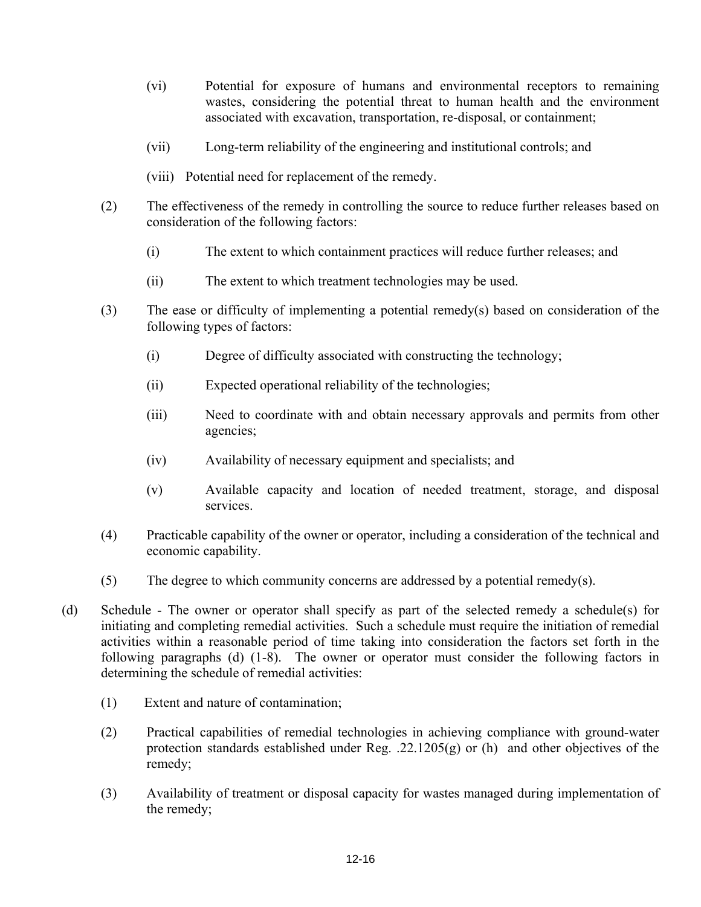(vi) Potential for exposure of humans and environmental receptors to remaining wastes, considering the potential threat to human health and the environment associated with excavation, transportation, re-disposal, or containment;

(vii) Long-term reliability of the engineering and institutional controls; and

(viii) Potential need for replacement of the remedy.

(2) The effectiveness of the remedy in controlling the source to reduce further releases based on consideration of the following factors:

(i) The extent to which containment practices will reduce further releases; and

(ii) The extent to which treatment technologies may be used.

(3) The ease or difficulty of implementing a potential remedy(s) based on consideration of the following types of factors:

(i) Degree of difficulty associated with constructing the technology;

(ii) Expected operational reliability of the technologies;

(iii) Need to coordinate with and obtain necessary approvals and permits from other agencies;

(iv) Availability of necessary equipment and specialists; and

(v) Available capacity and location of needed treatment, storage, and disposal services.

(4) Practicable capability of the owner or operator, including a consideration of the technical and economic capability.

(5) The degree to which community concerns are addressed by a potential remedy(s).

(d) Schedule - The owner or operator shall specify as part of the selected remedy a schedule(s) for initiating and completing remedial activities. Such a schedule must require the initiation of remedial activities within a reasonable period of time taking into consideration the factors set forth in the following paragraphs (d) (1-8). The owner or operator must consider the following factors in determining the schedule of remedial activities:

(1) Extent and nature of contamination;

(2) Practical capabilities of remedial technologies in achieving compliance with ground-water protection standards established under Reg. .22.1205(g) or (h) and other objectives of the remedy;

(3) Availability of treatment or disposal capacity for wastes managed during implementation of the remedy;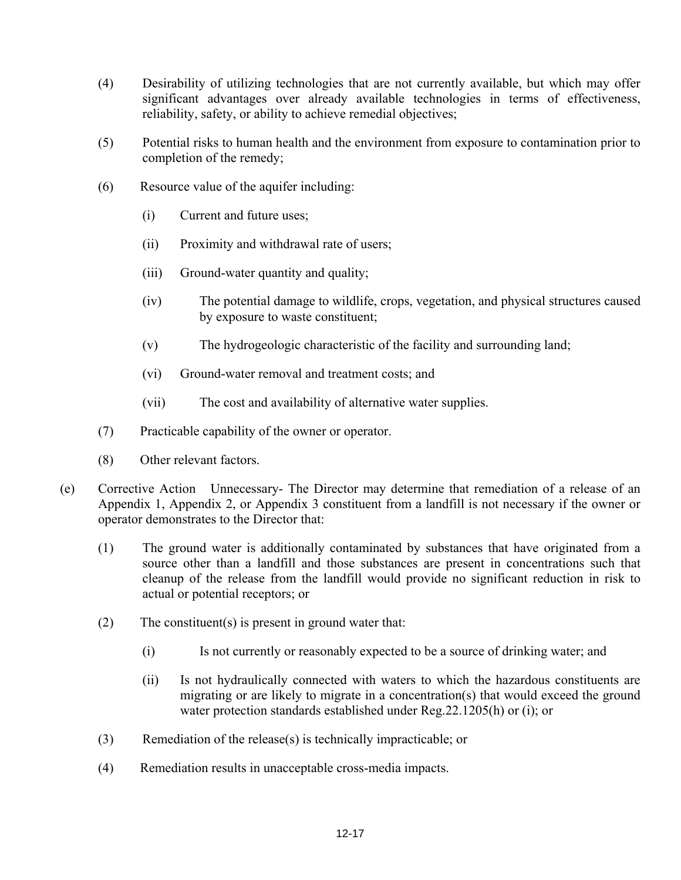(4) Desirability of utilizing technologies that are not currently available, but which may offer significant advantages over already available technologies in terms of effectiveness, reliability, safety, or ability to achieve remedial objectives;

(5) Potential risks to human health and the environment from exposure to contamination prior to completion of the remedy;

(6) Resource value of the aquifer including:

(i) Current and future uses;

(ii) Proximity and withdrawal rate of users;

(iii) Ground-water quantity and quality;

(iv) The potential damage to wildlife, crops, vegetation, and physical structures caused by exposure to waste constituent;

(v) The hydrogeologic characteristic of the facility and surrounding land;

(vi) Ground-water removal and treatment costs; and

(vii) The cost and availability of alternative water supplies.

(7) Practicable capability of the owner or operator.

(8) Other relevant factors.

(e) Corrective Action Unnecessary- The Director may determine that remediation of a release of an Appendix 1, Appendix 2, or Appendix 3 constituent from a landfill is not necessary if the owner or operator demonstrates to the Director that:

(1) The ground water is additionally contaminated by substances that have originated from a source other than a landfill and those substances are present in concentrations such that cleanup of the release from the landfill would provide no significant reduction in risk to actual or potential receptors; or

(2) The constituent(s) is present in ground water that:

(i) Is not currently or reasonably expected to be a source of drinking water; and

(ii) Is not hydraulically connected with waters to which the hazardous constituents are migrating or are likely to migrate in a concentration(s) that would exceed the ground water protection standards established under Reg.22.1205(h) or (i); or

(3) Remediation of the release(s) is technically impracticable; or

(4) Remediation results in unacceptable cross-media impacts.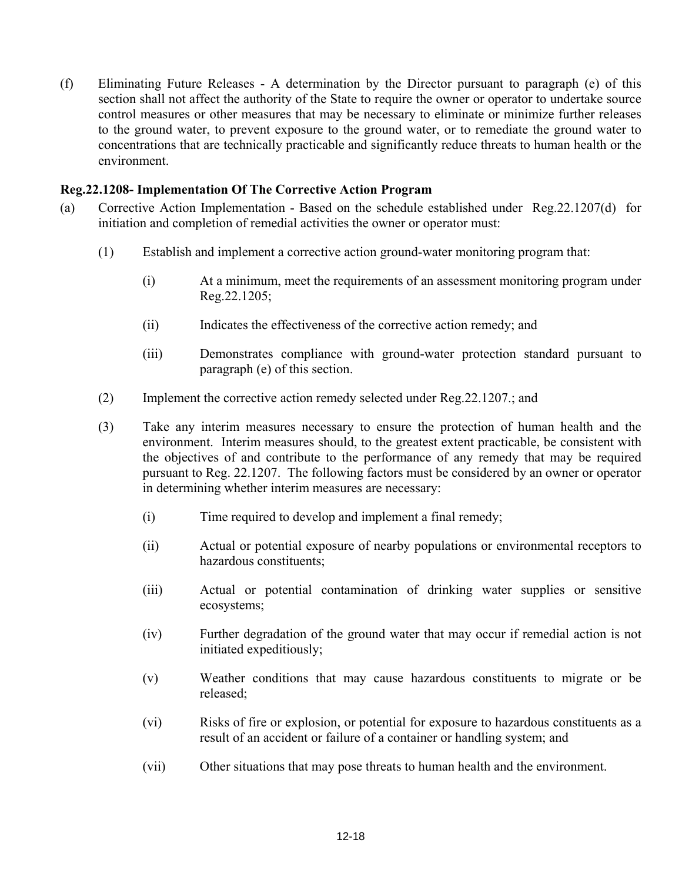(f) Eliminating Future Releases - A determination by the Director pursuant to paragraph (e) of this section shall not affect the authority of the State to require the owner or operator to undertake source control measures or other measures that may be necessary to eliminate or minimize further releases to the ground water, to prevent exposure to the ground water, or to remediate the ground water to concentrations that are technically practicable and significantly reduce threats to human health or the environment.

**Reg.22.1208- Implementation Of The Corrective Action Program**

(a) Corrective Action Implementation - Based on the schedule established under Reg.22.1207(d) for initiation and completion of remedial activities the owner or operator must:

  (1) Establish and implement a corrective action ground-water monitoring program that:

    (i) At a minimum, meet the requirements of an assessment monitoring program under Reg.22.1205;

    (ii) Indicates the effectiveness of the corrective action remedy; and

    (iii) Demonstrates compliance with ground-water protection standard pursuant to paragraph (e) of this section.

  (2) Implement the corrective action remedy selected under Reg.22.1207.; and

  (3) Take any interim measures necessary to ensure the protection of human health and the environment. Interim measures should, to the greatest extent practicable, be consistent with the objectives of and contribute to the performance of any remedy that may be required pursuant to Reg. 22.1207. The following factors must be considered by an owner or operator in determining whether interim measures are necessary:

    (i) Time required to develop and implement a final remedy;

    (ii) Actual or potential exposure of nearby populations or environmental receptors to hazardous constituents;

    (iii) Actual or potential contamination of drinking water supplies or sensitive ecosystems;

    (iv) Further degradation of the ground water that may occur if remedial action is not initiated expeditiously;

    (v) Weather conditions that may cause hazardous constituents to migrate or be released;

    (vi) Risks of fire or explosion, or potential for exposure to hazardous constituents as a result of an accident or failure of a container or handling system; and

    (vii) Other situations that may pose threats to human health and the environment.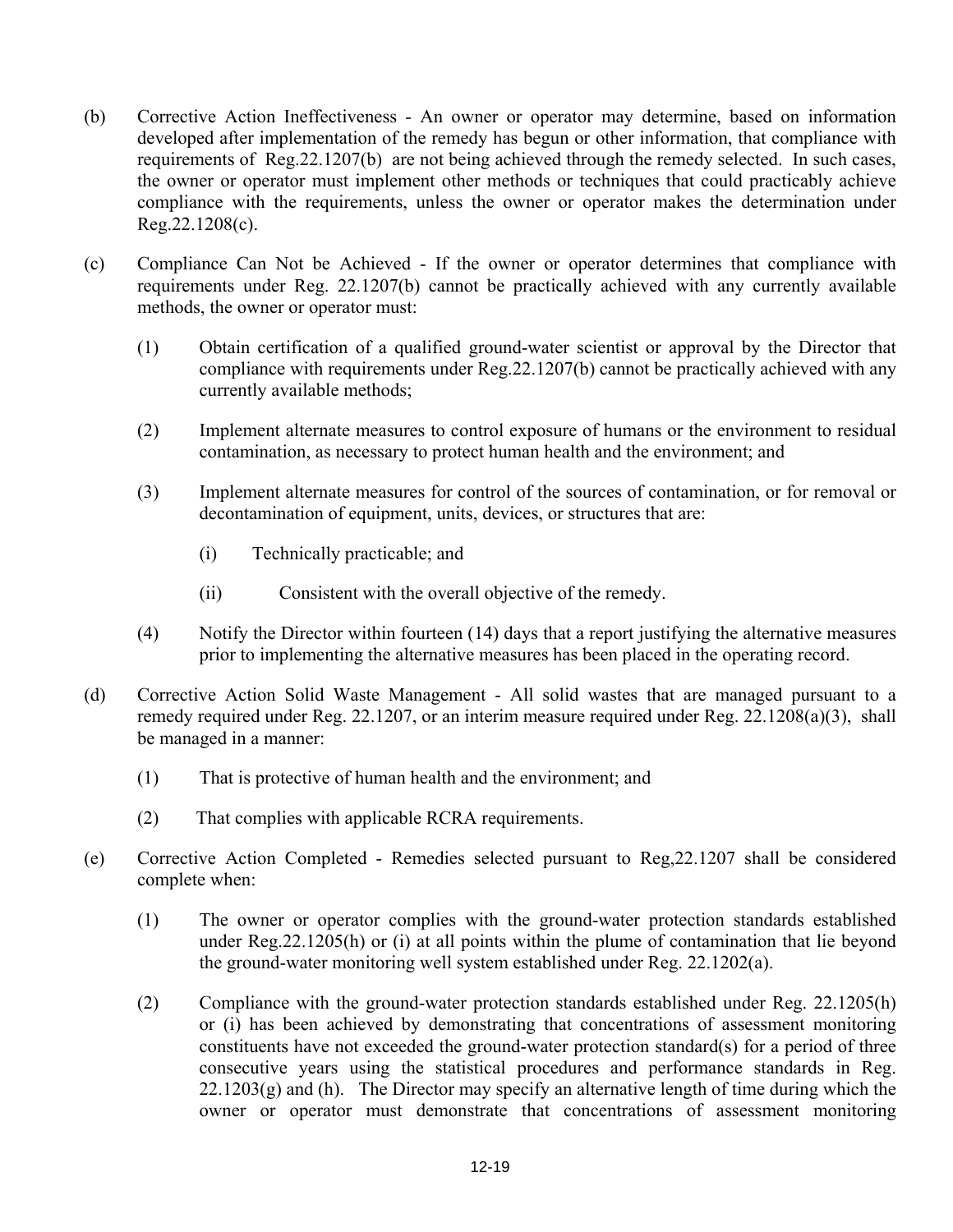(b) Corrective Action Ineffectiveness - An owner or operator may determine, based on information developed after implementation of the remedy has begun or other information, that compliance with requirements of Reg.22.1207(b) are not being achieved through the remedy selected. In such cases, the owner or operator must implement other methods or techniques that could practicably achieve compliance with the requirements, unless the owner or operator makes the determination under Reg.22.1208(c).

(c) Compliance Can Not be Achieved - If the owner or operator determines that compliance with requirements under Reg. 22.1207(b) cannot be practically achieved with any currently available methods, the owner or operator must:

(1) Obtain certification of a qualified ground-water scientist or approval by the Director that compliance with requirements under Reg.22.1207(b) cannot be practically achieved with any currently available methods;

(2) Implement alternate measures to control exposure of humans or the environment to residual contamination, as necessary to protect human health and the environment; and

(3) Implement alternate measures for control of the sources of contamination, or for removal or decontamination of equipment, units, devices, or structures that are:

(i) Technically practicable; and

(ii) Consistent with the overall objective of the remedy.

(4) Notify the Director within fourteen (14) days that a report justifying the alternative measures prior to implementing the alternative measures has been placed in the operating record.

(d) Corrective Action Solid Waste Management - All solid wastes that are managed pursuant to a remedy required under Reg. 22.1207, or an interim measure required under Reg. 22.1208(a)(3), shall be managed in a manner:

(1) That is protective of human health and the environment; and

(2) That complies with applicable RCRA requirements.

(e) Corrective Action Completed - Remedies selected pursuant to Reg,22.1207 shall be considered complete when:

(1) The owner or operator complies with the ground-water protection standards established under Reg.22.1205(h) or (i) at all points within the plume of contamination that lie beyond the ground-water monitoring well system established under Reg. 22.1202(a).

(2) Compliance with the ground-water protection standards established under Reg. 22.1205(h) or (i) has been achieved by demonstrating that concentrations of assessment monitoring constituents have not exceeded the ground-water protection standard(s) for a period of three consecutive years using the statistical procedures and performance standards in Reg. 22.1203(g) and (h). The Director may specify an alternative length of time during which the owner or operator must demonstrate that concentrations of assessment monitoring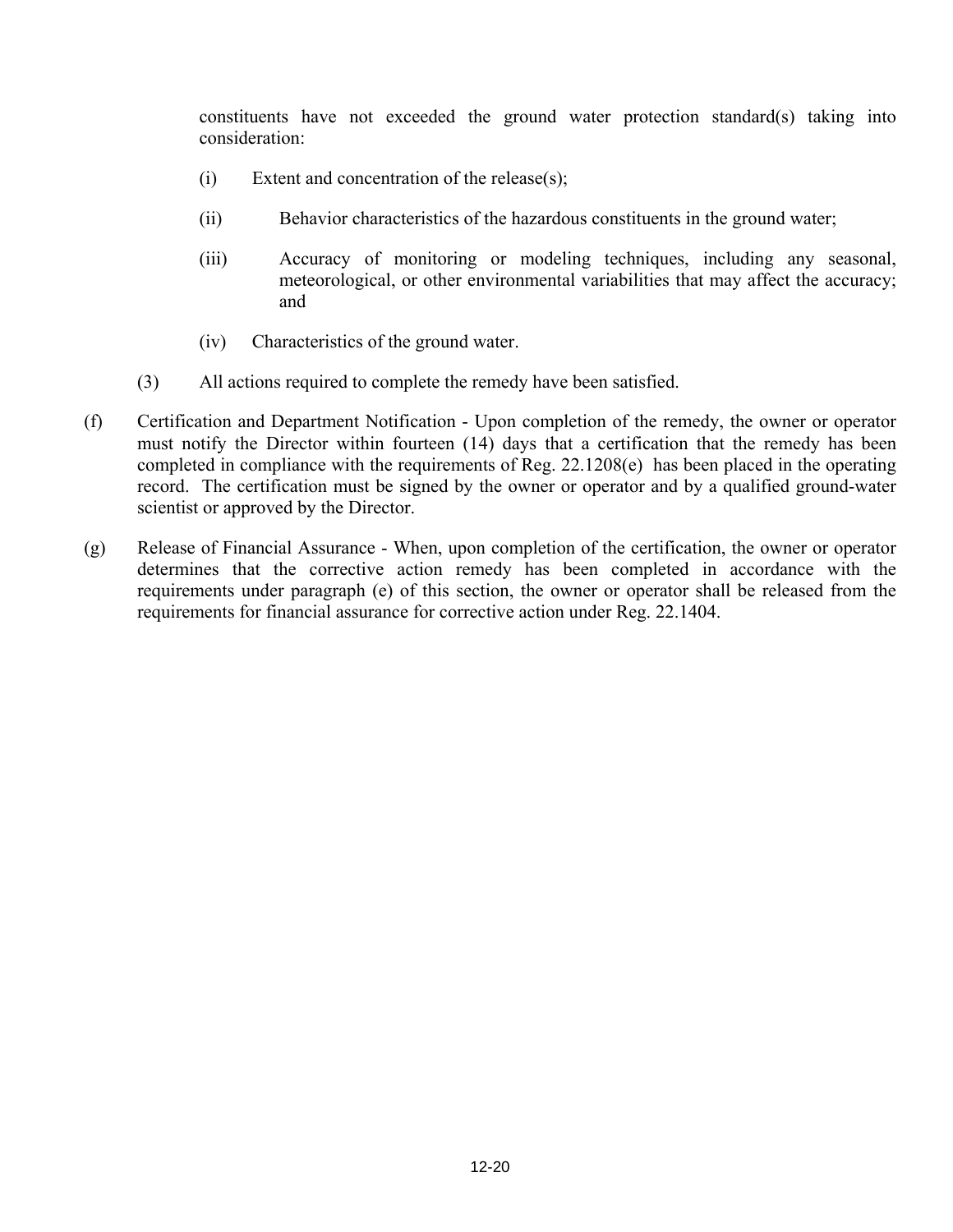constituents have not exceeded the ground water protection standard(s) taking into consideration:

(i) Extent and concentration of the release(s);

(ii) Behavior characteristics of the hazardous constituents in the ground water;

(iii) Accuracy of monitoring or modeling techniques, including any seasonal, meteorological, or other environmental variabilities that may affect the accuracy; and

(iv) Characteristics of the ground water.

(3) All actions required to complete the remedy have been satisfied.

(f) Certification and Department Notification - Upon completion of the remedy, the owner or operator must notify the Director within fourteen (14) days that a certification that the remedy has been completed in compliance with the requirements of Reg. 22.1208(e) has been placed in the operating record. The certification must be signed by the owner or operator and by a qualified ground-water scientist or approved by the Director.

(g) Release of Financial Assurance - When, upon completion of the certification, the owner or operator determines that the corrective action remedy has been completed in accordance with the requirements under paragraph (e) of this section, the owner or operator shall be released from the requirements for financial assurance for corrective action under Reg. 22.1404.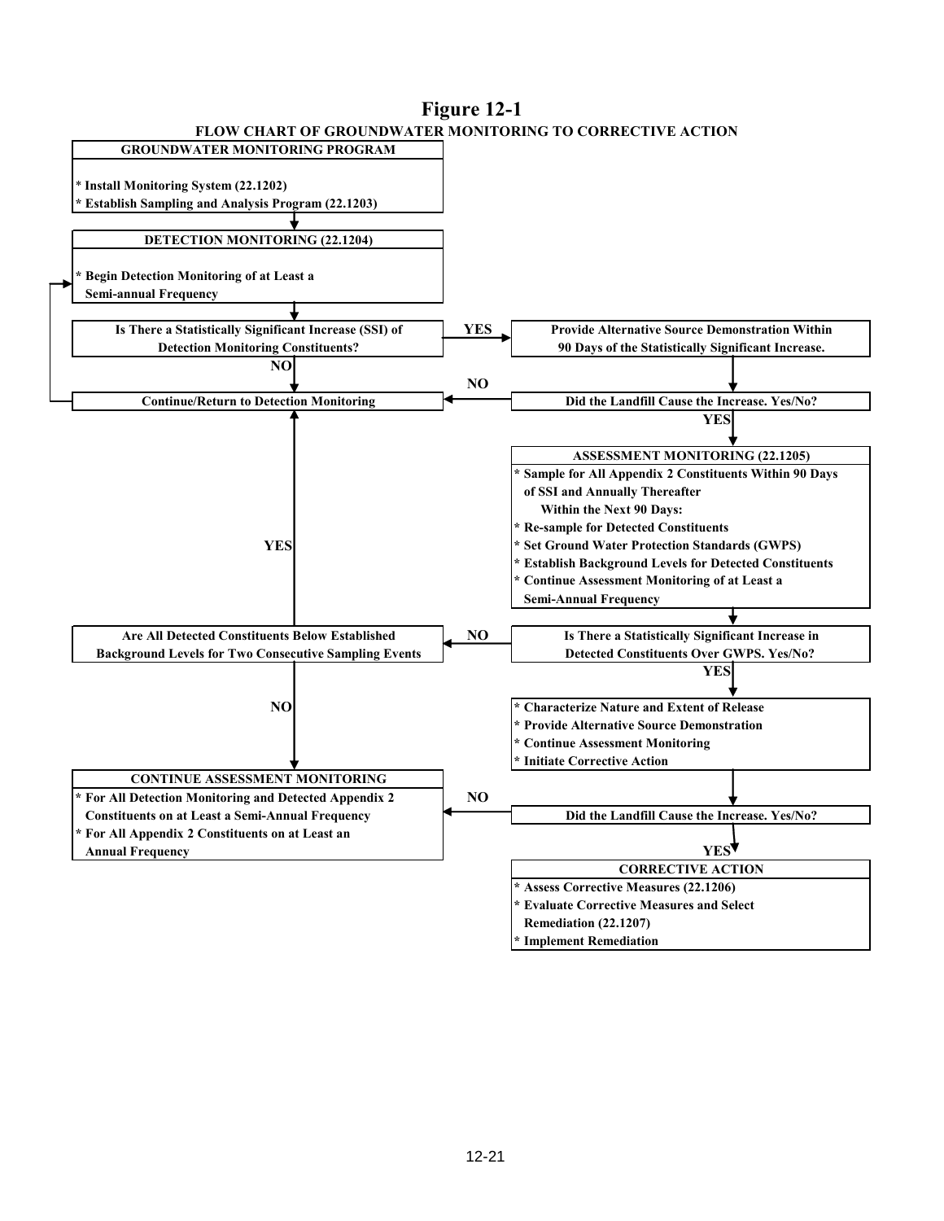# Figure 12-1

## FLOW CHART OF GROUNDWATER MONITORING TO CORRECTIVE ACTION

**GROUNDWATER MONITORING PROGRAM**

* Install Monitoring System (22.1202)
* Establish Sampling and Analysis Program (22.1203)

**DETECTION MONITORING (22.1204)**

* Begin Detection Monitoring of at Least a Semi-annual Frequency

**Is There a Statistically Significant Increase (SSI) of Detection Monitoring Constituents?**

- YES → Provide Alternative Source Demonstration Within 90 Days of the Statistically Significant Increase.
- NO → Continue/Return to Detection Monitoring

**Provide Alternative Source Demonstration Within 90 Days of the Statistically Significant Increase.** → Did the Landfill Cause the Increase. Yes/No?

**Continue/Return to Detection Monitoring** → return to Detection Monitoring (22.1204)

**Did the Landfill Cause the Increase. Yes/No?**

- NO → Continue/Return to Detection Monitoring
- YES → Assessment Monitoring (22.1205)

**ASSESSMENT MONITORING (22.1205)**

* Sample for All Appendix 2 Constituents Within 90 Days of SSI and Annually Thereafter

  Within the Next 90 Days:

* Re-sample for Detected Constituents
* Set Ground Water Protection Standards (GWPS)
* Establish Background Levels for Detected Constituents
* Continue Assessment Monitoring of at Least a Semi-Annual Frequency

**Is There a Statistically Significant Increase in Detected Constituents Over GWPS. Yes/No?**

- NO → Are All Detected Constituents Below Established Background Levels for Two Consecutive Sampling Events
- YES → Characterize Nature and Extent of Release

**Are All Detected Constituents Below Established Background Levels for Two Consecutive Sampling Events**

- YES → Continue/Return to Detection Monitoring
- NO → Continue Assessment Monitoring

**CONTINUE ASSESSMENT MONITORING**

* For All Detection Monitoring and Detected Appendix 2 Constituents on at Least a Semi-Annual Frequency
* For All Appendix 2 Constituents on at Least an Annual Frequency

**Following a YES for Statistically Significant Increase Over GWPS:**

* Characterize Nature and Extent of Release
* Provide Alternative Source Demonstration
* Continue Assessment Monitoring
* Initiate Corrective Action

→ Did the Landfill Cause the Increase. Yes/No?

**Did the Landfill Cause the Increase. Yes/No?**

- NO → Continue Assessment Monitoring
- YES → Corrective Action

**CORRECTIVE ACTION**

* Assess Corrective Measures (22.1206)
* Evaluate Corrective Measures and Select Remediation (22.1207)
* Implement Remediation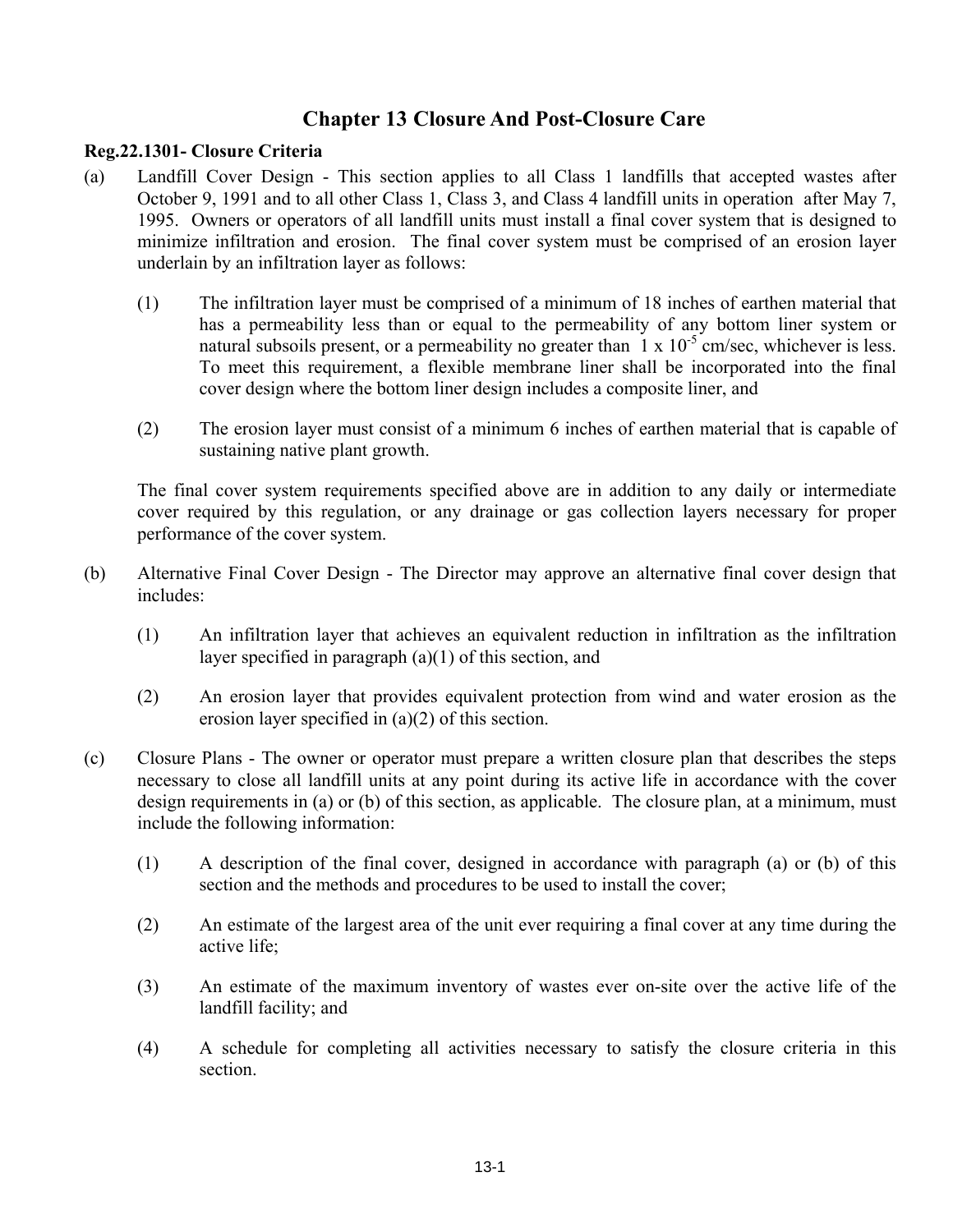# Chapter 13 Closure And Post-Closure Care

**Reg.22.1301- Closure Criteria**

(a) Landfill Cover Design - This section applies to all Class 1 landfills that accepted wastes after October 9, 1991 and to all other Class 1, Class 3, and Class 4 landfill units in operation after May 7, 1995. Owners or operators of all landfill units must install a final cover system that is designed to minimize infiltration and erosion. The final cover system must be comprised of an erosion layer underlain by an infiltration layer as follows:

(1) The infiltration layer must be comprised of a minimum of 18 inches of earthen material that has a permeability less than or equal to the permeability of any bottom liner system or natural subsoils present, or a permeability no greater than $1 \times 10^{-5}$ cm/sec, whichever is less. To meet this requirement, a flexible membrane liner shall be incorporated into the final cover design where the bottom liner design includes a composite liner, and

(2) The erosion layer must consist of a minimum 6 inches of earthen material that is capable of sustaining native plant growth.

The final cover system requirements specified above are in addition to any daily or intermediate cover required by this regulation, or any drainage or gas collection layers necessary for proper performance of the cover system.

(b) Alternative Final Cover Design - The Director may approve an alternative final cover design that includes:

(1) An infiltration layer that achieves an equivalent reduction in infiltration as the infiltration layer specified in paragraph (a)(1) of this section, and

(2) An erosion layer that provides equivalent protection from wind and water erosion as the erosion layer specified in (a)(2) of this section.

(c) Closure Plans - The owner or operator must prepare a written closure plan that describes the steps necessary to close all landfill units at any point during its active life in accordance with the cover design requirements in (a) or (b) of this section, as applicable. The closure plan, at a minimum, must include the following information:

(1) A description of the final cover, designed in accordance with paragraph (a) or (b) of this section and the methods and procedures to be used to install the cover;

(2) An estimate of the largest area of the unit ever requiring a final cover at any time during the active life;

(3) An estimate of the maximum inventory of wastes ever on-site over the active life of the landfill facility; and

(4) A schedule for completing all activities necessary to satisfy the closure criteria in this section.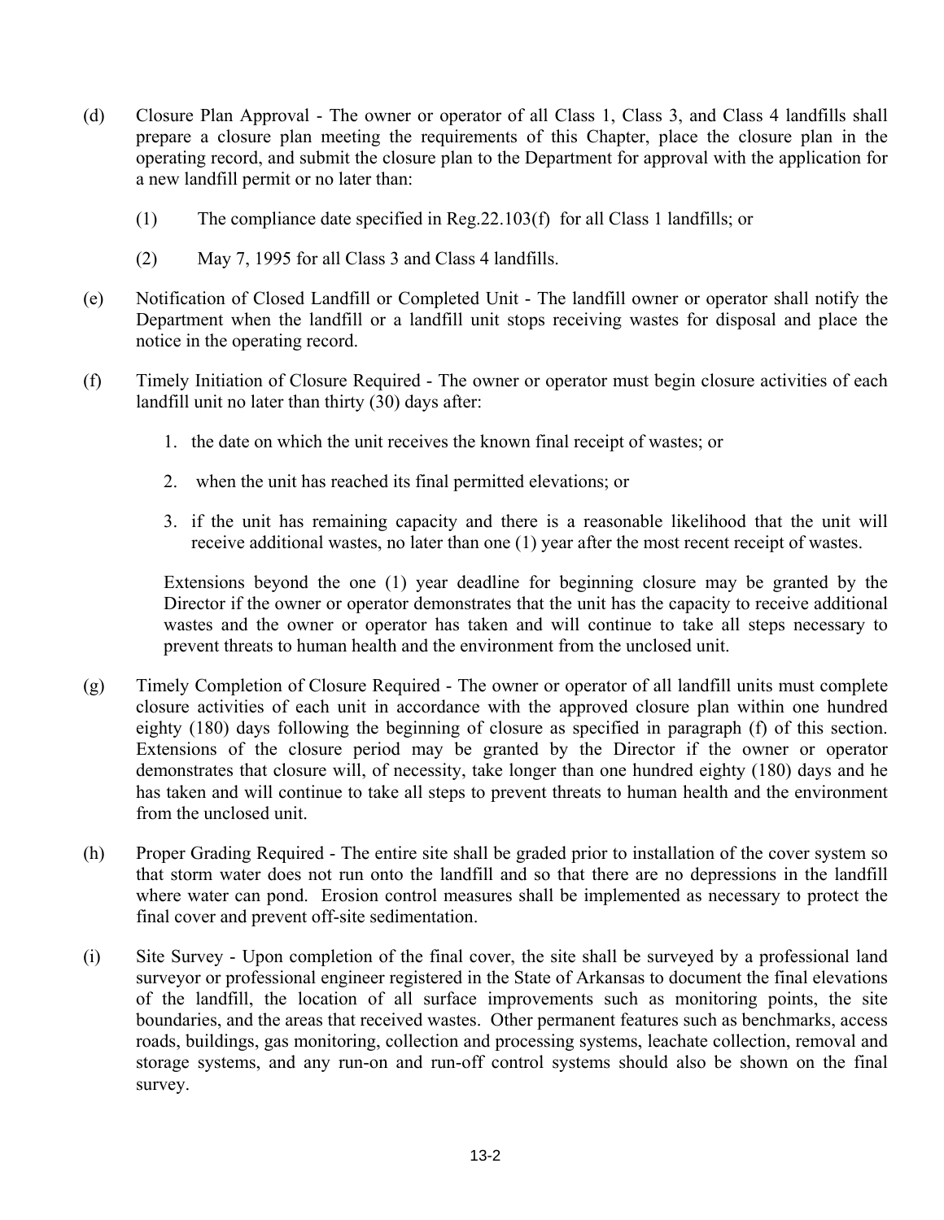(d) Closure Plan Approval - The owner or operator of all Class 1, Class 3, and Class 4 landfills shall prepare a closure plan meeting the requirements of this Chapter, place the closure plan in the operating record, and submit the closure plan to the Department for approval with the application for a new landfill permit or no later than:

   (1) The compliance date specified in Reg.22.103(f) for all Class 1 landfills; or

   (2) May 7, 1995 for all Class 3 and Class 4 landfills.

(e) Notification of Closed Landfill or Completed Unit - The landfill owner or operator shall notify the Department when the landfill or a landfill unit stops receiving wastes for disposal and place the notice in the operating record.

(f) Timely Initiation of Closure Required - The owner or operator must begin closure activities of each landfill unit no later than thirty (30) days after:

   1. the date on which the unit receives the known final receipt of wastes; or

   2. when the unit has reached its final permitted elevations; or

   3. if the unit has remaining capacity and there is a reasonable likelihood that the unit will receive additional wastes, no later than one (1) year after the most recent receipt of wastes.

   Extensions beyond the one (1) year deadline for beginning closure may be granted by the Director if the owner or operator demonstrates that the unit has the capacity to receive additional wastes and the owner or operator has taken and will continue to take all steps necessary to prevent threats to human health and the environment from the unclosed unit.

(g) Timely Completion of Closure Required - The owner or operator of all landfill units must complete closure activities of each unit in accordance with the approved closure plan within one hundred eighty (180) days following the beginning of closure as specified in paragraph (f) of this section. Extensions of the closure period may be granted by the Director if the owner or operator demonstrates that closure will, of necessity, take longer than one hundred eighty (180) days and he has taken and will continue to take all steps to prevent threats to human health and the environment from the unclosed unit.

(h) Proper Grading Required - The entire site shall be graded prior to installation of the cover system so that storm water does not run onto the landfill and so that there are no depressions in the landfill where water can pond. Erosion control measures shall be implemented as necessary to protect the final cover and prevent off-site sedimentation.

(i) Site Survey - Upon completion of the final cover, the site shall be surveyed by a professional land surveyor or professional engineer registered in the State of Arkansas to document the final elevations of the landfill, the location of all surface improvements such as monitoring points, the site boundaries, and the areas that received wastes. Other permanent features such as benchmarks, access roads, buildings, gas monitoring, collection and processing systems, leachate collection, removal and storage systems, and any run-on and run-off control systems should also be shown on the final survey.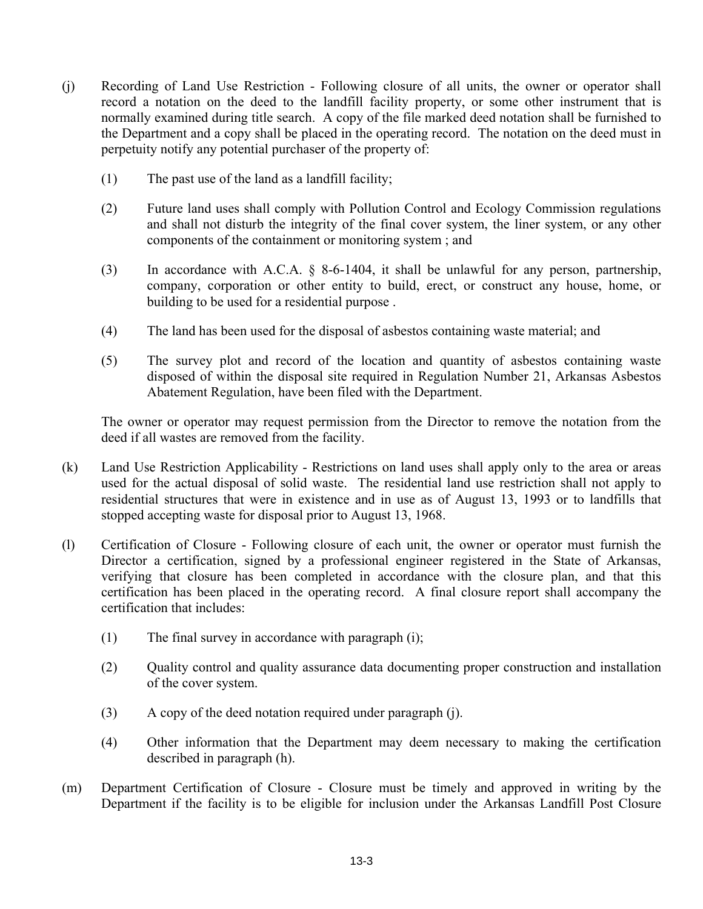(j) Recording of Land Use Restriction - Following closure of all units, the owner or operator shall record a notation on the deed to the landfill facility property, or some other instrument that is normally examined during title search. A copy of the file marked deed notation shall be furnished to the Department and a copy shall be placed in the operating record. The notation on the deed must in perpetuity notify any potential purchaser of the property of:

(1) The past use of the land as a landfill facility;

(2) Future land uses shall comply with Pollution Control and Ecology Commission regulations and shall not disturb the integrity of the final cover system, the liner system, or any other components of the containment or monitoring system ; and

(3) In accordance with A.C.A. § 8-6-1404, it shall be unlawful for any person, partnership, company, corporation or other entity to build, erect, or construct any house, home, or building to be used for a residential purpose .

(4) The land has been used for the disposal of asbestos containing waste material; and

(5) The survey plot and record of the location and quantity of asbestos containing waste disposed of within the disposal site required in Regulation Number 21, Arkansas Asbestos Abatement Regulation, have been filed with the Department.

The owner or operator may request permission from the Director to remove the notation from the deed if all wastes are removed from the facility.

(k) Land Use Restriction Applicability - Restrictions on land uses shall apply only to the area or areas used for the actual disposal of solid waste. The residential land use restriction shall not apply to residential structures that were in existence and in use as of August 13, 1993 or to landfills that stopped accepting waste for disposal prior to August 13, 1968.

(l) Certification of Closure - Following closure of each unit, the owner or operator must furnish the Director a certification, signed by a professional engineer registered in the State of Arkansas, verifying that closure has been completed in accordance with the closure plan, and that this certification has been placed in the operating record. A final closure report shall accompany the certification that includes:

(1) The final survey in accordance with paragraph (i);

(2) Quality control and quality assurance data documenting proper construction and installation of the cover system.

(3) A copy of the deed notation required under paragraph (j).

(4) Other information that the Department may deem necessary to making the certification described in paragraph (h).

(m) Department Certification of Closure - Closure must be timely and approved in writing by the Department if the facility is to be eligible for inclusion under the Arkansas Landfill Post Closure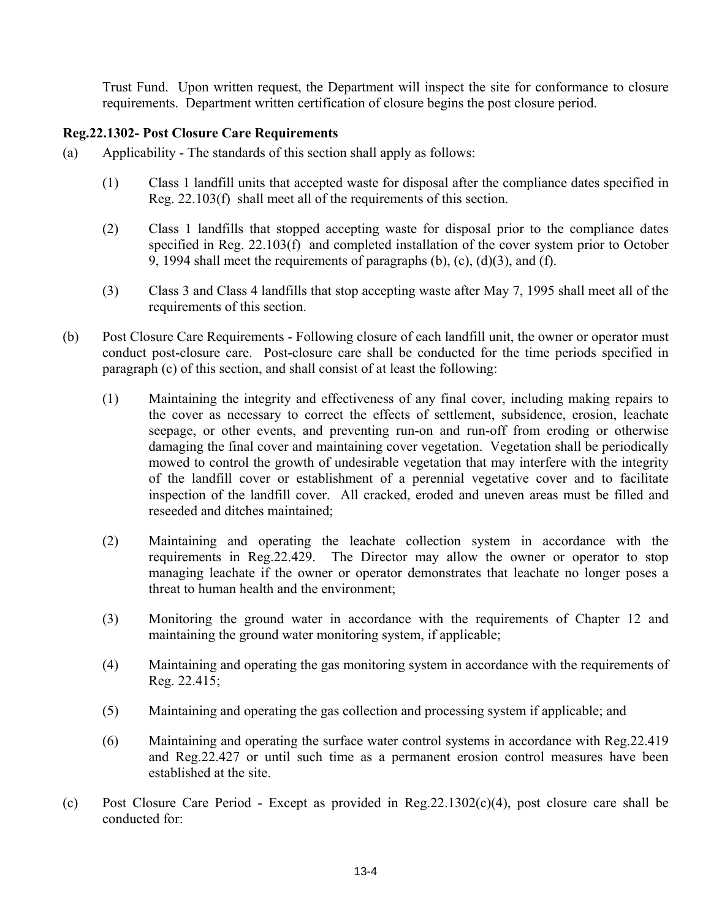Trust Fund. Upon written request, the Department will inspect the site for conformance to closure requirements. Department written certification of closure begins the post closure period.

**Reg.22.1302- Post Closure Care Requirements**

(a) Applicability - The standards of this section shall apply as follows:

(1) Class 1 landfill units that accepted waste for disposal after the compliance dates specified in Reg. 22.103(f) shall meet all of the requirements of this section.

(2) Class 1 landfills that stopped accepting waste for disposal prior to the compliance dates specified in Reg. 22.103(f) and completed installation of the cover system prior to October 9, 1994 shall meet the requirements of paragraphs (b), (c), (d)(3), and (f).

(3) Class 3 and Class 4 landfills that stop accepting waste after May 7, 1995 shall meet all of the requirements of this section.

(b) Post Closure Care Requirements - Following closure of each landfill unit, the owner or operator must conduct post-closure care. Post-closure care shall be conducted for the time periods specified in paragraph (c) of this section, and shall consist of at least the following:

(1) Maintaining the integrity and effectiveness of any final cover, including making repairs to the cover as necessary to correct the effects of settlement, subsidence, erosion, leachate seepage, or other events, and preventing run-on and run-off from eroding or otherwise damaging the final cover and maintaining cover vegetation. Vegetation shall be periodically mowed to control the growth of undesirable vegetation that may interfere with the integrity of the landfill cover or establishment of a perennial vegetative cover and to facilitate inspection of the landfill cover. All cracked, eroded and uneven areas must be filled and reseeded and ditches maintained;

(2) Maintaining and operating the leachate collection system in accordance with the requirements in Reg.22.429. The Director may allow the owner or operator to stop managing leachate if the owner or operator demonstrates that leachate no longer poses a threat to human health and the environment;

(3) Monitoring the ground water in accordance with the requirements of Chapter 12 and maintaining the ground water monitoring system, if applicable;

(4) Maintaining and operating the gas monitoring system in accordance with the requirements of Reg. 22.415;

(5) Maintaining and operating the gas collection and processing system if applicable; and

(6) Maintaining and operating the surface water control systems in accordance with Reg.22.419 and Reg.22.427 or until such time as a permanent erosion control measures have been established at the site.

(c) Post Closure Care Period - Except as provided in Reg.22.1302(c)(4), post closure care shall be conducted for: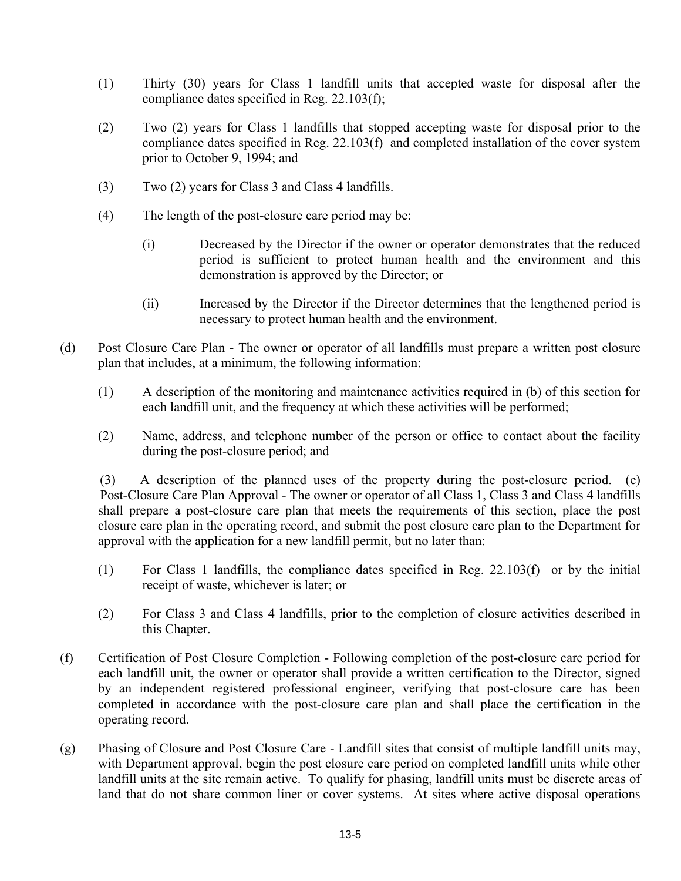(1) Thirty (30) years for Class 1 landfill units that accepted waste for disposal after the compliance dates specified in Reg. 22.103(f);

(2) Two (2) years for Class 1 landfills that stopped accepting waste for disposal prior to the compliance dates specified in Reg. 22.103(f) and completed installation of the cover system prior to October 9, 1994; and

(3) Two (2) years for Class 3 and Class 4 landfills.

(4) The length of the post-closure care period may be:

  (i) Decreased by the Director if the owner or operator demonstrates that the reduced period is sufficient to protect human health and the environment and this demonstration is approved by the Director; or

  (ii) Increased by the Director if the Director determines that the lengthened period is necessary to protect human health and the environment.

(d) Post Closure Care Plan - The owner or operator of all landfills must prepare a written post closure plan that includes, at a minimum, the following information:

  (1) A description of the monitoring and maintenance activities required in (b) of this section for each landfill unit, and the frequency at which these activities will be performed;

  (2) Name, address, and telephone number of the person or office to contact about the facility during the post-closure period; and

  (3) A description of the planned uses of the property during the post-closure period. (e) Post-Closure Care Plan Approval - The owner or operator of all Class 1, Class 3 and Class 4 landfills shall prepare a post-closure care plan that meets the requirements of this section, place the post closure care plan in the operating record, and submit the post closure care plan to the Department for approval with the application for a new landfill permit, but no later than:

  (1) For Class 1 landfills, the compliance dates specified in Reg. 22.103(f) or by the initial receipt of waste, whichever is later; or

  (2) For Class 3 and Class 4 landfills, prior to the completion of closure activities described in this Chapter.

(f) Certification of Post Closure Completion - Following completion of the post-closure care period for each landfill unit, the owner or operator shall provide a written certification to the Director, signed by an independent registered professional engineer, verifying that post-closure care has been completed in accordance with the post-closure care plan and shall place the certification in the operating record.

(g) Phasing of Closure and Post Closure Care - Landfill sites that consist of multiple landfill units may, with Department approval, begin the post closure care period on completed landfill units while other landfill units at the site remain active. To qualify for phasing, landfill units must be discrete areas of land that do not share common liner or cover systems. At sites where active disposal operations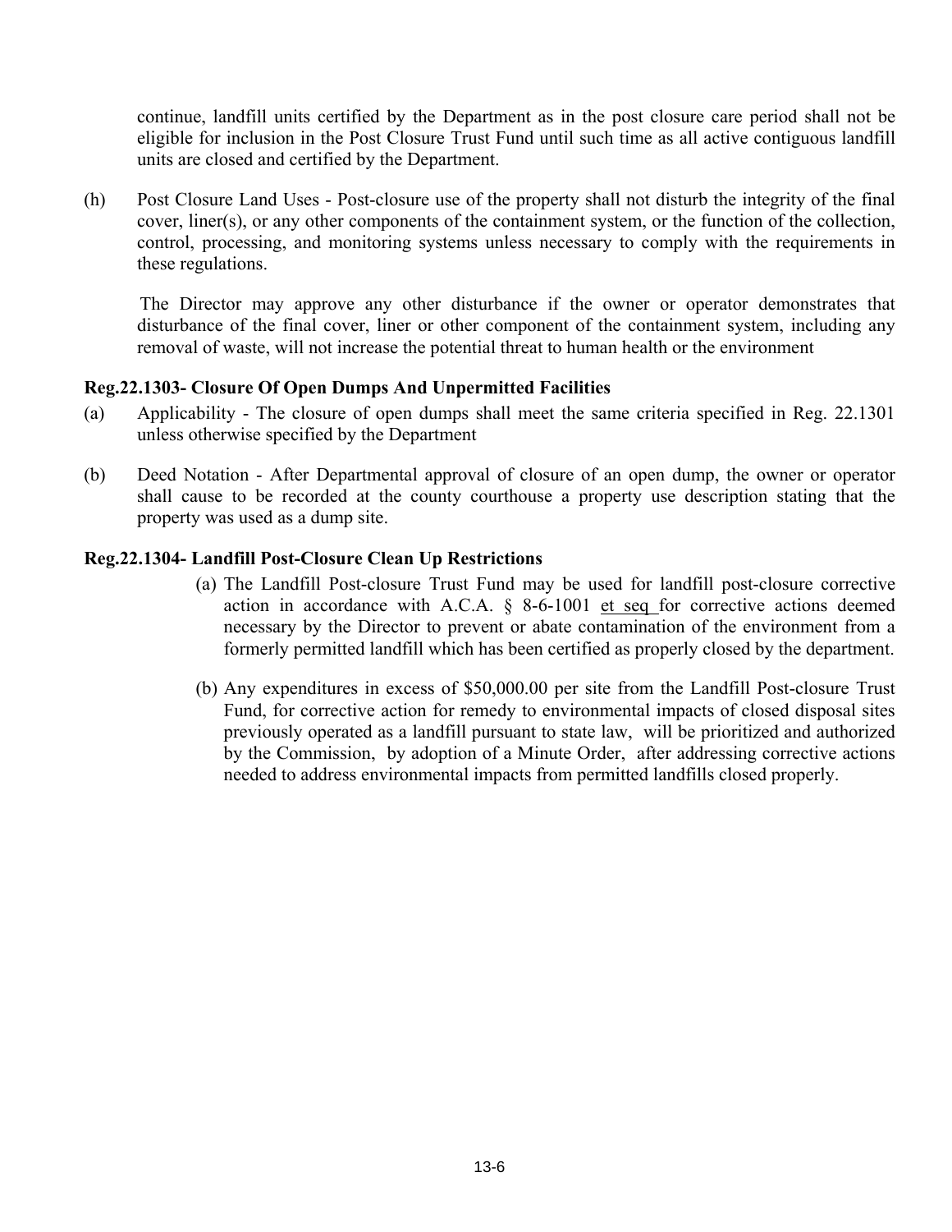continue, landfill units certified by the Department as in the post closure care period shall not be eligible for inclusion in the Post Closure Trust Fund until such time as all active contiguous landfill units are closed and certified by the Department.

(h) Post Closure Land Uses - Post-closure use of the property shall not disturb the integrity of the final cover, liner(s), or any other components of the containment system, or the function of the collection, control, processing, and monitoring systems unless necessary to comply with the requirements in these regulations.

The Director may approve any other disturbance if the owner or operator demonstrates that disturbance of the final cover, liner or other component of the containment system, including any removal of waste, will not increase the potential threat to human health or the environment

**Reg.22.1303- Closure Of Open Dumps And Unpermitted Facilities**

(a) Applicability - The closure of open dumps shall meet the same criteria specified in Reg. 22.1301 unless otherwise specified by the Department

(b) Deed Notation - After Departmental approval of closure of an open dump, the owner or operator shall cause to be recorded at the county courthouse a property use description stating that the property was used as a dump site.

**Reg.22.1304- Landfill Post-Closure Clean Up Restrictions**

(a) The Landfill Post-closure Trust Fund may be used for landfill post-closure corrective action in accordance with A.C.A. § 8-6-1001 et seq for corrective actions deemed necessary by the Director to prevent or abate contamination of the environment from a formerly permitted landfill which has been certified as properly closed by the department.

(b) Any expenditures in excess of $50,000.00 per site from the Landfill Post-closure Trust Fund, for corrective action for remedy to environmental impacts of closed disposal sites previously operated as a landfill pursuant to state law, will be prioritized and authorized by the Commission, by adoption of a Minute Order, after addressing corrective actions needed to address environmental impacts from permitted landfills closed properly.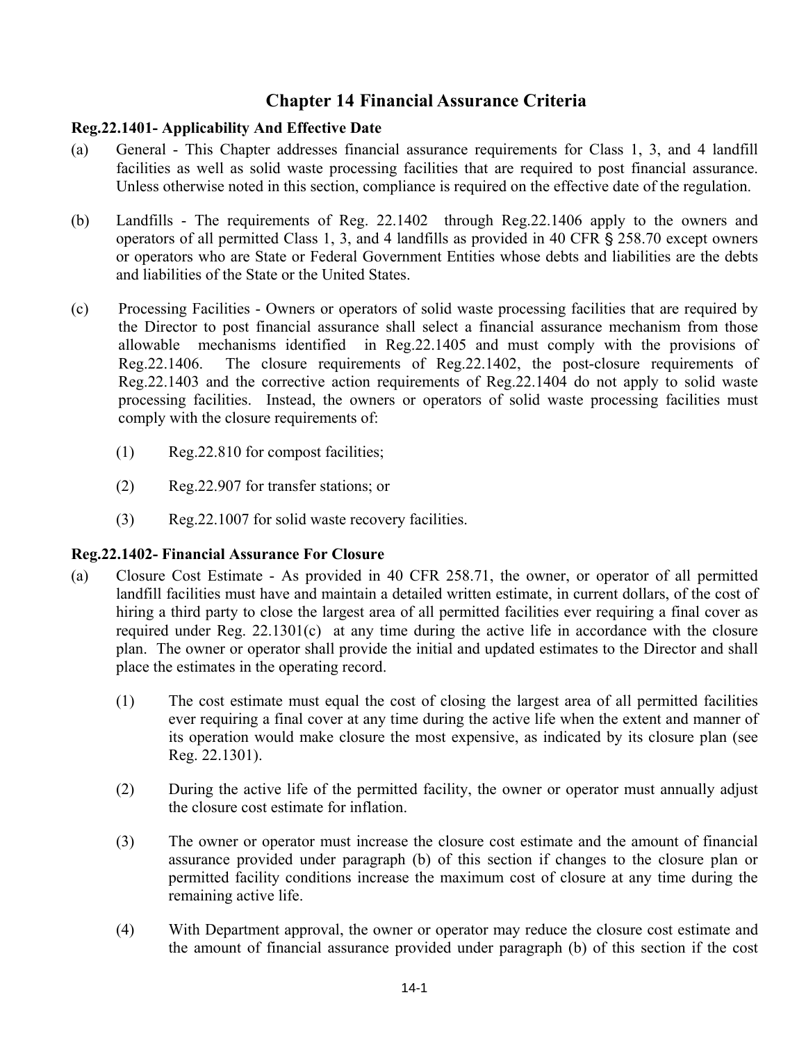# Chapter 14 Financial Assurance Criteria

**Reg.22.1401- Applicability And Effective Date**

(a) General - This Chapter addresses financial assurance requirements for Class 1, 3, and 4 landfill facilities as well as solid waste processing facilities that are required to post financial assurance. Unless otherwise noted in this section, compliance is required on the effective date of the regulation.

(b) Landfills - The requirements of Reg. 22.1402 through Reg.22.1406 apply to the owners and operators of all permitted Class 1, 3, and 4 landfills as provided in 40 CFR § 258.70 except owners or operators who are State or Federal Government Entities whose debts and liabilities are the debts and liabilities of the State or the United States.

(c) Processing Facilities - Owners or operators of solid waste processing facilities that are required by the Director to post financial assurance shall select a financial assurance mechanism from those allowable mechanisms identified in Reg.22.1405 and must comply with the provisions of Reg.22.1406. The closure requirements of Reg.22.1402, the post-closure requirements of Reg.22.1403 and the corrective action requirements of Reg.22.1404 do not apply to solid waste processing facilities. Instead, the owners or operators of solid waste processing facilities must comply with the closure requirements of:

(1) Reg.22.810 for compost facilities;

(2) Reg.22.907 for transfer stations; or

(3) Reg.22.1007 for solid waste recovery facilities.

**Reg.22.1402- Financial Assurance For Closure**

(a) Closure Cost Estimate - As provided in 40 CFR 258.71, the owner, or operator of all permitted landfill facilities must have and maintain a detailed written estimate, in current dollars, of the cost of hiring a third party to close the largest area of all permitted facilities ever requiring a final cover as required under Reg. 22.1301(c) at any time during the active life in accordance with the closure plan. The owner or operator shall provide the initial and updated estimates to the Director and shall place the estimates in the operating record.

(1) The cost estimate must equal the cost of closing the largest area of all permitted facilities ever requiring a final cover at any time during the active life when the extent and manner of its operation would make closure the most expensive, as indicated by its closure plan (see Reg. 22.1301).

(2) During the active life of the permitted facility, the owner or operator must annually adjust the closure cost estimate for inflation.

(3) The owner or operator must increase the closure cost estimate and the amount of financial assurance provided under paragraph (b) of this section if changes to the closure plan or permitted facility conditions increase the maximum cost of closure at any time during the remaining active life.

(4) With Department approval, the owner or operator may reduce the closure cost estimate and the amount of financial assurance provided under paragraph (b) of this section if the cost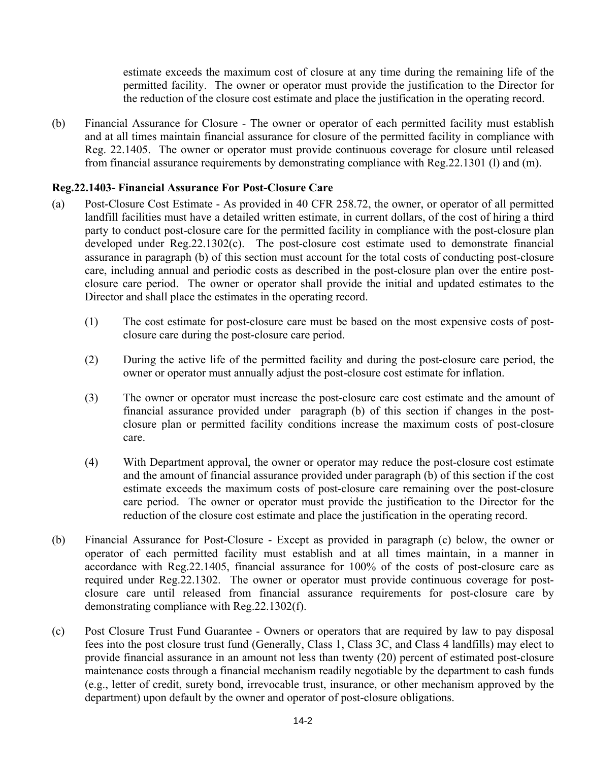estimate exceeds the maximum cost of closure at any time during the remaining life of the permitted facility. The owner or operator must provide the justification to the Director for the reduction of the closure cost estimate and place the justification in the operating record.

(b) Financial Assurance for Closure - The owner or operator of each permitted facility must establish and at all times maintain financial assurance for closure of the permitted facility in compliance with Reg. 22.1405. The owner or operator must provide continuous coverage for closure until released from financial assurance requirements by demonstrating compliance with Reg.22.1301 (l) and (m).

**Reg.22.1403- Financial Assurance For Post-Closure Care**

(a) Post-Closure Cost Estimate - As provided in 40 CFR 258.72, the owner, or operator of all permitted landfill facilities must have a detailed written estimate, in current dollars, of the cost of hiring a third party to conduct post-closure care for the permitted facility in compliance with the post-closure plan developed under Reg.22.1302(c). The post-closure cost estimate used to demonstrate financial assurance in paragraph (b) of this section must account for the total costs of conducting post-closure care, including annual and periodic costs as described in the post-closure plan over the entire post-closure care period. The owner or operator shall provide the initial and updated estimates to the Director and shall place the estimates in the operating record.

(1) The cost estimate for post-closure care must be based on the most expensive costs of post-closure care during the post-closure care period.

(2) During the active life of the permitted facility and during the post-closure care period, the owner or operator must annually adjust the post-closure cost estimate for inflation.

(3) The owner or operator must increase the post-closure care cost estimate and the amount of financial assurance provided under paragraph (b) of this section if changes in the post-closure plan or permitted facility conditions increase the maximum costs of post-closure care.

(4) With Department approval, the owner or operator may reduce the post-closure cost estimate and the amount of financial assurance provided under paragraph (b) of this section if the cost estimate exceeds the maximum costs of post-closure care remaining over the post-closure care period. The owner or operator must provide the justification to the Director for the reduction of the closure cost estimate and place the justification in the operating record.

(b) Financial Assurance for Post-Closure - Except as provided in paragraph (c) below, the owner or operator of each permitted facility must establish and at all times maintain, in a manner in accordance with Reg.22.1405, financial assurance for 100% of the costs of post-closure care as required under Reg.22.1302. The owner or operator must provide continuous coverage for post-closure care until released from financial assurance requirements for post-closure care by demonstrating compliance with Reg.22.1302(f).

(c) Post Closure Trust Fund Guarantee - Owners or operators that are required by law to pay disposal fees into the post closure trust fund (Generally, Class 1, Class 3C, and Class 4 landfills) may elect to provide financial assurance in an amount not less than twenty (20) percent of estimated post-closure maintenance costs through a financial mechanism readily negotiable by the department to cash funds (e.g., letter of credit, surety bond, irrevocable trust, insurance, or other mechanism approved by the department) upon default by the owner and operator of post-closure obligations.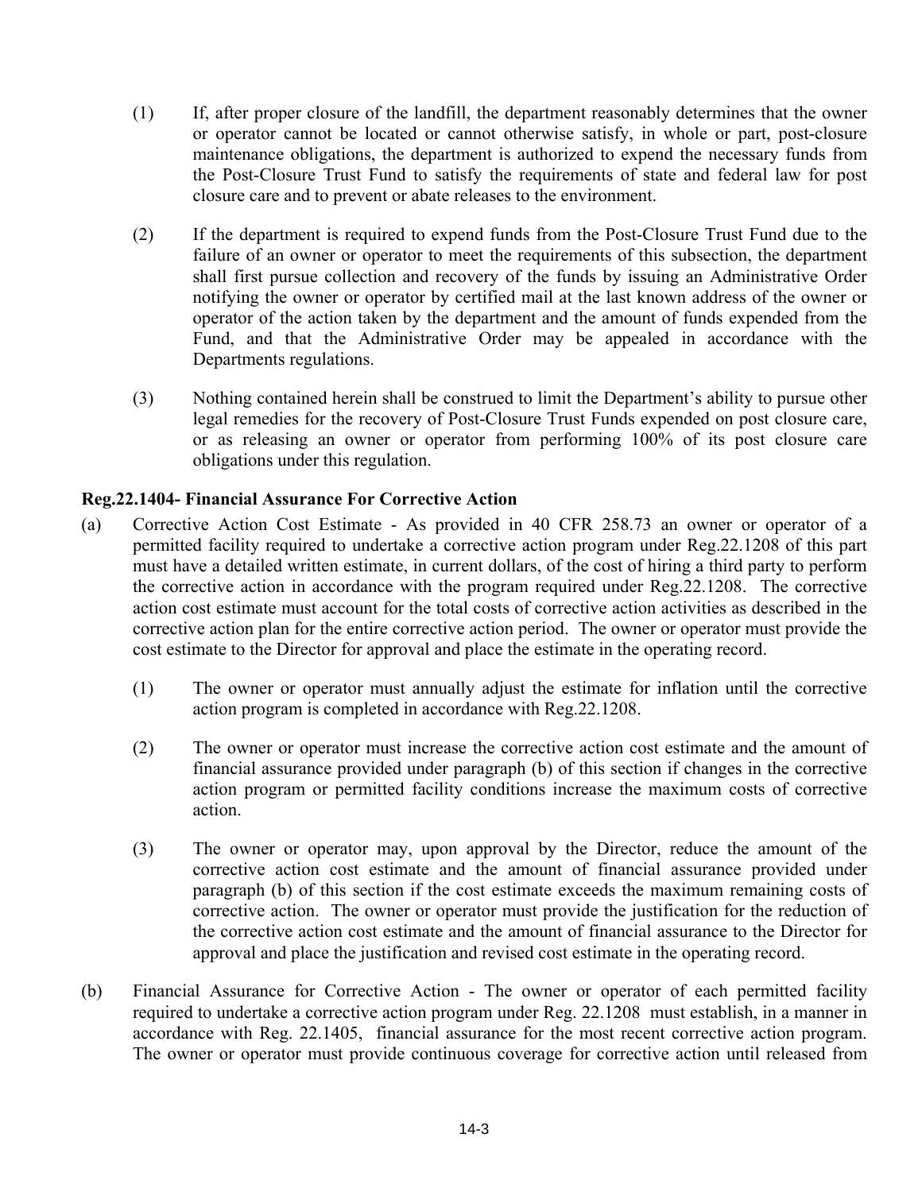(1) If, after proper closure of the landfill, the department reasonably determines that the owner or operator cannot be located or cannot otherwise satisfy, in whole or part, post-closure maintenance obligations, the department is authorized to expend the necessary funds from the Post-Closure Trust Fund to satisfy the requirements of state and federal law for post closure care and to prevent or abate releases to the environment.

(2) If the department is required to expend funds from the Post-Closure Trust Fund due to the failure of an owner or operator to meet the requirements of this subsection, the department shall first pursue collection and recovery of the funds by issuing an Administrative Order notifying the owner or operator by certified mail at the last known address of the owner or operator of the action taken by the department and the amount of funds expended from the Fund, and that the Administrative Order may be appealed in accordance with the Departments regulations.

(3) Nothing contained herein shall be construed to limit the Department's ability to pursue other legal remedies for the recovery of Post-Closure Trust Funds expended on post closure care, or as releasing an owner or operator from performing 100% of its post closure care obligations under this regulation.

**Reg.22.1404- Financial Assurance For Corrective Action**

(a) Corrective Action Cost Estimate - As provided in 40 CFR 258.73 an owner or operator of a permitted facility required to undertake a corrective action program under Reg.22.1208 of this part must have a detailed written estimate, in current dollars, of the cost of hiring a third party to perform the corrective action in accordance with the program required under Reg.22.1208. The corrective action cost estimate must account for the total costs of corrective action activities as described in the corrective action plan for the entire corrective action period. The owner or operator must provide the cost estimate to the Director for approval and place the estimate in the operating record.

(1) The owner or operator must annually adjust the estimate for inflation until the corrective action program is completed in accordance with Reg.22.1208.

(2) The owner or operator must increase the corrective action cost estimate and the amount of financial assurance provided under paragraph (b) of this section if changes in the corrective action program or permitted facility conditions increase the maximum costs of corrective action.

(3) The owner or operator may, upon approval by the Director, reduce the amount of the corrective action cost estimate and the amount of financial assurance provided under paragraph (b) of this section if the cost estimate exceeds the maximum remaining costs of corrective action. The owner or operator must provide the justification for the reduction of the corrective action cost estimate and the amount of financial assurance to the Director for approval and place the justification and revised cost estimate in the operating record.

(b) Financial Assurance for Corrective Action - The owner or operator of each permitted facility required to undertake a corrective action program under Reg. 22.1208 must establish, in a manner in accordance with Reg. 22.1405, financial assurance for the most recent corrective action program. The owner or operator must provide continuous coverage for corrective action until released from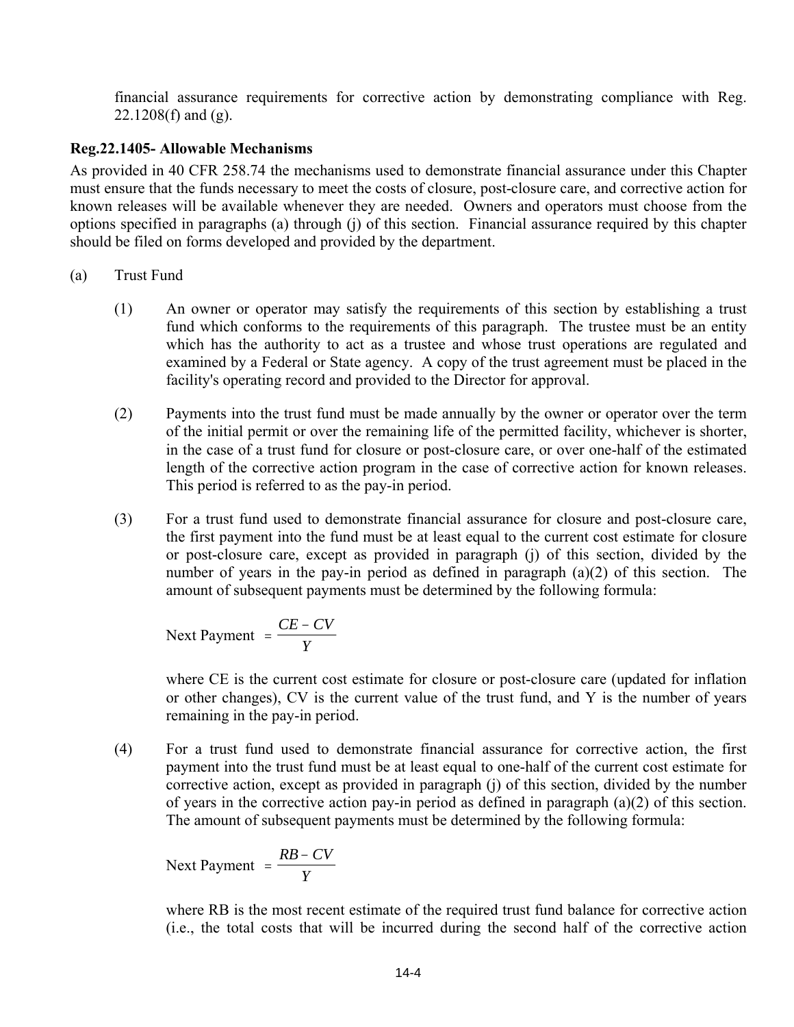financial assurance requirements for corrective action by demonstrating compliance with Reg. 22.1208(f) and (g).

**Reg.22.1405- Allowable Mechanisms**

As provided in 40 CFR 258.74 the mechanisms used to demonstrate financial assurance under this Chapter must ensure that the funds necessary to meet the costs of closure, post-closure care, and corrective action for known releases will be available whenever they are needed. Owners and operators must choose from the options specified in paragraphs (a) through (j) of this section. Financial assurance required by this chapter should be filed on forms developed and provided by the department.

(a) Trust Fund

(1) An owner or operator may satisfy the requirements of this section by establishing a trust fund which conforms to the requirements of this paragraph. The trustee must be an entity which has the authority to act as a trustee and whose trust operations are regulated and examined by a Federal or State agency. A copy of the trust agreement must be placed in the facility's operating record and provided to the Director for approval.

(2) Payments into the trust fund must be made annually by the owner or operator over the term of the initial permit or over the remaining life of the permitted facility, whichever is shorter, in the case of a trust fund for closure or post-closure care, or over one-half of the estimated length of the corrective action program in the case of corrective action for known releases. This period is referred to as the pay-in period.

(3) For a trust fund used to demonstrate financial assurance for closure and post-closure care, the first payment into the fund must be at least equal to the current cost estimate for closure or post-closure care, except as provided in paragraph (j) of this section, divided by the number of years in the pay-in period as defined in paragraph (a)(2) of this section. The amount of subsequent payments must be determined by the following formula:

$$\text{Next Payment} = \frac{CE - CV}{Y}$$

where CE is the current cost estimate for closure or post-closure care (updated for inflation or other changes), CV is the current value of the trust fund, and Y is the number of years remaining in the pay-in period.

(4) For a trust fund used to demonstrate financial assurance for corrective action, the first payment into the trust fund must be at least equal to one-half of the current cost estimate for corrective action, except as provided in paragraph (j) of this section, divided by the number of years in the corrective action pay-in period as defined in paragraph (a)(2) of this section. The amount of subsequent payments must be determined by the following formula:

$$\text{Next Payment} = \frac{RB - CV}{Y}$$

where RB is the most recent estimate of the required trust fund balance for corrective action (i.e., the total costs that will be incurred during the second half of the corrective action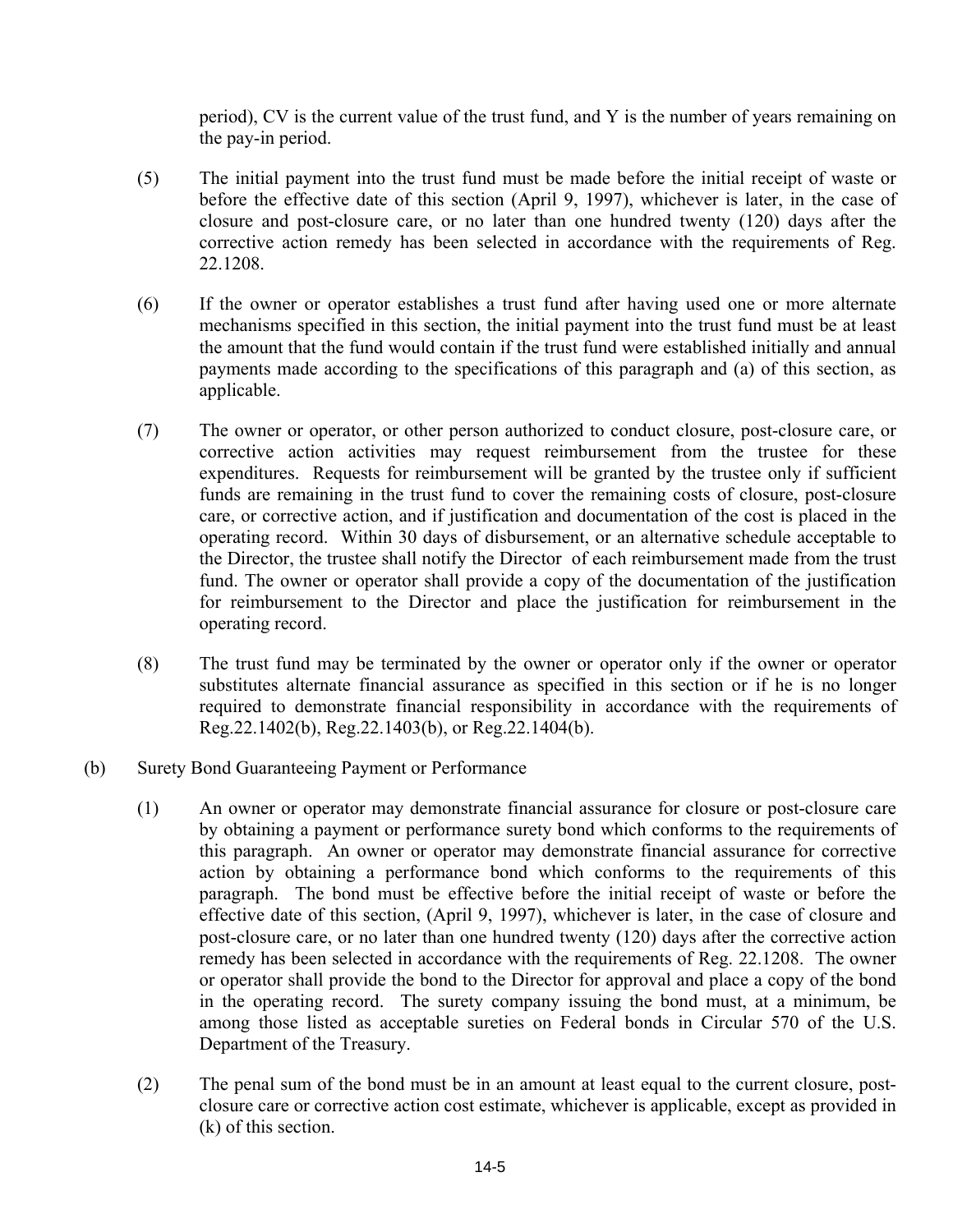period), CV is the current value of the trust fund, and Y is the number of years remaining on the pay-in period.

(5) The initial payment into the trust fund must be made before the initial receipt of waste or before the effective date of this section (April 9, 1997), whichever is later, in the case of closure and post-closure care, or no later than one hundred twenty (120) days after the corrective action remedy has been selected in accordance with the requirements of Reg. 22.1208.

(6) If the owner or operator establishes a trust fund after having used one or more alternate mechanisms specified in this section, the initial payment into the trust fund must be at least the amount that the fund would contain if the trust fund were established initially and annual payments made according to the specifications of this paragraph and (a) of this section, as applicable.

(7) The owner or operator, or other person authorized to conduct closure, post-closure care, or corrective action activities may request reimbursement from the trustee for these expenditures. Requests for reimbursement will be granted by the trustee only if sufficient funds are remaining in the trust fund to cover the remaining costs of closure, post-closure care, or corrective action, and if justification and documentation of the cost is placed in the operating record. Within 30 days of disbursement, or an alternative schedule acceptable to the Director, the trustee shall notify the Director of each reimbursement made from the trust fund. The owner or operator shall provide a copy of the documentation of the justification for reimbursement to the Director and place the justification for reimbursement in the operating record.

(8) The trust fund may be terminated by the owner or operator only if the owner or operator substitutes alternate financial assurance as specified in this section or if he is no longer required to demonstrate financial responsibility in accordance with the requirements of Reg.22.1402(b), Reg.22.1403(b), or Reg.22.1404(b).

(b) Surety Bond Guaranteeing Payment or Performance

(1) An owner or operator may demonstrate financial assurance for closure or post-closure care by obtaining a payment or performance surety bond which conforms to the requirements of this paragraph. An owner or operator may demonstrate financial assurance for corrective action by obtaining a performance bond which conforms to the requirements of this paragraph. The bond must be effective before the initial receipt of waste or before the effective date of this section, (April 9, 1997), whichever is later, in the case of closure and post-closure care, or no later than one hundred twenty (120) days after the corrective action remedy has been selected in accordance with the requirements of Reg. 22.1208. The owner or operator shall provide the bond to the Director for approval and place a copy of the bond in the operating record. The surety company issuing the bond must, at a minimum, be among those listed as acceptable sureties on Federal bonds in Circular 570 of the U.S. Department of the Treasury.

(2) The penal sum of the bond must be in an amount at least equal to the current closure, post-closure care or corrective action cost estimate, whichever is applicable, except as provided in (k) of this section.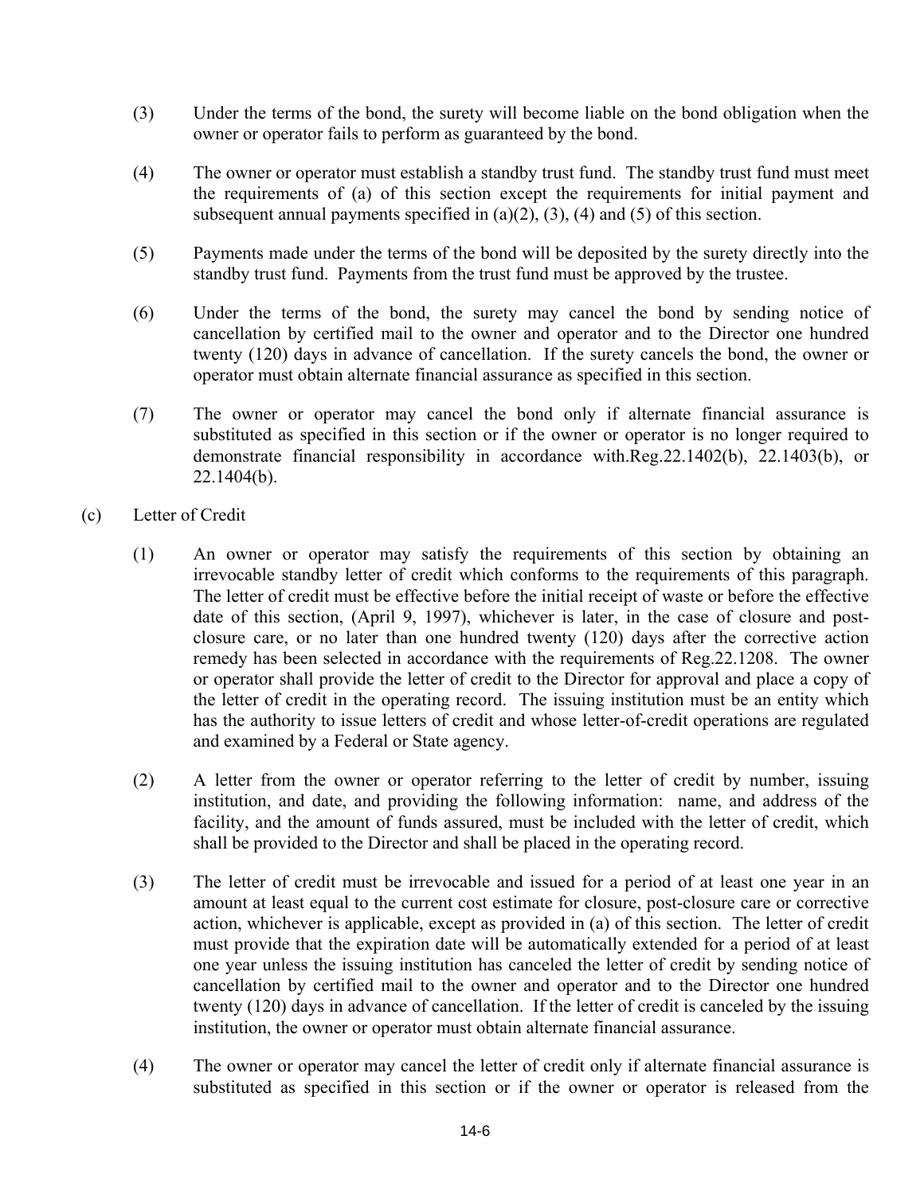(3) Under the terms of the bond, the surety will become liable on the bond obligation when the owner or operator fails to perform as guaranteed by the bond.

(4) The owner or operator must establish a standby trust fund. The standby trust fund must meet the requirements of (a) of this section except the requirements for initial payment and subsequent annual payments specified in (a)(2), (3), (4) and (5) of this section.

(5) Payments made under the terms of the bond will be deposited by the surety directly into the standby trust fund. Payments from the trust fund must be approved by the trustee.

(6) Under the terms of the bond, the surety may cancel the bond by sending notice of cancellation by certified mail to the owner and operator and to the Director one hundred twenty (120) days in advance of cancellation. If the surety cancels the bond, the owner or operator must obtain alternate financial assurance as specified in this section.

(7) The owner or operator may cancel the bond only if alternate financial assurance is substituted as specified in this section or if the owner or operator is no longer required to demonstrate financial responsibility in accordance with.Reg.22.1402(b), 22.1403(b), or 22.1404(b).

(c) Letter of Credit

(1) An owner or operator may satisfy the requirements of this section by obtaining an irrevocable standby letter of credit which conforms to the requirements of this paragraph. The letter of credit must be effective before the initial receipt of waste or before the effective date of this section, (April 9, 1997), whichever is later, in the case of closure and post-closure care, or no later than one hundred twenty (120) days after the corrective action remedy has been selected in accordance with the requirements of Reg.22.1208. The owner or operator shall provide the letter of credit to the Director for approval and place a copy of the letter of credit in the operating record. The issuing institution must be an entity which has the authority to issue letters of credit and whose letter-of-credit operations are regulated and examined by a Federal or State agency.

(2) A letter from the owner or operator referring to the letter of credit by number, issuing institution, and date, and providing the following information: name, and address of the facility, and the amount of funds assured, must be included with the letter of credit, which shall be provided to the Director and shall be placed in the operating record.

(3) The letter of credit must be irrevocable and issued for a period of at least one year in an amount at least equal to the current cost estimate for closure, post-closure care or corrective action, whichever is applicable, except as provided in (a) of this section. The letter of credit must provide that the expiration date will be automatically extended for a period of at least one year unless the issuing institution has canceled the letter of credit by sending notice of cancellation by certified mail to the owner and operator and to the Director one hundred twenty (120) days in advance of cancellation. If the letter of credit is canceled by the issuing institution, the owner or operator must obtain alternate financial assurance.

(4) The owner or operator may cancel the letter of credit only if alternate financial assurance is substituted as specified in this section or if the owner or operator is released from the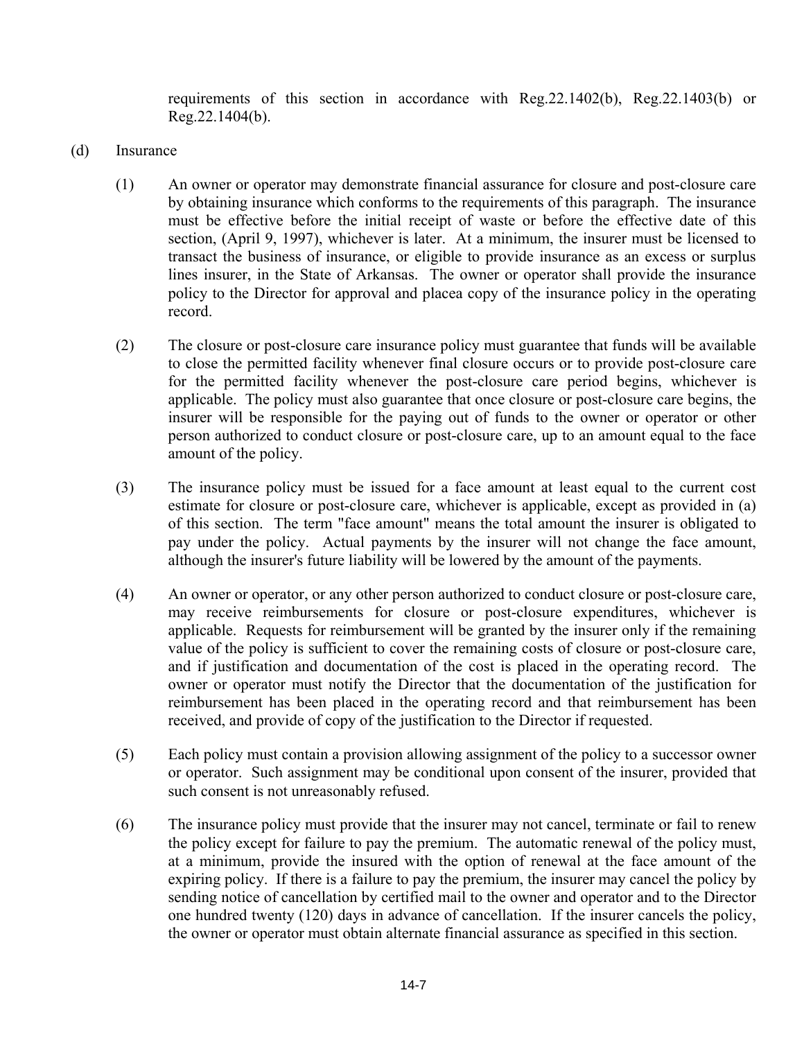requirements of this section in accordance with Reg.22.1402(b), Reg.22.1403(b) or Reg.22.1404(b).

(d) Insurance

(1) An owner or operator may demonstrate financial assurance for closure and post-closure care by obtaining insurance which conforms to the requirements of this paragraph. The insurance must be effective before the initial receipt of waste or before the effective date of this section, (April 9, 1997), whichever is later. At a minimum, the insurer must be licensed to transact the business of insurance, or eligible to provide insurance as an excess or surplus lines insurer, in the State of Arkansas. The owner or operator shall provide the insurance policy to the Director for approval and placea copy of the insurance policy in the operating record.

(2) The closure or post-closure care insurance policy must guarantee that funds will be available to close the permitted facility whenever final closure occurs or to provide post-closure care for the permitted facility whenever the post-closure care period begins, whichever is applicable. The policy must also guarantee that once closure or post-closure care begins, the insurer will be responsible for the paying out of funds to the owner or operator or other person authorized to conduct closure or post-closure care, up to an amount equal to the face amount of the policy.

(3) The insurance policy must be issued for a face amount at least equal to the current cost estimate for closure or post-closure care, whichever is applicable, except as provided in (a) of this section. The term "face amount" means the total amount the insurer is obligated to pay under the policy. Actual payments by the insurer will not change the face amount, although the insurer's future liability will be lowered by the amount of the payments.

(4) An owner or operator, or any other person authorized to conduct closure or post-closure care, may receive reimbursements for closure or post-closure expenditures, whichever is applicable. Requests for reimbursement will be granted by the insurer only if the remaining value of the policy is sufficient to cover the remaining costs of closure or post-closure care, and if justification and documentation of the cost is placed in the operating record. The owner or operator must notify the Director that the documentation of the justification for reimbursement has been placed in the operating record and that reimbursement has been received, and provide of copy of the justification to the Director if requested.

(5) Each policy must contain a provision allowing assignment of the policy to a successor owner or operator. Such assignment may be conditional upon consent of the insurer, provided that such consent is not unreasonably refused.

(6) The insurance policy must provide that the insurer may not cancel, terminate or fail to renew the policy except for failure to pay the premium. The automatic renewal of the policy must, at a minimum, provide the insured with the option of renewal at the face amount of the expiring policy. If there is a failure to pay the premium, the insurer may cancel the policy by sending notice of cancellation by certified mail to the owner and operator and to the Director one hundred twenty (120) days in advance of cancellation. If the insurer cancels the policy, the owner or operator must obtain alternate financial assurance as specified in this section.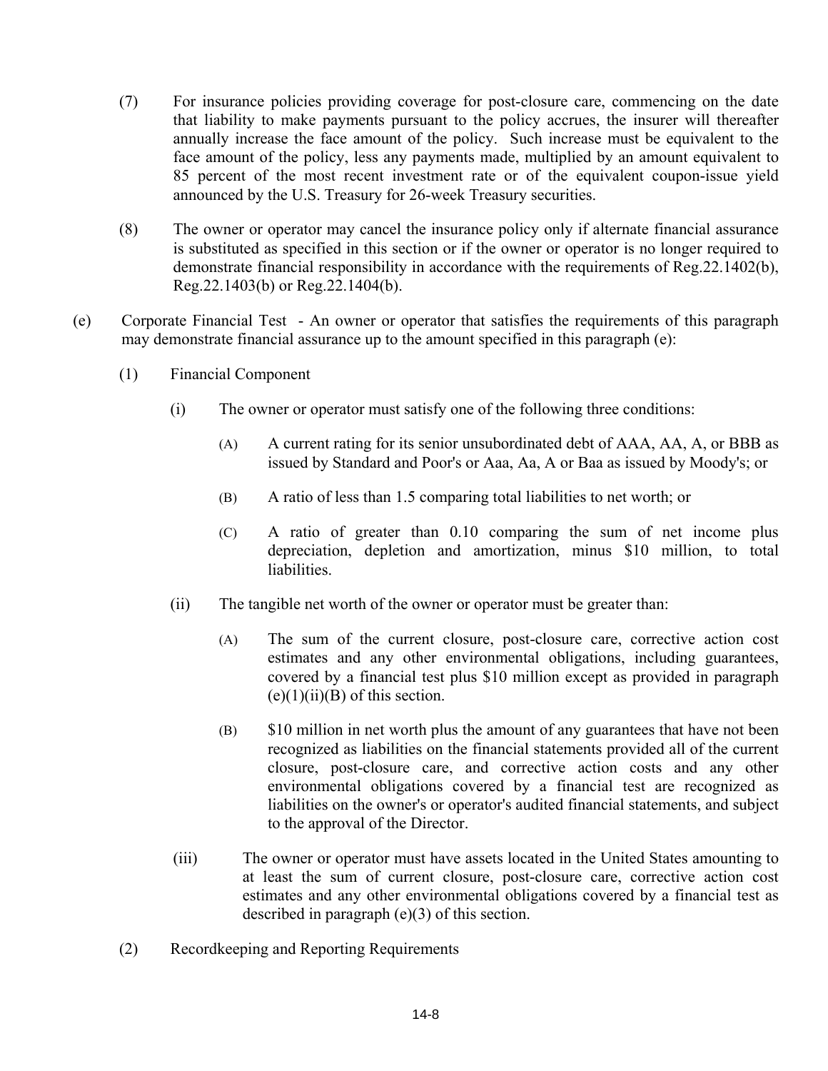(7) For insurance policies providing coverage for post-closure care, commencing on the date that liability to make payments pursuant to the policy accrues, the insurer will thereafter annually increase the face amount of the policy. Such increase must be equivalent to the face amount of the policy, less any payments made, multiplied by an amount equivalent to 85 percent of the most recent investment rate or of the equivalent coupon-issue yield announced by the U.S. Treasury for 26-week Treasury securities.

(8) The owner or operator may cancel the insurance policy only if alternate financial assurance is substituted as specified in this section or if the owner or operator is no longer required to demonstrate financial responsibility in accordance with the requirements of Reg.22.1402(b), Reg.22.1403(b) or Reg.22.1404(b).

(e) Corporate Financial Test - An owner or operator that satisfies the requirements of this paragraph may demonstrate financial assurance up to the amount specified in this paragraph (e):

(1) Financial Component

(i) The owner or operator must satisfy one of the following three conditions:

(A) A current rating for its senior unsubordinated debt of AAA, AA, A, or BBB as issued by Standard and Poor's or Aaa, Aa, A or Baa as issued by Moody's; or

(B) A ratio of less than 1.5 comparing total liabilities to net worth; or

(C) A ratio of greater than 0.10 comparing the sum of net income plus depreciation, depletion and amortization, minus $10 million, to total liabilities.

(ii) The tangible net worth of the owner or operator must be greater than:

(A) The sum of the current closure, post-closure care, corrective action cost estimates and any other environmental obligations, including guarantees, covered by a financial test plus $10 million except as provided in paragraph (e)(1)(ii)(B) of this section.

(B) $10 million in net worth plus the amount of any guarantees that have not been recognized as liabilities on the financial statements provided all of the current closure, post-closure care, and corrective action costs and any other environmental obligations covered by a financial test are recognized as liabilities on the owner's or operator's audited financial statements, and subject to the approval of the Director.

(iii) The owner or operator must have assets located in the United States amounting to at least the sum of current closure, post-closure care, corrective action cost estimates and any other environmental obligations covered by a financial test as described in paragraph (e)(3) of this section.

(2) Recordkeeping and Reporting Requirements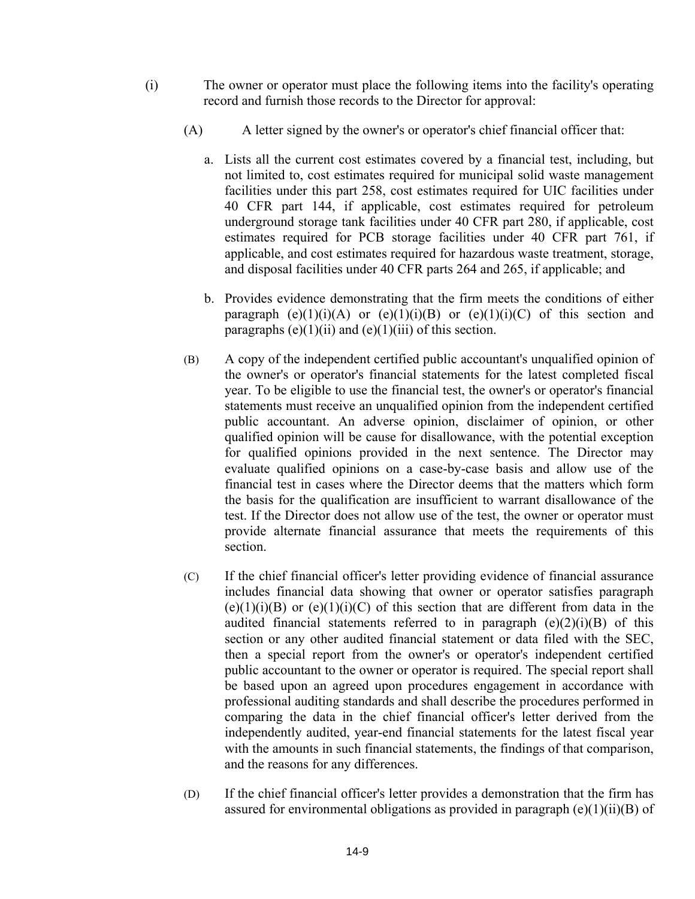(i) The owner or operator must place the following items into the facility's operating record and furnish those records to the Director for approval:

(A) A letter signed by the owner's or operator's chief financial officer that:

a. Lists all the current cost estimates covered by a financial test, including, but not limited to, cost estimates required for municipal solid waste management facilities under this part 258, cost estimates required for UIC facilities under 40 CFR part 144, if applicable, cost estimates required for petroleum underground storage tank facilities under 40 CFR part 280, if applicable, cost estimates required for PCB storage facilities under 40 CFR part 761, if applicable, and cost estimates required for hazardous waste treatment, storage, and disposal facilities under 40 CFR parts 264 and 265, if applicable; and

b. Provides evidence demonstrating that the firm meets the conditions of either paragraph (e)(1)(i)(A) or (e)(1)(i)(B) or (e)(1)(i)(C) of this section and paragraphs (e)(1)(ii) and (e)(1)(iii) of this section.

(B) A copy of the independent certified public accountant's unqualified opinion of the owner's or operator's financial statements for the latest completed fiscal year. To be eligible to use the financial test, the owner's or operator's financial statements must receive an unqualified opinion from the independent certified public accountant. An adverse opinion, disclaimer of opinion, or other qualified opinion will be cause for disallowance, with the potential exception for qualified opinions provided in the next sentence. The Director may evaluate qualified opinions on a case-by-case basis and allow use of the financial test in cases where the Director deems that the matters which form the basis for the qualification are insufficient to warrant disallowance of the test. If the Director does not allow use of the test, the owner or operator must provide alternate financial assurance that meets the requirements of this section.

(C) If the chief financial officer's letter providing evidence of financial assurance includes financial data showing that owner or operator satisfies paragraph (e)(1)(i)(B) or (e)(1)(i)(C) of this section that are different from data in the audited financial statements referred to in paragraph (e)(2)(i)(B) of this section or any other audited financial statement or data filed with the SEC, then a special report from the owner's or operator's independent certified public accountant to the owner or operator is required. The special report shall be based upon an agreed upon procedures engagement in accordance with professional auditing standards and shall describe the procedures performed in comparing the data in the chief financial officer's letter derived from the independently audited, year-end financial statements for the latest fiscal year with the amounts in such financial statements, the findings of that comparison, and the reasons for any differences.

(D) If the chief financial officer's letter provides a demonstration that the firm has assured for environmental obligations as provided in paragraph (e)(1)(ii)(B) of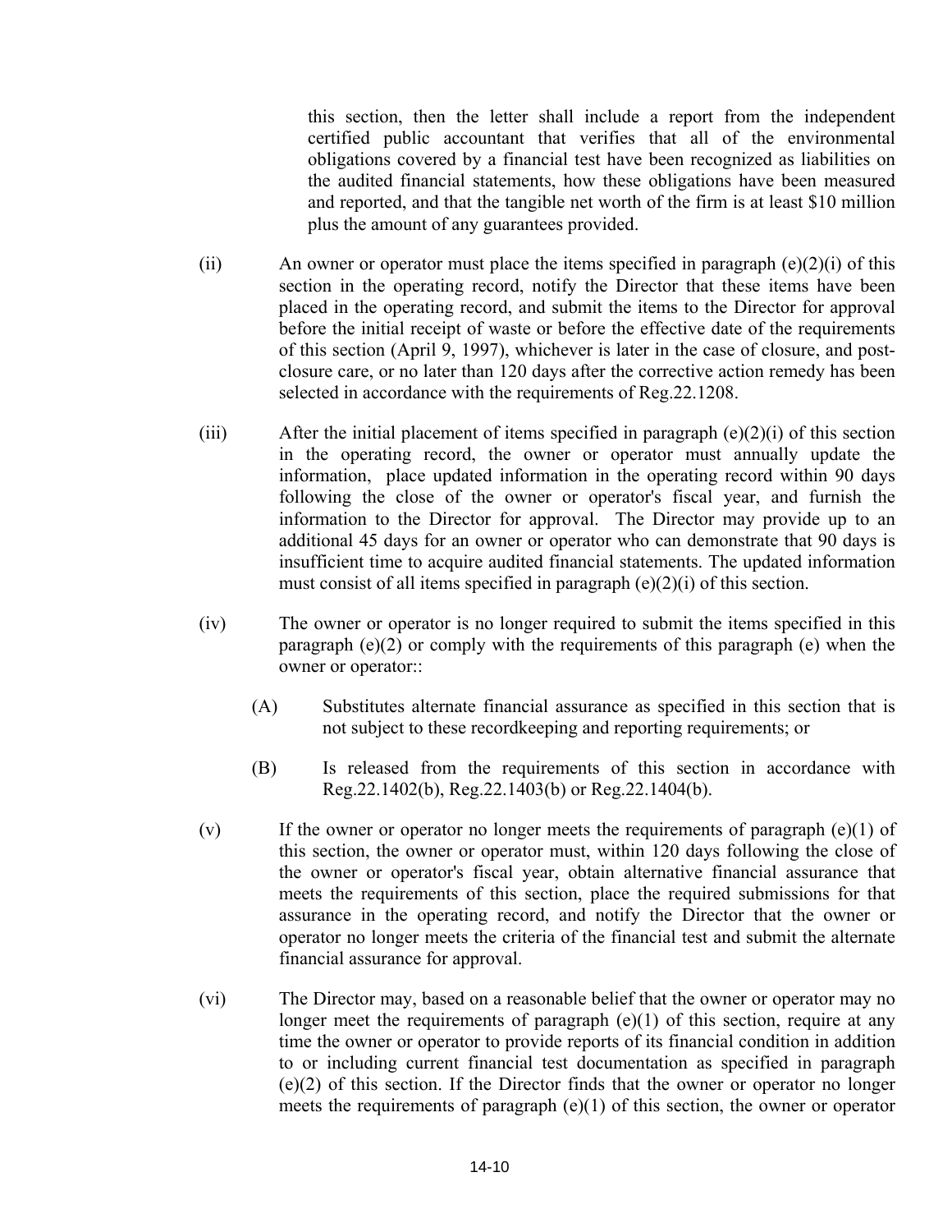this section, then the letter shall include a report from the independent certified public accountant that verifies that all of the environmental obligations covered by a financial test have been recognized as liabilities on the audited financial statements, how these obligations have been measured and reported, and that the tangible net worth of the firm is at least $10 million plus the amount of any guarantees provided.

(ii) An owner or operator must place the items specified in paragraph (e)(2)(i) of this section in the operating record, notify the Director that these items have been placed in the operating record, and submit the items to the Director for approval before the initial receipt of waste or before the effective date of the requirements of this section (April 9, 1997), whichever is later in the case of closure, and post-closure care, or no later than 120 days after the corrective action remedy has been selected in accordance with the requirements of Reg.22.1208.

(iii) After the initial placement of items specified in paragraph (e)(2)(i) of this section in the operating record, the owner or operator must annually update the information, place updated information in the operating record within 90 days following the close of the owner or operator's fiscal year, and furnish the information to the Director for approval. The Director may provide up to an additional 45 days for an owner or operator who can demonstrate that 90 days is insufficient time to acquire audited financial statements. The updated information must consist of all items specified in paragraph (e)(2)(i) of this section.

(iv) The owner or operator is no longer required to submit the items specified in this paragraph (e)(2) or comply with the requirements of this paragraph (e) when the owner or operator::

(A) Substitutes alternate financial assurance as specified in this section that is not subject to these recordkeeping and reporting requirements; or

(B) Is released from the requirements of this section in accordance with Reg.22.1402(b), Reg.22.1403(b) or Reg.22.1404(b).

(v) If the owner or operator no longer meets the requirements of paragraph (e)(1) of this section, the owner or operator must, within 120 days following the close of the owner or operator's fiscal year, obtain alternative financial assurance that meets the requirements of this section, place the required submissions for that assurance in the operating record, and notify the Director that the owner or operator no longer meets the criteria of the financial test and submit the alternate financial assurance for approval.

(vi) The Director may, based on a reasonable belief that the owner or operator may no longer meet the requirements of paragraph (e)(1) of this section, require at any time the owner or operator to provide reports of its financial condition in addition to or including current financial test documentation as specified in paragraph (e)(2) of this section. If the Director finds that the owner or operator no longer meets the requirements of paragraph (e)(1) of this section, the owner or operator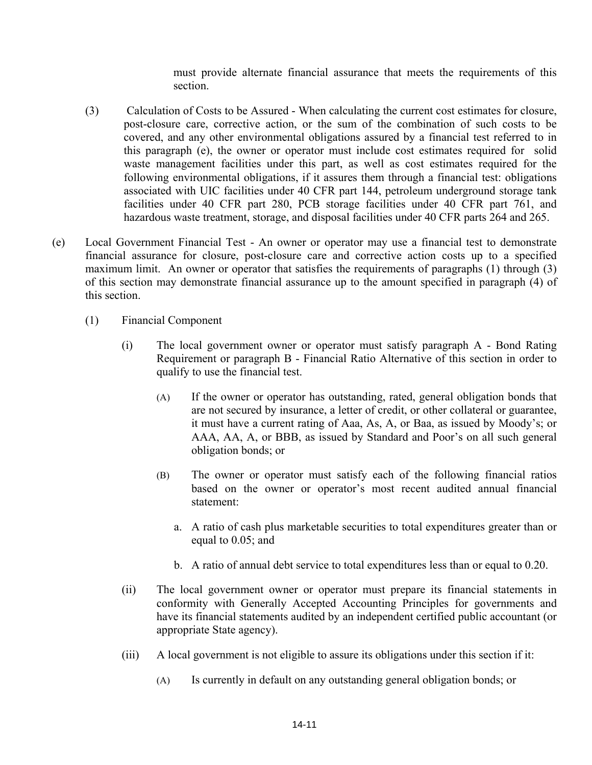must provide alternate financial assurance that meets the requirements of this section.

(3) Calculation of Costs to be Assured - When calculating the current cost estimates for closure, post-closure care, corrective action, or the sum of the combination of such costs to be covered, and any other environmental obligations assured by a financial test referred to in this paragraph (e), the owner or operator must include cost estimates required for solid waste management facilities under this part, as well as cost estimates required for the following environmental obligations, if it assures them through a financial test: obligations associated with UIC facilities under 40 CFR part 144, petroleum underground storage tank facilities under 40 CFR part 280, PCB storage facilities under 40 CFR part 761, and hazardous waste treatment, storage, and disposal facilities under 40 CFR parts 264 and 265.

(e) Local Government Financial Test - An owner or operator may use a financial test to demonstrate financial assurance for closure, post-closure care and corrective action costs up to a specified maximum limit. An owner or operator that satisfies the requirements of paragraphs (1) through (3) of this section may demonstrate financial assurance up to the amount specified in paragraph (4) of this section.

(1) Financial Component

(i) The local government owner or operator must satisfy paragraph A - Bond Rating Requirement or paragraph B - Financial Ratio Alternative of this section in order to qualify to use the financial test.

(A) If the owner or operator has outstanding, rated, general obligation bonds that are not secured by insurance, a letter of credit, or other collateral or guarantee, it must have a current rating of Aaa, As, A, or Baa, as issued by Moody's; or AAA, AA, A, or BBB, as issued by Standard and Poor's on all such general obligation bonds; or

(B) The owner or operator must satisfy each of the following financial ratios based on the owner or operator's most recent audited annual financial statement:

a. A ratio of cash plus marketable securities to total expenditures greater than or equal to 0.05; and

b. A ratio of annual debt service to total expenditures less than or equal to 0.20.

(ii) The local government owner or operator must prepare its financial statements in conformity with Generally Accepted Accounting Principles for governments and have its financial statements audited by an independent certified public accountant (or appropriate State agency).

(iii) A local government is not eligible to assure its obligations under this section if it:

(A) Is currently in default on any outstanding general obligation bonds; or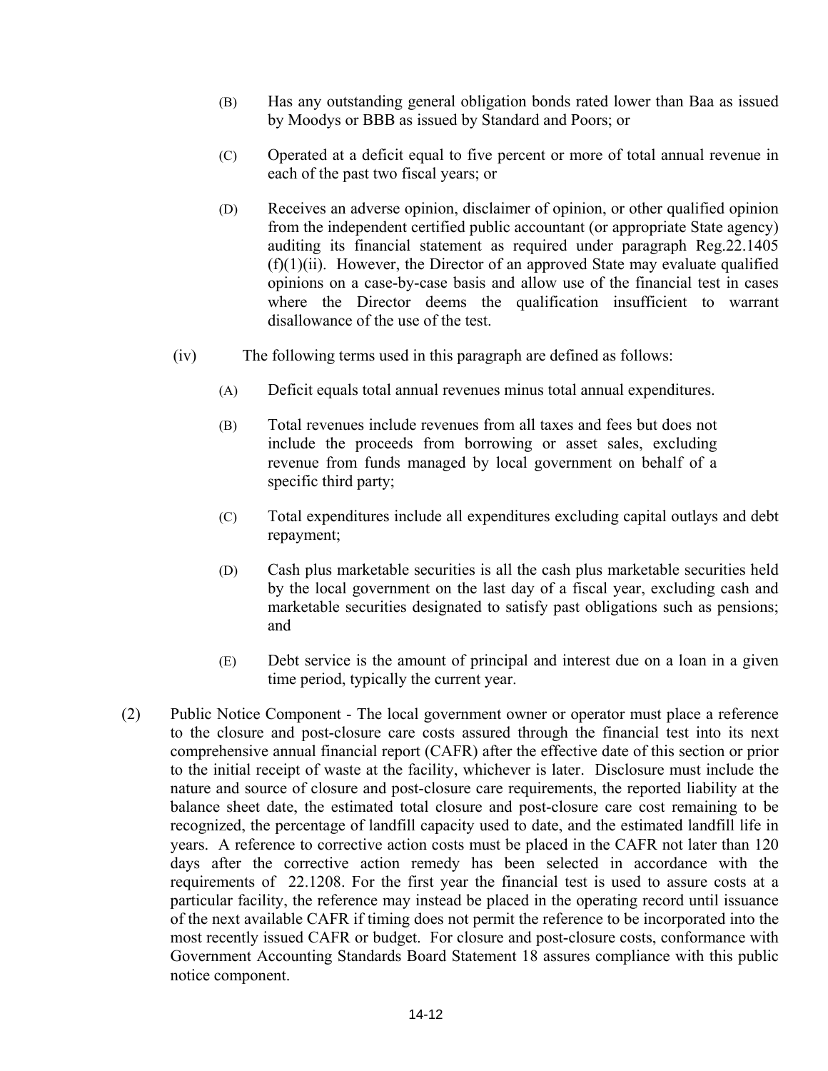(B) Has any outstanding general obligation bonds rated lower than Baa as issued by Moodys or BBB as issued by Standard and Poors; or

(C) Operated at a deficit equal to five percent or more of total annual revenue in each of the past two fiscal years; or

(D) Receives an adverse opinion, disclaimer of opinion, or other qualified opinion from the independent certified public accountant (or appropriate State agency) auditing its financial statement as required under paragraph Reg.22.1405 (f)(1)(ii). However, the Director of an approved State may evaluate qualified opinions on a case-by-case basis and allow use of the financial test in cases where the Director deems the qualification insufficient to warrant disallowance of the use of the test.

(iv) The following terms used in this paragraph are defined as follows:

(A) Deficit equals total annual revenues minus total annual expenditures.

(B) Total revenues include revenues from all taxes and fees but does not include the proceeds from borrowing or asset sales, excluding revenue from funds managed by local government on behalf of a specific third party;

(C) Total expenditures include all expenditures excluding capital outlays and debt repayment;

(D) Cash plus marketable securities is all the cash plus marketable securities held by the local government on the last day of a fiscal year, excluding cash and marketable securities designated to satisfy past obligations such as pensions; and

(E) Debt service is the amount of principal and interest due on a loan in a given time period, typically the current year.

(2) Public Notice Component - The local government owner or operator must place a reference to the closure and post-closure care costs assured through the financial test into its next comprehensive annual financial report (CAFR) after the effective date of this section or prior to the initial receipt of waste at the facility, whichever is later. Disclosure must include the nature and source of closure and post-closure care requirements, the reported liability at the balance sheet date, the estimated total closure and post-closure care cost remaining to be recognized, the percentage of landfill capacity used to date, and the estimated landfill life in years. A reference to corrective action costs must be placed in the CAFR not later than 120 days after the corrective action remedy has been selected in accordance with the requirements of 22.1208. For the first year the financial test is used to assure costs at a particular facility, the reference may instead be placed in the operating record until issuance of the next available CAFR if timing does not permit the reference to be incorporated into the most recently issued CAFR or budget. For closure and post-closure costs, conformance with Government Accounting Standards Board Statement 18 assures compliance with this public notice component.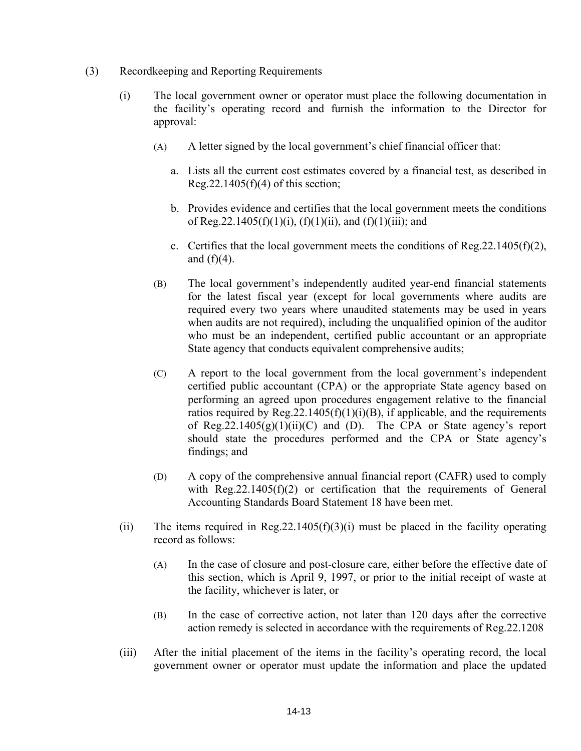(3) Recordkeeping and Reporting Requirements

(i) The local government owner or operator must place the following documentation in the facility's operating record and furnish the information to the Director for approval:

(A) A letter signed by the local government's chief financial officer that:

a. Lists all the current cost estimates covered by a financial test, as described in Reg.22.1405(f)(4) of this section;

b. Provides evidence and certifies that the local government meets the conditions of Reg.22.1405(f)(1)(i), (f)(1)(ii), and (f)(1)(iii); and

c. Certifies that the local government meets the conditions of Reg.22.1405(f)(2), and (f)(4).

(B) The local government's independently audited year-end financial statements for the latest fiscal year (except for local governments where audits are required every two years where unaudited statements may be used in years when audits are not required), including the unqualified opinion of the auditor who must be an independent, certified public accountant or an appropriate State agency that conducts equivalent comprehensive audits;

(C) A report to the local government from the local government's independent certified public accountant (CPA) or the appropriate State agency based on performing an agreed upon procedures engagement relative to the financial ratios required by Reg.22.1405(f)(1)(i)(B), if applicable, and the requirements of Reg.22.1405(g)(1)(ii)(C) and (D). The CPA or State agency's report should state the procedures performed and the CPA or State agency's findings; and

(D) A copy of the comprehensive annual financial report (CAFR) used to comply with Reg.22.1405(f)(2) or certification that the requirements of General Accounting Standards Board Statement 18 have been met.

(ii) The items required in Reg.22.1405(f)(3)(i) must be placed in the facility operating record as follows:

(A) In the case of closure and post-closure care, either before the effective date of this section, which is April 9, 1997, or prior to the initial receipt of waste at the facility, whichever is later, or

(B) In the case of corrective action, not later than 120 days after the corrective action remedy is selected in accordance with the requirements of Reg.22.1208

(iii) After the initial placement of the items in the facility's operating record, the local government owner or operator must update the information and place the updated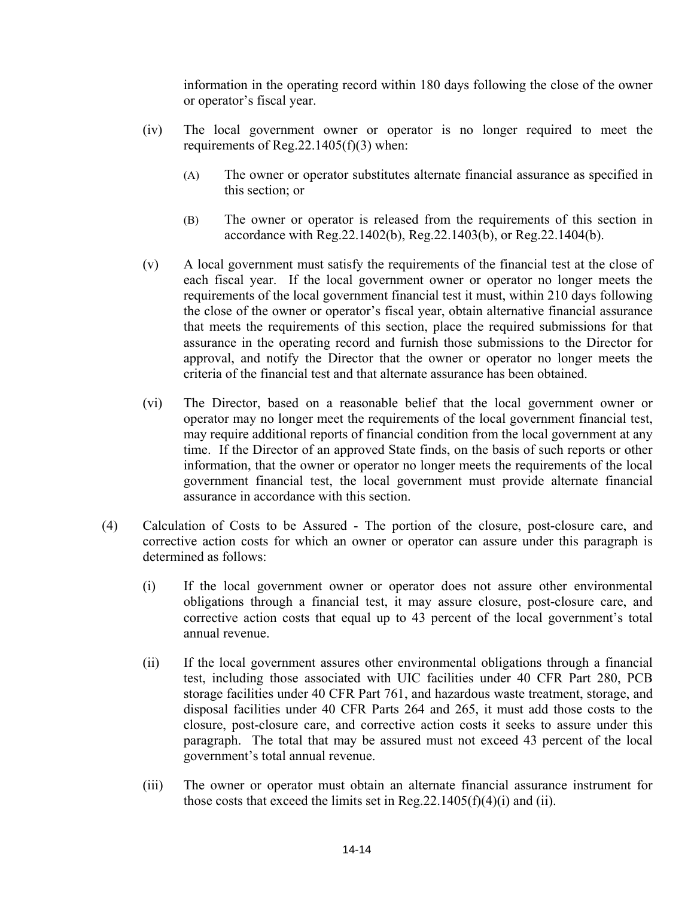information in the operating record within 180 days following the close of the owner or operator's fiscal year.

(iv) The local government owner or operator is no longer required to meet the requirements of Reg.22.1405(f)(3) when:

(A) The owner or operator substitutes alternate financial assurance as specified in this section; or

(B) The owner or operator is released from the requirements of this section in accordance with Reg.22.1402(b), Reg.22.1403(b), or Reg.22.1404(b).

(v) A local government must satisfy the requirements of the financial test at the close of each fiscal year. If the local government owner or operator no longer meets the requirements of the local government financial test it must, within 210 days following the close of the owner or operator's fiscal year, obtain alternative financial assurance that meets the requirements of this section, place the required submissions for that assurance in the operating record and furnish those submissions to the Director for approval, and notify the Director that the owner or operator no longer meets the criteria of the financial test and that alternate assurance has been obtained.

(vi) The Director, based on a reasonable belief that the local government owner or operator may no longer meet the requirements of the local government financial test, may require additional reports of financial condition from the local government at any time. If the Director of an approved State finds, on the basis of such reports or other information, that the owner or operator no longer meets the requirements of the local government financial test, the local government must provide alternate financial assurance in accordance with this section.

(4) Calculation of Costs to be Assured - The portion of the closure, post-closure care, and corrective action costs for which an owner or operator can assure under this paragraph is determined as follows:

(i) If the local government owner or operator does not assure other environmental obligations through a financial test, it may assure closure, post-closure care, and corrective action costs that equal up to 43 percent of the local government's total annual revenue.

(ii) If the local government assures other environmental obligations through a financial test, including those associated with UIC facilities under 40 CFR Part 280, PCB storage facilities under 40 CFR Part 761, and hazardous waste treatment, storage, and disposal facilities under 40 CFR Parts 264 and 265, it must add those costs to the closure, post-closure care, and corrective action costs it seeks to assure under this paragraph. The total that may be assured must not exceed 43 percent of the local government's total annual revenue.

(iii) The owner or operator must obtain an alternate financial assurance instrument for those costs that exceed the limits set in Reg.22.1405(f)(4)(i) and (ii).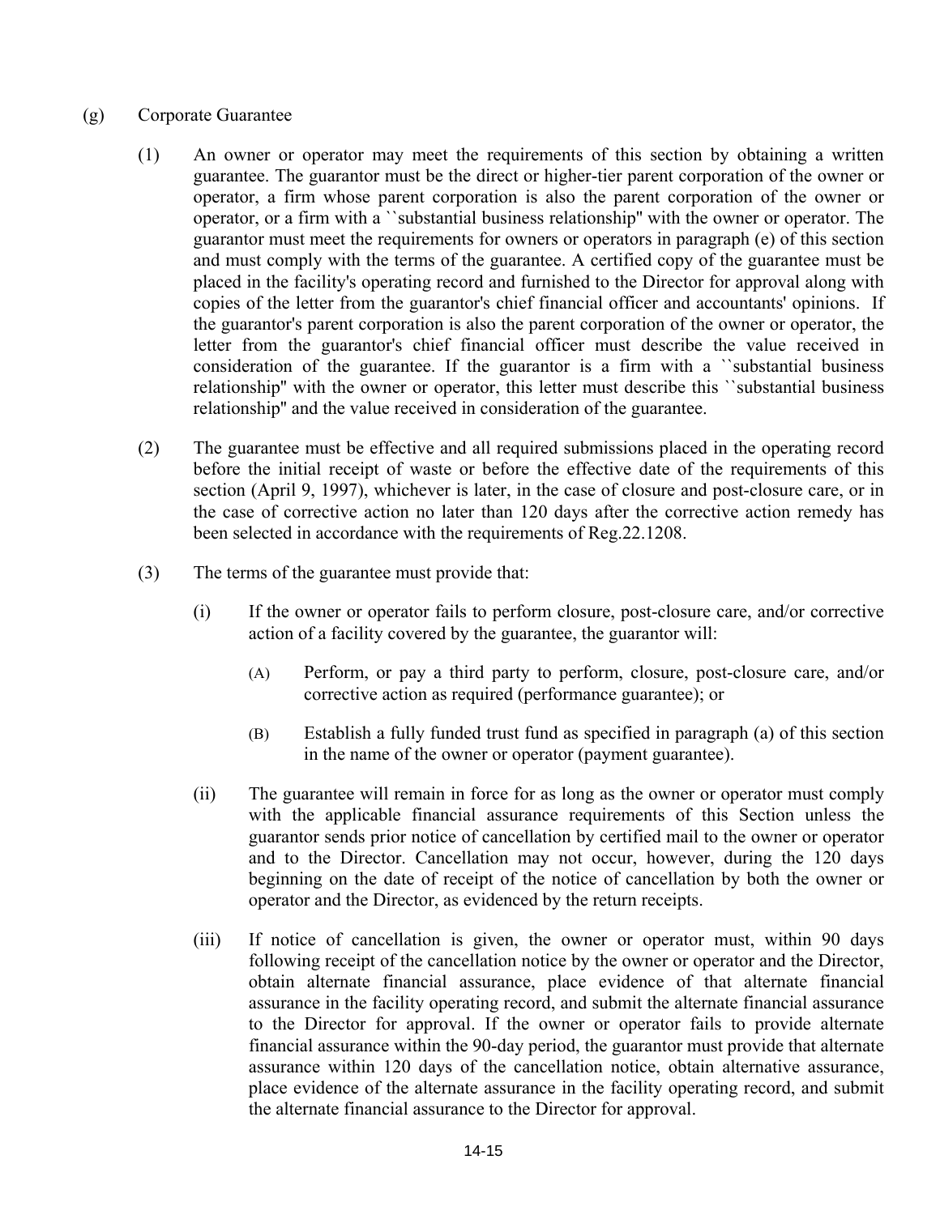(g) Corporate Guarantee

(1) An owner or operator may meet the requirements of this section by obtaining a written guarantee. The guarantor must be the direct or higher-tier parent corporation of the owner or operator, a firm whose parent corporation is also the parent corporation of the owner or operator, or a firm with a ``substantial business relationship'' with the owner or operator. The guarantor must meet the requirements for owners or operators in paragraph (e) of this section and must comply with the terms of the guarantee. A certified copy of the guarantee must be placed in the facility's operating record and furnished to the Director for approval along with copies of the letter from the guarantor's chief financial officer and accountants' opinions. If the guarantor's parent corporation is also the parent corporation of the owner or operator, the letter from the guarantor's chief financial officer must describe the value received in consideration of the guarantee. If the guarantor is a firm with a ``substantial business relationship'' with the owner or operator, this letter must describe this ``substantial business relationship'' and the value received in consideration of the guarantee.

(2) The guarantee must be effective and all required submissions placed in the operating record before the initial receipt of waste or before the effective date of the requirements of this section (April 9, 1997), whichever is later, in the case of closure and post-closure care, or in the case of corrective action no later than 120 days after the corrective action remedy has been selected in accordance with the requirements of Reg.22.1208.

(3) The terms of the guarantee must provide that:

(i) If the owner or operator fails to perform closure, post-closure care, and/or corrective action of a facility covered by the guarantee, the guarantor will:

(A) Perform, or pay a third party to perform, closure, post-closure care, and/or corrective action as required (performance guarantee); or

(B) Establish a fully funded trust fund as specified in paragraph (a) of this section in the name of the owner or operator (payment guarantee).

(ii) The guarantee will remain in force for as long as the owner or operator must comply with the applicable financial assurance requirements of this Section unless the guarantor sends prior notice of cancellation by certified mail to the owner or operator and to the Director. Cancellation may not occur, however, during the 120 days beginning on the date of receipt of the notice of cancellation by both the owner or operator and the Director, as evidenced by the return receipts.

(iii) If notice of cancellation is given, the owner or operator must, within 90 days following receipt of the cancellation notice by the owner or operator and the Director, obtain alternate financial assurance, place evidence of that alternate financial assurance in the facility operating record, and submit the alternate financial assurance to the Director for approval. If the owner or operator fails to provide alternate financial assurance within the 90-day period, the guarantor must provide that alternate assurance within 120 days of the cancellation notice, obtain alternative assurance, place evidence of the alternate assurance in the facility operating record, and submit the alternate financial assurance to the Director for approval.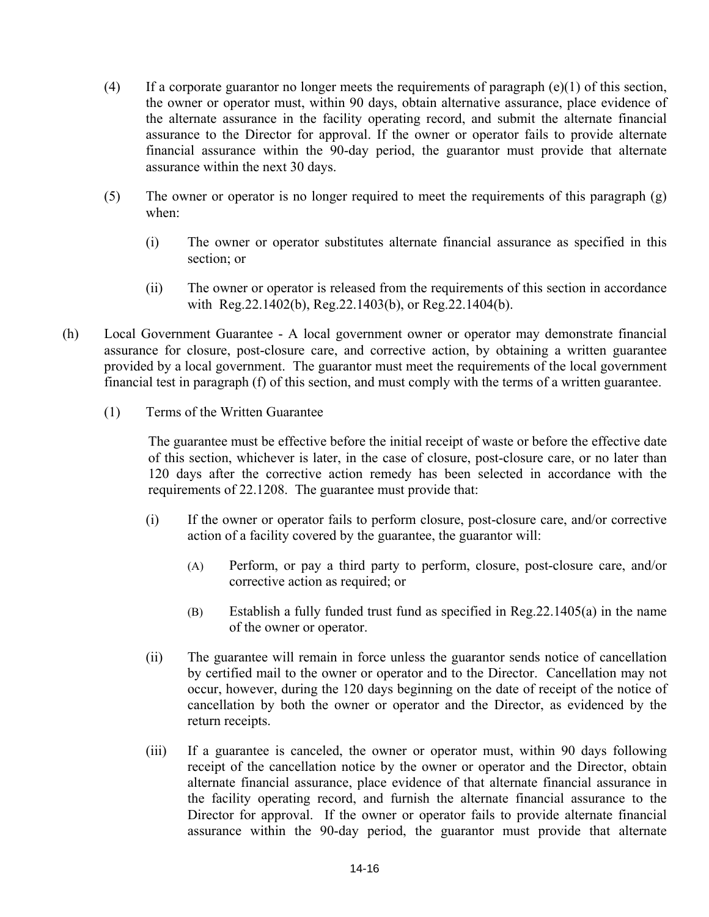(4) If a corporate guarantor no longer meets the requirements of paragraph (e)(1) of this section, the owner or operator must, within 90 days, obtain alternative assurance, place evidence of the alternate assurance in the facility operating record, and submit the alternate financial assurance to the Director for approval. If the owner or operator fails to provide alternate financial assurance within the 90-day period, the guarantor must provide that alternate assurance within the next 30 days.

(5) The owner or operator is no longer required to meet the requirements of this paragraph (g) when:

(i) The owner or operator substitutes alternate financial assurance as specified in this section; or

(ii) The owner or operator is released from the requirements of this section in accordance with Reg.22.1402(b), Reg.22.1403(b), or Reg.22.1404(b).

(h) Local Government Guarantee - A local government owner or operator may demonstrate financial assurance for closure, post-closure care, and corrective action, by obtaining a written guarantee provided by a local government. The guarantor must meet the requirements of the local government financial test in paragraph (f) of this section, and must comply with the terms of a written guarantee.

(1) Terms of the Written Guarantee

The guarantee must be effective before the initial receipt of waste or before the effective date of this section, whichever is later, in the case of closure, post-closure care, or no later than 120 days after the corrective action remedy has been selected in accordance with the requirements of 22.1208. The guarantee must provide that:

(i) If the owner or operator fails to perform closure, post-closure care, and/or corrective action of a facility covered by the guarantee, the guarantor will:

(A) Perform, or pay a third party to perform, closure, post-closure care, and/or corrective action as required; or

(B) Establish a fully funded trust fund as specified in Reg.22.1405(a) in the name of the owner or operator.

(ii) The guarantee will remain in force unless the guarantor sends notice of cancellation by certified mail to the owner or operator and to the Director. Cancellation may not occur, however, during the 120 days beginning on the date of receipt of the notice of cancellation by both the owner or operator and the Director, as evidenced by the return receipts.

(iii) If a guarantee is canceled, the owner or operator must, within 90 days following receipt of the cancellation notice by the owner or operator and the Director, obtain alternate financial assurance, place evidence of that alternate financial assurance in the facility operating record, and furnish the alternate financial assurance to the Director for approval. If the owner or operator fails to provide alternate financial assurance within the 90-day period, the guarantor must provide that alternate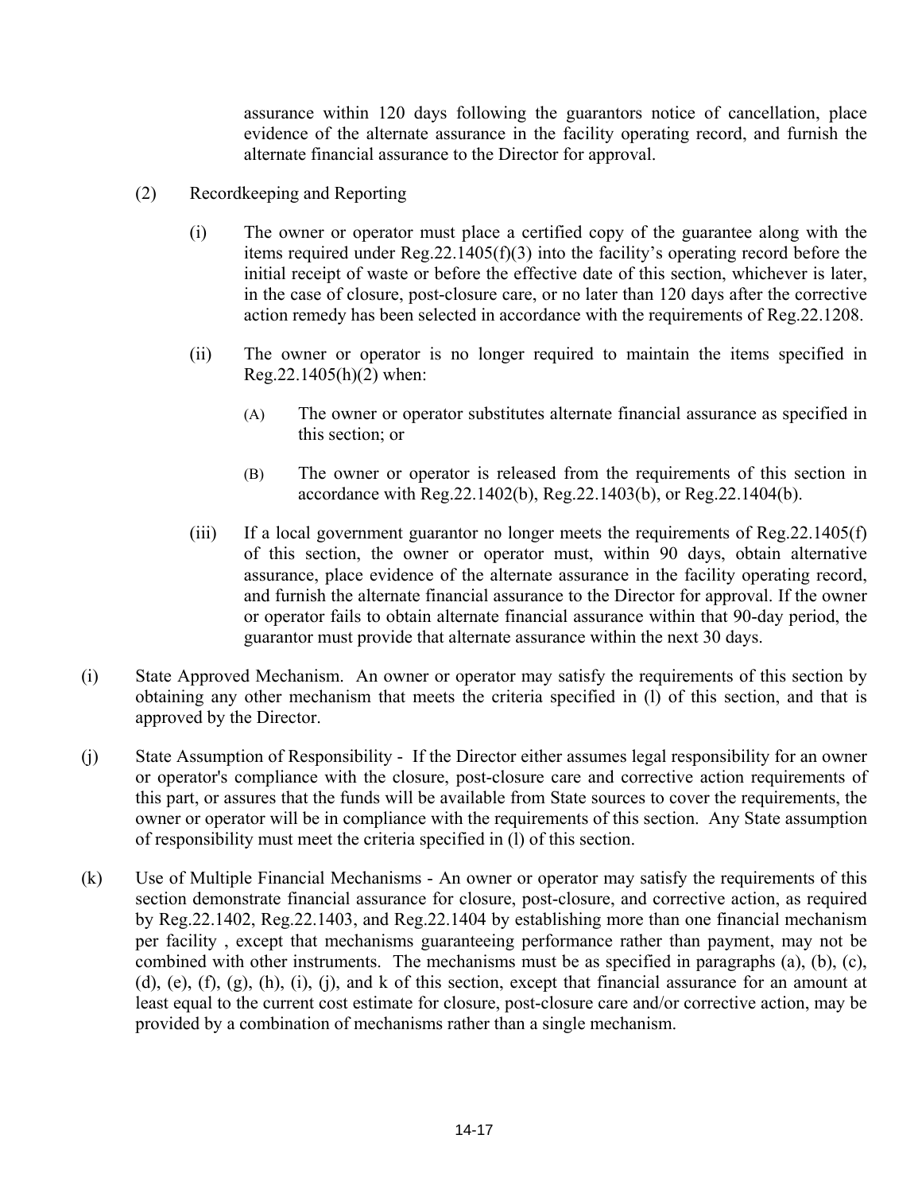assurance within 120 days following the guarantors notice of cancellation, place evidence of the alternate assurance in the facility operating record, and furnish the alternate financial assurance to the Director for approval.

(2) Recordkeeping and Reporting

(i) The owner or operator must place a certified copy of the guarantee along with the items required under Reg.22.1405(f)(3) into the facility's operating record before the initial receipt of waste or before the effective date of this section, whichever is later, in the case of closure, post-closure care, or no later than 120 days after the corrective action remedy has been selected in accordance with the requirements of Reg.22.1208.

(ii) The owner or operator is no longer required to maintain the items specified in Reg.22.1405(h)(2) when:

(A) The owner or operator substitutes alternate financial assurance as specified in this section; or

(B) The owner or operator is released from the requirements of this section in accordance with Reg.22.1402(b), Reg.22.1403(b), or Reg.22.1404(b).

(iii) If a local government guarantor no longer meets the requirements of Reg.22.1405(f) of this section, the owner or operator must, within 90 days, obtain alternative assurance, place evidence of the alternate assurance in the facility operating record, and furnish the alternate financial assurance to the Director for approval. If the owner or operator fails to obtain alternate financial assurance within that 90-day period, the guarantor must provide that alternate assurance within the next 30 days.

(i) State Approved Mechanism. An owner or operator may satisfy the requirements of this section by obtaining any other mechanism that meets the criteria specified in (l) of this section, and that is approved by the Director.

(j) State Assumption of Responsibility - If the Director either assumes legal responsibility for an owner or operator's compliance with the closure, post-closure care and corrective action requirements of this part, or assures that the funds will be available from State sources to cover the requirements, the owner or operator will be in compliance with the requirements of this section. Any State assumption of responsibility must meet the criteria specified in (l) of this section.

(k) Use of Multiple Financial Mechanisms - An owner or operator may satisfy the requirements of this section demonstrate financial assurance for closure, post-closure, and corrective action, as required by Reg.22.1402, Reg.22.1403, and Reg.22.1404 by establishing more than one financial mechanism per facility , except that mechanisms guaranteeing performance rather than payment, may not be combined with other instruments. The mechanisms must be as specified in paragraphs (a), (b), (c), (d), (e), (f), (g), (h), (i), (j), and k of this section, except that financial assurance for an amount at least equal to the current cost estimate for closure, post-closure care and/or corrective action, may be provided by a combination of mechanisms rather than a single mechanism.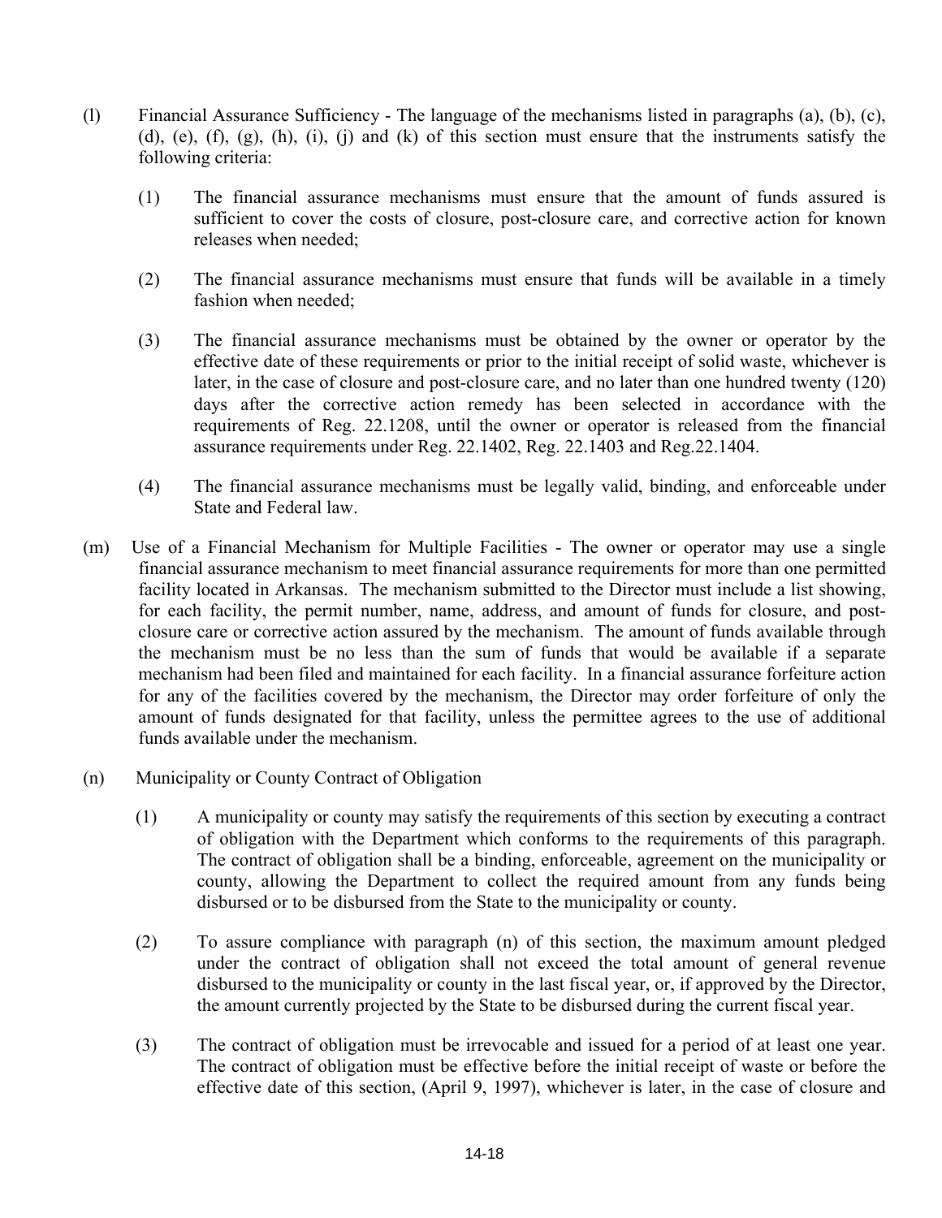(l) Financial Assurance Sufficiency - The language of the mechanisms listed in paragraphs (a), (b), (c), (d), (e), (f), (g), (h), (i), (j) and (k) of this section must ensure that the instruments satisfy the following criteria:

   (1) The financial assurance mechanisms must ensure that the amount of funds assured is sufficient to cover the costs of closure, post-closure care, and corrective action for known releases when needed;

   (2) The financial assurance mechanisms must ensure that funds will be available in a timely fashion when needed;

   (3) The financial assurance mechanisms must be obtained by the owner or operator by the effective date of these requirements or prior to the initial receipt of solid waste, whichever is later, in the case of closure and post-closure care, and no later than one hundred twenty (120) days after the corrective action remedy has been selected in accordance with the requirements of Reg. 22.1208, until the owner or operator is released from the financial assurance requirements under Reg. 22.1402, Reg. 22.1403 and Reg.22.1404.

   (4) The financial assurance mechanisms must be legally valid, binding, and enforceable under State and Federal law.

(m) Use of a Financial Mechanism for Multiple Facilities - The owner or operator may use a single financial assurance mechanism to meet financial assurance requirements for more than one permitted facility located in Arkansas. The mechanism submitted to the Director must include a list showing, for each facility, the permit number, name, address, and amount of funds for closure, and post-closure care or corrective action assured by the mechanism. The amount of funds available through the mechanism must be no less than the sum of funds that would be available if a separate mechanism had been filed and maintained for each facility. In a financial assurance forfeiture action for any of the facilities covered by the mechanism, the Director may order forfeiture of only the amount of funds designated for that facility, unless the permittee agrees to the use of additional funds available under the mechanism.

(n) Municipality or County Contract of Obligation

   (1) A municipality or county may satisfy the requirements of this section by executing a contract of obligation with the Department which conforms to the requirements of this paragraph. The contract of obligation shall be a binding, enforceable, agreement on the municipality or county, allowing the Department to collect the required amount from any funds being disbursed or to be disbursed from the State to the municipality or county.

   (2) To assure compliance with paragraph (n) of this section, the maximum amount pledged under the contract of obligation shall not exceed the total amount of general revenue disbursed to the municipality or county in the last fiscal year, or, if approved by the Director, the amount currently projected by the State to be disbursed during the current fiscal year.

   (3) The contract of obligation must be irrevocable and issued for a period of at least one year. The contract of obligation must be effective before the initial receipt of waste or before the effective date of this section, (April 9, 1997), whichever is later, in the case of closure and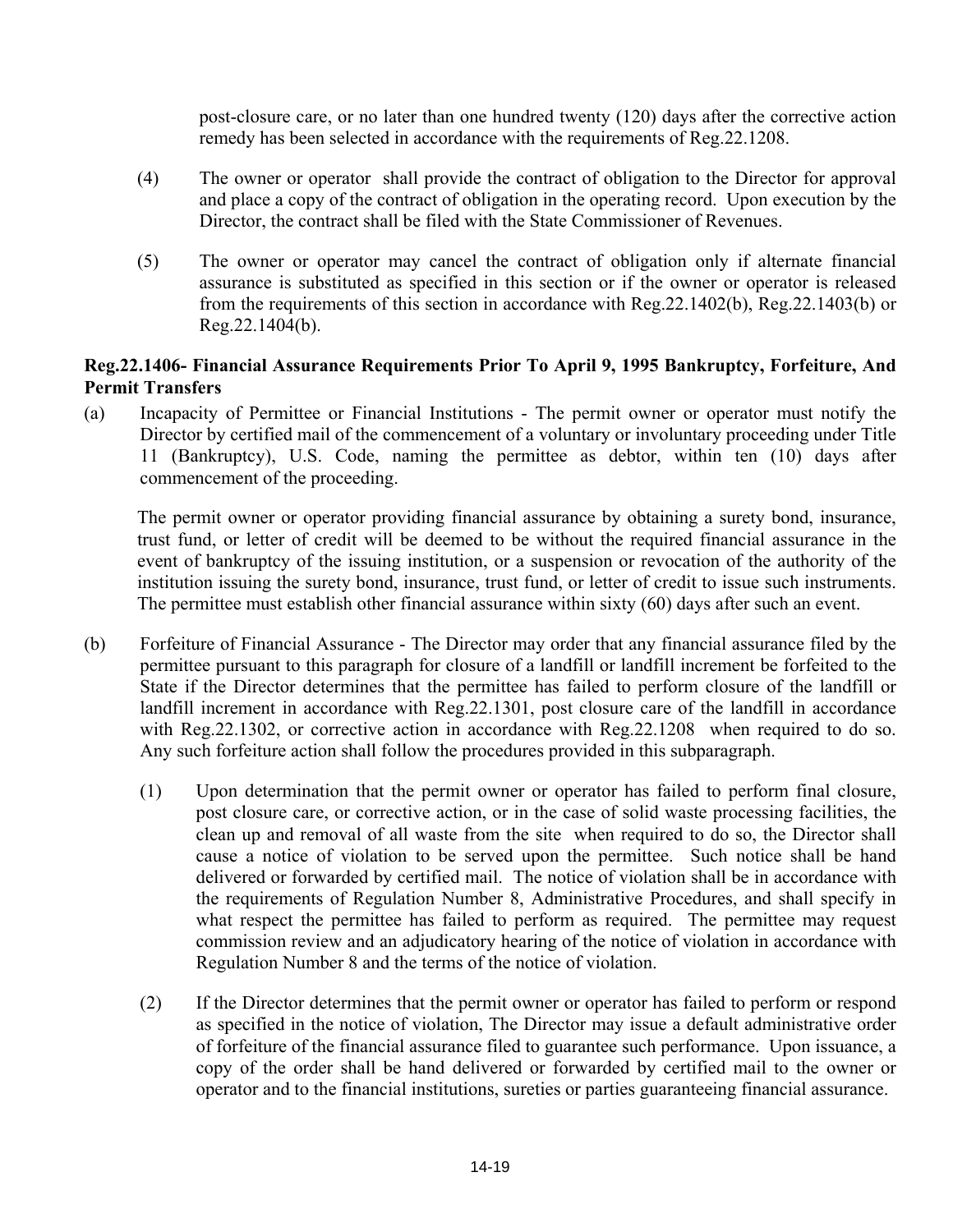post-closure care, or no later than one hundred twenty (120) days after the corrective action remedy has been selected in accordance with the requirements of Reg.22.1208.

(4) The owner or operator shall provide the contract of obligation to the Director for approval and place a copy of the contract of obligation in the operating record. Upon execution by the Director, the contract shall be filed with the State Commissioner of Revenues.

(5) The owner or operator may cancel the contract of obligation only if alternate financial assurance is substituted as specified in this section or if the owner or operator is released from the requirements of this section in accordance with Reg.22.1402(b), Reg.22.1403(b) or Reg.22.1404(b).

**Reg.22.1406- Financial Assurance Requirements Prior To April 9, 1995 Bankruptcy, Forfeiture, And Permit Transfers**

(a) Incapacity of Permittee or Financial Institutions - The permit owner or operator must notify the Director by certified mail of the commencement of a voluntary or involuntary proceeding under Title 11 (Bankruptcy), U.S. Code, naming the permittee as debtor, within ten (10) days after commencement of the proceeding.

The permit owner or operator providing financial assurance by obtaining a surety bond, insurance, trust fund, or letter of credit will be deemed to be without the required financial assurance in the event of bankruptcy of the issuing institution, or a suspension or revocation of the authority of the institution issuing the surety bond, insurance, trust fund, or letter of credit to issue such instruments. The permittee must establish other financial assurance within sixty (60) days after such an event.

(b) Forfeiture of Financial Assurance - The Director may order that any financial assurance filed by the permittee pursuant to this paragraph for closure of a landfill or landfill increment be forfeited to the State if the Director determines that the permittee has failed to perform closure of the landfill or landfill increment in accordance with Reg.22.1301, post closure care of the landfill in accordance with Reg.22.1302, or corrective action in accordance with Reg.22.1208 when required to do so. Any such forfeiture action shall follow the procedures provided in this subparagraph.

(1) Upon determination that the permit owner or operator has failed to perform final closure, post closure care, or corrective action, or in the case of solid waste processing facilities, the clean up and removal of all waste from the site when required to do so, the Director shall cause a notice of violation to be served upon the permittee. Such notice shall be hand delivered or forwarded by certified mail. The notice of violation shall be in accordance with the requirements of Regulation Number 8, Administrative Procedures, and shall specify in what respect the permittee has failed to perform as required. The permittee may request commission review and an adjudicatory hearing of the notice of violation in accordance with Regulation Number 8 and the terms of the notice of violation.

(2) If the Director determines that the permit owner or operator has failed to perform or respond as specified in the notice of violation, The Director may issue a default administrative order of forfeiture of the financial assurance filed to guarantee such performance. Upon issuance, a copy of the order shall be hand delivered or forwarded by certified mail to the owner or operator and to the financial institutions, sureties or parties guaranteeing financial assurance.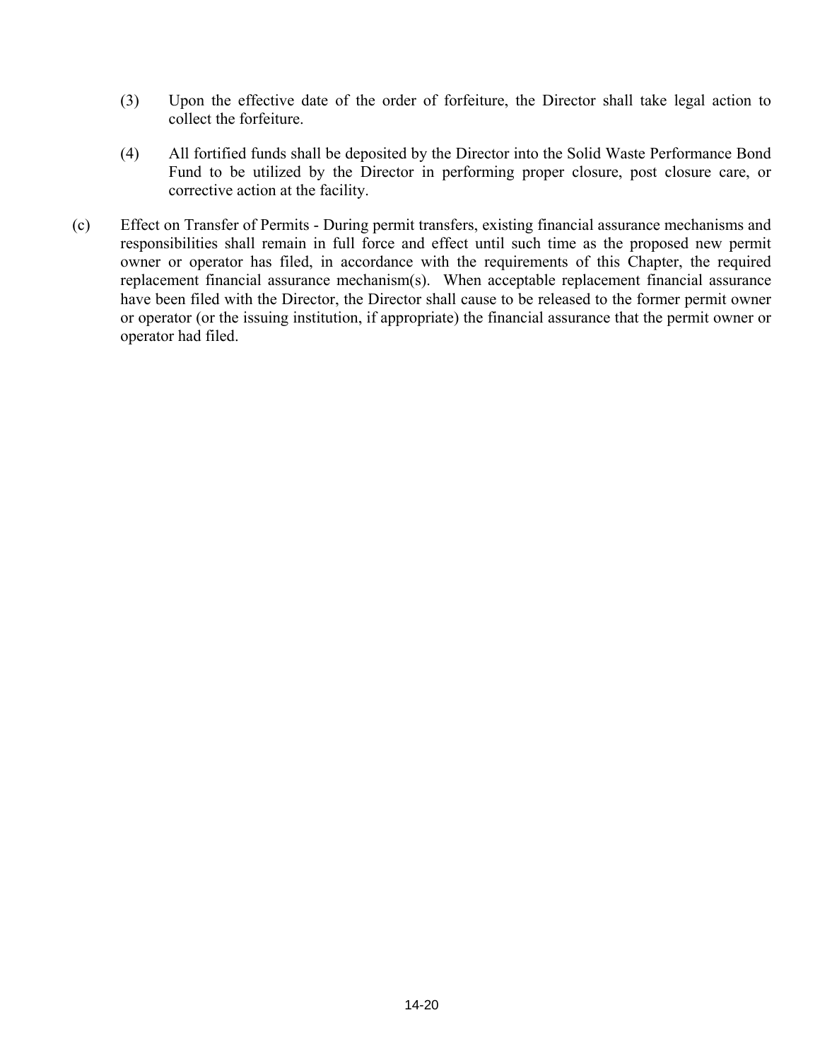(3) Upon the effective date of the order of forfeiture, the Director shall take legal action to collect the forfeiture.

(4) All fortified funds shall be deposited by the Director into the Solid Waste Performance Bond Fund to be utilized by the Director in performing proper closure, post closure care, or corrective action at the facility.

(c) Effect on Transfer of Permits - During permit transfers, existing financial assurance mechanisms and responsibilities shall remain in full force and effect until such time as the proposed new permit owner or operator has filed, in accordance with the requirements of this Chapter, the required replacement financial assurance mechanism(s). When acceptable replacement financial assurance have been filed with the Director, the Director shall cause to be released to the former permit owner or operator (or the issuing institution, if appropriate) the financial assurance that the permit owner or operator had filed.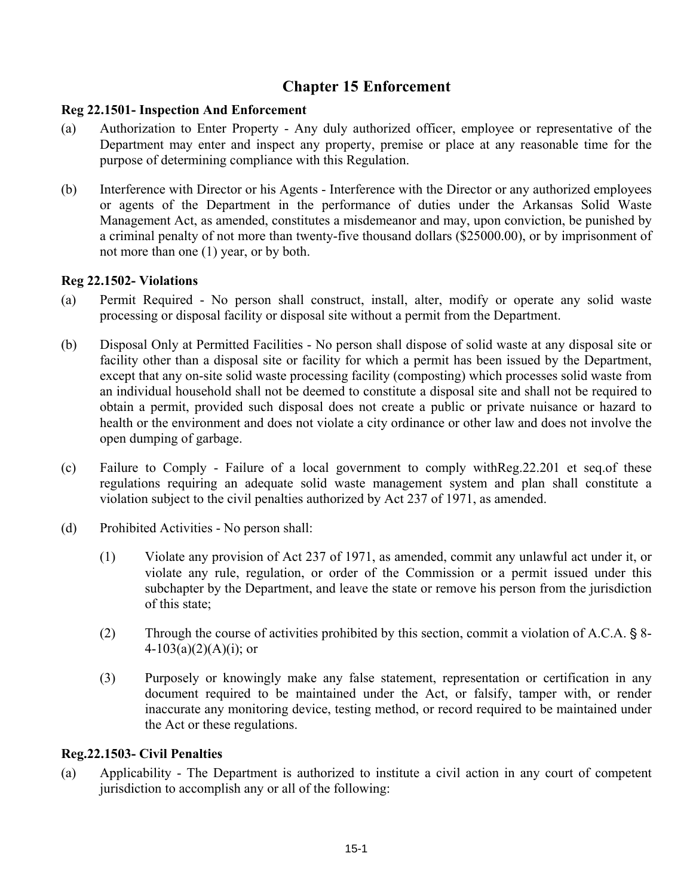# Chapter 15 Enforcement

**Reg 22.1501- Inspection And Enforcement**

(a) Authorization to Enter Property - Any duly authorized officer, employee or representative of the Department may enter and inspect any property, premise or place at any reasonable time for the purpose of determining compliance with this Regulation.

(b) Interference with Director or his Agents - Interference with the Director or any authorized employees or agents of the Department in the performance of duties under the Arkansas Solid Waste Management Act, as amended, constitutes a misdemeanor and may, upon conviction, be punished by a criminal penalty of not more than twenty-five thousand dollars ($25000.00), or by imprisonment of not more than one (1) year, or by both.

**Reg 22.1502- Violations**

(a) Permit Required - No person shall construct, install, alter, modify or operate any solid waste processing or disposal facility or disposal site without a permit from the Department.

(b) Disposal Only at Permitted Facilities - No person shall dispose of solid waste at any disposal site or facility other than a disposal site or facility for which a permit has been issued by the Department, except that any on-site solid waste processing facility (composting) which processes solid waste from an individual household shall not be deemed to constitute a disposal site and shall not be required to obtain a permit, provided such disposal does not create a public or private nuisance or hazard to health or the environment and does not violate a city ordinance or other law and does not involve the open dumping of garbage.

(c) Failure to Comply - Failure of a local government to comply withReg.22.201 et seq.of these regulations requiring an adequate solid waste management system and plan shall constitute a violation subject to the civil penalties authorized by Act 237 of 1971, as amended.

(d) Prohibited Activities - No person shall:

   (1) Violate any provision of Act 237 of 1971, as amended, commit any unlawful act under it, or violate any rule, regulation, or order of the Commission or a permit issued under this subchapter by the Department, and leave the state or remove his person from the jurisdiction of this state;

   (2) Through the course of activities prohibited by this section, commit a violation of A.C.A. § 8-4-103(a)(2)(A)(i); or

   (3) Purposely or knowingly make any false statement, representation or certification in any document required to be maintained under the Act, or falsify, tamper with, or render inaccurate any monitoring device, testing method, or record required to be maintained under the Act or these regulations.

**Reg.22.1503- Civil Penalties**

(a) Applicability - The Department is authorized to institute a civil action in any court of competent jurisdiction to accomplish any or all of the following: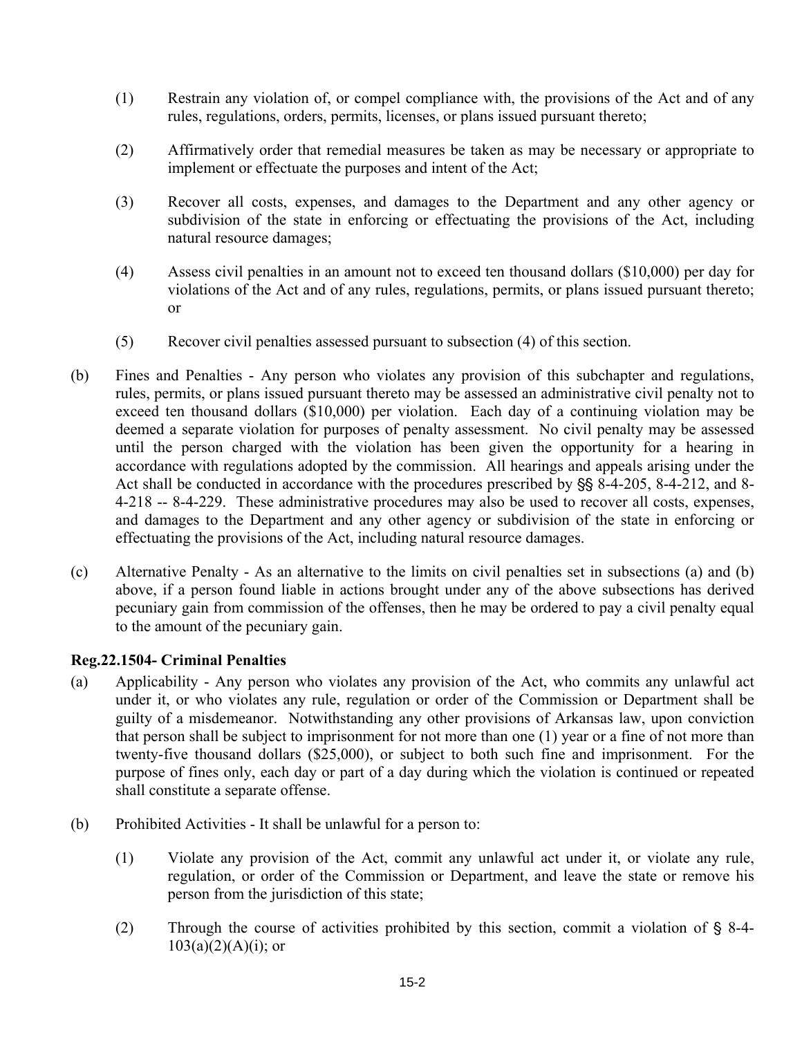(1) Restrain any violation of, or compel compliance with, the provisions of the Act and of any rules, regulations, orders, permits, licenses, or plans issued pursuant thereto;

(2) Affirmatively order that remedial measures be taken as may be necessary or appropriate to implement or effectuate the purposes and intent of the Act;

(3) Recover all costs, expenses, and damages to the Department and any other agency or subdivision of the state in enforcing or effectuating the provisions of the Act, including natural resource damages;

(4) Assess civil penalties in an amount not to exceed ten thousand dollars ($10,000) per day for violations of the Act and of any rules, regulations, permits, or plans issued pursuant thereto; or

(5) Recover civil penalties assessed pursuant to subsection (4) of this section.

(b) Fines and Penalties - Any person who violates any provision of this subchapter and regulations, rules, permits, or plans issued pursuant thereto may be assessed an administrative civil penalty not to exceed ten thousand dollars ($10,000) per violation. Each day of a continuing violation may be deemed a separate violation for purposes of penalty assessment. No civil penalty may be assessed until the person charged with the violation has been given the opportunity for a hearing in accordance with regulations adopted by the commission. All hearings and appeals arising under the Act shall be conducted in accordance with the procedures prescribed by §§ 8-4-205, 8-4-212, and 8-4-218 -- 8-4-229. These administrative procedures may also be used to recover all costs, expenses, and damages to the Department and any other agency or subdivision of the state in enforcing or effectuating the provisions of the Act, including natural resource damages.

(c) Alternative Penalty - As an alternative to the limits on civil penalties set in subsections (a) and (b) above, if a person found liable in actions brought under any of the above subsections has derived pecuniary gain from commission of the offenses, then he may be ordered to pay a civil penalty equal to the amount of the pecuniary gain.

**Reg.22.1504- Criminal Penalties**

(a) Applicability - Any person who violates any provision of the Act, who commits any unlawful act under it, or who violates any rule, regulation or order of the Commission or Department shall be guilty of a misdemeanor. Notwithstanding any other provisions of Arkansas law, upon conviction that person shall be subject to imprisonment for not more than one (1) year or a fine of not more than twenty-five thousand dollars ($25,000), or subject to both such fine and imprisonment. For the purpose of fines only, each day or part of a day during which the violation is continued or repeated shall constitute a separate offense.

(b) Prohibited Activities - It shall be unlawful for a person to:

(1) Violate any provision of the Act, commit any unlawful act under it, or violate any rule, regulation, or order of the Commission or Department, and leave the state or remove his person from the jurisdiction of this state;

(2) Through the course of activities prohibited by this section, commit a violation of § 8-4-103(a)(2)(A)(i); or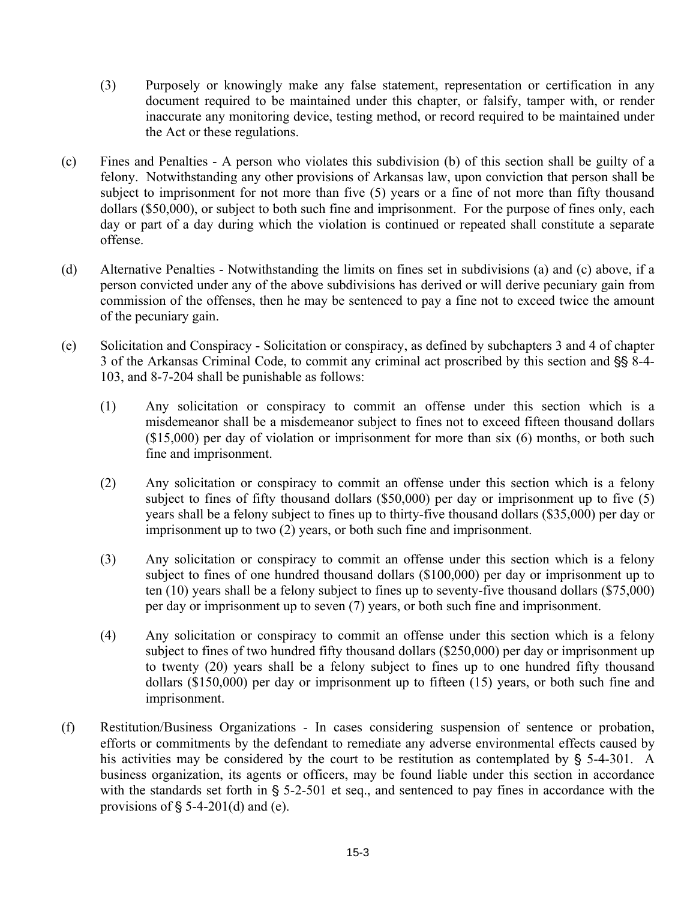(3) Purposely or knowingly make any false statement, representation or certification in any document required to be maintained under this chapter, or falsify, tamper with, or render inaccurate any monitoring device, testing method, or record required to be maintained under the Act or these regulations.

(c) Fines and Penalties - A person who violates this subdivision (b) of this section shall be guilty of a felony. Notwithstanding any other provisions of Arkansas law, upon conviction that person shall be subject to imprisonment for not more than five (5) years or a fine of not more than fifty thousand dollars ($50,000), or subject to both such fine and imprisonment. For the purpose of fines only, each day or part of a day during which the violation is continued or repeated shall constitute a separate offense.

(d) Alternative Penalties - Notwithstanding the limits on fines set in subdivisions (a) and (c) above, if a person convicted under any of the above subdivisions has derived or will derive pecuniary gain from commission of the offenses, then he may be sentenced to pay a fine not to exceed twice the amount of the pecuniary gain.

(e) Solicitation and Conspiracy - Solicitation or conspiracy, as defined by subchapters 3 and 4 of chapter 3 of the Arkansas Criminal Code, to commit any criminal act proscribed by this section and §§ 8-4-103, and 8-7-204 shall be punishable as follows:

(1) Any solicitation or conspiracy to commit an offense under this section which is a misdemeanor shall be a misdemeanor subject to fines not to exceed fifteen thousand dollars ($15,000) per day of violation or imprisonment for more than six (6) months, or both such fine and imprisonment.

(2) Any solicitation or conspiracy to commit an offense under this section which is a felony subject to fines of fifty thousand dollars ($50,000) per day or imprisonment up to five (5) years shall be a felony subject to fines up to thirty-five thousand dollars ($35,000) per day or imprisonment up to two (2) years, or both such fine and imprisonment.

(3) Any solicitation or conspiracy to commit an offense under this section which is a felony subject to fines of one hundred thousand dollars ($100,000) per day or imprisonment up to ten (10) years shall be a felony subject to fines up to seventy-five thousand dollars ($75,000) per day or imprisonment up to seven (7) years, or both such fine and imprisonment.

(4) Any solicitation or conspiracy to commit an offense under this section which is a felony subject to fines of two hundred fifty thousand dollars ($250,000) per day or imprisonment up to twenty (20) years shall be a felony subject to fines up to one hundred fifty thousand dollars ($150,000) per day or imprisonment up to fifteen (15) years, or both such fine and imprisonment.

(f) Restitution/Business Organizations - In cases considering suspension of sentence or probation, efforts or commitments by the defendant to remediate any adverse environmental effects caused by his activities may be considered by the court to be restitution as contemplated by § 5-4-301. A business organization, its agents or officers, may be found liable under this section in accordance with the standards set forth in § 5-2-501 et seq., and sentenced to pay fines in accordance with the provisions of § 5-4-201(d) and (e).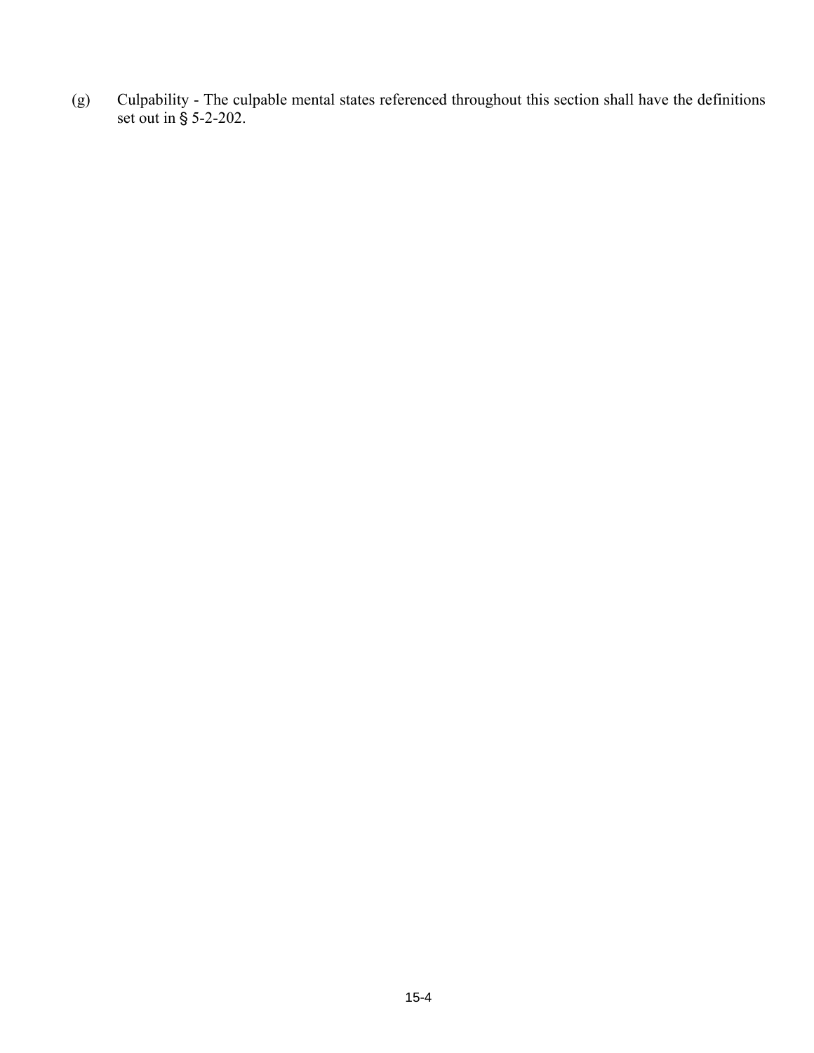(g) Culpability - The culpable mental states referenced throughout this section shall have the definitions set out in § 5-2-202.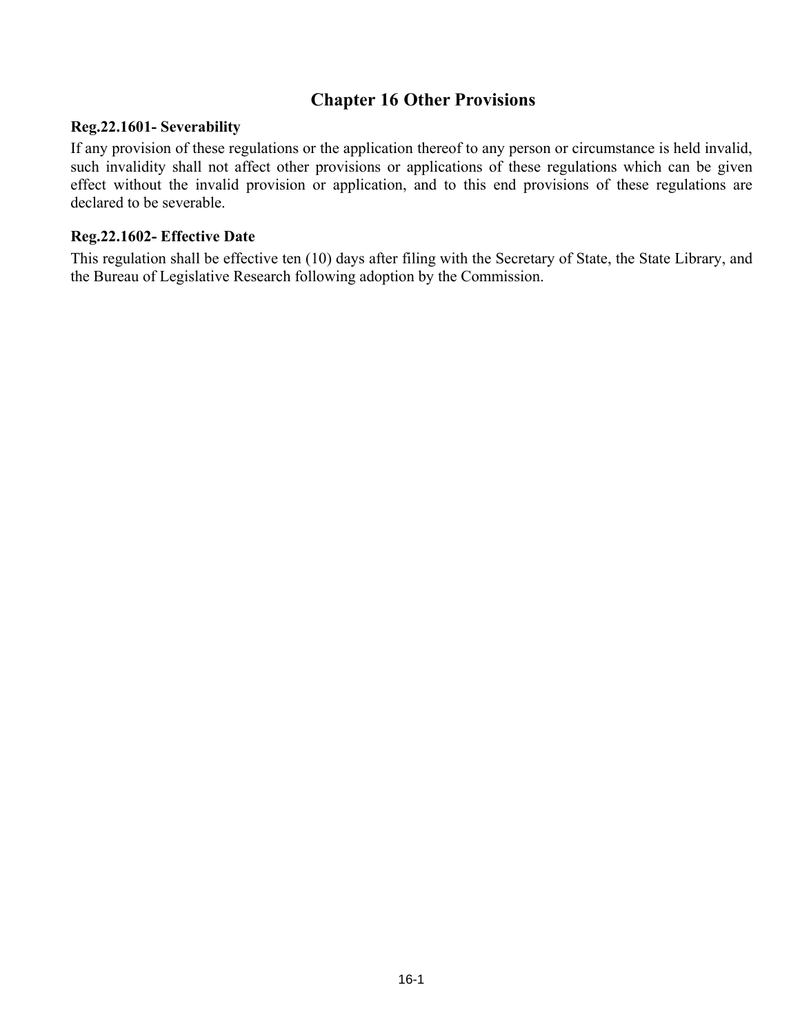# Chapter 16 Other Provisions

**Reg.22.1601- Severability**

If any provision of these regulations or the application thereof to any person or circumstance is held invalid, such invalidity shall not affect other provisions or applications of these regulations which can be given effect without the invalid provision or application, and to this end provisions of these regulations are declared to be severable.

**Reg.22.1602- Effective Date**

This regulation shall be effective ten (10) days after filing with the Secretary of State, the State Library, and the Bureau of Legislative Research following adoption by the Commission.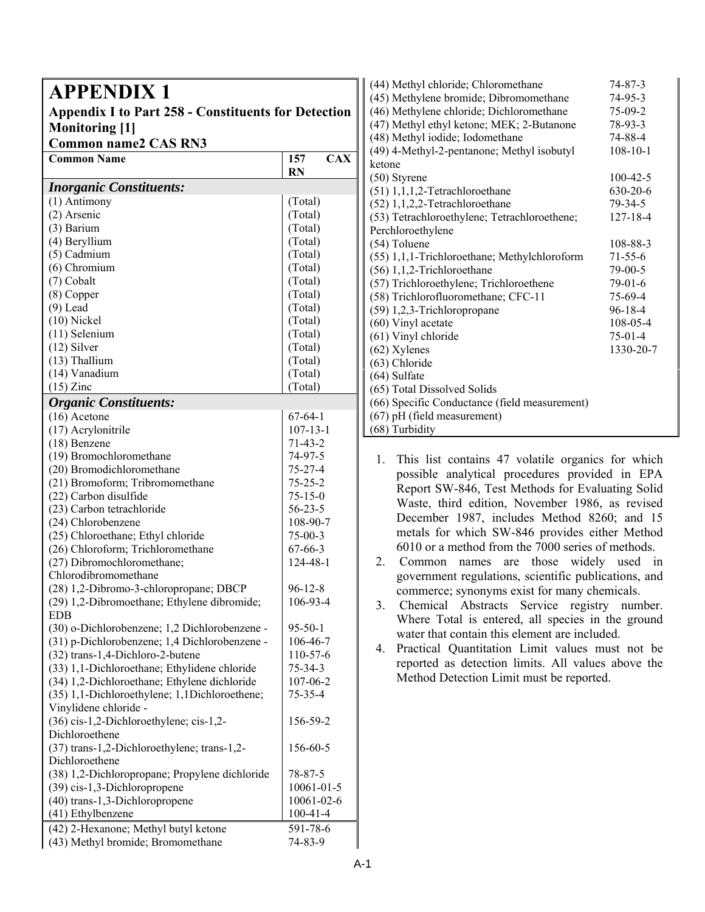# APPENDIX 1

## Appendix I to Part 258 - Constituents for Detection Monitoring [1]

**Common name2 CAS RN3**

| Common Name | 157 CAX RN |
|---|---|
| ***Inorganic Constituents:*** | |
| (1) Antimony | (Total) |
| (2) Arsenic | (Total) |
| (3) Barium | (Total) |
| (4) Beryllium | (Total) |
| (5) Cadmium | (Total) |
| (6) Chromium | (Total) |
| (7) Cobalt | (Total) |
| (8) Copper | (Total) |
| (9) Lead | (Total) |
| (10) Nickel | (Total) |
| (11) Selenium | (Total) |
| (12) Silver | (Total) |
| (13) Thallium | (Total) |
| (14) Vanadium | (Total) |
| (15) Zinc | (Total) |
| ***Organic Constituents:*** | |
| (16) Acetone | 67-64-1 |
| (17) Acrylonitrile | 107-13-1 |
| (18) Benzene | 71-43-2 |
| (19) Bromochloromethane | 74-97-5 |
| (20) Bromodichloromethane | 75-27-4 |
| (21) Bromoform; Tribromomethane | 75-25-2 |
| (22) Carbon disulfide | 75-15-0 |
| (23) Carbon tetrachloride | 56-23-5 |
| (24) Chlorobenzene | 108-90-7 |
| (25) Chloroethane; Ethyl chloride | 75-00-3 |
| (26) Chloroform; Trichloromethane | 67-66-3 |
| (27) Dibromochloromethane; Chlorodibromomethane | 124-48-1 |
| (28) 1,2-Dibromo-3-chloropropane; DBCP | 96-12-8 |
| (29) 1,2-Dibromoethane; Ethylene dibromide; EDB | 106-93-4 |
| (30) o-Dichlorobenzene; 1,2 Dichlorobenzene - | 95-50-1 |
| (31) p-Dichlorobenzene; 1,4 Dichlorobenzene - | 106-46-7 |
| (32) trans-1,4-Dichloro-2-butene | 110-57-6 |
| (33) 1,1-Dichloroethane; Ethylidene chloride | 75-34-3 |
| (34) 1,2-Dichloroethane; Ethylene dichloride | 107-06-2 |
| (35) 1,1-Dichloroethylene; 1,1Dichloroethene; Vinylidene chloride - | 75-35-4 |
| (36) cis-1,2-Dichloroethylene; cis-1,2-Dichloroethene | 156-59-2 |
| (37) trans-1,2-Dichloroethylene; trans-1,2-Dichloroethene | 156-60-5 |
| (38) 1,2-Dichloropropane; Propylene dichloride | 78-87-5 |
| (39) cis-1,3-Dichloropropene | 10061-01-5 |
| (40) trans-1,3-Dichloropropene | 10061-02-6 |
| (41) Ethylbenzene | 100-41-4 |
| (42) 2-Hexanone; Methyl butyl ketone | 591-78-6 |
| (43) Methyl bromide; Bromomethane | 74-83-9 |
| (44) Methyl chloride; Chloromethane | 74-87-3 |
| (45) Methylene bromide; Dibromomethane | 74-95-3 |
| (46) Methylene chloride; Dichloromethane | 75-09-2 |
| (47) Methyl ethyl ketone; MEK; 2-Butanone | 78-93-3 |
| (48) Methyl iodide; Iodomethane | 74-88-4 |
| (49) 4-Methyl-2-pentanone; Methyl isobutyl ketone | 108-10-1 |
| (50) Styrene | 100-42-5 |
| (51) 1,1,1,2-Tetrachloroethane | 630-20-6 |
| (52) 1,1,2,2-Tetrachloroethane | 79-34-5 |
| (53) Tetrachloroethylene; Tetrachloroethene; Perchloroethylene | 127-18-4 |
| (54) Toluene | 108-88-3 |
| (55) 1,1,1-Trichloroethane; Methylchloroform | 71-55-6 |
| (56) 1,1,2-Trichloroethane | 79-00-5 |
| (57) Trichloroethylene; Trichloroethene | 79-01-6 |
| (58) Trichlorofluoromethane; CFC-11 | 75-69-4 |
| (59) 1,2,3-Trichloropropane | 96-18-4 |
| (60) Vinyl acetate | 108-05-4 |
| (61) Vinyl chloride | 75-01-4 |
| (62) Xylenes | 1330-20-7 |
| (63) Chloride | |
| (64) Sulfate | |
| (65) Total Dissolved Solids | |
| (66) Specific Conductance (field measurement) | |
| (67) pH (field measurement) | |
| (68) Turbidity | |

1. This list contains 47 volatile organics for which possible analytical procedures provided in EPA Report SW-846, Test Methods for Evaluating Solid Waste, third edition, November 1986, as revised December 1987, includes Method 8260; and 15 metals for which SW-846 provides either Method 6010 or a method from the 7000 series of methods.
2. Common names are those widely used in government regulations, scientific publications, and commerce; synonyms exist for many chemicals.
3. Chemical Abstracts Service registry number. Where Total is entered, all species in the ground water that contain this element are included.
4. Practical Quantitation Limit values must not be reported as detection limits. All values above the Method Detection Limit must be reported.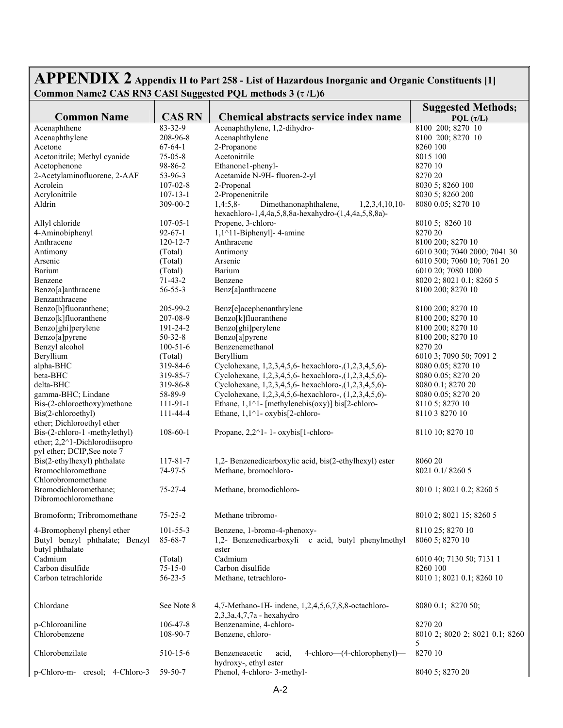# APPENDIX 2 Appendix II to Part 258 - List of Hazardous Inorganic and Organic Constituents [1]

**Common Name2 CAS RN3 CASI Suggested PQL methods 3 (τ /L)6**

| Common Name | CAS RN | Chemical abstracts service index name | Suggested Methods; PQL (τ/L) |
|---|---|---|---|
| Acenaphthene | 83-32-9 | Acenaphthylene, 1,2-dihydro- | 8100 200; 8270 10 |
| Acenaphthylene | 208-96-8 | Acenaphthylene | 8100 200; 8270 10 |
| Acetone | 67-64-1 | 2-Propanone | 8260 100 |
| Acetonitrile; Methyl cyanide | 75-05-8 | Acetonitrile | 8015 100 |
| Acetophenone | 98-86-2 | Ethanone1-phenyl- | 8270 10 |
| 2-Acetylaminofluorene, 2-AAF | 53-96-3 | Acetamide N-9H- fluoren-2-yl | 8270 20 |
| Acrolein | 107-02-8 | 2-Propenal | 8030 5; 8260 100 |
| Acrylonitrile | 107-13-1 | 2-Propenenitrile | 8030 5; 8260 200 |
| Aldrin | 309-00-2 | 1,4:5,8- Dimethanonaphthalene, 1,2,3,4,10,10-hexachloro-1,4,4a,5,8,8a-hexahydro-(1,4,4a,5,8,8a)- | 8080 0.05; 8270 10 |
| Allyl chloride | 107-05-1 | Propene, 3-chloro- | 8010 5; 8260 10 |
| 4-Aminobiphenyl | 92-67-1 | 1,1^11-Biphenyl]- 4-amine | 8270 20 |
| Anthracene | 120-12-7 | Anthracene | 8100 200; 8270 10 |
| Antimony | (Total) | Antimony | 6010 300; 7040 2000; 7041 30 |
| Arsenic | (Total) | Arsenic | 6010 500; 7060 10; 7061 20 |
| Barium | (Total) | Barium | 6010 20; 7080 1000 |
| Benzene | 71-43-2 | Benzene | 8020 2; 8021 0.1; 8260 5 |
| Benzo[a]anthracene Benzanthracene | 56-55-3 | Benz[a]anthracene | 8100 200; 8270 10 |
| Benzo[b]fluoranthene; | 205-99-2 | Benz[e]acephenanthrylene | 8100 200; 8270 10 |
| Benzo[k]fluoranthene | 207-08-9 | Benzo[k]fluoranthene | 8100 200; 8270 10 |
| Benzo[ghi]perylene | 191-24-2 | Benzo[ghi]perylene | 8100 200; 8270 10 |
| Benzo[a]pyrene | 50-32-8 | Benzo[a]pyrene | 8100 200; 8270 10 |
| Benzyl alcohol | 100-51-6 | Benzenemethanol | 8270 20 |
| Beryllium | (Total) | Beryllium | 6010 3; 7090 50; 7091 2 |
| alpha-BHC | 319-84-6 | Cyclohexane, 1,2,3,4,5,6- hexachloro-,(1,2,3,4,5,6)- | 8080 0.05; 8270 10 |
| beta-BHC | 319-85-7 | Cyclohexane, 1,2,3,4,5,6- hexachloro-,(1,2,3,4,5,6)- | 8080 0.05; 8270 20 |
| delta-BHC | 319-86-8 | Cyclohexane, 1,2,3,4,5,6- hexachloro-,(1,2,3,4,5,6)- | 8080 0.1; 8270 20 |
| gamma-BHC; Lindane | 58-89-9 | Cyclohexane, 1,2,3,4,5,6-hexachloro-, (1,2,3,4,5,6)- | 8080 0.05; 8270 20 |
| Bis-(2-chloroethoxy)methane | 111-91-1 | Ethane, 1,1^1- [methylenebis(oxy)] bis[2-chloro- | 8110 5; 8270 10 |
| Bis(2-chloroethyl) ether; Dichloroethyl ether | 111-44-4 | Ethane, 1,1^1- oxybis[2-chloro- | 8110 3 8270 10 |
| Bis-(2-chloro-1 -methylethyl) ether; 2,2^1-Dichlorodiisopro pyl ether; DCIP,See note 7 | 108-60-1 | Propane, 2,2^1- 1- oxybis[1-chloro- | 8110 10; 8270 10 |
| Bis(2-ethylhexyl) phthalate | 117-81-7 | 1,2- Benzenedicarboxylic acid, bis(2-ethylhexyl) ester | 8060 20 |
| Bromochloromethane Chlorobromomethane | 74-97-5 | Methane, bromochloro- | 8021 0.1/ 8260 5 |
| Bromodichloromethane; Dibromochloromethane | 75-27-4 | Methane, bromodichloro- | 8010 1; 8021 0.2; 8260 5 |
| Bromoform; Tribromomethane | 75-25-2 | Methane tribromo- | 8010 2; 8021 15; 8260 5 |
| 4-Bromophenyl phenyl ether | 101-55-3 | Benzene, 1-bromo-4-phenoxy- | 8110 25; 8270 10 |
| Butyl benzyl phthalate; Benzyl butyl phthalate | 85-68-7 | 1,2- Benzenedicarboxyli c acid, butyl phenylmethyl ester | 8060 5; 8270 10 |
| Cadmium | (Total) | Cadmium | 6010 40; 7130 50; 7131 1 |
| Carbon disulfide | 75-15-0 | Carbon disulfide | 8260 100 |
| Carbon tetrachloride | 56-23-5 | Methane, tetrachloro- | 8010 1; 8021 0.1; 8260 10 |
| Chlordane | See Note 8 | 4,7-Methano-1H- indene, 1,2,4,5,6,7,8,8-octachloro-2,3,3a,4,7,7a - hexahydro | 8080 0.1; 8270 50; |
| p-Chloroaniline | 106-47-8 | Benzenamine, 4-chloro- | 8270 20 |
| Chlorobenzene | 108-90-7 | Benzene, chloro- | 8010 2; 8020 2; 8021 0.1; 8260 5 |
| Chlorobenzilate | 510-15-6 | Benzeneacetic acid, 4-chloro—(4-chlorophenyl)—hydroxy-, ethyl ester | 8270 10 |
| p-Chloro-m- cresol; 4-Chloro-3 | 59-50-7 | Phenol, 4-chloro- 3-methyl- | 8040 5; 8270 20 |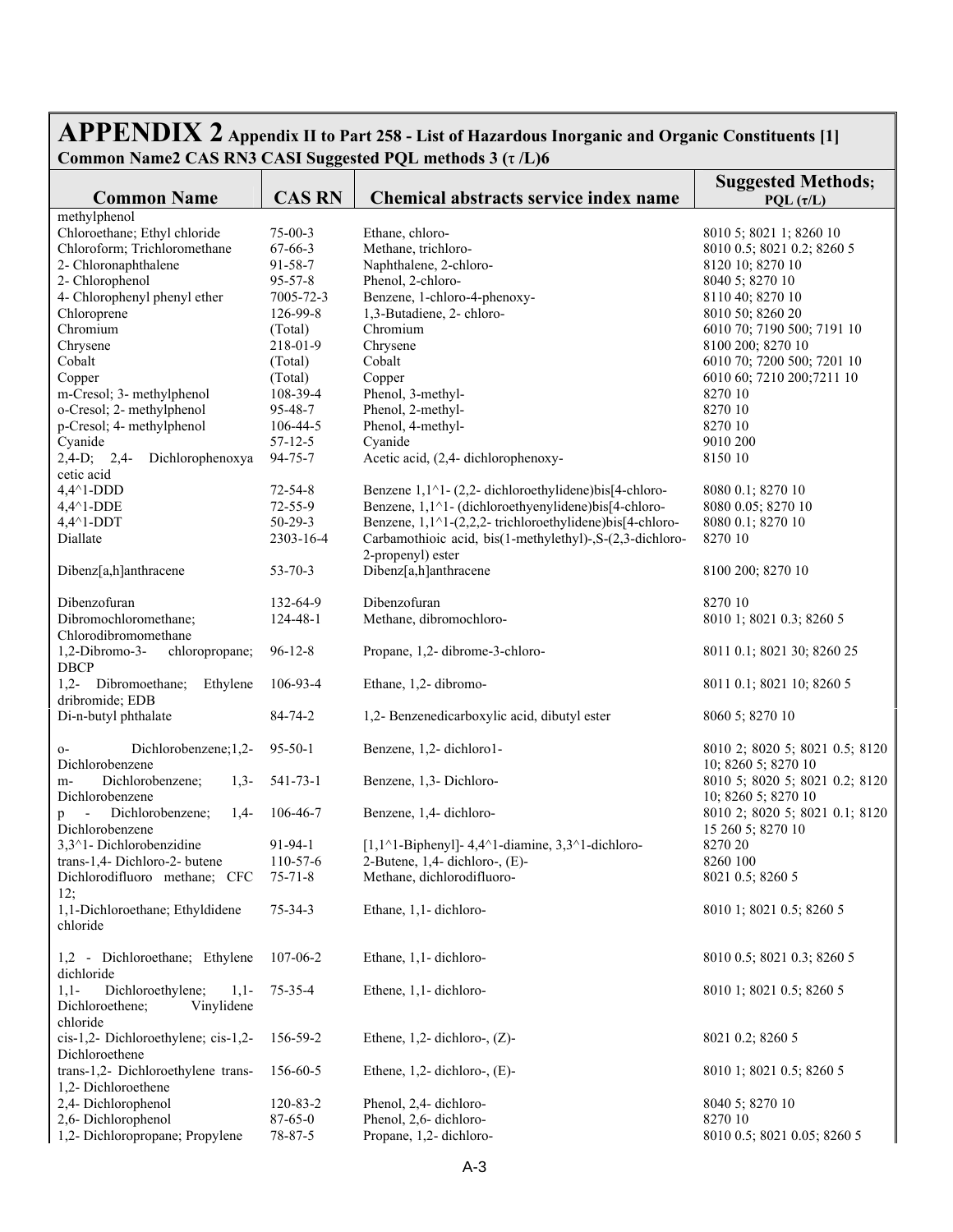# APPENDIX 2 Appendix II to Part 258 - List of Hazardous Inorganic and Organic Constituents [1]

**Common Name2 CAS RN3 CASI Suggested PQL methods 3 (τ /L)6**

| Common Name | CAS RN | Chemical abstracts service index name | Suggested Methods; PQL (τ/L) |
|---|---|---|---|
| methylphenol | | | |
| Chloroethane; Ethyl chloride | 75-00-3 | Ethane, chloro- | 8010 5; 8021 1; 8260 10 |
| Chloroform; Trichloromethane | 67-66-3 | Methane, trichloro- | 8010 0.5; 8021 0.2; 8260 5 |
| 2- Chloronaphthalene | 91-58-7 | Naphthalene, 2-chloro- | 8120 10; 8270 10 |
| 2- Chlorophenol | 95-57-8 | Phenol, 2-chloro- | 8040 5; 8270 10 |
| 4- Chlorophenyl phenyl ether | 7005-72-3 | Benzene, 1-chloro-4-phenoxy- | 8110 40; 8270 10 |
| Chloroprene | 126-99-8 | 1,3-Butadiene, 2- chloro- | 8010 50; 8260 20 |
| Chromium | (Total) | Chromium | 6010 70; 7190 500; 7191 10 |
| Chrysene | 218-01-9 | Chrysene | 8100 200; 8270 10 |
| Cobalt | (Total) | Cobalt | 6010 70; 7200 500; 7201 10 |
| Copper | (Total) | Copper | 6010 60; 7210 200;7211 10 |
| m-Cresol; 3- methylphenol | 108-39-4 | Phenol, 3-methyl- | 8270 10 |
| o-Cresol; 2- methylphenol | 95-48-7 | Phenol, 2-methyl- | 8270 10 |
| p-Cresol; 4- methylphenol | 106-44-5 | Phenol, 4-methyl- | 8270 10 |
| Cyanide | 57-12-5 | Cyanide | 9010 200 |
| 2,4-D; 2,4- Dichlorophenoxyacetic acid | 94-75-7 | Acetic acid, (2,4- dichlorophenoxy- | 8150 10 |
| 4,4^1-DDD | 72-54-8 | Benzene 1,1^1- (2,2- dichloroethylidene)bis[4-chloro- | 8080 0.1; 8270 10 |
| 4,4^1-DDE | 72-55-9 | Benzene, 1,1^1- (dichloroethyenylidene)bis[4-chloro- | 8080 0.05; 8270 10 |
| 4,4^1-DDT | 50-29-3 | Benzene, 1,1^1-(2,2,2- trichloroethylidene)bis[4-chloro- | 8080 0.1; 8270 10 |
| Diallate | 2303-16-4 | Carbamothioic acid, bis(1-methylethyl)-,S-(2,3-dichloro-2-propenyl) ester | 8270 10 |
| Dibenz[a,h]anthracene | 53-70-3 | Dibenz[a,h]anthracene | 8100 200; 8270 10 |
| Dibenzofuran | 132-64-9 | Dibenzofuran | 8270 10 |
| Dibromochloromethane; Chlorodibromomethane | 124-48-1 | Methane, dibromochloro- | 8010 1; 8021 0.3; 8260 5 |
| 1,2-Dibromo-3- chloropropane; DBCP | 96-12-8 | Propane, 1,2- dibrome-3-chloro- | 8011 0.1; 8021 30; 8260 25 |
| 1,2- Dibromoethane; Ethylene dribromide; EDB | 106-93-4 | Ethane, 1,2- dibromo- | 8011 0.1; 8021 10; 8260 5 |
| Di-n-butyl phthalate | 84-74-2 | 1,2- Benzenedicarboxylic acid, dibutyl ester | 8060 5; 8270 10 |
| o- Dichlorobenzene;1,2- Dichlorobenzene | 95-50-1 | Benzene, 1,2- dichloro1- | 8010 2; 8020 5; 8021 0.5; 8120 10; 8260 5; 8270 10 |
| m- Dichlorobenzene; 1,3- Dichlorobenzene | 541-73-1 | Benzene, 1,3- Dichloro- | 8010 5; 8020 5; 8021 0.2; 8120 10; 8260 5; 8270 10 |
| p - Dichlorobenzene; 1,4- Dichlorobenzene | 106-46-7 | Benzene, 1,4- dichloro- | 8010 2; 8020 5; 8021 0.1; 8120 15 260 5; 8270 10 |
| 3,3^1- Dichlorobenzidine | 91-94-1 | [1,1^1-Biphenyl]- 4,4^1-diamine, 3,3^1-dichloro- | 8270 20 |
| trans-1,4- Dichloro-2- butene | 110-57-6 | 2-Butene, 1,4- dichloro-, (E)- | 8260 100 |
| Dichlorodifluoro methane; CFC 12; | 75-71-8 | Methane, dichlorodifluoro- | 8021 0.5; 8260 5 |
| 1,1-Dichloroethane; Ethyldidene chloride | 75-34-3 | Ethane, 1,1- dichloro- | 8010 1; 8021 0.5; 8260 5 |
| 1,2 - Dichloroethane; Ethylene dichloride | 107-06-2 | Ethane, 1,1- dichloro- | 8010 0.5; 8021 0.3; 8260 5 |
| 1,1- Dichloroethylene; 1,1- Dichloroethene; Vinylidene chloride | 75-35-4 | Ethene, 1,1- dichloro- | 8010 1; 8021 0.5; 8260 5 |
| cis-1,2- Dichloroethylene; cis-1,2- Dichloroethene | 156-59-2 | Ethene, 1,2- dichloro-, (Z)- | 8021 0.2; 8260 5 |
| trans-1,2- Dichloroethylene trans-1,2- Dichloroethene | 156-60-5 | Ethene, 1,2- dichloro-, (E)- | 8010 1; 8021 0.5; 8260 5 |
| 2,4- Dichlorophenol | 120-83-2 | Phenol, 2,4- dichloro- | 8040 5; 8270 10 |
| 2,6- Dichlorophenol | 87-65-0 | Phenol, 2,6- dichloro- | 8270 10 |
| 1,2- Dichloropropane; Propylene | 78-87-5 | Propane, 1,2- dichloro- | 8010 0.5; 8021 0.05; 8260 5 |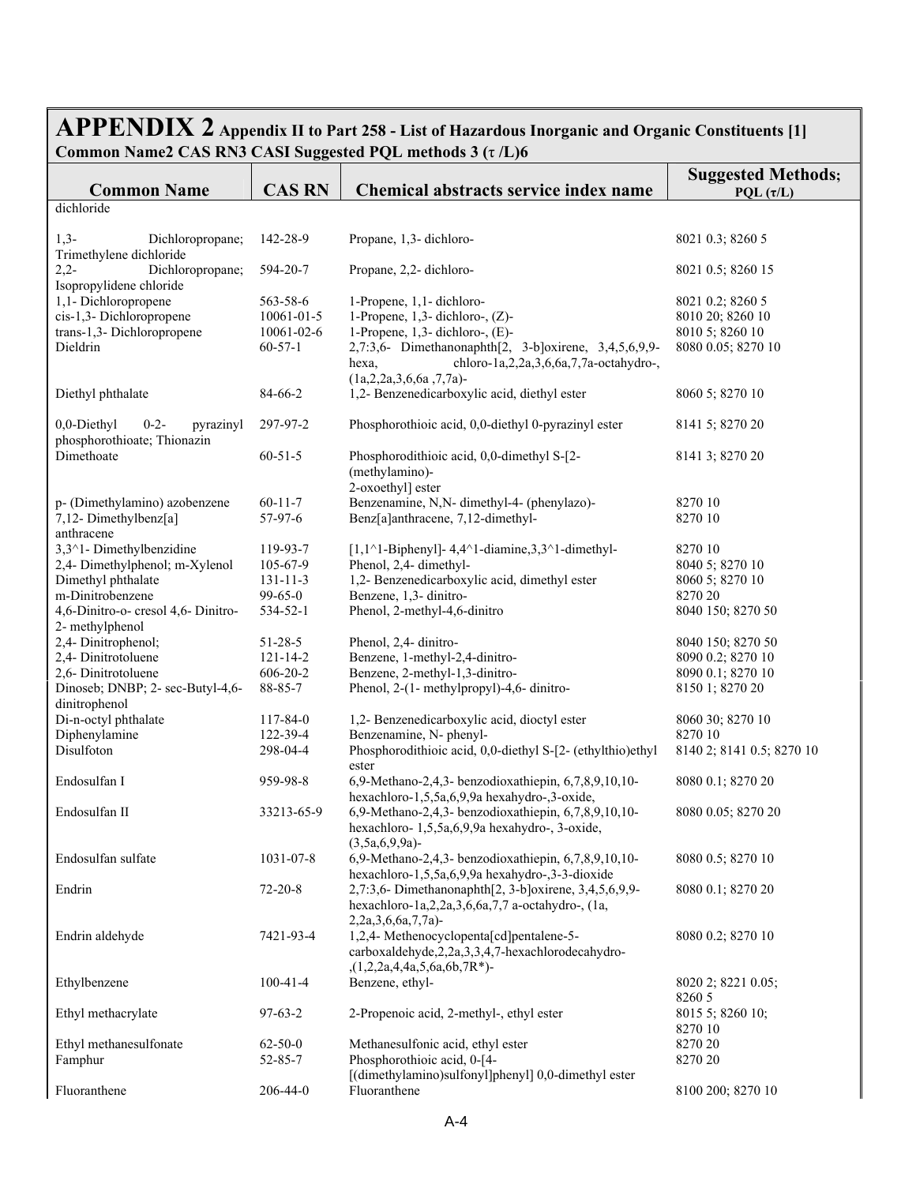# APPENDIX 2 Appendix II to Part 258 - List of Hazardous Inorganic and Organic Constituents [1]

**Common Name2 CAS RN3 CASI Suggested PQL methods 3 (τ /L)6**

| Common Name | CAS RN | Chemical abstracts service index name | Suggested Methods; PQL (τ/L) |
|---|---|---|---|
| dichloride | | | |
| 1,3- Dichloropropane; Trimethylene dichloride | 142-28-9 | Propane, 1,3- dichloro- | 8021 0.3; 8260 5 |
| 2,2- Dichloropropane; Isopropylidene chloride | 594-20-7 | Propane, 2,2- dichloro- | 8021 0.5; 8260 15 |
| 1,1- Dichloropropene | 563-58-6 | 1-Propene, 1,1- dichloro- | 8021 0.2; 8260 5 |
| cis-1,3- Dichloropropene | 10061-01-5 | 1-Propene, 1,3- dichloro-, (Z)- | 8010 20; 8260 10 |
| trans-1,3- Dichloropropene | 10061-02-6 | 1-Propene, 1,3- dichloro-, (E)- | 8010 5; 8260 10 |
| Dieldrin | 60-57-1 | 2,7:3,6- Dimethanonaphth[2, 3-b]oxirene, 3,4,5,6,9,9-hexa, chloro-1a,2,2a,3,6,6a,7,7a-octahydro-, (1a,2,2a,3,6,6a ,7,7a)- | 8080 0.05; 8270 10 |
| Diethyl phthalate | 84-66-2 | 1,2- Benzenedicarboxylic acid, diethyl ester | 8060 5; 8270 10 |
| 0,0-Diethyl 0-2- pyrazinyl phosphorothioate; Thionazin | 297-97-2 | Phosphorothioic acid, 0,0-diethyl 0-pyrazinyl ester | 8141 5; 8270 20 |
| Dimethoate | 60-51-5 | Phosphorodithioic acid, 0,0-dimethyl S-[2-(methylamino)-2-oxoethyl] ester | 8141 3; 8270 20 |
| p- (Dimethylamino) azobenzene | 60-11-7 | Benzenamine, N,N- dimethyl-4- (phenylazo)- | 8270 10 |
| 7,12- Dimethylbenz[a] anthracene | 57-97-6 | Benz[a]anthracene, 7,12-dimethyl- | 8270 10 |
| 3,3^1- Dimethylbenzidine | 119-93-7 | [1,1^1-Biphenyl]- 4,4^1-diamine,3,3^1-dimethyl- | 8270 10 |
| 2,4- Dimethylphenol; m-Xylenol | 105-67-9 | Phenol, 2,4- dimethyl- | 8040 5; 8270 10 |
| Dimethyl phthalate | 131-11-3 | 1,2- Benzenedicarboxylic acid, dimethyl ester | 8060 5; 8270 10 |
| m-Dinitrobenzene | 99-65-0 | Benzene, 1,3- dinitro- | 8270 20 |
| 4,6-Dinitro-o- cresol 4,6- Dinitro-2- methylphenol | 534-52-1 | Phenol, 2-methyl-4,6-dinitro | 8040 150; 8270 50 |
| 2,4- Dinitrophenol; | 51-28-5 | Phenol, 2,4- dinitro- | 8040 150; 8270 50 |
| 2,4- Dinitrotoluene | 121-14-2 | Benzene, 1-methyl-2,4-dinitro- | 8090 0.2; 8270 10 |
| 2,6- Dinitrotoluene | 606-20-2 | Benzene, 2-methyl-1,3-dinitro- | 8090 0.1; 8270 10 |
| Dinoseb; DNBP; 2- sec-Butyl-4,6-dinitrophenol | 88-85-7 | Phenol, 2-(1- methylpropyl)-4,6- dinitro- | 8150 1; 8270 20 |
| Di-n-octyl phthalate | 117-84-0 | 1,2- Benzenedicarboxylic acid, dioctyl ester | 8060 30; 8270 10 |
| Diphenylamine | 122-39-4 | Benzenamine, N- phenyl- | 8270 10 |
| Disulfoton | 298-04-4 | Phosphorodithioic acid, 0,0-diethyl S-[2- (ethylthio)ethyl ester | 8140 2; 8141 0.5; 8270 10 |
| Endosulfan I | 959-98-8 | 6,9-Methano-2,4,3- benzodioxathiepin, 6,7,8,9,10,10-hexachloro-1,5,5a,6,9,9a hexahydro-,3-oxide, | 8080 0.1; 8270 20 |
| Endosulfan II | 33213-65-9 | 6,9-Methano-2,4,3- benzodioxathiepin, 6,7,8,9,10,10-hexachloro- 1,5,5a,6,9,9a hexahydro-, 3-oxide, (3,5a,6,9,9a)- | 8080 0.05; 8270 20 |
| Endosulfan sulfate | 1031-07-8 | 6,9-Methano-2,4,3- benzodioxathiepin, 6,7,8,9,10,10-hexachloro-1,5,5a,6,9,9a hexahydro-,3-3-dioxide | 8080 0.5; 8270 10 |
| Endrin | 72-20-8 | 2,7:3,6- Dimethanonaphth[2, 3-b]oxirene, 3,4,5,6,9,9-hexachloro-1a,2,2a,3,6,6a,7,7 a-octahydro-, (1a, 2,2a,3,6,6a,7,7a)- | 8080 0.1; 8270 20 |
| Endrin aldehyde | 7421-93-4 | 1,2,4- Methenocyclopenta[cd]pentalene-5-carboxaldehyde,2,2a,3,3,4,7-hexachlorodecahydro-,(1,2,2a,4,4a,5,6a,6b,7R*)- | 8080 0.2; 8270 10 |
| Ethylbenzene | 100-41-4 | Benzene, ethyl- | 8020 2; 8221 0.05; 8260 5 |
| Ethyl methacrylate | 97-63-2 | 2-Propenoic acid, 2-methyl-, ethyl ester | 8015 5; 8260 10; 8270 10 |
| Ethyl methanesulfonate | 62-50-0 | Methanesulfonic acid, ethyl ester | 8270 20 |
| Famphur | 52-85-7 | Phosphorothioic acid, 0-[4-[(dimethylamino)sulfonyl]phenyl] 0,0-dimethyl ester | 8270 20 |
| Fluoranthene | 206-44-0 | Fluoranthene | 8100 200; 8270 10 |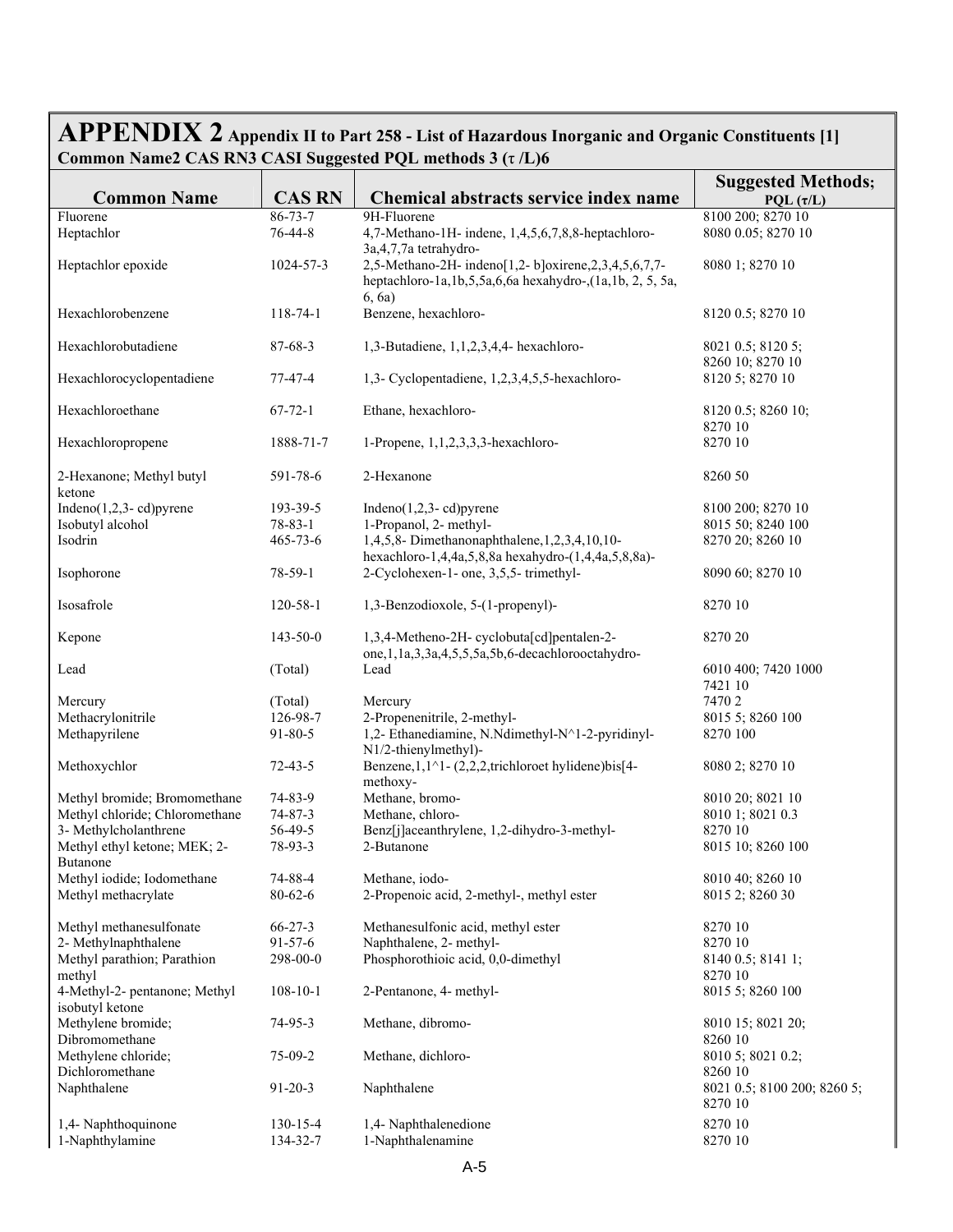# APPENDIX 2 Appendix II to Part 258 - List of Hazardous Inorganic and Organic Constituents [1]

**Common Name2 CAS RN3 CASI Suggested PQL methods 3 (τ /L)6**

| Common Name | CAS RN | Chemical abstracts service index name | Suggested Methods; PQL (τ/L) |
|---|---|---|---|
| Fluorene | 86-73-7 | 9H-Fluorene | 8100 200; 8270 10 |
| Heptachlor | 76-44-8 | 4,7-Methano-1H- indene, 1,4,5,6,7,8,8-heptachloro-3a,4,7,7a tetrahydro- | 8080 0.05; 8270 10 |
| Heptachlor epoxide | 1024-57-3 | 2,5-Methano-2H- indeno[1,2- b]oxirene,2,3,4,5,6,7,7-heptachloro-1a,1b,5,5a,6,6a hexahydro-,(1a,1b, 2, 5, 5a, 6, 6a) | 8080 1; 8270 10 |
| Hexachlorobenzene | 118-74-1 | Benzene, hexachloro- | 8120 0.5; 8270 10 |
| Hexachlorobutadiene | 87-68-3 | 1,3-Butadiene, 1,1,2,3,4,4- hexachloro- | 8021 0.5; 8120 5; 8260 10; 8270 10 |
| Hexachlorocyclopentadiene | 77-47-4 | 1,3- Cyclopentadiene, 1,2,3,4,5,5-hexachloro- | 8120 5; 8270 10 |
| Hexachloroethane | 67-72-1 | Ethane, hexachloro- | 8120 0.5; 8260 10; 8270 10 |
| Hexachloropropene | 1888-71-7 | 1-Propene, 1,1,2,3,3,3-hexachloro- | 8270 10 |
| 2-Hexanone; Methyl butyl ketone | 591-78-6 | 2-Hexanone | 8260 50 |
| Indeno(1,2,3- cd)pyrene | 193-39-5 | Indeno(1,2,3- cd)pyrene | 8100 200; 8270 10 |
| Isobutyl alcohol | 78-83-1 | 1-Propanol, 2- methyl- | 8015 50; 8240 100 |
| Isodrin | 465-73-6 | 1,4,5,8- Dimethanonaphthalene,1,2,3,4,10,10-hexachloro-1,4,4a,5,8,8a hexahydro-(1,4,4a,5,8,8a)- | 8270 20; 8260 10 |
| Isophorone | 78-59-1 | 2-Cyclohexen-1- one, 3,5,5- trimethyl- | 8090 60; 8270 10 |
| Isosafrole | 120-58-1 | 1,3-Benzodioxole, 5-(1-propenyl)- | 8270 10 |
| Kepone | 143-50-0 | 1,3,4-Metheno-2H- cyclobuta[cd]pentalen-2-one,1,1a,3,3a,4,5,5,5a,5b,6-decachlorooctahydro- | 8270 20 |
| Lead | (Total) | Lead | 6010 400; 7420 1000 7421 10 |
| Mercury | (Total) | Mercury | 7470 2 |
| Methacrylonitrile | 126-98-7 | 2-Propenenitrile, 2-methyl- | 8015 5; 8260 100 |
| Methapyrilene | 91-80-5 | 1,2- Ethanediamine, N.Ndimethyl-N^1-2-pyridinyl-N1/2-thienylmethyl)- | 8270 100 |
| Methoxychlor | 72-43-5 | Benzene,1,1^1- (2,2,2,trichloroet hylidene)bis[4-methoxy- | 8080 2; 8270 10 |
| Methyl bromide; Bromomethane | 74-83-9 | Methane, bromo- | 8010 20; 8021 10 |
| Methyl chloride; Chloromethane | 74-87-3 | Methane, chloro- | 8010 1; 8021 0.3 |
| 3- Methylcholanthrene | 56-49-5 | Benz[j]aceanthrylene, 1,2-dihydro-3-methyl- | 8270 10 |
| Methyl ethyl ketone; MEK; 2-Butanone | 78-93-3 | 2-Butanone | 8015 10; 8260 100 |
| Methyl iodide; Iodomethane | 74-88-4 | Methane, iodo- | 8010 40; 8260 10 |
| Methyl methacrylate | 80-62-6 | 2-Propenoic acid, 2-methyl-, methyl ester | 8015 2; 8260 30 |
| Methyl methanesulfonate | 66-27-3 | Methanesulfonic acid, methyl ester | 8270 10 |
| 2- Methylnaphthalene | 91-57-6 | Naphthalene, 2- methyl- | 8270 10 |
| Methyl parathion; Parathion methyl | 298-00-0 | Phosphorothioic acid, 0,0-dimethyl | 8140 0.5; 8141 1; 8270 10 |
| 4-Methyl-2- pentanone; Methyl isobutyl ketone | 108-10-1 | 2-Pentanone, 4- methyl- | 8015 5; 8260 100 |
| Methylene bromide; Dibromomethane | 74-95-3 | Methane, dibromo- | 8010 15; 8021 20; 8260 10 |
| Methylene chloride; Dichloromethane | 75-09-2 | Methane, dichloro- | 8010 5; 8021 0.2; 8260 10 |
| Naphthalene | 91-20-3 | Naphthalene | 8021 0.5; 8100 200; 8260 5; 8270 10 |
| 1,4- Naphthoquinone | 130-15-4 | 1,4- Naphthalenedione | 8270 10 |
| 1-Naphthylamine | 134-32-7 | 1-Naphthalenamine | 8270 10 |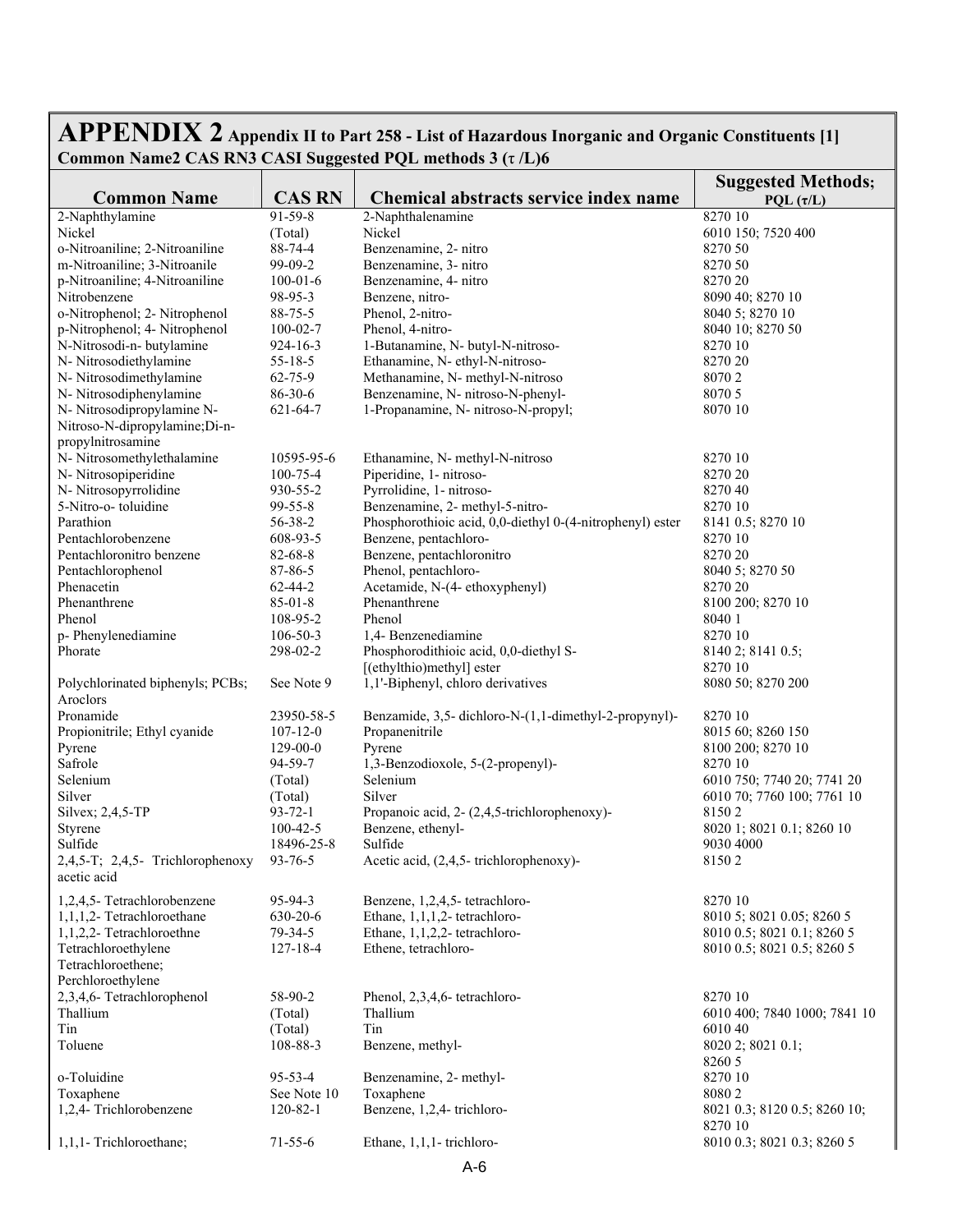# APPENDIX 2 Appendix II to Part 258 - List of Hazardous Inorganic and Organic Constituents [1]

**Common Name2 CAS RN3 CASI Suggested PQL methods 3 (τ /L)6**

| Common Name | CAS RN | Chemical abstracts service index name | Suggested Methods; PQL (τ/L) |
|---|---|---|---|
| 2-Naphthylamine | 91-59-8 | 2-Naphthalenamine | 8270 10 |
| Nickel | (Total) | Nickel | 6010 150; 7520 400 |
| o-Nitroaniline; 2-Nitroaniline | 88-74-4 | Benzenamine, 2- nitro | 8270 50 |
| m-Nitroaniline; 3-Nitroanile | 99-09-2 | Benzenamine, 3- nitro | 8270 50 |
| p-Nitroaniline; 4-Nitroaniline | 100-01-6 | Benzenamine, 4- nitro | 8270 20 |
| Nitrobenzene | 98-95-3 | Benzene, nitro- | 8090 40; 8270 10 |
| o-Nitrophenol; 2- Nitrophenol | 88-75-5 | Phenol, 2-nitro- | 8040 5; 8270 10 |
| p-Nitrophenol; 4- Nitrophenol | 100-02-7 | Phenol, 4-nitro- | 8040 10; 8270 50 |
| N-Nitrosodi-n- butylamine | 924-16-3 | 1-Butanamine, N- butyl-N-nitroso- | 8270 10 |
| N- Nitrosodiethylamine | 55-18-5 | Ethanamine, N- ethyl-N-nitroso- | 8270 20 |
| N- Nitrosodimethylamine | 62-75-9 | Methanamine, N- methyl-N-nitroso | 8070 2 |
| N- Nitrosodiphenylamine | 86-30-6 | Benzenamine, N- nitroso-N-phenyl- | 8070 5 |
| N- Nitrosodipropylamine N-Nitroso-N-dipropylamine;Di-n-propylnitrosamine | 621-64-7 | 1-Propanamine, N- nitroso-N-propyl; | 8070 10 |
| N- Nitrosomethylethalamine | 10595-95-6 | Ethanamine, N- methyl-N-nitroso | 8270 10 |
| N- Nitrosopiperidine | 100-75-4 | Piperidine, 1- nitroso- | 8270 20 |
| N- Nitrosopyrrolidine | 930-55-2 | Pyrrolidine, 1- nitroso- | 8270 40 |
| 5-Nitro-o- toluidine | 99-55-8 | Benzenamine, 2- methyl-5-nitro- | 8270 10 |
| Parathion | 56-38-2 | Phosphorothioic acid, 0,0-diethyl 0-(4-nitrophenyl) ester | 8141 0.5; 8270 10 |
| Pentachlorobenzene | 608-93-5 | Benzene, pentachloro- | 8270 10 |
| Pentachloronitro benzene | 82-68-8 | Benzene, pentachloronitro | 8270 20 |
| Pentachlorophenol | 87-86-5 | Phenol, pentachloro- | 8040 5; 8270 50 |
| Phenacetin | 62-44-2 | Acetamide, N-(4- ethoxyphenyl) | 8270 20 |
| Phenanthrene | 85-01-8 | Phenanthrene | 8100 200; 8270 10 |
| Phenol | 108-95-2 | Phenol | 8040 1 |
| p- Phenylenediamine | 106-50-3 | 1,4- Benzenediamine | 8270 10 |
| Phorate | 298-02-2 | Phosphorodithioic acid, 0,0-diethyl S-[(ethylthio)methyl] ester | 8140 2; 8141 0.5; 8270 10 |
| Polychlorinated biphenyls; PCBs; Aroclors | See Note 9 | 1,1'-Biphenyl, chloro derivatives | 8080 50; 8270 200 |
| Pronamide | 23950-58-5 | Benzamide, 3,5- dichloro-N-(1,1-dimethyl-2-propynyl)- | 8270 10 |
| Propionitrile; Ethyl cyanide | 107-12-0 | Propanenitrile | 8015 60; 8260 150 |
| Pyrene | 129-00-0 | Pyrene | 8100 200; 8270 10 |
| Safrole | 94-59-7 | 1,3-Benzodioxole, 5-(2-propenyl)- | 8270 10 |
| Selenium | (Total) | Selenium | 6010 750; 7740 20; 7741 20 |
| Silver | (Total) | Silver | 6010 70; 7760 100; 7761 10 |
| Silvex; 2,4,5-TP | 93-72-1 | Propanoic acid, 2- (2,4,5-trichlorophenoxy)- | 8150 2 |
| Styrene | 100-42-5 | Benzene, ethenyl- | 8020 1; 8021 0.1; 8260 10 |
| Sulfide | 18496-25-8 | Sulfide | 9030 4000 |
| 2,4,5-T; 2,4,5- Trichlorophenoxy acetic acid | 93-76-5 | Acetic acid, (2,4,5- trichlorophenoxy)- | 8150 2 |
| 1,2,4,5- Tetrachlorobenzene | 95-94-3 | Benzene, 1,2,4,5- tetrachloro- | 8270 10 |
| 1,1,1,2- Tetrachloroethane | 630-20-6 | Ethane, 1,1,1,2- tetrachloro- | 8010 5; 8021 0.05; 8260 5 |
| 1,1,2,2- Tetrachloroethne | 79-34-5 | Ethane, 1,1,2,2- tetrachloro- | 8010 0.5; 8021 0.1; 8260 5 |
| Tetrachloroethylene Tetrachloroethene; Perchloroethylene | 127-18-4 | Ethene, tetrachloro- | 8010 0.5; 8021 0.5; 8260 5 |
| 2,3,4,6- Tetrachlorophenol | 58-90-2 | Phenol, 2,3,4,6- tetrachloro- | 8270 10 |
| Thallium | (Total) | Thallium | 6010 400; 7840 1000; 7841 10 |
| Tin | (Total) | Tin | 6010 40 |
| Toluene | 108-88-3 | Benzene, methyl- | 8020 2; 8021 0.1; 8260 5 |
| o-Toluidine | 95-53-4 | Benzenamine, 2- methyl- | 8270 10 |
| Toxaphene | See Note 10 | Toxaphene | 8080 2 |
| 1,2,4- Trichlorobenzene | 120-82-1 | Benzene, 1,2,4- trichloro- | 8021 0.3; 8120 0.5; 8260 10; 8270 10 |
| 1,1,1- Trichloroethane; | 71-55-6 | Ethane, 1,1,1- trichloro- | 8010 0.3; 8021 0.3; 8260 5 |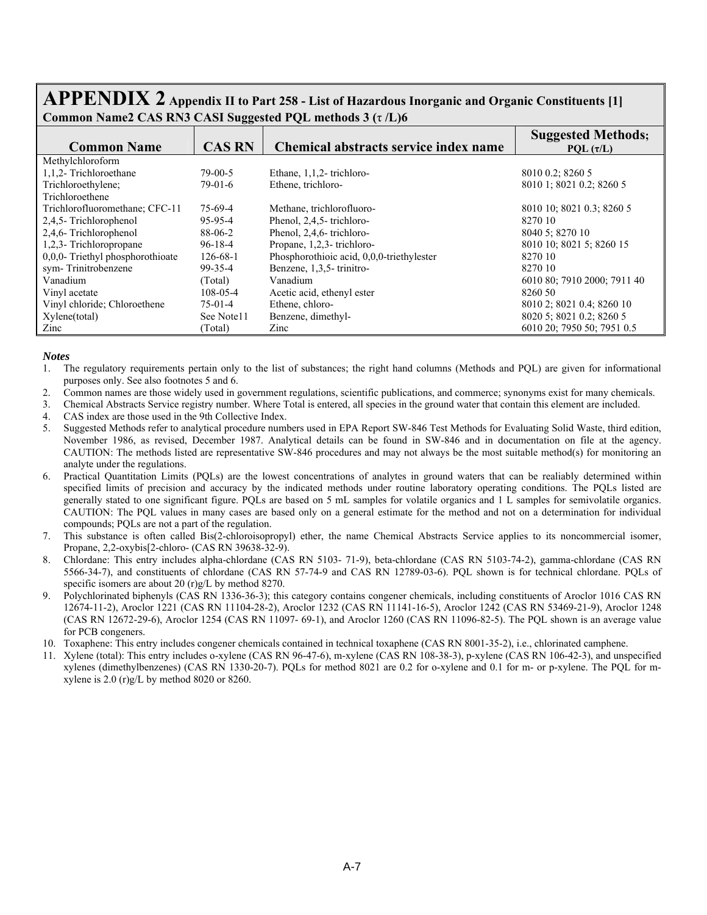# APPENDIX 2 Appendix II to Part 258 - List of Hazardous Inorganic and Organic Constituents [1]

**Common Name2 CAS RN3 CASI Suggested PQL methods 3 (τ /L)6**

| Common Name | CAS RN | Chemical abstracts service index name | Suggested Methods; PQL (τ/L) |
|---|---|---|---|
| Methylchloroform | | | |
| 1,1,2- Trichloroethane | 79-00-5 | Ethane, 1,1,2- trichloro- | 8010 0.2; 8260 5 |
| Trichloroethylene; Trichloroethene | 79-01-6 | Ethene, trichloro- | 8010 1; 8021 0.2; 8260 5 |
| Trichlorofluoromethane; CFC-11 | 75-69-4 | Methane, trichlorofluoro- | 8010 10; 8021 0.3; 8260 5 |
| 2,4,5- Trichlorophenol | 95-95-4 | Phenol, 2,4,5- trichloro- | 8270 10 |
| 2,4,6- Trichlorophenol | 88-06-2 | Phenol, 2,4,6- trichloro- | 8040 5; 8270 10 |
| 1,2,3- Trichloropropane | 96-18-4 | Propane, 1,2,3- trichloro- | 8010 10; 8021 5; 8260 15 |
| 0,0,0- Triethyl phosphorothioate | 126-68-1 | Phosphorothioic acid, 0,0,0-triethylester | 8270 10 |
| sym- Trinitrobenzene | 99-35-4 | Benzene, 1,3,5- trinitro- | 8270 10 |
| Vanadium | (Total) | Vanadium | 6010 80; 7910 2000; 7911 40 |
| Vinyl acetate | 108-05-4 | Acetic acid, ethenyl ester | 8260 50 |
| Vinyl chloride; Chloroethene | 75-01-4 | Ethene, chloro- | 8010 2; 8021 0.4; 8260 10 |
| Xylene(total) | See Note11 | Benzene, dimethyl- | 8020 5; 8021 0.2; 8260 5 |
| Zinc | (Total) | Zinc | 6010 20; 7950 50; 7951 0.5 |

***Notes***

1. The regulatory requirements pertain only to the list of substances; the right hand columns (Methods and PQL) are given for informational purposes only. See also footnotes 5 and 6.
2. Common names are those widely used in government regulations, scientific publications, and commerce; synonyms exist for many chemicals.
3. Chemical Abstracts Service registry number. Where Total is entered, all species in the ground water that contain this element are included.
4. CAS index are those used in the 9th Collective Index.
5. Suggested Methods refer to analytical procedure numbers used in EPA Report SW-846 Test Methods for Evaluating Solid Waste, third edition, November 1986, as revised, December 1987. Analytical details can be found in SW-846 and in documentation on file at the agency. CAUTION: The methods listed are representative SW-846 procedures and may not always be the most suitable method(s) for monitoring an analyte under the regulations.
6. Practical Quantitation Limits (PQLs) are the lowest concentrations of analytes in ground waters that can be realiably determined within specified limits of precision and accuracy by the indicated methods under routine laboratory operating conditions. The PQLs listed are generally stated to one significant figure. PQLs are based on 5 mL samples for volatile organics and 1 L samples for semivolatile organics. CAUTION: The PQL values in many cases are based only on a general estimate for the method and not on a determination for individual compounds; PQLs are not a part of the regulation.
7. This substance is often called Bis(2-chloroisopropyl) ether, the name Chemical Abstracts Service applies to its noncommercial isomer, Propane, 2,2-oxybis[2-chloro- (CAS RN 39638-32-9).
8. Chlordane: This entry includes alpha-chlordane (CAS RN 5103- 71-9), beta-chlordane (CAS RN 5103-74-2), gamma-chlordane (CAS RN 5566-34-7), and constituents of chlordane (CAS RN 57-74-9 and CAS RN 12789-03-6). PQL shown is for technical chlordane. PQLs of specific isomers are about 20 (r)g/L by method 8270.
9. Polychlorinated biphenyls (CAS RN 1336-36-3); this category contains congener chemicals, including constituents of Aroclor 1016 CAS RN 12674-11-2), Aroclor 1221 (CAS RN 11104-28-2), Aroclor 1232 (CAS RN 11141-16-5), Aroclor 1242 (CAS RN 53469-21-9), Aroclor 1248 (CAS RN 12672-29-6), Aroclor 1254 (CAS RN 11097- 69-1), and Aroclor 1260 (CAS RN 11096-82-5). The PQL shown is an average value for PCB congeners.
10. Toxaphene: This entry includes congener chemicals contained in technical toxaphene (CAS RN 8001-35-2), i.e., chlorinated camphene.
11. Xylene (total): This entry includes o-xylene (CAS RN 96-47-6), m-xylene (CAS RN 108-38-3), p-xylene (CAS RN 106-42-3), and unspecified xylenes (dimethylbenzenes) (CAS RN 1330-20-7). PQLs for method 8021 are 0.2 for o-xylene and 0.1 for m- or p-xylene. The PQL for m-xylene is 2.0 (r)g/L by method 8020 or 8260.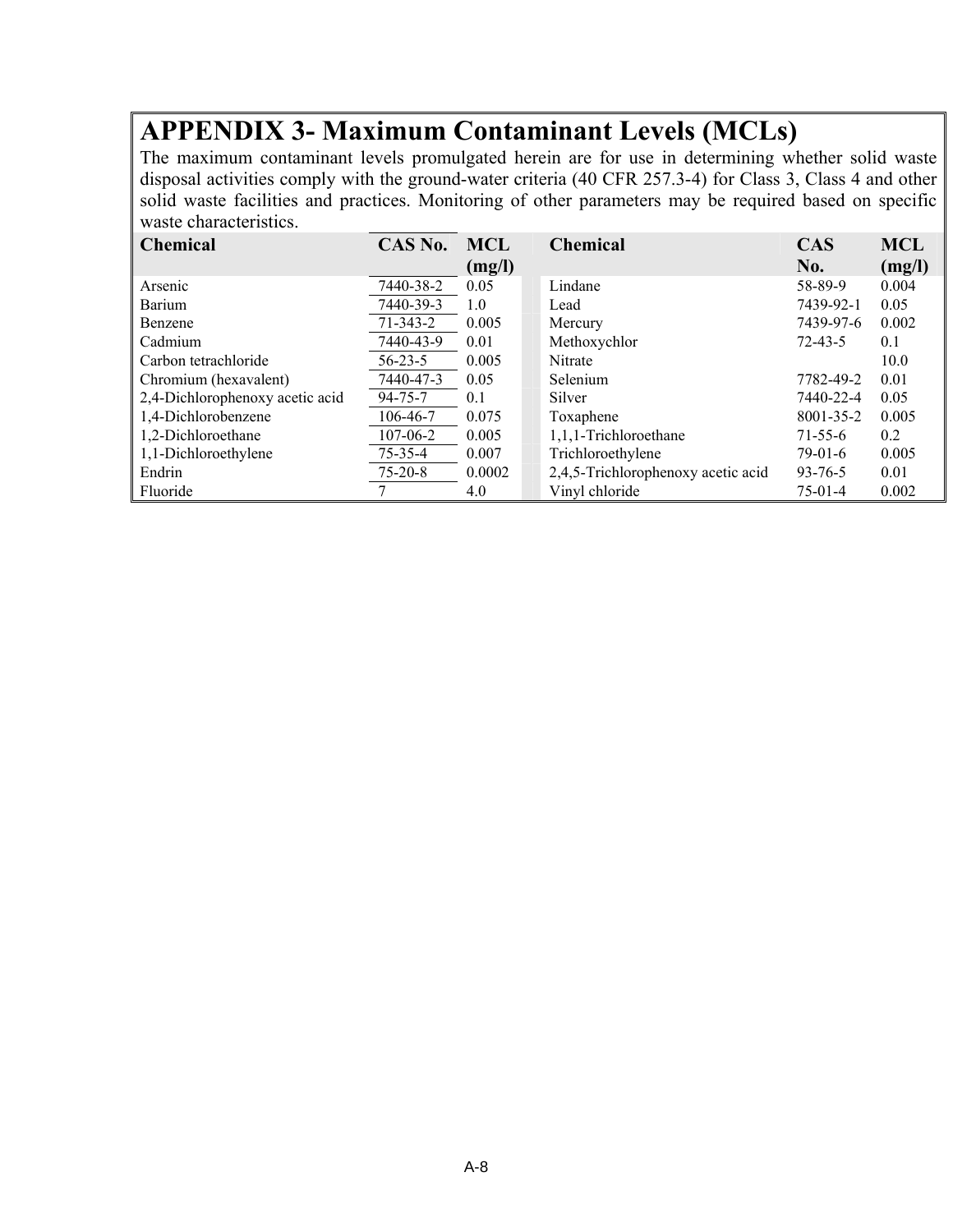# APPENDIX 3- Maximum Contaminant Levels (MCLs)

The maximum contaminant levels promulgated herein are for use in determining whether solid waste disposal activities comply with the ground-water criteria (40 CFR 257.3-4) for Class 3, Class 4 and other solid waste facilities and practices. Monitoring of other parameters may be required based on specific waste characteristics.

| Chemical | CAS No. | MCL (mg/l) | Chemical | CAS No. | MCL (mg/l) |
|---|---|---|---|---|---|
| Arsenic | 7440-38-2 | 0.05 | Lindane | 58-89-9 | 0.004 |
| Barium | 7440-39-3 | 1.0 | Lead | 7439-92-1 | 0.05 |
| Benzene | 71-343-2 | 0.005 | Mercury | 7439-97-6 | 0.002 |
| Cadmium | 7440-43-9 | 0.01 | Methoxychlor | 72-43-5 | 0.1 |
| Carbon tetrachloride | 56-23-5 | 0.005 | Nitrate | | 10.0 |
| Chromium (hexavalent) | 7440-47-3 | 0.05 | Selenium | 7782-49-2 | 0.01 |
| 2,4-Dichlorophenoxy acetic acid | 94-75-7 | 0.1 | Silver | 7440-22-4 | 0.05 |
| 1,4-Dichlorobenzene | 106-46-7 | 0.075 | Toxaphene | 8001-35-2 | 0.005 |
| 1,2-Dichloroethane | 107-06-2 | 0.005 | 1,1,1-Trichloroethane | 71-55-6 | 0.2 |
| 1,1-Dichloroethylene | 75-35-4 | 0.007 | Trichloroethylene | 79-01-6 | 0.005 |
| Endrin | 75-20-8 | 0.0002 | 2,4,5-Trichlorophenoxy acetic acid | 93-76-5 | 0.01 |
| Fluoride | 7 | 4.0 | Vinyl chloride | 75-01-4 | 0.002 |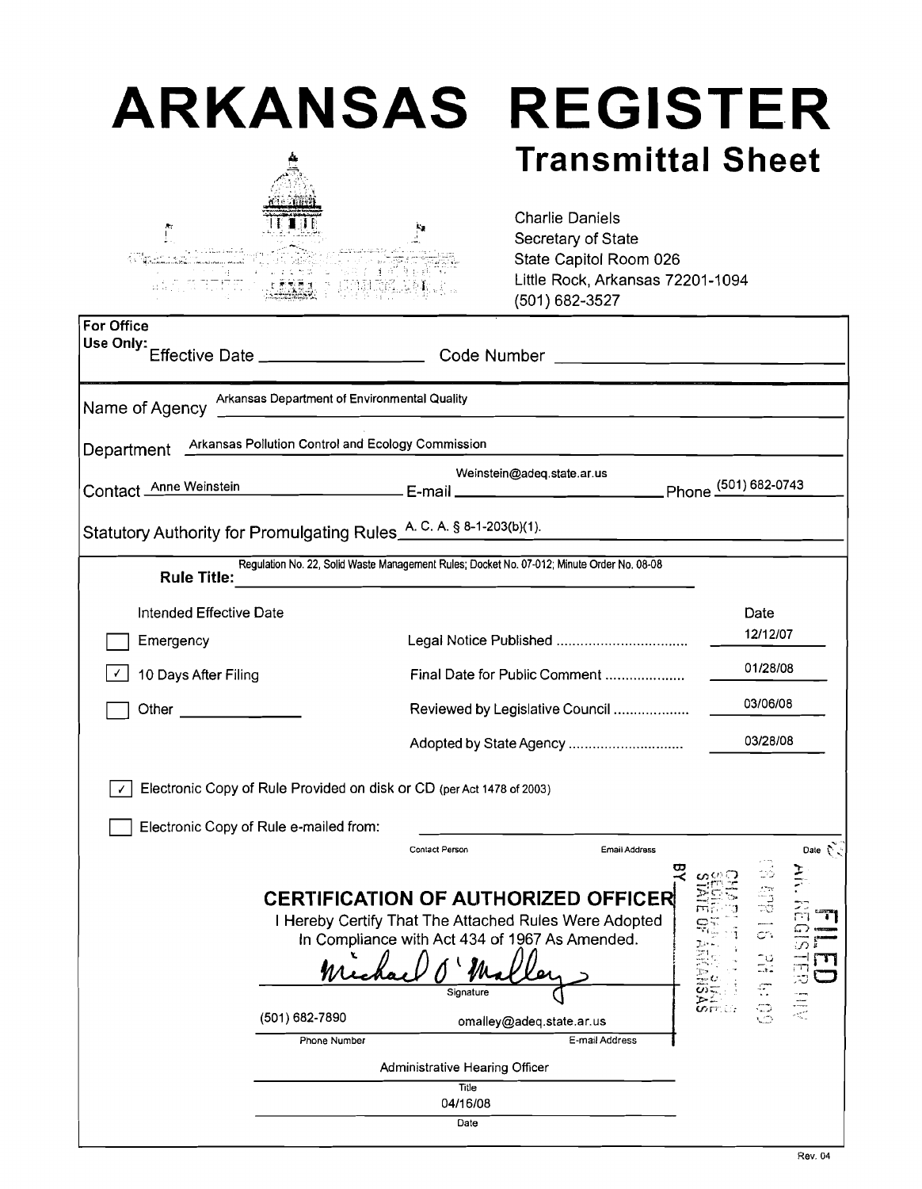# ARKANSAS REGISTER

## Transmittal Sheet

Charlie Daniels
Secretary of State
State Capitol Room 026
Little Rock, Arkansas 72201-1094
(501) 682-3527

**For Office Use Only:** Effective Date ____________ Code Number ____________

Name of Agency: Arkansas Department of Environmental Quality

Department: Arkansas Pollution Control and Ecology Commission

Contact: Anne Weinstein E-mail: Weinstein@adeq.state.ar.us Phone: (501) 682-0743

Statutory Authority for Promulgating Rules: A. C. A. § 8-1-203(b)(1).

**Rule Title:** Regulation No. 22, Solid Waste Management Rules; Docket No. 07-012; Minute Order No. 08-08

| Intended Effective Date | | Date |
|---|---|---|
| ☐ Emergency | Legal Notice Published | 12/12/07 |
| ☑ 10 Days After Filing | Final Date for Public Comment | 01/28/08 |
| ☐ Other ____________ | Reviewed by Legislative Council | 03/06/08 |
| | Adopted by State Agency | 03/28/08 |

☑ Electronic Copy of Rule Provided on disk or CD (per Act 1478 of 2003)

☐ Electronic Copy of Rule e-mailed from: ____________ (Contact Person) ____________ (Email Address) ____________ (Date)

## CERTIFICATION OF AUTHORIZED OFFICER

I Hereby Certify That The Attached Rules Were Adopted In Compliance with Act 434 of 1967 As Amended.

Michael O'Malley
Signature

(501) 682-7890 — Phone Number
omalley@adeq.state.ar.us — E-mail Address

Administrative Hearing Officer
Title

04/16/08
Date

FILED
AR. REGISTER DIV.
08 APR 16 PM 4:09
CHARLIE DANIELS
SECRETARY OF STATE
STATE OF ARKANSAS
BY ____

Rev. 04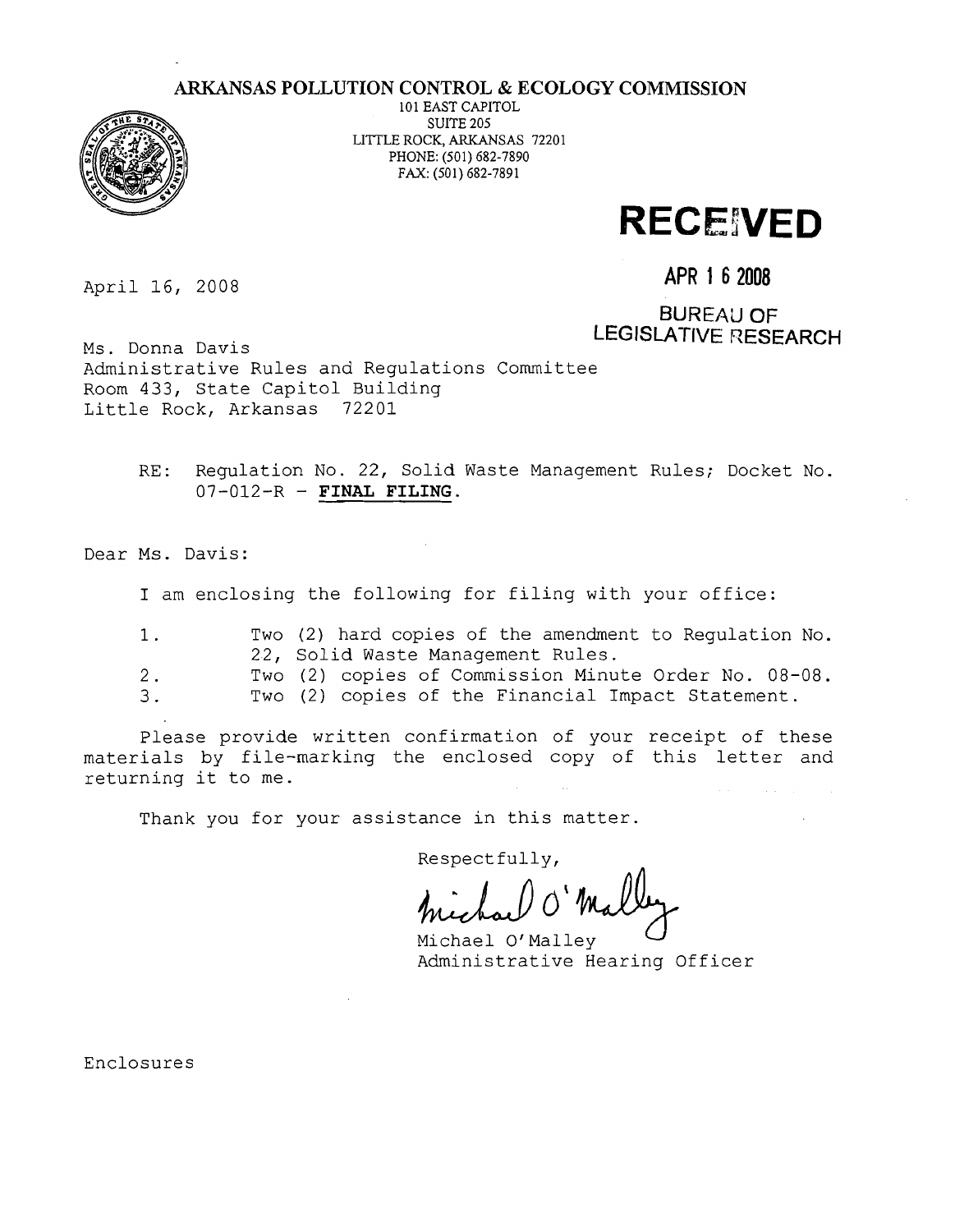**ARKANSAS POLLUTION CONTROL & ECOLOGY COMMISSION**

101 EAST CAPITOL
SUITE 205
LITTLE ROCK, ARKANSAS 72201
PHONE: (501) 682-7890
FAX: (501) 682-7891

**RECEIVED**

**APR 16 2008**

BUREAU OF
LEGISLATIVE RESEARCH

April 16, 2008

Ms. Donna Davis
Administrative Rules and Regulations Committee
Room 433, State Capitol Building
Little Rock, Arkansas 72201

RE: Regulation No. 22, Solid Waste Management Rules; Docket No. 07-012-R - **FINAL FILING**.

Dear Ms. Davis:

I am enclosing the following for filing with your office:

1. Two (2) hard copies of the amendment to Regulation No. 22, Solid Waste Management Rules.
2. Two (2) copies of Commission Minute Order No. 08-08.
3. Two (2) copies of the Financial Impact Statement.

Please provide written confirmation of your receipt of these materials by file-marking the enclosed copy of this letter and returning it to me.

Thank you for your assistance in this matter.

Respectfully,

Michael O'Malley
Michael O'Malley
Administrative Hearing Officer

Enclosures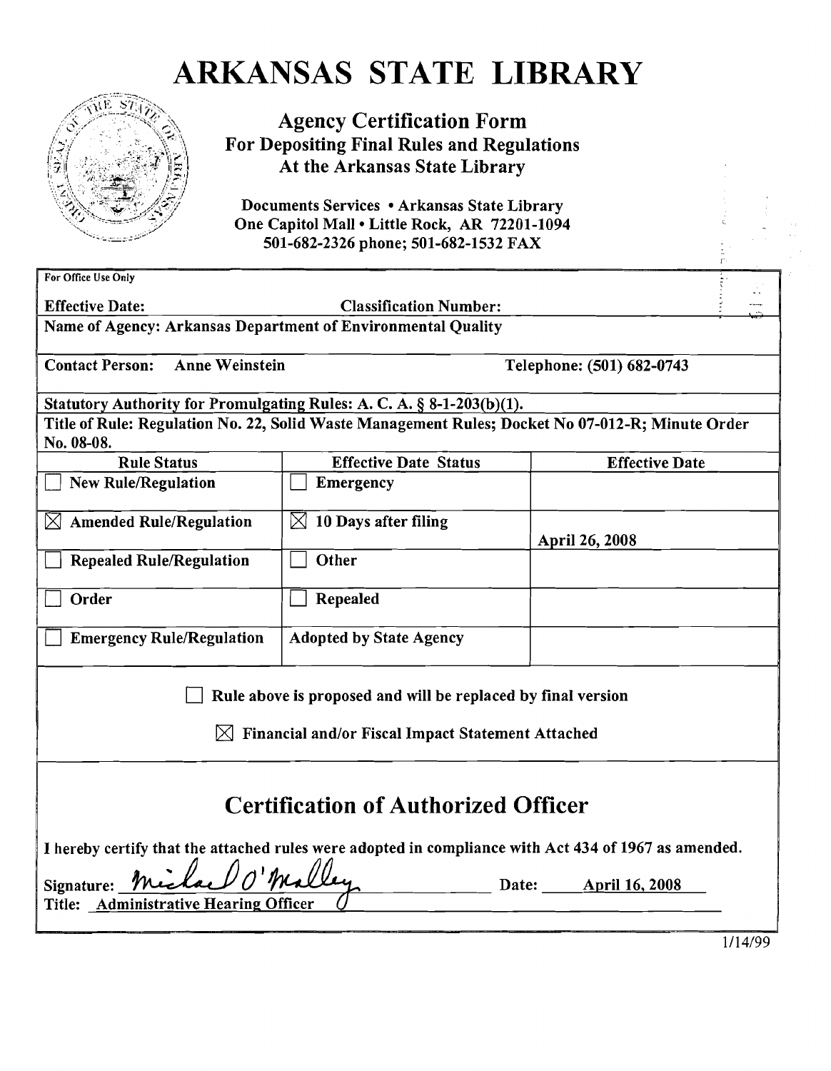# ARKANSAS STATE LIBRARY

**Agency Certification Form**
**For Depositing Final Rules and Regulations**
**At the Arkansas State Library**

**Documents Services • Arkansas State Library**
**One Capitol Mall • Little Rock, AR 72201-1094**
**501-682-2326 phone; 501-682-1532 FAX**

For Office Use Only

**Effective Date:** **Classification Number:**

**Name of Agency: Arkansas Department of Environmental Quality**

**Contact Person: Anne Weinstein** **Telephone: (501) 682-0743**

**Statutory Authority for Promulgating Rules: A. C. A. § 8-1-203(b)(1).**

**Title of Rule: Regulation No. 22, Solid Waste Management Rules; Docket No 07-012-R; Minute Order No. 08-08.**

| Rule Status | Effective Date Status | Effective Date |
|---|---|---|
| ☐ New Rule/Regulation | ☐ Emergency | |
| ☒ Amended Rule/Regulation | ☒ 10 Days after filing | April 26, 2008 |
| ☐ Repealed Rule/Regulation | ☐ Other | |
| ☐ Order | ☐ Repealed | |
| ☐ Emergency Rule/Regulation | Adopted by State Agency | |

☐ Rule above is proposed and will be replaced by final version

☒ Financial and/or Fiscal Impact Statement Attached

## Certification of Authorized Officer

I hereby certify that the attached rules were adopted in compliance with Act 434 of 1967 as amended.

Signature: Michael O'Malley Date: April 16, 2008

Title: Administrative Hearing Officer

1/14/99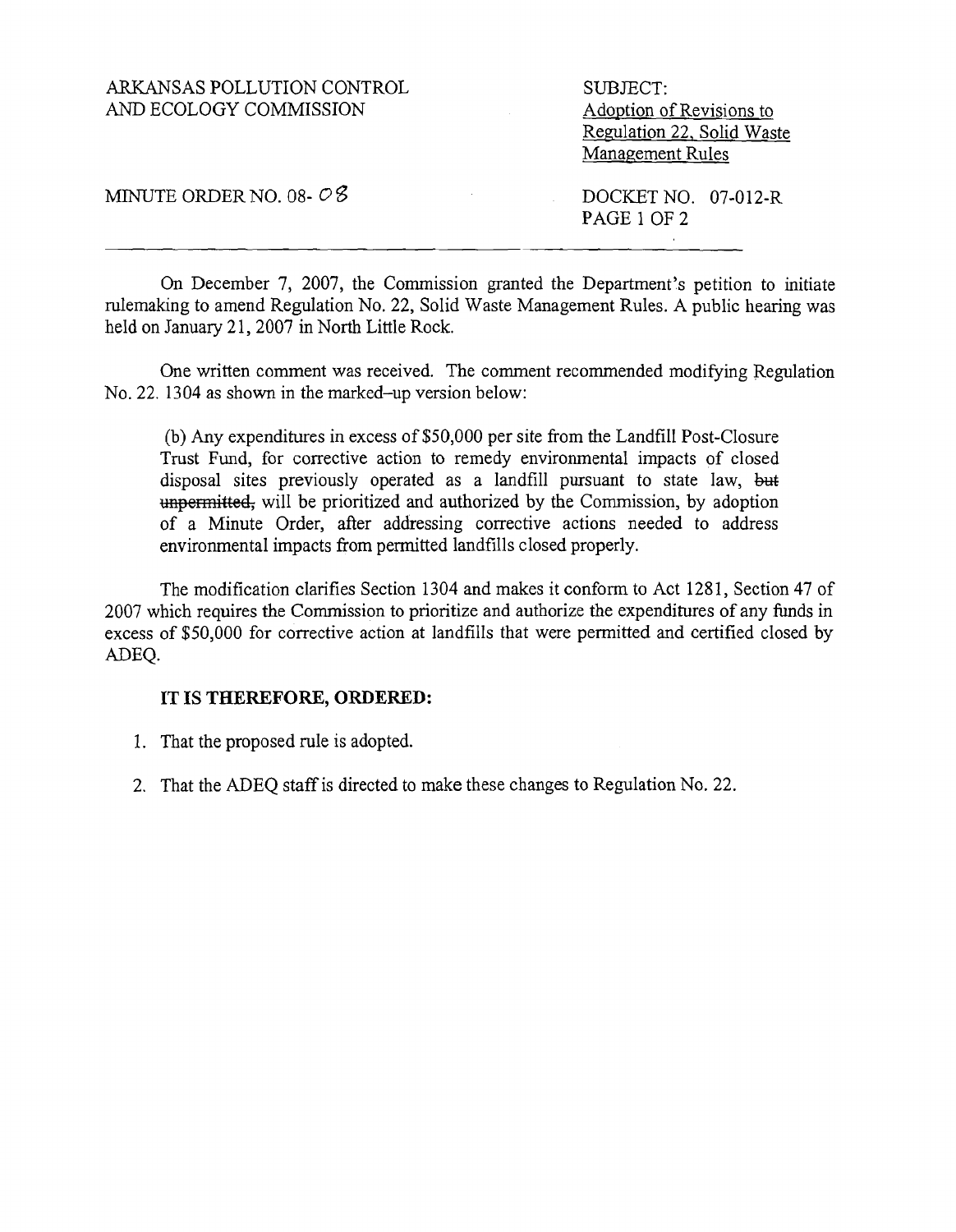ARKANSAS POLLUTION CONTROL
AND ECOLOGY COMMISSION

SUBJECT:
Adoption of Revisions to Regulation 22, Solid Waste Management Rules

MINUTE ORDER NO. 08- 08

DOCKET NO. 07-012-R
PAGE 1 OF 2

---

On December 7, 2007, the Commission granted the Department's petition to initiate rulemaking to amend Regulation No. 22, Solid Waste Management Rules. A public hearing was held on January 21, 2007 in North Little Rock.

One written comment was received. The comment recommended modifying Regulation No. 22. 1304 as shown in the marked–up version below:

> (b) Any expenditures in excess of $50,000 per site from the Landfill Post-Closure Trust Fund, for corrective action to remedy environmental impacts of closed disposal sites previously operated as a landfill pursuant to state law, ~~but unpermitted,~~ will be prioritized and authorized by the Commission, by adoption of a Minute Order, after addressing corrective actions needed to address environmental impacts from permitted landfills closed properly.

The modification clarifies Section 1304 and makes it conform to Act 1281, Section 47 of 2007 which requires the Commission to prioritize and authorize the expenditures of any funds in excess of $50,000 for corrective action at landfills that were permitted and certified closed by ADEQ.

**IT IS THEREFORE, ORDERED:**

1. That the proposed rule is adopted.
2. That the ADEQ staff is directed to make these changes to Regulation No. 22.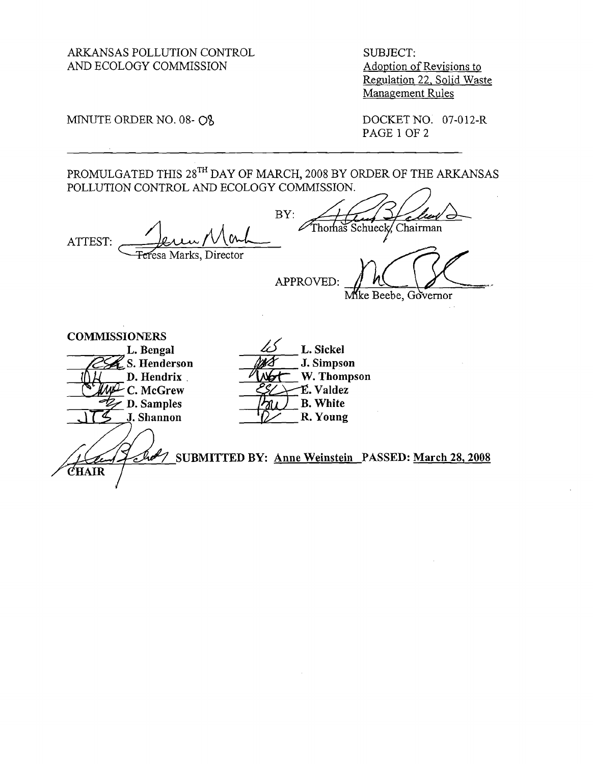ARKANSAS POLLUTION CONTROL AND ECOLOGY COMMISSION

SUBJECT: Adoption of Revisions to Regulation 22, Solid Waste Management Rules

MINUTE ORDER NO. 08- 08

DOCKET NO. 07-012-R
PAGE 1 OF 2

PROMULGATED THIS 28[TH] DAY OF MARCH, 2008 BY ORDER OF THE ARKANSAS POLLUTION CONTROL AND ECOLOGY COMMISSION.

BY: Thomas Schueck, Chairman

ATTEST: Teresa Marks, Director

APPROVED: Mike Beebe, Governor

**COMMISSIONERS**

| | |
|---|---|
| L. Bengal | L. Sickel |
| S. Henderson | J. Simpson |
| D. Hendrix | W. Thompson |
| C. McGrew | E. Valdez |
| D. Samples | B. White |
| J. Shannon | R. Young |

CHAIR

**SUBMITTED BY:** Anne Weinstein **PASSED:** March 28, 2008